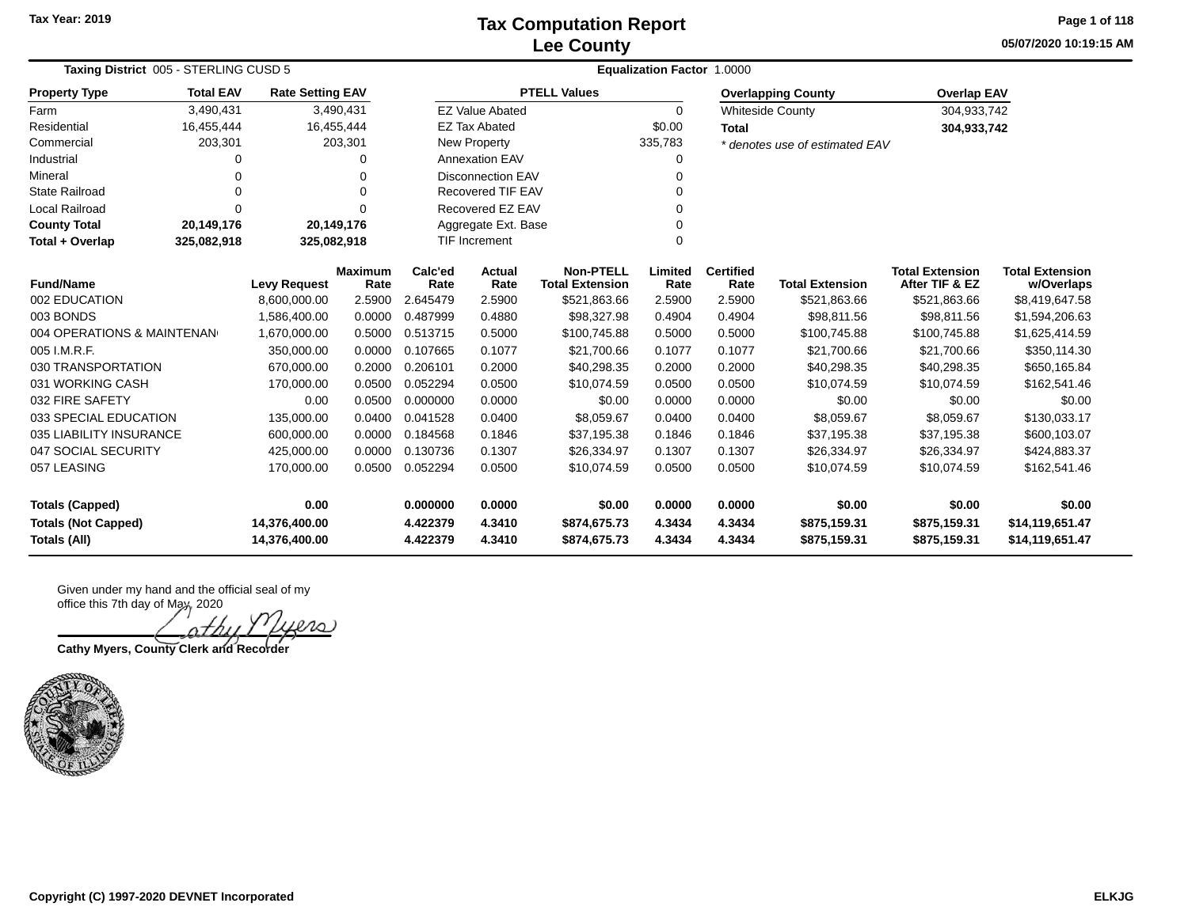# Tax Computation Report
## Lee County

Tax Year: 2019

05/07/2020 10:19:15 AM

**Taxing District** 005 - STERLING CUSD 5 **Equalization Factor** 1.0000

| Property Type | Total EAV | Rate Setting EAV |
|---|---|---|
| Farm | 3,490,431 | 3,490,431 |
| Residential | 16,455,444 | 16,455,444 |
| Commercial | 203,301 | 203,301 |
| Industrial | 0 | 0 |
| Mineral | 0 | 0 |
| State Railroad | 0 | 0 |
| Local Railroad | 0 | 0 |
| **County Total** | **20,149,176** | **20,149,176** |
| **Total + Overlap** | **325,082,918** | **325,082,918** |

| PTELL Values | |
|---|---|
| EZ Value Abated | 0 |
| EZ Tax Abated | $0.00 |
| New Property | 335,783 |
| Annexation EAV | 0 |
| Disconnection EAV | 0 |
| Recovered TIF EAV | 0 |
| Recovered EZ EAV | 0 |
| Aggregate Ext. Base | 0 |
| TIF Increment | 0 |

| Overlapping County | Overlap EAV |
|---|---|
| Whiteside County | 304,933,742 |
| **Total** | **304,933,742** |

*\* denotes use of estimated EAV*

| Fund/Name | Levy Request | Maximum Rate | Calc'ed Rate | Actual Rate | Non-PTELL Total Extension | Limited Rate | Certified Rate | Total Extension | Total Extension After TIF & EZ | Total Extension w/Overlaps |
|---|---|---|---|---|---|---|---|---|---|---|
| 002 EDUCATION | 8,600,000.00 | 2.5900 | 2.645479 | 2.5900 | $521,863.66 | 2.5900 | 2.5900 | $521,863.66 | $521,863.66 | $8,419,647.58 |
| 003 BONDS | 1,586,400.00 | 0.0000 | 0.487999 | 0.4880 | $98,327.98 | 0.4904 | 0.4904 | $98,811.56 | $98,811.56 | $1,594,206.63 |
| 004 OPERATIONS & MAINTENAN | 1,670,000.00 | 0.5000 | 0.513715 | 0.5000 | $100,745.88 | 0.5000 | 0.5000 | $100,745.88 | $100,745.88 | $1,625,414.59 |
| 005 I.M.R.F. | 350,000.00 | 0.0000 | 0.107665 | 0.1077 | $21,700.66 | 0.1077 | 0.1077 | $21,700.66 | $21,700.66 | $350,114.30 |
| 030 TRANSPORTATION | 670,000.00 | 0.2000 | 0.206101 | 0.2000 | $40,298.35 | 0.2000 | 0.2000 | $40,298.35 | $40,298.35 | $650,165.84 |
| 031 WORKING CASH | 170,000.00 | 0.0500 | 0.052294 | 0.0500 | $10,074.59 | 0.0500 | 0.0500 | $10,074.59 | $10,074.59 | $162,541.46 |
| 032 FIRE SAFETY | 0.00 | 0.0500 | 0.000000 | 0.0000 | $0.00 | 0.0000 | 0.0000 | $0.00 | $0.00 | $0.00 |
| 033 SPECIAL EDUCATION | 135,000.00 | 0.0400 | 0.041528 | 0.0400 | $8,059.67 | 0.0400 | 0.0400 | $8,059.67 | $8,059.67 | $130,033.17 |
| 035 LIABILITY INSURANCE | 600,000.00 | 0.0000 | 0.184568 | 0.1846 | $37,195.38 | 0.1846 | 0.1846 | $37,195.38 | $37,195.38 | $600,103.07 |
| 047 SOCIAL SECURITY | 425,000.00 | 0.0000 | 0.130736 | 0.1307 | $26,334.97 | 0.1307 | 0.1307 | $26,334.97 | $26,334.97 | $424,883.37 |
| 057 LEASING | 170,000.00 | 0.0500 | 0.052294 | 0.0500 | $10,074.59 | 0.0500 | 0.0500 | $10,074.59 | $10,074.59 | $162,541.46 |
| **Totals (Capped)** | **0.00** | | **0.000000** | **0.0000** | **$0.00** | **0.0000** | **0.0000** | **$0.00** | **$0.00** | **$0.00** |
| **Totals (Not Capped)** | **14,376,400.00** | | **4.422379** | **4.3410** | **$874,675.73** | **4.3434** | **4.3434** | **$875,159.31** | **$875,159.31** | **$14,119,651.47** |
| **Totals (All)** | **14,376,400.00** | | **4.422379** | **4.3410** | **$874,675.73** | **4.3434** | **4.3434** | **$875,159.31** | **$875,159.31** | **$14,119,651.47** |

Given under my hand and the official seal of my office this 7th day of May, 2020

Cathy Myers

**Cathy Myers, County Clerk and Recorder**

**Copyright (C) 1997-2020 DEVNET Incorporated** ELKJG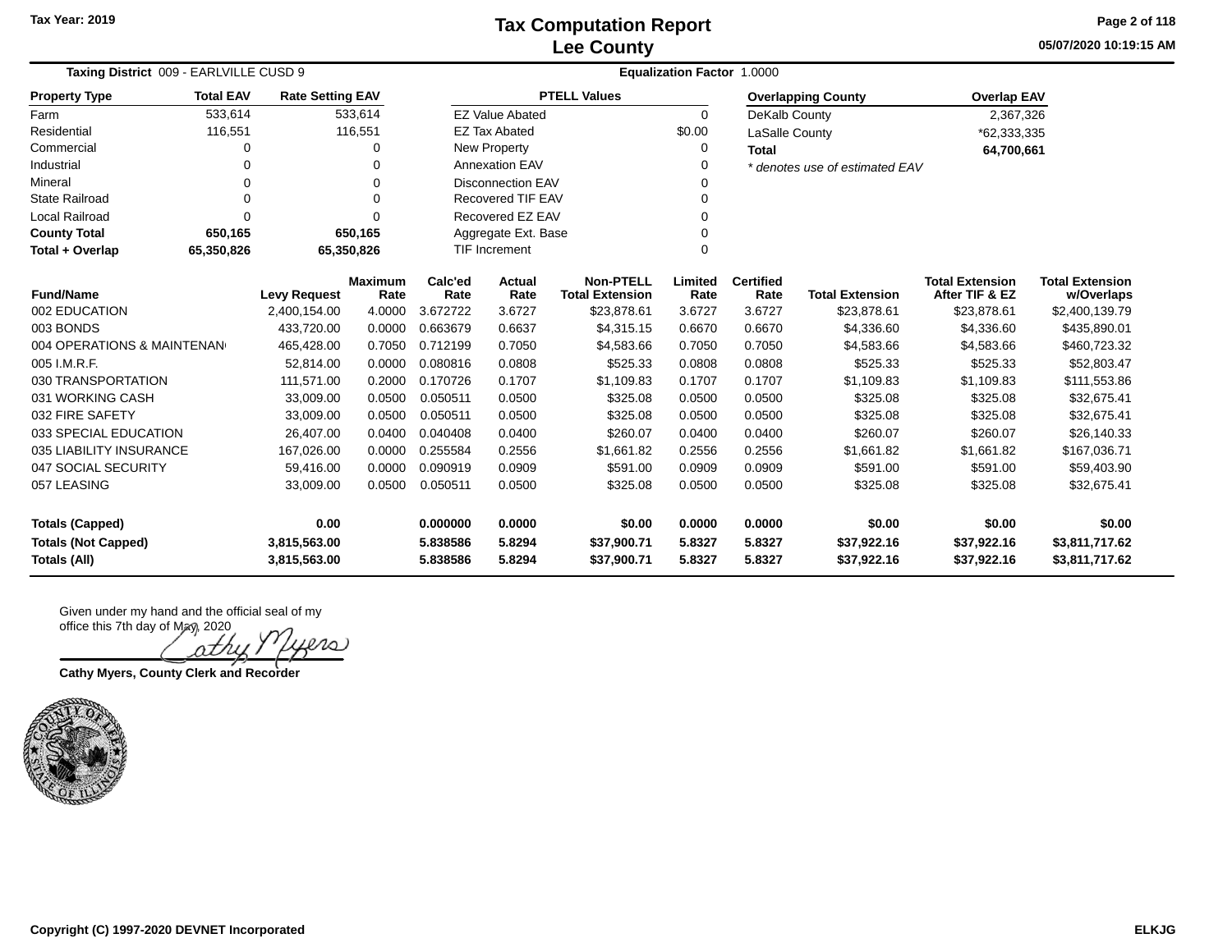Tax Year: 2019

# Tax Computation Report
## Lee County

05/07/2020 10:19:15 AM

**Taxing District** 009 - EARLVILLE CUSD 9 | **Equalization Factor** 1.0000

| Property Type | Total EAV | Rate Setting EAV |
|---|---|---|
| Farm | 533,614 | 533,614 |
| Residential | 116,551 | 116,551 |
| Commercial | 0 | 0 |
| Industrial | 0 | 0 |
| Mineral | 0 | 0 |
| State Railroad | 0 | 0 |
| Local Railroad | 0 | 0 |
| **County Total** | **650,165** | **650,165** |
| **Total + Overlap** | **65,350,826** | **65,350,826** |

| PTELL Values | |
|---|---|
| EZ Value Abated | 0 |
| EZ Tax Abated | $0.00 |
| New Property | 0 |
| Annexation EAV | 0 |
| Disconnection EAV | 0 |
| Recovered TIF EAV | 0 |
| Recovered EZ EAV | 0 |
| Aggregate Ext. Base | 0 |
| TIF Increment | 0 |

| Overlapping County | Overlap EAV |
|---|---|
| DeKalb County | 2,367,326 |
| LaSalle County | *62,333,335 |
| **Total** | **64,700,661** |

*\* denotes use of estimated EAV*

| Fund/Name | Levy Request | Maximum Rate | Calc'ed Rate | Actual Rate | Non-PTELL Total Extension | Limited Rate | Certified Rate | Total Extension | Total Extension After TIF & EZ | Total Extension w/Overlaps |
|---|---|---|---|---|---|---|---|---|---|---|
| 002 EDUCATION | 2,400,154.00 | 4.0000 | 3.672722 | 3.6727 | $23,878.61 | 3.6727 | 3.6727 | $23,878.61 | $23,878.61 | $2,400,139.79 |
| 003 BONDS | 433,720.00 | 0.0000 | 0.663679 | 0.6637 | $4,315.15 | 0.6670 | 0.6670 | $4,336.60 | $4,336.60 | $435,890.01 |
| 004 OPERATIONS & MAINTENAN | 465,428.00 | 0.7050 | 0.712199 | 0.7050 | $4,583.66 | 0.7050 | 0.7050 | $4,583.66 | $4,583.66 | $460,723.32 |
| 005 I.M.R.F. | 52,814.00 | 0.0000 | 0.080816 | 0.0808 | $525.33 | 0.0808 | 0.0808 | $525.33 | $525.33 | $52,803.47 |
| 030 TRANSPORTATION | 111,571.00 | 0.2000 | 0.170726 | 0.1707 | $1,109.83 | 0.1707 | 0.1707 | $1,109.83 | $1,109.83 | $111,553.86 |
| 031 WORKING CASH | 33,009.00 | 0.0500 | 0.050511 | 0.0500 | $325.08 | 0.0500 | 0.0500 | $325.08 | $325.08 | $32,675.41 |
| 032 FIRE SAFETY | 33,009.00 | 0.0500 | 0.050511 | 0.0500 | $325.08 | 0.0500 | 0.0500 | $325.08 | $325.08 | $32,675.41 |
| 033 SPECIAL EDUCATION | 26,407.00 | 0.0400 | 0.040408 | 0.0400 | $260.07 | 0.0400 | 0.0400 | $260.07 | $260.07 | $26,140.33 |
| 035 LIABILITY INSURANCE | 167,026.00 | 0.0000 | 0.255584 | 0.2556 | $1,661.82 | 0.2556 | 0.2556 | $1,661.82 | $1,661.82 | $167,036.71 |
| 047 SOCIAL SECURITY | 59,416.00 | 0.0000 | 0.090919 | 0.0909 | $591.00 | 0.0909 | 0.0909 | $591.00 | $591.00 | $59,403.90 |
| 057 LEASING | 33,009.00 | 0.0500 | 0.050511 | 0.0500 | $325.08 | 0.0500 | 0.0500 | $325.08 | $325.08 | $32,675.41 |
| **Totals (Capped)** | **0.00** | | **0.000000** | **0.0000** | **$0.00** | **0.0000** | **0.0000** | **$0.00** | **$0.00** | **$0.00** |
| **Totals (Not Capped)** | **3,815,563.00** | | **5.838586** | **5.8294** | **$37,900.71** | **5.8327** | **5.8327** | **$37,922.16** | **$37,922.16** | **$3,811,717.62** |
| **Totals (All)** | **3,815,563.00** | | **5.838586** | **5.8294** | **$37,900.71** | **5.8327** | **5.8327** | **$37,922.16** | **$37,922.16** | **$3,811,717.62** |

Given under my hand and the official seal of my office this 7th day of May, 2020

Cathy Myers

**Cathy Myers, County Clerk and Recorder**

Copyright (C) 1997-2020 DEVNET Incorporated

ELKJG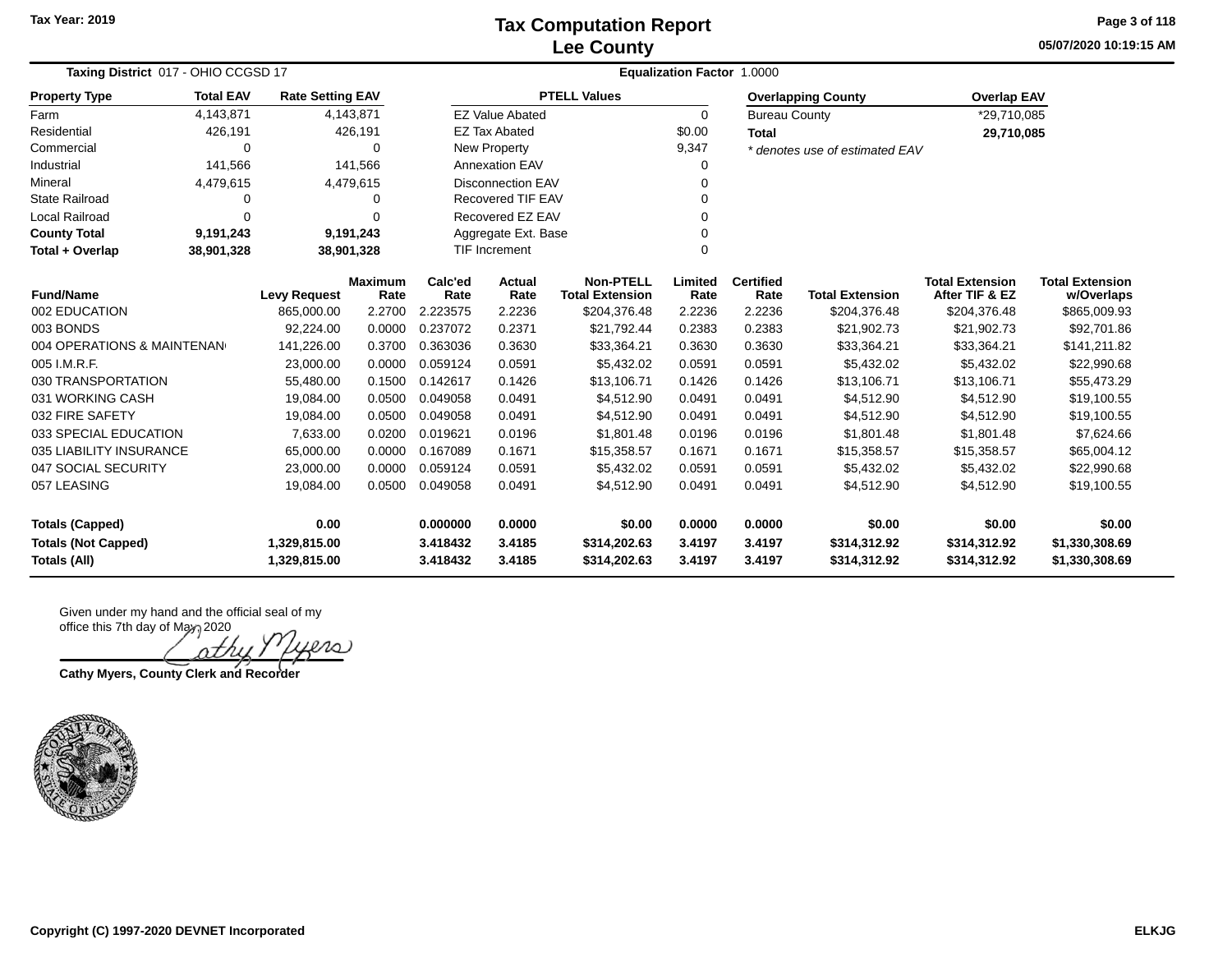Tax Year: 2019

# Tax Computation Report
## Lee County

05/07/2020 10:19:15 AM

**Taxing District** 017 - OHIO CCGSD 17 | **Equalization Factor** 1.0000

| Property Type | Total EAV | Rate Setting EAV |
|---|---|---|
| Farm | 4,143,871 | 4,143,871 |
| Residential | 426,191 | 426,191 |
| Commercial | 0 | 0 |
| Industrial | 141,566 | 141,566 |
| Mineral | 4,479,615 | 4,479,615 |
| State Railroad | 0 | 0 |
| Local Railroad | 0 | 0 |
| **County Total** | **9,191,243** | **9,191,243** |
| **Total + Overlap** | **38,901,328** | **38,901,328** |

| PTELL Values | |
|---|---|
| EZ Value Abated | 0 |
| EZ Tax Abated | $0.00 |
| New Property | 9,347 |
| Annexation EAV | 0 |
| Disconnection EAV | 0 |
| Recovered TIF EAV | 0 |
| Recovered EZ EAV | 0 |
| Aggregate Ext. Base | 0 |
| TIF Increment | 0 |

| Overlapping County | Overlap EAV |
|---|---|
| Bureau County | *29,710,085 |
| **Total** | **29,710,085** |

*\* denotes use of estimated EAV*

| Fund/Name | Levy Request | Maximum Rate | Calc'ed Rate | Actual Rate | Non-PTELL Total Extension | Limited Rate | Certified Rate | Total Extension | Total Extension After TIF & EZ | Total Extension w/Overlaps |
|---|---|---|---|---|---|---|---|---|---|---|
| 002 EDUCATION | 865,000.00 | 2.2700 | 2.223575 | 2.2236 | $204,376.48 | 2.2236 | 2.2236 | $204,376.48 | $204,376.48 | $865,009.93 |
| 003 BONDS | 92,224.00 | 0.0000 | 0.237072 | 0.2371 | $21,792.44 | 0.2383 | 0.2383 | $21,902.73 | $21,902.73 | $92,701.86 |
| 004 OPERATIONS & MAINTENAN | 141,226.00 | 0.3700 | 0.363036 | 0.3630 | $33,364.21 | 0.3630 | 0.3630 | $33,364.21 | $33,364.21 | $141,211.82 |
| 005 I.M.R.F. | 23,000.00 | 0.0000 | 0.059124 | 0.0591 | $5,432.02 | 0.0591 | 0.0591 | $5,432.02 | $5,432.02 | $22,990.68 |
| 030 TRANSPORTATION | 55,480.00 | 0.1500 | 0.142617 | 0.1426 | $13,106.71 | 0.1426 | 0.1426 | $13,106.71 | $13,106.71 | $55,473.29 |
| 031 WORKING CASH | 19,084.00 | 0.0500 | 0.049058 | 0.0491 | $4,512.90 | 0.0491 | 0.0491 | $4,512.90 | $4,512.90 | $19,100.55 |
| 032 FIRE SAFETY | 19,084.00 | 0.0500 | 0.049058 | 0.0491 | $4,512.90 | 0.0491 | 0.0491 | $4,512.90 | $4,512.90 | $19,100.55 |
| 033 SPECIAL EDUCATION | 7,633.00 | 0.0200 | 0.019621 | 0.0196 | $1,801.48 | 0.0196 | 0.0196 | $1,801.48 | $1,801.48 | $7,624.66 |
| 035 LIABILITY INSURANCE | 65,000.00 | 0.0000 | 0.167089 | 0.1671 | $15,358.57 | 0.1671 | 0.1671 | $15,358.57 | $15,358.57 | $65,004.12 |
| 047 SOCIAL SECURITY | 23,000.00 | 0.0000 | 0.059124 | 0.0591 | $5,432.02 | 0.0591 | 0.0591 | $5,432.02 | $5,432.02 | $22,990.68 |
| 057 LEASING | 19,084.00 | 0.0500 | 0.049058 | 0.0491 | $4,512.90 | 0.0491 | 0.0491 | $4,512.90 | $4,512.90 | $19,100.55 |
| **Totals (Capped)** | **0.00** | | **0.000000** | **0.0000** | **$0.00** | **0.0000** | **0.0000** | **$0.00** | **$0.00** | **$0.00** |
| **Totals (Not Capped)** | **1,329,815.00** | | **3.418432** | **3.4185** | **$314,202.63** | **3.4197** | **3.4197** | **$314,312.92** | **$314,312.92** | **$1,330,308.69** |
| **Totals (All)** | **1,329,815.00** | | **3.418432** | **3.4185** | **$314,202.63** | **3.4197** | **3.4197** | **$314,312.92** | **$314,312.92** | **$1,330,308.69** |

Given under my hand and the official seal of my office this 7th day of May, 2020

Cathy Myers

**Cathy Myers, County Clerk and Recorder**

Copyright (C) 1997-2020 DEVNET Incorporated

ELKJG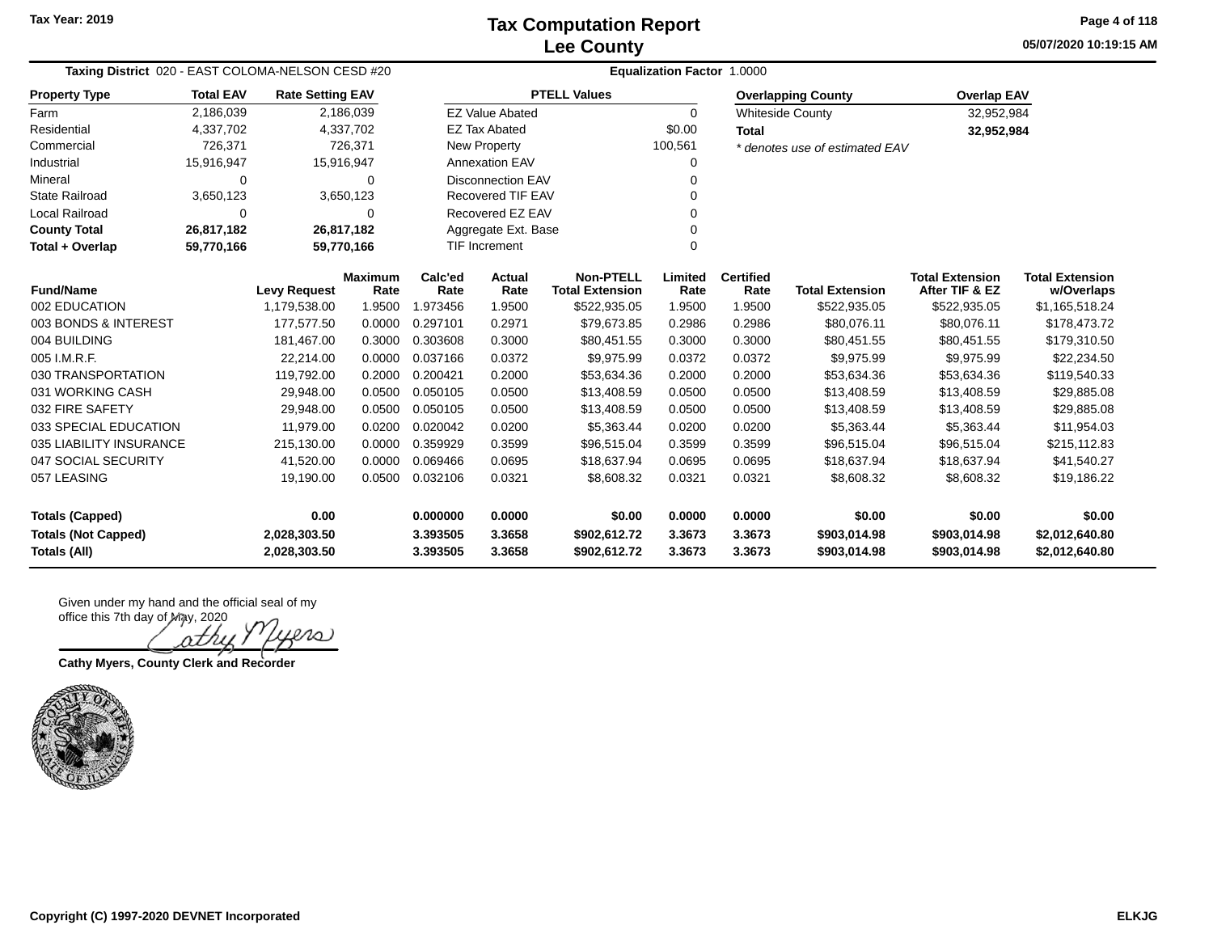# Tax Computation Report
## Lee County

Tax Year: 2019

05/07/2020 10:19:15 AM

**Taxing District** 020 - EAST COLOMA-NELSON CESD #20

**Equalization Factor** 1.0000

| Property Type | Total EAV | Rate Setting EAV |
|---|---|---|
| Farm | 2,186,039 | 2,186,039 |
| Residential | 4,337,702 | 4,337,702 |
| Commercial | 726,371 | 726,371 |
| Industrial | 15,916,947 | 15,916,947 |
| Mineral | 0 | 0 |
| State Railroad | 3,650,123 | 3,650,123 |
| Local Railroad | 0 | 0 |
| **County Total** | **26,817,182** | **26,817,182** |
| **Total + Overlap** | **59,770,166** | **59,770,166** |

| PTELL Values | |
|---|---|
| EZ Value Abated | 0 |
| EZ Tax Abated | $0.00 |
| New Property | 100,561 |
| Annexation EAV | 0 |
| Disconnection EAV | 0 |
| Recovered TIF EAV | 0 |
| Recovered EZ EAV | 0 |
| Aggregate Ext. Base | 0 |
| TIF Increment | 0 |

| Overlapping County | Overlap EAV |
|---|---|
| Whiteside County | 32,952,984 |
| **Total** | **32,952,984** |

*\* denotes use of estimated EAV*

| Fund/Name | Levy Request | Maximum Rate | Calc'ed Rate | Actual Rate | Non-PTELL Total Extension | Limited Rate | Certified Rate | Total Extension | Total Extension After TIF & EZ | Total Extension w/Overlaps |
|---|---|---|---|---|---|---|---|---|---|---|
| 002 EDUCATION | 1,179,538.00 | 1.9500 | 1.973456 | 1.9500 | $522,935.05 | 1.9500 | 1.9500 | $522,935.05 | $522,935.05 | $1,165,518.24 |
| 003 BONDS & INTEREST | 177,577.50 | 0.0000 | 0.297101 | 0.2971 | $79,673.85 | 0.2986 | 0.2986 | $80,076.11 | $80,076.11 | $178,473.72 |
| 004 BUILDING | 181,467.00 | 0.3000 | 0.303608 | 0.3000 | $80,451.55 | 0.3000 | 0.3000 | $80,451.55 | $80,451.55 | $179,310.50 |
| 005 I.M.R.F. | 22,214.00 | 0.0000 | 0.037166 | 0.0372 | $9,975.99 | 0.0372 | 0.0372 | $9,975.99 | $9,975.99 | $22,234.50 |
| 030 TRANSPORTATION | 119,792.00 | 0.2000 | 0.200421 | 0.2000 | $53,634.36 | 0.2000 | 0.2000 | $53,634.36 | $53,634.36 | $119,540.33 |
| 031 WORKING CASH | 29,948.00 | 0.0500 | 0.050105 | 0.0500 | $13,408.59 | 0.0500 | 0.0500 | $13,408.59 | $13,408.59 | $29,885.08 |
| 032 FIRE SAFETY | 29,948.00 | 0.0500 | 0.050105 | 0.0500 | $13,408.59 | 0.0500 | 0.0500 | $13,408.59 | $13,408.59 | $29,885.08 |
| 033 SPECIAL EDUCATION | 11,979.00 | 0.0200 | 0.020042 | 0.0200 | $5,363.44 | 0.0200 | 0.0200 | $5,363.44 | $5,363.44 | $11,954.03 |
| 035 LIABILITY INSURANCE | 215,130.00 | 0.0000 | 0.359929 | 0.3599 | $96,515.04 | 0.3599 | 0.3599 | $96,515.04 | $96,515.04 | $215,112.83 |
| 047 SOCIAL SECURITY | 41,520.00 | 0.0000 | 0.069466 | 0.0695 | $18,637.94 | 0.0695 | 0.0695 | $18,637.94 | $18,637.94 | $41,540.27 |
| 057 LEASING | 19,190.00 | 0.0500 | 0.032106 | 0.0321 | $8,608.32 | 0.0321 | 0.0321 | $8,608.32 | $8,608.32 | $19,186.22 |
| **Totals (Capped)** | **0.00** | | **0.000000** | **0.0000** | **$0.00** | **0.0000** | **0.0000** | **$0.00** | **$0.00** | **$0.00** |
| **Totals (Not Capped)** | **2,028,303.50** | | **3.393505** | **3.3658** | **$902,612.72** | **3.3673** | **3.3673** | **$903,014.98** | **$903,014.98** | **$2,012,640.80** |
| **Totals (All)** | **2,028,303.50** | | **3.393505** | **3.3658** | **$902,612.72** | **3.3673** | **3.3673** | **$903,014.98** | **$903,014.98** | **$2,012,640.80** |

Given under my hand and the official seal of my office this 7th day of May, 2020

Cathy Myers

**Cathy Myers, County Clerk and Recorder**

Copyright (C) 1997-2020 DEVNET Incorporated

ELKJG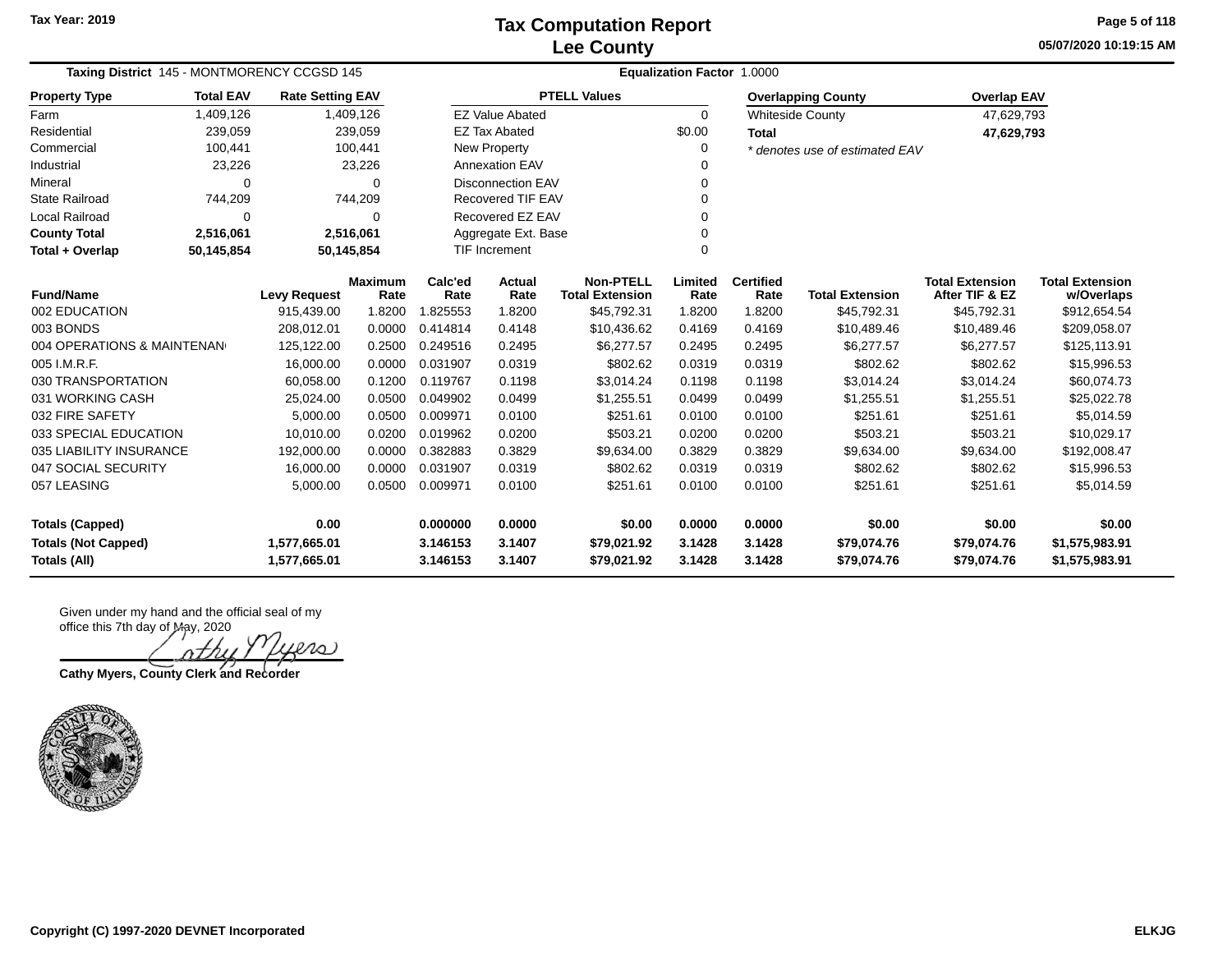# Tax Computation Report
## Lee County

Tax Year: 2019

05/07/2020 10:19:15 AM

**Taxing District** 145 - MONTMORENCY CCGSD 145 **Equalization Factor** 1.0000

| Property Type | Total EAV | Rate Setting EAV |
|---|---|---|
| Farm | 1,409,126 | 1,409,126 |
| Residential | 239,059 | 239,059 |
| Commercial | 100,441 | 100,441 |
| Industrial | 23,226 | 23,226 |
| Mineral | 0 | 0 |
| State Railroad | 744,209 | 744,209 |
| Local Railroad | 0 | 0 |
| **County Total** | **2,516,061** | **2,516,061** |
| **Total + Overlap** | **50,145,854** | **50,145,854** |

| PTELL Values | |
|---|---|
| EZ Value Abated | 0 |
| EZ Tax Abated | $0.00 |
| New Property | 0 |
| Annexation EAV | 0 |
| Disconnection EAV | 0 |
| Recovered TIF EAV | 0 |
| Recovered EZ EAV | 0 |
| Aggregate Ext. Base | 0 |
| TIF Increment | 0 |

| Overlapping County | Overlap EAV |
|---|---|
| Whiteside County | 47,629,793 |
| **Total** | **47,629,793** |

*\* denotes use of estimated EAV*

| Fund/Name | Levy Request | Maximum Rate | Calc'ed Rate | Actual Rate | Non-PTELL Total Extension | Limited Rate | Certified Rate | Total Extension | Total Extension After TIF & EZ | Total Extension w/Overlaps |
|---|---|---|---|---|---|---|---|---|---|---|
| 002 EDUCATION | 915,439.00 | 1.8200 | 1.825553 | 1.8200 | $45,792.31 | 1.8200 | 1.8200 | $45,792.31 | $45,792.31 | $912,654.54 |
| 003 BONDS | 208,012.01 | 0.0000 | 0.414814 | 0.4148 | $10,436.62 | 0.4169 | 0.4169 | $10,489.46 | $10,489.46 | $209,058.07 |
| 004 OPERATIONS & MAINTENAN | 125,122.00 | 0.2500 | 0.249516 | 0.2495 | $6,277.57 | 0.2495 | 0.2495 | $6,277.57 | $6,277.57 | $125,113.91 |
| 005 I.M.R.F. | 16,000.00 | 0.0000 | 0.031907 | 0.0319 | $802.62 | 0.0319 | 0.0319 | $802.62 | $802.62 | $15,996.53 |
| 030 TRANSPORTATION | 60,058.00 | 0.1200 | 0.119767 | 0.1198 | $3,014.24 | 0.1198 | 0.1198 | $3,014.24 | $3,014.24 | $60,074.73 |
| 031 WORKING CASH | 25,024.00 | 0.0500 | 0.049902 | 0.0499 | $1,255.51 | 0.0499 | 0.0499 | $1,255.51 | $1,255.51 | $25,022.78 |
| 032 FIRE SAFETY | 5,000.00 | 0.0500 | 0.009971 | 0.0100 | $251.61 | 0.0100 | 0.0100 | $251.61 | $251.61 | $5,014.59 |
| 033 SPECIAL EDUCATION | 10,010.00 | 0.0200 | 0.019962 | 0.0200 | $503.21 | 0.0200 | 0.0200 | $503.21 | $503.21 | $10,029.17 |
| 035 LIABILITY INSURANCE | 192,000.00 | 0.0000 | 0.382883 | 0.3829 | $9,634.00 | 0.3829 | 0.3829 | $9,634.00 | $9,634.00 | $192,008.47 |
| 047 SOCIAL SECURITY | 16,000.00 | 0.0000 | 0.031907 | 0.0319 | $802.62 | 0.0319 | 0.0319 | $802.62 | $802.62 | $15,996.53 |
| 057 LEASING | 5,000.00 | 0.0500 | 0.009971 | 0.0100 | $251.61 | 0.0100 | 0.0100 | $251.61 | $251.61 | $5,014.59 |
| **Totals (Capped)** | **0.00** | | **0.000000** | **0.0000** | **$0.00** | **0.0000** | **0.0000** | **$0.00** | **$0.00** | **$0.00** |
| **Totals (Not Capped)** | **1,577,665.01** | | **3.146153** | **3.1407** | **$79,021.92** | **3.1428** | **3.1428** | **$79,074.76** | **$79,074.76** | **$1,575,983.91** |
| **Totals (All)** | **1,577,665.01** | | **3.146153** | **3.1407** | **$79,021.92** | **3.1428** | **3.1428** | **$79,074.76** | **$79,074.76** | **$1,575,983.91** |

Given under my hand and the official seal of my office this 7th day of May, 2020

Cathy Myers

**Cathy Myers, County Clerk and Recorder**

Copyright (C) 1997-2020 DEVNET Incorporated

ELKJG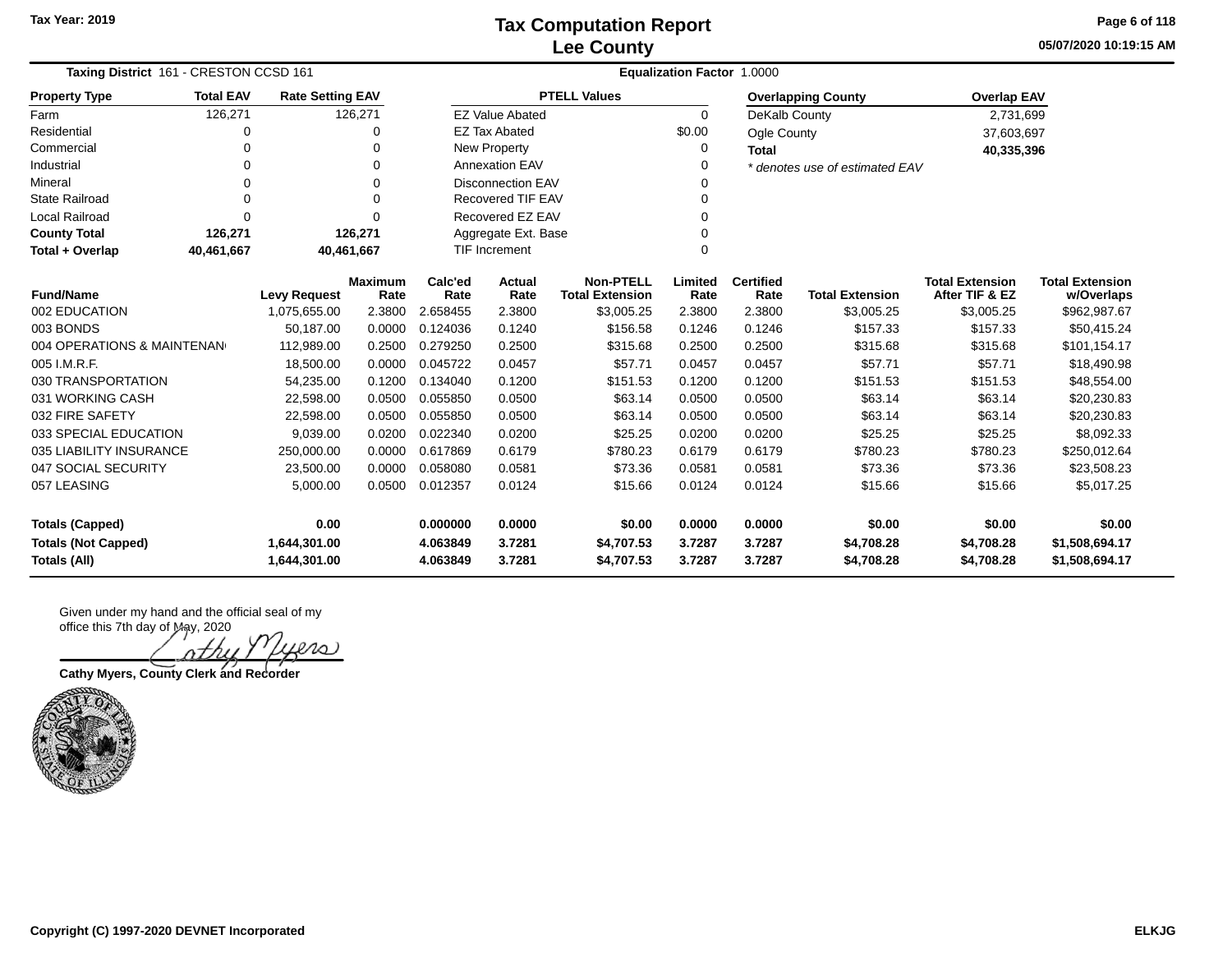# Tax Computation Report
## Lee County

Tax Year: 2019

05/07/2020 10:19:15 AM

**Taxing District** 161 - CRESTON CCSD 161 **Equalization Factor** 1.0000

| Property Type | Total EAV | Rate Setting EAV |
|---|---|---|
| Farm | 126,271 | 126,271 |
| Residential | 0 | 0 |
| Commercial | 0 | 0 |
| Industrial | 0 | 0 |
| Mineral | 0 | 0 |
| State Railroad | 0 | 0 |
| Local Railroad | 0 | 0 |
| **County Total** | **126,271** | **126,271** |
| **Total + Overlap** | **40,461,667** | **40,461,667** |

| PTELL Values | |
|---|---|
| EZ Value Abated | 0 |
| EZ Tax Abated | $0.00 |
| New Property | 0 |
| Annexation EAV | 0 |
| Disconnection EAV | 0 |
| Recovered TIF EAV | 0 |
| Recovered EZ EAV | 0 |
| Aggregate Ext. Base | 0 |
| TIF Increment | 0 |

| Overlapping County | Overlap EAV |
|---|---|
| DeKalb County | 2,731,699 |
| Ogle County | 37,603,697 |
| **Total** | **40,335,396** |

*\* denotes use of estimated EAV*

| Fund/Name | Levy Request | Maximum Rate | Calc'ed Rate | Actual Rate | Non-PTELL Total Extension | Limited Rate | Certified Rate | Total Extension | Total Extension After TIF & EZ | Total Extension w/Overlaps |
|---|---|---|---|---|---|---|---|---|---|---|
| 002 EDUCATION | 1,075,655.00 | 2.3800 | 2.658455 | 2.3800 | $3,005.25 | 2.3800 | 2.3800 | $3,005.25 | $3,005.25 | $962,987.67 |
| 003 BONDS | 50,187.00 | 0.0000 | 0.124036 | 0.1240 | $156.58 | 0.1246 | 0.1246 | $157.33 | $157.33 | $50,415.24 |
| 004 OPERATIONS & MAINTENAN | 112,989.00 | 0.2500 | 0.279250 | 0.2500 | $315.68 | 0.2500 | 0.2500 | $315.68 | $315.68 | $101,154.17 |
| 005 I.M.R.F. | 18,500.00 | 0.0000 | 0.045722 | 0.0457 | $57.71 | 0.0457 | 0.0457 | $57.71 | $57.71 | $18,490.98 |
| 030 TRANSPORTATION | 54,235.00 | 0.1200 | 0.134040 | 0.1200 | $151.53 | 0.1200 | 0.1200 | $151.53 | $151.53 | $48,554.00 |
| 031 WORKING CASH | 22,598.00 | 0.0500 | 0.055850 | 0.0500 | $63.14 | 0.0500 | 0.0500 | $63.14 | $63.14 | $20,230.83 |
| 032 FIRE SAFETY | 22,598.00 | 0.0500 | 0.055850 | 0.0500 | $63.14 | 0.0500 | 0.0500 | $63.14 | $63.14 | $20,230.83 |
| 033 SPECIAL EDUCATION | 9,039.00 | 0.0200 | 0.022340 | 0.0200 | $25.25 | 0.0200 | 0.0200 | $25.25 | $25.25 | $8,092.33 |
| 035 LIABILITY INSURANCE | 250,000.00 | 0.0000 | 0.617869 | 0.6179 | $780.23 | 0.6179 | 0.6179 | $780.23 | $780.23 | $250,012.64 |
| 047 SOCIAL SECURITY | 23,500.00 | 0.0000 | 0.058080 | 0.0581 | $73.36 | 0.0581 | 0.0581 | $73.36 | $73.36 | $23,508.23 |
| 057 LEASING | 5,000.00 | 0.0500 | 0.012357 | 0.0124 | $15.66 | 0.0124 | 0.0124 | $15.66 | $15.66 | $5,017.25 |
| **Totals (Capped)** | **0.00** | | **0.000000** | **0.0000** | **$0.00** | **0.0000** | **0.0000** | **$0.00** | **$0.00** | **$0.00** |
| **Totals (Not Capped)** | **1,644,301.00** | | **4.063849** | **3.7281** | **$4,707.53** | **3.7287** | **3.7287** | **$4,708.28** | **$4,708.28** | **$1,508,694.17** |
| **Totals (All)** | **1,644,301.00** | | **4.063849** | **3.7281** | **$4,707.53** | **3.7287** | **3.7287** | **$4,708.28** | **$4,708.28** | **$1,508,694.17** |

Given under my hand and the official seal of my office this 7th day of May, 2020

Cathy Myers

**Cathy Myers, County Clerk and Recorder**

Copyright (C) 1997-2020 DEVNET Incorporated

ELKJG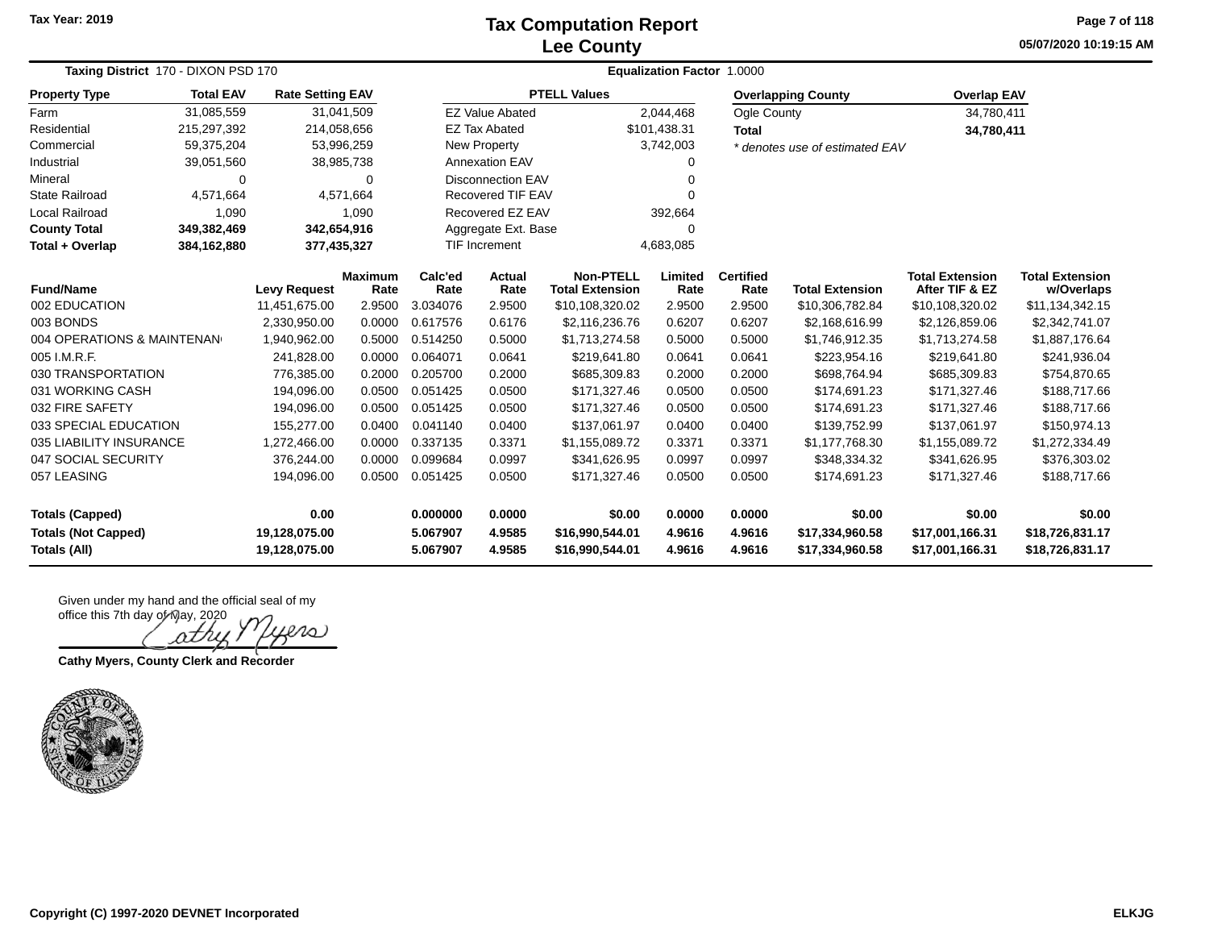# Tax Computation Report
## Lee County

Tax Year: 2019

05/07/2020 10:19:15 AM

**Taxing District** 170 - DIXON PSD 170 **Equalization Factor** 1.0000

| Property Type | Total EAV | Rate Setting EAV |
|---|---|---|
| Farm | 31,085,559 | 31,041,509 |
| Residential | 215,297,392 | 214,058,656 |
| Commercial | 59,375,204 | 53,996,259 |
| Industrial | 39,051,560 | 38,985,738 |
| Mineral | 0 | 0 |
| State Railroad | 4,571,664 | 4,571,664 |
| Local Railroad | 1,090 | 1,090 |
| **County Total** | **349,382,469** | **342,654,916** |
| **Total + Overlap** | **384,162,880** | **377,435,327** |

| PTELL Values | |
|---|---|
| EZ Value Abated | 2,044,468 |
| EZ Tax Abated | $101,438.31 |
| New Property | 3,742,003 |
| Annexation EAV | 0 |
| Disconnection EAV | 0 |
| Recovered TIF EAV | 0 |
| Recovered EZ EAV | 392,664 |
| Aggregate Ext. Base | 0 |
| TIF Increment | 4,683,085 |

| Overlapping County | Overlap EAV |
|---|---|
| Ogle County | 34,780,411 |
| **Total** | **34,780,411** |

*\* denotes use of estimated EAV*

| Fund/Name | Levy Request | Maximum Rate | Calc'ed Rate | Actual Rate | Non-PTELL Total Extension | Limited Rate | Certified Rate | Total Extension | Total Extension After TIF & EZ | Total Extension w/Overlaps |
|---|---|---|---|---|---|---|---|---|---|---|
| 002 EDUCATION | 11,451,675.00 | 2.9500 | 3.034076 | 2.9500 | $10,108,320.02 | 2.9500 | 2.9500 | $10,306,782.84 | $10,108,320.02 | $11,134,342.15 |
| 003 BONDS | 2,330,950.00 | 0.0000 | 0.617576 | 0.6176 | $2,116,236.76 | 0.6207 | 0.6207 | $2,168,616.99 | $2,126,859.06 | $2,342,741.07 |
| 004 OPERATIONS & MAINTENAN | 1,940,962.00 | 0.5000 | 0.514250 | 0.5000 | $1,713,274.58 | 0.5000 | 0.5000 | $1,746,912.35 | $1,713,274.58 | $1,887,176.64 |
| 005 I.M.R.F. | 241,828.00 | 0.0000 | 0.064071 | 0.0641 | $219,641.80 | 0.0641 | 0.0641 | $223,954.16 | $219,641.80 | $241,936.04 |
| 030 TRANSPORTATION | 776,385.00 | 0.2000 | 0.205700 | 0.2000 | $685,309.83 | 0.2000 | 0.2000 | $698,764.94 | $685,309.83 | $754,870.65 |
| 031 WORKING CASH | 194,096.00 | 0.0500 | 0.051425 | 0.0500 | $171,327.46 | 0.0500 | 0.0500 | $174,691.23 | $171,327.46 | $188,717.66 |
| 032 FIRE SAFETY | 194,096.00 | 0.0500 | 0.051425 | 0.0500 | $171,327.46 | 0.0500 | 0.0500 | $174,691.23 | $171,327.46 | $188,717.66 |
| 033 SPECIAL EDUCATION | 155,277.00 | 0.0400 | 0.041140 | 0.0400 | $137,061.97 | 0.0400 | 0.0400 | $139,752.99 | $137,061.97 | $150,974.13 |
| 035 LIABILITY INSURANCE | 1,272,466.00 | 0.0000 | 0.337135 | 0.3371 | $1,155,089.72 | 0.3371 | 0.3371 | $1,177,768.30 | $1,155,089.72 | $1,272,334.49 |
| 047 SOCIAL SECURITY | 376,244.00 | 0.0000 | 0.099684 | 0.0997 | $341,626.95 | 0.0997 | 0.0997 | $348,334.32 | $341,626.95 | $376,303.02 |
| 057 LEASING | 194,096.00 | 0.0500 | 0.051425 | 0.0500 | $171,327.46 | 0.0500 | 0.0500 | $174,691.23 | $171,327.46 | $188,717.66 |
| **Totals (Capped)** | **0.00** | | **0.000000** | **0.0000** | **$0.00** | **0.0000** | **0.0000** | **$0.00** | **$0.00** | **$0.00** |
| **Totals (Not Capped)** | **19,128,075.00** | | **5.067907** | **4.9585** | **$16,990,544.01** | **4.9616** | **4.9616** | **$17,334,960.58** | **$17,001,166.31** | **$18,726,831.17** |
| **Totals (All)** | **19,128,075.00** | | **5.067907** | **4.9585** | **$16,990,544.01** | **4.9616** | **4.9616** | **$17,334,960.58** | **$17,001,166.31** | **$18,726,831.17** |

Given under my hand and the official seal of my office this 7th day of May, 2020

Cathy Myers

**Cathy Myers, County Clerk and Recorder**

Copyright (C) 1997-2020 DEVNET Incorporated

ELKJG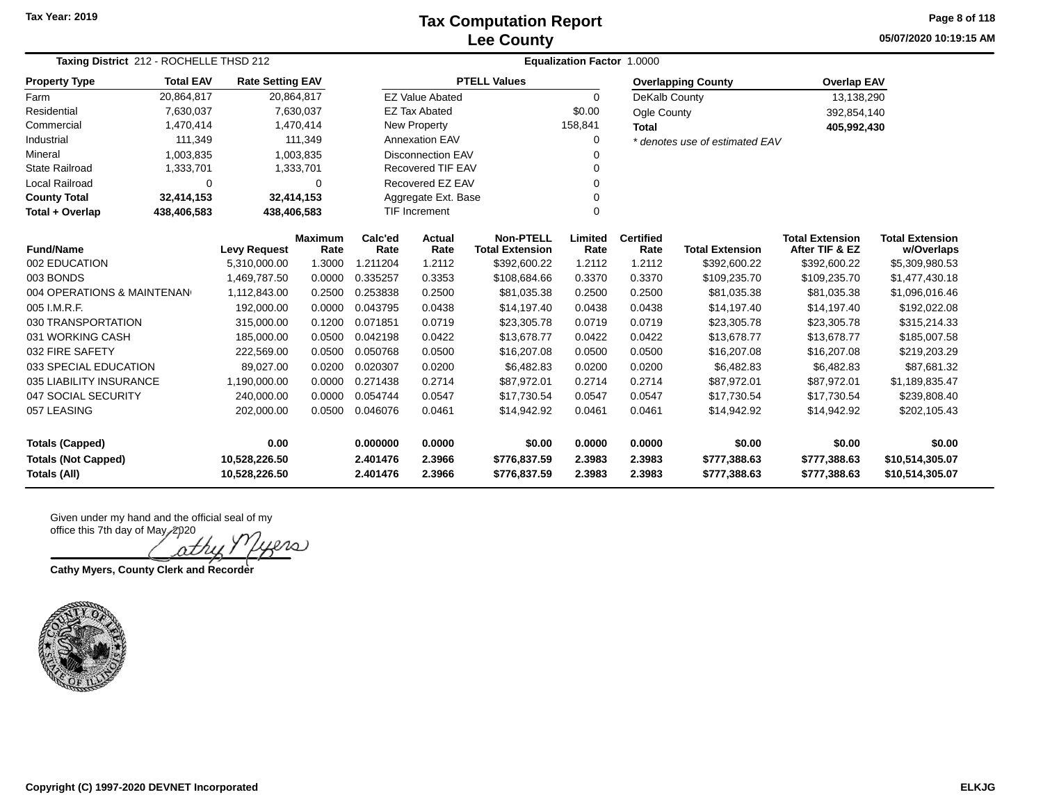# Tax Computation Report
## Lee County

Tax Year: 2019

05/07/2020 10:19:15 AM

**Taxing District** 212 - ROCHELLE THSD 212 **Equalization Factor** 1.0000

| Property Type | Total EAV | Rate Setting EAV |
|---|---|---|
| Farm | 20,864,817 | 20,864,817 |
| Residential | 7,630,037 | 7,630,037 |
| Commercial | 1,470,414 | 1,470,414 |
| Industrial | 111,349 | 111,349 |
| Mineral | 1,003,835 | 1,003,835 |
| State Railroad | 1,333,701 | 1,333,701 |
| Local Railroad | 0 | 0 |
| **County Total** | **32,414,153** | **32,414,153** |
| **Total + Overlap** | **438,406,583** | **438,406,583** |

| PTELL Values | |
|---|---|
| EZ Value Abated | 0 |
| EZ Tax Abated | $0.00 |
| New Property | 158,841 |
| Annexation EAV | 0 |
| Disconnection EAV | 0 |
| Recovered TIF EAV | 0 |
| Recovered EZ EAV | 0 |
| Aggregate Ext. Base | 0 |
| TIF Increment | 0 |

| Overlapping County | Overlap EAV |
|---|---|
| DeKalb County | 13,138,290 |
| Ogle County | 392,854,140 |
| **Total** | **405,992,430** |

*\* denotes use of estimated EAV*

| Fund/Name | Levy Request | Maximum Rate | Calc'ed Rate | Actual Rate | Non-PTELL Total Extension | Limited Rate | Certified Rate | Total Extension | Total Extension After TIF & EZ | Total Extension w/Overlaps |
|---|---|---|---|---|---|---|---|---|---|---|
| 002 EDUCATION | 5,310,000.00 | 1.3000 | 1.211204 | 1.2112 | $392,600.22 | 1.2112 | 1.2112 | $392,600.22 | $392,600.22 | $5,309,980.53 |
| 003 BONDS | 1,469,787.50 | 0.0000 | 0.335257 | 0.3353 | $108,684.66 | 0.3370 | 0.3370 | $109,235.70 | $109,235.70 | $1,477,430.18 |
| 004 OPERATIONS & MAINTENAN | 1,112,843.00 | 0.2500 | 0.253838 | 0.2500 | $81,035.38 | 0.2500 | 0.2500 | $81,035.38 | $81,035.38 | $1,096,016.46 |
| 005 I.M.R.F. | 192,000.00 | 0.0000 | 0.043795 | 0.0438 | $14,197.40 | 0.0438 | 0.0438 | $14,197.40 | $14,197.40 | $192,022.08 |
| 030 TRANSPORTATION | 315,000.00 | 0.1200 | 0.071851 | 0.0719 | $23,305.78 | 0.0719 | 0.0719 | $23,305.78 | $23,305.78 | $315,214.33 |
| 031 WORKING CASH | 185,000.00 | 0.0500 | 0.042198 | 0.0422 | $13,678.77 | 0.0422 | 0.0422 | $13,678.77 | $13,678.77 | $185,007.58 |
| 032 FIRE SAFETY | 222,569.00 | 0.0500 | 0.050768 | 0.0500 | $16,207.08 | 0.0500 | 0.0500 | $16,207.08 | $16,207.08 | $219,203.29 |
| 033 SPECIAL EDUCATION | 89,027.00 | 0.0200 | 0.020307 | 0.0200 | $6,482.83 | 0.0200 | 0.0200 | $6,482.83 | $6,482.83 | $87,681.32 |
| 035 LIABILITY INSURANCE | 1,190,000.00 | 0.0000 | 0.271438 | 0.2714 | $87,972.01 | 0.2714 | 0.2714 | $87,972.01 | $87,972.01 | $1,189,835.47 |
| 047 SOCIAL SECURITY | 240,000.00 | 0.0000 | 0.054744 | 0.0547 | $17,730.54 | 0.0547 | 0.0547 | $17,730.54 | $17,730.54 | $239,808.40 |
| 057 LEASING | 202,000.00 | 0.0500 | 0.046076 | 0.0461 | $14,942.92 | 0.0461 | 0.0461 | $14,942.92 | $14,942.92 | $202,105.43 |
| **Totals (Capped)** | **0.00** | | **0.000000** | **0.0000** | **$0.00** | **0.0000** | **0.0000** | **$0.00** | **$0.00** | **$0.00** |
| **Totals (Not Capped)** | **10,528,226.50** | | **2.401476** | **2.3966** | **$776,837.59** | **2.3983** | **2.3983** | **$777,388.63** | **$777,388.63** | **$10,514,305.07** |
| **Totals (All)** | **10,528,226.50** | | **2.401476** | **2.3966** | **$776,837.59** | **2.3983** | **2.3983** | **$777,388.63** | **$777,388.63** | **$10,514,305.07** |

Given under my hand and the official seal of my office this 7th day of May, 2020

Cathy Myers

**Cathy Myers, County Clerk and Recorder**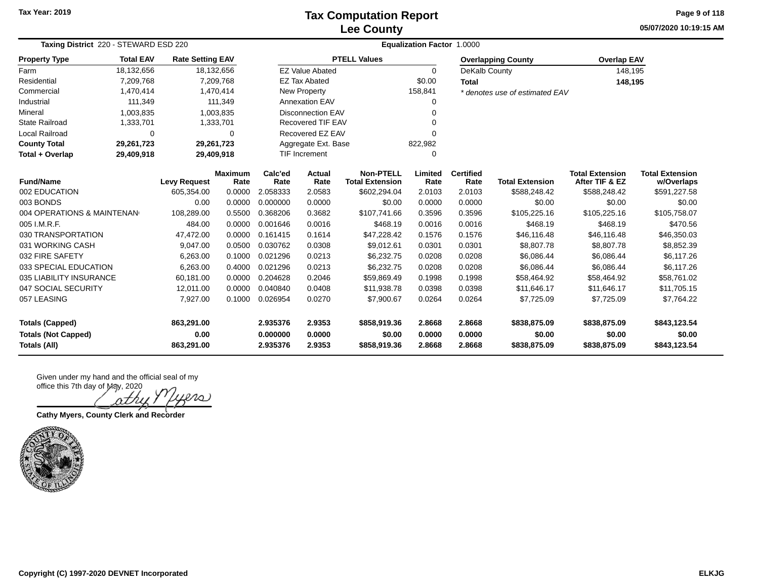# Tax Computation Report
## Lee County

Tax Year: 2019

05/07/2020 10:19:15 AM

**Taxing District** 220 - STEWARD ESD 220 **Equalization Factor** 1.0000

| Property Type | Total EAV | Rate Setting EAV |
|---|---|---|
| Farm | 18,132,656 | 18,132,656 |
| Residential | 7,209,768 | 7,209,768 |
| Commercial | 1,470,414 | 1,470,414 |
| Industrial | 111,349 | 111,349 |
| Mineral | 1,003,835 | 1,003,835 |
| State Railroad | 1,333,701 | 1,333,701 |
| Local Railroad | 0 | 0 |
| **County Total** | **29,261,723** | **29,261,723** |
| **Total + Overlap** | **29,409,918** | **29,409,918** |

| PTELL Values | |
|---|---|
| EZ Value Abated | 0 |
| EZ Tax Abated | $0.00 |
| New Property | 158,841 |
| Annexation EAV | 0 |
| Disconnection EAV | 0 |
| Recovered TIF EAV | 0 |
| Recovered EZ EAV | 0 |
| Aggregate Ext. Base | 822,982 |
| TIF Increment | 0 |

| Overlapping County | Overlap EAV |
|---|---|
| DeKalb County | 148,195 |
| **Total** | **148,195** |

*\* denotes use of estimated EAV*

| Fund/Name | Levy Request | Maximum Rate | Calc'ed Rate | Actual Rate | Non-PTELL Total Extension | Limited Rate | Certified Rate | Total Extension | Total Extension After TIF & EZ | Total Extension w/Overlaps |
|---|---|---|---|---|---|---|---|---|---|---|
| 002 EDUCATION | 605,354.00 | 0.0000 | 2.058333 | 2.0583 | $602,294.04 | 2.0103 | 2.0103 | $588,248.42 | $588,248.42 | $591,227.58 |
| 003 BONDS | 0.00 | 0.0000 | 0.000000 | 0.0000 | $0.00 | 0.0000 | 0.0000 | $0.00 | $0.00 | $0.00 |
| 004 OPERATIONS & MAINTENAN | 108,289.00 | 0.5500 | 0.368206 | 0.3682 | $107,741.66 | 0.3596 | 0.3596 | $105,225.16 | $105,225.16 | $105,758.07 |
| 005 I.M.R.F. | 484.00 | 0.0000 | 0.001646 | 0.0016 | $468.19 | 0.0016 | 0.0016 | $468.19 | $468.19 | $470.56 |
| 030 TRANSPORTATION | 47,472.00 | 0.0000 | 0.161415 | 0.1614 | $47,228.42 | 0.1576 | 0.1576 | $46,116.48 | $46,116.48 | $46,350.03 |
| 031 WORKING CASH | 9,047.00 | 0.0500 | 0.030762 | 0.0308 | $9,012.61 | 0.0301 | 0.0301 | $8,807.78 | $8,807.78 | $8,852.39 |
| 032 FIRE SAFETY | 6,263.00 | 0.1000 | 0.021296 | 0.0213 | $6,232.75 | 0.0208 | 0.0208 | $6,086.44 | $6,086.44 | $6,117.26 |
| 033 SPECIAL EDUCATION | 6,263.00 | 0.4000 | 0.021296 | 0.0213 | $6,232.75 | 0.0208 | 0.0208 | $6,086.44 | $6,086.44 | $6,117.26 |
| 035 LIABILITY INSURANCE | 60,181.00 | 0.0000 | 0.204628 | 0.2046 | $59,869.49 | 0.1998 | 0.1998 | $58,464.92 | $58,464.92 | $58,761.02 |
| 047 SOCIAL SECURITY | 12,011.00 | 0.0000 | 0.040840 | 0.0408 | $11,938.78 | 0.0398 | 0.0398 | $11,646.17 | $11,646.17 | $11,705.15 |
| 057 LEASING | 7,927.00 | 0.1000 | 0.026954 | 0.0270 | $7,900.67 | 0.0264 | 0.0264 | $7,725.09 | $7,725.09 | $7,764.22 |
| **Totals (Capped)** | **863,291.00** | | **2.935376** | **2.9353** | **$858,919.36** | **2.8668** | **2.8668** | **$838,875.09** | **$838,875.09** | **$843,123.54** |
| **Totals (Not Capped)** | **0.00** | | **0.000000** | **0.0000** | **$0.00** | **0.0000** | **0.0000** | **$0.00** | **$0.00** | **$0.00** |
| **Totals (All)** | **863,291.00** | | **2.935376** | **2.9353** | **$858,919.36** | **2.8668** | **2.8668** | **$838,875.09** | **$838,875.09** | **$843,123.54** |

Given under my hand and the official seal of my office this 7th day of May, 2020

Cathy Myers

**Cathy Myers, County Clerk and Recorder**

**Copyright (C) 1997-2020 DEVNET Incorporated**

**ELKJG**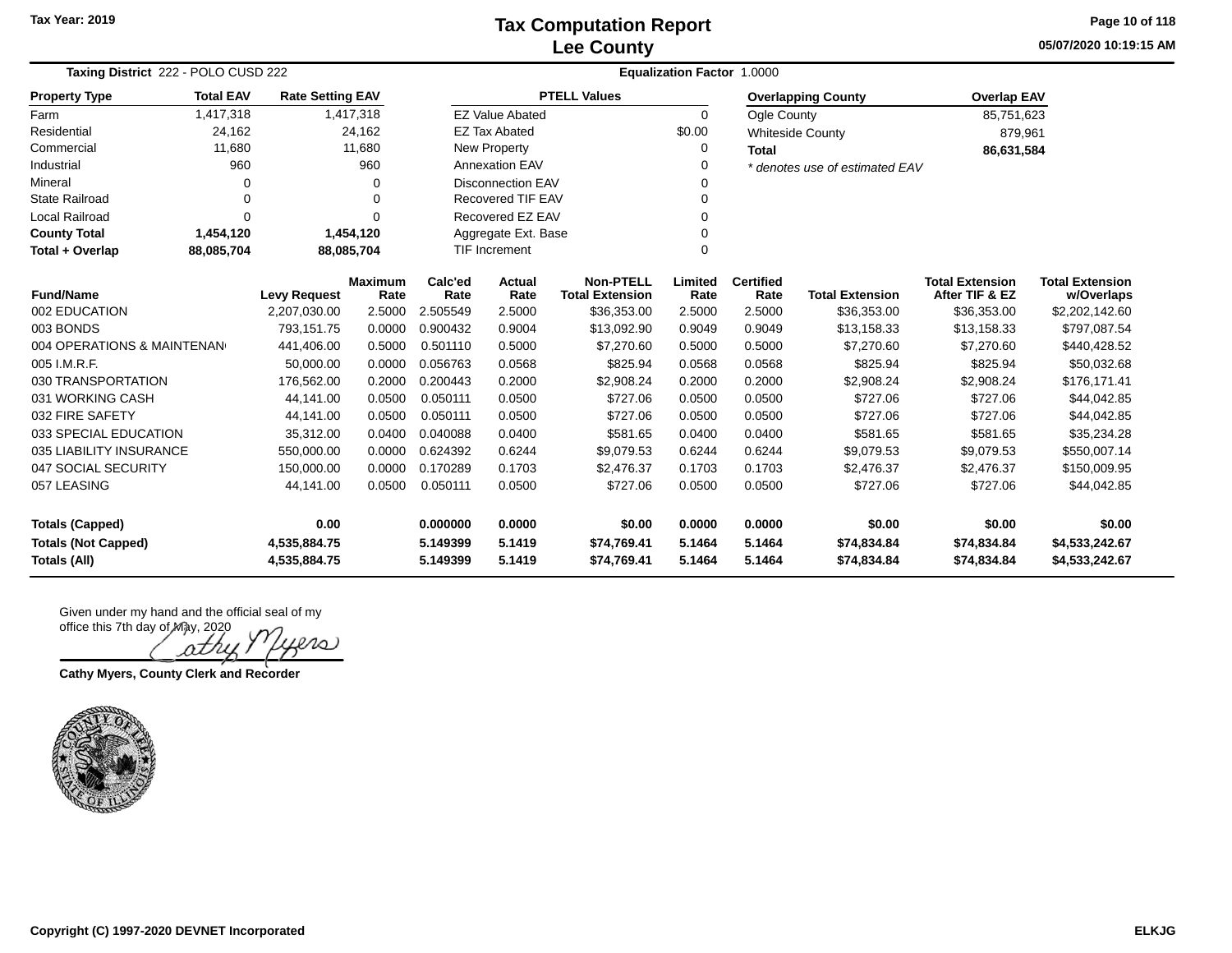# Tax Computation Report
## Lee County

Tax Year: 2019

05/07/2020 10:19:15 AM

**Taxing District** 222 - POLO CUSD 222 | **Equalization Factor** 1.0000

| Property Type | Total EAV | Rate Setting EAV |
|---|---|---|
| Farm | 1,417,318 | 1,417,318 |
| Residential | 24,162 | 24,162 |
| Commercial | 11,680 | 11,680 |
| Industrial | 960 | 960 |
| Mineral | 0 | 0 |
| State Railroad | 0 | 0 |
| Local Railroad | 0 | 0 |
| **County Total** | **1,454,120** | **1,454,120** |
| **Total + Overlap** | **88,085,704** | **88,085,704** |

| PTELL Values | |
|---|---|
| EZ Value Abated | 0 |
| EZ Tax Abated | $0.00 |
| New Property | 0 |
| Annexation EAV | 0 |
| Disconnection EAV | 0 |
| Recovered TIF EAV | 0 |
| Recovered EZ EAV | 0 |
| Aggregate Ext. Base | 0 |
| TIF Increment | 0 |

| Overlapping County | Overlap EAV |
|---|---|
| Ogle County | 85,751,623 |
| Whiteside County | 879,961 |
| **Total** | **86,631,584** |

*\* denotes use of estimated EAV*

| Fund/Name | Levy Request | Maximum Rate | Calc'ed Rate | Actual Rate | Non-PTELL Total Extension | Limited Rate | Certified Rate | Total Extension | Total Extension After TIF & EZ | Total Extension w/Overlaps |
|---|---|---|---|---|---|---|---|---|---|---|
| 002 EDUCATION | 2,207,030.00 | 2.5000 | 2.505549 | 2.5000 | $36,353.00 | 2.5000 | 2.5000 | $36,353.00 | $36,353.00 | $2,202,142.60 |
| 003 BONDS | 793,151.75 | 0.0000 | 0.900432 | 0.9004 | $13,092.90 | 0.9049 | 0.9049 | $13,158.33 | $13,158.33 | $797,087.54 |
| 004 OPERATIONS & MAINTENAN | 441,406.00 | 0.5000 | 0.501110 | 0.5000 | $7,270.60 | 0.5000 | 0.5000 | $7,270.60 | $7,270.60 | $440,428.52 |
| 005 I.M.R.F. | 50,000.00 | 0.0000 | 0.056763 | 0.0568 | $825.94 | 0.0568 | 0.0568 | $825.94 | $825.94 | $50,032.68 |
| 030 TRANSPORTATION | 176,562.00 | 0.2000 | 0.200443 | 0.2000 | $2,908.24 | 0.2000 | 0.2000 | $2,908.24 | $2,908.24 | $176,171.41 |
| 031 WORKING CASH | 44,141.00 | 0.0500 | 0.050111 | 0.0500 | $727.06 | 0.0500 | 0.0500 | $727.06 | $727.06 | $44,042.85 |
| 032 FIRE SAFETY | 44,141.00 | 0.0500 | 0.050111 | 0.0500 | $727.06 | 0.0500 | 0.0500 | $727.06 | $727.06 | $44,042.85 |
| 033 SPECIAL EDUCATION | 35,312.00 | 0.0400 | 0.040088 | 0.0400 | $581.65 | 0.0400 | 0.0400 | $581.65 | $581.65 | $35,234.28 |
| 035 LIABILITY INSURANCE | 550,000.00 | 0.0000 | 0.624392 | 0.6244 | $9,079.53 | 0.6244 | 0.6244 | $9,079.53 | $9,079.53 | $550,007.14 |
| 047 SOCIAL SECURITY | 150,000.00 | 0.0000 | 0.170289 | 0.1703 | $2,476.37 | 0.1703 | 0.1703 | $2,476.37 | $2,476.37 | $150,009.95 |
| 057 LEASING | 44,141.00 | 0.0500 | 0.050111 | 0.0500 | $727.06 | 0.0500 | 0.0500 | $727.06 | $727.06 | $44,042.85 |
| **Totals (Capped)** | **0.00** | | **0.000000** | **0.0000** | **$0.00** | **0.0000** | **0.0000** | **$0.00** | **$0.00** | **$0.00** |
| **Totals (Not Capped)** | **4,535,884.75** | | **5.149399** | **5.1419** | **$74,769.41** | **5.1464** | **5.1464** | **$74,834.84** | **$74,834.84** | **$4,533,242.67** |
| **Totals (All)** | **4,535,884.75** | | **5.149399** | **5.1419** | **$74,769.41** | **5.1464** | **5.1464** | **$74,834.84** | **$74,834.84** | **$4,533,242.67** |

Given under my hand and the official seal of my office this 7th day of May, 2020

Cathy Myers

**Cathy Myers, County Clerk and Recorder**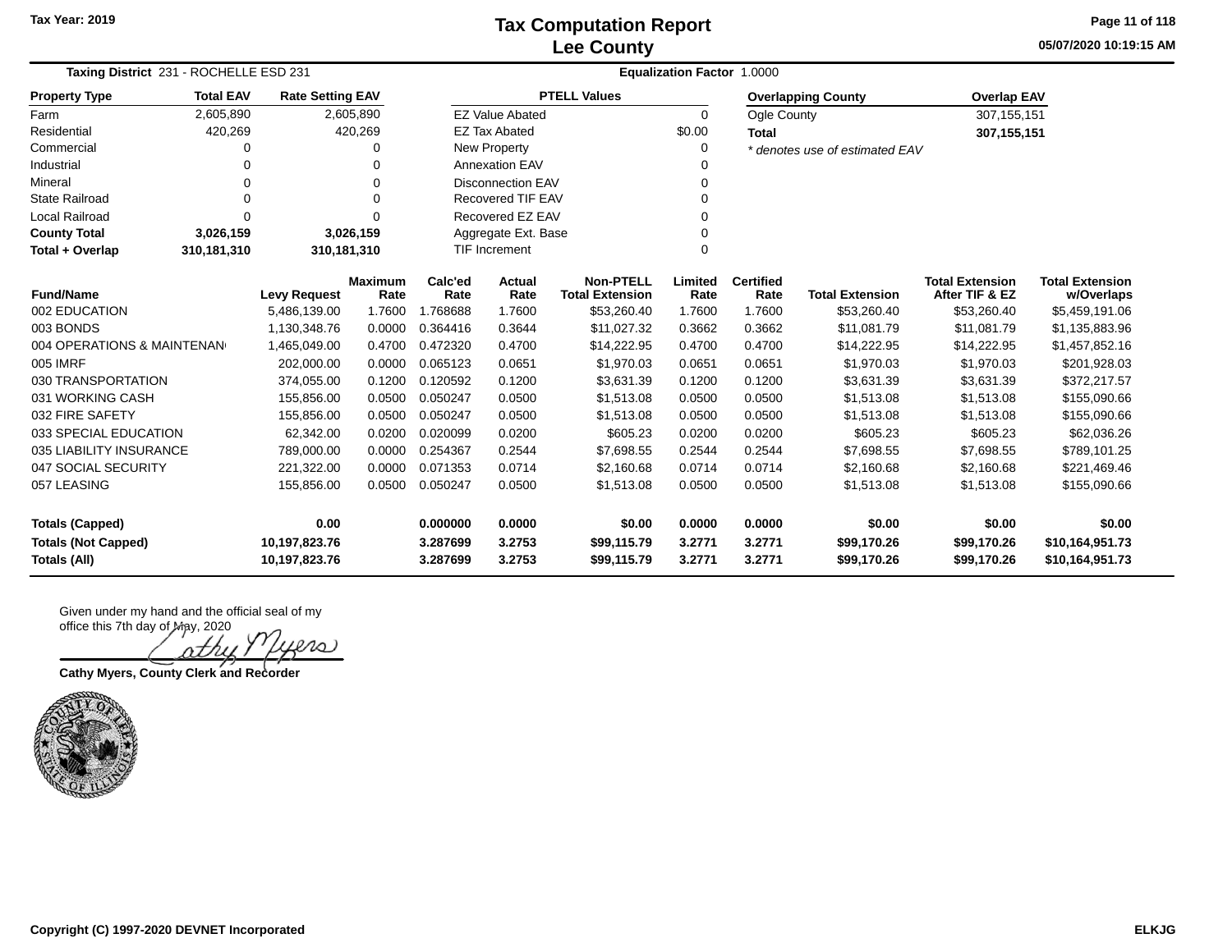Tax Year: 2019

# Tax Computation Report
## Lee County

05/07/2020 10:19:15 AM

**Taxing District** 231 - ROCHELLE ESD 231

**Equalization Factor** 1.0000

| Property Type | Total EAV | Rate Setting EAV |
|---|---|---|
| Farm | 2,605,890 | 2,605,890 |
| Residential | 420,269 | 420,269 |
| Commercial | 0 | 0 |
| Industrial | 0 | 0 |
| Mineral | 0 | 0 |
| State Railroad | 0 | 0 |
| Local Railroad | 0 | 0 |
| **County Total** | **3,026,159** | **3,026,159** |
| **Total + Overlap** | **310,181,310** | **310,181,310** |

| PTELL Values | |
|---|---|
| EZ Value Abated | 0 |
| EZ Tax Abated | $0.00 |
| New Property | 0 |
| Annexation EAV | 0 |
| Disconnection EAV | 0 |
| Recovered TIF EAV | 0 |
| Recovered EZ EAV | 0 |
| Aggregate Ext. Base | 0 |
| TIF Increment | 0 |

| Overlapping County | Overlap EAV |
|---|---|
| Ogle County | 307,155,151 |
| **Total** | **307,155,151** |

*\* denotes use of estimated EAV*

| Fund/Name | Levy Request | Maximum Rate | Calc'ed Rate | Actual Rate | Non-PTELL Total Extension | Limited Rate | Certified Rate | Total Extension | Total Extension After TIF & EZ | Total Extension w/Overlaps |
|---|---|---|---|---|---|---|---|---|---|---|
| 002 EDUCATION | 5,486,139.00 | 1.7600 | 1.768688 | 1.7600 | $53,260.40 | 1.7600 | 1.7600 | $53,260.40 | $53,260.40 | $5,459,191.06 |
| 003 BONDS | 1,130,348.76 | 0.0000 | 0.364416 | 0.3644 | $11,027.32 | 0.3662 | 0.3662 | $11,081.79 | $11,081.79 | $1,135,883.96 |
| 004 OPERATIONS & MAINTENAN | 1,465,049.00 | 0.4700 | 0.472320 | 0.4700 | $14,222.95 | 0.4700 | 0.4700 | $14,222.95 | $14,222.95 | $1,457,852.16 |
| 005 IMRF | 202,000.00 | 0.0000 | 0.065123 | 0.0651 | $1,970.03 | 0.0651 | 0.0651 | $1,970.03 | $1,970.03 | $201,928.03 |
| 030 TRANSPORTATION | 374,055.00 | 0.1200 | 0.120592 | 0.1200 | $3,631.39 | 0.1200 | 0.1200 | $3,631.39 | $3,631.39 | $372,217.57 |
| 031 WORKING CASH | 155,856.00 | 0.0500 | 0.050247 | 0.0500 | $1,513.08 | 0.0500 | 0.0500 | $1,513.08 | $1,513.08 | $155,090.66 |
| 032 FIRE SAFETY | 155,856.00 | 0.0500 | 0.050247 | 0.0500 | $1,513.08 | 0.0500 | 0.0500 | $1,513.08 | $1,513.08 | $155,090.66 |
| 033 SPECIAL EDUCATION | 62,342.00 | 0.0200 | 0.020099 | 0.0200 | $605.23 | 0.0200 | 0.0200 | $605.23 | $605.23 | $62,036.26 |
| 035 LIABILITY INSURANCE | 789,000.00 | 0.0000 | 0.254367 | 0.2544 | $7,698.55 | 0.2544 | 0.2544 | $7,698.55 | $7,698.55 | $789,101.25 |
| 047 SOCIAL SECURITY | 221,322.00 | 0.0000 | 0.071353 | 0.0714 | $2,160.68 | 0.0714 | 0.0714 | $2,160.68 | $2,160.68 | $221,469.46 |
| 057 LEASING | 155,856.00 | 0.0500 | 0.050247 | 0.0500 | $1,513.08 | 0.0500 | 0.0500 | $1,513.08 | $1,513.08 | $155,090.66 |
| **Totals (Capped)** | **0.00** | | **0.000000** | **0.0000** | **$0.00** | **0.0000** | **0.0000** | **$0.00** | **$0.00** | **$0.00** |
| **Totals (Not Capped)** | **10,197,823.76** | | **3.287699** | **3.2753** | **$99,115.79** | **3.2771** | **3.2771** | **$99,170.26** | **$99,170.26** | **$10,164,951.73** |
| **Totals (All)** | **10,197,823.76** | | **3.287699** | **3.2753** | **$99,115.79** | **3.2771** | **3.2771** | **$99,170.26** | **$99,170.26** | **$10,164,951.73** |

Given under my hand and the official seal of my office this 7th day of May, 2020

**Cathy Myers, County Clerk and Recorder**

Copyright (C) 1997-2020 DEVNET Incorporated

ELKJG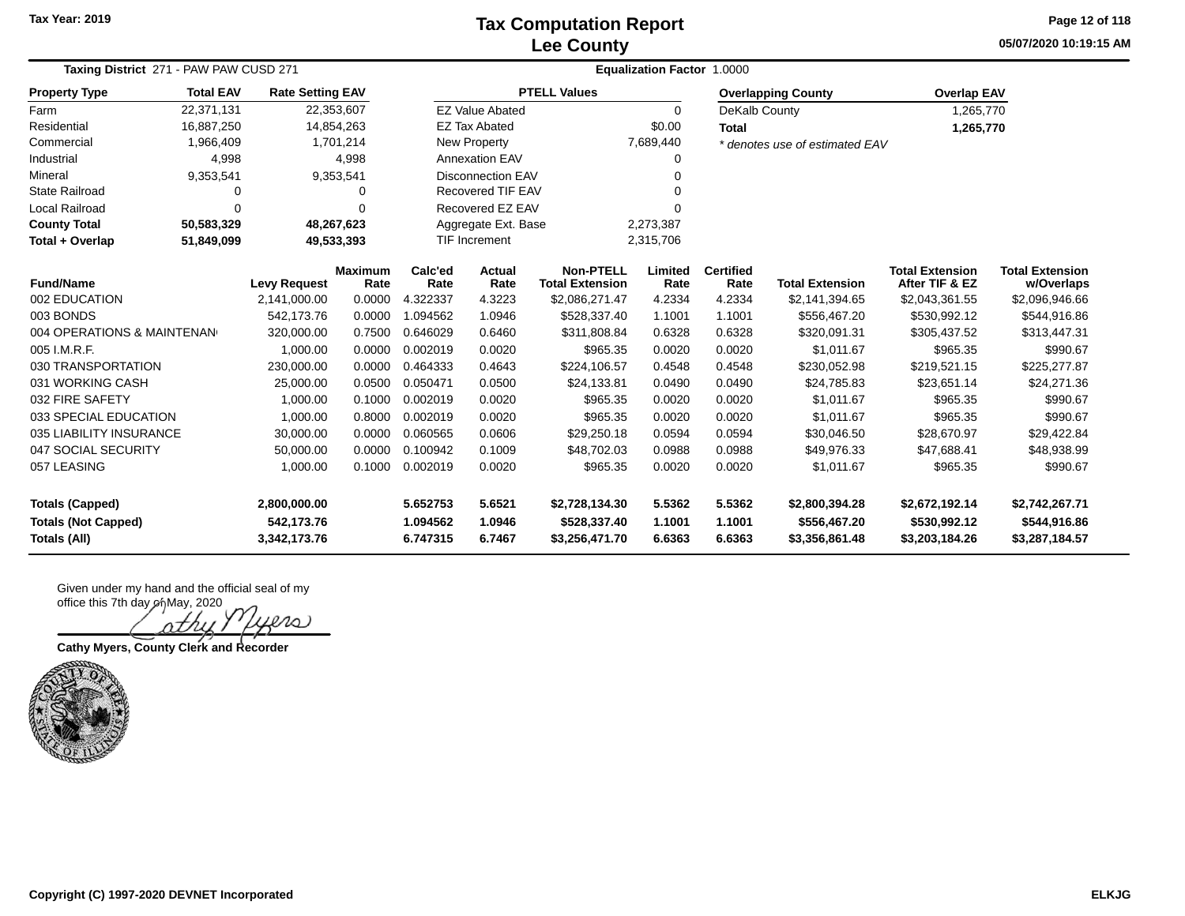Tax Year: 2019

# Tax Computation Report
## Lee County

05/07/2020 10:19:15 AM

**Taxing District** 271 - PAW PAW CUSD 271 **Equalization Factor** 1.0000

| Property Type | Total EAV | Rate Setting EAV |
|---|---|---|
| Farm | 22,371,131 | 22,353,607 |
| Residential | 16,887,250 | 14,854,263 |
| Commercial | 1,966,409 | 1,701,214 |
| Industrial | 4,998 | 4,998 |
| Mineral | 9,353,541 | 9,353,541 |
| State Railroad | 0 | 0 |
| Local Railroad | 0 | 0 |
| **County Total** | **50,583,329** | **48,267,623** |
| **Total + Overlap** | **51,849,099** | **49,533,393** |

| PTELL Values | |
|---|---|
| EZ Value Abated | 0 |
| EZ Tax Abated | $0.00 |
| New Property | 7,689,440 |
| Annexation EAV | 0 |
| Disconnection EAV | 0 |
| Recovered TIF EAV | 0 |
| Recovered EZ EAV | 0 |
| Aggregate Ext. Base | 2,273,387 |
| TIF Increment | 2,315,706 |

| Overlapping County | Overlap EAV |
|---|---|
| DeKalb County | 1,265,770 |
| **Total** | **1,265,770** |

*\* denotes use of estimated EAV*

| Fund/Name | Levy Request | Maximum Rate | Calc'ed Rate | Actual Rate | Non-PTELL Total Extension | Limited Rate | Certified Rate | Total Extension | Total Extension After TIF & EZ | Total Extension w/Overlaps |
|---|---|---|---|---|---|---|---|---|---|---|
| 002 EDUCATION | 2,141,000.00 | 0.0000 | 4.322337 | 4.3223 | $2,086,271.47 | 4.2334 | 4.2334 | $2,141,394.65 | $2,043,361.55 | $2,096,946.66 |
| 003 BONDS | 542,173.76 | 0.0000 | 1.094562 | 1.0946 | $528,337.40 | 1.1001 | 1.1001 | $556,467.20 | $530,992.12 | $544,916.86 |
| 004 OPERATIONS & MAINTENAN | 320,000.00 | 0.7500 | 0.646029 | 0.6460 | $311,808.84 | 0.6328 | 0.6328 | $320,091.31 | $305,437.52 | $313,447.31 |
| 005 I.M.R.F. | 1,000.00 | 0.0000 | 0.002019 | 0.0020 | $965.35 | 0.0020 | 0.0020 | $1,011.67 | $965.35 | $990.67 |
| 030 TRANSPORTATION | 230,000.00 | 0.0000 | 0.464333 | 0.4643 | $224,106.57 | 0.4548 | 0.4548 | $230,052.98 | $219,521.15 | $225,277.87 |
| 031 WORKING CASH | 25,000.00 | 0.0500 | 0.050471 | 0.0500 | $24,133.81 | 0.0490 | 0.0490 | $24,785.83 | $23,651.14 | $24,271.36 |
| 032 FIRE SAFETY | 1,000.00 | 0.1000 | 0.002019 | 0.0020 | $965.35 | 0.0020 | 0.0020 | $1,011.67 | $965.35 | $990.67 |
| 033 SPECIAL EDUCATION | 1,000.00 | 0.8000 | 0.002019 | 0.0020 | $965.35 | 0.0020 | 0.0020 | $1,011.67 | $965.35 | $990.67 |
| 035 LIABILITY INSURANCE | 30,000.00 | 0.0000 | 0.060565 | 0.0606 | $29,250.18 | 0.0594 | 0.0594 | $30,046.50 | $28,670.97 | $29,422.84 |
| 047 SOCIAL SECURITY | 50,000.00 | 0.0000 | 0.100942 | 0.1009 | $48,702.03 | 0.0988 | 0.0988 | $49,976.33 | $47,688.41 | $48,938.99 |
| 057 LEASING | 1,000.00 | 0.1000 | 0.002019 | 0.0020 | $965.35 | 0.0020 | 0.0020 | $1,011.67 | $965.35 | $990.67 |
| **Totals (Capped)** | **2,800,000.00** | | **5.652753** | **5.6521** | **$2,728,134.30** | **5.5362** | **5.5362** | **$2,800,394.28** | **$2,672,192.14** | **$2,742,267.71** |
| **Totals (Not Capped)** | **542,173.76** | | **1.094562** | **1.0946** | **$528,337.40** | **1.1001** | **1.1001** | **$556,467.20** | **$530,992.12** | **$544,916.86** |
| **Totals (All)** | **3,342,173.76** | | **6.747315** | **6.7467** | **$3,256,471.70** | **6.6363** | **6.6363** | **$3,356,861.48** | **$3,203,184.26** | **$3,287,184.57** |

Given under my hand and the official seal of my office this 7th day of May, 2020

Cathy Myers

**Cathy Myers, County Clerk and Recorder**

Copyright (C) 1997-2020 DEVNET Incorporated

ELKJG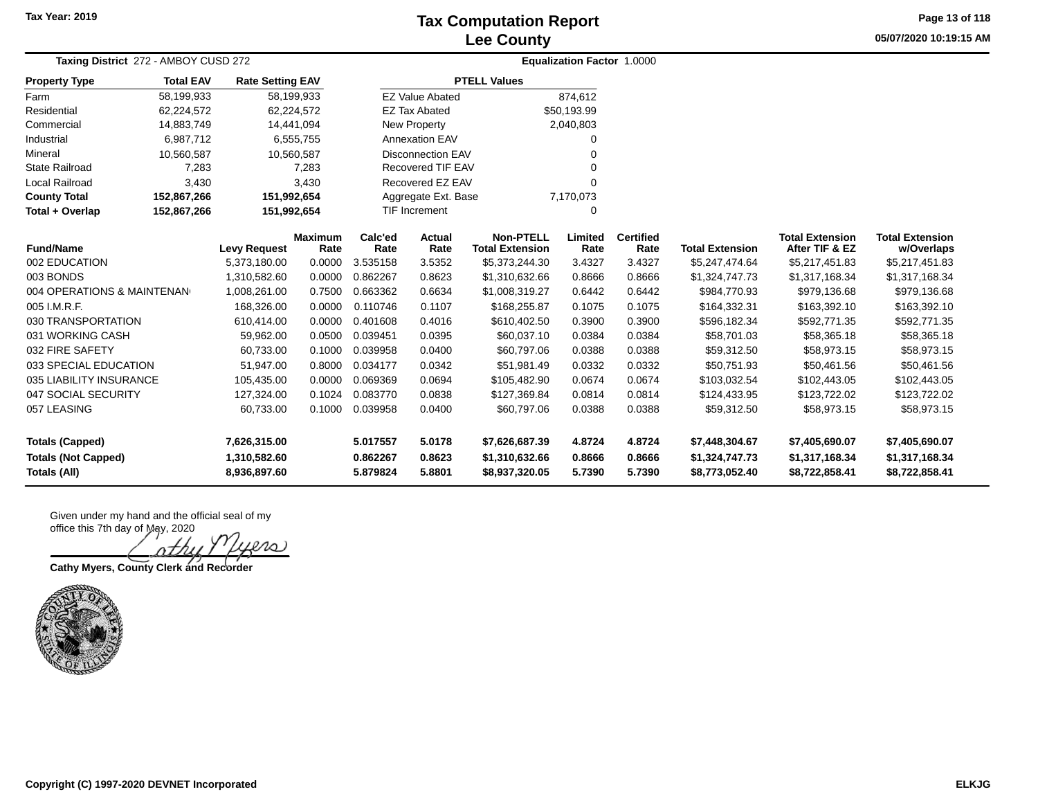# Tax Computation Report
## Lee County

Tax Year: 2019

05/07/2020 10:19:15 AM

**Taxing District** 272 - AMBOY CUSD 272

**Equalization Factor** 1.0000

| Property Type | Total EAV | Rate Setting EAV |
|---|---|---|
| Farm | 58,199,933 | 58,199,933 |
| Residential | 62,224,572 | 62,224,572 |
| Commercial | 14,883,749 | 14,441,094 |
| Industrial | 6,987,712 | 6,555,755 |
| Mineral | 10,560,587 | 10,560,587 |
| State Railroad | 7,283 | 7,283 |
| Local Railroad | 3,430 | 3,430 |
| **County Total** | **152,867,266** | **151,992,654** |
| **Total + Overlap** | **152,867,266** | **151,992,654** |

| PTELL Values | |
|---|---|
| EZ Value Abated | 874,612 |
| EZ Tax Abated | $50,193.99 |
| New Property | 2,040,803 |
| Annexation EAV | 0 |
| Disconnection EAV | 0 |
| Recovered TIF EAV | 0 |
| Recovered EZ EAV | 0 |
| Aggregate Ext. Base | 7,170,073 |
| TIF Increment | 0 |

| Fund/Name | Levy Request | Maximum Rate | Calc'ed Rate | Actual Rate | Non-PTELL Total Extension | Limited Rate | Certified Rate | Total Extension | Total Extension After TIF & EZ | Total Extension w/Overlaps |
|---|---|---|---|---|---|---|---|---|---|---|
| 002 EDUCATION | 5,373,180.00 | 0.0000 | 3.535158 | 3.5352 | $5,373,244.30 | 3.4327 | 3.4327 | $5,247,474.64 | $5,217,451.83 | $5,217,451.83 |
| 003 BONDS | 1,310,582.60 | 0.0000 | 0.862267 | 0.8623 | $1,310,632.66 | 0.8666 | 0.8666 | $1,324,747.73 | $1,317,168.34 | $1,317,168.34 |
| 004 OPERATIONS & MAINTENAN | 1,008,261.00 | 0.7500 | 0.663362 | 0.6634 | $1,008,319.27 | 0.6442 | 0.6442 | $984,770.93 | $979,136.68 | $979,136.68 |
| 005 I.M.R.F. | 168,326.00 | 0.0000 | 0.110746 | 0.1107 | $168,255.87 | 0.1075 | 0.1075 | $164,332.31 | $163,392.10 | $163,392.10 |
| 030 TRANSPORTATION | 610,414.00 | 0.0000 | 0.401608 | 0.4016 | $610,402.50 | 0.3900 | 0.3900 | $596,182.34 | $592,771.35 | $592,771.35 |
| 031 WORKING CASH | 59,962.00 | 0.0500 | 0.039451 | 0.0395 | $60,037.10 | 0.0384 | 0.0384 | $58,701.03 | $58,365.18 | $58,365.18 |
| 032 FIRE SAFETY | 60,733.00 | 0.1000 | 0.039958 | 0.0400 | $60,797.06 | 0.0388 | 0.0388 | $59,312.50 | $58,973.15 | $58,973.15 |
| 033 SPECIAL EDUCATION | 51,947.00 | 0.8000 | 0.034177 | 0.0342 | $51,981.49 | 0.0332 | 0.0332 | $50,751.93 | $50,461.56 | $50,461.56 |
| 035 LIABILITY INSURANCE | 105,435.00 | 0.0000 | 0.069369 | 0.0694 | $105,482.90 | 0.0674 | 0.0674 | $103,032.54 | $102,443.05 | $102,443.05 |
| 047 SOCIAL SECURITY | 127,324.00 | 0.1024 | 0.083770 | 0.0838 | $127,369.84 | 0.0814 | 0.0814 | $124,433.95 | $123,722.02 | $123,722.02 |
| 057 LEASING | 60,733.00 | 0.1000 | 0.039958 | 0.0400 | $60,797.06 | 0.0388 | 0.0388 | $59,312.50 | $58,973.15 | $58,973.15 |
| **Totals (Capped)** | **7,626,315.00** | | **5.017557** | **5.0178** | **$7,626,687.39** | **4.8724** | **4.8724** | **$7,448,304.67** | **$7,405,690.07** | **$7,405,690.07** |
| **Totals (Not Capped)** | **1,310,582.60** | | **0.862267** | **0.8623** | **$1,310,632.66** | **0.8666** | **0.8666** | **$1,324,747.73** | **$1,317,168.34** | **$1,317,168.34** |
| **Totals (All)** | **8,936,897.60** | | **5.879824** | **5.8801** | **$8,937,320.05** | **5.7390** | **5.7390** | **$8,773,052.40** | **$8,722,858.41** | **$8,722,858.41** |

Given under my hand and the official seal of my office this 7th day of May, 2020

Cathy Myers

**Cathy Myers, County Clerk and Recorder**

Copyright (C) 1997-2020 DEVNET Incorporated

ELKJG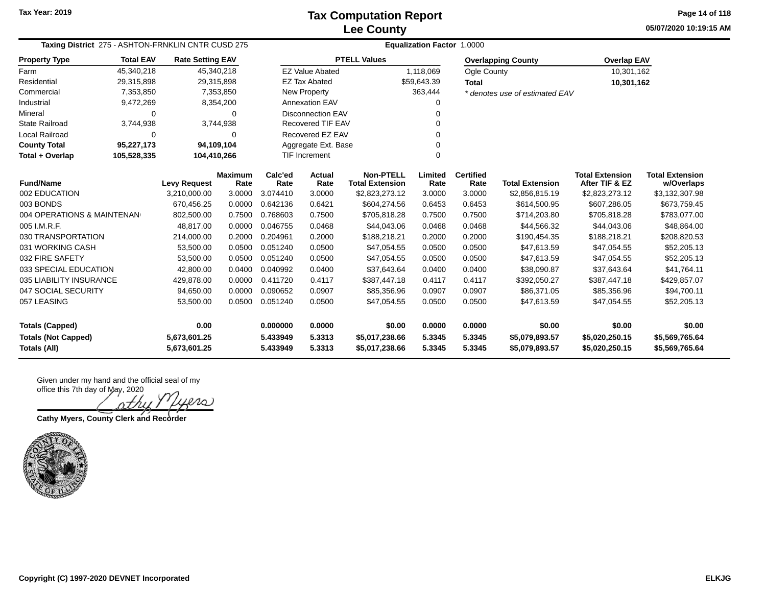Tax Year: 2019

# Tax Computation Report
## Lee County

05/07/2020 10:19:15 AM

**Taxing District** 275 - ASHTON-FRNKLIN CNTR CUSD 275 **Equalization Factor** 1.0000

| Property Type | Total EAV | Rate Setting EAV |
|---|---|---|
| Farm | 45,340,218 | 45,340,218 |
| Residential | 29,315,898 | 29,315,898 |
| Commercial | 7,353,850 | 7,353,850 |
| Industrial | 9,472,269 | 8,354,200 |
| Mineral | 0 | 0 |
| State Railroad | 3,744,938 | 3,744,938 |
| Local Railroad | 0 | 0 |
| **County Total** | **95,227,173** | **94,109,104** |
| **Total + Overlap** | **105,528,335** | **104,410,266** |

| PTELL Values | |
|---|---|
| EZ Value Abated | 1,118,069 |
| EZ Tax Abated | $59,643.39 |
| New Property | 363,444 |
| Annexation EAV | 0 |
| Disconnection EAV | 0 |
| Recovered TIF EAV | 0 |
| Recovered EZ EAV | 0 |
| Aggregate Ext. Base | 0 |
| TIF Increment | 0 |

| Overlapping County | Overlap EAV |
|---|---|
| Ogle County | 10,301,162 |
| **Total** | **10,301,162** |

*\* denotes use of estimated EAV*

| Fund/Name | Levy Request | Maximum Rate | Calc'ed Rate | Actual Rate | Non-PTELL Total Extension | Limited Rate | Certified Rate | Total Extension | Total Extension After TIF & EZ | Total Extension w/Overlaps |
|---|---|---|---|---|---|---|---|---|---|---|
| 002 EDUCATION | 3,210,000.00 | 3.0000 | 3.074410 | 3.0000 | $2,823,273.12 | 3.0000 | 3.0000 | $2,856,815.19 | $2,823,273.12 | $3,132,307.98 |
| 003 BONDS | 670,456.25 | 0.0000 | 0.642136 | 0.6421 | $604,274.56 | 0.6453 | 0.6453 | $614,500.95 | $607,286.05 | $673,759.45 |
| 004 OPERATIONS & MAINTENAN | 802,500.00 | 0.7500 | 0.768603 | 0.7500 | $705,818.28 | 0.7500 | 0.7500 | $714,203.80 | $705,818.28 | $783,077.00 |
| 005 I.M.R.F. | 48,817.00 | 0.0000 | 0.046755 | 0.0468 | $44,043.06 | 0.0468 | 0.0468 | $44,566.32 | $44,043.06 | $48,864.00 |
| 030 TRANSPORTATION | 214,000.00 | 0.2000 | 0.204961 | 0.2000 | $188,218.21 | 0.2000 | 0.2000 | $190,454.35 | $188,218.21 | $208,820.53 |
| 031 WORKING CASH | 53,500.00 | 0.0500 | 0.051240 | 0.0500 | $47,054.55 | 0.0500 | 0.0500 | $47,613.59 | $47,054.55 | $52,205.13 |
| 032 FIRE SAFETY | 53,500.00 | 0.0500 | 0.051240 | 0.0500 | $47,054.55 | 0.0500 | 0.0500 | $47,613.59 | $47,054.55 | $52,205.13 |
| 033 SPECIAL EDUCATION | 42,800.00 | 0.0400 | 0.040992 | 0.0400 | $37,643.64 | 0.0400 | 0.0400 | $38,090.87 | $37,643.64 | $41,764.11 |
| 035 LIABILITY INSURANCE | 429,878.00 | 0.0000 | 0.411720 | 0.4117 | $387,447.18 | 0.4117 | 0.4117 | $392,050.27 | $387,447.18 | $429,857.07 |
| 047 SOCIAL SECURITY | 94,650.00 | 0.0000 | 0.090652 | 0.0907 | $85,356.96 | 0.0907 | 0.0907 | $86,371.05 | $85,356.96 | $94,700.11 |
| 057 LEASING | 53,500.00 | 0.0500 | 0.051240 | 0.0500 | $47,054.55 | 0.0500 | 0.0500 | $47,613.59 | $47,054.55 | $52,205.13 |
| **Totals (Capped)** | **0.00** | | **0.000000** | **0.0000** | **$0.00** | **0.0000** | **0.0000** | **$0.00** | **$0.00** | **$0.00** |
| **Totals (Not Capped)** | **5,673,601.25** | | **5.433949** | **5.3313** | **$5,017,238.66** | **5.3345** | **5.3345** | **$5,079,893.57** | **$5,020,250.15** | **$5,569,765.64** |
| **Totals (All)** | **5,673,601.25** | | **5.433949** | **5.3313** | **$5,017,238.66** | **5.3345** | **5.3345** | **$5,079,893.57** | **$5,020,250.15** | **$5,569,765.64** |

Given under my hand and the official seal of my office this 7th day of May, 2020

Cathy Myers

**Cathy Myers, County Clerk and Recorder**

Copyright (C) 1997-2020 DEVNET Incorporated

ELKJG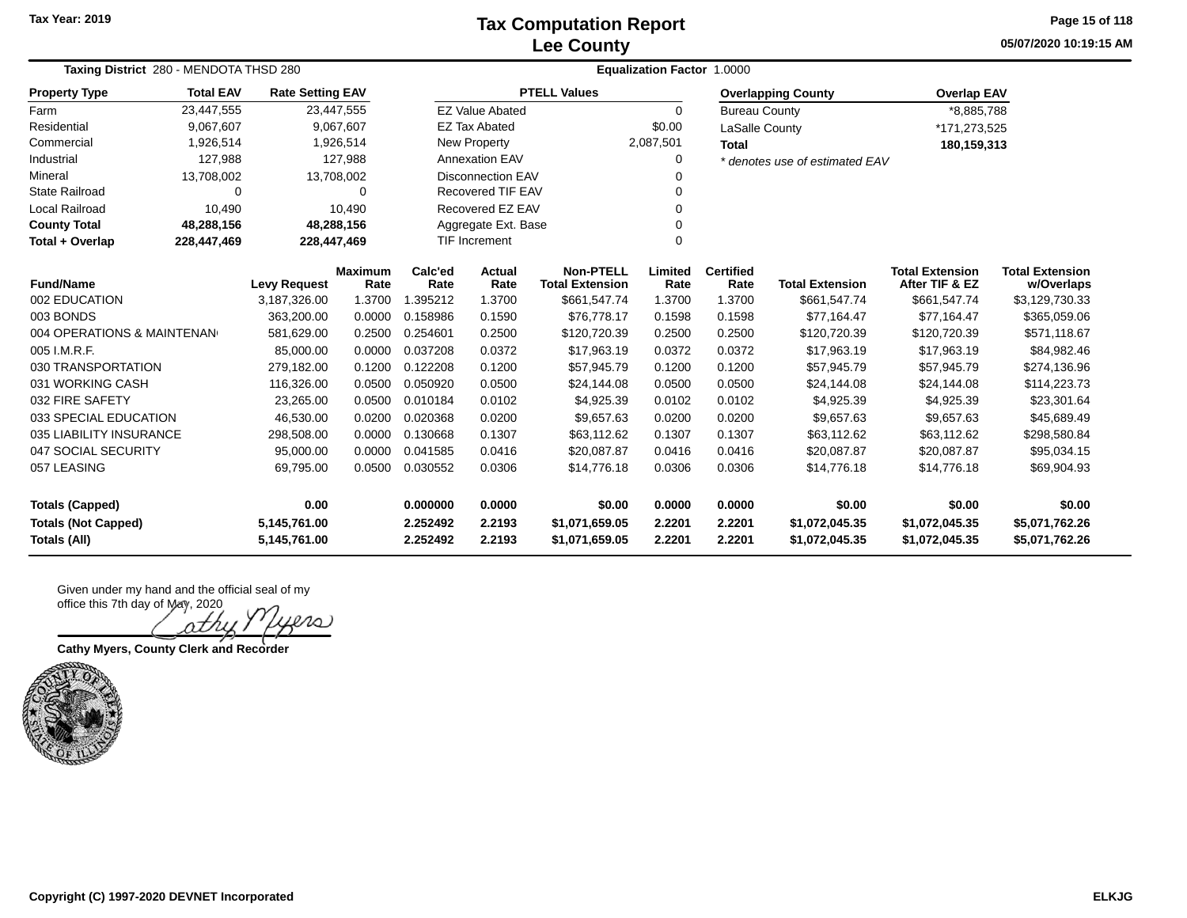**Tax Year: 2019**

# Tax Computation Report
## Lee County

05/07/2020 10:19:15 AM

**Taxing District** 280 - MENDOTA THSD 280 **Equalization Factor** 1.0000

| Property Type | Total EAV | Rate Setting EAV |
|---|---|---|
| Farm | 23,447,555 | 23,447,555 |
| Residential | 9,067,607 | 9,067,607 |
| Commercial | 1,926,514 | 1,926,514 |
| Industrial | 127,988 | 127,988 |
| Mineral | 13,708,002 | 13,708,002 |
| State Railroad | 0 | 0 |
| Local Railroad | 10,490 | 10,490 |
| **County Total** | **48,288,156** | **48,288,156** |
| **Total + Overlap** | **228,447,469** | **228,447,469** |

| PTELL Values | |
|---|---|
| EZ Value Abated | 0 |
| EZ Tax Abated | $0.00 |
| New Property | 2,087,501 |
| Annexation EAV | 0 |
| Disconnection EAV | 0 |
| Recovered TIF EAV | 0 |
| Recovered EZ EAV | 0 |
| Aggregate Ext. Base | 0 |
| TIF Increment | 0 |

| Overlapping County | Overlap EAV |
|---|---|
| Bureau County | *8,885,788 |
| LaSalle County | *171,273,525 |
| **Total** | **180,159,313** |

*\* denotes use of estimated EAV*

| Fund/Name | Levy Request | Maximum Rate | Calc'ed Rate | Actual Rate | Non-PTELL Total Extension | Limited Rate | Certified Rate | Total Extension | Total Extension After TIF & EZ | Total Extension w/Overlaps |
|---|---|---|---|---|---|---|---|---|---|---|
| 002 EDUCATION | 3,187,326.00 | 1.3700 | 1.395212 | 1.3700 | $661,547.74 | 1.3700 | 1.3700 | $661,547.74 | $661,547.74 | $3,129,730.33 |
| 003 BONDS | 363,200.00 | 0.0000 | 0.158986 | 0.1590 | $76,778.17 | 0.1598 | 0.1598 | $77,164.47 | $77,164.47 | $365,059.06 |
| 004 OPERATIONS & MAINTENAN | 581,629.00 | 0.2500 | 0.254601 | 0.2500 | $120,720.39 | 0.2500 | 0.2500 | $120,720.39 | $120,720.39 | $571,118.67 |
| 005 I.M.R.F. | 85,000.00 | 0.0000 | 0.037208 | 0.0372 | $17,963.19 | 0.0372 | 0.0372 | $17,963.19 | $17,963.19 | $84,982.46 |
| 030 TRANSPORTATION | 279,182.00 | 0.1200 | 0.122208 | 0.1200 | $57,945.79 | 0.1200 | 0.1200 | $57,945.79 | $57,945.79 | $274,136.96 |
| 031 WORKING CASH | 116,326.00 | 0.0500 | 0.050920 | 0.0500 | $24,144.08 | 0.0500 | 0.0500 | $24,144.08 | $24,144.08 | $114,223.73 |
| 032 FIRE SAFETY | 23,265.00 | 0.0500 | 0.010184 | 0.0102 | $4,925.39 | 0.0102 | 0.0102 | $4,925.39 | $4,925.39 | $23,301.64 |
| 033 SPECIAL EDUCATION | 46,530.00 | 0.0200 | 0.020368 | 0.0200 | $9,657.63 | 0.0200 | 0.0200 | $9,657.63 | $9,657.63 | $45,689.49 |
| 035 LIABILITY INSURANCE | 298,508.00 | 0.0000 | 0.130668 | 0.1307 | $63,112.62 | 0.1307 | 0.1307 | $63,112.62 | $63,112.62 | $298,580.84 |
| 047 SOCIAL SECURITY | 95,000.00 | 0.0000 | 0.041585 | 0.0416 | $20,087.87 | 0.0416 | 0.0416 | $20,087.87 | $20,087.87 | $95,034.15 |
| 057 LEASING | 69,795.00 | 0.0500 | 0.030552 | 0.0306 | $14,776.18 | 0.0306 | 0.0306 | $14,776.18 | $14,776.18 | $69,904.93 |
| **Totals (Capped)** | **0.00** | | **0.000000** | **0.0000** | **$0.00** | **0.0000** | **0.0000** | **$0.00** | **$0.00** | **$0.00** |
| **Totals (Not Capped)** | **5,145,761.00** | | **2.252492** | **2.2193** | **$1,071,659.05** | **2.2201** | **2.2201** | **$1,072,045.35** | **$1,072,045.35** | **$5,071,762.26** |
| **Totals (All)** | **5,145,761.00** | | **2.252492** | **2.2193** | **$1,071,659.05** | **2.2201** | **2.2201** | **$1,072,045.35** | **$1,072,045.35** | **$5,071,762.26** |

Given under my hand and the official seal of my office this 7th day of May, 2020

Cathy Myers

**Cathy Myers, County Clerk and Recorder**

**Copyright (C) 1997-2020 DEVNET Incorporated** **ELKJG**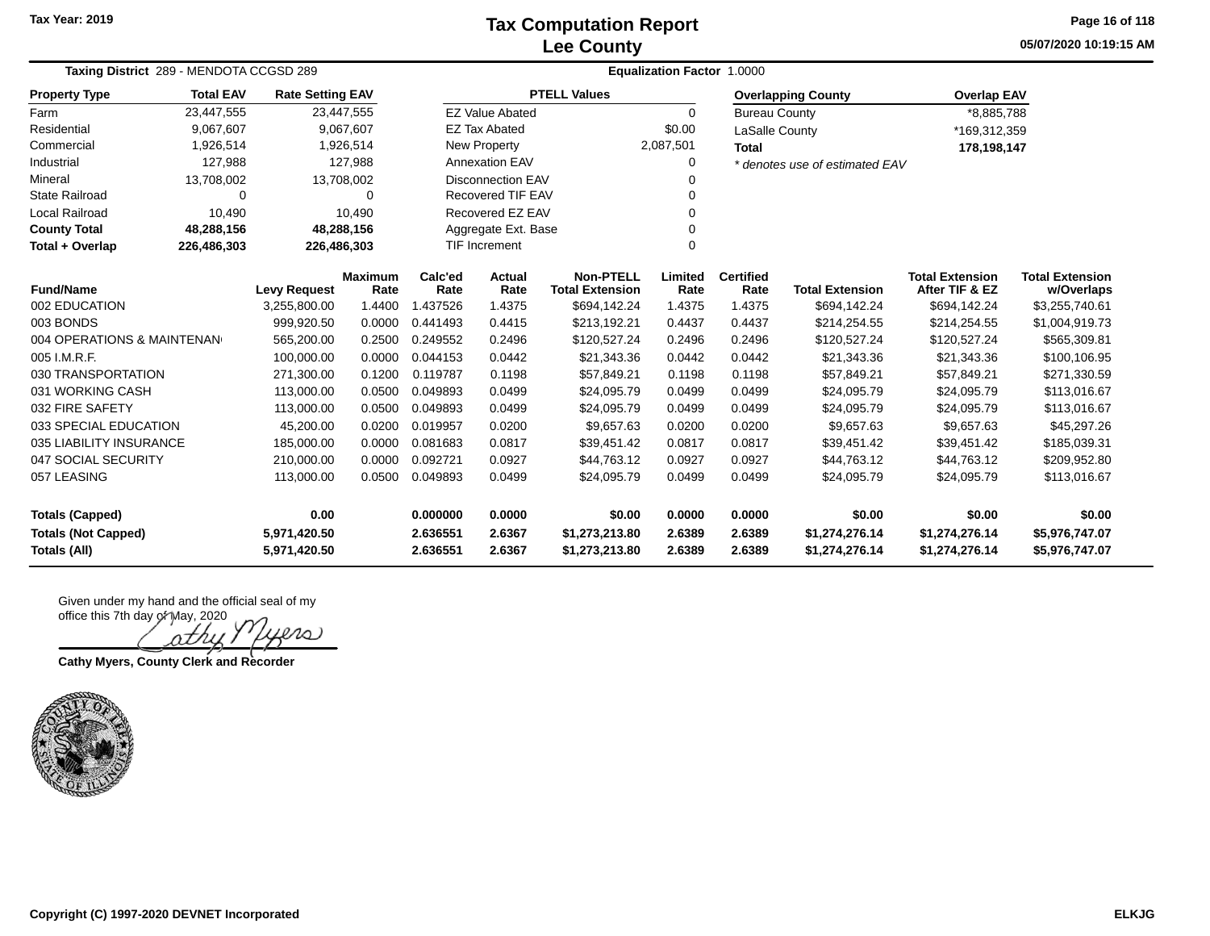Tax Year: 2019

# Tax Computation Report
## Lee County

05/07/2020 10:19:15 AM

**Taxing District** 289 - MENDOTA CCGSD 289 **Equalization Factor** 1.0000

| Property Type | Total EAV | Rate Setting EAV |
|---|---|---|
| Farm | 23,447,555 | 23,447,555 |
| Residential | 9,067,607 | 9,067,607 |
| Commercial | 1,926,514 | 1,926,514 |
| Industrial | 127,988 | 127,988 |
| Mineral | 13,708,002 | 13,708,002 |
| State Railroad | 0 | 0 |
| Local Railroad | 10,490 | 10,490 |
| **County Total** | **48,288,156** | **48,288,156** |
| **Total + Overlap** | **226,486,303** | **226,486,303** |

| PTELL Values | |
|---|---|
| EZ Value Abated | 0 |
| EZ Tax Abated | $0.00 |
| New Property | 2,087,501 |
| Annexation EAV | 0 |
| Disconnection EAV | 0 |
| Recovered TIF EAV | 0 |
| Recovered EZ EAV | 0 |
| Aggregate Ext. Base | 0 |
| TIF Increment | 0 |

| Overlapping County | Overlap EAV |
|---|---|
| Bureau County | *8,885,788 |
| LaSalle County | *169,312,359 |
| **Total** | **178,198,147** |

*\* denotes use of estimated EAV*

| Fund/Name | Levy Request | Maximum Rate | Calc'ed Rate | Actual Rate | Non-PTELL Total Extension | Limited Rate | Certified Rate | Total Extension | Total Extension After TIF & EZ | Total Extension w/Overlaps |
|---|---|---|---|---|---|---|---|---|---|---|
| 002 EDUCATION | 3,255,800.00 | 1.4400 | 1.437526 | 1.4375 | $694,142.24 | 1.4375 | 1.4375 | $694,142.24 | $694,142.24 | $3,255,740.61 |
| 003 BONDS | 999,920.50 | 0.0000 | 0.441493 | 0.4415 | $213,192.21 | 0.4437 | 0.4437 | $214,254.55 | $214,254.55 | $1,004,919.73 |
| 004 OPERATIONS & MAINTENAN | 565,200.00 | 0.2500 | 0.249552 | 0.2496 | $120,527.24 | 0.2496 | 0.2496 | $120,527.24 | $120,527.24 | $565,309.81 |
| 005 I.M.R.F. | 100,000.00 | 0.0000 | 0.044153 | 0.0442 | $21,343.36 | 0.0442 | 0.0442 | $21,343.36 | $21,343.36 | $100,106.95 |
| 030 TRANSPORTATION | 271,300.00 | 0.1200 | 0.119787 | 0.1198 | $57,849.21 | 0.1198 | 0.1198 | $57,849.21 | $57,849.21 | $271,330.59 |
| 031 WORKING CASH | 113,000.00 | 0.0500 | 0.049893 | 0.0499 | $24,095.79 | 0.0499 | 0.0499 | $24,095.79 | $24,095.79 | $113,016.67 |
| 032 FIRE SAFETY | 113,000.00 | 0.0500 | 0.049893 | 0.0499 | $24,095.79 | 0.0499 | 0.0499 | $24,095.79 | $24,095.79 | $113,016.67 |
| 033 SPECIAL EDUCATION | 45,200.00 | 0.0200 | 0.019957 | 0.0200 | $9,657.63 | 0.0200 | 0.0200 | $9,657.63 | $9,657.63 | $45,297.26 |
| 035 LIABILITY INSURANCE | 185,000.00 | 0.0000 | 0.081683 | 0.0817 | $39,451.42 | 0.0817 | 0.0817 | $39,451.42 | $39,451.42 | $185,039.31 |
| 047 SOCIAL SECURITY | 210,000.00 | 0.0000 | 0.092721 | 0.0927 | $44,763.12 | 0.0927 | 0.0927 | $44,763.12 | $44,763.12 | $209,952.80 |
| 057 LEASING | 113,000.00 | 0.0500 | 0.049893 | 0.0499 | $24,095.79 | 0.0499 | 0.0499 | $24,095.79 | $24,095.79 | $113,016.67 |
| **Totals (Capped)** | **0.00** | | **0.000000** | **0.0000** | **$0.00** | **0.0000** | **0.0000** | **$0.00** | **$0.00** | **$0.00** |
| **Totals (Not Capped)** | **5,971,420.50** | | **2.636551** | **2.6367** | **$1,273,213.80** | **2.6389** | **2.6389** | **$1,274,276.14** | **$1,274,276.14** | **$5,976,747.07** |
| **Totals (All)** | **5,971,420.50** | | **2.636551** | **2.6367** | **$1,273,213.80** | **2.6389** | **2.6389** | **$1,274,276.14** | **$1,274,276.14** | **$5,976,747.07** |

Given under my hand and the official seal of my office this 7th day of May, 2020

Cathy Myers

**Cathy Myers, County Clerk and Recorder**

**Copyright (C) 1997-2020 DEVNET Incorporated** **ELKJG**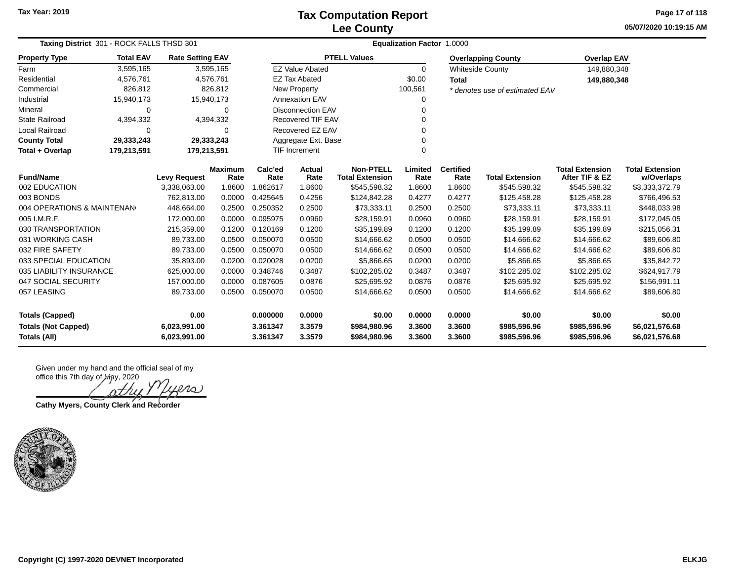# Tax Computation Report
# Lee County

Tax Year: 2019

05/07/2020 10:19:15 AM

**Taxing District** 301 - ROCK FALLS THSD 301

**Equalization Factor** 1.0000

| Property Type | Total EAV | Rate Setting EAV |
|---|---|---|
| Farm | 3,595,165 | 3,595,165 |
| Residential | 4,576,761 | 4,576,761 |
| Commercial | 826,812 | 826,812 |
| Industrial | 15,940,173 | 15,940,173 |
| Mineral | 0 | 0 |
| State Railroad | 4,394,332 | 4,394,332 |
| Local Railroad | 0 | 0 |
| **County Total** | **29,333,243** | **29,333,243** |
| **Total + Overlap** | **179,213,591** | **179,213,591** |

| PTELL Values | |
|---|---|
| EZ Value Abated | 0 |
| EZ Tax Abated | $0.00 |
| New Property | 100,561 |
| Annexation EAV | 0 |
| Disconnection EAV | 0 |
| Recovered TIF EAV | 0 |
| Recovered EZ EAV | 0 |
| Aggregate Ext. Base | 0 |
| TIF Increment | 0 |

| Overlapping County | Overlap EAV |
|---|---|
| Whiteside County | 149,880,348 |
| **Total** | **149,880,348** |

*\* denotes use of estimated EAV*

| Fund/Name | Levy Request | Maximum Rate | Calc'ed Rate | Actual Rate | Non-PTELL Total Extension | Limited Rate | Certified Rate | Total Extension | Total Extension After TIF & EZ | Total Extension w/Overlaps |
|---|---|---|---|---|---|---|---|---|---|---|
| 002 EDUCATION | 3,338,063.00 | 1.8600 | 1.862617 | 1.8600 | $545,598.32 | 1.8600 | 1.8600 | $545,598.32 | $545,598.32 | $3,333,372.79 |
| 003 BONDS | 762,813.00 | 0.0000 | 0.425645 | 0.4256 | $124,842.28 | 0.4277 | 0.4277 | $125,458.28 | $125,458.28 | $766,496.53 |
| 004 OPERATIONS & MAINTENAN | 448,664.00 | 0.2500 | 0.250352 | 0.2500 | $73,333.11 | 0.2500 | 0.2500 | $73,333.11 | $73,333.11 | $448,033.98 |
| 005 I.M.R.F. | 172,000.00 | 0.0000 | 0.095975 | 0.0960 | $28,159.91 | 0.0960 | 0.0960 | $28,159.91 | $28,159.91 | $172,045.05 |
| 030 TRANSPORTATION | 215,359.00 | 0.1200 | 0.120169 | 0.1200 | $35,199.89 | 0.1200 | 0.1200 | $35,199.89 | $35,199.89 | $215,056.31 |
| 031 WORKING CASH | 89,733.00 | 0.0500 | 0.050070 | 0.0500 | $14,666.62 | 0.0500 | 0.0500 | $14,666.62 | $14,666.62 | $89,606.80 |
| 032 FIRE SAFETY | 89,733.00 | 0.0500 | 0.050070 | 0.0500 | $14,666.62 | 0.0500 | 0.0500 | $14,666.62 | $14,666.62 | $89,606.80 |
| 033 SPECIAL EDUCATION | 35,893.00 | 0.0200 | 0.020028 | 0.0200 | $5,866.65 | 0.0200 | 0.0200 | $5,866.65 | $5,866.65 | $35,842.72 |
| 035 LIABILITY INSURANCE | 625,000.00 | 0.0000 | 0.348746 | 0.3487 | $102,285.02 | 0.3487 | 0.3487 | $102,285.02 | $102,285.02 | $624,917.79 |
| 047 SOCIAL SECURITY | 157,000.00 | 0.0000 | 0.087605 | 0.0876 | $25,695.92 | 0.0876 | 0.0876 | $25,695.92 | $25,695.92 | $156,991.11 |
| 057 LEASING | 89,733.00 | 0.0500 | 0.050070 | 0.0500 | $14,666.62 | 0.0500 | 0.0500 | $14,666.62 | $14,666.62 | $89,606.80 |
| **Totals (Capped)** | **0.00** | | **0.000000** | **0.0000** | **$0.00** | **0.0000** | **0.0000** | **$0.00** | **$0.00** | **$0.00** |
| **Totals (Not Capped)** | **6,023,991.00** | | **3.361347** | **3.3579** | **$984,980.96** | **3.3600** | **3.3600** | **$985,596.96** | **$985,596.96** | **$6,021,576.68** |
| **Totals (All)** | **6,023,991.00** | | **3.361347** | **3.3579** | **$984,980.96** | **3.3600** | **3.3600** | **$985,596.96** | **$985,596.96** | **$6,021,576.68** |

Given under my hand and the official seal of my office this 7th day of May, 2020

Cathy Myers

**Cathy Myers, County Clerk and Recorder**

Copyright (C) 1997-2020 DEVNET Incorporated

ELKJG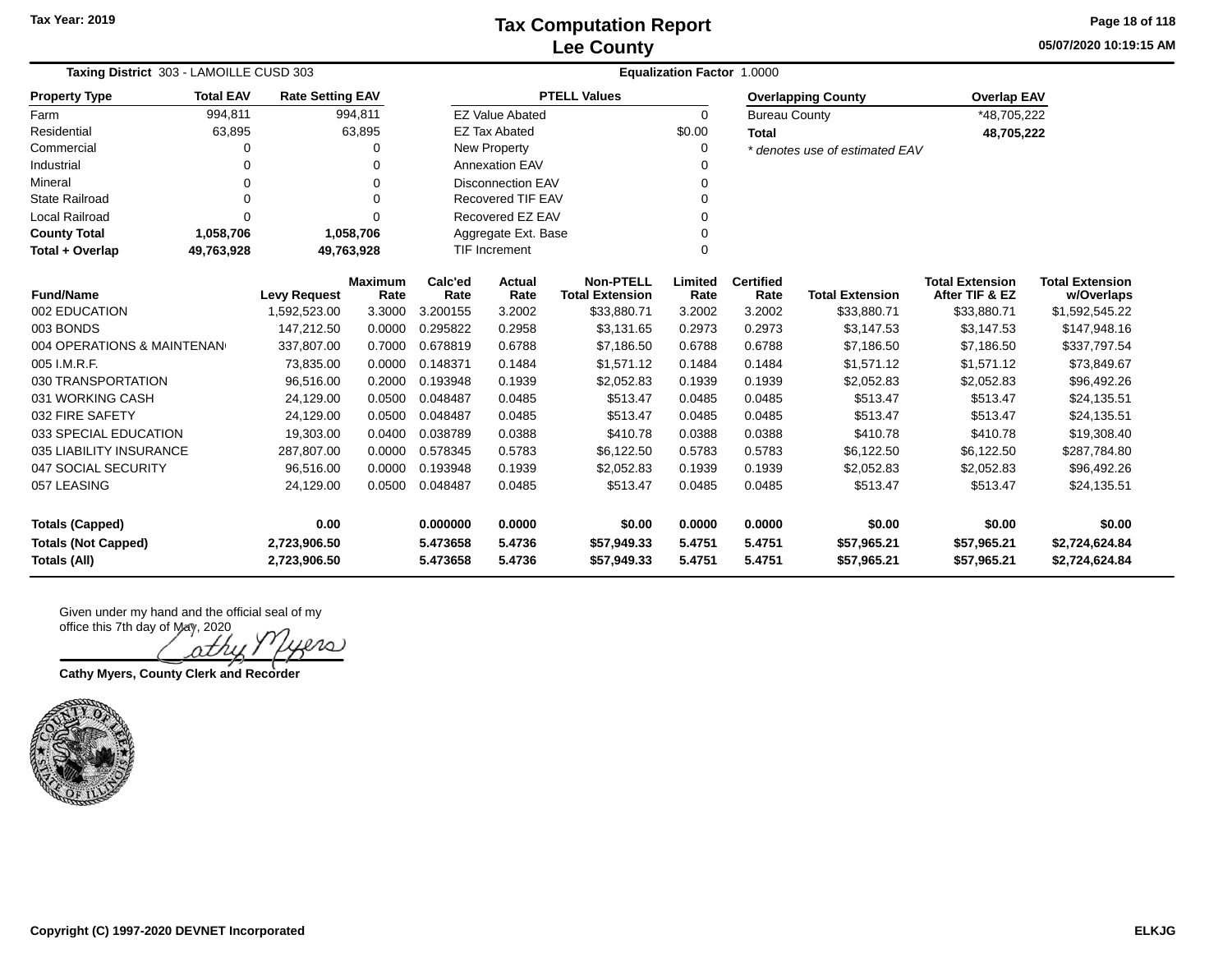Tax Year: 2019

# Tax Computation Report
## Lee County

05/07/2020 10:19:15 AM

**Taxing District** 303 - LAMOILLE CUSD 303 | **Equalization Factor** 1.0000

| Property Type | Total EAV | Rate Setting EAV |
|---|---|---|
| Farm | 994,811 | 994,811 |
| Residential | 63,895 | 63,895 |
| Commercial | 0 | 0 |
| Industrial | 0 | 0 |
| Mineral | 0 | 0 |
| State Railroad | 0 | 0 |
| Local Railroad | 0 | 0 |
| **County Total** | **1,058,706** | **1,058,706** |
| **Total + Overlap** | **49,763,928** | **49,763,928** |

| PTELL Values | |
|---|---|
| EZ Value Abated | 0 |
| EZ Tax Abated | $0.00 |
| New Property | 0 |
| Annexation EAV | 0 |
| Disconnection EAV | 0 |
| Recovered TIF EAV | 0 |
| Recovered EZ EAV | 0 |
| Aggregate Ext. Base | 0 |
| TIF Increment | 0 |

| Overlapping County | Overlap EAV |
|---|---|
| Bureau County | *48,705,222 |
| **Total** | **48,705,222** |

*\* denotes use of estimated EAV*

| Fund/Name | Levy Request | Maximum Rate | Calc'ed Rate | Actual Rate | Non-PTELL Total Extension | Limited Rate | Certified Rate | Total Extension | Total Extension After TIF & EZ | Total Extension w/Overlaps |
|---|---|---|---|---|---|---|---|---|---|---|
| 002 EDUCATION | 1,592,523.00 | 3.3000 | 3.200155 | 3.2002 | $33,880.71 | 3.2002 | 3.2002 | $33,880.71 | $33,880.71 | $1,592,545.22 |
| 003 BONDS | 147,212.50 | 0.0000 | 0.295822 | 0.2958 | $3,131.65 | 0.2973 | 0.2973 | $3,147.53 | $3,147.53 | $147,948.16 |
| 004 OPERATIONS & MAINTENANC | 337,807.00 | 0.7000 | 0.678819 | 0.6788 | $7,186.50 | 0.6788 | 0.6788 | $7,186.50 | $7,186.50 | $337,797.54 |
| 005 I.M.R.F. | 73,835.00 | 0.0000 | 0.148371 | 0.1484 | $1,571.12 | 0.1484 | 0.1484 | $1,571.12 | $1,571.12 | $73,849.67 |
| 030 TRANSPORTATION | 96,516.00 | 0.2000 | 0.193948 | 0.1939 | $2,052.83 | 0.1939 | 0.1939 | $2,052.83 | $2,052.83 | $96,492.26 |
| 031 WORKING CASH | 24,129.00 | 0.0500 | 0.048487 | 0.0485 | $513.47 | 0.0485 | 0.0485 | $513.47 | $513.47 | $24,135.51 |
| 032 FIRE SAFETY | 24,129.00 | 0.0500 | 0.048487 | 0.0485 | $513.47 | 0.0485 | 0.0485 | $513.47 | $513.47 | $24,135.51 |
| 033 SPECIAL EDUCATION | 19,303.00 | 0.0400 | 0.038789 | 0.0388 | $410.78 | 0.0388 | 0.0388 | $410.78 | $410.78 | $19,308.40 |
| 035 LIABILITY INSURANCE | 287,807.00 | 0.0000 | 0.578345 | 0.5783 | $6,122.50 | 0.5783 | 0.5783 | $6,122.50 | $6,122.50 | $287,784.80 |
| 047 SOCIAL SECURITY | 96,516.00 | 0.0000 | 0.193948 | 0.1939 | $2,052.83 | 0.1939 | 0.1939 | $2,052.83 | $2,052.83 | $96,492.26 |
| 057 LEASING | 24,129.00 | 0.0500 | 0.048487 | 0.0485 | $513.47 | 0.0485 | 0.0485 | $513.47 | $513.47 | $24,135.51 |
| **Totals (Capped)** | **0.00** | | **0.000000** | **0.0000** | **$0.00** | **0.0000** | **0.0000** | **$0.00** | **$0.00** | **$0.00** |
| **Totals (Not Capped)** | **2,723,906.50** | | **5.473658** | **5.4736** | **$57,949.33** | **5.4751** | **5.4751** | **$57,965.21** | **$57,965.21** | **$2,724,624.84** |
| **Totals (All)** | **2,723,906.50** | | **5.473658** | **5.4736** | **$57,949.33** | **5.4751** | **5.4751** | **$57,965.21** | **$57,965.21** | **$2,724,624.84** |

Given under my hand and the official seal of my office this 7th day of May, 2020

Cathy Myers

**Cathy Myers, County Clerk and Recorder**

Copyright (C) 1997-2020 DEVNET Incorporated

ELKJG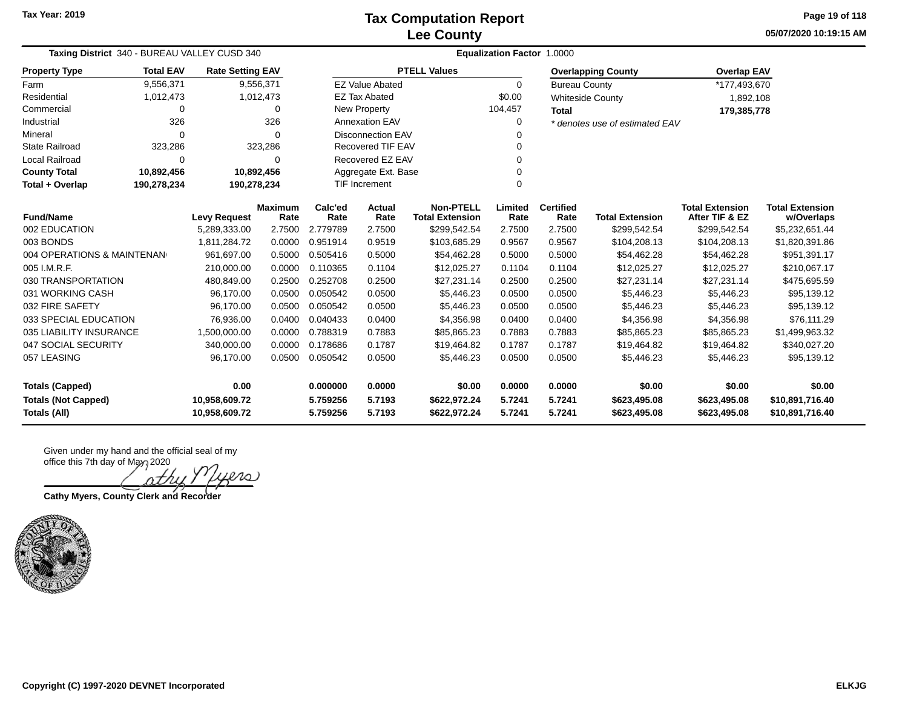# Tax Computation Report
## Lee County

Tax Year: 2019

05/07/2020 10:19:15 AM

**Taxing District** 340 - BUREAU VALLEY CUSD 340

**Equalization Factor** 1.0000

| Property Type | Total EAV | Rate Setting EAV |
|---|---|---|
| Farm | 9,556,371 | 9,556,371 |
| Residential | 1,012,473 | 1,012,473 |
| Commercial | 0 | 0 |
| Industrial | 326 | 326 |
| Mineral | 0 | 0 |
| State Railroad | 323,286 | 323,286 |
| Local Railroad | 0 | 0 |
| **County Total** | **10,892,456** | **10,892,456** |
| **Total + Overlap** | **190,278,234** | **190,278,234** |

| PTELL Values | |
|---|---|
| EZ Value Abated | 0 |
| EZ Tax Abated | $0.00 |
| New Property | 104,457 |
| Annexation EAV | 0 |
| Disconnection EAV | 0 |
| Recovered TIF EAV | 0 |
| Recovered EZ EAV | 0 |
| Aggregate Ext. Base | 0 |
| TIF Increment | 0 |

| Overlapping County | Overlap EAV |
|---|---|
| Bureau County | *177,493,670 |
| Whiteside County | 1,892,108 |
| **Total** | **179,385,778** |

*\* denotes use of estimated EAV*

| Fund/Name | Levy Request | Maximum Rate | Calc'ed Rate | Actual Rate | Non-PTELL Total Extension | Limited Rate | Certified Rate | Total Extension | Total Extension After TIF & EZ | Total Extension w/Overlaps |
|---|---|---|---|---|---|---|---|---|---|---|
| 002 EDUCATION | 5,289,333.00 | 2.7500 | 2.779789 | 2.7500 | $299,542.54 | 2.7500 | 2.7500 | $299,542.54 | $299,542.54 | $5,232,651.44 |
| 003 BONDS | 1,811,284.72 | 0.0000 | 0.951914 | 0.9519 | $103,685.29 | 0.9567 | 0.9567 | $104,208.13 | $104,208.13 | $1,820,391.86 |
| 004 OPERATIONS & MAINTENAN | 961,697.00 | 0.5000 | 0.505416 | 0.5000 | $54,462.28 | 0.5000 | 0.5000 | $54,462.28 | $54,462.28 | $951,391.17 |
| 005 I.M.R.F. | 210,000.00 | 0.0000 | 0.110365 | 0.1104 | $12,025.27 | 0.1104 | 0.1104 | $12,025.27 | $12,025.27 | $210,067.17 |
| 030 TRANSPORTATION | 480,849.00 | 0.2500 | 0.252708 | 0.2500 | $27,231.14 | 0.2500 | 0.2500 | $27,231.14 | $27,231.14 | $475,695.59 |
| 031 WORKING CASH | 96,170.00 | 0.0500 | 0.050542 | 0.0500 | $5,446.23 | 0.0500 | 0.0500 | $5,446.23 | $5,446.23 | $95,139.12 |
| 032 FIRE SAFETY | 96,170.00 | 0.0500 | 0.050542 | 0.0500 | $5,446.23 | 0.0500 | 0.0500 | $5,446.23 | $5,446.23 | $95,139.12 |
| 033 SPECIAL EDUCATION | 76,936.00 | 0.0400 | 0.040433 | 0.0400 | $4,356.98 | 0.0400 | 0.0400 | $4,356.98 | $4,356.98 | $76,111.29 |
| 035 LIABILITY INSURANCE | 1,500,000.00 | 0.0000 | 0.788319 | 0.7883 | $85,865.23 | 0.7883 | 0.7883 | $85,865.23 | $85,865.23 | $1,499,963.32 |
| 047 SOCIAL SECURITY | 340,000.00 | 0.0000 | 0.178686 | 0.1787 | $19,464.82 | 0.1787 | 0.1787 | $19,464.82 | $19,464.82 | $340,027.20 |
| 057 LEASING | 96,170.00 | 0.0500 | 0.050542 | 0.0500 | $5,446.23 | 0.0500 | 0.0500 | $5,446.23 | $5,446.23 | $95,139.12 |
| **Totals (Capped)** | **0.00** | | **0.000000** | **0.0000** | **$0.00** | **0.0000** | **0.0000** | **$0.00** | **$0.00** | **$0.00** |
| **Totals (Not Capped)** | **10,958,609.72** | | **5.759256** | **5.7193** | **$622,972.24** | **5.7241** | **5.7241** | **$623,495.08** | **$623,495.08** | **$10,891,716.40** |
| **Totals (All)** | **10,958,609.72** | | **5.759256** | **5.7193** | **$622,972.24** | **5.7241** | **5.7241** | **$623,495.08** | **$623,495.08** | **$10,891,716.40** |

Given under my hand and the official seal of my office this 7th day of May, 2020

Cathy Myers

**Cathy Myers, County Clerk and Recorder**

Copyright (C) 1997-2020 DEVNET Incorporated

ELKJG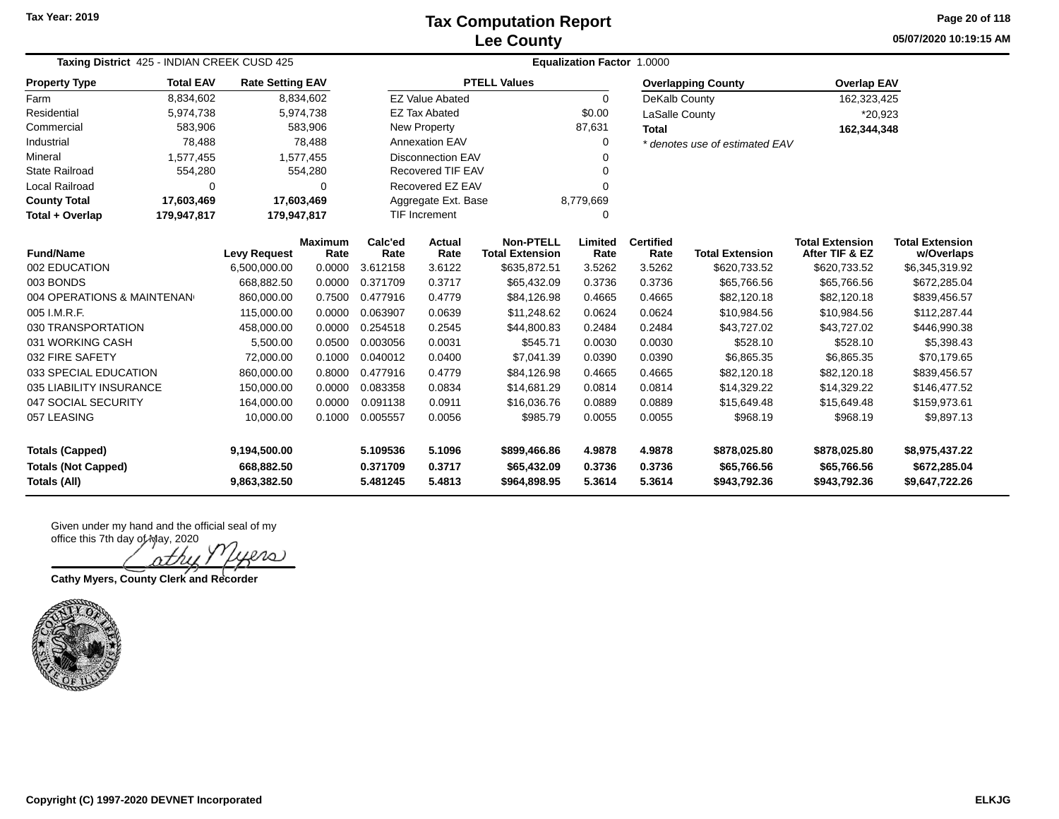# Tax Computation Report
## Lee County

Tax Year: 2019

05/07/2020 10:19:15 AM

**Taxing District** 425 - INDIAN CREEK CUSD 425 **Equalization Factor** 1.0000

| Property Type | Total EAV | Rate Setting EAV |
|---|---|---|
| Farm | 8,834,602 | 8,834,602 |
| Residential | 5,974,738 | 5,974,738 |
| Commercial | 583,906 | 583,906 |
| Industrial | 78,488 | 78,488 |
| Mineral | 1,577,455 | 1,577,455 |
| State Railroad | 554,280 | 554,280 |
| Local Railroad | 0 | 0 |
| **County Total** | **17,603,469** | **17,603,469** |
| **Total + Overlap** | **179,947,817** | **179,947,817** |

| PTELL Values | |
|---|---|
| EZ Value Abated | 0 |
| EZ Tax Abated | $0.00 |
| New Property | 87,631 |
| Annexation EAV | 0 |
| Disconnection EAV | 0 |
| Recovered TIF EAV | 0 |
| Recovered EZ EAV | 0 |
| Aggregate Ext. Base | 8,779,669 |
| TIF Increment | 0 |

| Overlapping County | Overlap EAV |
|---|---|
| DeKalb County | 162,323,425 |
| LaSalle County | *20,923 |
| **Total** | **162,344,348** |

*\* denotes use of estimated EAV*

| Fund/Name | Levy Request | Maximum Rate | Calc'ed Rate | Actual Rate | Non-PTELL Total Extension | Limited Rate | Certified Rate | Total Extension | Total Extension After TIF & EZ | Total Extension w/Overlaps |
|---|---|---|---|---|---|---|---|---|---|---|
| 002 EDUCATION | 6,500,000.00 | 0.0000 | 3.612158 | 3.6122 | $635,872.51 | 3.5262 | 3.5262 | $620,733.52 | $620,733.52 | $6,345,319.92 |
| 003 BONDS | 668,882.50 | 0.0000 | 0.371709 | 0.3717 | $65,432.09 | 0.3736 | 0.3736 | $65,766.56 | $65,766.56 | $672,285.04 |
| 004 OPERATIONS & MAINTENAN | 860,000.00 | 0.7500 | 0.477916 | 0.4779 | $84,126.98 | 0.4665 | 0.4665 | $82,120.18 | $82,120.18 | $839,456.57 |
| 005 I.M.R.F. | 115,000.00 | 0.0000 | 0.063907 | 0.0639 | $11,248.62 | 0.0624 | 0.0624 | $10,984.56 | $10,984.56 | $112,287.44 |
| 030 TRANSPORTATION | 458,000.00 | 0.0000 | 0.254518 | 0.2545 | $44,800.83 | 0.2484 | 0.2484 | $43,727.02 | $43,727.02 | $446,990.38 |
| 031 WORKING CASH | 5,500.00 | 0.0500 | 0.003056 | 0.0031 | $545.71 | 0.0030 | 0.0030 | $528.10 | $528.10 | $5,398.43 |
| 032 FIRE SAFETY | 72,000.00 | 0.1000 | 0.040012 | 0.0400 | $7,041.39 | 0.0390 | 0.0390 | $6,865.35 | $6,865.35 | $70,179.65 |
| 033 SPECIAL EDUCATION | 860,000.00 | 0.8000 | 0.477916 | 0.4779 | $84,126.98 | 0.4665 | 0.4665 | $82,120.18 | $82,120.18 | $839,456.57 |
| 035 LIABILITY INSURANCE | 150,000.00 | 0.0000 | 0.083358 | 0.0834 | $14,681.29 | 0.0814 | 0.0814 | $14,329.22 | $14,329.22 | $146,477.52 |
| 047 SOCIAL SECURITY | 164,000.00 | 0.0000 | 0.091138 | 0.0911 | $16,036.76 | 0.0889 | 0.0889 | $15,649.48 | $15,649.48 | $159,973.61 |
| 057 LEASING | 10,000.00 | 0.1000 | 0.005557 | 0.0056 | $985.79 | 0.0055 | 0.0055 | $968.19 | $968.19 | $9,897.13 |
| **Totals (Capped)** | **9,194,500.00** | | **5.109536** | **5.1096** | **$899,466.86** | **4.9878** | **4.9878** | **$878,025.80** | **$878,025.80** | **$8,975,437.22** |
| **Totals (Not Capped)** | **668,882.50** | | **0.371709** | **0.3717** | **$65,432.09** | **0.3736** | **0.3736** | **$65,766.56** | **$65,766.56** | **$672,285.04** |
| **Totals (All)** | **9,863,382.50** | | **5.481245** | **5.4813** | **$964,898.95** | **5.3614** | **5.3614** | **$943,792.36** | **$943,792.36** | **$9,647,722.26** |

Given under my hand and the official seal of my office this 7th day of May, 2020

Cathy Myers

**Cathy Myers, County Clerk and Recorder**

ELKJG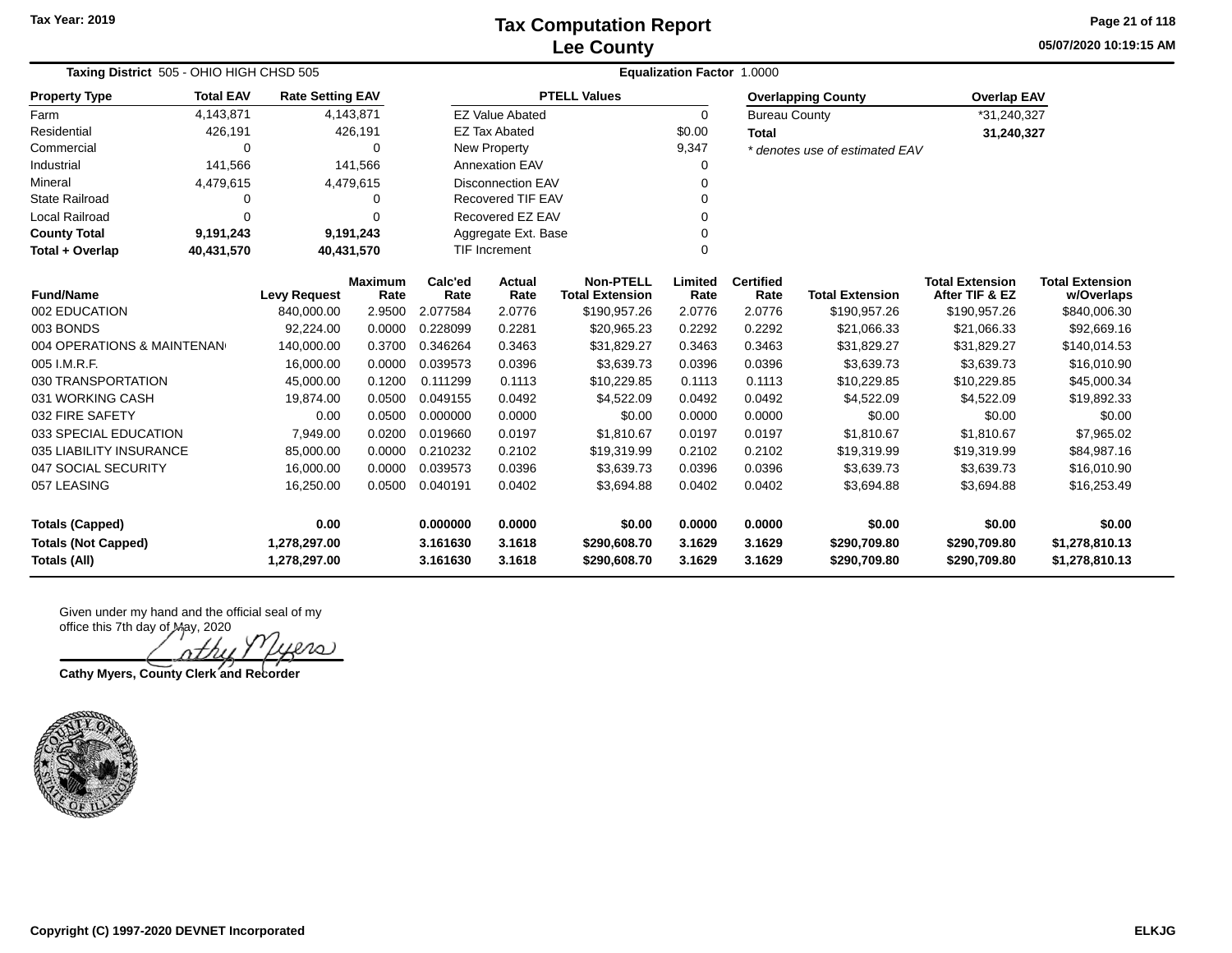# Tax Computation Report
## Lee County

Tax Year: 2019

05/07/2020 10:19:15 AM

**Taxing District** 505 - OHIO HIGH CHSD 505 | **Equalization Factor** 1.0000

| Property Type | Total EAV | Rate Setting EAV |
|---|---|---|
| Farm | 4,143,871 | 4,143,871 |
| Residential | 426,191 | 426,191 |
| Commercial | 0 | 0 |
| Industrial | 141,566 | 141,566 |
| Mineral | 4,479,615 | 4,479,615 |
| State Railroad | 0 | 0 |
| Local Railroad | 0 | 0 |
| **County Total** | **9,191,243** | **9,191,243** |
| **Total + Overlap** | **40,431,570** | **40,431,570** |

| PTELL Values | |
|---|---|
| EZ Value Abated | 0 |
| EZ Tax Abated | $0.00 |
| New Property | 9,347 |
| Annexation EAV | 0 |
| Disconnection EAV | 0 |
| Recovered TIF EAV | 0 |
| Recovered EZ EAV | 0 |
| Aggregate Ext. Base | 0 |
| TIF Increment | 0 |

| Overlapping County | Overlap EAV |
|---|---|
| Bureau County | *31,240,327 |
| **Total** | **31,240,327** |

*\* denotes use of estimated EAV*

| Fund/Name | Levy Request | Maximum Rate | Calc'ed Rate | Actual Rate | Non-PTELL Total Extension | Limited Rate | Certified Rate | Total Extension | Total Extension After TIF & EZ | Total Extension w/Overlaps |
|---|---|---|---|---|---|---|---|---|---|---|
| 002 EDUCATION | 840,000.00 | 2.9500 | 2.077584 | 2.0776 | $190,957.26 | 2.0776 | 2.0776 | $190,957.26 | $190,957.26 | $840,006.30 |
| 003 BONDS | 92,224.00 | 0.0000 | 0.228099 | 0.2281 | $20,965.23 | 0.2292 | 0.2292 | $21,066.33 | $21,066.33 | $92,669.16 |
| 004 OPERATIONS & MAINTENAN | 140,000.00 | 0.3700 | 0.346264 | 0.3463 | $31,829.27 | 0.3463 | 0.3463 | $31,829.27 | $31,829.27 | $140,014.53 |
| 005 I.M.R.F. | 16,000.00 | 0.0000 | 0.039573 | 0.0396 | $3,639.73 | 0.0396 | 0.0396 | $3,639.73 | $3,639.73 | $16,010.90 |
| 030 TRANSPORTATION | 45,000.00 | 0.1200 | 0.111299 | 0.1113 | $10,229.85 | 0.1113 | 0.1113 | $10,229.85 | $10,229.85 | $45,000.34 |
| 031 WORKING CASH | 19,874.00 | 0.0500 | 0.049155 | 0.0492 | $4,522.09 | 0.0492 | 0.0492 | $4,522.09 | $4,522.09 | $19,892.33 |
| 032 FIRE SAFETY | 0.00 | 0.0500 | 0.000000 | 0.0000 | $0.00 | 0.0000 | 0.0000 | $0.00 | $0.00 | $0.00 |
| 033 SPECIAL EDUCATION | 7,949.00 | 0.0200 | 0.019660 | 0.0197 | $1,810.67 | 0.0197 | 0.0197 | $1,810.67 | $1,810.67 | $7,965.02 |
| 035 LIABILITY INSURANCE | 85,000.00 | 0.0000 | 0.210232 | 0.2102 | $19,319.99 | 0.2102 | 0.2102 | $19,319.99 | $19,319.99 | $84,987.16 |
| 047 SOCIAL SECURITY | 16,000.00 | 0.0000 | 0.039573 | 0.0396 | $3,639.73 | 0.0396 | 0.0396 | $3,639.73 | $3,639.73 | $16,010.90 |
| 057 LEASING | 16,250.00 | 0.0500 | 0.040191 | 0.0402 | $3,694.88 | 0.0402 | 0.0402 | $3,694.88 | $3,694.88 | $16,253.49 |
| **Totals (Capped)** | **0.00** | | **0.000000** | **0.0000** | **$0.00** | **0.0000** | **0.0000** | **$0.00** | **$0.00** | **$0.00** |
| **Totals (Not Capped)** | **1,278,297.00** | | **3.161630** | **3.1618** | **$290,608.70** | **3.1629** | **3.1629** | **$290,709.80** | **$290,709.80** | **$1,278,810.13** |
| **Totals (All)** | **1,278,297.00** | | **3.161630** | **3.1618** | **$290,608.70** | **3.1629** | **3.1629** | **$290,709.80** | **$290,709.80** | **$1,278,810.13** |

Given under my hand and the official seal of my office this 7th day of May, 2020

Cathy Myers

**Cathy Myers, County Clerk and Recorder**

**Copyright (C) 1997-2020 DEVNET Incorporated** ELKJG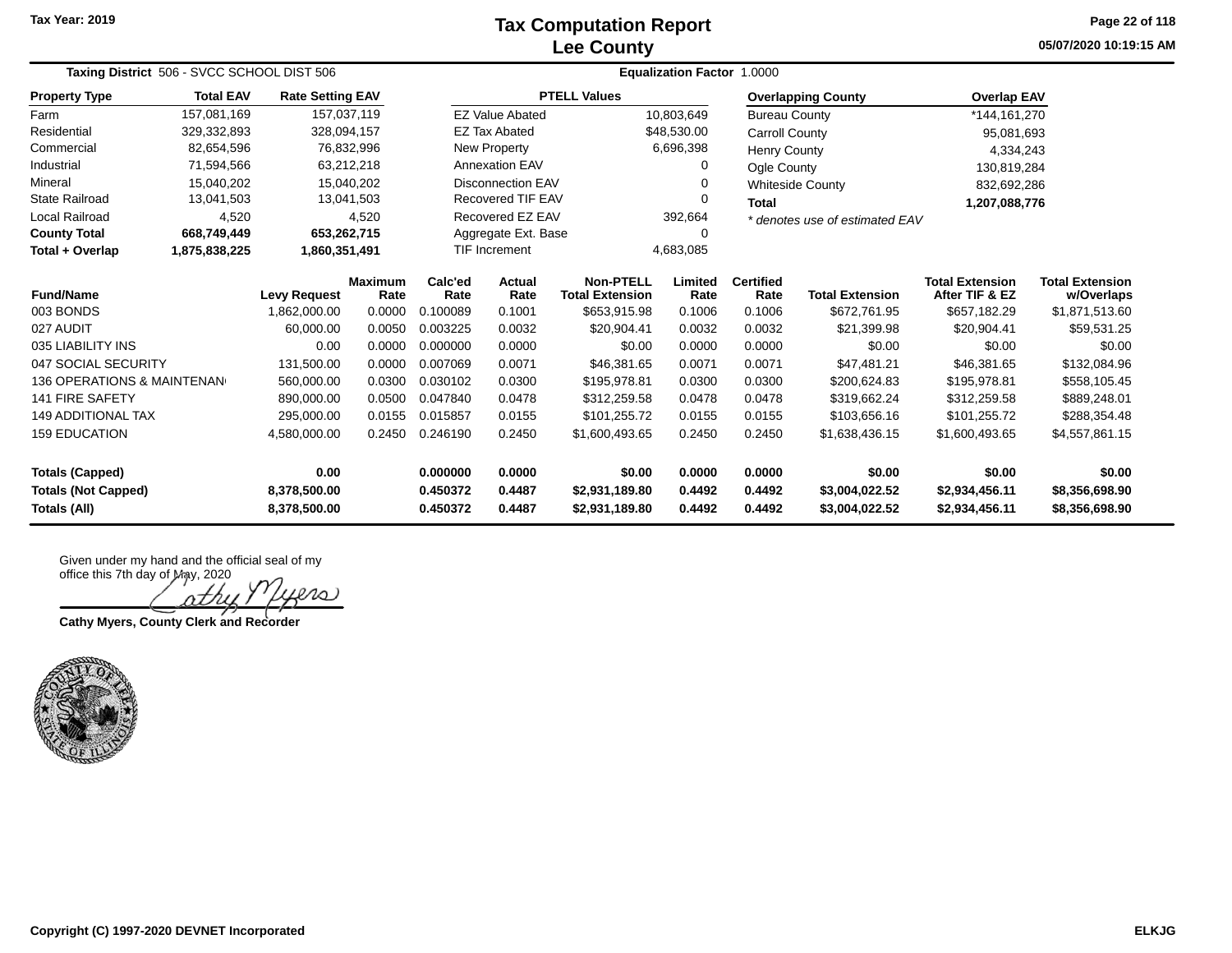Tax Year: 2019

# Tax Computation Report
## Lee County

05/07/2020 10:19:15 AM

**Taxing District** 506 - SVCC SCHOOL DIST 506 | **Equalization Factor** 1.0000

| Property Type | Total EAV | Rate Setting EAV |
|---|---|---|
| Farm | 157,081,169 | 157,037,119 |
| Residential | 329,332,893 | 328,094,157 |
| Commercial | 82,654,596 | 76,832,996 |
| Industrial | 71,594,566 | 63,212,218 |
| Mineral | 15,040,202 | 15,040,202 |
| State Railroad | 13,041,503 | 13,041,503 |
| Local Railroad | 4,520 | 4,520 |
| **County Total** | **668,749,449** | **653,262,715** |
| **Total + Overlap** | **1,875,838,225** | **1,860,351,491** |

| PTELL Values | |
|---|---|
| EZ Value Abated | 10,803,649 |
| EZ Tax Abated | $48,530.00 |
| New Property | 6,696,398 |
| Annexation EAV | 0 |
| Disconnection EAV | 0 |
| Recovered TIF EAV | 0 |
| Recovered EZ EAV | 392,664 |
| Aggregate Ext. Base | 0 |
| TIF Increment | 4,683,085 |

| Overlapping County | Overlap EAV |
|---|---|
| Bureau County | *144,161,270 |
| Carroll County | 95,081,693 |
| Henry County | 4,334,243 |
| Ogle County | 130,819,284 |
| Whiteside County | 832,692,286 |
| **Total** | **1,207,088,776** |

*\* denotes use of estimated EAV*

| Fund/Name | Levy Request | Maximum Rate | Calc'ed Rate | Actual Rate | Non-PTELL Total Extension | Limited Rate | Certified Rate | Total Extension | Total Extension After TIF & EZ | Total Extension w/Overlaps |
|---|---|---|---|---|---|---|---|---|---|---|
| 003 BONDS | 1,862,000.00 | 0.0000 | 0.100089 | 0.1001 | $653,915.98 | 0.1006 | 0.1006 | $672,761.95 | $657,182.29 | $1,871,513.60 |
| 027 AUDIT | 60,000.00 | 0.0050 | 0.003225 | 0.0032 | $20,904.41 | 0.0032 | 0.0032 | $21,399.98 | $20,904.41 | $59,531.25 |
| 035 LIABILITY INS | 0.00 | 0.0000 | 0.000000 | 0.0000 | $0.00 | 0.0000 | 0.0000 | $0.00 | $0.00 | $0.00 |
| 047 SOCIAL SECURITY | 131,500.00 | 0.0000 | 0.007069 | 0.0071 | $46,381.65 | 0.0071 | 0.0071 | $47,481.21 | $46,381.65 | $132,084.96 |
| 136 OPERATIONS & MAINTENAN | 560,000.00 | 0.0300 | 0.030102 | 0.0300 | $195,978.81 | 0.0300 | 0.0300 | $200,624.83 | $195,978.81 | $558,105.45 |
| 141 FIRE SAFETY | 890,000.00 | 0.0500 | 0.047840 | 0.0478 | $312,259.58 | 0.0478 | 0.0478 | $319,662.24 | $312,259.58 | $889,248.01 |
| 149 ADDITIONAL TAX | 295,000.00 | 0.0155 | 0.015857 | 0.0155 | $101,255.72 | 0.0155 | 0.0155 | $103,656.16 | $101,255.72 | $288,354.48 |
| 159 EDUCATION | 4,580,000.00 | 0.2450 | 0.246190 | 0.2450 | $1,600,493.65 | 0.2450 | 0.2450 | $1,638,436.15 | $1,600,493.65 | $4,557,861.15 |
| **Totals (Capped)** | **0.00** | | **0.000000** | **0.0000** | **$0.00** | **0.0000** | **0.0000** | **$0.00** | **$0.00** | **$0.00** |
| **Totals (Not Capped)** | **8,378,500.00** | | **0.450372** | **0.4487** | **$2,931,189.80** | **0.4492** | **0.4492** | **$3,004,022.52** | **$2,934,456.11** | **$8,356,698.90** |
| **Totals (All)** | **8,378,500.00** | | **0.450372** | **0.4487** | **$2,931,189.80** | **0.4492** | **0.4492** | **$3,004,022.52** | **$2,934,456.11** | **$8,356,698.90** |

Given under my hand and the official seal of my office this 7th day of May, 2020

Cathy Myers

**Cathy Myers, County Clerk and Recorder**

**Copyright (C) 1997-2020 DEVNET Incorporated** ELKJG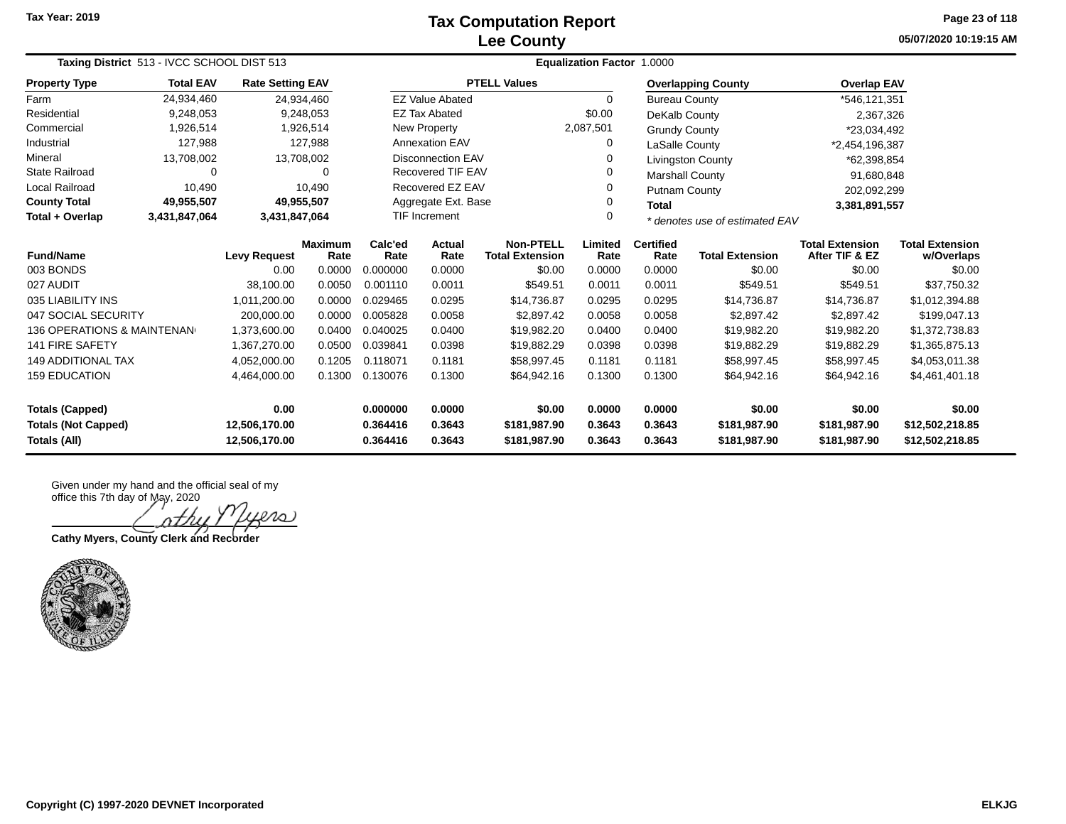# Tax Computation Report
# Lee County

Tax Year: 2019

05/07/2020 10:19:15 AM

**Taxing District** 513 - IVCC SCHOOL DIST 513 **Equalization Factor** 1.0000

| Property Type | Total EAV | Rate Setting EAV |
|---|---|---|
| Farm | 24,934,460 | 24,934,460 |
| Residential | 9,248,053 | 9,248,053 |
| Commercial | 1,926,514 | 1,926,514 |
| Industrial | 127,988 | 127,988 |
| Mineral | 13,708,002 | 13,708,002 |
| State Railroad | 0 | 0 |
| Local Railroad | 10,490 | 10,490 |
| **County Total** | **49,955,507** | **49,955,507** |
| **Total + Overlap** | **3,431,847,064** | **3,431,847,064** |

| PTELL Values | |
|---|---|
| EZ Value Abated | 0 |
| EZ Tax Abated | $0.00 |
| New Property | 2,087,501 |
| Annexation EAV | 0 |
| Disconnection EAV | 0 |
| Recovered TIF EAV | 0 |
| Recovered EZ EAV | 0 |
| Aggregate Ext. Base | 0 |
| TIF Increment | 0 |

| Overlapping County | Overlap EAV |
|---|---|
| Bureau County | *546,121,351 |
| DeKalb County | 2,367,326 |
| Grundy County | *23,034,492 |
| LaSalle County | *2,454,196,387 |
| Livingston County | *62,398,854 |
| Marshall County | 91,680,848 |
| Putnam County | 202,092,299 |
| **Total** | **3,381,891,557** |

*\* denotes use of estimated EAV*

| Fund/Name | Levy Request | Maximum Rate | Calc'ed Rate | Actual Rate | Non-PTELL Total Extension | Limited Rate | Certified Rate | Total Extension | Total Extension After TIF & EZ | Total Extension w/Overlaps |
|---|---|---|---|---|---|---|---|---|---|---|
| 003 BONDS | 0.00 | 0.0000 | 0.000000 | 0.0000 | $0.00 | 0.0000 | 0.0000 | $0.00 | $0.00 | $0.00 |
| 027 AUDIT | 38,100.00 | 0.0050 | 0.001110 | 0.0011 | $549.51 | 0.0011 | 0.0011 | $549.51 | $549.51 | $37,750.32 |
| 035 LIABILITY INS | 1,011,200.00 | 0.0000 | 0.029465 | 0.0295 | $14,736.87 | 0.0295 | 0.0295 | $14,736.87 | $14,736.87 | $1,012,394.88 |
| 047 SOCIAL SECURITY | 200,000.00 | 0.0000 | 0.005828 | 0.0058 | $2,897.42 | 0.0058 | 0.0058 | $2,897.42 | $2,897.42 | $199,047.13 |
| 136 OPERATIONS & MAINTENAN | 1,373,600.00 | 0.0400 | 0.040025 | 0.0400 | $19,982.20 | 0.0400 | 0.0400 | $19,982.20 | $19,982.20 | $1,372,738.83 |
| 141 FIRE SAFETY | 1,367,270.00 | 0.0500 | 0.039841 | 0.0398 | $19,882.29 | 0.0398 | 0.0398 | $19,882.29 | $19,882.29 | $1,365,875.13 |
| 149 ADDITIONAL TAX | 4,052,000.00 | 0.1205 | 0.118071 | 0.1181 | $58,997.45 | 0.1181 | 0.1181 | $58,997.45 | $58,997.45 | $4,053,011.38 |
| 159 EDUCATION | 4,464,000.00 | 0.1300 | 0.130076 | 0.1300 | $64,942.16 | 0.1300 | 0.1300 | $64,942.16 | $64,942.16 | $4,461,401.18 |
| **Totals (Capped)** | **0.00** | | **0.000000** | **0.0000** | **$0.00** | **0.0000** | **0.0000** | **$0.00** | **$0.00** | **$0.00** |
| **Totals (Not Capped)** | **12,506,170.00** | | **0.364416** | **0.3643** | **$181,987.90** | **0.3643** | **0.3643** | **$181,987.90** | **$181,987.90** | **$12,502,218.85** |
| **Totals (All)** | **12,506,170.00** | | **0.364416** | **0.3643** | **$181,987.90** | **0.3643** | **0.3643** | **$181,987.90** | **$181,987.90** | **$12,502,218.85** |

Given under my hand and the official seal of my office this 7th day of May, 2020

Cathy Myers

**Cathy Myers, County Clerk and Recorder**

COUNTY OF LEE · STATE OF ILLINOIS

Copyright (C) 1997-2020 DEVNET Incorporated

ELKJG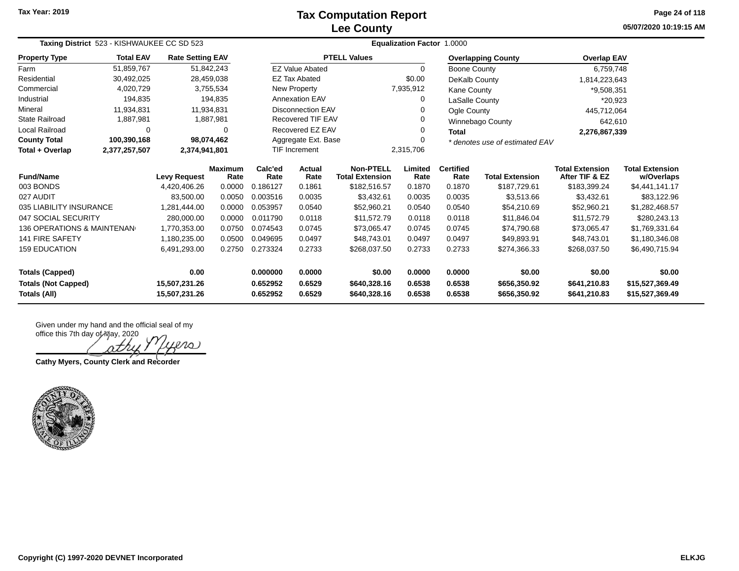# Tax Computation Report
## Lee County

Tax Year: 2019

05/07/2020 10:19:15 AM

**Taxing District** 523 - KISHWAUKEE CC SD 523 | **Equalization Factor** 1.0000

| Property Type | Total EAV | Rate Setting EAV |
|---|---|---|
| Farm | 51,859,767 | 51,842,243 |
| Residential | 30,492,025 | 28,459,038 |
| Commercial | 4,020,729 | 3,755,534 |
| Industrial | 194,835 | 194,835 |
| Mineral | 11,934,831 | 11,934,831 |
| State Railroad | 1,887,981 | 1,887,981 |
| Local Railroad | 0 | 0 |
| **County Total** | **100,390,168** | **98,074,462** |
| **Total + Overlap** | **2,377,257,507** | **2,374,941,801** |

| PTELL Values | |
|---|---|
| EZ Value Abated | 0 |
| EZ Tax Abated | $0.00 |
| New Property | 7,935,912 |
| Annexation EAV | 0 |
| Disconnection EAV | 0 |
| Recovered TIF EAV | 0 |
| Recovered EZ EAV | 0 |
| Aggregate Ext. Base | 0 |
| TIF Increment | 2,315,706 |

| Overlapping County | Overlap EAV |
|---|---|
| Boone County | 6,759,748 |
| DeKalb County | 1,814,223,643 |
| Kane County | *9,508,351 |
| LaSalle County | *20,923 |
| Ogle County | 445,712,064 |
| Winnebago County | 642,610 |
| **Total** | **2,276,867,339** |

*\* denotes use of estimated EAV*

| Fund/Name | Levy Request | Maximum Rate | Calc'ed Rate | Actual Rate | Non-PTELL Total Extension | Limited Rate | Certified Rate | Total Extension | Total Extension After TIF & EZ | Total Extension w/Overlaps |
|---|---|---|---|---|---|---|---|---|---|---|
| 003 BONDS | 4,420,406.26 | 0.0000 | 0.186127 | 0.1861 | $182,516.57 | 0.1870 | 0.1870 | $187,729.61 | $183,399.24 | $4,441,141.17 |
| 027 AUDIT | 83,500.00 | 0.0050 | 0.003516 | 0.0035 | $3,432.61 | 0.0035 | 0.0035 | $3,513.66 | $3,432.61 | $83,122.96 |
| 035 LIABILITY INSURANCE | 1,281,444.00 | 0.0000 | 0.053957 | 0.0540 | $52,960.21 | 0.0540 | 0.0540 | $54,210.69 | $52,960.21 | $1,282,468.57 |
| 047 SOCIAL SECURITY | 280,000.00 | 0.0000 | 0.011790 | 0.0118 | $11,572.79 | 0.0118 | 0.0118 | $11,846.04 | $11,572.79 | $280,243.13 |
| 136 OPERATIONS & MAINTENAN | 1,770,353.00 | 0.0750 | 0.074543 | 0.0745 | $73,065.47 | 0.0745 | 0.0745 | $74,790.68 | $73,065.47 | $1,769,331.64 |
| 141 FIRE SAFETY | 1,180,235.00 | 0.0500 | 0.049695 | 0.0497 | $48,743.01 | 0.0497 | 0.0497 | $49,893.91 | $48,743.01 | $1,180,346.08 |
| 159 EDUCATION | 6,491,293.00 | 0.2750 | 0.273324 | 0.2733 | $268,037.50 | 0.2733 | 0.2733 | $274,366.33 | $268,037.50 | $6,490,715.94 |
| **Totals (Capped)** | **0.00** | | **0.000000** | **0.0000** | **$0.00** | **0.0000** | **0.0000** | **$0.00** | **$0.00** | **$0.00** |
| **Totals (Not Capped)** | **15,507,231.26** | | **0.652952** | **0.6529** | **$640,328.16** | **0.6538** | **0.6538** | **$656,350.92** | **$641,210.83** | **$15,527,369.49** |
| **Totals (All)** | **15,507,231.26** | | **0.652952** | **0.6529** | **$640,328.16** | **0.6538** | **0.6538** | **$656,350.92** | **$641,210.83** | **$15,527,369.49** |

Given under my hand and the official seal of my office this 7th day of May, 2020

Cathy Myers

**Cathy Myers, County Clerk and Recorder**

Copyright (C) 1997-2020 DEVNET Incorporated

ELKJG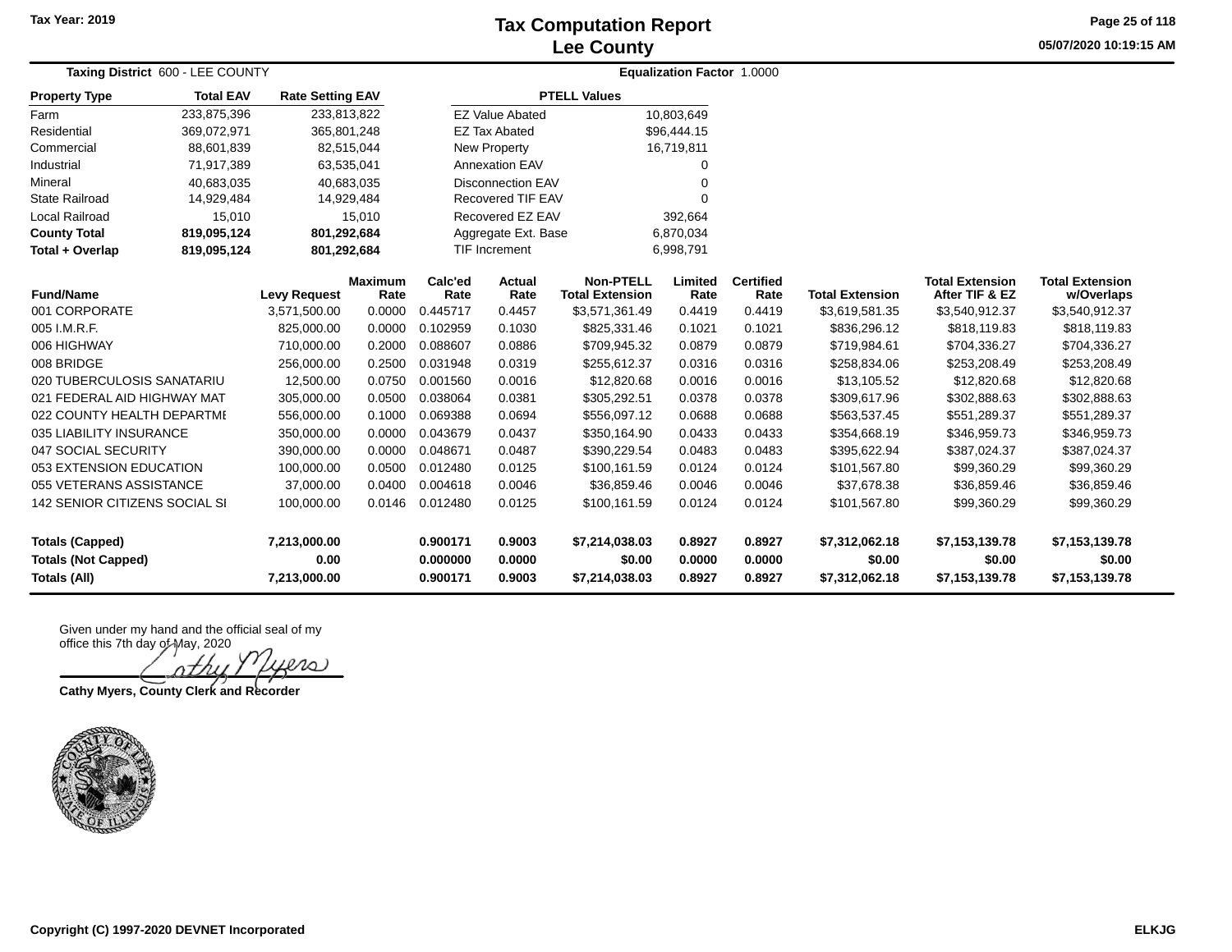Tax Year: 2019

# Tax Computation Report
## Lee County

05/07/2020 10:19:15 AM

**Taxing District** 600 - LEE COUNTY

**Equalization Factor** 1.0000

| Property Type | Total EAV | Rate Setting EAV |
|---|---|---|
| Farm | 233,875,396 | 233,813,822 |
| Residential | 369,072,971 | 365,801,248 |
| Commercial | 88,601,839 | 82,515,044 |
| Industrial | 71,917,389 | 63,535,041 |
| Mineral | 40,683,035 | 40,683,035 |
| State Railroad | 14,929,484 | 14,929,484 |
| Local Railroad | 15,010 | 15,010 |
| **County Total** | **819,095,124** | **801,292,684** |
| **Total + Overlap** | **819,095,124** | **801,292,684** |

| PTELL Values | |
|---|---|
| EZ Value Abated | 10,803,649 |
| EZ Tax Abated | $96,444.15 |
| New Property | 16,719,811 |
| Annexation EAV | 0 |
| Disconnection EAV | 0 |
| Recovered TIF EAV | 0 |
| Recovered EZ EAV | 392,664 |
| Aggregate Ext. Base | 6,870,034 |
| TIF Increment | 6,998,791 |

| Fund/Name | Levy Request | Maximum Rate | Calc'ed Rate | Actual Rate | Non-PTELL Total Extension | Limited Rate | Certified Rate | Total Extension | Total Extension After TIF & EZ | Total Extension w/Overlaps |
|---|---|---|---|---|---|---|---|---|---|---|
| 001 CORPORATE | 3,571,500.00 | 0.0000 | 0.445717 | 0.4457 | $3,571,361.49 | 0.4419 | 0.4419 | $3,619,581.35 | $3,540,912.37 | $3,540,912.37 |
| 005 I.M.R.F. | 825,000.00 | 0.0000 | 0.102959 | 0.1030 | $825,331.46 | 0.1021 | 0.1021 | $836,296.12 | $818,119.83 | $818,119.83 |
| 006 HIGHWAY | 710,000.00 | 0.2000 | 0.088607 | 0.0886 | $709,945.32 | 0.0879 | 0.0879 | $719,984.61 | $704,336.27 | $704,336.27 |
| 008 BRIDGE | 256,000.00 | 0.2500 | 0.031948 | 0.0319 | $255,612.37 | 0.0316 | 0.0316 | $258,834.06 | $253,208.49 | $253,208.49 |
| 020 TUBERCULOSIS SANATARIU | 12,500.00 | 0.0750 | 0.001560 | 0.0016 | $12,820.68 | 0.0016 | 0.0016 | $13,105.52 | $12,820.68 | $12,820.68 |
| 021 FEDERAL AID HIGHWAY MAT | 305,000.00 | 0.0500 | 0.038064 | 0.0381 | $305,292.51 | 0.0378 | 0.0378 | $309,617.96 | $302,888.63 | $302,888.63 |
| 022 COUNTY HEALTH DEPARTMI | 556,000.00 | 0.1000 | 0.069388 | 0.0694 | $556,097.12 | 0.0688 | 0.0688 | $563,537.45 | $551,289.37 | $551,289.37 |
| 035 LIABILITY INSURANCE | 350,000.00 | 0.0000 | 0.043679 | 0.0437 | $350,164.90 | 0.0433 | 0.0433 | $354,668.19 | $346,959.73 | $346,959.73 |
| 047 SOCIAL SECURITY | 390,000.00 | 0.0000 | 0.048671 | 0.0487 | $390,229.54 | 0.0483 | 0.0483 | $395,622.94 | $387,024.37 | $387,024.37 |
| 053 EXTENSION EDUCATION | 100,000.00 | 0.0500 | 0.012480 | 0.0125 | $100,161.59 | 0.0124 | 0.0124 | $101,567.80 | $99,360.29 | $99,360.29 |
| 055 VETERANS ASSISTANCE | 37,000.00 | 0.0400 | 0.004618 | 0.0046 | $36,859.46 | 0.0046 | 0.0046 | $37,678.38 | $36,859.46 | $36,859.46 |
| 142 SENIOR CITIZENS SOCIAL SI | 100,000.00 | 0.0146 | 0.012480 | 0.0125 | $100,161.59 | 0.0124 | 0.0124 | $101,567.80 | $99,360.29 | $99,360.29 |
| **Totals (Capped)** | **7,213,000.00** | | **0.900171** | **0.9003** | **$7,214,038.03** | **0.8927** | **0.8927** | **$7,312,062.18** | **$7,153,139.78** | **$7,153,139.78** |
| **Totals (Not Capped)** | **0.00** | | **0.000000** | **0.0000** | **$0.00** | **0.0000** | **0.0000** | **$0.00** | **$0.00** | **$0.00** |
| **Totals (All)** | **7,213,000.00** | | **0.900171** | **0.9003** | **$7,214,038.03** | **0.8927** | **0.8927** | **$7,312,062.18** | **$7,153,139.78** | **$7,153,139.78** |

Given under my hand and the official seal of my office this 7th day of May, 2020

Cathy Myers

**Cathy Myers, County Clerk and Recorder**

Copyright (C) 1997-2020 DEVNET Incorporated

ELKJG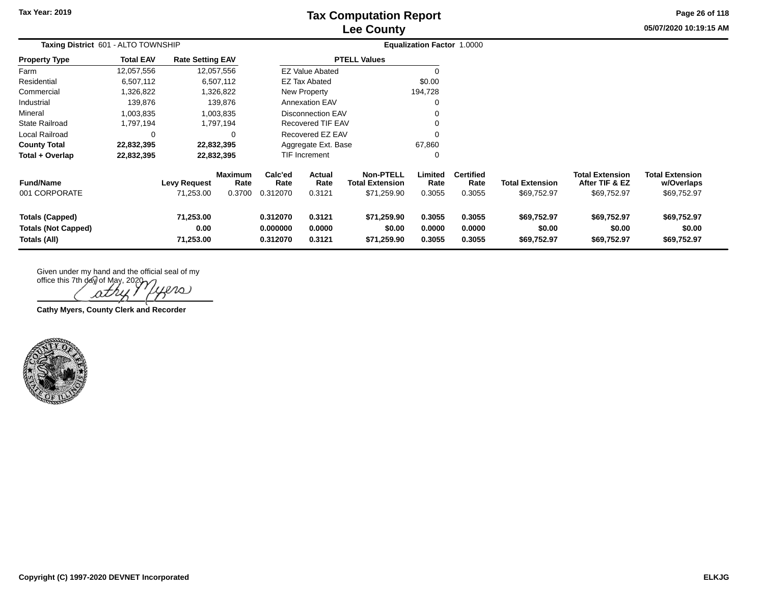Tax Year: 2019

# Tax Computation Report
## Lee County

05/07/2020 10:19:15 AM

**Taxing District** 601 - ALTO TOWNSHIP

**Equalization Factor** 1.0000

| Property Type | Total EAV | Rate Setting EAV |
|---|---|---|
| Farm | 12,057,556 | 12,057,556 |
| Residential | 6,507,112 | 6,507,112 |
| Commercial | 1,326,822 | 1,326,822 |
| Industrial | 139,876 | 139,876 |
| Mineral | 1,003,835 | 1,003,835 |
| State Railroad | 1,797,194 | 1,797,194 |
| Local Railroad | 0 | 0 |
| **County Total** | **22,832,395** | **22,832,395** |
| **Total + Overlap** | **22,832,395** | **22,832,395** |

| PTELL Values | |
|---|---|
| EZ Value Abated | 0 |
| EZ Tax Abated | $0.00 |
| New Property | 194,728 |
| Annexation EAV | 0 |
| Disconnection EAV | 0 |
| Recovered TIF EAV | 0 |
| Recovered EZ EAV | 0 |
| Aggregate Ext. Base | 67,860 |
| TIF Increment | 0 |

| Fund/Name | Levy Request | Maximum Rate | Calc'ed Rate | Actual Rate | Non-PTELL Total Extension | Limited Rate | Certified Rate | Total Extension | Total Extension After TIF & EZ | Total Extension w/Overlaps |
|---|---|---|---|---|---|---|---|---|---|---|
| 001 CORPORATE | 71,253.00 | 0.3700 | 0.312070 | 0.3121 | $71,259.90 | 0.3055 | 0.3055 | $69,752.97 | $69,752.97 | $69,752.97 |
| **Totals (Capped)** | **71,253.00** | | **0.312070** | **0.3121** | **$71,259.90** | **0.3055** | **0.3055** | **$69,752.97** | **$69,752.97** | **$69,752.97** |
| **Totals (Not Capped)** | **0.00** | | **0.000000** | **0.0000** | **$0.00** | **0.0000** | **0.0000** | **$0.00** | **$0.00** | **$0.00** |
| **Totals (All)** | **71,253.00** | | **0.312070** | **0.3121** | **$71,259.90** | **0.3055** | **0.3055** | **$69,752.97** | **$69,752.97** | **$69,752.97** |

Given under my hand and the official seal of my office this 7th day of May, 2020.

Cathy Myers

**Cathy Myers, County Clerk and Recorder**

**Copyright (C) 1997-2020 DEVNET Incorporated**

**ELKJG**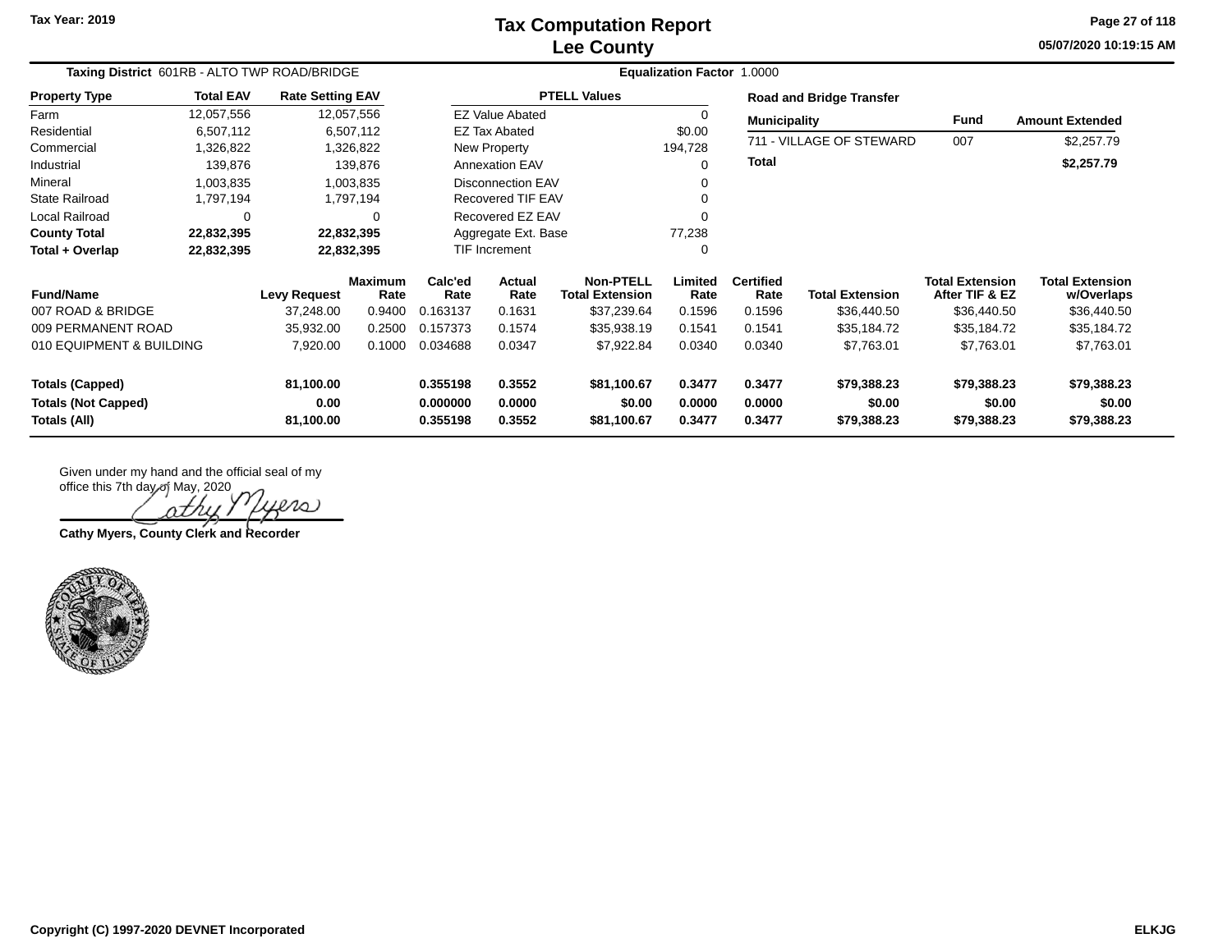Tax Year: 2019

# Tax Computation Report
## Lee County

05/07/2020 10:19:15 AM

**Taxing District** 601RB - ALTO TWP ROAD/BRIDGE **Equalization Factor** 1.0000

| Property Type | Total EAV | Rate Setting EAV |
|---|---|---|
| Farm | 12,057,556 | 12,057,556 |
| Residential | 6,507,112 | 6,507,112 |
| Commercial | 1,326,822 | 1,326,822 |
| Industrial | 139,876 | 139,876 |
| Mineral | 1,003,835 | 1,003,835 |
| State Railroad | 1,797,194 | 1,797,194 |
| Local Railroad | 0 | 0 |
| **County Total** | **22,832,395** | **22,832,395** |
| **Total + Overlap** | **22,832,395** | **22,832,395** |

| PTELL Values | |
|---|---|
| EZ Value Abated | 0 |
| EZ Tax Abated | $0.00 |
| New Property | 194,728 |
| Annexation EAV | 0 |
| Disconnection EAV | 0 |
| Recovered TIF EAV | 0 |
| Recovered EZ EAV | 0 |
| Aggregate Ext. Base | 77,238 |
| TIF Increment | 0 |

**Road and Bridge Transfer**

| Municipality | Fund | Amount Extended |
|---|---|---|
| 711 - VILLAGE OF STEWARD | 007 | $2,257.79 |
| **Total** | | **$2,257.79** |

| Fund/Name | Levy Request | Maximum Rate | Calc'ed Rate | Actual Rate | Non-PTELL Total Extension | Limited Rate | Certified Rate | Total Extension | Total Extension After TIF & EZ | Total Extension w/Overlaps |
|---|---|---|---|---|---|---|---|---|---|---|
| 007 ROAD & BRIDGE | 37,248.00 | 0.9400 | 0.163137 | 0.1631 | $37,239.64 | 0.1596 | 0.1596 | $36,440.50 | $36,440.50 | $36,440.50 |
| 009 PERMANENT ROAD | 35,932.00 | 0.2500 | 0.157373 | 0.1574 | $35,938.19 | 0.1541 | 0.1541 | $35,184.72 | $35,184.72 | $35,184.72 |
| 010 EQUIPMENT & BUILDING | 7,920.00 | 0.1000 | 0.034688 | 0.0347 | $7,922.84 | 0.0340 | 0.0340 | $7,763.01 | $7,763.01 | $7,763.01 |
| **Totals (Capped)** | **81,100.00** | | **0.355198** | **0.3552** | **$81,100.67** | **0.3477** | **0.3477** | **$79,388.23** | **$79,388.23** | **$79,388.23** |
| **Totals (Not Capped)** | **0.00** | | **0.000000** | **0.0000** | **$0.00** | **0.0000** | **0.0000** | **$0.00** | **$0.00** | **$0.00** |
| **Totals (All)** | **81,100.00** | | **0.355198** | **0.3552** | **$81,100.67** | **0.3477** | **0.3477** | **$79,388.23** | **$79,388.23** | **$79,388.23** |

Given under my hand and the official seal of my office this 7th day of May, 2020

Cathy Myers

**Cathy Myers, County Clerk and Recorder**

Copyright (C) 1997-2020 DEVNET Incorporated

ELKJG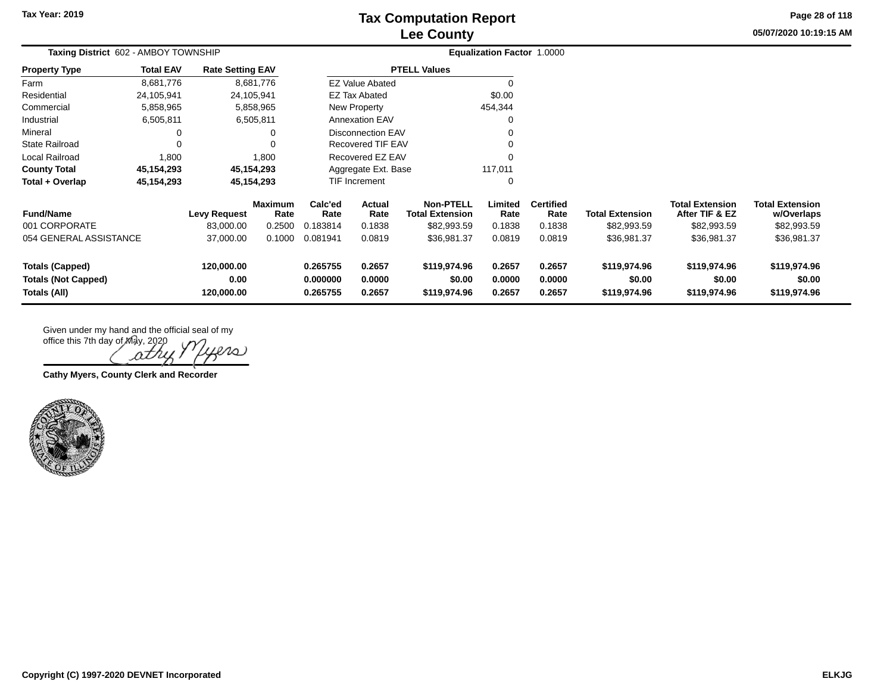# Tax Computation Report
## Lee County

Tax Year: 2019

05/07/2020 10:19:15 AM

**Taxing District** 602 - AMBOY TOWNSHIP

**Equalization Factor** 1.0000

| Property Type | Total EAV | Rate Setting EAV |
|---|---|---|
| Farm | 8,681,776 | 8,681,776 |
| Residential | 24,105,941 | 24,105,941 |
| Commercial | 5,858,965 | 5,858,965 |
| Industrial | 6,505,811 | 6,505,811 |
| Mineral | 0 | 0 |
| State Railroad | 0 | 0 |
| Local Railroad | 1,800 | 1,800 |
| **County Total** | **45,154,293** | **45,154,293** |
| **Total + Overlap** | **45,154,293** | **45,154,293** |

| PTELL Values | |
|---|---|
| EZ Value Abated | 0 |
| EZ Tax Abated | $0.00 |
| New Property | 454,344 |
| Annexation EAV | 0 |
| Disconnection EAV | 0 |
| Recovered TIF EAV | 0 |
| Recovered EZ EAV | 0 |
| Aggregate Ext. Base | 117,011 |
| TIF Increment | 0 |

| Fund/Name | Levy Request | Maximum Rate | Calc'ed Rate | Actual Rate | Non-PTELL Total Extension | Limited Rate | Certified Rate | Total Extension | Total Extension After TIF & EZ | Total Extension w/Overlaps |
|---|---|---|---|---|---|---|---|---|---|---|
| 001 CORPORATE | 83,000.00 | 0.2500 | 0.183814 | 0.1838 | $82,993.59 | 0.1838 | 0.1838 | $82,993.59 | $82,993.59 | $82,993.59 |
| 054 GENERAL ASSISTANCE | 37,000.00 | 0.1000 | 0.081941 | 0.0819 | $36,981.37 | 0.0819 | 0.0819 | $36,981.37 | $36,981.37 | $36,981.37 |
| **Totals (Capped)** | **120,000.00** | | **0.265755** | **0.2657** | **$119,974.96** | **0.2657** | **0.2657** | **$119,974.96** | **$119,974.96** | **$119,974.96** |
| **Totals (Not Capped)** | **0.00** | | **0.000000** | **0.0000** | **$0.00** | **0.0000** | **0.0000** | **$0.00** | **$0.00** | **$0.00** |
| **Totals (All)** | **120,000.00** | | **0.265755** | **0.2657** | **$119,974.96** | **0.2657** | **0.2657** | **$119,974.96** | **$119,974.96** | **$119,974.96** |

Given under my hand and the official seal of my office this 7th day of May, 2020

Cathy Myers

**Cathy Myers, County Clerk and Recorder**

Copyright (C) 1997-2020 DEVNET Incorporated

ELKJG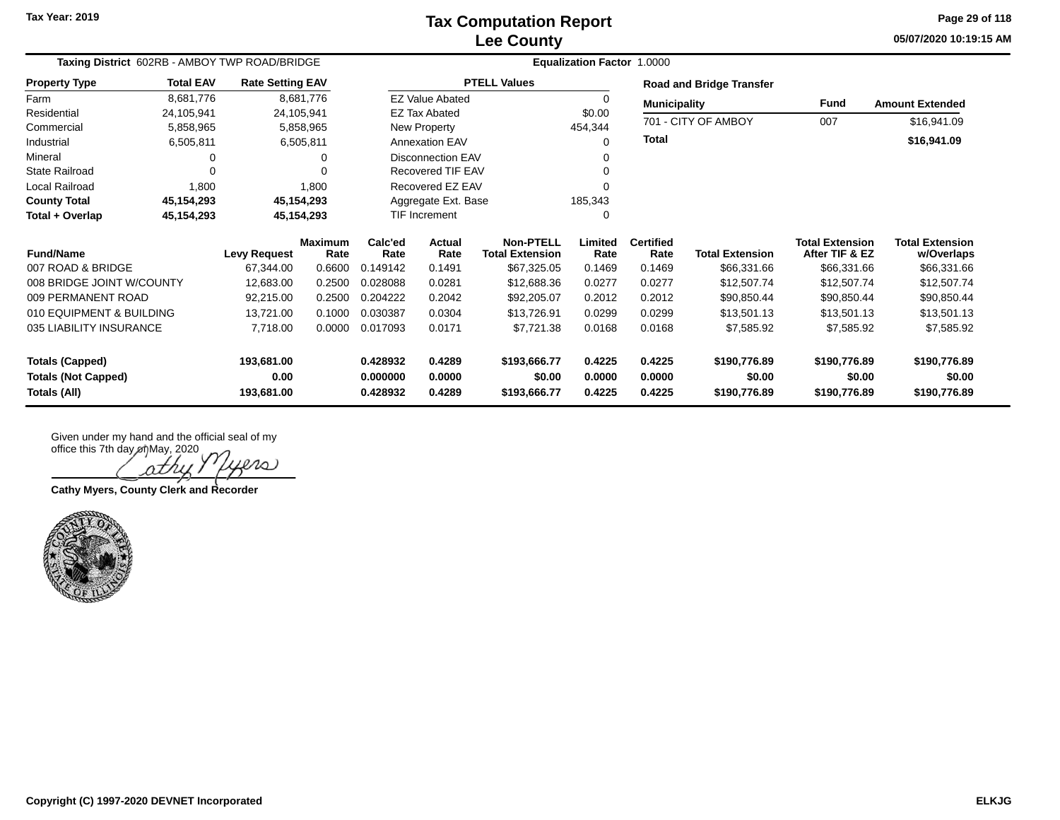# Tax Computation Report
## Lee County

Tax Year: 2019

05/07/2020 10:19:15 AM

**Taxing District** 602RB - AMBOY TWP ROAD/BRIDGE

**Equalization Factor** 1.0000

| Property Type | Total EAV | Rate Setting EAV |
|---|---|---|
| Farm | 8,681,776 | 8,681,776 |
| Residential | 24,105,941 | 24,105,941 |
| Commercial | 5,858,965 | 5,858,965 |
| Industrial | 6,505,811 | 6,505,811 |
| Mineral | 0 | 0 |
| State Railroad | 0 | 0 |
| Local Railroad | 1,800 | 1,800 |
| **County Total** | **45,154,293** | **45,154,293** |
| **Total + Overlap** | **45,154,293** | **45,154,293** |

| PTELL Values | |
|---|---|
| EZ Value Abated | 0 |
| EZ Tax Abated | $0.00 |
| New Property | 454,344 |
| Annexation EAV | 0 |
| Disconnection EAV | 0 |
| Recovered TIF EAV | 0 |
| Recovered EZ EAV | 0 |
| Aggregate Ext. Base | 185,343 |
| TIF Increment | 0 |

**Road and Bridge Transfer**

| Municipality | Fund | Amount Extended |
|---|---|---|
| 701 - CITY OF AMBOY | 007 | $16,941.09 |
| **Total** | | **$16,941.09** |

| Fund/Name | Levy Request | Maximum Rate | Calc'ed Rate | Actual Rate | Non-PTELL Total Extension | Limited Rate | Certified Rate | Total Extension | Total Extension After TIF & EZ | Total Extension w/Overlaps |
|---|---|---|---|---|---|---|---|---|---|---|
| 007 ROAD & BRIDGE | 67,344.00 | 0.6600 | 0.149142 | 0.1491 | $67,325.05 | 0.1469 | 0.1469 | $66,331.66 | $66,331.66 | $66,331.66 |
| 008 BRIDGE JOINT W/COUNTY | 12,683.00 | 0.2500 | 0.028088 | 0.0281 | $12,688.36 | 0.0277 | 0.0277 | $12,507.74 | $12,507.74 | $12,507.74 |
| 009 PERMANENT ROAD | 92,215.00 | 0.2500 | 0.204222 | 0.2042 | $92,205.07 | 0.2012 | 0.2012 | $90,850.44 | $90,850.44 | $90,850.44 |
| 010 EQUIPMENT & BUILDING | 13,721.00 | 0.1000 | 0.030387 | 0.0304 | $13,726.91 | 0.0299 | 0.0299 | $13,501.13 | $13,501.13 | $13,501.13 |
| 035 LIABILITY INSURANCE | 7,718.00 | 0.0000 | 0.017093 | 0.0171 | $7,721.38 | 0.0168 | 0.0168 | $7,585.92 | $7,585.92 | $7,585.92 |
| **Totals (Capped)** | **193,681.00** | | **0.428932** | **0.4289** | **$193,666.77** | **0.4225** | **0.4225** | **$190,776.89** | **$190,776.89** | **$190,776.89** |
| **Totals (Not Capped)** | **0.00** | | **0.000000** | **0.0000** | **$0.00** | **0.0000** | **0.0000** | **$0.00** | **$0.00** | **$0.00** |
| **Totals (All)** | **193,681.00** | | **0.428932** | **0.4289** | **$193,666.77** | **0.4225** | **0.4225** | **$190,776.89** | **$190,776.89** | **$190,776.89** |

Given under my hand and the official seal of my office this 7th day of May, 2020

Cathy Myers

**Cathy Myers, County Clerk and Recorder**

Copyright (C) 1997-2020 DEVNET Incorporated

ELKJG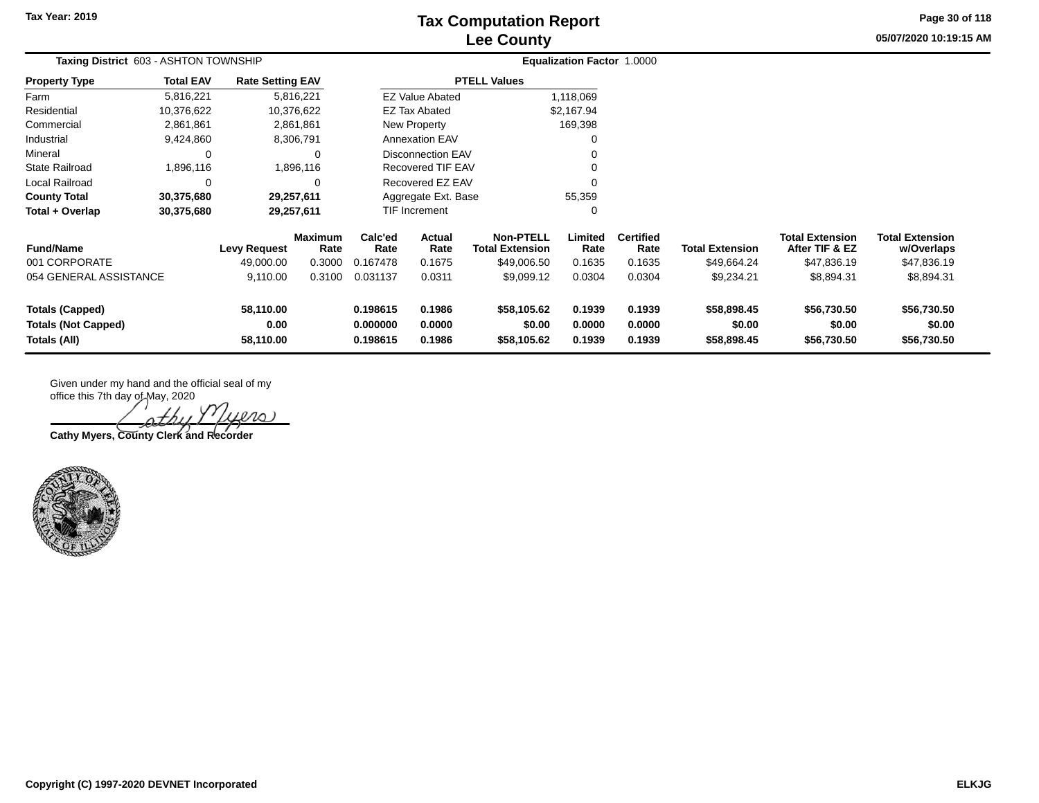# Tax Computation Report
## Lee County

Tax Year: 2019

05/07/2020 10:19:15 AM

**Taxing District** 603 - ASHTON TOWNSHIP

**Equalization Factor** 1.0000

| Property Type | Total EAV | Rate Setting EAV |
|---|---|---|
| Farm | 5,816,221 | 5,816,221 |
| Residential | 10,376,622 | 10,376,622 |
| Commercial | 2,861,861 | 2,861,861 |
| Industrial | 9,424,860 | 8,306,791 |
| Mineral | 0 | 0 |
| State Railroad | 1,896,116 | 1,896,116 |
| Local Railroad | 0 | 0 |
| **County Total** | **30,375,680** | **29,257,611** |
| **Total + Overlap** | **30,375,680** | **29,257,611** |

| PTELL Values | |
|---|---|
| EZ Value Abated | 1,118,069 |
| EZ Tax Abated | $2,167.94 |
| New Property | 169,398 |
| Annexation EAV | 0 |
| Disconnection EAV | 0 |
| Recovered TIF EAV | 0 |
| Recovered EZ EAV | 0 |
| Aggregate Ext. Base | 55,359 |
| TIF Increment | 0 |

| Fund/Name | Levy Request | Maximum Rate | Calc'ed Rate | Actual Rate | Non-PTELL Total Extension | Limited Rate | Certified Rate | Total Extension | Total Extension After TIF & EZ | Total Extension w/Overlaps |
|---|---|---|---|---|---|---|---|---|---|---|
| 001 CORPORATE | 49,000.00 | 0.3000 | 0.167478 | 0.1675 | $49,006.50 | 0.1635 | 0.1635 | $49,664.24 | $47,836.19 | $47,836.19 |
| 054 GENERAL ASSISTANCE | 9,110.00 | 0.3100 | 0.031137 | 0.0311 | $9,099.12 | 0.0304 | 0.0304 | $9,234.21 | $8,894.31 | $8,894.31 |
| **Totals (Capped)** | **58,110.00** | | **0.198615** | **0.1986** | **$58,105.62** | **0.1939** | **0.1939** | **$58,898.45** | **$56,730.50** | **$56,730.50** |
| **Totals (Not Capped)** | **0.00** | | **0.000000** | **0.0000** | **$0.00** | **0.0000** | **0.0000** | **$0.00** | **$0.00** | **$0.00** |
| **Totals (All)** | **58,110.00** | | **0.198615** | **0.1986** | **$58,105.62** | **0.1939** | **0.1939** | **$58,898.45** | **$56,730.50** | **$56,730.50** |

Given under my hand and the official seal of my office this 7th day of May, 2020

Cathy Myers

**Cathy Myers, County Clerk and Recorder**

**Copyright (C) 1997-2020 DEVNET Incorporated**

**ELKJG**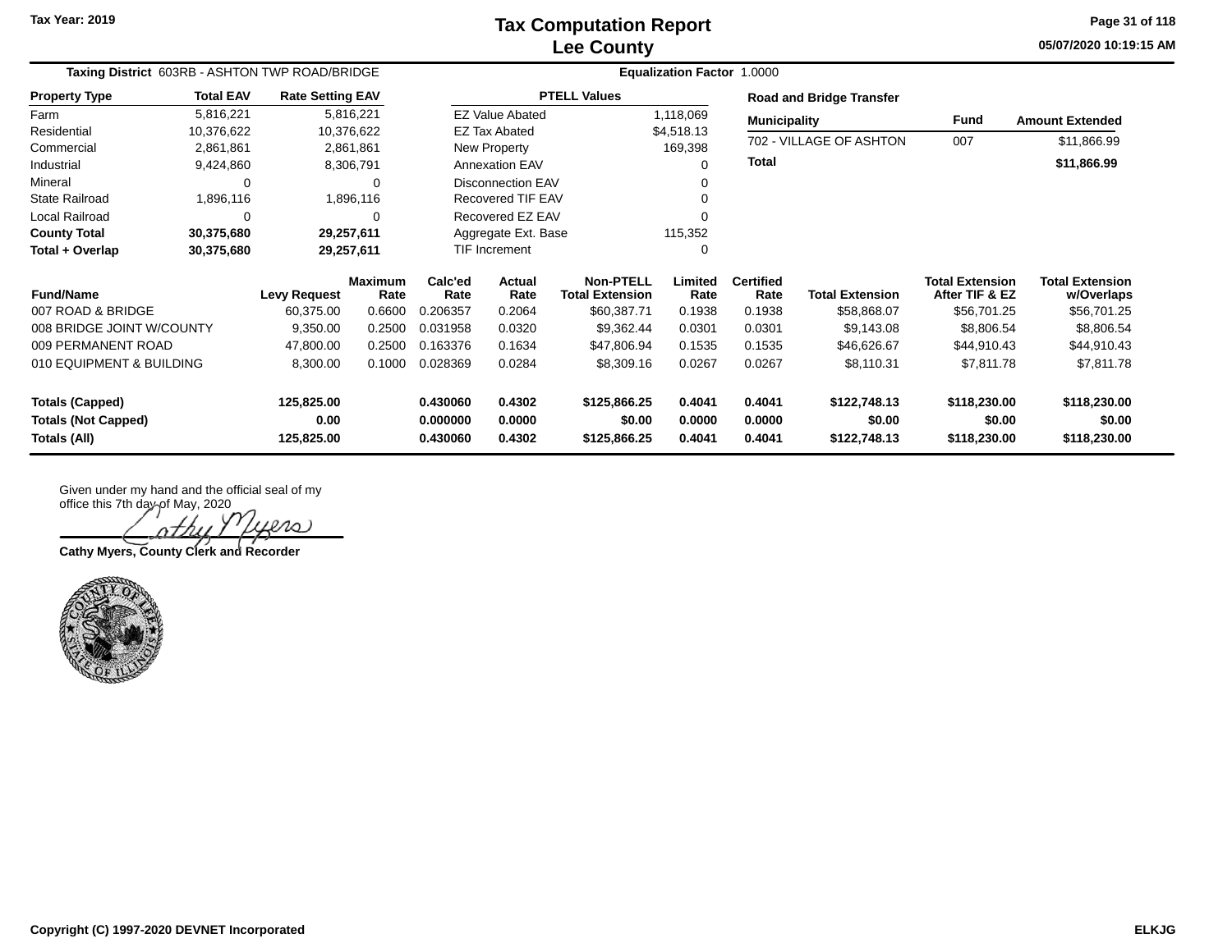Tax Year: 2019

# Tax Computation Report
## Lee County

05/07/2020 10:19:15 AM

**Taxing District** 603RB - ASHTON TWP ROAD/BRIDGE **Equalization Factor** 1.0000

| Property Type | Total EAV | Rate Setting EAV |
|---|---|---|
| Farm | 5,816,221 | 5,816,221 |
| Residential | 10,376,622 | 10,376,622 |
| Commercial | 2,861,861 | 2,861,861 |
| Industrial | 9,424,860 | 8,306,791 |
| Mineral | 0 | 0 |
| State Railroad | 1,896,116 | 1,896,116 |
| Local Railroad | 0 | 0 |
| **County Total** | **30,375,680** | **29,257,611** |
| **Total + Overlap** | **30,375,680** | **29,257,611** |

| PTELL Values | |
|---|---|
| EZ Value Abated | 1,118,069 |
| EZ Tax Abated | $4,518.13 |
| New Property | 169,398 |
| Annexation EAV | 0 |
| Disconnection EAV | 0 |
| Recovered TIF EAV | 0 |
| Recovered EZ EAV | 0 |
| Aggregate Ext. Base | 115,352 |
| TIF Increment | 0 |

**Road and Bridge Transfer**

| Municipality | Fund | Amount Extended |
|---|---|---|
| 702 - VILLAGE OF ASHTON | 007 | $11,866.99 |
| **Total** | | **$11,866.99** |

| Fund/Name | Levy Request | Maximum Rate | Calc'ed Rate | Actual Rate | Non-PTELL Total Extension | Limited Rate | Certified Rate | Total Extension | Total Extension After TIF & EZ | Total Extension w/Overlaps |
|---|---|---|---|---|---|---|---|---|---|---|
| 007 ROAD & BRIDGE | 60,375.00 | 0.6600 | 0.206357 | 0.2064 | $60,387.71 | 0.1938 | 0.1938 | $58,868.07 | $56,701.25 | $56,701.25 |
| 008 BRIDGE JOINT W/COUNTY | 9,350.00 | 0.2500 | 0.031958 | 0.0320 | $9,362.44 | 0.0301 | 0.0301 | $9,143.08 | $8,806.54 | $8,806.54 |
| 009 PERMANENT ROAD | 47,800.00 | 0.2500 | 0.163376 | 0.1634 | $47,806.94 | 0.1535 | 0.1535 | $46,626.67 | $44,910.43 | $44,910.43 |
| 010 EQUIPMENT & BUILDING | 8,300.00 | 0.1000 | 0.028369 | 0.0284 | $8,309.16 | 0.0267 | 0.0267 | $8,110.31 | $7,811.78 | $7,811.78 |
| **Totals (Capped)** | **125,825.00** | | **0.430060** | **0.4302** | **$125,866.25** | **0.4041** | **0.4041** | **$122,748.13** | **$118,230.00** | **$118,230.00** |
| **Totals (Not Capped)** | **0.00** | | **0.000000** | **0.0000** | **$0.00** | **0.0000** | **0.0000** | **$0.00** | **$0.00** | **$0.00** |
| **Totals (All)** | **125,825.00** | | **0.430060** | **0.4302** | **$125,866.25** | **0.4041** | **0.4041** | **$122,748.13** | **$118,230.00** | **$118,230.00** |

Given under my hand and the official seal of my office this 7th day of May, 2020

**Cathy Myers, County Clerk and Recorder**

Copyright (C) 1997-2020 DEVNET Incorporated

ELKJG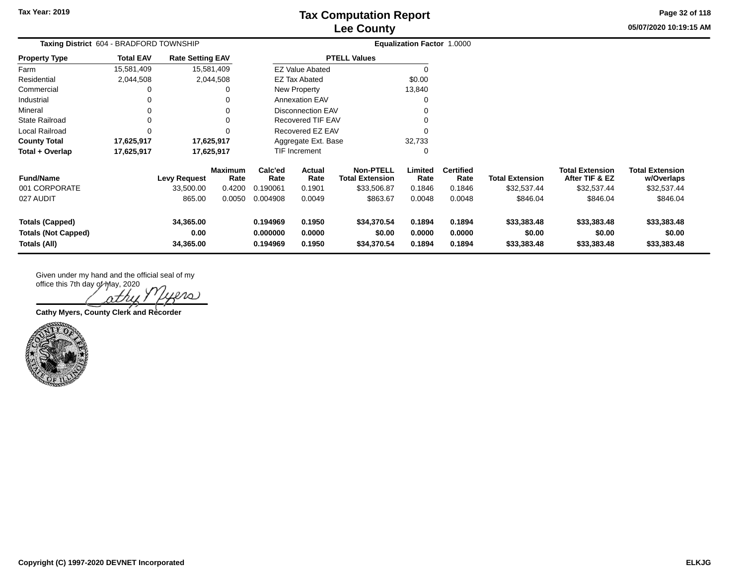Tax Year: 2019

# Tax Computation Report
## Lee County

05/07/2020 10:19:15 AM

**Taxing District** 604 - BRADFORD TOWNSHIP | **Equalization Factor** 1.0000

| Property Type | Total EAV | Rate Setting EAV |
|---|---|---|
| Farm | 15,581,409 | 15,581,409 |
| Residential | 2,044,508 | 2,044,508 |
| Commercial | 0 | 0 |
| Industrial | 0 | 0 |
| Mineral | 0 | 0 |
| State Railroad | 0 | 0 |
| Local Railroad | 0 | 0 |
| **County Total** | **17,625,917** | **17,625,917** |
| **Total + Overlap** | **17,625,917** | **17,625,917** |

| PTELL Values | |
|---|---|
| EZ Value Abated | 0 |
| EZ Tax Abated | $0.00 |
| New Property | 13,840 |
| Annexation EAV | 0 |
| Disconnection EAV | 0 |
| Recovered TIF EAV | 0 |
| Recovered EZ EAV | 0 |
| Aggregate Ext. Base | 32,733 |
| TIF Increment | 0 |

| Fund/Name | Levy Request | Maximum Rate | Calc'ed Rate | Actual Rate | Non-PTELL Total Extension | Limited Rate | Certified Rate | Total Extension | Total Extension After TIF & EZ | Total Extension w/Overlaps |
|---|---|---|---|---|---|---|---|---|---|---|
| 001 CORPORATE | 33,500.00 | 0.4200 | 0.190061 | 0.1901 | $33,506.87 | 0.1846 | 0.1846 | $32,537.44 | $32,537.44 | $32,537.44 |
| 027 AUDIT | 865.00 | 0.0050 | 0.004908 | 0.0049 | $863.67 | 0.0048 | 0.0048 | $846.04 | $846.04 | $846.04 |
| **Totals (Capped)** | **34,365.00** | | **0.194969** | **0.1950** | **$34,370.54** | **0.1894** | **0.1894** | **$33,383.48** | **$33,383.48** | **$33,383.48** |
| **Totals (Not Capped)** | **0.00** | | **0.000000** | **0.0000** | **$0.00** | **0.0000** | **0.0000** | **$0.00** | **$0.00** | **$0.00** |
| **Totals (All)** | **34,365.00** | | **0.194969** | **0.1950** | **$34,370.54** | **0.1894** | **0.1894** | **$33,383.48** | **$33,383.48** | **$33,383.48** |

Given under my hand and the official seal of my office this 7th day of May, 2020

Cathy Myers

**Cathy Myers, County Clerk and Recorder**

COUNTY OF LEE · STATE OF ILLINOIS

**Copyright (C) 1997-2020 DEVNET Incorporated** **ELKJG**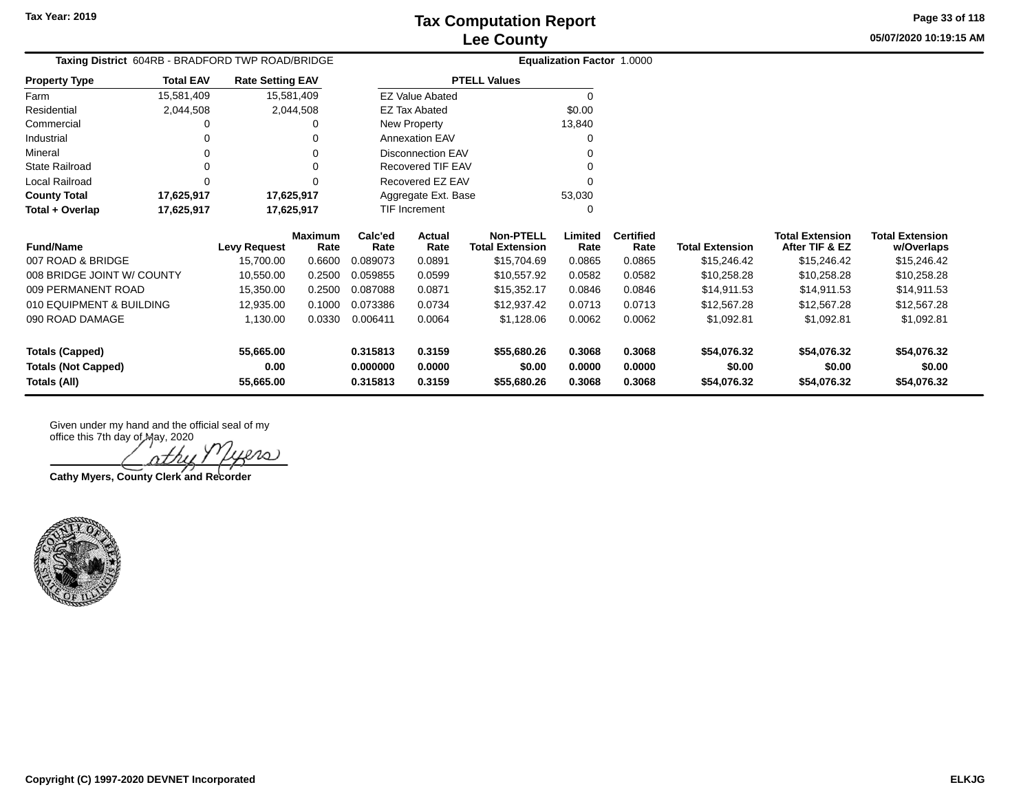Tax Year: 2019

# Tax Computation Report
## Lee County

05/07/2020 10:19:15 AM

**Taxing District** 604RB - BRADFORD TWP ROAD/BRIDGE **Equalization Factor** 1.0000

| Property Type | Total EAV | Rate Setting EAV |
|---|---|---|
| Farm | 15,581,409 | 15,581,409 |
| Residential | 2,044,508 | 2,044,508 |
| Commercial | 0 | 0 |
| Industrial | 0 | 0 |
| Mineral | 0 | 0 |
| State Railroad | 0 | 0 |
| Local Railroad | 0 | 0 |
| **County Total** | **17,625,917** | **17,625,917** |
| **Total + Overlap** | **17,625,917** | **17,625,917** |

| PTELL Values | |
|---|---|
| EZ Value Abated | 0 |
| EZ Tax Abated | $0.00 |
| New Property | 13,840 |
| Annexation EAV | 0 |
| Disconnection EAV | 0 |
| Recovered TIF EAV | 0 |
| Recovered EZ EAV | 0 |
| Aggregate Ext. Base | 53,030 |
| TIF Increment | 0 |

| Fund/Name | Levy Request | Maximum Rate | Calc'ed Rate | Actual Rate | Non-PTELL Total Extension | Limited Rate | Certified Rate | Total Extension | Total Extension After TIF & EZ | Total Extension w/Overlaps |
|---|---|---|---|---|---|---|---|---|---|---|
| 007 ROAD & BRIDGE | 15,700.00 | 0.6600 | 0.089073 | 0.0891 | $15,704.69 | 0.0865 | 0.0865 | $15,246.42 | $15,246.42 | $15,246.42 |
| 008 BRIDGE JOINT W/ COUNTY | 10,550.00 | 0.2500 | 0.059855 | 0.0599 | $10,557.92 | 0.0582 | 0.0582 | $10,258.28 | $10,258.28 | $10,258.28 |
| 009 PERMANENT ROAD | 15,350.00 | 0.2500 | 0.087088 | 0.0871 | $15,352.17 | 0.0846 | 0.0846 | $14,911.53 | $14,911.53 | $14,911.53 |
| 010 EQUIPMENT & BUILDING | 12,935.00 | 0.1000 | 0.073386 | 0.0734 | $12,937.42 | 0.0713 | 0.0713 | $12,567.28 | $12,567.28 | $12,567.28 |
| 090 ROAD DAMAGE | 1,130.00 | 0.0330 | 0.006411 | 0.0064 | $1,128.06 | 0.0062 | 0.0062 | $1,092.81 | $1,092.81 | $1,092.81 |
| **Totals (Capped)** | **55,665.00** | | **0.315813** | **0.3159** | **$55,680.26** | **0.3068** | **0.3068** | **$54,076.32** | **$54,076.32** | **$54,076.32** |
| **Totals (Not Capped)** | **0.00** | | **0.000000** | **0.0000** | **$0.00** | **0.0000** | **0.0000** | **$0.00** | **$0.00** | **$0.00** |
| **Totals (All)** | **55,665.00** | | **0.315813** | **0.3159** | **$55,680.26** | **0.3068** | **0.3068** | **$54,076.32** | **$54,076.32** | **$54,076.32** |

Given under my hand and the official seal of my office this 7th day of May, 2020

Cathy Myers

**Cathy Myers, County Clerk and Recorder**

ELKJG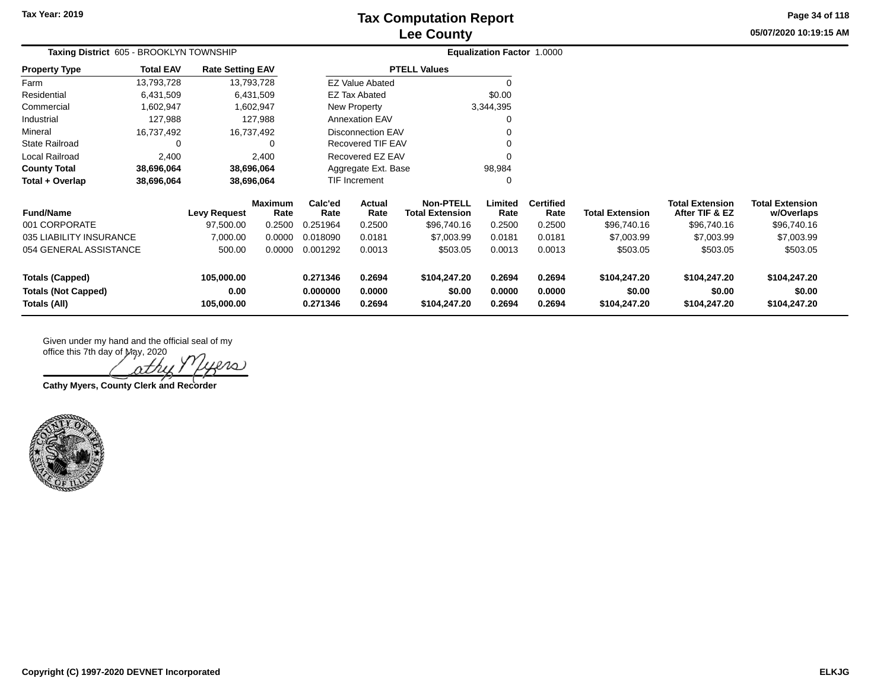# Tax Computation Report
## Lee County

Tax Year: 2019

05/07/2020 10:19:15 AM

**Taxing District** 605 - BROOKLYN TOWNSHIP **Equalization Factor** 1.0000

| Property Type | Total EAV | Rate Setting EAV |
|---|---|---|
| Farm | 13,793,728 | 13,793,728 |
| Residential | 6,431,509 | 6,431,509 |
| Commercial | 1,602,947 | 1,602,947 |
| Industrial | 127,988 | 127,988 |
| Mineral | 16,737,492 | 16,737,492 |
| State Railroad | 0 | 0 |
| Local Railroad | 2,400 | 2,400 |
| **County Total** | **38,696,064** | **38,696,064** |
| **Total + Overlap** | **38,696,064** | **38,696,064** |

| PTELL Values | |
|---|---|
| EZ Value Abated | 0 |
| EZ Tax Abated | $0.00 |
| New Property | 3,344,395 |
| Annexation EAV | 0 |
| Disconnection EAV | 0 |
| Recovered TIF EAV | 0 |
| Recovered EZ EAV | 0 |
| Aggregate Ext. Base | 98,984 |
| TIF Increment | 0 |

| Fund/Name | Levy Request | Maximum Rate | Calc'ed Rate | Actual Rate | Non-PTELL Total Extension | Limited Rate | Certified Rate | Total Extension | Total Extension After TIF & EZ | Total Extension w/Overlaps |
|---|---|---|---|---|---|---|---|---|---|---|
| 001 CORPORATE | 97,500.00 | 0.2500 | 0.251964 | 0.2500 | $96,740.16 | 0.2500 | 0.2500 | $96,740.16 | $96,740.16 | $96,740.16 |
| 035 LIABILITY INSURANCE | 7,000.00 | 0.0000 | 0.018090 | 0.0181 | $7,003.99 | 0.0181 | 0.0181 | $7,003.99 | $7,003.99 | $7,003.99 |
| 054 GENERAL ASSISTANCE | 500.00 | 0.0000 | 0.001292 | 0.0013 | $503.05 | 0.0013 | 0.0013 | $503.05 | $503.05 | $503.05 |
| **Totals (Capped)** | **105,000.00** | | **0.271346** | **0.2694** | **$104,247.20** | **0.2694** | **0.2694** | **$104,247.20** | **$104,247.20** | **$104,247.20** |
| **Totals (Not Capped)** | **0.00** | | **0.000000** | **0.0000** | **$0.00** | **0.0000** | **0.0000** | **$0.00** | **$0.00** | **$0.00** |
| **Totals (All)** | **105,000.00** | | **0.271346** | **0.2694** | **$104,247.20** | **0.2694** | **0.2694** | **$104,247.20** | **$104,247.20** | **$104,247.20** |

Given under my hand and the official seal of my office this 7th day of May, 2020

Cathy Myers

**Cathy Myers, County Clerk and Recorder**

COUNTY OF LEE STATE OF ILLINOIS

ELKJG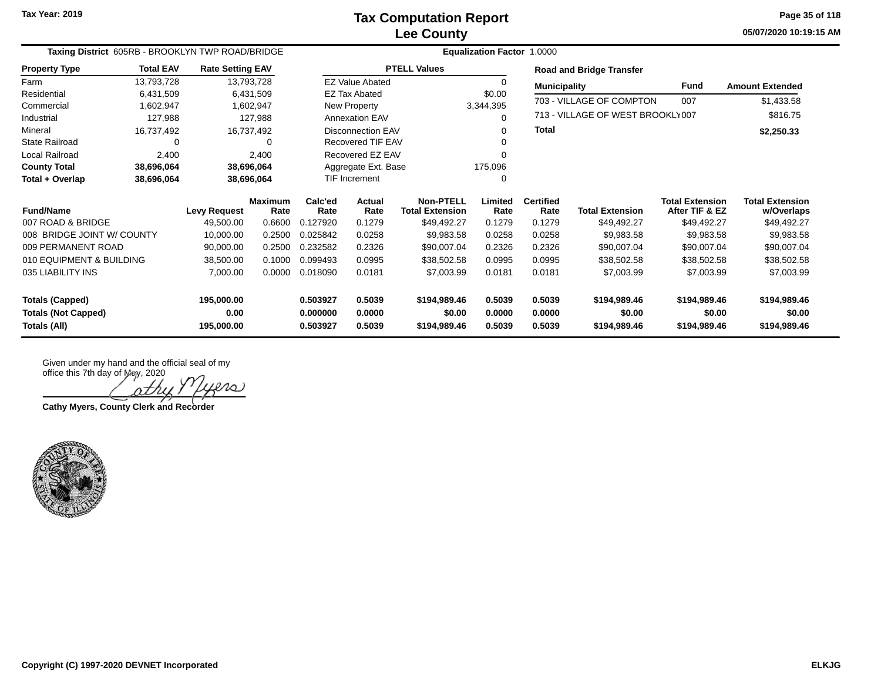Tax Year: 2019

# Tax Computation Report
## Lee County

05/07/2020 10:19:15 AM

**Taxing District** 605RB - BROOKLYN TWP ROAD/BRIDGE

**Equalization Factor** 1.0000

| Property Type | Total EAV | Rate Setting EAV |
|---|---|---|
| Farm | 13,793,728 | 13,793,728 |
| Residential | 6,431,509 | 6,431,509 |
| Commercial | 1,602,947 | 1,602,947 |
| Industrial | 127,988 | 127,988 |
| Mineral | 16,737,492 | 16,737,492 |
| State Railroad | 0 | 0 |
| Local Railroad | 2,400 | 2,400 |
| **County Total** | **38,696,064** | **38,696,064** |
| **Total + Overlap** | **38,696,064** | **38,696,064** |

| PTELL Values | |
|---|---|
| EZ Value Abated | 0 |
| EZ Tax Abated | $0.00 |
| New Property | 3,344,395 |
| Annexation EAV | 0 |
| Disconnection EAV | 0 |
| Recovered TIF EAV | 0 |
| Recovered EZ EAV | 0 |
| Aggregate Ext. Base | 175,096 |
| TIF Increment | 0 |

**Road and Bridge Transfer**

| Municipality | Fund | Amount Extended |
|---|---|---|
| 703 - VILLAGE OF COMPTON | 007 | $1,433.58 |
| 713 - VILLAGE OF WEST BROOKLY | 007 | $816.75 |
| **Total** | | **$2,250.33** |

| Fund/Name | Levy Request | Maximum Rate | Calc'ed Rate | Actual Rate | Non-PTELL Total Extension | Limited Rate | Certified Rate | Total Extension | Total Extension After TIF & EZ | Total Extension w/Overlaps |
|---|---|---|---|---|---|---|---|---|---|---|
| 007 ROAD & BRIDGE | 49,500.00 | 0.6600 | 0.127920 | 0.1279 | $49,492.27 | 0.1279 | 0.1279 | $49,492.27 | $49,492.27 | $49,492.27 |
| 008 BRIDGE JOINT W/ COUNTY | 10,000.00 | 0.2500 | 0.025842 | 0.0258 | $9,983.58 | 0.0258 | 0.0258 | $9,983.58 | $9,983.58 | $9,983.58 |
| 009 PERMANENT ROAD | 90,000.00 | 0.2500 | 0.232582 | 0.2326 | $90,007.04 | 0.2326 | 0.2326 | $90,007.04 | $90,007.04 | $90,007.04 |
| 010 EQUIPMENT & BUILDING | 38,500.00 | 0.1000 | 0.099493 | 0.0995 | $38,502.58 | 0.0995 | 0.0995 | $38,502.58 | $38,502.58 | $38,502.58 |
| 035 LIABILITY INS | 7,000.00 | 0.0000 | 0.018090 | 0.0181 | $7,003.99 | 0.0181 | 0.0181 | $7,003.99 | $7,003.99 | $7,003.99 |
| **Totals (Capped)** | **195,000.00** | | **0.503927** | **0.5039** | **$194,989.46** | **0.5039** | **0.5039** | **$194,989.46** | **$194,989.46** | **$194,989.46** |
| **Totals (Not Capped)** | **0.00** | | **0.000000** | **0.0000** | **$0.00** | **0.0000** | **0.0000** | **$0.00** | **$0.00** | **$0.00** |
| **Totals (All)** | **195,000.00** | | **0.503927** | **0.5039** | **$194,989.46** | **0.5039** | **0.5039** | **$194,989.46** | **$194,989.46** | **$194,989.46** |

Given under my hand and the official seal of my office this 7th day of May, 2020

Cathy Myers

**Cathy Myers, County Clerk and Recorder**

Copyright (C) 1997-2020 DEVNET Incorporated

ELKJG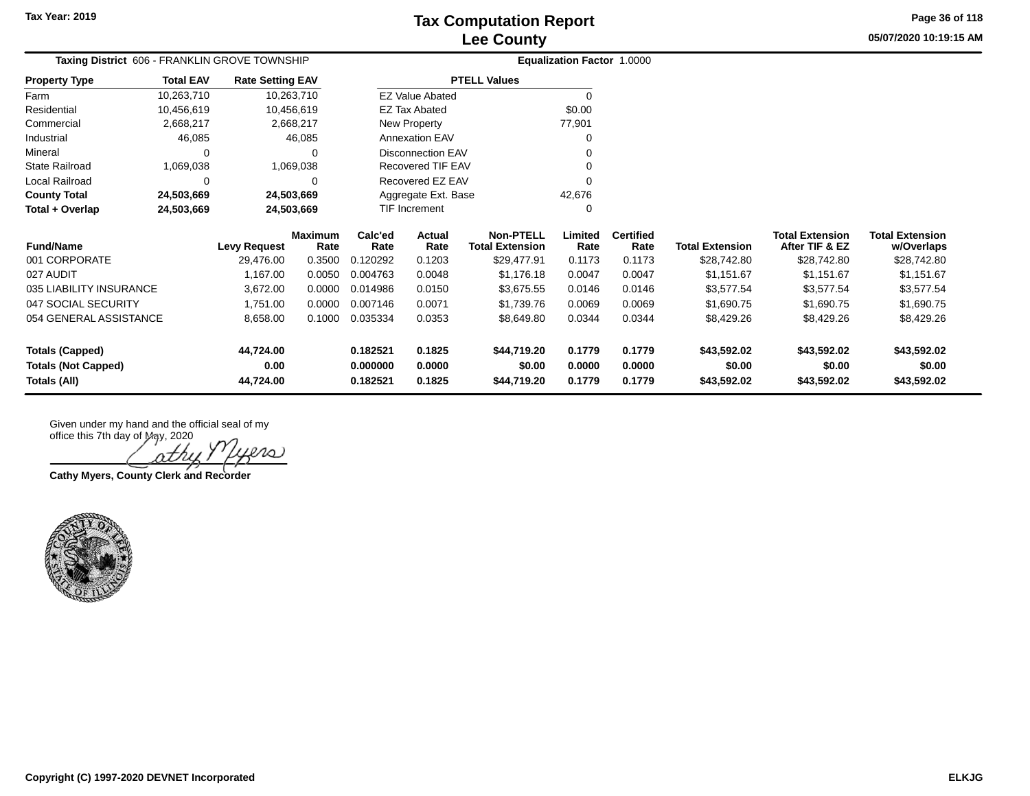# Tax Computation Report
## Lee County

Tax Year: 2019

05/07/2020 10:19:15 AM

**Taxing District** 606 - FRANKLIN GROVE TOWNSHIP

**Equalization Factor** 1.0000

| Property Type | Total EAV | Rate Setting EAV |
|---|---|---|
| Farm | 10,263,710 | 10,263,710 |
| Residential | 10,456,619 | 10,456,619 |
| Commercial | 2,668,217 | 2,668,217 |
| Industrial | 46,085 | 46,085 |
| Mineral | 0 | 0 |
| State Railroad | 1,069,038 | 1,069,038 |
| Local Railroad | 0 | 0 |
| **County Total** | **24,503,669** | **24,503,669** |
| **Total + Overlap** | **24,503,669** | **24,503,669** |

| PTELL Values | |
|---|---|
| EZ Value Abated | 0 |
| EZ Tax Abated | $0.00 |
| New Property | 77,901 |
| Annexation EAV | 0 |
| Disconnection EAV | 0 |
| Recovered TIF EAV | 0 |
| Recovered EZ EAV | 0 |
| Aggregate Ext. Base | 42,676 |
| TIF Increment | 0 |

| Fund/Name | Levy Request | Maximum Rate | Calc'ed Rate | Actual Rate | Non-PTELL Total Extension | Limited Rate | Certified Rate | Total Extension | Total Extension After TIF & EZ | Total Extension w/Overlaps |
|---|---|---|---|---|---|---|---|---|---|---|
| 001 CORPORATE | 29,476.00 | 0.3500 | 0.120292 | 0.1203 | $29,477.91 | 0.1173 | 0.1173 | $28,742.80 | $28,742.80 | $28,742.80 |
| 027 AUDIT | 1,167.00 | 0.0050 | 0.004763 | 0.0048 | $1,176.18 | 0.0047 | 0.0047 | $1,151.67 | $1,151.67 | $1,151.67 |
| 035 LIABILITY INSURANCE | 3,672.00 | 0.0000 | 0.014986 | 0.0150 | $3,675.55 | 0.0146 | 0.0146 | $3,577.54 | $3,577.54 | $3,577.54 |
| 047 SOCIAL SECURITY | 1,751.00 | 0.0000 | 0.007146 | 0.0071 | $1,739.76 | 0.0069 | 0.0069 | $1,690.75 | $1,690.75 | $1,690.75 |
| 054 GENERAL ASSISTANCE | 8,658.00 | 0.1000 | 0.035334 | 0.0353 | $8,649.80 | 0.0344 | 0.0344 | $8,429.26 | $8,429.26 | $8,429.26 |
| **Totals (Capped)** | **44,724.00** | | **0.182521** | **0.1825** | **$44,719.20** | **0.1779** | **0.1779** | **$43,592.02** | **$43,592.02** | **$43,592.02** |
| **Totals (Not Capped)** | **0.00** | | **0.000000** | **0.0000** | **$0.00** | **0.0000** | **0.0000** | **$0.00** | **$0.00** | **$0.00** |
| **Totals (All)** | **44,724.00** | | **0.182521** | **0.1825** | **$44,719.20** | **0.1779** | **0.1779** | **$43,592.02** | **$43,592.02** | **$43,592.02** |

Given under my hand and the official seal of my office this 7th day of May, 2020

Cathy Myers

**Cathy Myers, County Clerk and Recorder**

Copyright (C) 1997-2020 DEVNET Incorporated

ELKJG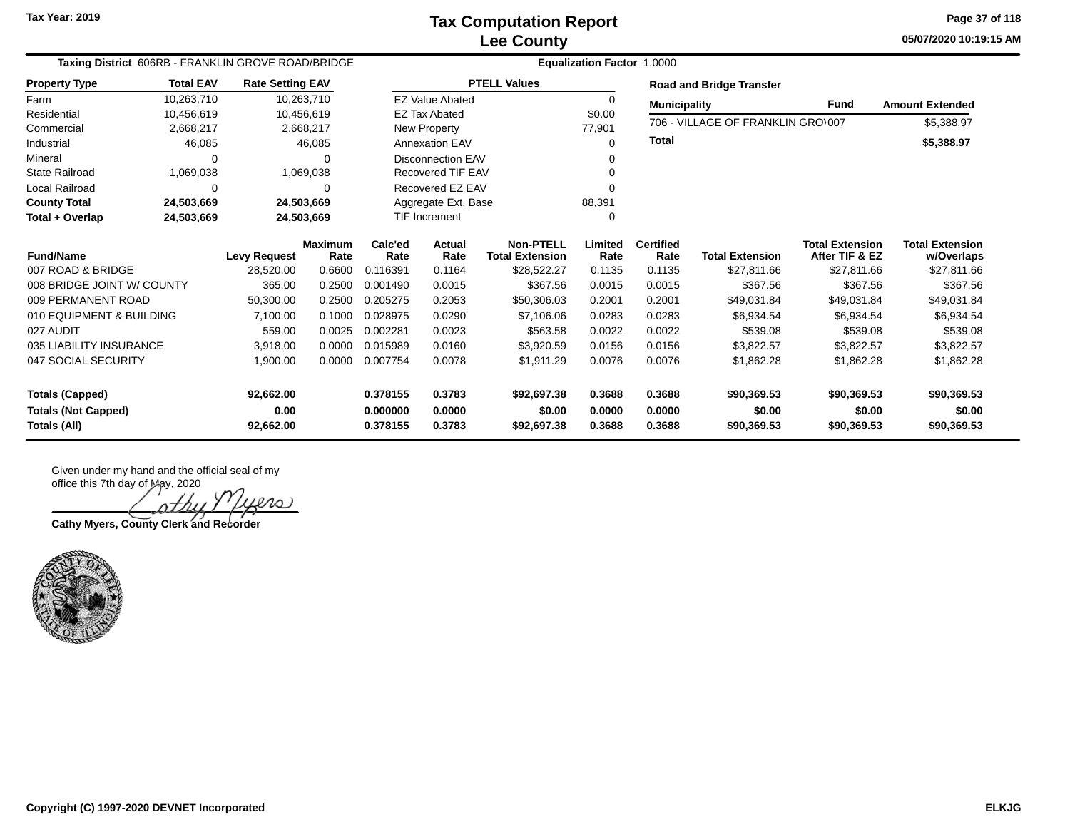# Tax Computation Report
## Lee County

Tax Year: 2019

05/07/2020 10:19:15 AM

**Taxing District** 606RB - FRANKLIN GROVE ROAD/BRIDGE

**Equalization Factor** 1.0000

| Property Type | Total EAV | Rate Setting EAV |
|---|---|---|
| Farm | 10,263,710 | 10,263,710 |
| Residential | 10,456,619 | 10,456,619 |
| Commercial | 2,668,217 | 2,668,217 |
| Industrial | 46,085 | 46,085 |
| Mineral | 0 | 0 |
| State Railroad | 1,069,038 | 1,069,038 |
| Local Railroad | 0 | 0 |
| **County Total** | **24,503,669** | **24,503,669** |
| **Total + Overlap** | **24,503,669** | **24,503,669** |

| PTELL Values | |
|---|---|
| EZ Value Abated | 0 |
| EZ Tax Abated | $0.00 |
| New Property | 77,901 |
| Annexation EAV | 0 |
| Disconnection EAV | 0 |
| Recovered TIF EAV | 0 |
| Recovered EZ EAV | 0 |
| Aggregate Ext. Base | 88,391 |
| TIF Increment | 0 |

**Road and Bridge Transfer**

| Municipality | Fund | Amount Extended |
|---|---|---|
| 706 - VILLAGE OF FRANKLIN GRO\ | 007 | $5,388.97 |
| **Total** | | **$5,388.97** |

| Fund/Name | Levy Request | Maximum Rate | Calc'ed Rate | Actual Rate | Non-PTELL Total Extension | Limited Rate | Certified Rate | Total Extension | Total Extension After TIF & EZ | Total Extension w/Overlaps |
|---|---|---|---|---|---|---|---|---|---|---|
| 007 ROAD & BRIDGE | 28,520.00 | 0.6600 | 0.116391 | 0.1164 | $28,522.27 | 0.1135 | 0.1135 | $27,811.66 | $27,811.66 | $27,811.66 |
| 008 BRIDGE JOINT W/ COUNTY | 365.00 | 0.2500 | 0.001490 | 0.0015 | $367.56 | 0.0015 | 0.0015 | $367.56 | $367.56 | $367.56 |
| 009 PERMANENT ROAD | 50,300.00 | 0.2500 | 0.205275 | 0.2053 | $50,306.03 | 0.2001 | 0.2001 | $49,031.84 | $49,031.84 | $49,031.84 |
| 010 EQUIPMENT & BUILDING | 7,100.00 | 0.1000 | 0.028975 | 0.0290 | $7,106.06 | 0.0283 | 0.0283 | $6,934.54 | $6,934.54 | $6,934.54 |
| 027 AUDIT | 559.00 | 0.0025 | 0.002281 | 0.0023 | $563.58 | 0.0022 | 0.0022 | $539.08 | $539.08 | $539.08 |
| 035 LIABILITY INSURANCE | 3,918.00 | 0.0000 | 0.015989 | 0.0160 | $3,920.59 | 0.0156 | 0.0156 | $3,822.57 | $3,822.57 | $3,822.57 |
| 047 SOCIAL SECURITY | 1,900.00 | 0.0000 | 0.007754 | 0.0078 | $1,911.29 | 0.0076 | 0.0076 | $1,862.28 | $1,862.28 | $1,862.28 |
| **Totals (Capped)** | **92,662.00** | | **0.378155** | **0.3783** | **$92,697.38** | **0.3688** | **0.3688** | **$90,369.53** | **$90,369.53** | **$90,369.53** |
| **Totals (Not Capped)** | **0.00** | | **0.000000** | **0.0000** | **$0.00** | **0.0000** | **0.0000** | **$0.00** | **$0.00** | **$0.00** |
| **Totals (All)** | **92,662.00** | | **0.378155** | **0.3783** | **$92,697.38** | **0.3688** | **0.3688** | **$90,369.53** | **$90,369.53** | **$90,369.53** |

Given under my hand and the official seal of my office this 7th day of May, 2020

Cathy Myers

**Cathy Myers, County Clerk and Recorder**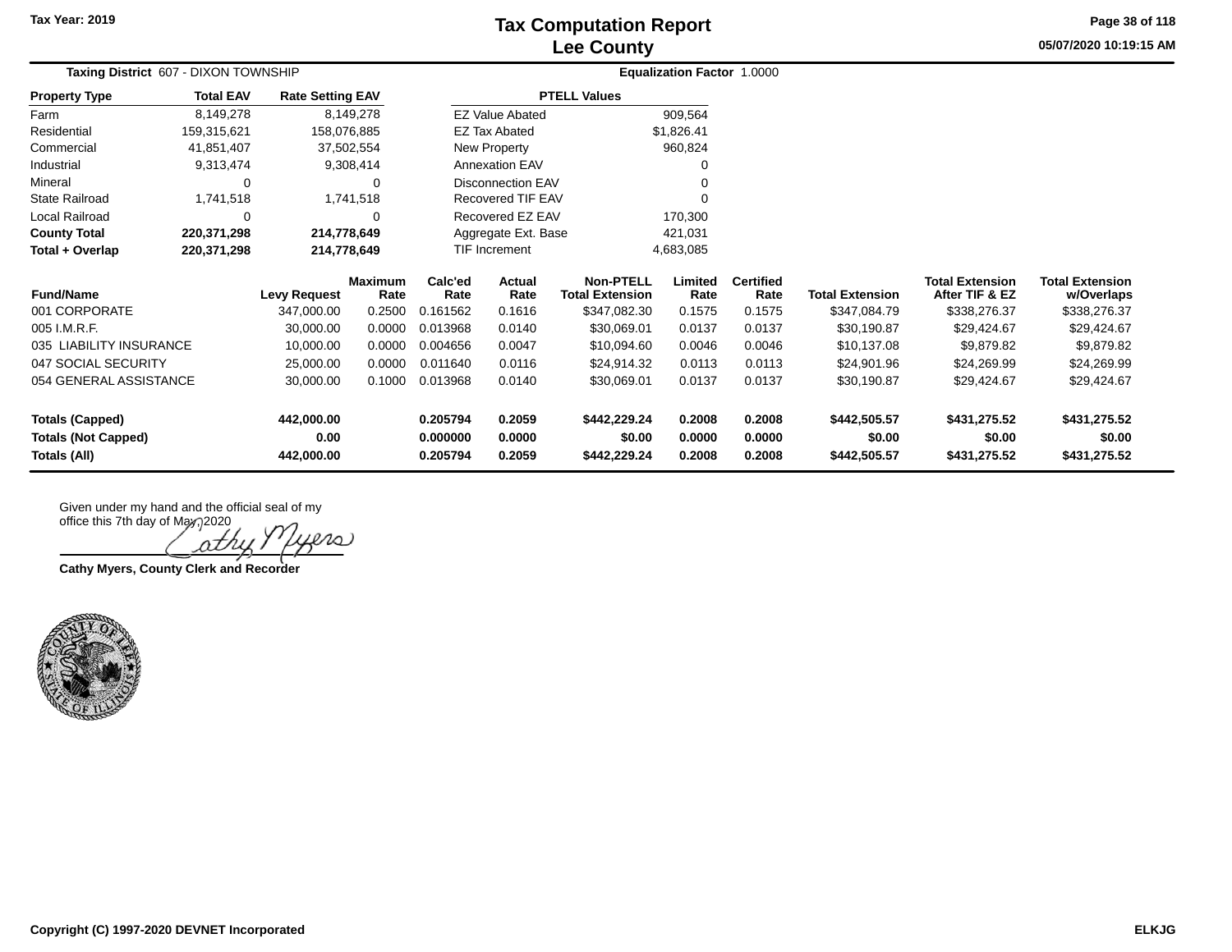# Tax Computation Report
## Lee County

Tax Year: 2019

05/07/2020 10:19:15 AM

**Taxing District** 607 - DIXON TOWNSHIP

**Equalization Factor** 1.0000

| Property Type | Total EAV | Rate Setting EAV |
|---|---|---|
| Farm | 8,149,278 | 8,149,278 |
| Residential | 159,315,621 | 158,076,885 |
| Commercial | 41,851,407 | 37,502,554 |
| Industrial | 9,313,474 | 9,308,414 |
| Mineral | 0 | 0 |
| State Railroad | 1,741,518 | 1,741,518 |
| Local Railroad | 0 | 0 |
| **County Total** | **220,371,298** | **214,778,649** |
| **Total + Overlap** | **220,371,298** | **214,778,649** |

| PTELL Values | |
|---|---|
| EZ Value Abated | 909,564 |
| EZ Tax Abated | $1,826.41 |
| New Property | 960,824 |
| Annexation EAV | 0 |
| Disconnection EAV | 0 |
| Recovered TIF EAV | 0 |
| Recovered EZ EAV | 170,300 |
| Aggregate Ext. Base | 421,031 |
| TIF Increment | 4,683,085 |

| Fund/Name | Levy Request | Maximum Rate | Calc'ed Rate | Actual Rate | Non-PTELL Total Extension | Limited Rate | Certified Rate | Total Extension | Total Extension After TIF & EZ | Total Extension w/Overlaps |
|---|---|---|---|---|---|---|---|---|---|---|
| 001 CORPORATE | 347,000.00 | 0.2500 | 0.161562 | 0.1616 | $347,082.30 | 0.1575 | 0.1575 | $347,084.79 | $338,276.37 | $338,276.37 |
| 005 I.M.R.F. | 30,000.00 | 0.0000 | 0.013968 | 0.0140 | $30,069.01 | 0.0137 | 0.0137 | $30,190.87 | $29,424.67 | $29,424.67 |
| 035 LIABILITY INSURANCE | 10,000.00 | 0.0000 | 0.004656 | 0.0047 | $10,094.60 | 0.0046 | 0.0046 | $10,137.08 | $9,879.82 | $9,879.82 |
| 047 SOCIAL SECURITY | 25,000.00 | 0.0000 | 0.011640 | 0.0116 | $24,914.32 | 0.0113 | 0.0113 | $24,901.96 | $24,269.99 | $24,269.99 |
| 054 GENERAL ASSISTANCE | 30,000.00 | 0.1000 | 0.013968 | 0.0140 | $30,069.01 | 0.0137 | 0.0137 | $30,190.87 | $29,424.67 | $29,424.67 |
| **Totals (Capped)** | **442,000.00** | | **0.205794** | **0.2059** | **$442,229.24** | **0.2008** | **0.2008** | **$442,505.57** | **$431,275.52** | **$431,275.52** |
| **Totals (Not Capped)** | **0.00** | | **0.000000** | **0.0000** | **$0.00** | **0.0000** | **0.0000** | **$0.00** | **$0.00** | **$0.00** |
| **Totals (All)** | **442,000.00** | | **0.205794** | **0.2059** | **$442,229.24** | **0.2008** | **0.2008** | **$442,505.57** | **$431,275.52** | **$431,275.52** |

Given under my hand and the official seal of my office this 7th day of May, 2020

Cathy Myers

**Cathy Myers, County Clerk and Recorder**

Copyright (C) 1997-2020 DEVNET Incorporated

ELKJG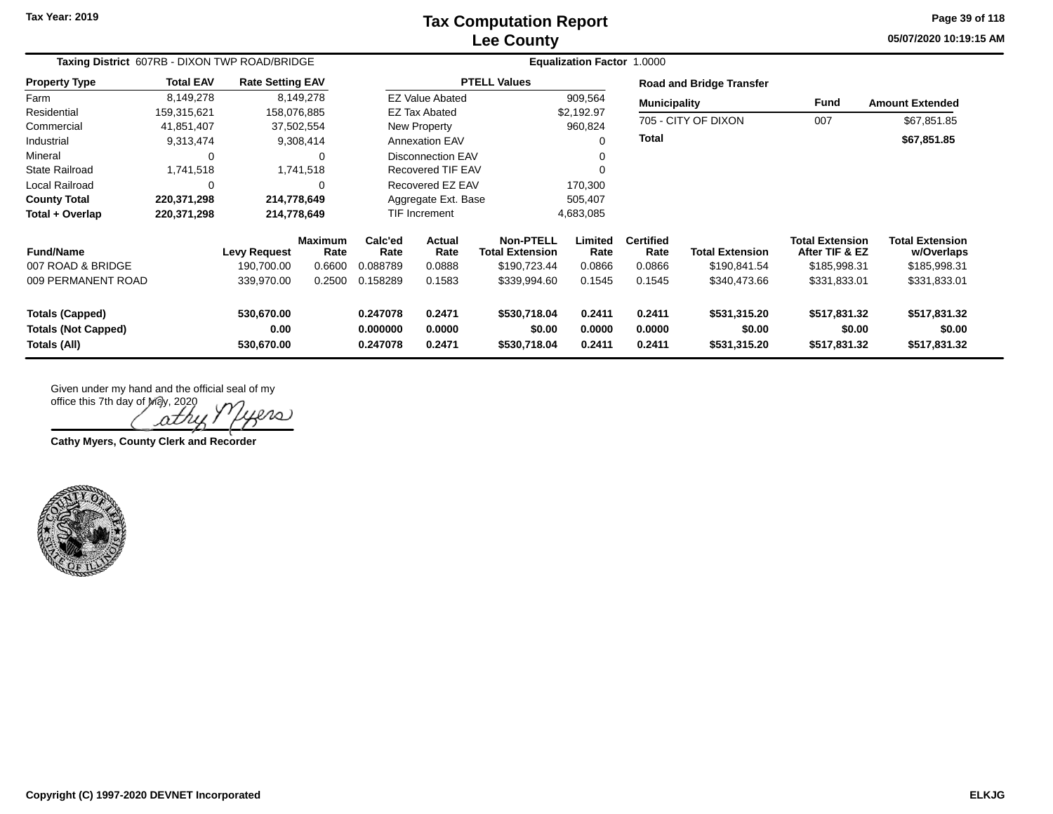# Tax Computation Report
## Lee County

Tax Year: 2019

05/07/2020 10:19:15 AM

**Taxing District** 607RB - DIXON TWP ROAD/BRIDGE

**Equalization Factor** 1.0000

| Property Type | Total EAV | Rate Setting EAV |
|---|---|---|
| Farm | 8,149,278 | 8,149,278 |
| Residential | 159,315,621 | 158,076,885 |
| Commercial | 41,851,407 | 37,502,554 |
| Industrial | 9,313,474 | 9,308,414 |
| Mineral | 0 | 0 |
| State Railroad | 1,741,518 | 1,741,518 |
| Local Railroad | 0 | 0 |
| **County Total** | **220,371,298** | **214,778,649** |
| **Total + Overlap** | **220,371,298** | **214,778,649** |

| PTELL Values | |
|---|---|
| EZ Value Abated | 909,564 |
| EZ Tax Abated | $2,192.97 |
| New Property | 960,824 |
| Annexation EAV | 0 |
| Disconnection EAV | 0 |
| Recovered TIF EAV | 0 |
| Recovered EZ EAV | 170,300 |
| Aggregate Ext. Base | 505,407 |
| TIF Increment | 4,683,085 |

**Road and Bridge Transfer**

| Municipality | Fund | Amount Extended |
|---|---|---|
| 705 - CITY OF DIXON | 007 | $67,851.85 |
| **Total** | | **$67,851.85** |

| Fund/Name | Levy Request | Maximum Rate | Calc'ed Rate | Actual Rate | Non-PTELL Total Extension | Limited Rate | Certified Rate | Total Extension | Total Extension After TIF & EZ | Total Extension w/Overlaps |
|---|---|---|---|---|---|---|---|---|---|---|
| 007 ROAD & BRIDGE | 190,700.00 | 0.6600 | 0.088789 | 0.0888 | $190,723.44 | 0.0866 | 0.0866 | $190,841.54 | $185,998.31 | $185,998.31 |
| 009 PERMANENT ROAD | 339,970.00 | 0.2500 | 0.158289 | 0.1583 | $339,994.60 | 0.1545 | 0.1545 | $340,473.66 | $331,833.01 | $331,833.01 |
| **Totals (Capped)** | **530,670.00** | | **0.247078** | **0.2471** | **$530,718.04** | **0.2411** | **0.2411** | **$531,315.20** | **$517,831.32** | **$517,831.32** |
| **Totals (Not Capped)** | **0.00** | | **0.000000** | **0.0000** | **$0.00** | **0.0000** | **0.0000** | **$0.00** | **$0.00** | **$0.00** |
| **Totals (All)** | **530,670.00** | | **0.247078** | **0.2471** | **$530,718.04** | **0.2411** | **0.2411** | **$531,315.20** | **$517,831.32** | **$517,831.32** |

Given under my hand and the official seal of my office this 7th day of May, 2020

Cathy Myers

**Cathy Myers, County Clerk and Recorder**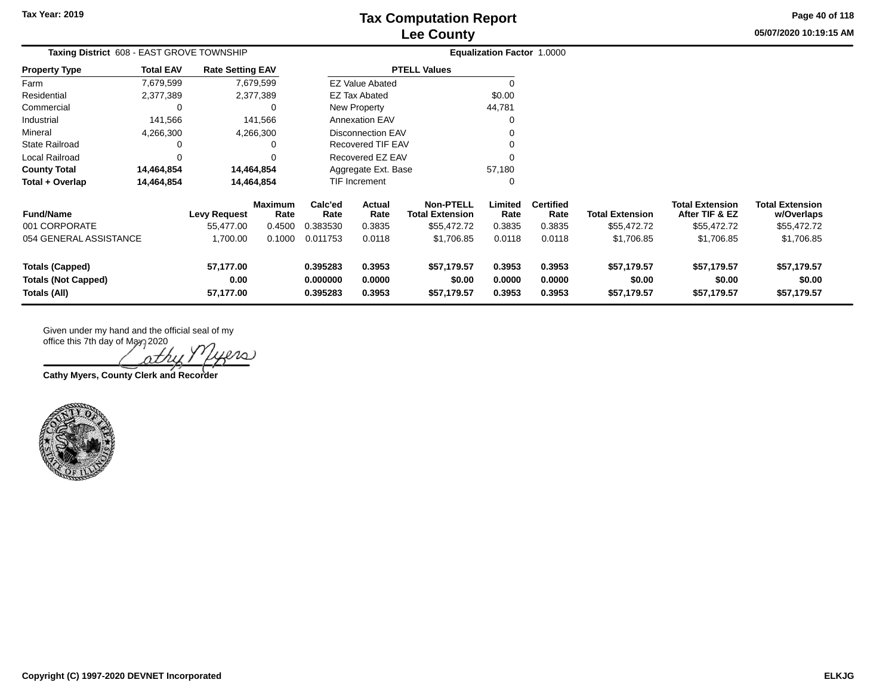# Tax Computation Report
# Lee County

Tax Year: 2019

05/07/2020 10:19:15 AM

**Taxing District** 608 - EAST GROVE TOWNSHIP

**Equalization Factor** 1.0000

| Property Type | Total EAV | Rate Setting EAV |
|---|---|---|
| Farm | 7,679,599 | 7,679,599 |
| Residential | 2,377,389 | 2,377,389 |
| Commercial | 0 | 0 |
| Industrial | 141,566 | 141,566 |
| Mineral | 4,266,300 | 4,266,300 |
| State Railroad | 0 | 0 |
| Local Railroad | 0 | 0 |
| **County Total** | **14,464,854** | **14,464,854** |
| **Total + Overlap** | **14,464,854** | **14,464,854** |

| PTELL Values | |
|---|---|
| EZ Value Abated | 0 |
| EZ Tax Abated | $0.00 |
| New Property | 44,781 |
| Annexation EAV | 0 |
| Disconnection EAV | 0 |
| Recovered TIF EAV | 0 |
| Recovered EZ EAV | 0 |
| Aggregate Ext. Base | 57,180 |
| TIF Increment | 0 |

| Fund/Name | Levy Request | Maximum Rate | Calc'ed Rate | Actual Rate | Non-PTELL Total Extension | Limited Rate | Certified Rate | Total Extension | Total Extension After TIF & EZ | Total Extension w/Overlaps |
|---|---|---|---|---|---|---|---|---|---|---|
| 001 CORPORATE | 55,477.00 | 0.4500 | 0.383530 | 0.3835 | $55,472.72 | 0.3835 | 0.3835 | $55,472.72 | $55,472.72 | $55,472.72 |
| 054 GENERAL ASSISTANCE | 1,700.00 | 0.1000 | 0.011753 | 0.0118 | $1,706.85 | 0.0118 | 0.0118 | $1,706.85 | $1,706.85 | $1,706.85 |
| **Totals (Capped)** | **57,177.00** | | **0.395283** | **0.3953** | **$57,179.57** | **0.3953** | **0.3953** | **$57,179.57** | **$57,179.57** | **$57,179.57** |
| **Totals (Not Capped)** | **0.00** | | **0.000000** | **0.0000** | **$0.00** | **0.0000** | **0.0000** | **$0.00** | **$0.00** | **$0.00** |
| **Totals (All)** | **57,177.00** | | **0.395283** | **0.3953** | **$57,179.57** | **0.3953** | **0.3953** | **$57,179.57** | **$57,179.57** | **$57,179.57** |

Given under my hand and the official seal of my office this 7th day of May, 2020

Cathy Myers

**Cathy Myers, County Clerk and Recorder**

**Copyright (C) 1997-2020 DEVNET Incorporated**

**ELKJG**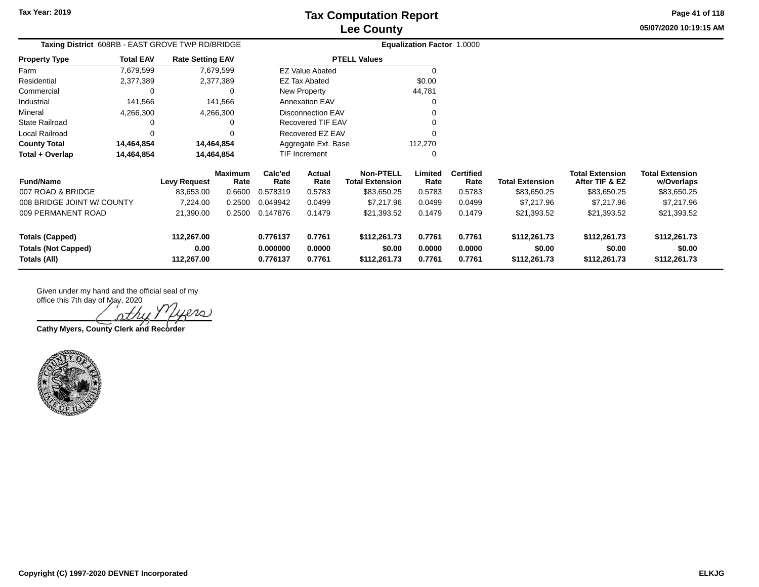**Tax Year: 2019**

# Tax Computation Report
## Lee County

05/07/2020 10:19:15 AM

**Taxing District** 608RB - EAST GROVE TWP RD/BRIDGE

**Equalization Factor** 1.0000

| Property Type | Total EAV | Rate Setting EAV |
|---|---|---|
| Farm | 7,679,599 | 7,679,599 |
| Residential | 2,377,389 | 2,377,389 |
| Commercial | 0 | 0 |
| Industrial | 141,566 | 141,566 |
| Mineral | 4,266,300 | 4,266,300 |
| State Railroad | 0 | 0 |
| Local Railroad | 0 | 0 |
| **County Total** | **14,464,854** | **14,464,854** |
| **Total + Overlap** | **14,464,854** | **14,464,854** |

| PTELL Values | |
|---|---|
| EZ Value Abated | 0 |
| EZ Tax Abated | $0.00 |
| New Property | 44,781 |
| Annexation EAV | 0 |
| Disconnection EAV | 0 |
| Recovered TIF EAV | 0 |
| Recovered EZ EAV | 0 |
| Aggregate Ext. Base | 112,270 |
| TIF Increment | 0 |

| Fund/Name | Levy Request | Maximum Rate | Calc'ed Rate | Actual Rate | Non-PTELL Total Extension | Limited Rate | Certified Rate | Total Extension | Total Extension After TIF & EZ | Total Extension w/Overlaps |
|---|---|---|---|---|---|---|---|---|---|---|
| 007 ROAD & BRIDGE | 83,653.00 | 0.6600 | 0.578319 | 0.5783 | $83,650.25 | 0.5783 | 0.5783 | $83,650.25 | $83,650.25 | $83,650.25 |
| 008 BRIDGE JOINT W/ COUNTY | 7,224.00 | 0.2500 | 0.049942 | 0.0499 | $7,217.96 | 0.0499 | 0.0499 | $7,217.96 | $7,217.96 | $7,217.96 |
| 009 PERMANENT ROAD | 21,390.00 | 0.2500 | 0.147876 | 0.1479 | $21,393.52 | 0.1479 | 0.1479 | $21,393.52 | $21,393.52 | $21,393.52 |
| **Totals (Capped)** | **112,267.00** | | **0.776137** | **0.7761** | **$112,261.73** | **0.7761** | **0.7761** | **$112,261.73** | **$112,261.73** | **$112,261.73** |
| **Totals (Not Capped)** | **0.00** | | **0.000000** | **0.0000** | **$0.00** | **0.0000** | **0.0000** | **$0.00** | **$0.00** | **$0.00** |
| **Totals (All)** | **112,267.00** | | **0.776137** | **0.7761** | **$112,261.73** | **0.7761** | **0.7761** | **$112,261.73** | **$112,261.73** | **$112,261.73** |

Given under my hand and the official seal of my office this 7th day of May, 2020

**Cathy Myers, County Clerk and Recorder**

**Copyright (C) 1997-2020 DEVNET Incorporated** **ELKJG**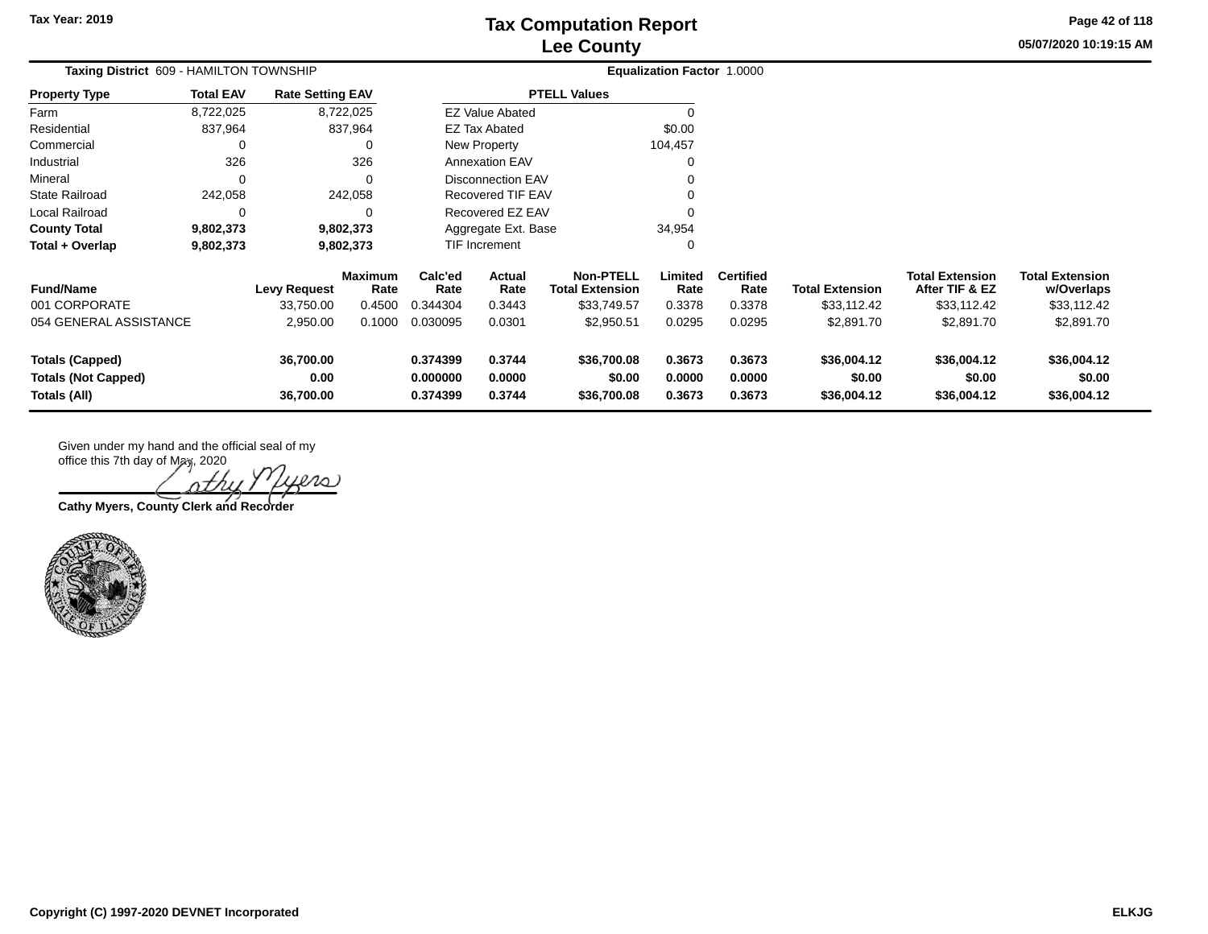**Tax Year: 2019**

# Tax Computation Report
## Lee County

05/07/2020 10:19:15 AM

**Taxing District** 609 - HAMILTON TOWNSHIP

**Equalization Factor** 1.0000

| Property Type | Total EAV | Rate Setting EAV |
|---|---|---|
| Farm | 8,722,025 | 8,722,025 |
| Residential | 837,964 | 837,964 |
| Commercial | 0 | 0 |
| Industrial | 326 | 326 |
| Mineral | 0 | 0 |
| State Railroad | 242,058 | 242,058 |
| Local Railroad | 0 | 0 |
| **County Total** | **9,802,373** | **9,802,373** |
| **Total + Overlap** | **9,802,373** | **9,802,373** |

| PTELL Values | |
|---|---|
| EZ Value Abated | 0 |
| EZ Tax Abated | $0.00 |
| New Property | 104,457 |
| Annexation EAV | 0 |
| Disconnection EAV | 0 |
| Recovered TIF EAV | 0 |
| Recovered EZ EAV | 0 |
| Aggregate Ext. Base | 34,954 |
| TIF Increment | 0 |

| Fund/Name | Levy Request | Maximum Rate | Calc'ed Rate | Actual Rate | Non-PTELL Total Extension | Limited Rate | Certified Rate | Total Extension | Total Extension After TIF & EZ | Total Extension w/Overlaps |
|---|---|---|---|---|---|---|---|---|---|---|
| 001 CORPORATE | 33,750.00 | 0.4500 | 0.344304 | 0.3443 | $33,749.57 | 0.3378 | 0.3378 | $33,112.42 | $33,112.42 | $33,112.42 |
| 054 GENERAL ASSISTANCE | 2,950.00 | 0.1000 | 0.030095 | 0.0301 | $2,950.51 | 0.0295 | 0.0295 | $2,891.70 | $2,891.70 | $2,891.70 |
| **Totals (Capped)** | **36,700.00** | | **0.374399** | **0.3744** | **$36,700.08** | **0.3673** | **0.3673** | **$36,004.12** | **$36,004.12** | **$36,004.12** |
| **Totals (Not Capped)** | **0.00** | | **0.000000** | **0.0000** | **$0.00** | **0.0000** | **0.0000** | **$0.00** | **$0.00** | **$0.00** |
| **Totals (All)** | **36,700.00** | | **0.374399** | **0.3744** | **$36,700.08** | **0.3673** | **0.3673** | **$36,004.12** | **$36,004.12** | **$36,004.12** |

Given under my hand and the official seal of my office this 7th day of May, 2020

Cathy Myers

**Cathy Myers, County Clerk and Recorder**

**Copyright (C) 1997-2020 DEVNET Incorporated** **ELKJG**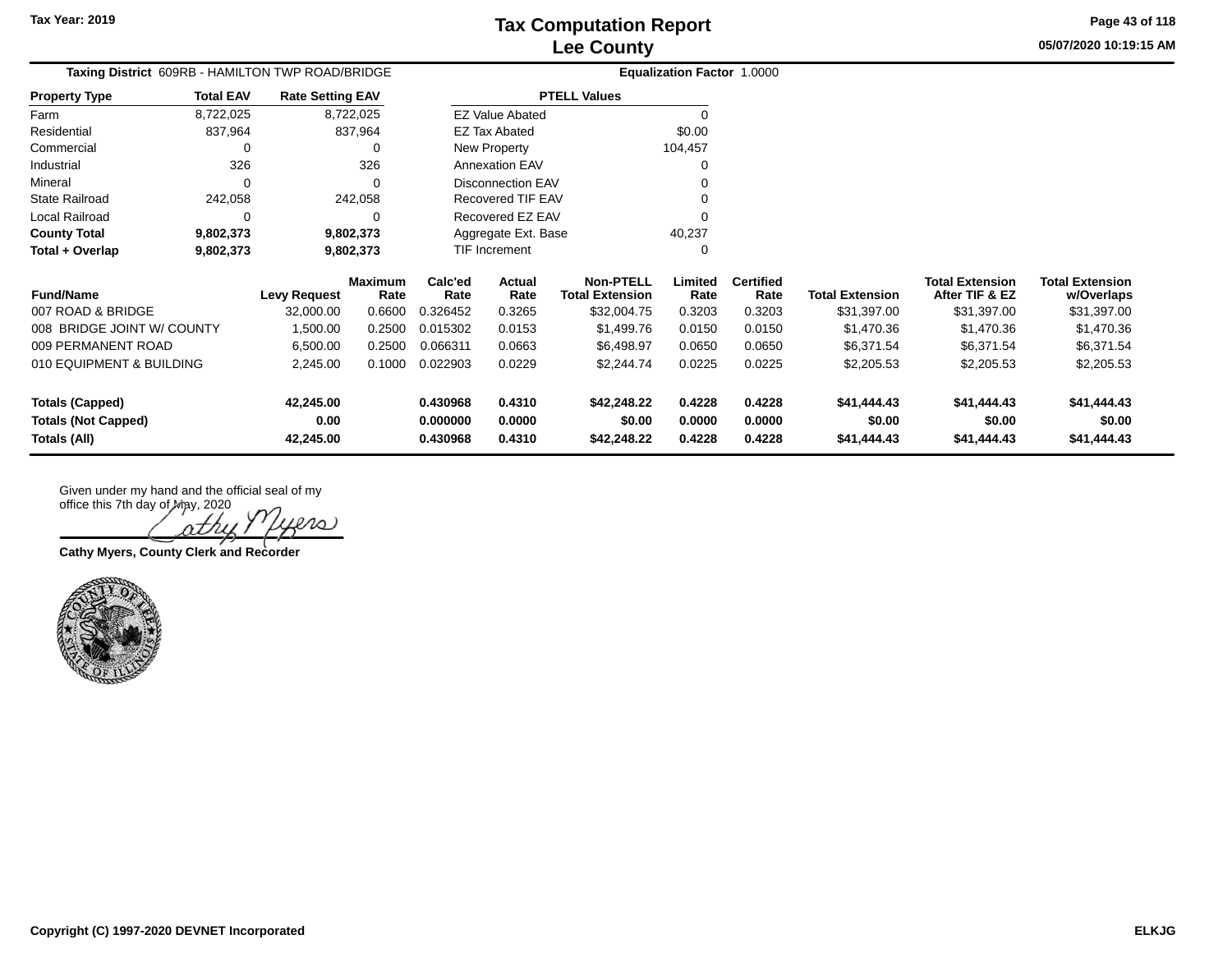Tax Year: 2019

# Tax Computation Report
## Lee County

05/07/2020 10:19:15 AM

**Taxing District** 609RB - HAMILTON TWP ROAD/BRIDGE **Equalization Factor** 1.0000

| Property Type | Total EAV | Rate Setting EAV |
|---|---|---|
| Farm | 8,722,025 | 8,722,025 |
| Residential | 837,964 | 837,964 |
| Commercial | 0 | 0 |
| Industrial | 326 | 326 |
| Mineral | 0 | 0 |
| State Railroad | 242,058 | 242,058 |
| Local Railroad | 0 | 0 |
| **County Total** | **9,802,373** | **9,802,373** |
| **Total + Overlap** | **9,802,373** | **9,802,373** |

| PTELL Values | |
|---|---|
| EZ Value Abated | 0 |
| EZ Tax Abated | $0.00 |
| New Property | 104,457 |
| Annexation EAV | 0 |
| Disconnection EAV | 0 |
| Recovered TIF EAV | 0 |
| Recovered EZ EAV | 0 |
| Aggregate Ext. Base | 40,237 |
| TIF Increment | 0 |

| Fund/Name | Levy Request | Maximum Rate | Calc'ed Rate | Actual Rate | Non-PTELL Total Extension | Limited Rate | Certified Rate | Total Extension | Total Extension After TIF & EZ | Total Extension w/Overlaps |
|---|---|---|---|---|---|---|---|---|---|---|
| 007 ROAD & BRIDGE | 32,000.00 | 0.6600 | 0.326452 | 0.3265 | $32,004.75 | 0.3203 | 0.3203 | $31,397.00 | $31,397.00 | $31,397.00 |
| 008 BRIDGE JOINT W/ COUNTY | 1,500.00 | 0.2500 | 0.015302 | 0.0153 | $1,499.76 | 0.0150 | 0.0150 | $1,470.36 | $1,470.36 | $1,470.36 |
| 009 PERMANENT ROAD | 6,500.00 | 0.2500 | 0.066311 | 0.0663 | $6,498.97 | 0.0650 | 0.0650 | $6,371.54 | $6,371.54 | $6,371.54 |
| 010 EQUIPMENT & BUILDING | 2,245.00 | 0.1000 | 0.022903 | 0.0229 | $2,244.74 | 0.0225 | 0.0225 | $2,205.53 | $2,205.53 | $2,205.53 |
| **Totals (Capped)** | **42,245.00** | | **0.430968** | **0.4310** | **$42,248.22** | **0.4228** | **0.4228** | **$41,444.43** | **$41,444.43** | **$41,444.43** |
| **Totals (Not Capped)** | **0.00** | | **0.000000** | **0.0000** | **$0.00** | **0.0000** | **0.0000** | **$0.00** | **$0.00** | **$0.00** |
| **Totals (All)** | **42,245.00** | | **0.430968** | **0.4310** | **$42,248.22** | **0.4228** | **0.4228** | **$41,444.43** | **$41,444.43** | **$41,444.43** |

Given under my hand and the official seal of my office this 7th day of May, 2020

**Cathy Myers, County Clerk and Recorder**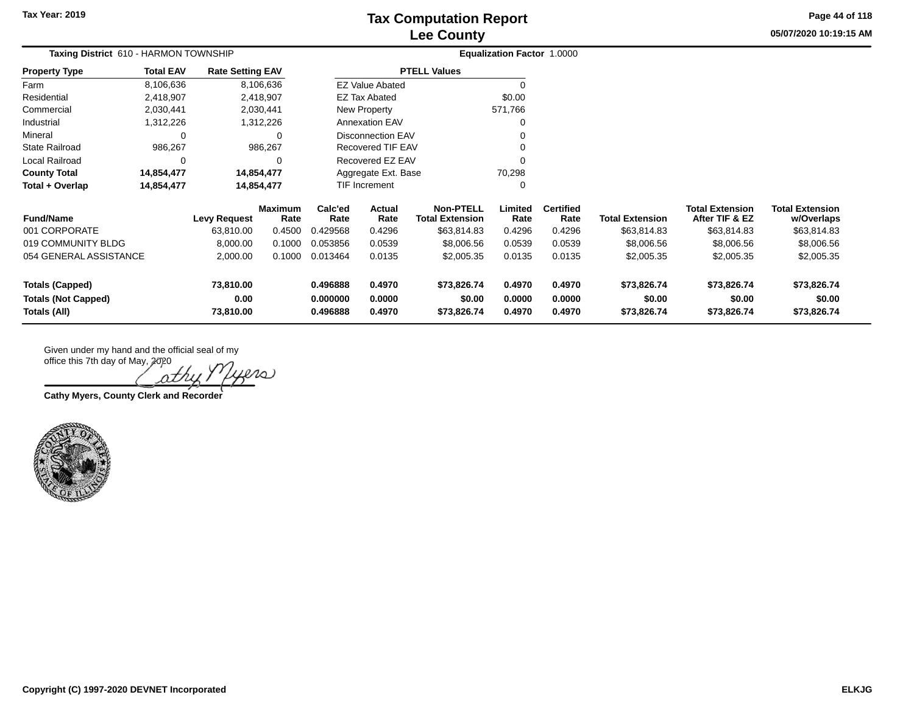# Tax Computation Report
## Lee County

Tax Year: 2019

05/07/2020 10:19:15 AM

**Taxing District** 610 - HARMON TOWNSHIP

**Equalization Factor** 1.0000

| Property Type | Total EAV | Rate Setting EAV |
|---|---|---|
| Farm | 8,106,636 | 8,106,636 |
| Residential | 2,418,907 | 2,418,907 |
| Commercial | 2,030,441 | 2,030,441 |
| Industrial | 1,312,226 | 1,312,226 |
| Mineral | 0 | 0 |
| State Railroad | 986,267 | 986,267 |
| Local Railroad | 0 | 0 |
| **County Total** | **14,854,477** | **14,854,477** |
| **Total + Overlap** | **14,854,477** | **14,854,477** |

| PTELL Values | |
|---|---|
| EZ Value Abated | 0 |
| EZ Tax Abated | $0.00 |
| New Property | 571,766 |
| Annexation EAV | 0 |
| Disconnection EAV | 0 |
| Recovered TIF EAV | 0 |
| Recovered EZ EAV | 0 |
| Aggregate Ext. Base | 70,298 |
| TIF Increment | 0 |

| Fund/Name | Levy Request | Maximum Rate | Calc'ed Rate | Actual Rate | Non-PTELL Total Extension | Limited Rate | Certified Rate | Total Extension | Total Extension After TIF & EZ | Total Extension w/Overlaps |
|---|---|---|---|---|---|---|---|---|---|---|
| 001 CORPORATE | 63,810.00 | 0.4500 | 0.429568 | 0.4296 | $63,814.83 | 0.4296 | 0.4296 | $63,814.83 | $63,814.83 | $63,814.83 |
| 019 COMMUNITY BLDG | 8,000.00 | 0.1000 | 0.053856 | 0.0539 | $8,006.56 | 0.0539 | 0.0539 | $8,006.56 | $8,006.56 | $8,006.56 |
| 054 GENERAL ASSISTANCE | 2,000.00 | 0.1000 | 0.013464 | 0.0135 | $2,005.35 | 0.0135 | 0.0135 | $2,005.35 | $2,005.35 | $2,005.35 |
| **Totals (Capped)** | **73,810.00** | | **0.496888** | **0.4970** | **$73,826.74** | **0.4970** | **0.4970** | **$73,826.74** | **$73,826.74** | **$73,826.74** |
| **Totals (Not Capped)** | **0.00** | | **0.000000** | **0.0000** | **$0.00** | **0.0000** | **0.0000** | **$0.00** | **$0.00** | **$0.00** |
| **Totals (All)** | **73,810.00** | | **0.496888** | **0.4970** | **$73,826.74** | **0.4970** | **0.4970** | **$73,826.74** | **$73,826.74** | **$73,826.74** |

Given under my hand and the official seal of my office this 7th day of May, 2020

Cathy Myers

**Cathy Myers, County Clerk and Recorder**

Copyright (C) 1997-2020 DEVNET Incorporated

ELKJG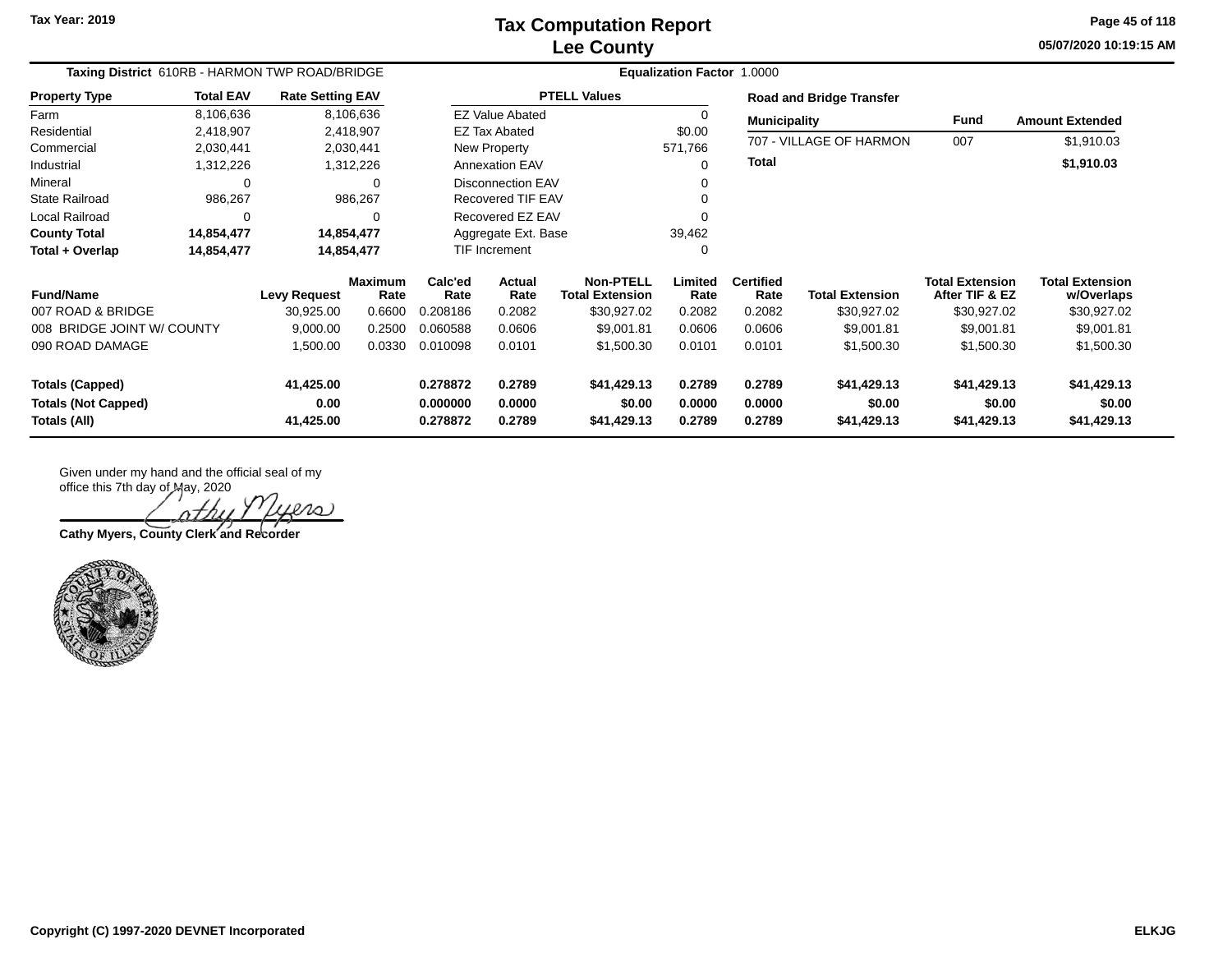# Tax Computation Report
## Lee County

Tax Year: 2019

05/07/2020 10:19:15 AM

**Taxing District** 610RB - HARMON TWP ROAD/BRIDGE

**Equalization Factor** 1.0000

| Property Type | Total EAV | Rate Setting EAV |
|---|---|---|
| Farm | 8,106,636 | 8,106,636 |
| Residential | 2,418,907 | 2,418,907 |
| Commercial | 2,030,441 | 2,030,441 |
| Industrial | 1,312,226 | 1,312,226 |
| Mineral | 0 | 0 |
| State Railroad | 986,267 | 986,267 |
| Local Railroad | 0 | 0 |
| **County Total** | **14,854,477** | **14,854,477** |
| **Total + Overlap** | **14,854,477** | **14,854,477** |

| PTELL Values | |
|---|---|
| EZ Value Abated | 0 |
| EZ Tax Abated | $0.00 |
| New Property | 571,766 |
| Annexation EAV | 0 |
| Disconnection EAV | 0 |
| Recovered TIF EAV | 0 |
| Recovered EZ EAV | 0 |
| Aggregate Ext. Base | 39,462 |
| TIF Increment | 0 |

**Road and Bridge Transfer**

| Municipality | Fund | Amount Extended |
|---|---|---|
| 707 - VILLAGE OF HARMON | 007 | $1,910.03 |
| **Total** | | **$1,910.03** |

| Fund/Name | Levy Request | Maximum Rate | Calc'ed Rate | Actual Rate | Non-PTELL Total Extension | Limited Rate | Certified Rate | Total Extension | Total Extension After TIF & EZ | Total Extension w/Overlaps |
|---|---|---|---|---|---|---|---|---|---|---|
| 007 ROAD & BRIDGE | 30,925.00 | 0.6600 | 0.208186 | 0.2082 | $30,927.02 | 0.2082 | 0.2082 | $30,927.02 | $30,927.02 | $30,927.02 |
| 008 BRIDGE JOINT W/ COUNTY | 9,000.00 | 0.2500 | 0.060588 | 0.0606 | $9,001.81 | 0.0606 | 0.0606 | $9,001.81 | $9,001.81 | $9,001.81 |
| 090 ROAD DAMAGE | 1,500.00 | 0.0330 | 0.010098 | 0.0101 | $1,500.30 | 0.0101 | 0.0101 | $1,500.30 | $1,500.30 | $1,500.30 |
| **Totals (Capped)** | **41,425.00** | | **0.278872** | **0.2789** | **$41,429.13** | **0.2789** | **0.2789** | **$41,429.13** | **$41,429.13** | **$41,429.13** |
| **Totals (Not Capped)** | **0.00** | | **0.000000** | **0.0000** | **$0.00** | **0.0000** | **0.0000** | **$0.00** | **$0.00** | **$0.00** |
| **Totals (All)** | **41,425.00** | | **0.278872** | **0.2789** | **$41,429.13** | **0.2789** | **0.2789** | **$41,429.13** | **$41,429.13** | **$41,429.13** |

Given under my hand and the official seal of my office this 7th day of May, 2020

**Cathy Myers, County Clerk and Recorder**

Copyright (C) 1997-2020 DEVNET Incorporated

ELKJG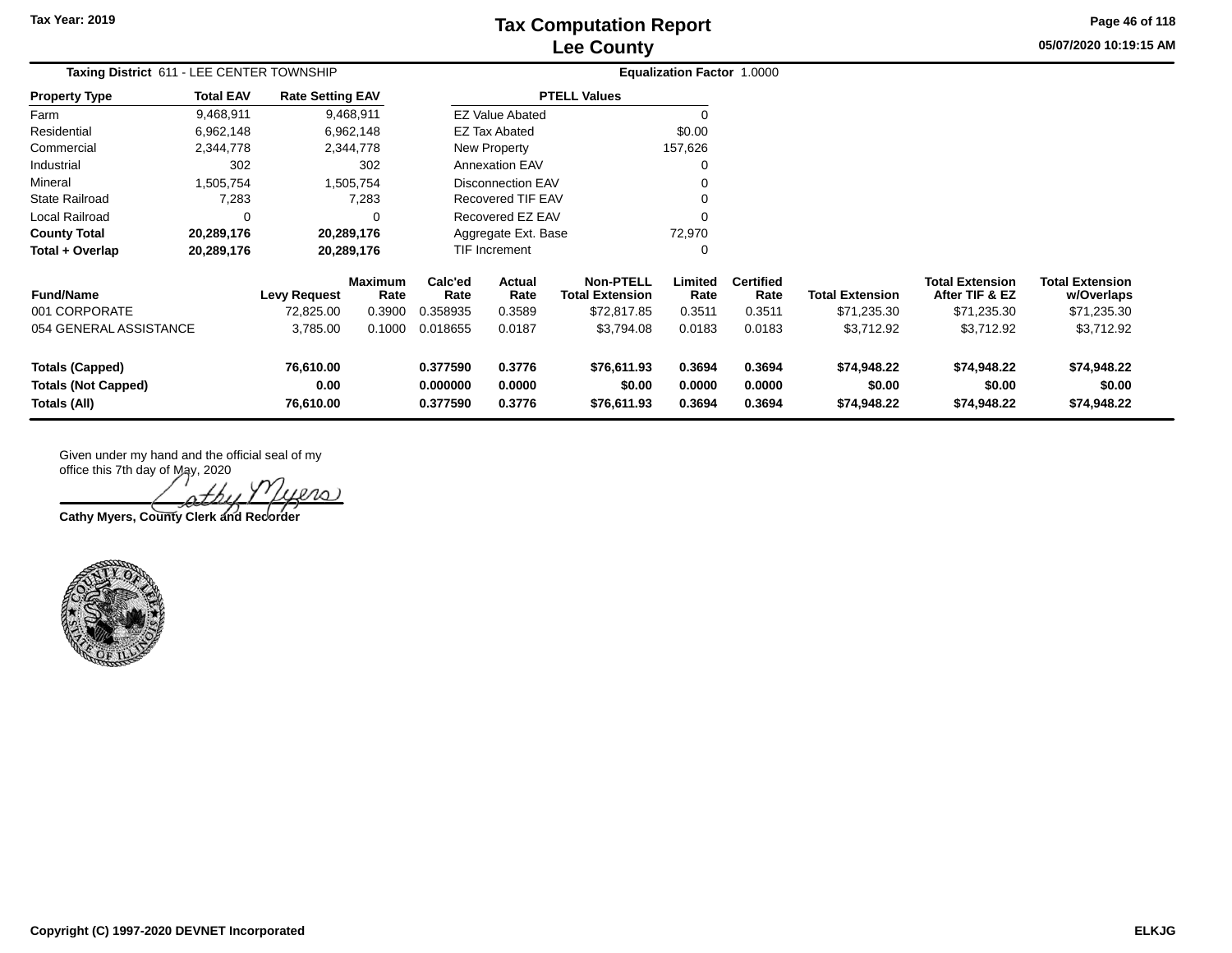# Tax Computation Report
## Lee County

Tax Year: 2019

05/07/2020 10:19:15 AM

**Taxing District** 611 - LEE CENTER TOWNSHIP | **Equalization Factor** 1.0000

| Property Type | Total EAV | Rate Setting EAV |
|---|---|---|
| Farm | 9,468,911 | 9,468,911 |
| Residential | 6,962,148 | 6,962,148 |
| Commercial | 2,344,778 | 2,344,778 |
| Industrial | 302 | 302 |
| Mineral | 1,505,754 | 1,505,754 |
| State Railroad | 7,283 | 7,283 |
| Local Railroad | 0 | 0 |
| **County Total** | **20,289,176** | **20,289,176** |
| **Total + Overlap** | **20,289,176** | **20,289,176** |

| PTELL Values | |
|---|---|
| EZ Value Abated | 0 |
| EZ Tax Abated | $0.00 |
| New Property | 157,626 |
| Annexation EAV | 0 |
| Disconnection EAV | 0 |
| Recovered TIF EAV | 0 |
| Recovered EZ EAV | 0 |
| Aggregate Ext. Base | 72,970 |
| TIF Increment | 0 |

| Fund/Name | Levy Request | Maximum Rate | Calc'ed Rate | Actual Rate | Non-PTELL Total Extension | Limited Rate | Certified Rate | Total Extension | Total Extension After TIF & EZ | Total Extension w/Overlaps |
|---|---|---|---|---|---|---|---|---|---|---|
| 001 CORPORATE | 72,825.00 | 0.3900 | 0.358935 | 0.3589 | $72,817.85 | 0.3511 | 0.3511 | $71,235.30 | $71,235.30 | $71,235.30 |
| 054 GENERAL ASSISTANCE | 3,785.00 | 0.1000 | 0.018655 | 0.0187 | $3,794.08 | 0.0183 | 0.0183 | $3,712.92 | $3,712.92 | $3,712.92 |
| **Totals (Capped)** | **76,610.00** | | **0.377590** | **0.3776** | **$76,611.93** | **0.3694** | **0.3694** | **$74,948.22** | **$74,948.22** | **$74,948.22** |
| **Totals (Not Capped)** | **0.00** | | **0.000000** | **0.0000** | **$0.00** | **0.0000** | **0.0000** | **$0.00** | **$0.00** | **$0.00** |
| **Totals (All)** | **76,610.00** | | **0.377590** | **0.3776** | **$76,611.93** | **0.3694** | **0.3694** | **$74,948.22** | **$74,948.22** | **$74,948.22** |

Given under my hand and the official seal of my office this 7th day of May, 2020

Cathy Myers

**Cathy Myers, County Clerk and Recorder**

**Copyright (C) 1997-2020 DEVNET Incorporated** **ELKJG**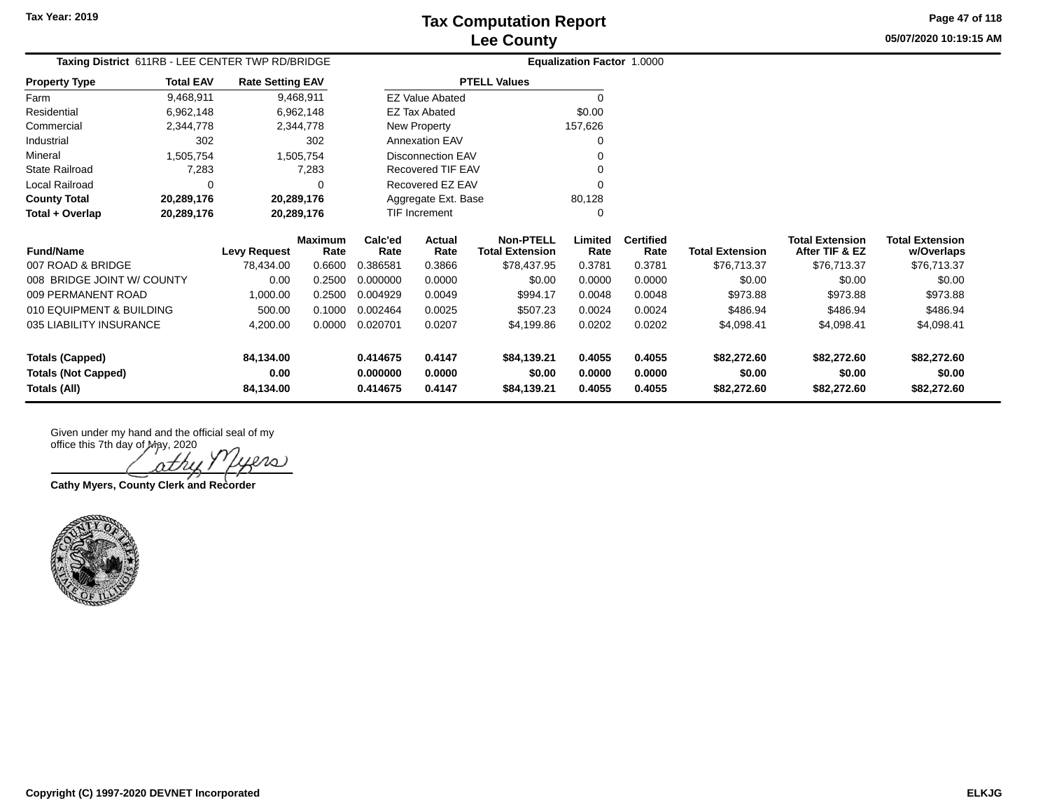# Tax Computation Report
## Lee County

Tax Year: 2019

05/07/2020 10:19:15 AM

**Taxing District** 611RB - LEE CENTER TWP RD/BRIDGE

**Equalization Factor** 1.0000

| Property Type | Total EAV | Rate Setting EAV |
|---|---|---|
| Farm | 9,468,911 | 9,468,911 |
| Residential | 6,962,148 | 6,962,148 |
| Commercial | 2,344,778 | 2,344,778 |
| Industrial | 302 | 302 |
| Mineral | 1,505,754 | 1,505,754 |
| State Railroad | 7,283 | 7,283 |
| Local Railroad | 0 | 0 |
| **County Total** | **20,289,176** | **20,289,176** |
| **Total + Overlap** | **20,289,176** | **20,289,176** |

| PTELL Values | |
|---|---|
| EZ Value Abated | 0 |
| EZ Tax Abated | $0.00 |
| New Property | 157,626 |
| Annexation EAV | 0 |
| Disconnection EAV | 0 |
| Recovered TIF EAV | 0 |
| Recovered EZ EAV | 0 |
| Aggregate Ext. Base | 80,128 |
| TIF Increment | 0 |

| Fund/Name | Levy Request | Maximum Rate | Calc'ed Rate | Actual Rate | Non-PTELL Total Extension | Limited Rate | Certified Rate | Total Extension | Total Extension After TIF & EZ | Total Extension w/Overlaps |
|---|---|---|---|---|---|---|---|---|---|---|
| 007 ROAD & BRIDGE | 78,434.00 | 0.6600 | 0.386581 | 0.3866 | $78,437.95 | 0.3781 | 0.3781 | $76,713.37 | $76,713.37 | $76,713.37 |
| 008 BRIDGE JOINT W/ COUNTY | 0.00 | 0.2500 | 0.000000 | 0.0000 | $0.00 | 0.0000 | 0.0000 | $0.00 | $0.00 | $0.00 |
| 009 PERMANENT ROAD | 1,000.00 | 0.2500 | 0.004929 | 0.0049 | $994.17 | 0.0048 | 0.0048 | $973.88 | $973.88 | $973.88 |
| 010 EQUIPMENT & BUILDING | 500.00 | 0.1000 | 0.002464 | 0.0025 | $507.23 | 0.0024 | 0.0024 | $486.94 | $486.94 | $486.94 |
| 035 LIABILITY INSURANCE | 4,200.00 | 0.0000 | 0.020701 | 0.0207 | $4,199.86 | 0.0202 | 0.0202 | $4,098.41 | $4,098.41 | $4,098.41 |
| **Totals (Capped)** | **84,134.00** | | **0.414675** | **0.4147** | **$84,139.21** | **0.4055** | **0.4055** | **$82,272.60** | **$82,272.60** | **$82,272.60** |
| **Totals (Not Capped)** | **0.00** | | **0.000000** | **0.0000** | **$0.00** | **0.0000** | **0.0000** | **$0.00** | **$0.00** | **$0.00** |
| **Totals (All)** | **84,134.00** | | **0.414675** | **0.4147** | **$84,139.21** | **0.4055** | **0.4055** | **$82,272.60** | **$82,272.60** | **$82,272.60** |

Given under my hand and the official seal of my office this 7th day of May, 2020

Cathy Myers

**Cathy Myers, County Clerk and Recorder**

Copyright (C) 1997-2020 DEVNET Incorporated

ELKJG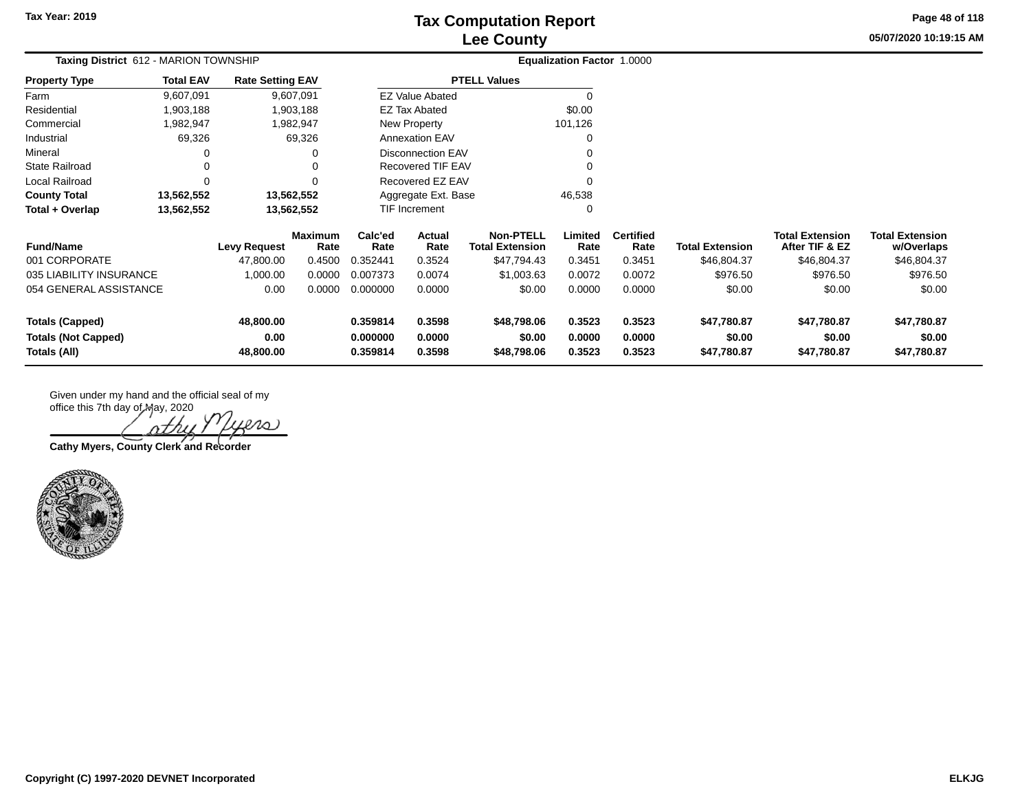# Tax Computation Report
## Lee County

Tax Year: 2019

05/07/2020 10:19:15 AM

**Taxing District** 612 - MARION TOWNSHIP

**Equalization Factor** 1.0000

| Property Type | Total EAV | Rate Setting EAV |
|---|---|---|
| Farm | 9,607,091 | 9,607,091 |
| Residential | 1,903,188 | 1,903,188 |
| Commercial | 1,982,947 | 1,982,947 |
| Industrial | 69,326 | 69,326 |
| Mineral | 0 | 0 |
| State Railroad | 0 | 0 |
| Local Railroad | 0 | 0 |
| **County Total** | **13,562,552** | **13,562,552** |
| **Total + Overlap** | **13,562,552** | **13,562,552** |

| PTELL Values | |
|---|---|
| EZ Value Abated | 0 |
| EZ Tax Abated | $0.00 |
| New Property | 101,126 |
| Annexation EAV | 0 |
| Disconnection EAV | 0 |
| Recovered TIF EAV | 0 |
| Recovered EZ EAV | 0 |
| Aggregate Ext. Base | 46,538 |
| TIF Increment | 0 |

| Fund/Name | Levy Request | Maximum Rate | Calc'ed Rate | Actual Rate | Non-PTELL Total Extension | Limited Rate | Certified Rate | Total Extension | Total Extension After TIF & EZ | Total Extension w/Overlaps |
|---|---|---|---|---|---|---|---|---|---|---|
| 001 CORPORATE | 47,800.00 | 0.4500 | 0.352441 | 0.3524 | $47,794.43 | 0.3451 | 0.3451 | $46,804.37 | $46,804.37 | $46,804.37 |
| 035 LIABILITY INSURANCE | 1,000.00 | 0.0000 | 0.007373 | 0.0074 | $1,003.63 | 0.0072 | 0.0072 | $976.50 | $976.50 | $976.50 |
| 054 GENERAL ASSISTANCE | 0.00 | 0.0000 | 0.000000 | 0.0000 | $0.00 | 0.0000 | 0.0000 | $0.00 | $0.00 | $0.00 |
| **Totals (Capped)** | **48,800.00** | | **0.359814** | **0.3598** | **$48,798.06** | **0.3523** | **0.3523** | **$47,780.87** | **$47,780.87** | **$47,780.87** |
| **Totals (Not Capped)** | **0.00** | | **0.000000** | **0.0000** | **$0.00** | **0.0000** | **0.0000** | **$0.00** | **$0.00** | **$0.00** |
| **Totals (All)** | **48,800.00** | | **0.359814** | **0.3598** | **$48,798.06** | **0.3523** | **0.3523** | **$47,780.87** | **$47,780.87** | **$47,780.87** |

Given under my hand and the official seal of my office this 7th day of May, 2020

Cathy Myers

**Cathy Myers, County Clerk and Recorder**

Copyright (C) 1997-2020 DEVNET Incorporated

ELKJG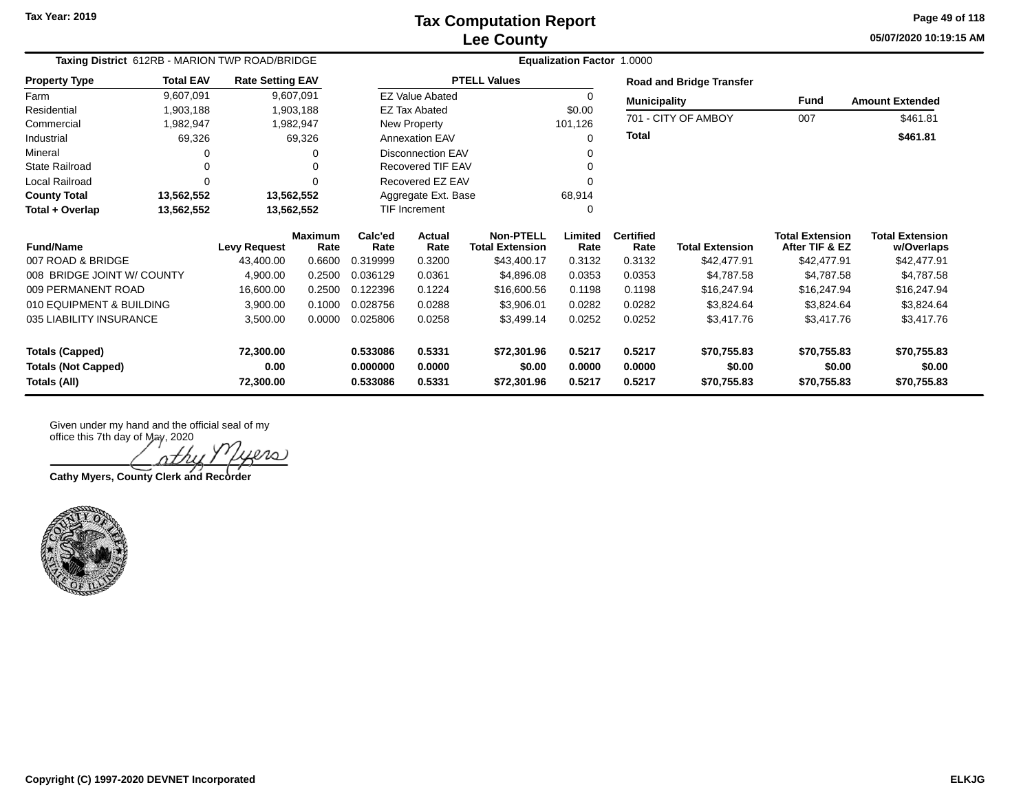Tax Year: 2019

# Tax Computation Report
## Lee County

05/07/2020 10:19:15 AM

**Taxing District** 612RB - MARION TWP ROAD/BRIDGE

**Equalization Factor** 1.0000

| Property Type | Total EAV | Rate Setting EAV |
|---|---|---|
| Farm | 9,607,091 | 9,607,091 |
| Residential | 1,903,188 | 1,903,188 |
| Commercial | 1,982,947 | 1,982,947 |
| Industrial | 69,326 | 69,326 |
| Mineral | 0 | 0 |
| State Railroad | 0 | 0 |
| Local Railroad | 0 | 0 |
| **County Total** | **13,562,552** | **13,562,552** |
| **Total + Overlap** | **13,562,552** | **13,562,552** |

| PTELL Values | |
|---|---|
| EZ Value Abated | 0 |
| EZ Tax Abated | $0.00 |
| New Property | 101,126 |
| Annexation EAV | 0 |
| Disconnection EAV | 0 |
| Recovered TIF EAV | 0 |
| Recovered EZ EAV | 0 |
| Aggregate Ext. Base | 68,914 |
| TIF Increment | 0 |

**Road and Bridge Transfer**

| Municipality | Fund | Amount Extended |
|---|---|---|
| 701 - CITY OF AMBOY | 007 | $461.81 |
| **Total** | | **$461.81** |

| Fund/Name | Levy Request | Maximum Rate | Calc'ed Rate | Actual Rate | Non-PTELL Total Extension | Limited Rate | Certified Rate | Total Extension | Total Extension After TIF & EZ | Total Extension w/Overlaps |
|---|---|---|---|---|---|---|---|---|---|---|
| 007 ROAD & BRIDGE | 43,400.00 | 0.6600 | 0.319999 | 0.3200 | $43,400.17 | 0.3132 | 0.3132 | $42,477.91 | $42,477.91 | $42,477.91 |
| 008 BRIDGE JOINT W/ COUNTY | 4,900.00 | 0.2500 | 0.036129 | 0.0361 | $4,896.08 | 0.0353 | 0.0353 | $4,787.58 | $4,787.58 | $4,787.58 |
| 009 PERMANENT ROAD | 16,600.00 | 0.2500 | 0.122396 | 0.1224 | $16,600.56 | 0.1198 | 0.1198 | $16,247.94 | $16,247.94 | $16,247.94 |
| 010 EQUIPMENT & BUILDING | 3,900.00 | 0.1000 | 0.028756 | 0.0288 | $3,906.01 | 0.0282 | 0.0282 | $3,824.64 | $3,824.64 | $3,824.64 |
| 035 LIABILITY INSURANCE | 3,500.00 | 0.0000 | 0.025806 | 0.0258 | $3,499.14 | 0.0252 | 0.0252 | $3,417.76 | $3,417.76 | $3,417.76 |
| **Totals (Capped)** | **72,300.00** | | **0.533086** | **0.5331** | **$72,301.96** | **0.5217** | **0.5217** | **$70,755.83** | **$70,755.83** | **$70,755.83** |
| **Totals (Not Capped)** | **0.00** | | **0.000000** | **0.0000** | **$0.00** | **0.0000** | **0.0000** | **$0.00** | **$0.00** | **$0.00** |
| **Totals (All)** | **72,300.00** | | **0.533086** | **0.5331** | **$72,301.96** | **0.5217** | **0.5217** | **$70,755.83** | **$70,755.83** | **$70,755.83** |

Given under my hand and the official seal of my office this 7th day of May, 2020

Cathy Myers

**Cathy Myers, County Clerk and Recorder**

Copyright (C) 1997-2020 DEVNET Incorporated

ELKJG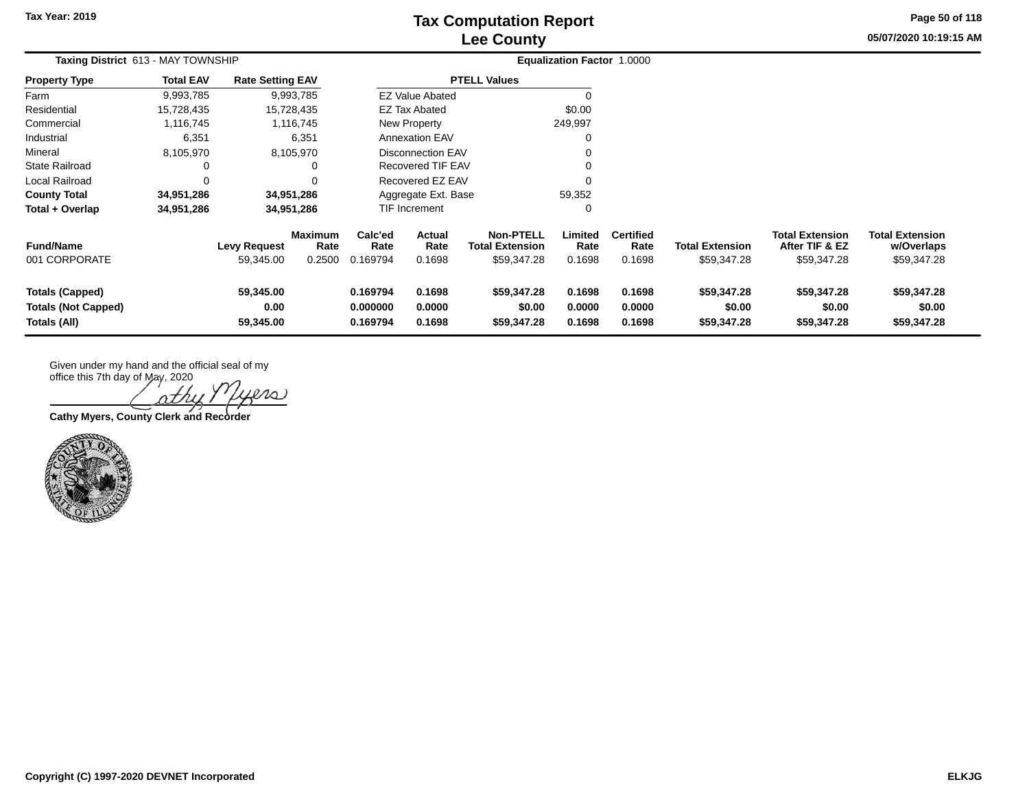# Tax Computation Report
## Lee County

Tax Year: 2019

05/07/2020 10:19:15 AM

**Taxing District** 613 - MAY TOWNSHIP

**Equalization Factor** 1.0000

| Property Type | Total EAV | Rate Setting EAV |
|---|---|---|
| Farm | 9,993,785 | 9,993,785 |
| Residential | 15,728,435 | 15,728,435 |
| Commercial | 1,116,745 | 1,116,745 |
| Industrial | 6,351 | 6,351 |
| Mineral | 8,105,970 | 8,105,970 |
| State Railroad | 0 | 0 |
| Local Railroad | 0 | 0 |
| **County Total** | **34,951,286** | **34,951,286** |
| **Total + Overlap** | **34,951,286** | **34,951,286** |

| PTELL Values | |
|---|---|
| EZ Value Abated | 0 |
| EZ Tax Abated | $0.00 |
| New Property | 249,997 |
| Annexation EAV | 0 |
| Disconnection EAV | 0 |
| Recovered TIF EAV | 0 |
| Recovered EZ EAV | 0 |
| Aggregate Ext. Base | 59,352 |
| TIF Increment | 0 |

| Fund/Name | Levy Request | Maximum Rate | Calc'ed Rate | Actual Rate | Non-PTELL Total Extension | Limited Rate | Certified Rate | Total Extension | Total Extension After TIF & EZ | Total Extension w/Overlaps |
|---|---|---|---|---|---|---|---|---|---|---|
| 001 CORPORATE | 59,345.00 | 0.2500 | 0.169794 | 0.1698 | $59,347.28 | 0.1698 | 0.1698 | $59,347.28 | $59,347.28 | $59,347.28 |
| **Totals (Capped)** | **59,345.00** | | **0.169794** | **0.1698** | **$59,347.28** | **0.1698** | **0.1698** | **$59,347.28** | **$59,347.28** | **$59,347.28** |
| **Totals (Not Capped)** | **0.00** | | **0.000000** | **0.0000** | **$0.00** | **0.0000** | **0.0000** | **$0.00** | **$0.00** | **$0.00** |
| **Totals (All)** | **59,345.00** | | **0.169794** | **0.1698** | **$59,347.28** | **0.1698** | **0.1698** | **$59,347.28** | **$59,347.28** | **$59,347.28** |

Given under my hand and the official seal of my office this 7th day of May, 2020

Cathy Myers

**Cathy Myers, County Clerk and Recorder**

Copyright (C) 1997-2020 DEVNET Incorporated

ELKJG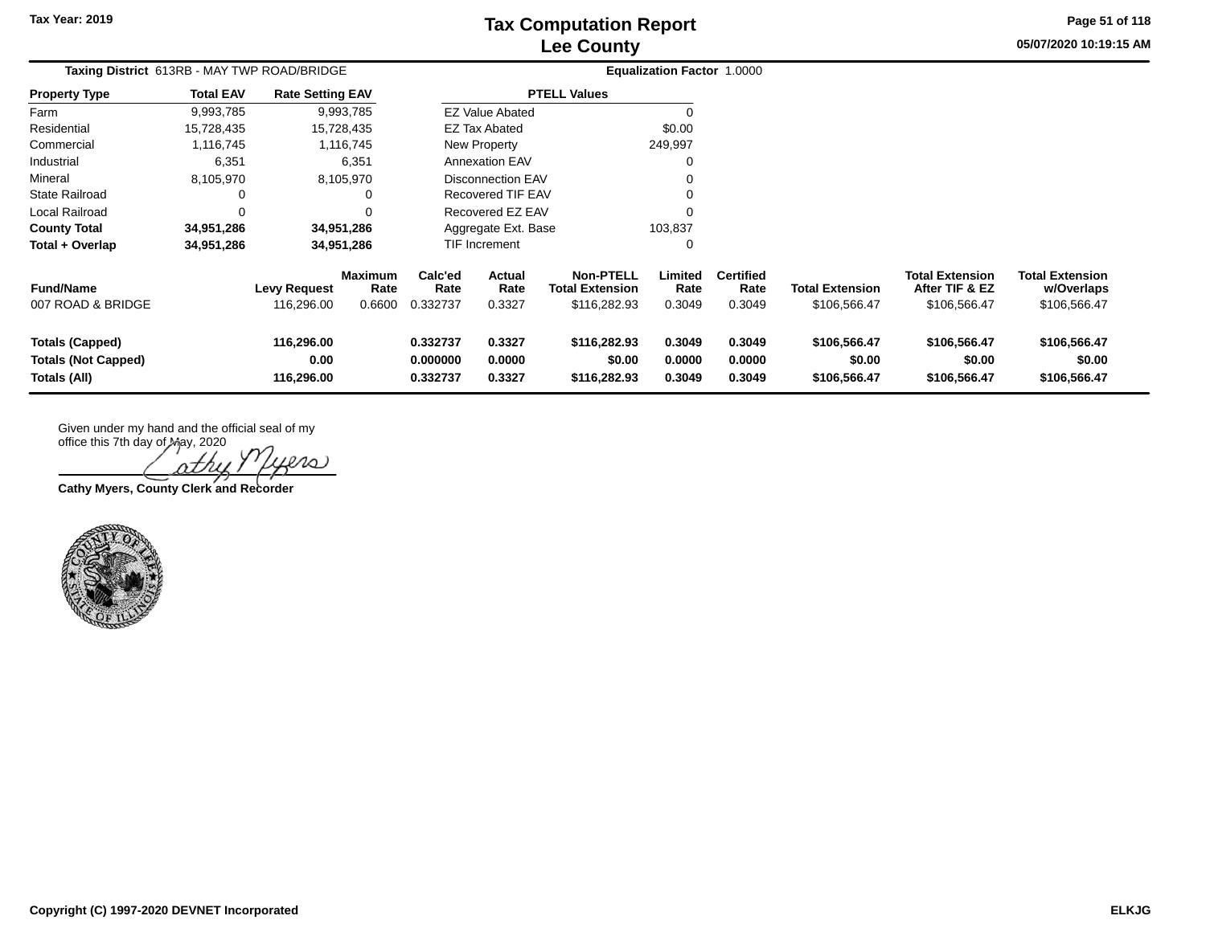# Tax Computation Report
## Lee County

Tax Year: 2019

05/07/2020 10:19:15 AM

**Taxing District** 613RB - MAY TWP ROAD/BRIDGE **Equalization Factor** 1.0000

| Property Type | Total EAV | Rate Setting EAV |
|---|---|---|
| Farm | 9,993,785 | 9,993,785 |
| Residential | 15,728,435 | 15,728,435 |
| Commercial | 1,116,745 | 1,116,745 |
| Industrial | 6,351 | 6,351 |
| Mineral | 8,105,970 | 8,105,970 |
| State Railroad | 0 | 0 |
| Local Railroad | 0 | 0 |
| **County Total** | **34,951,286** | **34,951,286** |
| **Total + Overlap** | **34,951,286** | **34,951,286** |

| PTELL Values | |
|---|---|
| EZ Value Abated | 0 |
| EZ Tax Abated | $0.00 |
| New Property | 249,997 |
| Annexation EAV | 0 |
| Disconnection EAV | 0 |
| Recovered TIF EAV | 0 |
| Recovered EZ EAV | 0 |
| Aggregate Ext. Base | 103,837 |
| TIF Increment | 0 |

| Fund/Name | Levy Request | Maximum Rate | Calc'ed Rate | Actual Rate | Non-PTELL Total Extension | Limited Rate | Certified Rate | Total Extension | Total Extension After TIF & EZ | Total Extension w/Overlaps |
|---|---|---|---|---|---|---|---|---|---|---|
| 007 ROAD & BRIDGE | 116,296.00 | 0.6600 | 0.332737 | 0.3327 | $116,282.93 | 0.3049 | 0.3049 | $106,566.47 | $106,566.47 | $106,566.47 |
| **Totals (Capped)** | **116,296.00** | | **0.332737** | **0.3327** | **$116,282.93** | **0.3049** | **0.3049** | **$106,566.47** | **$106,566.47** | **$106,566.47** |
| **Totals (Not Capped)** | **0.00** | | **0.000000** | **0.0000** | **$0.00** | **0.0000** | **0.0000** | **$0.00** | **$0.00** | **$0.00** |
| **Totals (All)** | **116,296.00** | | **0.332737** | **0.3327** | **$116,282.93** | **0.3049** | **0.3049** | **$106,566.47** | **$106,566.47** | **$106,566.47** |

Given under my hand and the official seal of my office this 7th day of May, 2020

Cathy Myers

**Cathy Myers, County Clerk and Recorder**

Copyright (C) 1997-2020 DEVNET Incorporated

ELKJG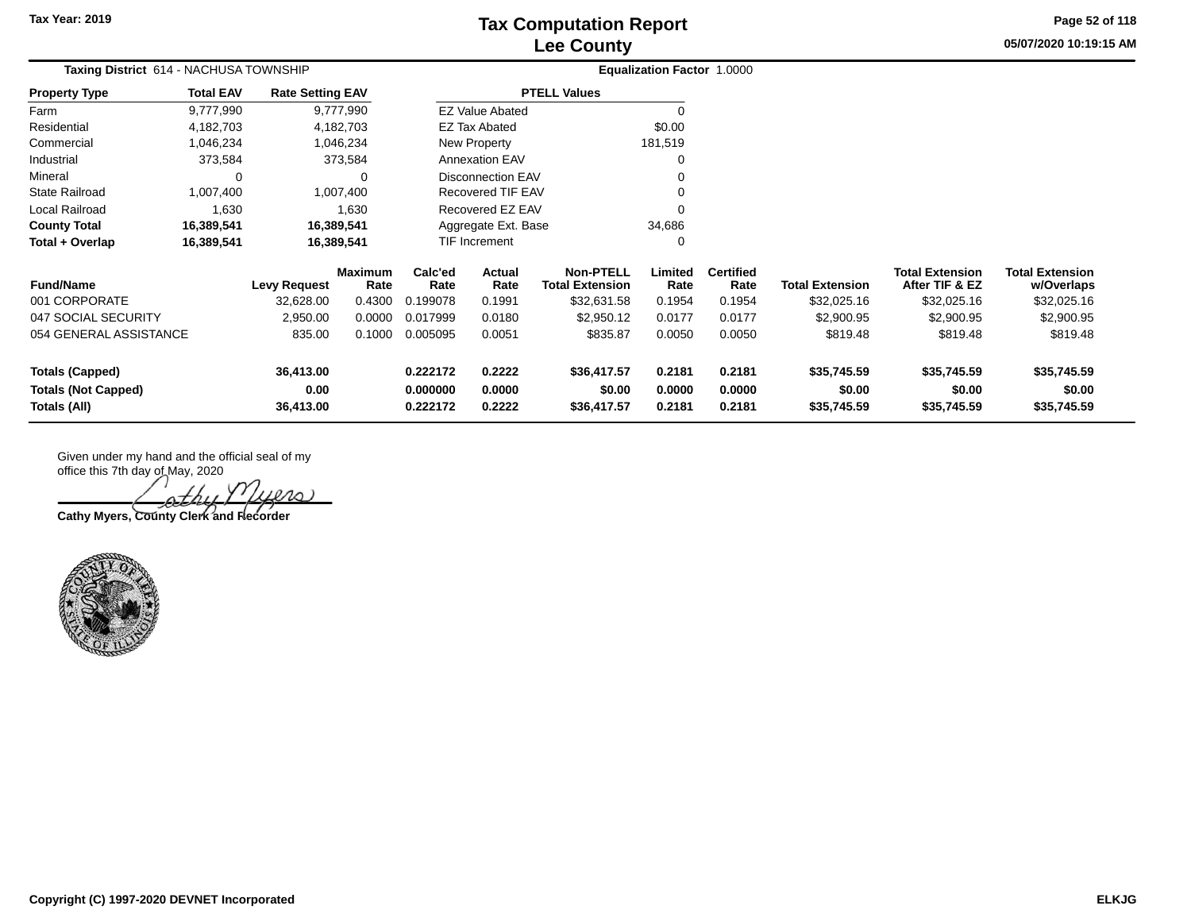# Tax Computation Report
## Lee County

Tax Year: 2019

05/07/2020 10:19:15 AM

**Taxing District** 614 - NACHUSA TOWNSHIP

**Equalization Factor** 1.0000

| Property Type | Total EAV | Rate Setting EAV |
|---|---|---|
| Farm | 9,777,990 | 9,777,990 |
| Residential | 4,182,703 | 4,182,703 |
| Commercial | 1,046,234 | 1,046,234 |
| Industrial | 373,584 | 373,584 |
| Mineral | 0 | 0 |
| State Railroad | 1,007,400 | 1,007,400 |
| Local Railroad | 1,630 | 1,630 |
| **County Total** | **16,389,541** | **16,389,541** |
| **Total + Overlap** | **16,389,541** | **16,389,541** |

| PTELL Values | |
|---|---|
| EZ Value Abated | 0 |
| EZ Tax Abated | $0.00 |
| New Property | 181,519 |
| Annexation EAV | 0 |
| Disconnection EAV | 0 |
| Recovered TIF EAV | 0 |
| Recovered EZ EAV | 0 |
| Aggregate Ext. Base | 34,686 |
| TIF Increment | 0 |

| Fund/Name | Levy Request | Maximum Rate | Calc'ed Rate | Actual Rate | Non-PTELL Total Extension | Limited Rate | Certified Rate | Total Extension | Total Extension After TIF & EZ | Total Extension w/Overlaps |
|---|---|---|---|---|---|---|---|---|---|---|
| 001 CORPORATE | 32,628.00 | 0.4300 | 0.199078 | 0.1991 | $32,631.58 | 0.1954 | 0.1954 | $32,025.16 | $32,025.16 | $32,025.16 |
| 047 SOCIAL SECURITY | 2,950.00 | 0.0000 | 0.017999 | 0.0180 | $2,950.12 | 0.0177 | 0.0177 | $2,900.95 | $2,900.95 | $2,900.95 |
| 054 GENERAL ASSISTANCE | 835.00 | 0.1000 | 0.005095 | 0.0051 | $835.87 | 0.0050 | 0.0050 | $819.48 | $819.48 | $819.48 |
| **Totals (Capped)** | **36,413.00** | | **0.222172** | **0.2222** | **$36,417.57** | **0.2181** | **0.2181** | **$35,745.59** | **$35,745.59** | **$35,745.59** |
| **Totals (Not Capped)** | **0.00** | | **0.000000** | **0.0000** | **$0.00** | **0.0000** | **0.0000** | **$0.00** | **$0.00** | **$0.00** |
| **Totals (All)** | **36,413.00** | | **0.222172** | **0.2222** | **$36,417.57** | **0.2181** | **0.2181** | **$35,745.59** | **$35,745.59** | **$35,745.59** |

Given under my hand and the official seal of my office this 7th day of May, 2020

Cathy Myers

**Cathy Myers, County Clerk and Recorder**

**Copyright (C) 1997-2020 DEVNET Incorporated**

**ELKJG**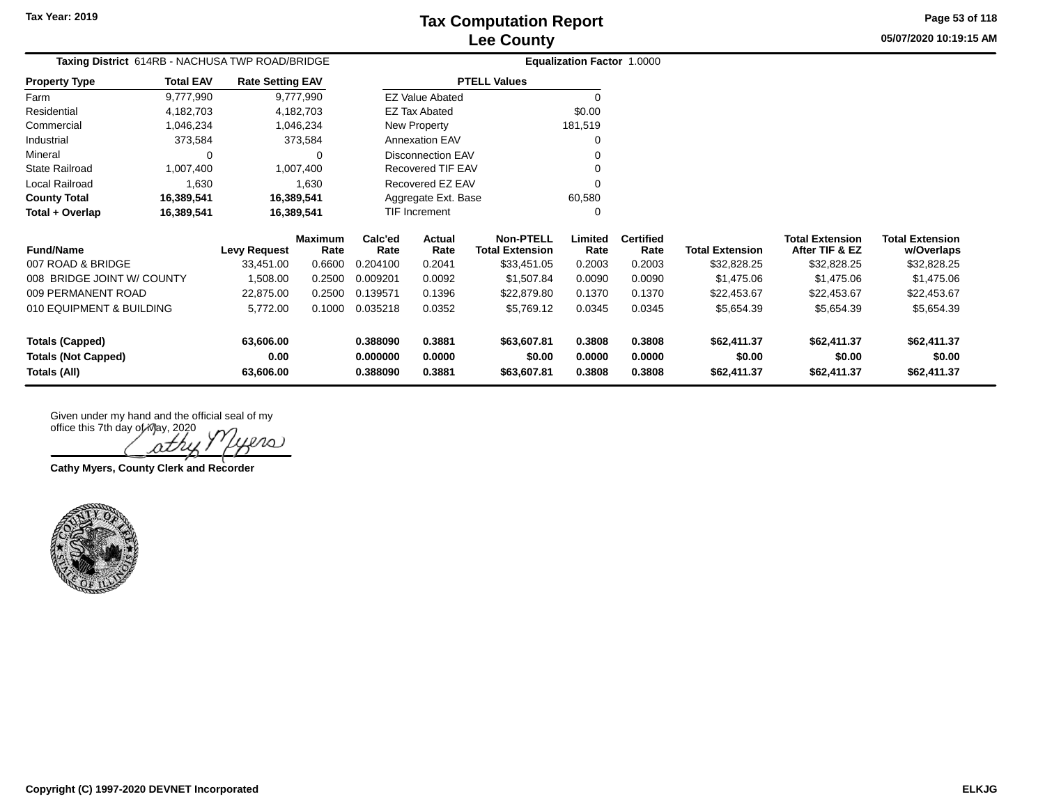# Tax Computation Report
## Lee County

Tax Year: 2019

**Taxing District** 614RB - NACHUSA TWP ROAD/BRIDGE

**Equalization Factor** 1.0000

| Property Type | Total EAV | Rate Setting EAV |
|---|---|---|
| Farm | 9,777,990 | 9,777,990 |
| Residential | 4,182,703 | 4,182,703 |
| Commercial | 1,046,234 | 1,046,234 |
| Industrial | 373,584 | 373,584 |
| Mineral | 0 | 0 |
| State Railroad | 1,007,400 | 1,007,400 |
| Local Railroad | 1,630 | 1,630 |
| **County Total** | **16,389,541** | **16,389,541** |
| **Total + Overlap** | **16,389,541** | **16,389,541** |

| PTELL Values | |
|---|---|
| EZ Value Abated | 0 |
| EZ Tax Abated | $0.00 |
| New Property | 181,519 |
| Annexation EAV | 0 |
| Disconnection EAV | 0 |
| Recovered TIF EAV | 0 |
| Recovered EZ EAV | 0 |
| Aggregate Ext. Base | 60,580 |
| TIF Increment | 0 |

| Fund/Name | Levy Request | Maximum Rate | Calc'ed Rate | Actual Rate | Non-PTELL Total Extension | Limited Rate | Certified Rate | Total Extension | Total Extension After TIF & EZ | Total Extension w/Overlaps |
|---|---|---|---|---|---|---|---|---|---|---|
| 007 ROAD & BRIDGE | 33,451.00 | 0.6600 | 0.204100 | 0.2041 | $33,451.05 | 0.2003 | 0.2003 | $32,828.25 | $32,828.25 | $32,828.25 |
| 008 BRIDGE JOINT W/ COUNTY | 1,508.00 | 0.2500 | 0.009201 | 0.0092 | $1,507.84 | 0.0090 | 0.0090 | $1,475.06 | $1,475.06 | $1,475.06 |
| 009 PERMANENT ROAD | 22,875.00 | 0.2500 | 0.139571 | 0.1396 | $22,879.80 | 0.1370 | 0.1370 | $22,453.67 | $22,453.67 | $22,453.67 |
| 010 EQUIPMENT & BUILDING | 5,772.00 | 0.1000 | 0.035218 | 0.0352 | $5,769.12 | 0.0345 | 0.0345 | $5,654.39 | $5,654.39 | $5,654.39 |
| **Totals (Capped)** | **63,606.00** | | **0.388090** | **0.3881** | **$63,607.81** | **0.3808** | **0.3808** | **$62,411.37** | **$62,411.37** | **$62,411.37** |
| **Totals (Not Capped)** | **0.00** | | **0.000000** | **0.0000** | **$0.00** | **0.0000** | **0.0000** | **$0.00** | **$0.00** | **$0.00** |
| **Totals (All)** | **63,606.00** | | **0.388090** | **0.3881** | **$63,607.81** | **0.3808** | **0.3808** | **$62,411.37** | **$62,411.37** | **$62,411.37** |

Given under my hand and the official seal of my office this 7th day of May, 2020

**Cathy Myers, County Clerk and Recorder**

Copyright (C) 1997-2020 DEVNET Incorporated

ELKJG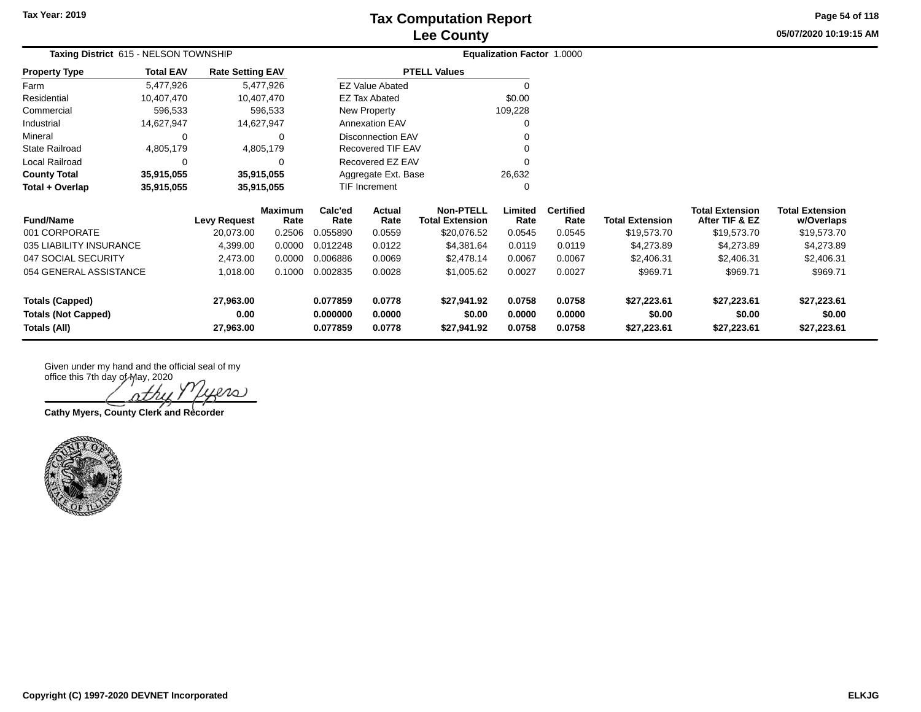# Tax Computation Report
## Lee County

Tax Year: 2019

05/07/2020 10:19:15 AM

**Taxing District** 615 - NELSON TOWNSHIP

**Equalization Factor** 1.0000

| Property Type | Total EAV | Rate Setting EAV |
|---|---|---|
| Farm | 5,477,926 | 5,477,926 |
| Residential | 10,407,470 | 10,407,470 |
| Commercial | 596,533 | 596,533 |
| Industrial | 14,627,947 | 14,627,947 |
| Mineral | 0 | 0 |
| State Railroad | 4,805,179 | 4,805,179 |
| Local Railroad | 0 | 0 |
| **County Total** | **35,915,055** | **35,915,055** |
| **Total + Overlap** | **35,915,055** | **35,915,055** |

| PTELL Values | |
|---|---|
| EZ Value Abated | 0 |
| EZ Tax Abated | $0.00 |
| New Property | 109,228 |
| Annexation EAV | 0 |
| Disconnection EAV | 0 |
| Recovered TIF EAV | 0 |
| Recovered EZ EAV | 0 |
| Aggregate Ext. Base | 26,632 |
| TIF Increment | 0 |

| Fund/Name | Levy Request | Maximum Rate | Calc'ed Rate | Actual Rate | Non-PTELL Total Extension | Limited Rate | Certified Rate | Total Extension | Total Extension After TIF & EZ | Total Extension w/Overlaps |
|---|---|---|---|---|---|---|---|---|---|---|
| 001 CORPORATE | 20,073.00 | 0.2506 | 0.055890 | 0.0559 | $20,076.52 | 0.0545 | 0.0545 | $19,573.70 | $19,573.70 | $19,573.70 |
| 035 LIABILITY INSURANCE | 4,399.00 | 0.0000 | 0.012248 | 0.0122 | $4,381.64 | 0.0119 | 0.0119 | $4,273.89 | $4,273.89 | $4,273.89 |
| 047 SOCIAL SECURITY | 2,473.00 | 0.0000 | 0.006886 | 0.0069 | $2,478.14 | 0.0067 | 0.0067 | $2,406.31 | $2,406.31 | $2,406.31 |
| 054 GENERAL ASSISTANCE | 1,018.00 | 0.1000 | 0.002835 | 0.0028 | $1,005.62 | 0.0027 | 0.0027 | $969.71 | $969.71 | $969.71 |
| **Totals (Capped)** | **27,963.00** | | **0.077859** | **0.0778** | **$27,941.92** | **0.0758** | **0.0758** | **$27,223.61** | **$27,223.61** | **$27,223.61** |
| **Totals (Not Capped)** | **0.00** | | **0.000000** | **0.0000** | **$0.00** | **0.0000** | **0.0000** | **$0.00** | **$0.00** | **$0.00** |
| **Totals (All)** | **27,963.00** | | **0.077859** | **0.0778** | **$27,941.92** | **0.0758** | **0.0758** | **$27,223.61** | **$27,223.61** | **$27,223.61** |

Given under my hand and the official seal of my office this 7th day of May, 2020

*Cathy Myers*

**Cathy Myers, County Clerk and Recorder**

Copyright (C) 1997-2020 DEVNET Incorporated

ELKJG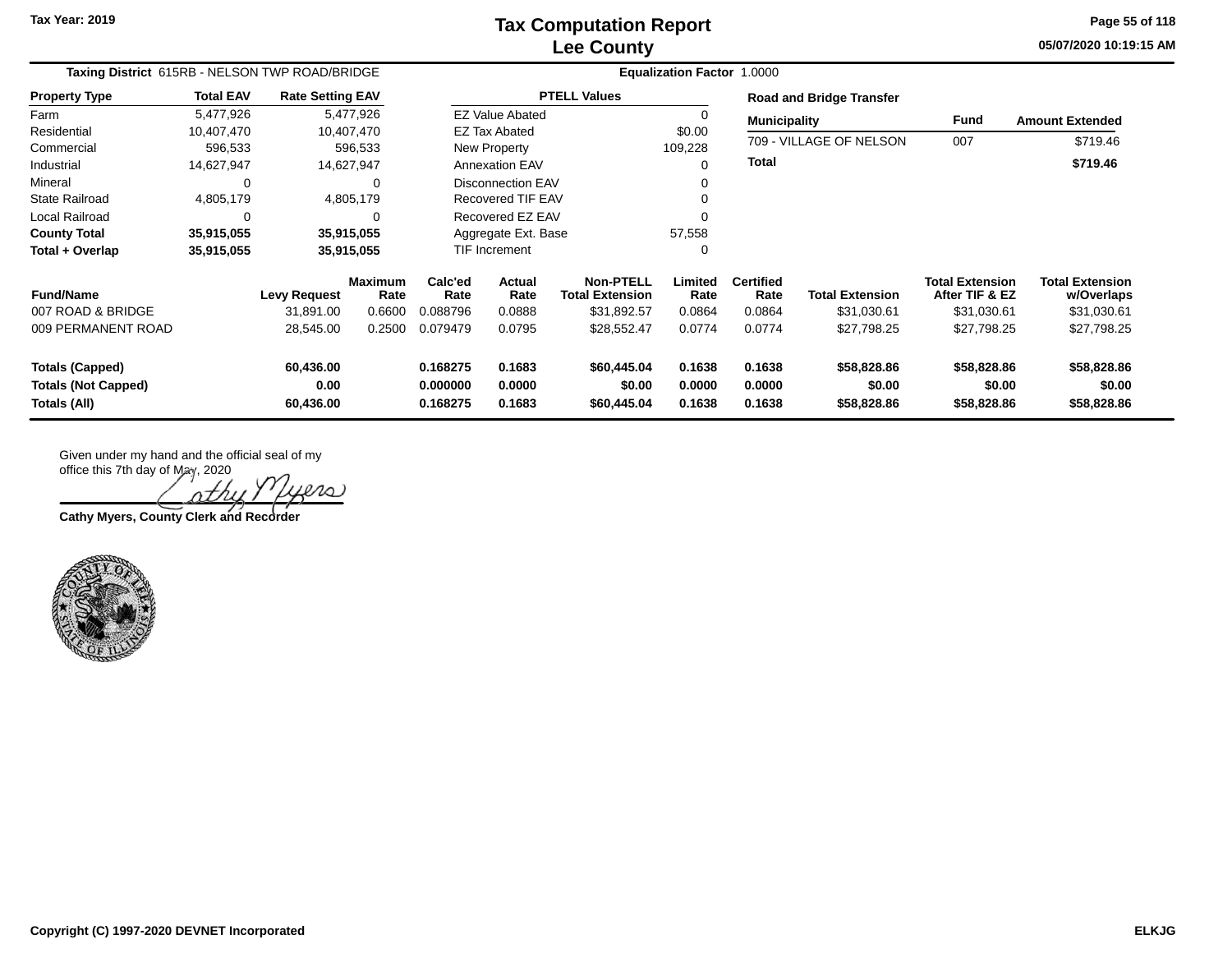# Tax Computation Report
# Lee County

Tax Year: 2019

**Taxing District** 615RB - NELSON TWP ROAD/BRIDGE | **Equalization Factor** 1.0000

| Property Type | Total EAV | Rate Setting EAV |
|---|---|---|
| Farm | 5,477,926 | 5,477,926 |
| Residential | 10,407,470 | 10,407,470 |
| Commercial | 596,533 | 596,533 |
| Industrial | 14,627,947 | 14,627,947 |
| Mineral | 0 | 0 |
| State Railroad | 4,805,179 | 4,805,179 |
| Local Railroad | 0 | 0 |
| **County Total** | **35,915,055** | **35,915,055** |
| **Total + Overlap** | **35,915,055** | **35,915,055** |

| PTELL Values | |
|---|---|
| EZ Value Abated | 0 |
| EZ Tax Abated | $0.00 |
| New Property | 109,228 |
| Annexation EAV | 0 |
| Disconnection EAV | 0 |
| Recovered TIF EAV | 0 |
| Recovered EZ EAV | 0 |
| Aggregate Ext. Base | 57,558 |
| TIF Increment | 0 |

**Road and Bridge Transfer**

| Municipality | Fund | Amount Extended |
|---|---|---|
| 709 - VILLAGE OF NELSON | 007 | $719.46 |
| **Total** | | **$719.46** |

| Fund/Name | Levy Request | Maximum Rate | Calc'ed Rate | Actual Rate | Non-PTELL Total Extension | Limited Rate | Certified Rate | Total Extension | Total Extension After TIF & EZ | Total Extension w/Overlaps |
|---|---|---|---|---|---|---|---|---|---|---|
| 007 ROAD & BRIDGE | 31,891.00 | 0.6600 | 0.088796 | 0.0888 | $31,892.57 | 0.0864 | 0.0864 | $31,030.61 | $31,030.61 | $31,030.61 |
| 009 PERMANENT ROAD | 28,545.00 | 0.2500 | 0.079479 | 0.0795 | $28,552.47 | 0.0774 | 0.0774 | $27,798.25 | $27,798.25 | $27,798.25 |
| **Totals (Capped)** | **60,436.00** | | **0.168275** | **0.1683** | **$60,445.04** | **0.1638** | **0.1638** | **$58,828.86** | **$58,828.86** | **$58,828.86** |
| **Totals (Not Capped)** | **0.00** | | **0.000000** | **0.0000** | **$0.00** | **0.0000** | **0.0000** | **$0.00** | **$0.00** | **$0.00** |
| **Totals (All)** | **60,436.00** | | **0.168275** | **0.1683** | **$60,445.04** | **0.1638** | **0.1638** | **$58,828.86** | **$58,828.86** | **$58,828.86** |

Given under my hand and the official seal of my office this 7th day of May, 2020

Cathy Myers

**Cathy Myers, County Clerk and Recorder**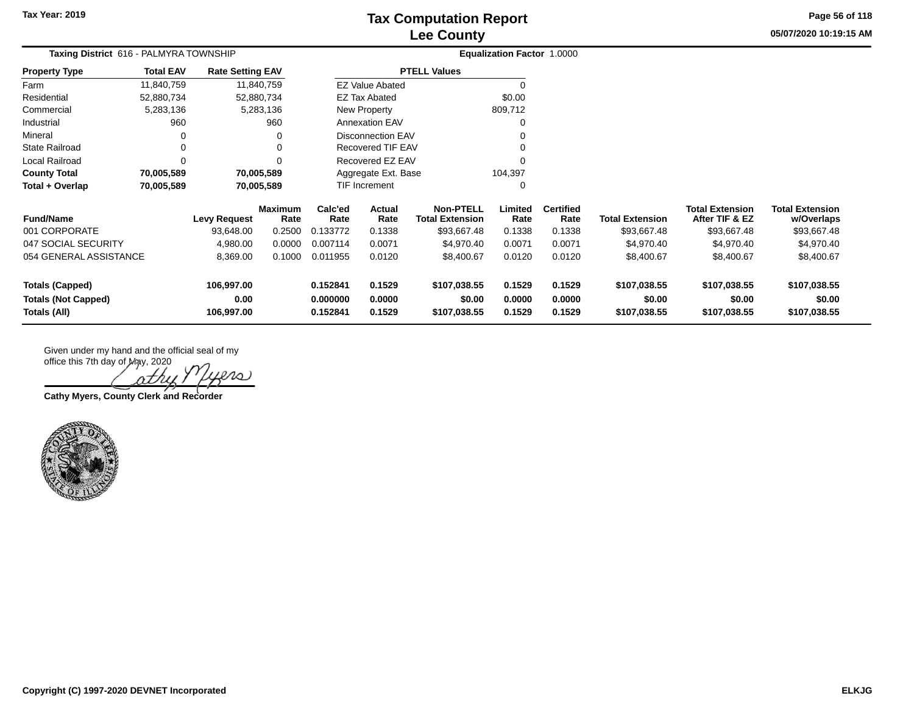# Tax Computation Report
## Lee County

Tax Year: 2019

05/07/2020 10:19:15 AM

**Taxing District** 616 - PALMYRA TOWNSHIP

**Equalization Factor** 1.0000

| Property Type | Total EAV | Rate Setting EAV |
|---|---|---|
| Farm | 11,840,759 | 11,840,759 |
| Residential | 52,880,734 | 52,880,734 |
| Commercial | 5,283,136 | 5,283,136 |
| Industrial | 960 | 960 |
| Mineral | 0 | 0 |
| State Railroad | 0 | 0 |
| Local Railroad | 0 | 0 |
| **County Total** | **70,005,589** | **70,005,589** |
| **Total + Overlap** | **70,005,589** | **70,005,589** |

| PTELL Values | |
|---|---|
| EZ Value Abated | 0 |
| EZ Tax Abated | $0.00 |
| New Property | 809,712 |
| Annexation EAV | 0 |
| Disconnection EAV | 0 |
| Recovered TIF EAV | 0 |
| Recovered EZ EAV | 0 |
| Aggregate Ext. Base | 104,397 |
| TIF Increment | 0 |

| Fund/Name | Levy Request | Maximum Rate | Calc'ed Rate | Actual Rate | Non-PTELL Total Extension | Limited Rate | Certified Rate | Total Extension | Total Extension After TIF & EZ | Total Extension w/Overlaps |
|---|---|---|---|---|---|---|---|---|---|---|
| 001 CORPORATE | 93,648.00 | 0.2500 | 0.133772 | 0.1338 | $93,667.48 | 0.1338 | 0.1338 | $93,667.48 | $93,667.48 | $93,667.48 |
| 047 SOCIAL SECURITY | 4,980.00 | 0.0000 | 0.007114 | 0.0071 | $4,970.40 | 0.0071 | 0.0071 | $4,970.40 | $4,970.40 | $4,970.40 |
| 054 GENERAL ASSISTANCE | 8,369.00 | 0.1000 | 0.011955 | 0.0120 | $8,400.67 | 0.0120 | 0.0120 | $8,400.67 | $8,400.67 | $8,400.67 |
| **Totals (Capped)** | **106,997.00** | | **0.152841** | **0.1529** | **$107,038.55** | **0.1529** | **0.1529** | **$107,038.55** | **$107,038.55** | **$107,038.55** |
| **Totals (Not Capped)** | **0.00** | | **0.000000** | **0.0000** | **$0.00** | **0.0000** | **0.0000** | **$0.00** | **$0.00** | **$0.00** |
| **Totals (All)** | **106,997.00** | | **0.152841** | **0.1529** | **$107,038.55** | **0.1529** | **0.1529** | **$107,038.55** | **$107,038.55** | **$107,038.55** |

Given under my hand and the official seal of my office this 7th day of May, 2020

**Cathy Myers, County Clerk and Recorder**

Copyright (C) 1997-2020 DEVNET Incorporated

ELKJG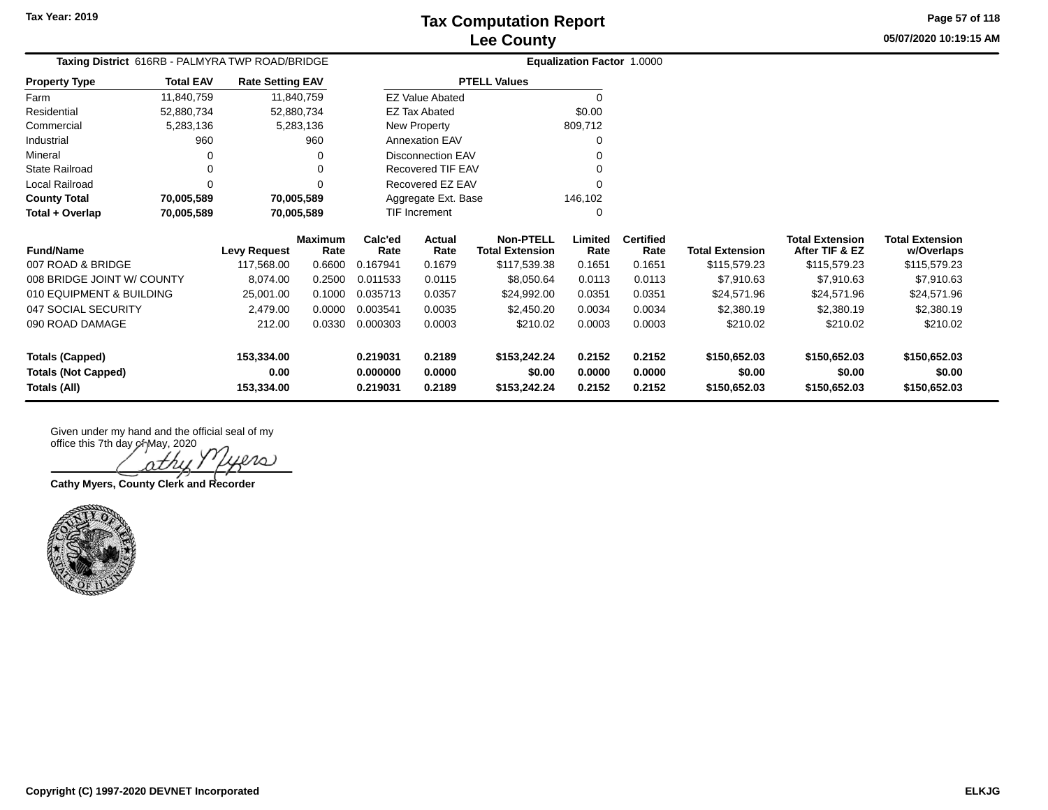# Tax Computation Report
## Lee County

Tax Year: 2019

05/07/2020 10:19:15 AM

**Taxing District** 616RB - PALMYRA TWP ROAD/BRIDGE

**Equalization Factor** 1.0000

| Property Type | Total EAV | Rate Setting EAV |
|---|---|---|
| Farm | 11,840,759 | 11,840,759 |
| Residential | 52,880,734 | 52,880,734 |
| Commercial | 5,283,136 | 5,283,136 |
| Industrial | 960 | 960 |
| Mineral | 0 | 0 |
| State Railroad | 0 | 0 |
| Local Railroad | 0 | 0 |
| **County Total** | **70,005,589** | **70,005,589** |
| **Total + Overlap** | **70,005,589** | **70,005,589** |

| PTELL Values | |
|---|---|
| EZ Value Abated | 0 |
| EZ Tax Abated | $0.00 |
| New Property | 809,712 |
| Annexation EAV | 0 |
| Disconnection EAV | 0 |
| Recovered TIF EAV | 0 |
| Recovered EZ EAV | 0 |
| Aggregate Ext. Base | 146,102 |
| TIF Increment | 0 |

| Fund/Name | Levy Request | Maximum Rate | Calc'ed Rate | Actual Rate | Non-PTELL Total Extension | Limited Rate | Certified Rate | Total Extension | Total Extension After TIF & EZ | Total Extension w/Overlaps |
|---|---|---|---|---|---|---|---|---|---|---|
| 007 ROAD & BRIDGE | 117,568.00 | 0.6600 | 0.167941 | 0.1679 | $117,539.38 | 0.1651 | 0.1651 | $115,579.23 | $115,579.23 | $115,579.23 |
| 008 BRIDGE JOINT W/ COUNTY | 8,074.00 | 0.2500 | 0.011533 | 0.0115 | $8,050.64 | 0.0113 | 0.0113 | $7,910.63 | $7,910.63 | $7,910.63 |
| 010 EQUIPMENT & BUILDING | 25,001.00 | 0.1000 | 0.035713 | 0.0357 | $24,992.00 | 0.0351 | 0.0351 | $24,571.96 | $24,571.96 | $24,571.96 |
| 047 SOCIAL SECURITY | 2,479.00 | 0.0000 | 0.003541 | 0.0035 | $2,450.20 | 0.0034 | 0.0034 | $2,380.19 | $2,380.19 | $2,380.19 |
| 090 ROAD DAMAGE | 212.00 | 0.0330 | 0.000303 | 0.0003 | $210.02 | 0.0003 | 0.0003 | $210.02 | $210.02 | $210.02 |
| **Totals (Capped)** | **153,334.00** | | **0.219031** | **0.2189** | **$153,242.24** | **0.2152** | **0.2152** | **$150,652.03** | **$150,652.03** | **$150,652.03** |
| **Totals (Not Capped)** | **0.00** | | **0.000000** | **0.0000** | **$0.00** | **0.0000** | **0.0000** | **$0.00** | **$0.00** | **$0.00** |
| **Totals (All)** | **153,334.00** | | **0.219031** | **0.2189** | **$153,242.24** | **0.2152** | **0.2152** | **$150,652.03** | **$150,652.03** | **$150,652.03** |

Given under my hand and the official seal of my office this 7th day of May, 2020

Cathy Myers

**Cathy Myers, County Clerk and Recorder**

Copyright (C) 1997-2020 DEVNET Incorporated

ELKJG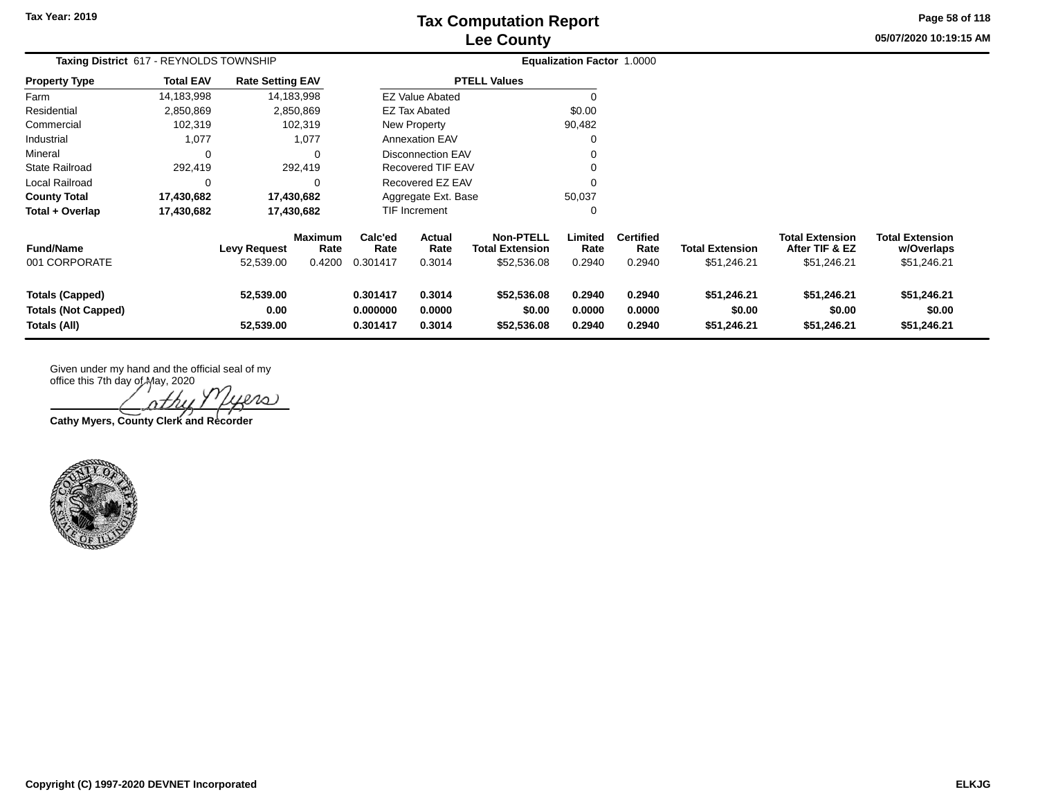# Tax Computation Report
## Lee County

Tax Year: 2019

**Taxing District** 617 - REYNOLDS TOWNSHIP

**Equalization Factor** 1.0000

| Property Type | Total EAV | Rate Setting EAV |
|---|---|---|
| Farm | 14,183,998 | 14,183,998 |
| Residential | 2,850,869 | 2,850,869 |
| Commercial | 102,319 | 102,319 |
| Industrial | 1,077 | 1,077 |
| Mineral | 0 | 0 |
| State Railroad | 292,419 | 292,419 |
| Local Railroad | 0 | 0 |
| **County Total** | **17,430,682** | **17,430,682** |
| **Total + Overlap** | **17,430,682** | **17,430,682** |

| PTELL Values | |
|---|---|
| EZ Value Abated | 0 |
| EZ Tax Abated | $0.00 |
| New Property | 90,482 |
| Annexation EAV | 0 |
| Disconnection EAV | 0 |
| Recovered TIF EAV | 0 |
| Recovered EZ EAV | 0 |
| Aggregate Ext. Base | 50,037 |
| TIF Increment | 0 |

| Fund/Name | Levy Request | Maximum Rate | Calc'ed Rate | Actual Rate | Non-PTELL Total Extension | Limited Rate | Certified Rate | Total Extension | Total Extension After TIF & EZ | Total Extension w/Overlaps |
|---|---|---|---|---|---|---|---|---|---|---|
| 001 CORPORATE | 52,539.00 | 0.4200 | 0.301417 | 0.3014 | $52,536.08 | 0.2940 | 0.2940 | $51,246.21 | $51,246.21 | $51,246.21 |
| **Totals (Capped)** | **52,539.00** | | **0.301417** | **0.3014** | **$52,536.08** | **0.2940** | **0.2940** | **$51,246.21** | **$51,246.21** | **$51,246.21** |
| **Totals (Not Capped)** | **0.00** | | **0.000000** | **0.0000** | **$0.00** | **0.0000** | **0.0000** | **$0.00** | **$0.00** | **$0.00** |
| **Totals (All)** | **52,539.00** | | **0.301417** | **0.3014** | **$52,536.08** | **0.2940** | **0.2940** | **$51,246.21** | **$51,246.21** | **$51,246.21** |

Given under my hand and the official seal of my office this 7th day of May, 2020

Cathy Myers

**Cathy Myers, County Clerk and Recorder**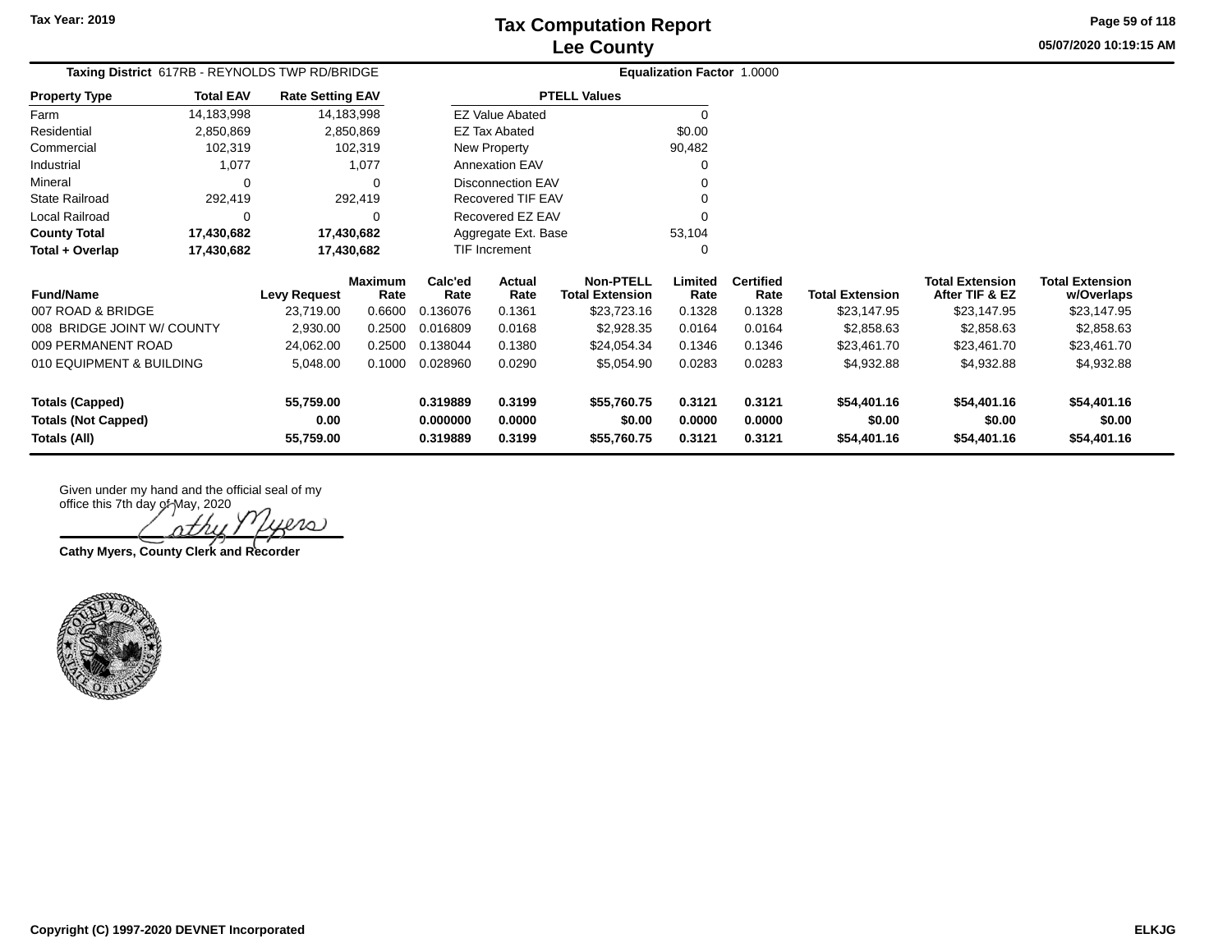Tax Year: 2019

# Tax Computation Report
## Lee County

05/07/2020 10:19:15 AM

**Taxing District** 617RB - REYNOLDS TWP RD/BRIDGE

**Equalization Factor** 1.0000

| Property Type | Total EAV | Rate Setting EAV |
|---|---|---|
| Farm | 14,183,998 | 14,183,998 |
| Residential | 2,850,869 | 2,850,869 |
| Commercial | 102,319 | 102,319 |
| Industrial | 1,077 | 1,077 |
| Mineral | 0 | 0 |
| State Railroad | 292,419 | 292,419 |
| Local Railroad | 0 | 0 |
| **County Total** | **17,430,682** | **17,430,682** |
| **Total + Overlap** | **17,430,682** | **17,430,682** |

| PTELL Values | |
|---|---|
| EZ Value Abated | 0 |
| EZ Tax Abated | $0.00 |
| New Property | 90,482 |
| Annexation EAV | 0 |
| Disconnection EAV | 0 |
| Recovered TIF EAV | 0 |
| Recovered EZ EAV | 0 |
| Aggregate Ext. Base | 53,104 |
| TIF Increment | 0 |

| Fund/Name | Levy Request | Maximum Rate | Calc'ed Rate | Actual Rate | Non-PTELL Total Extension | Limited Rate | Certified Rate | Total Extension | Total Extension After TIF & EZ | Total Extension w/Overlaps |
|---|---|---|---|---|---|---|---|---|---|---|
| 007 ROAD & BRIDGE | 23,719.00 | 0.6600 | 0.136076 | 0.1361 | $23,723.16 | 0.1328 | 0.1328 | $23,147.95 | $23,147.95 | $23,147.95 |
| 008 BRIDGE JOINT W/ COUNTY | 2,930.00 | 0.2500 | 0.016809 | 0.0168 | $2,928.35 | 0.0164 | 0.0164 | $2,858.63 | $2,858.63 | $2,858.63 |
| 009 PERMANENT ROAD | 24,062.00 | 0.2500 | 0.138044 | 0.1380 | $24,054.34 | 0.1346 | 0.1346 | $23,461.70 | $23,461.70 | $23,461.70 |
| 010 EQUIPMENT & BUILDING | 5,048.00 | 0.1000 | 0.028960 | 0.0290 | $5,054.90 | 0.0283 | 0.0283 | $4,932.88 | $4,932.88 | $4,932.88 |
| **Totals (Capped)** | **55,759.00** | | **0.319889** | **0.3199** | **$55,760.75** | **0.3121** | **0.3121** | **$54,401.16** | **$54,401.16** | **$54,401.16** |
| **Totals (Not Capped)** | **0.00** | | **0.000000** | **0.0000** | **$0.00** | **0.0000** | **0.0000** | **$0.00** | **$0.00** | **$0.00** |
| **Totals (All)** | **55,759.00** | | **0.319889** | **0.3199** | **$55,760.75** | **0.3121** | **0.3121** | **$54,401.16** | **$54,401.16** | **$54,401.16** |

Given under my hand and the official seal of my office this 7th day of May, 2020

Cathy Myers

**Cathy Myers, County Clerk and Recorder**

Copyright (C) 1997-2020 DEVNET Incorporated

ELKJG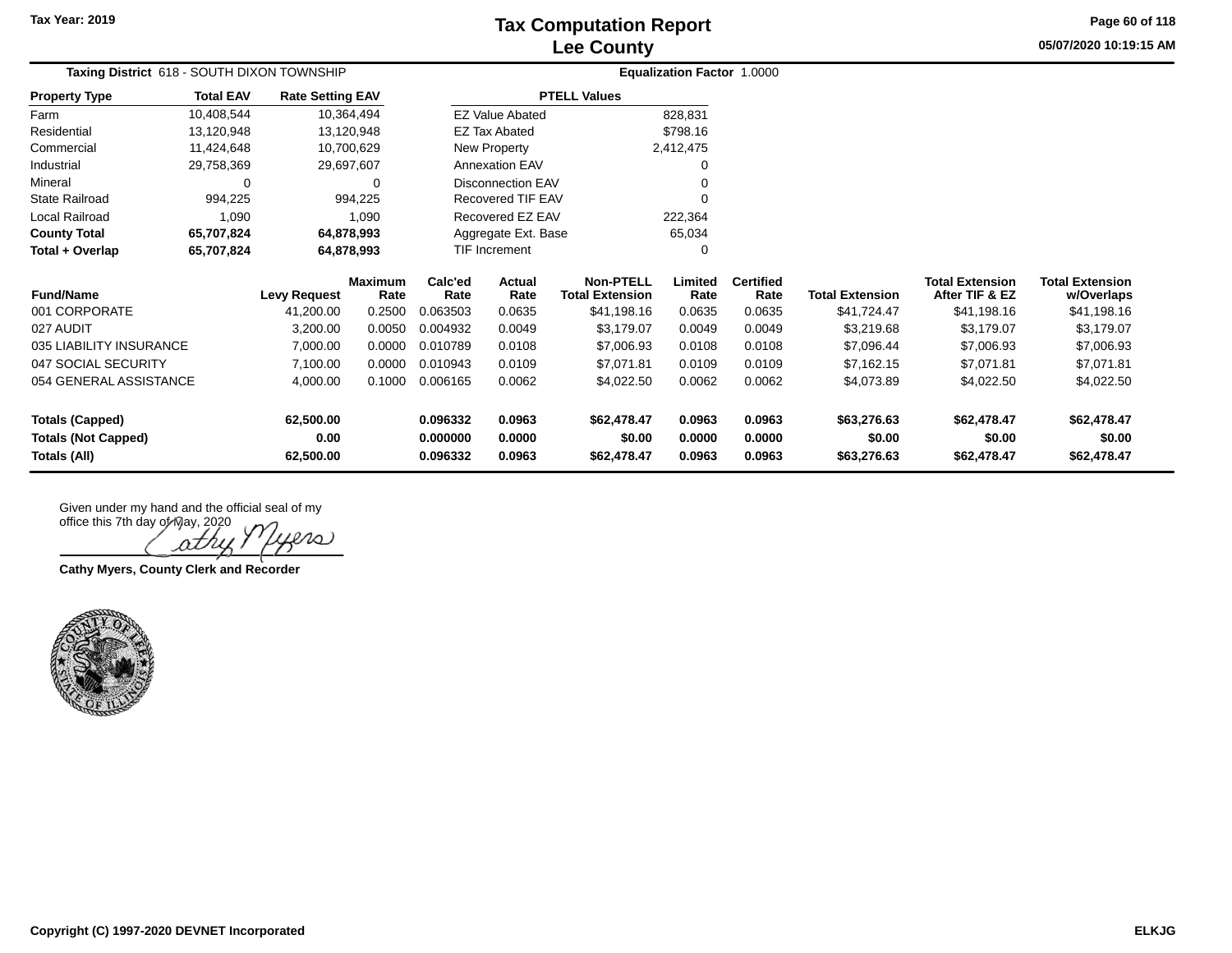# Tax Computation Report
## Lee County

Tax Year: 2019

05/07/2020 10:19:15 AM

**Taxing District** 618 - SOUTH DIXON TOWNSHIP

**Equalization Factor** 1.0000

| Property Type | Total EAV | Rate Setting EAV |
|---|---|---|
| Farm | 10,408,544 | 10,364,494 |
| Residential | 13,120,948 | 13,120,948 |
| Commercial | 11,424,648 | 10,700,629 |
| Industrial | 29,758,369 | 29,697,607 |
| Mineral | 0 | 0 |
| State Railroad | 994,225 | 994,225 |
| Local Railroad | 1,090 | 1,090 |
| **County Total** | **65,707,824** | **64,878,993** |
| **Total + Overlap** | **65,707,824** | **64,878,993** |

| PTELL Values | |
|---|---|
| EZ Value Abated | 828,831 |
| EZ Tax Abated | $798.16 |
| New Property | 2,412,475 |
| Annexation EAV | 0 |
| Disconnection EAV | 0 |
| Recovered TIF EAV | 0 |
| Recovered EZ EAV | 222,364 |
| Aggregate Ext. Base | 65,034 |
| TIF Increment | 0 |

| Fund/Name | Levy Request | Maximum Rate | Calc'ed Rate | Actual Rate | Non-PTELL Total Extension | Limited Rate | Certified Rate | Total Extension | Total Extension After TIF & EZ | Total Extension w/Overlaps |
|---|---|---|---|---|---|---|---|---|---|---|
| 001 CORPORATE | 41,200.00 | 0.2500 | 0.063503 | 0.0635 | $41,198.16 | 0.0635 | 0.0635 | $41,724.47 | $41,198.16 | $41,198.16 |
| 027 AUDIT | 3,200.00 | 0.0050 | 0.004932 | 0.0049 | $3,179.07 | 0.0049 | 0.0049 | $3,219.68 | $3,179.07 | $3,179.07 |
| 035 LIABILITY INSURANCE | 7,000.00 | 0.0000 | 0.010789 | 0.0108 | $7,006.93 | 0.0108 | 0.0108 | $7,096.44 | $7,006.93 | $7,006.93 |
| 047 SOCIAL SECURITY | 7,100.00 | 0.0000 | 0.010943 | 0.0109 | $7,071.81 | 0.0109 | 0.0109 | $7,162.15 | $7,071.81 | $7,071.81 |
| 054 GENERAL ASSISTANCE | 4,000.00 | 0.1000 | 0.006165 | 0.0062 | $4,022.50 | 0.0062 | 0.0062 | $4,073.89 | $4,022.50 | $4,022.50 |
| **Totals (Capped)** | **62,500.00** | | **0.096332** | **0.0963** | **$62,478.47** | **0.0963** | **0.0963** | **$63,276.63** | **$62,478.47** | **$62,478.47** |
| **Totals (Not Capped)** | **0.00** | | **0.000000** | **0.0000** | **$0.00** | **0.0000** | **0.0000** | **$0.00** | **$0.00** | **$0.00** |
| **Totals (All)** | **62,500.00** | | **0.096332** | **0.0963** | **$62,478.47** | **0.0963** | **0.0963** | **$63,276.63** | **$62,478.47** | **$62,478.47** |

Given under my hand and the official seal of my office this 7th day of May, 2020

Cathy Myers

**Cathy Myers, County Clerk and Recorder**

COUNTY OF LEE ★ STATE OF ILLINOIS ★

Copyright (C) 1997-2020 DEVNET Incorporated

ELKJG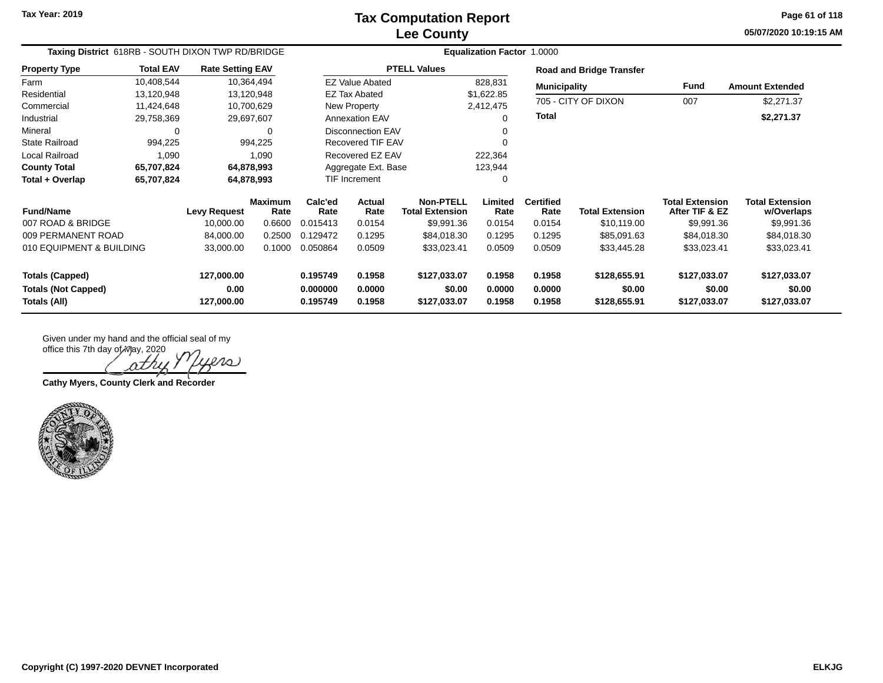# Tax Computation Report
## Lee County

Tax Year: 2019

05/07/2020 10:19:15 AM

**Taxing District** 618RB - SOUTH DIXON TWP RD/BRIDGE

**Equalization Factor** 1.0000

| Property Type | Total EAV | Rate Setting EAV |
|---|---|---|
| Farm | 10,408,544 | 10,364,494 |
| Residential | 13,120,948 | 13,120,948 |
| Commercial | 11,424,648 | 10,700,629 |
| Industrial | 29,758,369 | 29,697,607 |
| Mineral | 0 | 0 |
| State Railroad | 994,225 | 994,225 |
| Local Railroad | 1,090 | 1,090 |
| **County Total** | **65,707,824** | **64,878,993** |
| **Total + Overlap** | **65,707,824** | **64,878,993** |

| PTELL Values | |
|---|---|
| EZ Value Abated | 828,831 |
| EZ Tax Abated | $1,622.85 |
| New Property | 2,412,475 |
| Annexation EAV | 0 |
| Disconnection EAV | 0 |
| Recovered TIF EAV | 0 |
| Recovered EZ EAV | 222,364 |
| Aggregate Ext. Base | 123,944 |
| TIF Increment | 0 |

**Road and Bridge Transfer**

| Municipality | Fund | Amount Extended |
|---|---|---|
| 705 - CITY OF DIXON | 007 | $2,271.37 |
| **Total** | | **$2,271.37** |

| Fund/Name | Levy Request | Maximum Rate | Calc'ed Rate | Actual Rate | Non-PTELL Total Extension | Limited Rate | Certified Rate | Total Extension | Total Extension After TIF & EZ | Total Extension w/Overlaps |
|---|---|---|---|---|---|---|---|---|---|---|
| 007 ROAD & BRIDGE | 10,000.00 | 0.6600 | 0.015413 | 0.0154 | $9,991.36 | 0.0154 | 0.0154 | $10,119.00 | $9,991.36 | $9,991.36 |
| 009 PERMANENT ROAD | 84,000.00 | 0.2500 | 0.129472 | 0.1295 | $84,018.30 | 0.1295 | 0.1295 | $85,091.63 | $84,018.30 | $84,018.30 |
| 010 EQUIPMENT & BUILDING | 33,000.00 | 0.1000 | 0.050864 | 0.0509 | $33,023.41 | 0.0509 | 0.0509 | $33,445.28 | $33,023.41 | $33,023.41 |
| **Totals (Capped)** | **127,000.00** | | **0.195749** | **0.1958** | **$127,033.07** | **0.1958** | **0.1958** | **$128,655.91** | **$127,033.07** | **$127,033.07** |
| **Totals (Not Capped)** | **0.00** | | **0.000000** | **0.0000** | **$0.00** | **0.0000** | **0.0000** | **$0.00** | **$0.00** | **$0.00** |
| **Totals (All)** | **127,000.00** | | **0.195749** | **0.1958** | **$127,033.07** | **0.1958** | **0.1958** | **$128,655.91** | **$127,033.07** | **$127,033.07** |

Given under my hand and the official seal of my office this 7th day of May, 2020

Cathy Myers

**Cathy Myers, County Clerk and Recorder**

COUNTY OF LEE STATE OF ILLINOIS

Copyright (C) 1997-2020 DEVNET Incorporated

ELKJG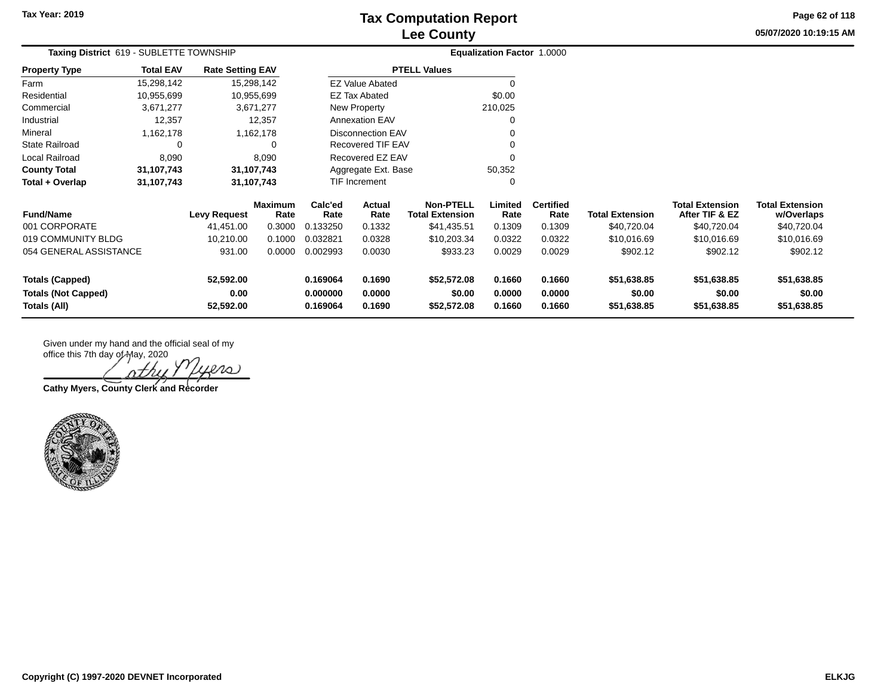# Tax Computation Report
## Lee County

Tax Year: 2019

05/07/2020 10:19:15 AM

**Taxing District** 619 - SUBLETTE TOWNSHIP

**Equalization Factor** 1.0000

| Property Type | Total EAV | Rate Setting EAV |
|---|---|---|
| Farm | 15,298,142 | 15,298,142 |
| Residential | 10,955,699 | 10,955,699 |
| Commercial | 3,671,277 | 3,671,277 |
| Industrial | 12,357 | 12,357 |
| Mineral | 1,162,178 | 1,162,178 |
| State Railroad | 0 | 0 |
| Local Railroad | 8,090 | 8,090 |
| **County Total** | **31,107,743** | **31,107,743** |
| **Total + Overlap** | **31,107,743** | **31,107,743** |

| PTELL Values | |
|---|---|
| EZ Value Abated | 0 |
| EZ Tax Abated | $0.00 |
| New Property | 210,025 |
| Annexation EAV | 0 |
| Disconnection EAV | 0 |
| Recovered TIF EAV | 0 |
| Recovered EZ EAV | 0 |
| Aggregate Ext. Base | 50,352 |
| TIF Increment | 0 |

| Fund/Name | Levy Request | Maximum Rate | Calc'ed Rate | Actual Rate | Non-PTELL Total Extension | Limited Rate | Certified Rate | Total Extension | Total Extension After TIF & EZ | Total Extension w/Overlaps |
|---|---|---|---|---|---|---|---|---|---|---|
| 001 CORPORATE | 41,451.00 | 0.3000 | 0.133250 | 0.1332 | $41,435.51 | 0.1309 | 0.1309 | $40,720.04 | $40,720.04 | $40,720.04 |
| 019 COMMUNITY BLDG | 10,210.00 | 0.1000 | 0.032821 | 0.0328 | $10,203.34 | 0.0322 | 0.0322 | $10,016.69 | $10,016.69 | $10,016.69 |
| 054 GENERAL ASSISTANCE | 931.00 | 0.0000 | 0.002993 | 0.0030 | $933.23 | 0.0029 | 0.0029 | $902.12 | $902.12 | $902.12 |
| **Totals (Capped)** | **52,592.00** | | **0.169064** | **0.1690** | **$52,572.08** | **0.1660** | **0.1660** | **$51,638.85** | **$51,638.85** | **$51,638.85** |
| **Totals (Not Capped)** | **0.00** | | **0.000000** | **0.0000** | **$0.00** | **0.0000** | **0.0000** | **$0.00** | **$0.00** | **$0.00** |
| **Totals (All)** | **52,592.00** | | **0.169064** | **0.1690** | **$52,572.08** | **0.1660** | **0.1660** | **$51,638.85** | **$51,638.85** | **$51,638.85** |

Given under my hand and the official seal of my office this 7th day of May, 2020

**Cathy Myers, County Clerk and Recorder**

Copyright (C) 1997-2020 DEVNET Incorporated

ELKJG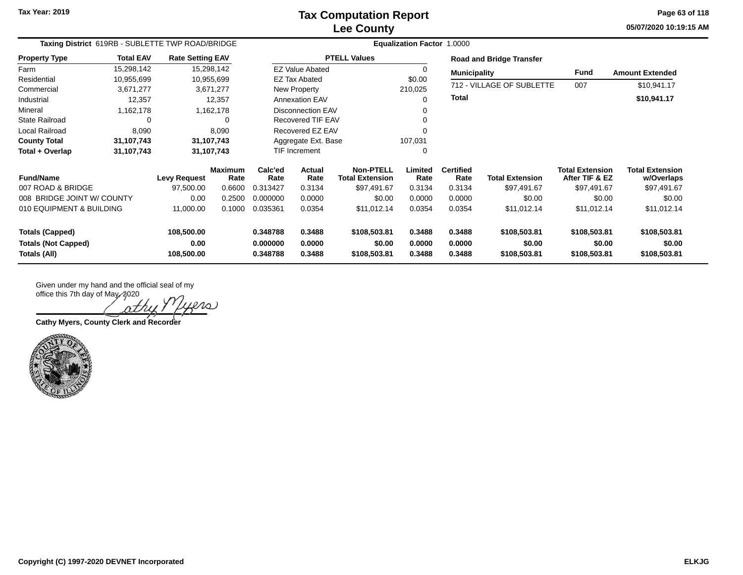# Tax Computation Report
## Lee County

Tax Year: 2019

05/07/2020 10:19:15 AM

**Taxing District** 619RB - SUBLETTE TWP ROAD/BRIDGE

**Equalization Factor** 1.0000

| Property Type | Total EAV | Rate Setting EAV |
|---|---|---|
| Farm | 15,298,142 | 15,298,142 |
| Residential | 10,955,699 | 10,955,699 |
| Commercial | 3,671,277 | 3,671,277 |
| Industrial | 12,357 | 12,357 |
| Mineral | 1,162,178 | 1,162,178 |
| State Railroad | 0 | 0 |
| Local Railroad | 8,090 | 8,090 |
| **County Total** | **31,107,743** | **31,107,743** |
| **Total + Overlap** | **31,107,743** | **31,107,743** |

| PTELL Values | |
|---|---|
| EZ Value Abated | 0 |
| EZ Tax Abated | $0.00 |
| New Property | 210,025 |
| Annexation EAV | 0 |
| Disconnection EAV | 0 |
| Recovered TIF EAV | 0 |
| Recovered EZ EAV | 0 |
| Aggregate Ext. Base | 107,031 |
| TIF Increment | 0 |

**Road and Bridge Transfer**

| Municipality | Fund | Amount Extended |
|---|---|---|
| 712 - VILLAGE OF SUBLETTE | 007 | $10,941.17 |
| **Total** | | **$10,941.17** |

| Fund/Name | Levy Request | Maximum Rate | Calc'ed Rate | Actual Rate | Non-PTELL Total Extension | Limited Rate | Certified Rate | Total Extension | Total Extension After TIF & EZ | Total Extension w/Overlaps |
|---|---|---|---|---|---|---|---|---|---|---|
| 007 ROAD & BRIDGE | 97,500.00 | 0.6600 | 0.313427 | 0.3134 | $97,491.67 | 0.3134 | 0.3134 | $97,491.67 | $97,491.67 | $97,491.67 |
| 008 BRIDGE JOINT W/ COUNTY | 0.00 | 0.2500 | 0.000000 | 0.0000 | $0.00 | 0.0000 | 0.0000 | $0.00 | $0.00 | $0.00 |
| 010 EQUIPMENT & BUILDING | 11,000.00 | 0.1000 | 0.035361 | 0.0354 | $11,012.14 | 0.0354 | 0.0354 | $11,012.14 | $11,012.14 | $11,012.14 |
| **Totals (Capped)** | **108,500.00** | | **0.348788** | **0.3488** | **$108,503.81** | **0.3488** | **0.3488** | **$108,503.81** | **$108,503.81** | **$108,503.81** |
| **Totals (Not Capped)** | **0.00** | | **0.000000** | **0.0000** | **$0.00** | **0.0000** | **0.0000** | **$0.00** | **$0.00** | **$0.00** |
| **Totals (All)** | **108,500.00** | | **0.348788** | **0.3488** | **$108,503.81** | **0.3488** | **0.3488** | **$108,503.81** | **$108,503.81** | **$108,503.81** |

Given under my hand and the official seal of my office this 7th day of May, 2020

Cathy Myers

**Cathy Myers, County Clerk and Recorder**

Copyright (C) 1997-2020 DEVNET Incorporated

ELKJG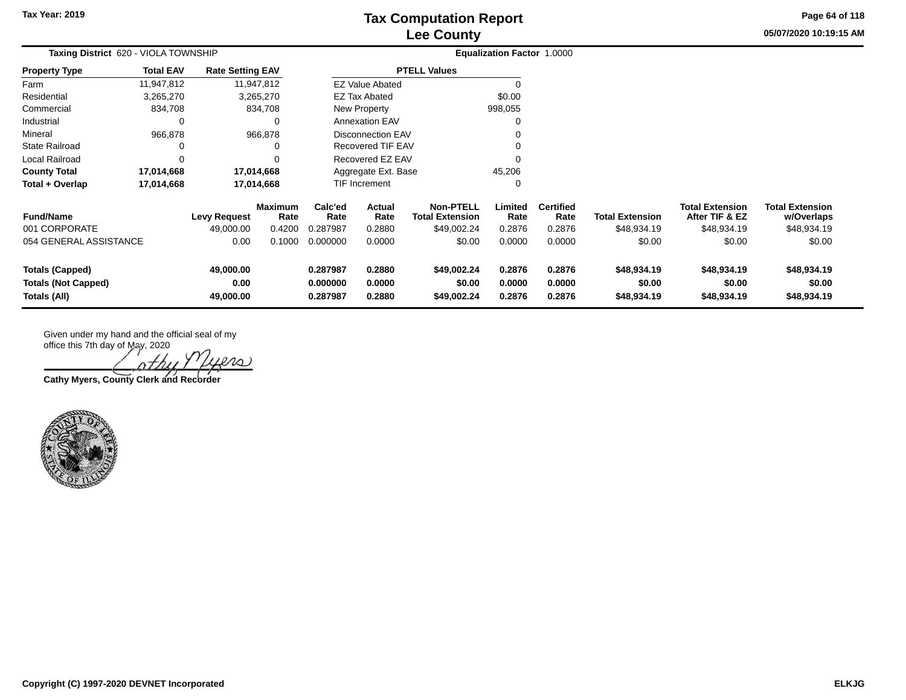Tax Year: 2019

# Tax Computation Report
## Lee County

05/07/2020 10:19:15 AM

**Taxing District** 620 - VIOLA TOWNSHIP | **Equalization Factor** 1.0000

| Property Type | Total EAV | Rate Setting EAV |
|---|---|---|
| Farm | 11,947,812 | 11,947,812 |
| Residential | 3,265,270 | 3,265,270 |
| Commercial | 834,708 | 834,708 |
| Industrial | 0 | 0 |
| Mineral | 966,878 | 966,878 |
| State Railroad | 0 | 0 |
| Local Railroad | 0 | 0 |
| **County Total** | **17,014,668** | **17,014,668** |
| **Total + Overlap** | **17,014,668** | **17,014,668** |

| PTELL Values | |
|---|---|
| EZ Value Abated | 0 |
| EZ Tax Abated | $0.00 |
| New Property | 998,055 |
| Annexation EAV | 0 |
| Disconnection EAV | 0 |
| Recovered TIF EAV | 0 |
| Recovered EZ EAV | 0 |
| Aggregate Ext. Base | 45,206 |
| TIF Increment | 0 |

| Fund/Name | Levy Request | Maximum Rate | Calc'ed Rate | Actual Rate | Non-PTELL Total Extension | Limited Rate | Certified Rate | Total Extension | Total Extension After TIF & EZ | Total Extension w/Overlaps |
|---|---|---|---|---|---|---|---|---|---|---|
| 001 CORPORATE | 49,000.00 | 0.4200 | 0.287987 | 0.2880 | $49,002.24 | 0.2876 | 0.2876 | $48,934.19 | $48,934.19 | $48,934.19 |
| 054 GENERAL ASSISTANCE | 0.00 | 0.1000 | 0.000000 | 0.0000 | $0.00 | 0.0000 | 0.0000 | $0.00 | $0.00 | $0.00 |
| **Totals (Capped)** | **49,000.00** | | **0.287987** | **0.2880** | **$49,002.24** | **0.2876** | **0.2876** | **$48,934.19** | **$48,934.19** | **$48,934.19** |
| **Totals (Not Capped)** | **0.00** | | **0.000000** | **0.0000** | **$0.00** | **0.0000** | **0.0000** | **$0.00** | **$0.00** | **$0.00** |
| **Totals (All)** | **49,000.00** | | **0.287987** | **0.2880** | **$49,002.24** | **0.2876** | **0.2876** | **$48,934.19** | **$48,934.19** | **$48,934.19** |

Given under my hand and the official seal of my office this 7th day of May, 2020

**Cathy Myers, County Clerk and Recorder**

Copyright (C) 1997-2020 DEVNET Incorporated

ELKJG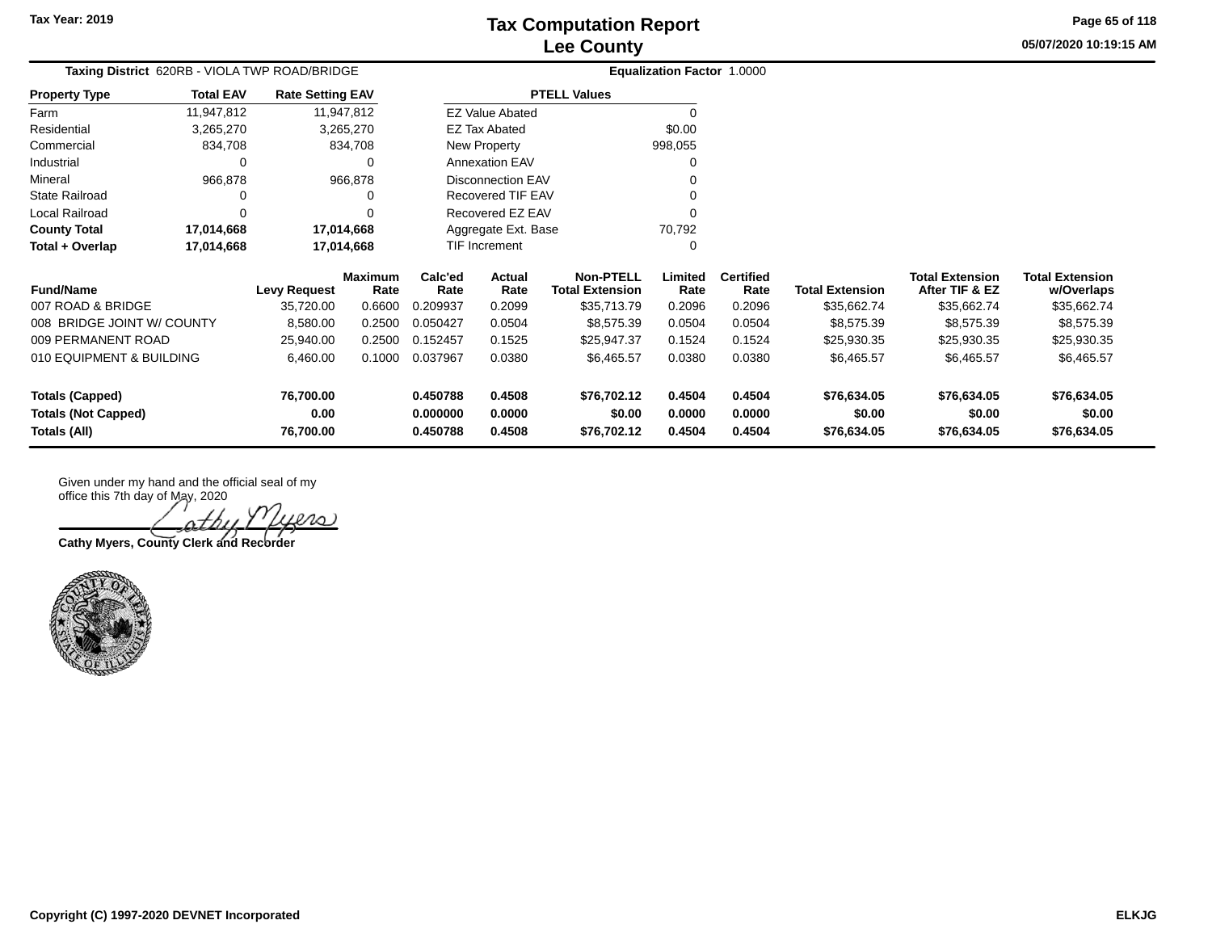# Tax Computation Report
## Lee County

Tax Year: 2019

05/07/2020 10:19:15 AM

**Taxing District** 620RB - VIOLA TWP ROAD/BRIDGE

**Equalization Factor** 1.0000

| Property Type | Total EAV | Rate Setting EAV |
|---|---|---|
| Farm | 11,947,812 | 11,947,812 |
| Residential | 3,265,270 | 3,265,270 |
| Commercial | 834,708 | 834,708 |
| Industrial | 0 | 0 |
| Mineral | 966,878 | 966,878 |
| State Railroad | 0 | 0 |
| Local Railroad | 0 | 0 |
| **County Total** | **17,014,668** | **17,014,668** |
| **Total + Overlap** | **17,014,668** | **17,014,668** |

| PTELL Values | |
|---|---|
| EZ Value Abated | 0 |
| EZ Tax Abated | $0.00 |
| New Property | 998,055 |
| Annexation EAV | 0 |
| Disconnection EAV | 0 |
| Recovered TIF EAV | 0 |
| Recovered EZ EAV | 0 |
| Aggregate Ext. Base | 70,792 |
| TIF Increment | 0 |

| Fund/Name | Levy Request | Maximum Rate | Calc'ed Rate | Actual Rate | Non-PTELL Total Extension | Limited Rate | Certified Rate | Total Extension | Total Extension After TIF & EZ | Total Extension w/Overlaps |
|---|---|---|---|---|---|---|---|---|---|---|
| 007 ROAD & BRIDGE | 35,720.00 | 0.6600 | 0.209937 | 0.2099 | $35,713.79 | 0.2096 | 0.2096 | $35,662.74 | $35,662.74 | $35,662.74 |
| 008 BRIDGE JOINT W/ COUNTY | 8,580.00 | 0.2500 | 0.050427 | 0.0504 | $8,575.39 | 0.0504 | 0.0504 | $8,575.39 | $8,575.39 | $8,575.39 |
| 009 PERMANENT ROAD | 25,940.00 | 0.2500 | 0.152457 | 0.1525 | $25,947.37 | 0.1524 | 0.1524 | $25,930.35 | $25,930.35 | $25,930.35 |
| 010 EQUIPMENT & BUILDING | 6,460.00 | 0.1000 | 0.037967 | 0.0380 | $6,465.57 | 0.0380 | 0.0380 | $6,465.57 | $6,465.57 | $6,465.57 |
| **Totals (Capped)** | **76,700.00** | | **0.450788** | **0.4508** | **$76,702.12** | **0.4504** | **0.4504** | **$76,634.05** | **$76,634.05** | **$76,634.05** |
| **Totals (Not Capped)** | **0.00** | | **0.000000** | **0.0000** | **$0.00** | **0.0000** | **0.0000** | **$0.00** | **$0.00** | **$0.00** |
| **Totals (All)** | **76,700.00** | | **0.450788** | **0.4508** | **$76,702.12** | **0.4504** | **0.4504** | **$76,634.05** | **$76,634.05** | **$76,634.05** |

Given under my hand and the official seal of my office this 7th day of May, 2020

Cathy Myers

**Cathy Myers, County Clerk and Recorder**

Copyright (C) 1997-2020 DEVNET Incorporated

ELKJG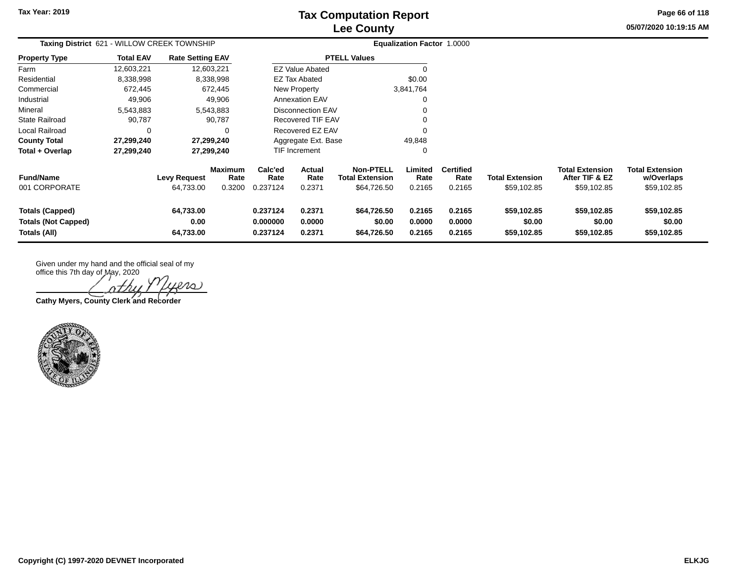# Tax Computation Report
## Lee County

Tax Year: 2019

05/07/2020 10:19:15 AM

**Taxing District** 621 - WILLOW CREEK TOWNSHIP

**Equalization Factor** 1.0000

| Property Type | Total EAV | Rate Setting EAV |
|---|---|---|
| Farm | 12,603,221 | 12,603,221 |
| Residential | 8,338,998 | 8,338,998 |
| Commercial | 672,445 | 672,445 |
| Industrial | 49,906 | 49,906 |
| Mineral | 5,543,883 | 5,543,883 |
| State Railroad | 90,787 | 90,787 |
| Local Railroad | 0 | 0 |
| **County Total** | **27,299,240** | **27,299,240** |
| **Total + Overlap** | **27,299,240** | **27,299,240** |

| PTELL Values | |
|---|---|
| EZ Value Abated | 0 |
| EZ Tax Abated | $0.00 |
| New Property | 3,841,764 |
| Annexation EAV | 0 |
| Disconnection EAV | 0 |
| Recovered TIF EAV | 0 |
| Recovered EZ EAV | 0 |
| Aggregate Ext. Base | 49,848 |
| TIF Increment | 0 |

| Fund/Name | Levy Request | Maximum Rate | Calc'ed Rate | Actual Rate | Non-PTELL Total Extension | Limited Rate | Certified Rate | Total Extension | Total Extension After TIF & EZ | Total Extension w/Overlaps |
|---|---|---|---|---|---|---|---|---|---|---|
| 001 CORPORATE | 64,733.00 | 0.3200 | 0.237124 | 0.2371 | $64,726.50 | 0.2165 | 0.2165 | $59,102.85 | $59,102.85 | $59,102.85 |
| **Totals (Capped)** | **64,733.00** | | **0.237124** | **0.2371** | **$64,726.50** | **0.2165** | **0.2165** | **$59,102.85** | **$59,102.85** | **$59,102.85** |
| **Totals (Not Capped)** | **0.00** | | **0.000000** | **0.0000** | **$0.00** | **0.0000** | **0.0000** | **$0.00** | **$0.00** | **$0.00** |
| **Totals (All)** | **64,733.00** | | **0.237124** | **0.2371** | **$64,726.50** | **0.2165** | **0.2165** | **$59,102.85** | **$59,102.85** | **$59,102.85** |

Given under my hand and the official seal of my office this 7th day of May, 2020

Cathy Myers

**Cathy Myers, County Clerk and Recorder**

Copyright (C) 1997-2020 DEVNET Incorporated

ELKJG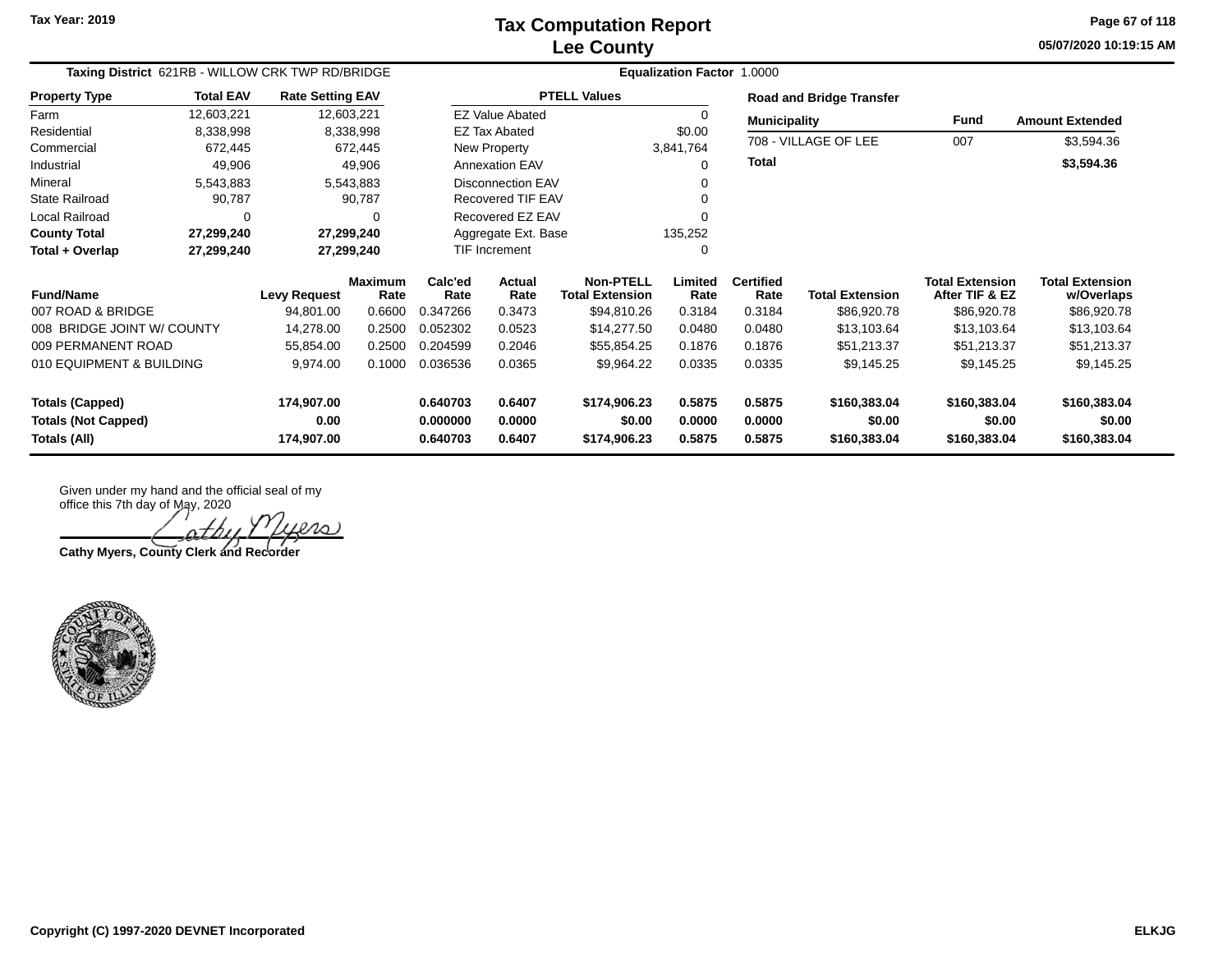# Tax Computation Report
## Lee County

Tax Year: 2019

05/07/2020 10:19:15 AM

**Taxing District** 621RB - WILLOW CRK TWP RD/BRIDGE

**Equalization Factor** 1.0000

| Property Type | Total EAV | Rate Setting EAV |
|---|---|---|
| Farm | 12,603,221 | 12,603,221 |
| Residential | 8,338,998 | 8,338,998 |
| Commercial | 672,445 | 672,445 |
| Industrial | 49,906 | 49,906 |
| Mineral | 5,543,883 | 5,543,883 |
| State Railroad | 90,787 | 90,787 |
| Local Railroad | 0 | 0 |
| **County Total** | **27,299,240** | **27,299,240** |
| **Total + Overlap** | **27,299,240** | **27,299,240** |

| PTELL Values | |
|---|---|
| EZ Value Abated | 0 |
| EZ Tax Abated | $0.00 |
| New Property | 3,841,764 |
| Annexation EAV | 0 |
| Disconnection EAV | 0 |
| Recovered TIF EAV | 0 |
| Recovered EZ EAV | 0 |
| Aggregate Ext. Base | 135,252 |
| TIF Increment | 0 |

**Road and Bridge Transfer**

| Municipality | Fund | Amount Extended |
|---|---|---|
| 708 - VILLAGE OF LEE | 007 | $3,594.36 |
| **Total** | | **$3,594.36** |

| Fund/Name | Levy Request | Maximum Rate | Calc'ed Rate | Actual Rate | Non-PTELL Total Extension | Limited Rate | Certified Rate | Total Extension | Total Extension After TIF & EZ | Total Extension w/Overlaps |
|---|---|---|---|---|---|---|---|---|---|---|
| 007 ROAD & BRIDGE | 94,801.00 | 0.6600 | 0.347266 | 0.3473 | $94,810.26 | 0.3184 | 0.3184 | $86,920.78 | $86,920.78 | $86,920.78 |
| 008 BRIDGE JOINT W/ COUNTY | 14,278.00 | 0.2500 | 0.052302 | 0.0523 | $14,277.50 | 0.0480 | 0.0480 | $13,103.64 | $13,103.64 | $13,103.64 |
| 009 PERMANENT ROAD | 55,854.00 | 0.2500 | 0.204599 | 0.2046 | $55,854.25 | 0.1876 | 0.1876 | $51,213.37 | $51,213.37 | $51,213.37 |
| 010 EQUIPMENT & BUILDING | 9,974.00 | 0.1000 | 0.036536 | 0.0365 | $9,964.22 | 0.0335 | 0.0335 | $9,145.25 | $9,145.25 | $9,145.25 |
| **Totals (Capped)** | **174,907.00** | | **0.640703** | **0.6407** | **$174,906.23** | **0.5875** | **0.5875** | **$160,383.04** | **$160,383.04** | **$160,383.04** |
| **Totals (Not Capped)** | **0.00** | | **0.000000** | **0.0000** | **$0.00** | **0.0000** | **0.0000** | **$0.00** | **$0.00** | **$0.00** |
| **Totals (All)** | **174,907.00** | | **0.640703** | **0.6407** | **$174,906.23** | **0.5875** | **0.5875** | **$160,383.04** | **$160,383.04** | **$160,383.04** |

Given under my hand and the official seal of my office this 7th day of May, 2020

Cathy Myers

**Cathy Myers, County Clerk and Recorder**

Copyright (C) 1997-2020 DEVNET Incorporated

ELKJG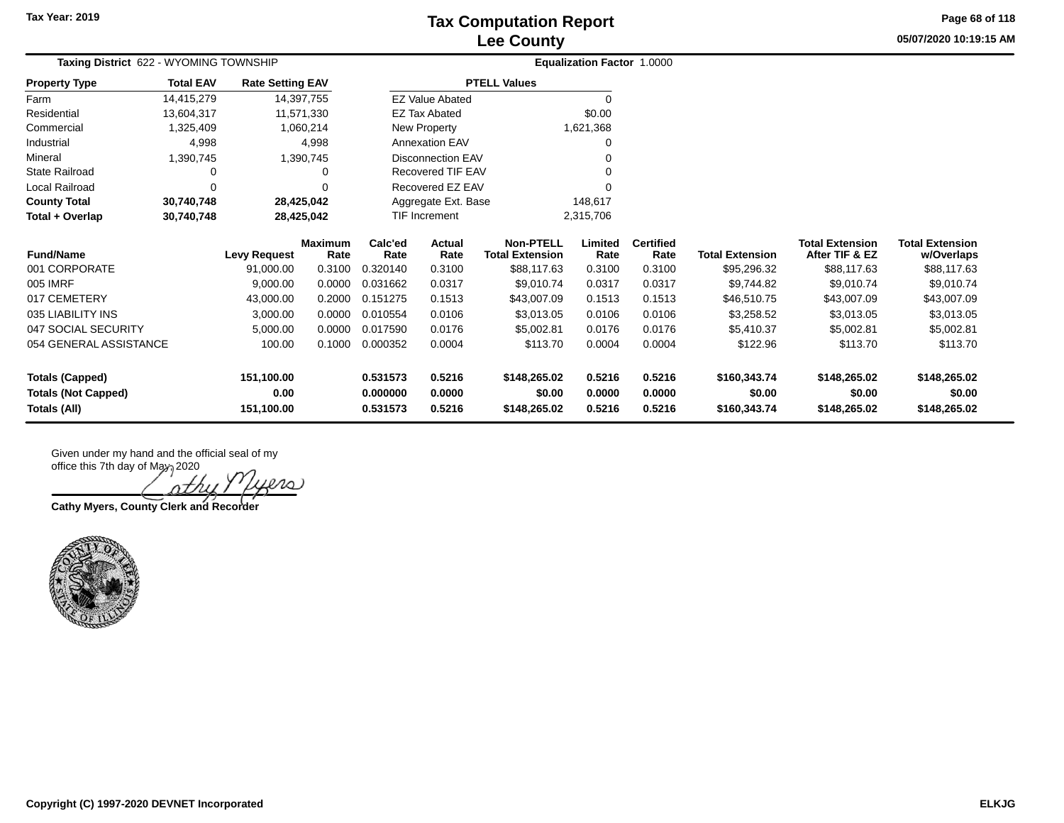# Tax Computation Report
## Lee County

Tax Year: 2019

05/07/2020 10:19:15 AM

**Taxing District** 622 - WYOMING TOWNSHIP

**Equalization Factor** 1.0000

| Property Type | Total EAV | Rate Setting EAV |
|---|---|---|
| Farm | 14,415,279 | 14,397,755 |
| Residential | 13,604,317 | 11,571,330 |
| Commercial | 1,325,409 | 1,060,214 |
| Industrial | 4,998 | 4,998 |
| Mineral | 1,390,745 | 1,390,745 |
| State Railroad | 0 | 0 |
| Local Railroad | 0 | 0 |
| **County Total** | **30,740,748** | **28,425,042** |
| **Total + Overlap** | **30,740,748** | **28,425,042** |

| PTELL Values | |
|---|---|
| EZ Value Abated | 0 |
| EZ Tax Abated | $0.00 |
| New Property | 1,621,368 |
| Annexation EAV | 0 |
| Disconnection EAV | 0 |
| Recovered TIF EAV | 0 |
| Recovered EZ EAV | 0 |
| Aggregate Ext. Base | 148,617 |
| TIF Increment | 2,315,706 |

| Fund/Name | Levy Request | Maximum Rate | Calc'ed Rate | Actual Rate | Non-PTELL Total Extension | Limited Rate | Certified Rate | Total Extension | Total Extension After TIF & EZ | Total Extension w/Overlaps |
|---|---|---|---|---|---|---|---|---|---|---|
| 001 CORPORATE | 91,000.00 | 0.3100 | 0.320140 | 0.3100 | $88,117.63 | 0.3100 | 0.3100 | $95,296.32 | $88,117.63 | $88,117.63 |
| 005 IMRF | 9,000.00 | 0.0000 | 0.031662 | 0.0317 | $9,010.74 | 0.0317 | 0.0317 | $9,744.82 | $9,010.74 | $9,010.74 |
| 017 CEMETERY | 43,000.00 | 0.2000 | 0.151275 | 0.1513 | $43,007.09 | 0.1513 | 0.1513 | $46,510.75 | $43,007.09 | $43,007.09 |
| 035 LIABILITY INS | 3,000.00 | 0.0000 | 0.010554 | 0.0106 | $3,013.05 | 0.0106 | 0.0106 | $3,258.52 | $3,013.05 | $3,013.05 |
| 047 SOCIAL SECURITY | 5,000.00 | 0.0000 | 0.017590 | 0.0176 | $5,002.81 | 0.0176 | 0.0176 | $5,410.37 | $5,002.81 | $5,002.81 |
| 054 GENERAL ASSISTANCE | 100.00 | 0.1000 | 0.000352 | 0.0004 | $113.70 | 0.0004 | 0.0004 | $122.96 | $113.70 | $113.70 |
| **Totals (Capped)** | **151,100.00** | | **0.531573** | **0.5216** | **$148,265.02** | **0.5216** | **0.5216** | **$160,343.74** | **$148,265.02** | **$148,265.02** |
| **Totals (Not Capped)** | **0.00** | | **0.000000** | **0.0000** | **$0.00** | **0.0000** | **0.0000** | **$0.00** | **$0.00** | **$0.00** |
| **Totals (All)** | **151,100.00** | | **0.531573** | **0.5216** | **$148,265.02** | **0.5216** | **0.5216** | **$160,343.74** | **$148,265.02** | **$148,265.02** |

Given under my hand and the official seal of my office this 7th day of May, 2020

Cathy Myers

**Cathy Myers, County Clerk and Recorder**

Copyright (C) 1997-2020 DEVNET Incorporated

ELKJG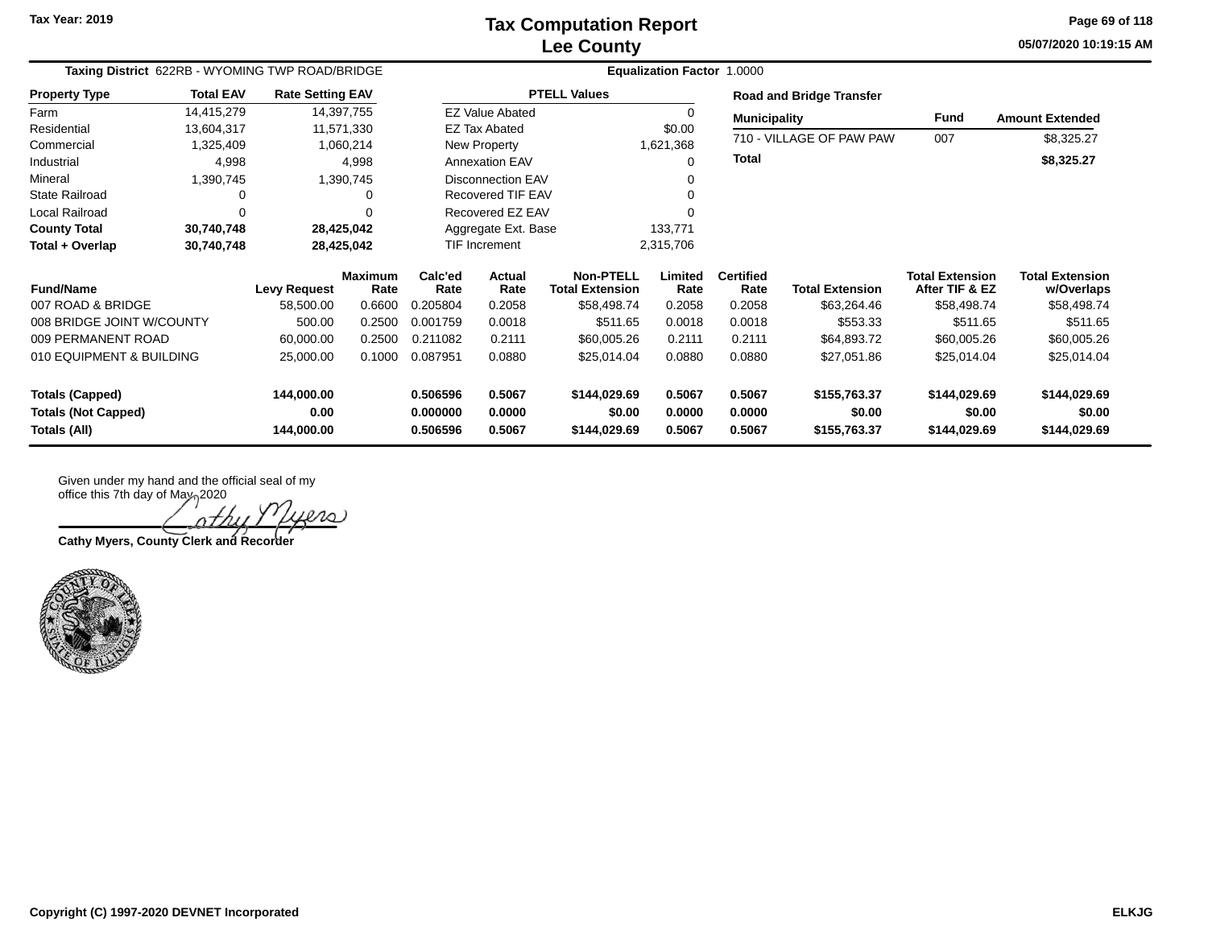# Tax Computation Report
## Lee County

Tax Year: 2019

05/07/2020 10:19:15 AM

**Taxing District** 622RB - WYOMING TWP ROAD/BRIDGE **Equalization Factor** 1.0000

| Property Type | Total EAV | Rate Setting EAV |
|---|---|---|
| Farm | 14,415,279 | 14,397,755 |
| Residential | 13,604,317 | 11,571,330 |
| Commercial | 1,325,409 | 1,060,214 |
| Industrial | 4,998 | 4,998 |
| Mineral | 1,390,745 | 1,390,745 |
| State Railroad | 0 | 0 |
| Local Railroad | 0 | 0 |
| **County Total** | **30,740,748** | **28,425,042** |
| **Total + Overlap** | **30,740,748** | **28,425,042** |

| PTELL Values | |
|---|---|
| EZ Value Abated | 0 |
| EZ Tax Abated | $0.00 |
| New Property | 1,621,368 |
| Annexation EAV | 0 |
| Disconnection EAV | 0 |
| Recovered TIF EAV | 0 |
| Recovered EZ EAV | 0 |
| Aggregate Ext. Base | 133,771 |
| TIF Increment | 2,315,706 |

**Road and Bridge Transfer**

| Municipality | Fund | Amount Extended |
|---|---|---|
| 710 - VILLAGE OF PAW PAW | 007 | $8,325.27 |
| **Total** | | **$8,325.27** |

| Fund/Name | Levy Request | Maximum Rate | Calc'ed Rate | Actual Rate | Non-PTELL Total Extension | Limited Rate | Certified Rate | Total Extension | Total Extension After TIF & EZ | Total Extension w/Overlaps |
|---|---|---|---|---|---|---|---|---|---|---|
| 007 ROAD & BRIDGE | 58,500.00 | 0.6600 | 0.205804 | 0.2058 | $58,498.74 | 0.2058 | 0.2058 | $63,264.46 | $58,498.74 | $58,498.74 |
| 008 BRIDGE JOINT W/COUNTY | 500.00 | 0.2500 | 0.001759 | 0.0018 | $511.65 | 0.0018 | 0.0018 | $553.33 | $511.65 | $511.65 |
| 009 PERMANENT ROAD | 60,000.00 | 0.2500 | 0.211082 | 0.2111 | $60,005.26 | 0.2111 | 0.2111 | $64,893.72 | $60,005.26 | $60,005.26 |
| 010 EQUIPMENT & BUILDING | 25,000.00 | 0.1000 | 0.087951 | 0.0880 | $25,014.04 | 0.0880 | 0.0880 | $27,051.86 | $25,014.04 | $25,014.04 |
| **Totals (Capped)** | **144,000.00** | | **0.506596** | **0.5067** | **$144,029.69** | **0.5067** | **0.5067** | **$155,763.37** | **$144,029.69** | **$144,029.69** |
| **Totals (Not Capped)** | **0.00** | | **0.000000** | **0.0000** | **$0.00** | **0.0000** | **0.0000** | **$0.00** | **$0.00** | **$0.00** |
| **Totals (All)** | **144,000.00** | | **0.506596** | **0.5067** | **$144,029.69** | **0.5067** | **0.5067** | **$155,763.37** | **$144,029.69** | **$144,029.69** |

Given under my hand and the official seal of my office this 7th day of May, 2020

Cathy Myers

**Cathy Myers, County Clerk and Recorder**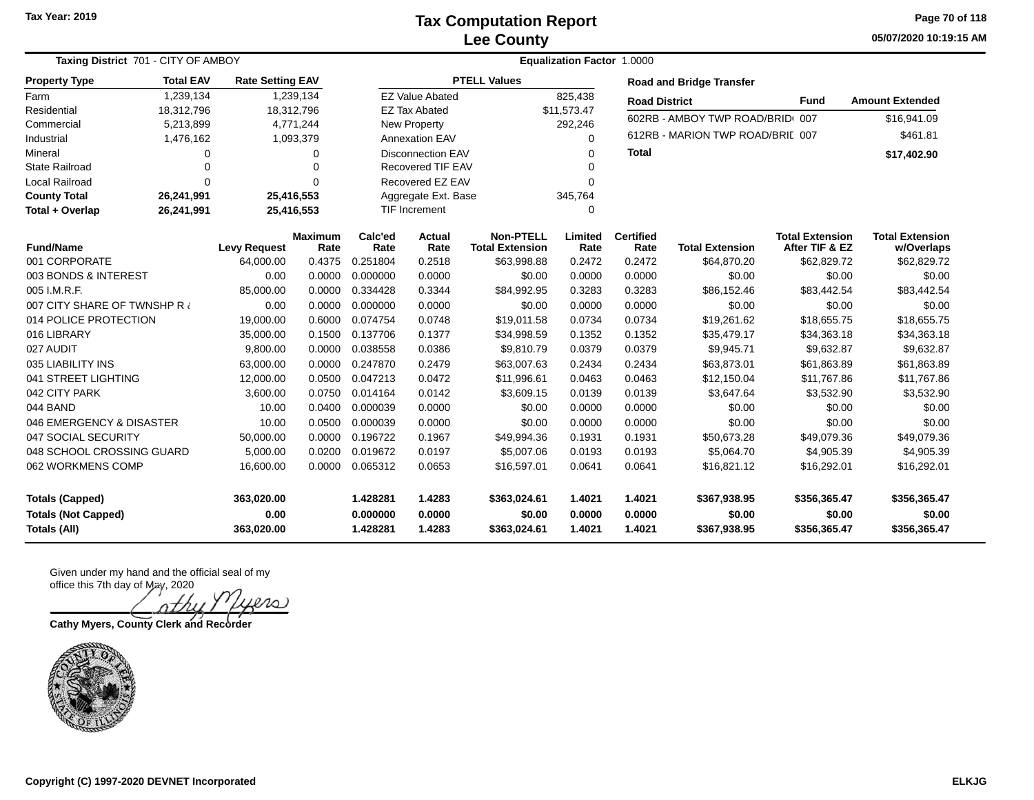# Tax Computation Report
## Lee County

Tax Year: 2019

**Taxing District** 701 - CITY OF AMBOY

**Equalization Factor** 1.0000

| Property Type | Total EAV | Rate Setting EAV |
|---|---|---|
| Farm | 1,239,134 | 1,239,134 |
| Residential | 18,312,796 | 18,312,796 |
| Commercial | 5,213,899 | 4,771,244 |
| Industrial | 1,476,162 | 1,093,379 |
| Mineral | 0 | 0 |
| State Railroad | 0 | 0 |
| Local Railroad | 0 | 0 |
| **County Total** | **26,241,991** | **25,416,553** |
| **Total + Overlap** | **26,241,991** | **25,416,553** |

| PTELL Values | |
|---|---|
| EZ Value Abated | 825,438 |
| EZ Tax Abated | $11,573.47 |
| New Property | 292,246 |
| Annexation EAV | 0 |
| Disconnection EAV | 0 |
| Recovered TIF EAV | 0 |
| Recovered EZ EAV | 0 |
| Aggregate Ext. Base | 345,764 |
| TIF Increment | 0 |

**Road and Bridge Transfer**

| Road District | Fund | Amount Extended |
|---|---|---|
| 602RB - AMBOY TWP ROAD/BRID( | 007 | $16,941.09 |
| 612RB - MARION TWP ROAD/BRIL | 007 | $461.81 |
| **Total** | | **$17,402.90** |

| Fund/Name | Levy Request | Maximum Rate | Calc'ed Rate | Actual Rate | Non-PTELL Total Extension | Limited Rate | Certified Rate | Total Extension | Total Extension After TIF & EZ | Total Extension w/Overlaps |
|---|---|---|---|---|---|---|---|---|---|---|
| 001 CORPORATE | 64,000.00 | 0.4375 | 0.251804 | 0.2518 | $63,998.88 | 0.2472 | 0.2472 | $64,870.20 | $62,829.72 | $62,829.72 |
| 003 BONDS & INTEREST | 0.00 | 0.0000 | 0.000000 | 0.0000 | $0.00 | 0.0000 | 0.0000 | $0.00 | $0.00 | $0.00 |
| 005 I.M.R.F. | 85,000.00 | 0.0000 | 0.334428 | 0.3344 | $84,992.95 | 0.3283 | 0.3283 | $86,152.46 | $83,442.54 | $83,442.54 |
| 007 CITY SHARE OF TWNSHP R & | 0.00 | 0.0000 | 0.000000 | 0.0000 | $0.00 | 0.0000 | 0.0000 | $0.00 | $0.00 | $0.00 |
| 014 POLICE PROTECTION | 19,000.00 | 0.6000 | 0.074754 | 0.0748 | $19,011.58 | 0.0734 | 0.0734 | $19,261.62 | $18,655.75 | $18,655.75 |
| 016 LIBRARY | 35,000.00 | 0.1500 | 0.137706 | 0.1377 | $34,998.59 | 0.1352 | 0.1352 | $35,479.17 | $34,363.18 | $34,363.18 |
| 027 AUDIT | 9,800.00 | 0.0000 | 0.038558 | 0.0386 | $9,810.79 | 0.0379 | 0.0379 | $9,945.71 | $9,632.87 | $9,632.87 |
| 035 LIABILITY INS | 63,000.00 | 0.0000 | 0.247870 | 0.2479 | $63,007.63 | 0.2434 | 0.2434 | $63,873.01 | $61,863.89 | $61,863.89 |
| 041 STREET LIGHTING | 12,000.00 | 0.0500 | 0.047213 | 0.0472 | $11,996.61 | 0.0463 | 0.0463 | $12,150.04 | $11,767.86 | $11,767.86 |
| 042 CITY PARK | 3,600.00 | 0.0750 | 0.014164 | 0.0142 | $3,609.15 | 0.0139 | 0.0139 | $3,647.64 | $3,532.90 | $3,532.90 |
| 044 BAND | 10.00 | 0.0400 | 0.000039 | 0.0000 | $0.00 | 0.0000 | 0.0000 | $0.00 | $0.00 | $0.00 |
| 046 EMERGENCY & DISASTER | 10.00 | 0.0500 | 0.000039 | 0.0000 | $0.00 | 0.0000 | 0.0000 | $0.00 | $0.00 | $0.00 |
| 047 SOCIAL SECURITY | 50,000.00 | 0.0000 | 0.196722 | 0.1967 | $49,994.36 | 0.1931 | 0.1931 | $50,673.28 | $49,079.36 | $49,079.36 |
| 048 SCHOOL CROSSING GUARD | 5,000.00 | 0.0200 | 0.019672 | 0.0197 | $5,007.06 | 0.0193 | 0.0193 | $5,064.70 | $4,905.39 | $4,905.39 |
| 062 WORKMENS COMP | 16,600.00 | 0.0000 | 0.065312 | 0.0653 | $16,597.01 | 0.0641 | 0.0641 | $16,821.12 | $16,292.01 | $16,292.01 |
| **Totals (Capped)** | **363,020.00** | | **1.428281** | **1.4283** | **$363,024.61** | **1.4021** | **1.4021** | **$367,938.95** | **$356,365.47** | **$356,365.47** |
| **Totals (Not Capped)** | **0.00** | | **0.000000** | **0.0000** | **$0.00** | **0.0000** | **0.0000** | **$0.00** | **$0.00** | **$0.00** |
| **Totals (All)** | **363,020.00** | | **1.428281** | **1.4283** | **$363,024.61** | **1.4021** | **1.4021** | **$367,938.95** | **$356,365.47** | **$356,365.47** |

Given under my hand and the official seal of my office this 7th day of May, 2020

Cathy Myers

**Cathy Myers, County Clerk and Recorder**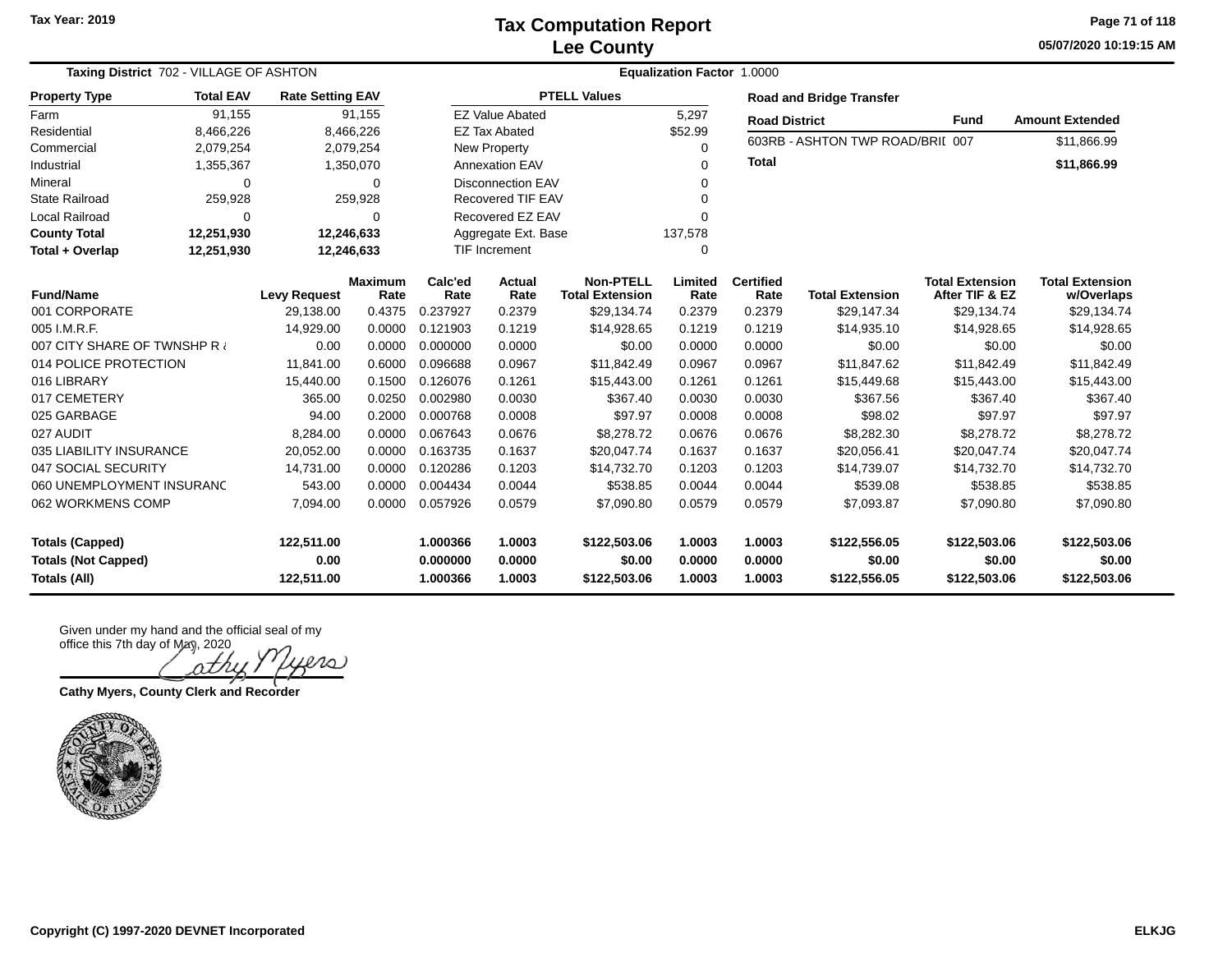Tax Year: 2019

# Tax Computation Report
## Lee County

05/07/2020 10:19:15 AM

**Taxing District** 702 - VILLAGE OF ASHTON **Equalization Factor** 1.0000

| Property Type | Total EAV | Rate Setting EAV |
|---|---|---|
| Farm | 91,155 | 91,155 |
| Residential | 8,466,226 | 8,466,226 |
| Commercial | 2,079,254 | 2,079,254 |
| Industrial | 1,355,367 | 1,350,070 |
| Mineral | 0 | 0 |
| State Railroad | 259,928 | 259,928 |
| Local Railroad | 0 | 0 |
| **County Total** | **12,251,930** | **12,246,633** |
| **Total + Overlap** | **12,251,930** | **12,246,633** |

| PTELL Values | |
|---|---|
| EZ Value Abated | 5,297 |
| EZ Tax Abated | $52.99 |
| New Property | 0 |
| Annexation EAV | 0 |
| Disconnection EAV | 0 |
| Recovered TIF EAV | 0 |
| Recovered EZ EAV | 0 |
| Aggregate Ext. Base | 137,578 |
| TIF Increment | 0 |

**Road and Bridge Transfer**

| Road District | Fund | Amount Extended |
|---|---|---|
| 603RB - ASHTON TWP ROAD/BRII | 007 | $11,866.99 |
| **Total** | | **$11,866.99** |

| Fund/Name | Levy Request | Maximum Rate | Calc'ed Rate | Actual Rate | Non-PTELL Total Extension | Limited Rate | Certified Rate | Total Extension | Total Extension After TIF & EZ | Total Extension w/Overlaps |
|---|---|---|---|---|---|---|---|---|---|---|
| 001 CORPORATE | 29,138.00 | 0.4375 | 0.237927 | 0.2379 | $29,134.74 | 0.2379 | 0.2379 | $29,147.34 | $29,134.74 | $29,134.74 |
| 005 I.M.R.F. | 14,929.00 | 0.0000 | 0.121903 | 0.1219 | $14,928.65 | 0.1219 | 0.1219 | $14,935.10 | $14,928.65 | $14,928.65 |
| 007 CITY SHARE OF TWNSHP R & | 0.00 | 0.0000 | 0.000000 | 0.0000 | $0.00 | 0.0000 | 0.0000 | $0.00 | $0.00 | $0.00 |
| 014 POLICE PROTECTION | 11,841.00 | 0.6000 | 0.096688 | 0.0967 | $11,842.49 | 0.0967 | 0.0967 | $11,847.62 | $11,842.49 | $11,842.49 |
| 016 LIBRARY | 15,440.00 | 0.1500 | 0.126076 | 0.1261 | $15,443.00 | 0.1261 | 0.1261 | $15,449.68 | $15,443.00 | $15,443.00 |
| 017 CEMETERY | 365.00 | 0.0250 | 0.002980 | 0.0030 | $367.40 | 0.0030 | 0.0030 | $367.56 | $367.40 | $367.40 |
| 025 GARBAGE | 94.00 | 0.2000 | 0.000768 | 0.0008 | $97.97 | 0.0008 | 0.0008 | $98.02 | $97.97 | $97.97 |
| 027 AUDIT | 8,284.00 | 0.0000 | 0.067643 | 0.0676 | $8,278.72 | 0.0676 | 0.0676 | $8,282.30 | $8,278.72 | $8,278.72 |
| 035 LIABILITY INSURANCE | 20,052.00 | 0.0000 | 0.163735 | 0.1637 | $20,047.74 | 0.1637 | 0.1637 | $20,056.41 | $20,047.74 | $20,047.74 |
| 047 SOCIAL SECURITY | 14,731.00 | 0.0000 | 0.120286 | 0.1203 | $14,732.70 | 0.1203 | 0.1203 | $14,739.07 | $14,732.70 | $14,732.70 |
| 060 UNEMPLOYMENT INSURANC | 543.00 | 0.0000 | 0.004434 | 0.0044 | $538.85 | 0.0044 | 0.0044 | $539.08 | $538.85 | $538.85 |
| 062 WORKMENS COMP | 7,094.00 | 0.0000 | 0.057926 | 0.0579 | $7,090.80 | 0.0579 | 0.0579 | $7,093.87 | $7,090.80 | $7,090.80 |
| **Totals (Capped)** | **122,511.00** | | **1.000366** | **1.0003** | **$122,503.06** | **1.0003** | **1.0003** | **$122,556.05** | **$122,503.06** | **$122,503.06** |
| **Totals (Not Capped)** | **0.00** | | **0.000000** | **0.0000** | **$0.00** | **0.0000** | **0.0000** | **$0.00** | **$0.00** | **$0.00** |
| **Totals (All)** | **122,511.00** | | **1.000366** | **1.0003** | **$122,503.06** | **1.0003** | **1.0003** | **$122,556.05** | **$122,503.06** | **$122,503.06** |

Given under my hand and the official seal of my office this 7th day of May, 2020

**Cathy Myers, County Clerk and Recorder**

Copyright (C) 1997-2020 DEVNET Incorporated

ELKJG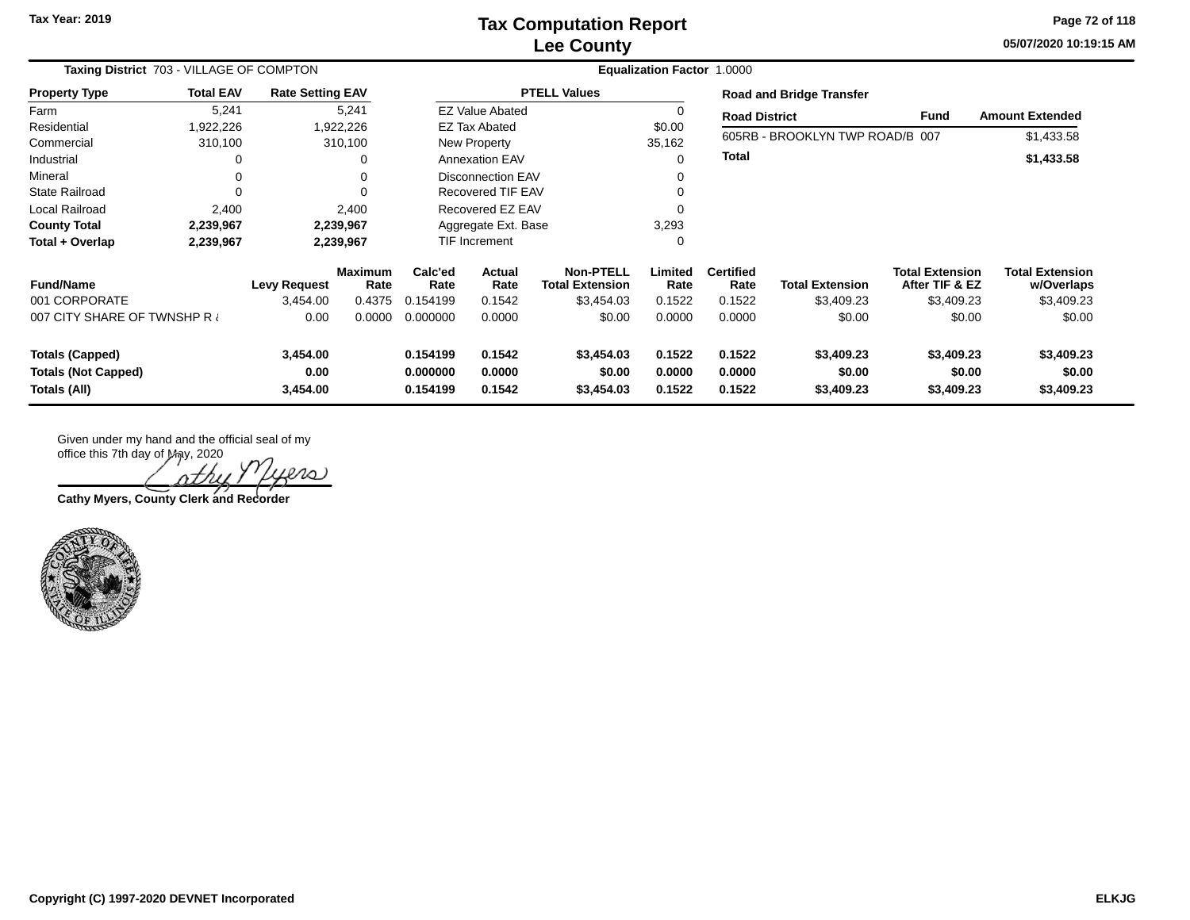Tax Year: 2019

# Tax Computation Report
## Lee County

**Taxing District** 703 - VILLAGE OF COMPTON

**Equalization Factor** 1.0000

| Property Type | Total EAV | Rate Setting EAV |
|---|---|---|
| Farm | 5,241 | 5,241 |
| Residential | 1,922,226 | 1,922,226 |
| Commercial | 310,100 | 310,100 |
| Industrial | 0 | 0 |
| Mineral | 0 | 0 |
| State Railroad | 0 | 0 |
| Local Railroad | 2,400 | 2,400 |
| **County Total** | **2,239,967** | **2,239,967** |
| **Total + Overlap** | **2,239,967** | **2,239,967** |

| PTELL Values | |
|---|---|
| EZ Value Abated | 0 |
| EZ Tax Abated | $0.00 |
| New Property | 35,162 |
| Annexation EAV | 0 |
| Disconnection EAV | 0 |
| Recovered TIF EAV | 0 |
| Recovered EZ EAV | 0 |
| Aggregate Ext. Base | 3,293 |
| TIF Increment | 0 |

**Road and Bridge Transfer**

| Road District | Fund | Amount Extended |
|---|---|---|
| 605RB - BROOKLYN TWP ROAD/B | 007 | $1,433.58 |
| **Total** | | **$1,433.58** |

| Fund/Name | Levy Request | Maximum Rate | Calc'ed Rate | Actual Rate | Non-PTELL Total Extension | Limited Rate | Certified Rate | Total Extension | Total Extension After TIF & EZ | Total Extension w/Overlaps |
|---|---|---|---|---|---|---|---|---|---|---|
| 001 CORPORATE | 3,454.00 | 0.4375 | 0.154199 | 0.1542 | $3,454.03 | 0.1522 | 0.1522 | $3,409.23 | $3,409.23 | $3,409.23 |
| 007 CITY SHARE OF TWNSHP R & | 0.00 | 0.0000 | 0.000000 | 0.0000 | $0.00 | 0.0000 | 0.0000 | $0.00 | $0.00 | $0.00 |
| **Totals (Capped)** | **3,454.00** | | **0.154199** | **0.1542** | **$3,454.03** | **0.1522** | **0.1522** | **$3,409.23** | **$3,409.23** | **$3,409.23** |
| **Totals (Not Capped)** | **0.00** | | **0.000000** | **0.0000** | **$0.00** | **0.0000** | **0.0000** | **$0.00** | **$0.00** | **$0.00** |
| **Totals (All)** | **3,454.00** | | **0.154199** | **0.1542** | **$3,454.03** | **0.1522** | **0.1522** | **$3,409.23** | **$3,409.23** | **$3,409.23** |

Given under my hand and the official seal of my office this 7th day of May, 2020

Cathy Myers

**Cathy Myers, County Clerk and Recorder**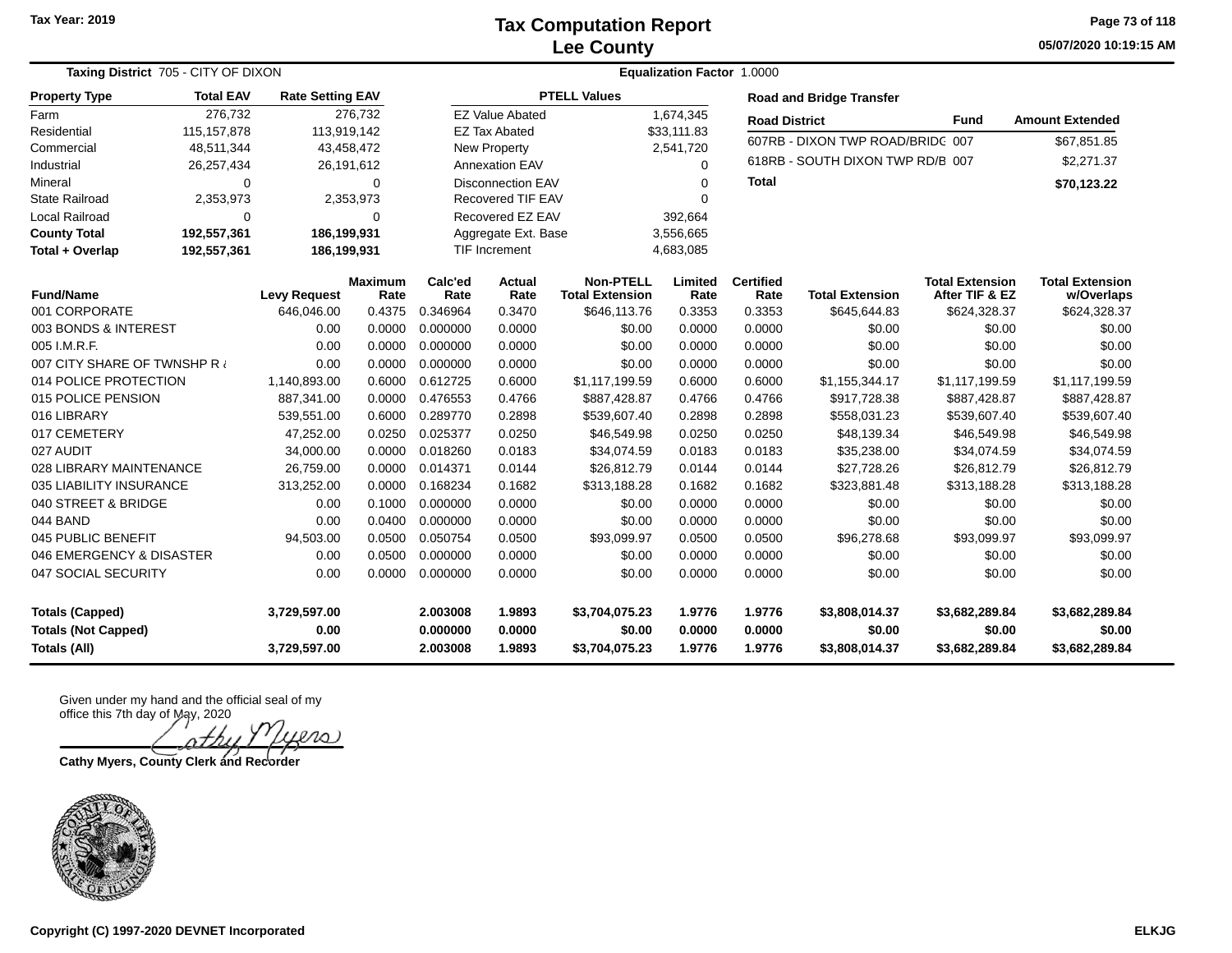Tax Year: 2019

# Tax Computation Report
## Lee County

05/07/2020 10:19:15 AM

**Taxing District** 705 - CITY OF DIXON **Equalization Factor** 1.0000

| Property Type | Total EAV | Rate Setting EAV |
|---|---|---|
| Farm | 276,732 | 276,732 |
| Residential | 115,157,878 | 113,919,142 |
| Commercial | 48,511,344 | 43,458,472 |
| Industrial | 26,257,434 | 26,191,612 |
| Mineral | 0 | 0 |
| State Railroad | 2,353,973 | 2,353,973 |
| Local Railroad | 0 | 0 |
| **County Total** | **192,557,361** | **186,199,931** |
| **Total + Overlap** | **192,557,361** | **186,199,931** |

| PTELL Values | |
|---|---|
| EZ Value Abated | 1,674,345 |
| EZ Tax Abated | $33,111.83 |
| New Property | 2,541,720 |
| Annexation EAV | 0 |
| Disconnection EAV | 0 |
| Recovered TIF EAV | 0 |
| Recovered EZ EAV | 392,664 |
| Aggregate Ext. Base | 3,556,665 |
| TIF Increment | 4,683,085 |

**Road and Bridge Transfer**

| Road District | Fund | Amount Extended |
|---|---|---|
| 607RB - DIXON TWP ROAD/BRIDG | 007 | $67,851.85 |
| 618RB - SOUTH DIXON TWP RD/B | 007 | $2,271.37 |
| **Total** | | **$70,123.22** |

| Fund/Name | Levy Request | Maximum Rate | Calc'ed Rate | Actual Rate | Non-PTELL Total Extension | Limited Rate | Certified Rate | Total Extension | Total Extension After TIF & EZ | Total Extension w/Overlaps |
|---|---|---|---|---|---|---|---|---|---|---|
| 001 CORPORATE | 646,046.00 | 0.4375 | 0.346964 | 0.3470 | $646,113.76 | 0.3353 | 0.3353 | $645,644.83 | $624,328.37 | $624,328.37 |
| 003 BONDS & INTEREST | 0.00 | 0.0000 | 0.000000 | 0.0000 | $0.00 | 0.0000 | 0.0000 | $0.00 | $0.00 | $0.00 |
| 005 I.M.R.F. | 0.00 | 0.0000 | 0.000000 | 0.0000 | $0.00 | 0.0000 | 0.0000 | $0.00 | $0.00 | $0.00 |
| 007 CITY SHARE OF TWNSHP R & | 0.00 | 0.0000 | 0.000000 | 0.0000 | $0.00 | 0.0000 | 0.0000 | $0.00 | $0.00 | $0.00 |
| 014 POLICE PROTECTION | 1,140,893.00 | 0.6000 | 0.612725 | 0.6000 | $1,117,199.59 | 0.6000 | 0.6000 | $1,155,344.17 | $1,117,199.59 | $1,117,199.59 |
| 015 POLICE PENSION | 887,341.00 | 0.0000 | 0.476553 | 0.4766 | $887,428.87 | 0.4766 | 0.4766 | $917,728.38 | $887,428.87 | $887,428.87 |
| 016 LIBRARY | 539,551.00 | 0.6000 | 0.289770 | 0.2898 | $539,607.40 | 0.2898 | 0.2898 | $558,031.23 | $539,607.40 | $539,607.40 |
| 017 CEMETERY | 47,252.00 | 0.0250 | 0.025377 | 0.0250 | $46,549.98 | 0.0250 | 0.0250 | $48,139.34 | $46,549.98 | $46,549.98 |
| 027 AUDIT | 34,000.00 | 0.0000 | 0.018260 | 0.0183 | $34,074.59 | 0.0183 | 0.0183 | $35,238.00 | $34,074.59 | $34,074.59 |
| 028 LIBRARY MAINTENANCE | 26,759.00 | 0.0000 | 0.014371 | 0.0144 | $26,812.79 | 0.0144 | 0.0144 | $27,728.26 | $26,812.79 | $26,812.79 |
| 035 LIABILITY INSURANCE | 313,252.00 | 0.0000 | 0.168234 | 0.1682 | $313,188.28 | 0.1682 | 0.1682 | $323,881.48 | $313,188.28 | $313,188.28 |
| 040 STREET & BRIDGE | 0.00 | 0.1000 | 0.000000 | 0.0000 | $0.00 | 0.0000 | 0.0000 | $0.00 | $0.00 | $0.00 |
| 044 BAND | 0.00 | 0.0400 | 0.000000 | 0.0000 | $0.00 | 0.0000 | 0.0000 | $0.00 | $0.00 | $0.00 |
| 045 PUBLIC BENEFIT | 94,503.00 | 0.0500 | 0.050754 | 0.0500 | $93,099.97 | 0.0500 | 0.0500 | $96,278.68 | $93,099.97 | $93,099.97 |
| 046 EMERGENCY & DISASTER | 0.00 | 0.0500 | 0.000000 | 0.0000 | $0.00 | 0.0000 | 0.0000 | $0.00 | $0.00 | $0.00 |
| 047 SOCIAL SECURITY | 0.00 | 0.0000 | 0.000000 | 0.0000 | $0.00 | 0.0000 | 0.0000 | $0.00 | $0.00 | $0.00 |
| **Totals (Capped)** | **3,729,597.00** | | **2.003008** | **1.9893** | **$3,704,075.23** | **1.9776** | **1.9776** | **$3,808,014.37** | **$3,682,289.84** | **$3,682,289.84** |
| **Totals (Not Capped)** | **0.00** | | **0.000000** | **0.0000** | **$0.00** | **0.0000** | **0.0000** | **$0.00** | **$0.00** | **$0.00** |
| **Totals (All)** | **3,729,597.00** | | **2.003008** | **1.9893** | **$3,704,075.23** | **1.9776** | **1.9776** | **$3,808,014.37** | **$3,682,289.84** | **$3,682,289.84** |

Given under my hand and the official seal of my office this 7th day of May, 2020

Cathy Myers

**Cathy Myers, County Clerk and Recorder**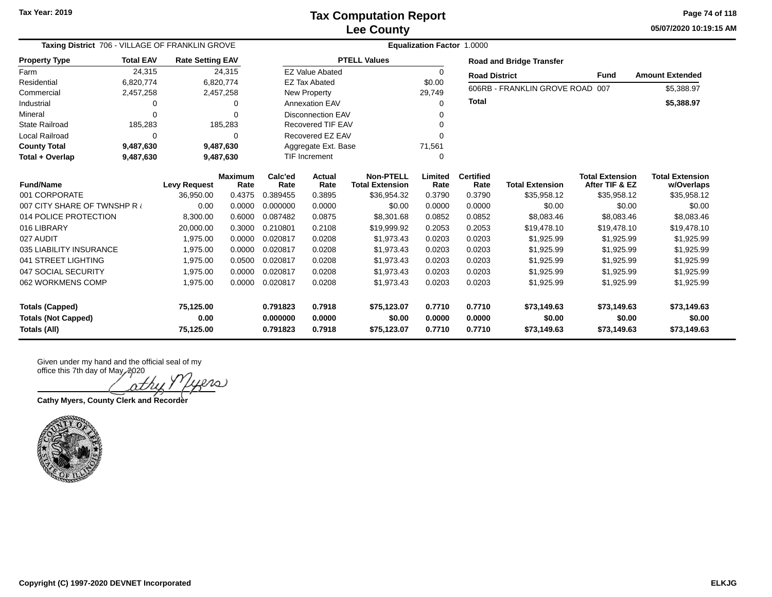# Tax Computation Report
## Lee County

Tax Year: 2019

05/07/2020 10:19:15 AM

**Taxing District** 706 - VILLAGE OF FRANKLIN GROVE

**Equalization Factor** 1.0000

| Property Type | Total EAV | Rate Setting EAV |
|---|---|---|
| Farm | 24,315 | 24,315 |
| Residential | 6,820,774 | 6,820,774 |
| Commercial | 2,457,258 | 2,457,258 |
| Industrial | 0 | 0 |
| Mineral | 0 | 0 |
| State Railroad | 185,283 | 185,283 |
| Local Railroad | 0 | 0 |
| **County Total** | **9,487,630** | **9,487,630** |
| **Total + Overlap** | **9,487,630** | **9,487,630** |

| PTELL Values | |
|---|---|
| EZ Value Abated | 0 |
| EZ Tax Abated | $0.00 |
| New Property | 29,749 |
| Annexation EAV | 0 |
| Disconnection EAV | 0 |
| Recovered TIF EAV | 0 |
| Recovered EZ EAV | 0 |
| Aggregate Ext. Base | 71,561 |
| TIF Increment | 0 |

**Road and Bridge Transfer**

| Road District | Fund | Amount Extended |
|---|---|---|
| 606RB - FRANKLIN GROVE ROAD | 007 | $5,388.97 |
| **Total** | | **$5,388.97** |

| Fund/Name | Levy Request | Maximum Rate | Calc'ed Rate | Actual Rate | Non-PTELL Total Extension | Limited Rate | Certified Rate | Total Extension | Total Extension After TIF & EZ | Total Extension w/Overlaps |
|---|---|---|---|---|---|---|---|---|---|---|
| 001 CORPORATE | 36,950.00 | 0.4375 | 0.389455 | 0.3895 | $36,954.32 | 0.3790 | 0.3790 | $35,958.12 | $35,958.12 | $35,958.12 |
| 007 CITY SHARE OF TWNSHP R & | 0.00 | 0.0000 | 0.000000 | 0.0000 | $0.00 | 0.0000 | 0.0000 | $0.00 | $0.00 | $0.00 |
| 014 POLICE PROTECTION | 8,300.00 | 0.6000 | 0.087482 | 0.0875 | $8,301.68 | 0.0852 | 0.0852 | $8,083.46 | $8,083.46 | $8,083.46 |
| 016 LIBRARY | 20,000.00 | 0.3000 | 0.210801 | 0.2108 | $19,999.92 | 0.2053 | 0.2053 | $19,478.10 | $19,478.10 | $19,478.10 |
| 027 AUDIT | 1,975.00 | 0.0000 | 0.020817 | 0.0208 | $1,973.43 | 0.0203 | 0.0203 | $1,925.99 | $1,925.99 | $1,925.99 |
| 035 LIABILITY INSURANCE | 1,975.00 | 0.0000 | 0.020817 | 0.0208 | $1,973.43 | 0.0203 | 0.0203 | $1,925.99 | $1,925.99 | $1,925.99 |
| 041 STREET LIGHTING | 1,975.00 | 0.0500 | 0.020817 | 0.0208 | $1,973.43 | 0.0203 | 0.0203 | $1,925.99 | $1,925.99 | $1,925.99 |
| 047 SOCIAL SECURITY | 1,975.00 | 0.0000 | 0.020817 | 0.0208 | $1,973.43 | 0.0203 | 0.0203 | $1,925.99 | $1,925.99 | $1,925.99 |
| 062 WORKMENS COMP | 1,975.00 | 0.0000 | 0.020817 | 0.0208 | $1,973.43 | 0.0203 | 0.0203 | $1,925.99 | $1,925.99 | $1,925.99 |
| **Totals (Capped)** | **75,125.00** | | **0.791823** | **0.7918** | **$75,123.07** | **0.7710** | **0.7710** | **$73,149.63** | **$73,149.63** | **$73,149.63** |
| **Totals (Not Capped)** | **0.00** | | **0.000000** | **0.0000** | **$0.00** | **0.0000** | **0.0000** | **$0.00** | **$0.00** | **$0.00** |
| **Totals (All)** | **75,125.00** | | **0.791823** | **0.7918** | **$75,123.07** | **0.7710** | **0.7710** | **$73,149.63** | **$73,149.63** | **$73,149.63** |

Given under my hand and the official seal of my office this 7th day of May, 2020

Cathy Myers

**Cathy Myers, County Clerk and Recorder**

COUNTY OF LEE STATE OF ILLINOIS

**Copyright (C) 1997-2020 DEVNET Incorporated** ELKJG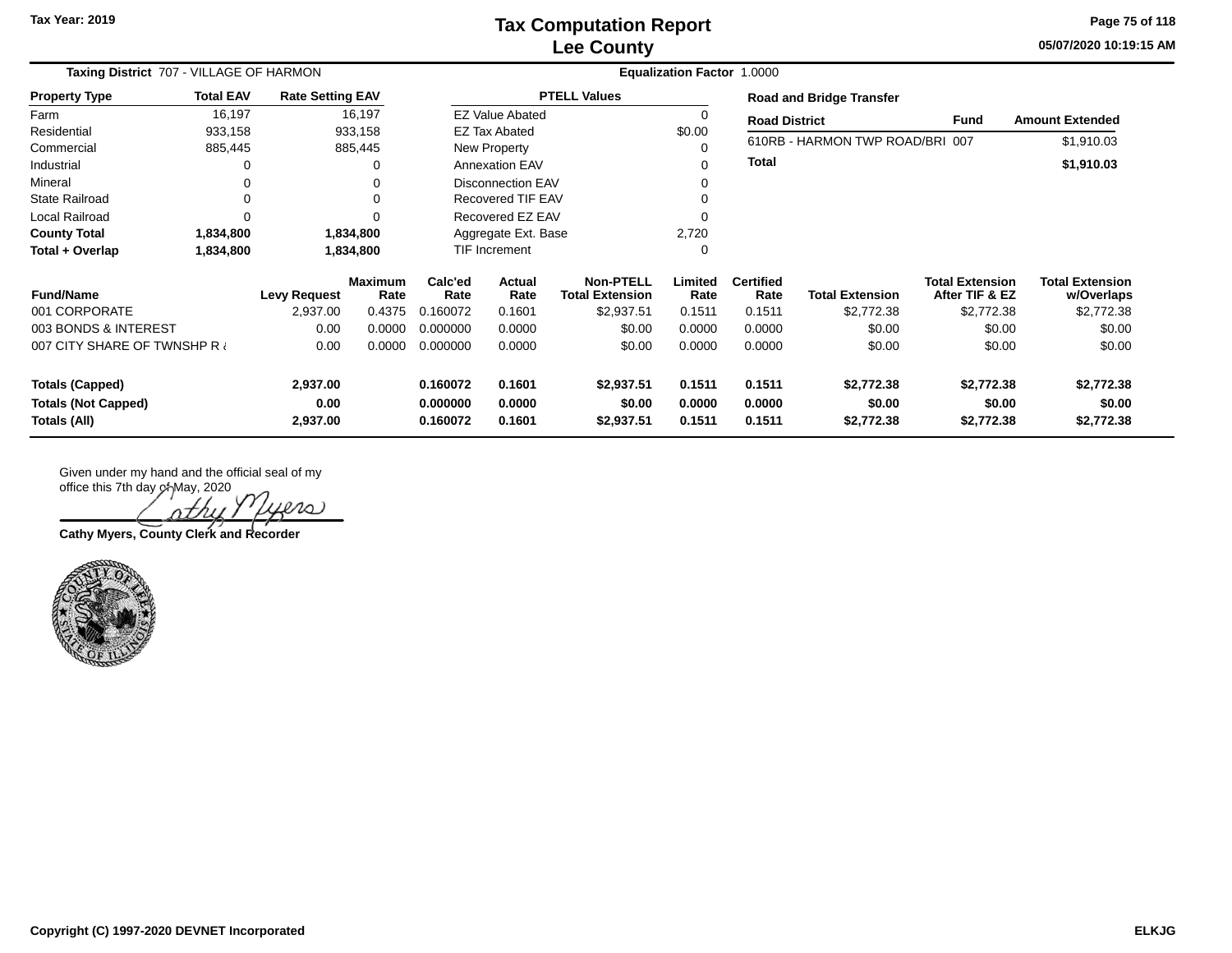Tax Year: 2019

# Tax Computation Report
## Lee County

05/07/2020 10:19:15 AM

**Taxing District** 707 - VILLAGE OF HARMON | **Equalization Factor** 1.0000

| Property Type | Total EAV | Rate Setting EAV |
|---|---|---|
| Farm | 16,197 | 16,197 |
| Residential | 933,158 | 933,158 |
| Commercial | 885,445 | 885,445 |
| Industrial | 0 | 0 |
| Mineral | 0 | 0 |
| State Railroad | 0 | 0 |
| Local Railroad | 0 | 0 |
| **County Total** | **1,834,800** | **1,834,800** |
| **Total + Overlap** | **1,834,800** | **1,834,800** |

| PTELL Values | |
|---|---|
| EZ Value Abated | 0 |
| EZ Tax Abated | $0.00 |
| New Property | 0 |
| Annexation EAV | 0 |
| Disconnection EAV | 0 |
| Recovered TIF EAV | 0 |
| Recovered EZ EAV | 0 |
| Aggregate Ext. Base | 2,720 |
| TIF Increment | 0 |

**Road and Bridge Transfer**

| Road District | Fund | Amount Extended |
|---|---|---|
| 610RB - HARMON TWP ROAD/BRI | 007 | $1,910.03 |
| **Total** | | **$1,910.03** |

| Fund/Name | Levy Request | Maximum Rate | Calc'ed Rate | Actual Rate | Non-PTELL Total Extension | Limited Rate | Certified Rate | Total Extension | Total Extension After TIF & EZ | Total Extension w/Overlaps |
|---|---|---|---|---|---|---|---|---|---|---|
| 001 CORPORATE | 2,937.00 | 0.4375 | 0.160072 | 0.1601 | $2,937.51 | 0.1511 | 0.1511 | $2,772.38 | $2,772.38 | $2,772.38 |
| 003 BONDS & INTEREST | 0.00 | 0.0000 | 0.000000 | 0.0000 | $0.00 | 0.0000 | 0.0000 | $0.00 | $0.00 | $0.00 |
| 007 CITY SHARE OF TWNSHP R & | 0.00 | 0.0000 | 0.000000 | 0.0000 | $0.00 | 0.0000 | 0.0000 | $0.00 | $0.00 | $0.00 |
| **Totals (Capped)** | **2,937.00** | | **0.160072** | **0.1601** | **$2,937.51** | **0.1511** | **0.1511** | **$2,772.38** | **$2,772.38** | **$2,772.38** |
| **Totals (Not Capped)** | **0.00** | | **0.000000** | **0.0000** | **$0.00** | **0.0000** | **0.0000** | **$0.00** | **$0.00** | **$0.00** |
| **Totals (All)** | **2,937.00** | | **0.160072** | **0.1601** | **$2,937.51** | **0.1511** | **0.1511** | **$2,772.38** | **$2,772.38** | **$2,772.38** |

Given under my hand and the official seal of my office this 7th day of May, 2020

**Cathy Myers, County Clerk and Recorder**

Copyright (C) 1997-2020 DEVNET Incorporated

ELKJG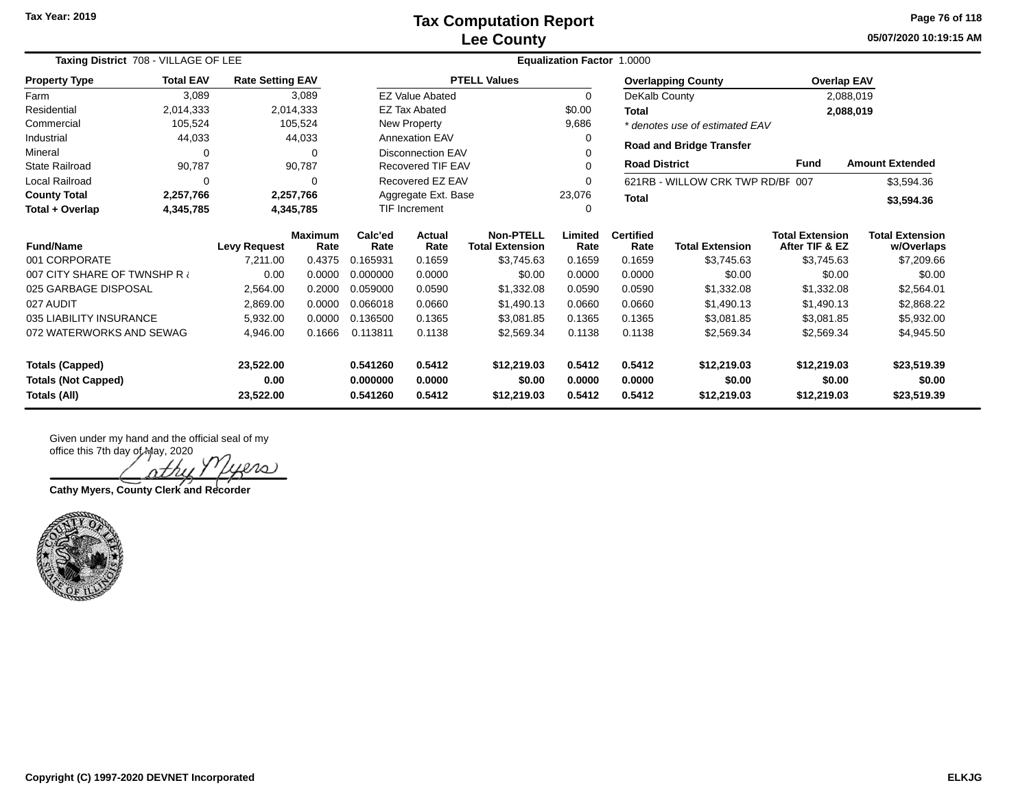# Tax Computation Report
## Lee County

Tax Year: 2019

05/07/2020 10:19:15 AM

**Taxing District** 708 - VILLAGE OF LEE

**Equalization Factor** 1.0000

| Property Type | Total EAV | Rate Setting EAV |
|---|---|---|
| Farm | 3,089 | 3,089 |
| Residential | 2,014,333 | 2,014,333 |
| Commercial | 105,524 | 105,524 |
| Industrial | 44,033 | 44,033 |
| Mineral | 0 | 0 |
| State Railroad | 90,787 | 90,787 |
| Local Railroad | 0 | 0 |
| **County Total** | **2,257,766** | **2,257,766** |
| **Total + Overlap** | **4,345,785** | **4,345,785** |

| PTELL Values | |
|---|---|
| EZ Value Abated | 0 |
| EZ Tax Abated | $0.00 |
| New Property | 9,686 |
| Annexation EAV | 0 |
| Disconnection EAV | 0 |
| Recovered TIF EAV | 0 |
| Recovered EZ EAV | 0 |
| Aggregate Ext. Base | 23,076 |
| TIF Increment | 0 |

| Overlapping County | Overlap EAV |
|---|---|
| DeKalb County | 2,088,019 |
| **Total** | **2,088,019** |

*\* denotes use of estimated EAV*

**Road and Bridge Transfer**

| Road District | Fund | Amount Extended |
|---|---|---|
| 621RB - WILLOW CRK TWP RD/BF | 007 | $3,594.36 |
| **Total** | | **$3,594.36** |

| Fund/Name | Levy Request | Maximum Rate | Calc'ed Rate | Actual Rate | Non-PTELL Total Extension | Limited Rate | Certified Rate | Total Extension | Total Extension After TIF & EZ | Total Extension w/Overlaps |
|---|---|---|---|---|---|---|---|---|---|---|
| 001 CORPORATE | 7,211.00 | 0.4375 | 0.165931 | 0.1659 | $3,745.63 | 0.1659 | 0.1659 | $3,745.63 | $3,745.63 | $7,209.66 |
| 007 CITY SHARE OF TWNSHP R & | 0.00 | 0.0000 | 0.000000 | 0.0000 | $0.00 | 0.0000 | 0.0000 | $0.00 | $0.00 | $0.00 |
| 025 GARBAGE DISPOSAL | 2,564.00 | 0.2000 | 0.059000 | 0.0590 | $1,332.08 | 0.0590 | 0.0590 | $1,332.08 | $1,332.08 | $2,564.01 |
| 027 AUDIT | 2,869.00 | 0.0000 | 0.066018 | 0.0660 | $1,490.13 | 0.0660 | 0.0660 | $1,490.13 | $1,490.13 | $2,868.22 |
| 035 LIABILITY INSURANCE | 5,932.00 | 0.0000 | 0.136500 | 0.1365 | $3,081.85 | 0.1365 | 0.1365 | $3,081.85 | $3,081.85 | $5,932.00 |
| 072 WATERWORKS AND SEWAG | 4,946.00 | 0.1666 | 0.113811 | 0.1138 | $2,569.34 | 0.1138 | 0.1138 | $2,569.34 | $2,569.34 | $4,945.50 |
| **Totals (Capped)** | **23,522.00** | | **0.541260** | **0.5412** | **$12,219.03** | **0.5412** | **0.5412** | **$12,219.03** | **$12,219.03** | **$23,519.39** |
| **Totals (Not Capped)** | **0.00** | | **0.000000** | **0.0000** | **$0.00** | **0.0000** | **0.0000** | **$0.00** | **$0.00** | **$0.00** |
| **Totals (All)** | **23,522.00** | | **0.541260** | **0.5412** | **$12,219.03** | **0.5412** | **0.5412** | **$12,219.03** | **$12,219.03** | **$23,519.39** |

Given under my hand and the official seal of my office this 7th day of May, 2020

Cathy Myers

**Cathy Myers, County Clerk and Recorder**

Copyright (C) 1997-2020 DEVNET Incorporated

ELKJG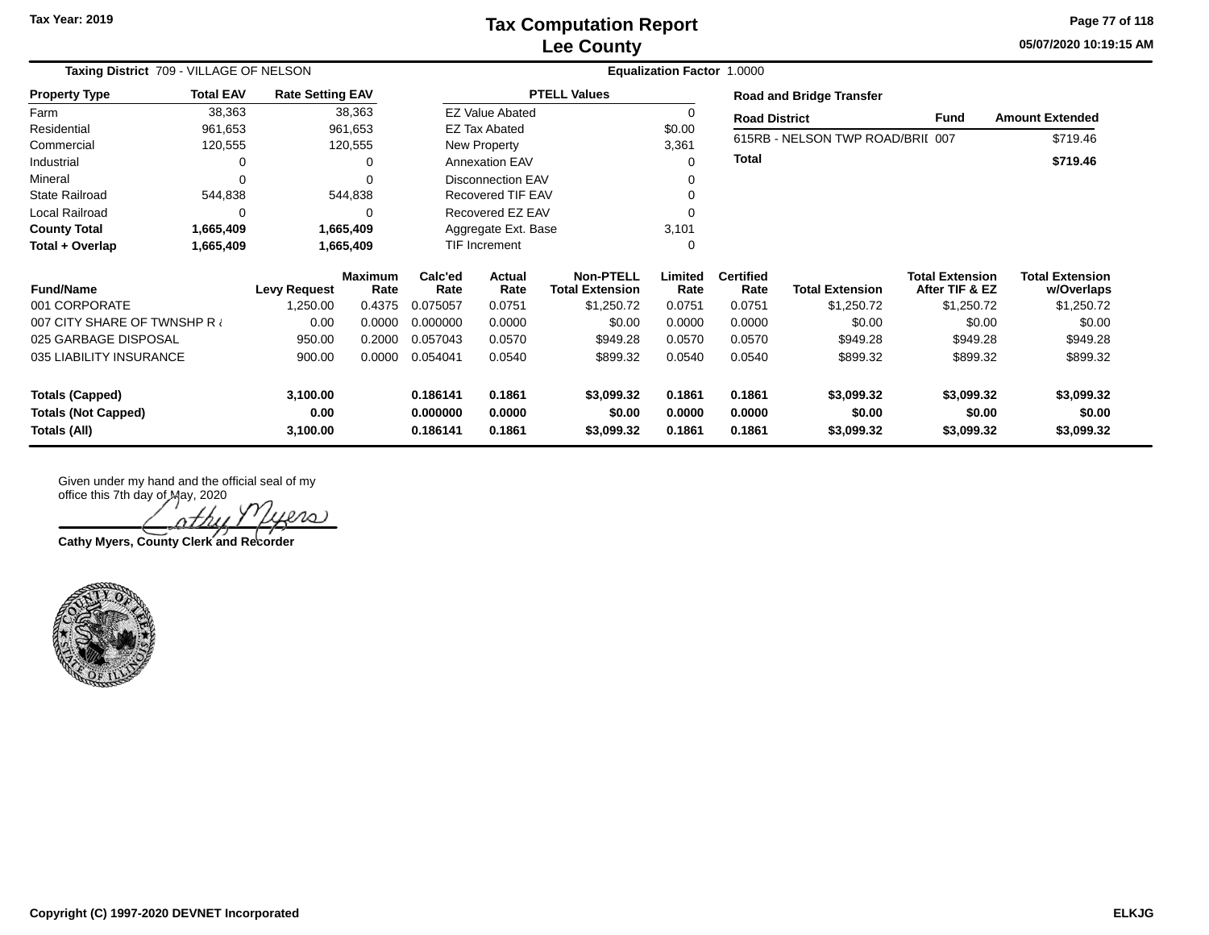Tax Year: 2019

# Tax Computation Report
## Lee County

05/07/2020 10:19:15 AM

**Taxing District** 709 - VILLAGE OF NELSON **Equalization Factor** 1.0000

| Property Type | Total EAV | Rate Setting EAV |
|---|---|---|
| Farm | 38,363 | 38,363 |
| Residential | 961,653 | 961,653 |
| Commercial | 120,555 | 120,555 |
| Industrial | 0 | 0 |
| Mineral | 0 | 0 |
| State Railroad | 544,838 | 544,838 |
| Local Railroad | 0 | 0 |
| **County Total** | **1,665,409** | **1,665,409** |
| **Total + Overlap** | **1,665,409** | **1,665,409** |

| PTELL Values | |
|---|---|
| EZ Value Abated | 0 |
| EZ Tax Abated | $0.00 |
| New Property | 3,361 |
| Annexation EAV | 0 |
| Disconnection EAV | 0 |
| Recovered TIF EAV | 0 |
| Recovered EZ EAV | 0 |
| Aggregate Ext. Base | 3,101 |
| TIF Increment | 0 |

**Road and Bridge Transfer**

| Road District | Fund | Amount Extended |
|---|---|---|
| 615RB - NELSON TWP ROAD/BRII | 007 | $719.46 |
| **Total** | | **$719.46** |

| Fund/Name | Levy Request | Maximum Rate | Calc'ed Rate | Actual Rate | Non-PTELL Total Extension | Limited Rate | Certified Rate | Total Extension | Total Extension After TIF & EZ | Total Extension w/Overlaps |
|---|---|---|---|---|---|---|---|---|---|---|
| 001 CORPORATE | 1,250.00 | 0.4375 | 0.075057 | 0.0751 | $1,250.72 | 0.0751 | 0.0751 | $1,250.72 | $1,250.72 | $1,250.72 |
| 007 CITY SHARE OF TWNSHP R & | 0.00 | 0.0000 | 0.000000 | 0.0000 | $0.00 | 0.0000 | 0.0000 | $0.00 | $0.00 | $0.00 |
| 025 GARBAGE DISPOSAL | 950.00 | 0.2000 | 0.057043 | 0.0570 | $949.28 | 0.0570 | 0.0570 | $949.28 | $949.28 | $949.28 |
| 035 LIABILITY INSURANCE | 900.00 | 0.0000 | 0.054041 | 0.0540 | $899.32 | 0.0540 | 0.0540 | $899.32 | $899.32 | $899.32 |
| **Totals (Capped)** | **3,100.00** | | **0.186141** | **0.1861** | **$3,099.32** | **0.1861** | **0.1861** | **$3,099.32** | **$3,099.32** | **$3,099.32** |
| **Totals (Not Capped)** | **0.00** | | **0.000000** | **0.0000** | **$0.00** | **0.0000** | **0.0000** | **$0.00** | **$0.00** | **$0.00** |
| **Totals (All)** | **3,100.00** | | **0.186141** | **0.1861** | **$3,099.32** | **0.1861** | **0.1861** | **$3,099.32** | **$3,099.32** | **$3,099.32** |

Given under my hand and the official seal of my office this 7th day of May, 2020

**Cathy Myers, County Clerk and Recorder**

Copyright (C) 1997-2020 DEVNET Incorporated

ELKJG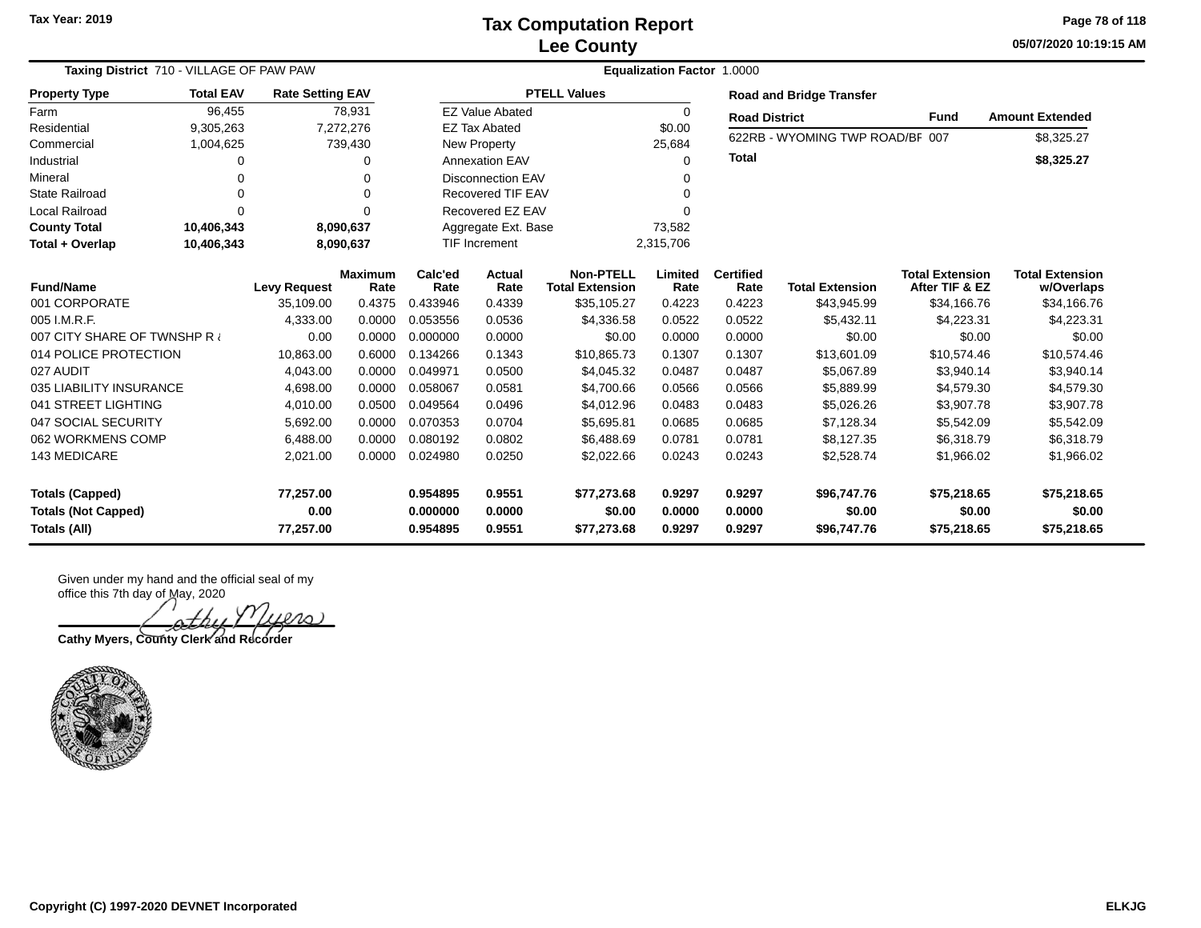# Tax Computation Report
## Lee County

Tax Year: 2019

**Taxing District** 710 - VILLAGE OF PAW PAW | **Equalization Factor** 1.0000

| Property Type | Total EAV | Rate Setting EAV |
|---|---|---|
| Farm | 96,455 | 78,931 |
| Residential | 9,305,263 | 7,272,276 |
| Commercial | 1,004,625 | 739,430 |
| Industrial | 0 | 0 |
| Mineral | 0 | 0 |
| State Railroad | 0 | 0 |
| Local Railroad | 0 | 0 |
| **County Total** | **10,406,343** | **8,090,637** |
| **Total + Overlap** | **10,406,343** | **8,090,637** |

| PTELL Values | |
|---|---|
| EZ Value Abated | 0 |
| EZ Tax Abated | $0.00 |
| New Property | 25,684 |
| Annexation EAV | 0 |
| Disconnection EAV | 0 |
| Recovered TIF EAV | 0 |
| Recovered EZ EAV | 0 |
| Aggregate Ext. Base | 73,582 |
| TIF Increment | 2,315,706 |

**Road and Bridge Transfer**

| Road District | Fund | Amount Extended |
|---|---|---|
| 622RB - WYOMING TWP ROAD/BF | 007 | $8,325.27 |
| **Total** | | **$8,325.27** |

| Fund/Name | Levy Request | Maximum Rate | Calc'ed Rate | Actual Rate | Non-PTELL Total Extension | Limited Rate | Certified Rate | Total Extension | Total Extension After TIF & EZ | Total Extension w/Overlaps |
|---|---|---|---|---|---|---|---|---|---|---|
| 001 CORPORATE | 35,109.00 | 0.4375 | 0.433946 | 0.4339 | $35,105.27 | 0.4223 | 0.4223 | $43,945.99 | $34,166.76 | $34,166.76 |
| 005 I.M.R.F. | 4,333.00 | 0.0000 | 0.053556 | 0.0536 | $4,336.58 | 0.0522 | 0.0522 | $5,432.11 | $4,223.31 | $4,223.31 |
| 007 CITY SHARE OF TWNSHP R & | 0.00 | 0.0000 | 0.000000 | 0.0000 | $0.00 | 0.0000 | 0.0000 | $0.00 | $0.00 | $0.00 |
| 014 POLICE PROTECTION | 10,863.00 | 0.6000 | 0.134266 | 0.1343 | $10,865.73 | 0.1307 | 0.1307 | $13,601.09 | $10,574.46 | $10,574.46 |
| 027 AUDIT | 4,043.00 | 0.0000 | 0.049971 | 0.0500 | $4,045.32 | 0.0487 | 0.0487 | $5,067.89 | $3,940.14 | $3,940.14 |
| 035 LIABILITY INSURANCE | 4,698.00 | 0.0000 | 0.058067 | 0.0581 | $4,700.66 | 0.0566 | 0.0566 | $5,889.99 | $4,579.30 | $4,579.30 |
| 041 STREET LIGHTING | 4,010.00 | 0.0500 | 0.049564 | 0.0496 | $4,012.96 | 0.0483 | 0.0483 | $5,026.26 | $3,907.78 | $3,907.78 |
| 047 SOCIAL SECURITY | 5,692.00 | 0.0000 | 0.070353 | 0.0704 | $5,695.81 | 0.0685 | 0.0685 | $7,128.34 | $5,542.09 | $5,542.09 |
| 062 WORKMENS COMP | 6,488.00 | 0.0000 | 0.080192 | 0.0802 | $6,488.69 | 0.0781 | 0.0781 | $8,127.35 | $6,318.79 | $6,318.79 |
| 143 MEDICARE | 2,021.00 | 0.0000 | 0.024980 | 0.0250 | $2,022.66 | 0.0243 | 0.0243 | $2,528.74 | $1,966.02 | $1,966.02 |
| **Totals (Capped)** | **77,257.00** | | **0.954895** | **0.9551** | **$77,273.68** | **0.9297** | **0.9297** | **$96,747.76** | **$75,218.65** | **$75,218.65** |
| **Totals (Not Capped)** | **0.00** | | **0.000000** | **0.0000** | **$0.00** | **0.0000** | **0.0000** | **$0.00** | **$0.00** | **$0.00** |
| **Totals (All)** | **77,257.00** | | **0.954895** | **0.9551** | **$77,273.68** | **0.9297** | **0.9297** | **$96,747.76** | **$75,218.65** | **$75,218.65** |

Given under my hand and the official seal of my office this 7th day of May, 2020

**Cathy Myers, County Clerk and Recorder**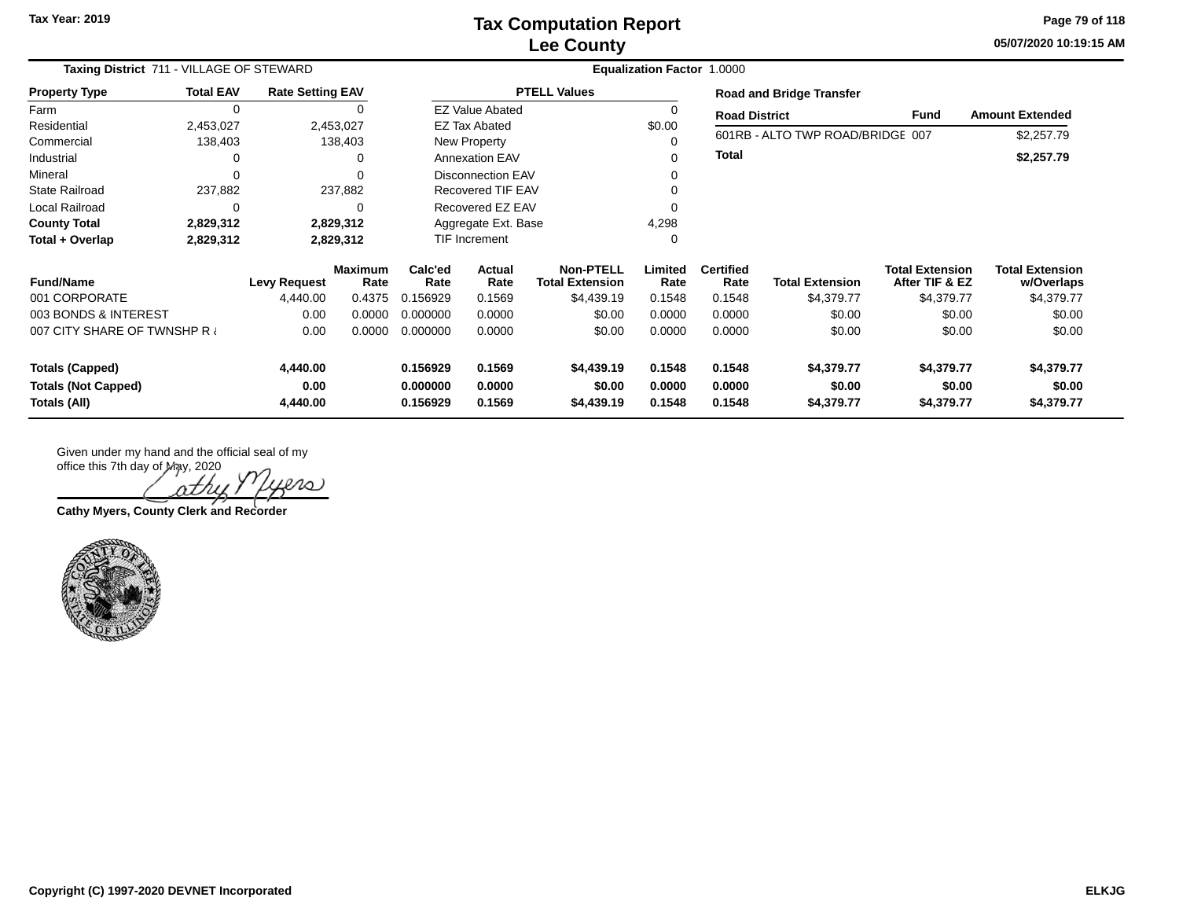# Tax Computation Report
## Lee County

Tax Year: 2019

05/07/2020 10:19:15 AM

**Taxing District** 711 - VILLAGE OF STEWARD

**Equalization Factor** 1.0000

| Property Type | Total EAV | Rate Setting EAV |
|---|---|---|
| Farm | 0 | 0 |
| Residential | 2,453,027 | 2,453,027 |
| Commercial | 138,403 | 138,403 |
| Industrial | 0 | 0 |
| Mineral | 0 | 0 |
| State Railroad | 237,882 | 237,882 |
| Local Railroad | 0 | 0 |
| **County Total** | **2,829,312** | **2,829,312** |
| **Total + Overlap** | **2,829,312** | **2,829,312** |

| PTELL Values | |
|---|---|
| EZ Value Abated | 0 |
| EZ Tax Abated | $0.00 |
| New Property | 0 |
| Annexation EAV | 0 |
| Disconnection EAV | 0 |
| Recovered TIF EAV | 0 |
| Recovered EZ EAV | 0 |
| Aggregate Ext. Base | 4,298 |
| TIF Increment | 0 |

**Road and Bridge Transfer**

| Road District | Fund | Amount Extended |
|---|---|---|
| 601RB - ALTO TWP ROAD/BRIDGE | 007 | $2,257.79 |
| **Total** | | **$2,257.79** |

| Fund/Name | Levy Request | Maximum Rate | Calc'ed Rate | Actual Rate | Non-PTELL Total Extension | Limited Rate | Certified Rate | Total Extension | Total Extension After TIF & EZ | Total Extension w/Overlaps |
|---|---|---|---|---|---|---|---|---|---|---|
| 001 CORPORATE | 4,440.00 | 0.4375 | 0.156929 | 0.1569 | $4,439.19 | 0.1548 | 0.1548 | $4,379.77 | $4,379.77 | $4,379.77 |
| 003 BONDS & INTEREST | 0.00 | 0.0000 | 0.000000 | 0.0000 | $0.00 | 0.0000 | 0.0000 | $0.00 | $0.00 | $0.00 |
| 007 CITY SHARE OF TWNSHP R & | 0.00 | 0.0000 | 0.000000 | 0.0000 | $0.00 | 0.0000 | 0.0000 | $0.00 | $0.00 | $0.00 |
| **Totals (Capped)** | **4,440.00** | | **0.156929** | **0.1569** | **$4,439.19** | **0.1548** | **0.1548** | **$4,379.77** | **$4,379.77** | **$4,379.77** |
| **Totals (Not Capped)** | **0.00** | | **0.000000** | **0.0000** | **$0.00** | **0.0000** | **0.0000** | **$0.00** | **$0.00** | **$0.00** |
| **Totals (All)** | **4,440.00** | | **0.156929** | **0.1569** | **$4,439.19** | **0.1548** | **0.1548** | **$4,379.77** | **$4,379.77** | **$4,379.77** |

Given under my hand and the official seal of my office this 7th day of May, 2020

**Cathy Myers, County Clerk and Recorder**

Copyright (C) 1997-2020 DEVNET Incorporated

ELKJG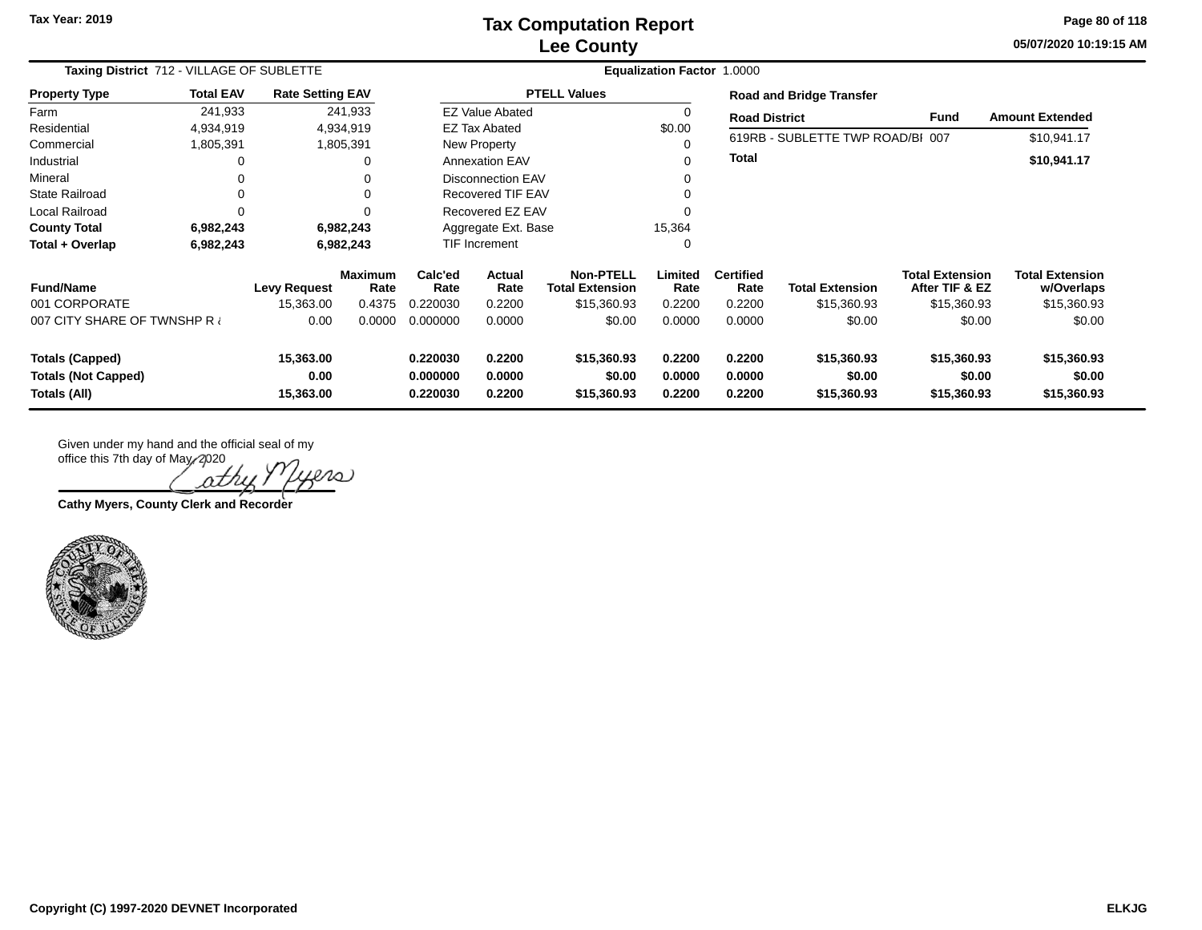# Tax Computation Report
## Lee County

Tax Year: 2019

05/07/2020 10:19:15 AM

**Taxing District** 712 - VILLAGE OF SUBLETTE

**Equalization Factor** 1.0000

| Property Type | Total EAV | Rate Setting EAV |
|---|---|---|
| Farm | 241,933 | 241,933 |
| Residential | 4,934,919 | 4,934,919 |
| Commercial | 1,805,391 | 1,805,391 |
| Industrial | 0 | 0 |
| Mineral | 0 | 0 |
| State Railroad | 0 | 0 |
| Local Railroad | 0 | 0 |
| **County Total** | **6,982,243** | **6,982,243** |
| **Total + Overlap** | **6,982,243** | **6,982,243** |

| PTELL Values | |
|---|---|
| EZ Value Abated | 0 |
| EZ Tax Abated | $0.00 |
| New Property | 0 |
| Annexation EAV | 0 |
| Disconnection EAV | 0 |
| Recovered TIF EAV | 0 |
| Recovered EZ EAV | 0 |
| Aggregate Ext. Base | 15,364 |
| TIF Increment | 0 |

**Road and Bridge Transfer**

| Road District | Fund | Amount Extended |
|---|---|---|
| 619RB - SUBLETTE TWP ROAD/BI | 007 | $10,941.17 |
| **Total** | | **$10,941.17** |

| Fund/Name | Levy Request | Maximum Rate | Calc'ed Rate | Actual Rate | Non-PTELL Total Extension | Limited Rate | Certified Rate | Total Extension | Total Extension After TIF & EZ | Total Extension w/Overlaps |
|---|---|---|---|---|---|---|---|---|---|---|
| 001 CORPORATE | 15,363.00 | 0.4375 | 0.220030 | 0.2200 | $15,360.93 | 0.2200 | 0.2200 | $15,360.93 | $15,360.93 | $15,360.93 |
| 007 CITY SHARE OF TWNSHP R & | 0.00 | 0.0000 | 0.000000 | 0.0000 | $0.00 | 0.0000 | 0.0000 | $0.00 | $0.00 | $0.00 |
| **Totals (Capped)** | **15,363.00** | | **0.220030** | **0.2200** | **$15,360.93** | **0.2200** | **0.2200** | **$15,360.93** | **$15,360.93** | **$15,360.93** |
| **Totals (Not Capped)** | **0.00** | | **0.000000** | **0.0000** | **$0.00** | **0.0000** | **0.0000** | **$0.00** | **$0.00** | **$0.00** |
| **Totals (All)** | **15,363.00** | | **0.220030** | **0.2200** | **$15,360.93** | **0.2200** | **0.2200** | **$15,360.93** | **$15,360.93** | **$15,360.93** |

Given under my hand and the official seal of my office this 7th day of May, 2020

Cathy Myers

**Cathy Myers, County Clerk and Recorder**

COUNTY OF LEE STATE OF ILLINOIS

Copyright (C) 1997-2020 DEVNET Incorporated

ELKJG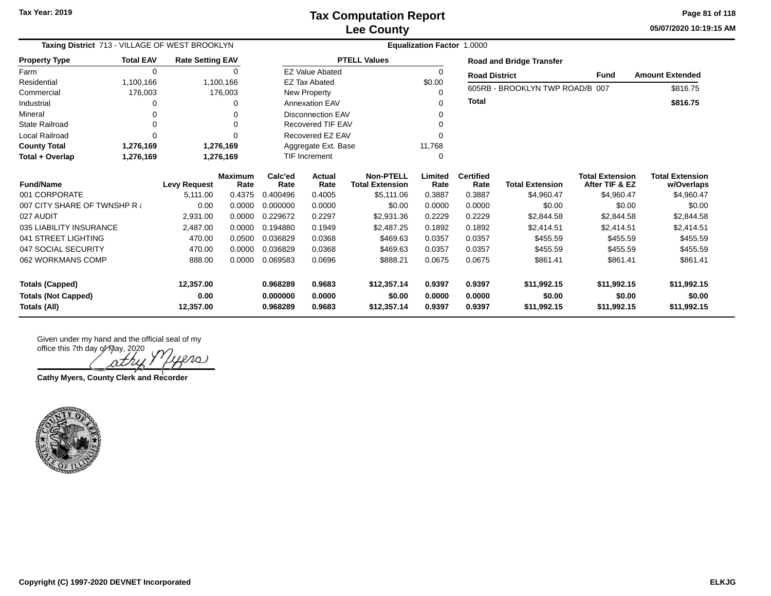Tax Year: 2019

# Tax Computation Report
## Lee County

05/07/2020 10:19:15 AM

**Taxing District** 713 - VILLAGE OF WEST BROOKLYN | **Equalization Factor** 1.0000

| Property Type | Total EAV | Rate Setting EAV |
|---|---|---|
| Farm | 0 | 0 |
| Residential | 1,100,166 | 1,100,166 |
| Commercial | 176,003 | 176,003 |
| Industrial | 0 | 0 |
| Mineral | 0 | 0 |
| State Railroad | 0 | 0 |
| Local Railroad | 0 | 0 |
| **County Total** | **1,276,169** | **1,276,169** |
| **Total + Overlap** | **1,276,169** | **1,276,169** |

| PTELL Values | |
|---|---|
| EZ Value Abated | 0 |
| EZ Tax Abated | $0.00 |
| New Property | 0 |
| Annexation EAV | 0 |
| Disconnection EAV | 0 |
| Recovered TIF EAV | 0 |
| Recovered EZ EAV | 0 |
| Aggregate Ext. Base | 11,768 |
| TIF Increment | 0 |

**Road and Bridge Transfer**

| Road District | Fund | Amount Extended |
|---|---|---|
| 605RB - BROOKLYN TWP ROAD/B | 007 | $816.75 |
| **Total** | | **$816.75** |

| Fund/Name | Levy Request | Maximum Rate | Calc'ed Rate | Actual Rate | Non-PTELL Total Extension | Limited Rate | Certified Rate | Total Extension | Total Extension After TIF & EZ | Total Extension w/Overlaps |
|---|---|---|---|---|---|---|---|---|---|---|
| 001 CORPORATE | 5,111.00 | 0.4375 | 0.400496 | 0.4005 | $5,111.06 | 0.3887 | 0.3887 | $4,960.47 | $4,960.47 | $4,960.47 |
| 007 CITY SHARE OF TWNSHP R & | 0.00 | 0.0000 | 0.000000 | 0.0000 | $0.00 | 0.0000 | 0.0000 | $0.00 | $0.00 | $0.00 |
| 027 AUDIT | 2,931.00 | 0.0000 | 0.229672 | 0.2297 | $2,931.36 | 0.2229 | 0.2229 | $2,844.58 | $2,844.58 | $2,844.58 |
| 035 LIABILITY INSURANCE | 2,487.00 | 0.0000 | 0.194880 | 0.1949 | $2,487.25 | 0.1892 | 0.1892 | $2,414.51 | $2,414.51 | $2,414.51 |
| 041 STREET LIGHTING | 470.00 | 0.0500 | 0.036829 | 0.0368 | $469.63 | 0.0357 | 0.0357 | $455.59 | $455.59 | $455.59 |
| 047 SOCIAL SECURITY | 470.00 | 0.0000 | 0.036829 | 0.0368 | $469.63 | 0.0357 | 0.0357 | $455.59 | $455.59 | $455.59 |
| 062 WORKMANS COMP | 888.00 | 0.0000 | 0.069583 | 0.0696 | $888.21 | 0.0675 | 0.0675 | $861.41 | $861.41 | $861.41 |
| **Totals (Capped)** | **12,357.00** | | **0.968289** | **0.9683** | **$12,357.14** | **0.9397** | **0.9397** | **$11,992.15** | **$11,992.15** | **$11,992.15** |
| **Totals (Not Capped)** | **0.00** | | **0.000000** | **0.0000** | **$0.00** | **0.0000** | **0.0000** | **$0.00** | **$0.00** | **$0.00** |
| **Totals (All)** | **12,357.00** | | **0.968289** | **0.9683** | **$12,357.14** | **0.9397** | **0.9397** | **$11,992.15** | **$11,992.15** | **$11,992.15** |

Given under my hand and the official seal of my office this 7th day of May, 2020

Cathy Myers

**Cathy Myers, County Clerk and Recorder**

**Copyright (C) 1997-2020 DEVNET Incorporated**

**ELKJG**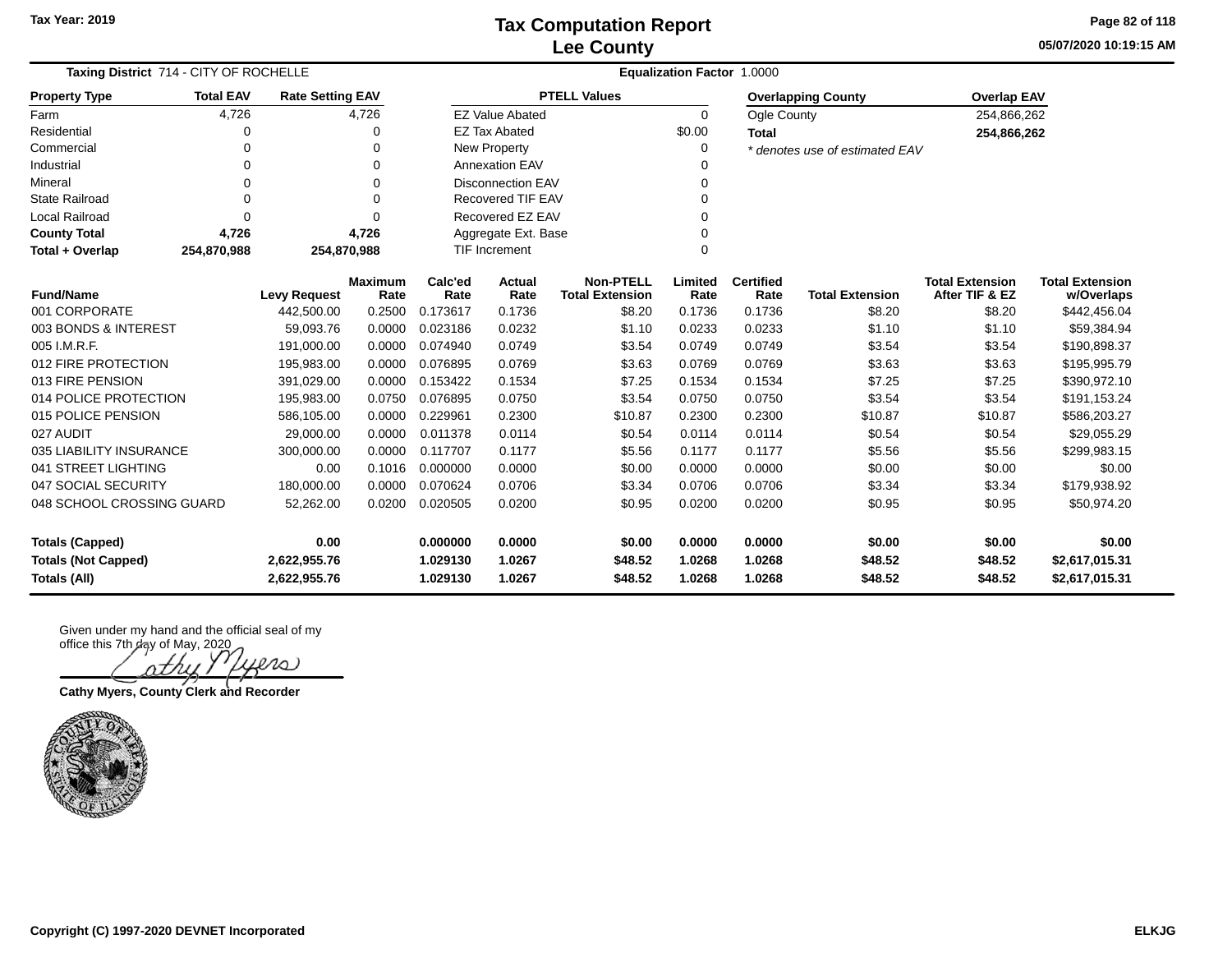# Tax Computation Report
## Lee County

Tax Year: 2019

05/07/2020 10:19:15 AM

**Taxing District** 714 - CITY OF ROCHELLE

**Equalization Factor** 1.0000

| Property Type | Total EAV | Rate Setting EAV |
|---|---|---|
| Farm | 4,726 | 4,726 |
| Residential | 0 | 0 |
| Commercial | 0 | 0 |
| Industrial | 0 | 0 |
| Mineral | 0 | 0 |
| State Railroad | 0 | 0 |
| Local Railroad | 0 | 0 |
| **County Total** | **4,726** | **4,726** |
| **Total + Overlap** | **254,870,988** | **254,870,988** |

| PTELL Values | |
|---|---|
| EZ Value Abated | 0 |
| EZ Tax Abated | $0.00 |
| New Property | 0 |
| Annexation EAV | 0 |
| Disconnection EAV | 0 |
| Recovered TIF EAV | 0 |
| Recovered EZ EAV | 0 |
| Aggregate Ext. Base | 0 |
| TIF Increment | 0 |

| Overlapping County | Overlap EAV |
|---|---|
| Ogle County | 254,866,262 |
| **Total** | **254,866,262** |

*\* denotes use of estimated EAV*

| Fund/Name | Levy Request | Maximum Rate | Calc'ed Rate | Actual Rate | Non-PTELL Total Extension | Limited Rate | Certified Rate | Total Extension | Total Extension After TIF & EZ | Total Extension w/Overlaps |
|---|---|---|---|---|---|---|---|---|---|---|
| 001 CORPORATE | 442,500.00 | 0.2500 | 0.173617 | 0.1736 | $8.20 | 0.1736 | 0.1736 | $8.20 | $8.20 | $442,456.04 |
| 003 BONDS & INTEREST | 59,093.76 | 0.0000 | 0.023186 | 0.0232 | $1.10 | 0.0233 | 0.0233 | $1.10 | $1.10 | $59,384.94 |
| 005 I.M.R.F. | 191,000.00 | 0.0000 | 0.074940 | 0.0749 | $3.54 | 0.0749 | 0.0749 | $3.54 | $3.54 | $190,898.37 |
| 012 FIRE PROTECTION | 195,983.00 | 0.0000 | 0.076895 | 0.0769 | $3.63 | 0.0769 | 0.0769 | $3.63 | $3.63 | $195,995.79 |
| 013 FIRE PENSION | 391,029.00 | 0.0000 | 0.153422 | 0.1534 | $7.25 | 0.1534 | 0.1534 | $7.25 | $7.25 | $390,972.10 |
| 014 POLICE PROTECTION | 195,983.00 | 0.0750 | 0.076895 | 0.0750 | $3.54 | 0.0750 | 0.0750 | $3.54 | $3.54 | $191,153.24 |
| 015 POLICE PENSION | 586,105.00 | 0.0000 | 0.229961 | 0.2300 | $10.87 | 0.2300 | 0.2300 | $10.87 | $10.87 | $586,203.27 |
| 027 AUDIT | 29,000.00 | 0.0000 | 0.011378 | 0.0114 | $0.54 | 0.0114 | 0.0114 | $0.54 | $0.54 | $29,055.29 |
| 035 LIABILITY INSURANCE | 300,000.00 | 0.0000 | 0.117707 | 0.1177 | $5.56 | 0.1177 | 0.1177 | $5.56 | $5.56 | $299,983.15 |
| 041 STREET LIGHTING | 0.00 | 0.1016 | 0.000000 | 0.0000 | $0.00 | 0.0000 | 0.0000 | $0.00 | $0.00 | $0.00 |
| 047 SOCIAL SECURITY | 180,000.00 | 0.0000 | 0.070624 | 0.0706 | $3.34 | 0.0706 | 0.0706 | $3.34 | $3.34 | $179,938.92 |
| 048 SCHOOL CROSSING GUARD | 52,262.00 | 0.0200 | 0.020505 | 0.0200 | $0.95 | 0.0200 | 0.0200 | $0.95 | $0.95 | $50,974.20 |
| **Totals (Capped)** | **0.00** | | **0.000000** | **0.0000** | **$0.00** | **0.0000** | **0.0000** | **$0.00** | **$0.00** | **$0.00** |
| **Totals (Not Capped)** | **2,622,955.76** | | **1.029130** | **1.0267** | **$48.52** | **1.0268** | **1.0268** | **$48.52** | **$48.52** | **$2,617,015.31** |
| **Totals (All)** | **2,622,955.76** | | **1.029130** | **1.0267** | **$48.52** | **1.0268** | **1.0268** | **$48.52** | **$48.52** | **$2,617,015.31** |

Given under my hand and the official seal of my office this 7th day of May, 2020

Cathy Myers

**Cathy Myers, County Clerk and Recorder**

Copyright (C) 1997-2020 DEVNET Incorporated

ELKJG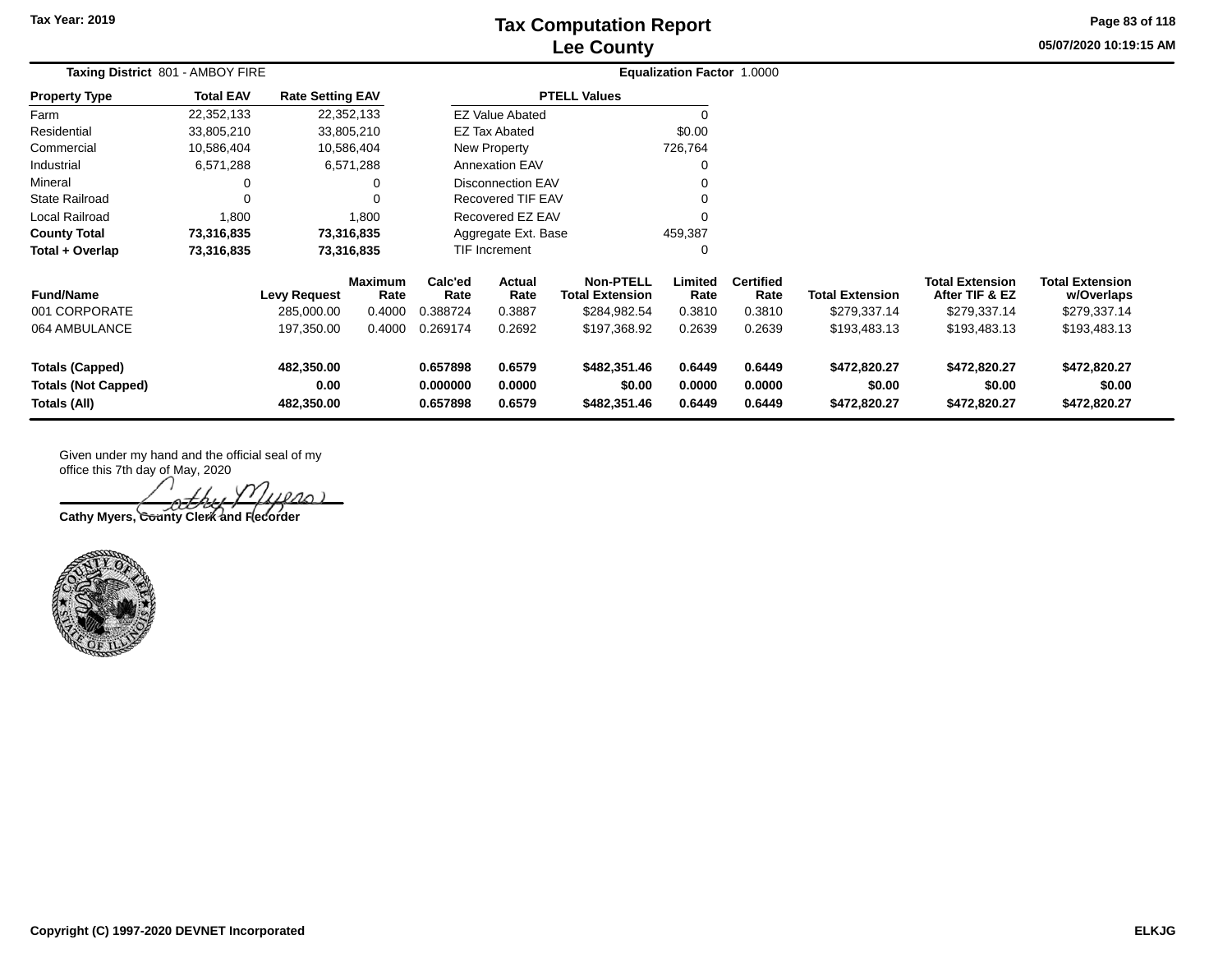# Tax Computation Report
# Lee County

Tax Year: 2019

05/07/2020 10:19:15 AM

**Taxing District** 801 - AMBOY FIRE

**Equalization Factor** 1.0000

| Property Type | Total EAV | Rate Setting EAV |
|---|---|---|
| Farm | 22,352,133 | 22,352,133 |
| Residential | 33,805,210 | 33,805,210 |
| Commercial | 10,586,404 | 10,586,404 |
| Industrial | 6,571,288 | 6,571,288 |
| Mineral | 0 | 0 |
| State Railroad | 0 | 0 |
| Local Railroad | 1,800 | 1,800 |
| **County Total** | **73,316,835** | **73,316,835** |
| **Total + Overlap** | **73,316,835** | **73,316,835** |

| PTELL Values | |
|---|---|
| EZ Value Abated | 0 |
| EZ Tax Abated | $0.00 |
| New Property | 726,764 |
| Annexation EAV | 0 |
| Disconnection EAV | 0 |
| Recovered TIF EAV | 0 |
| Recovered EZ EAV | 0 |
| Aggregate Ext. Base | 459,387 |
| TIF Increment | 0 |

| Fund/Name | Levy Request | Maximum Rate | Calc'ed Rate | Actual Rate | Non-PTELL Total Extension | Limited Rate | Certified Rate | Total Extension | Total Extension After TIF & EZ | Total Extension w/Overlaps |
|---|---|---|---|---|---|---|---|---|---|---|
| 001 CORPORATE | 285,000.00 | 0.4000 | 0.388724 | 0.3887 | $284,982.54 | 0.3810 | 0.3810 | $279,337.14 | $279,337.14 | $279,337.14 |
| 064 AMBULANCE | 197,350.00 | 0.4000 | 0.269174 | 0.2692 | $197,368.92 | 0.2639 | 0.2639 | $193,483.13 | $193,483.13 | $193,483.13 |
| **Totals (Capped)** | **482,350.00** | | **0.657898** | **0.6579** | **$482,351.46** | **0.6449** | **0.6449** | **$472,820.27** | **$472,820.27** | **$472,820.27** |
| **Totals (Not Capped)** | **0.00** | | **0.000000** | **0.0000** | **$0.00** | **0.0000** | **0.0000** | **$0.00** | **$0.00** | **$0.00** |
| **Totals (All)** | **482,350.00** | | **0.657898** | **0.6579** | **$482,351.46** | **0.6449** | **0.6449** | **$472,820.27** | **$472,820.27** | **$472,820.27** |

Given under my hand and the official seal of my office this 7th day of May, 2020

Cathy Myers

**Cathy Myers, County Clerk and Recorder**

**Copyright (C) 1997-2020 DEVNET Incorporated**

**ELKJG**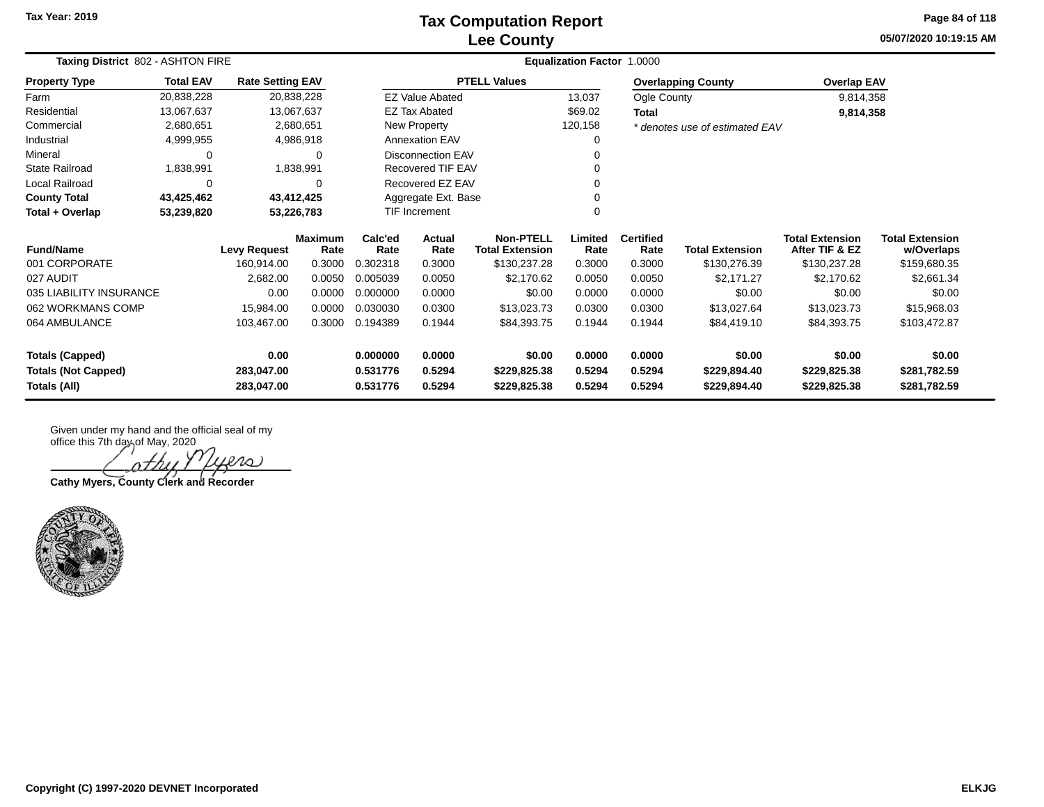# Tax Computation Report
## Lee County

Tax Year: 2019

05/07/2020 10:19:15 AM

**Taxing District** 802 - ASHTON FIRE

**Equalization Factor** 1.0000

| Property Type | Total EAV | Rate Setting EAV |
|---|---|---|
| Farm | 20,838,228 | 20,838,228 |
| Residential | 13,067,637 | 13,067,637 |
| Commercial | 2,680,651 | 2,680,651 |
| Industrial | 4,999,955 | 4,986,918 |
| Mineral | 0 | 0 |
| State Railroad | 1,838,991 | 1,838,991 |
| Local Railroad | 0 | 0 |
| **County Total** | **43,425,462** | **43,412,425** |
| **Total + Overlap** | **53,239,820** | **53,226,783** |

| PTELL Values | |
|---|---|
| EZ Value Abated | 13,037 |
| EZ Tax Abated | $69.02 |
| New Property | 120,158 |
| Annexation EAV | 0 |
| Disconnection EAV | 0 |
| Recovered TIF EAV | 0 |
| Recovered EZ EAV | 0 |
| Aggregate Ext. Base | 0 |
| TIF Increment | 0 |

| Overlapping County | Overlap EAV |
|---|---|
| Ogle County | 9,814,358 |
| **Total** | **9,814,358** |

*\* denotes use of estimated EAV*

| Fund/Name | Levy Request | Maximum Rate | Calc'ed Rate | Actual Rate | Non-PTELL Total Extension | Limited Rate | Certified Rate | Total Extension | Total Extension After TIF & EZ | Total Extension w/Overlaps |
|---|---|---|---|---|---|---|---|---|---|---|
| 001 CORPORATE | 160,914.00 | 0.3000 | 0.302318 | 0.3000 | $130,237.28 | 0.3000 | 0.3000 | $130,276.39 | $130,237.28 | $159,680.35 |
| 027 AUDIT | 2,682.00 | 0.0050 | 0.005039 | 0.0050 | $2,170.62 | 0.0050 | 0.0050 | $2,171.27 | $2,170.62 | $2,661.34 |
| 035 LIABILITY INSURANCE | 0.00 | 0.0000 | 0.000000 | 0.0000 | $0.00 | 0.0000 | 0.0000 | $0.00 | $0.00 | $0.00 |
| 062 WORKMANS COMP | 15,984.00 | 0.0000 | 0.030030 | 0.0300 | $13,023.73 | 0.0300 | 0.0300 | $13,027.64 | $13,023.73 | $15,968.03 |
| 064 AMBULANCE | 103,467.00 | 0.3000 | 0.194389 | 0.1944 | $84,393.75 | 0.1944 | 0.1944 | $84,419.10 | $84,393.75 | $103,472.87 |
| **Totals (Capped)** | **0.00** | | **0.000000** | **0.0000** | **$0.00** | **0.0000** | **0.0000** | **$0.00** | **$0.00** | **$0.00** |
| **Totals (Not Capped)** | **283,047.00** | | **0.531776** | **0.5294** | **$229,825.38** | **0.5294** | **0.5294** | **$229,894.40** | **$229,825.38** | **$281,782.59** |
| **Totals (All)** | **283,047.00** | | **0.531776** | **0.5294** | **$229,825.38** | **0.5294** | **0.5294** | **$229,894.40** | **$229,825.38** | **$281,782.59** |

Given under my hand and the official seal of my office this 7th day of May, 2020

Cathy Myers

**Cathy Myers, County Clerk and Recorder**

COUNTY OF LEE STATE OF ILLINOIS

Copyright (C) 1997-2020 DEVNET Incorporated

ELKJG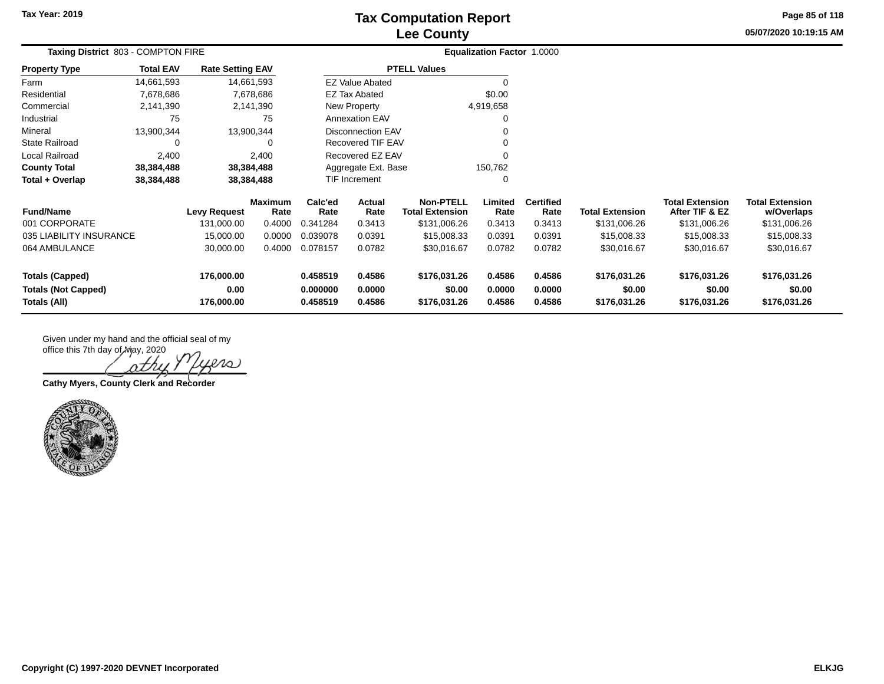# Tax Computation Report
## Lee County

Tax Year: 2019

05/07/2020 10:19:15 AM

**Taxing District** 803 - COMPTON FIRE

**Equalization Factor** 1.0000

| Property Type | Total EAV | Rate Setting EAV |
|---|---|---|
| Farm | 14,661,593 | 14,661,593 |
| Residential | 7,678,686 | 7,678,686 |
| Commercial | 2,141,390 | 2,141,390 |
| Industrial | 75 | 75 |
| Mineral | 13,900,344 | 13,900,344 |
| State Railroad | 0 | 0 |
| Local Railroad | 2,400 | 2,400 |
| **County Total** | **38,384,488** | **38,384,488** |
| **Total + Overlap** | **38,384,488** | **38,384,488** |

| PTELL Values | |
|---|---|
| EZ Value Abated | 0 |
| EZ Tax Abated | $0.00 |
| New Property | 4,919,658 |
| Annexation EAV | 0 |
| Disconnection EAV | 0 |
| Recovered TIF EAV | 0 |
| Recovered EZ EAV | 0 |
| Aggregate Ext. Base | 150,762 |
| TIF Increment | 0 |

| Fund/Name | Levy Request | Maximum Rate | Calc'ed Rate | Actual Rate | Non-PTELL Total Extension | Limited Rate | Certified Rate | Total Extension | Total Extension After TIF & EZ | Total Extension w/Overlaps |
|---|---|---|---|---|---|---|---|---|---|---|
| 001 CORPORATE | 131,000.00 | 0.4000 | 0.341284 | 0.3413 | $131,006.26 | 0.3413 | 0.3413 | $131,006.26 | $131,006.26 | $131,006.26 |
| 035 LIABILITY INSURANCE | 15,000.00 | 0.0000 | 0.039078 | 0.0391 | $15,008.33 | 0.0391 | 0.0391 | $15,008.33 | $15,008.33 | $15,008.33 |
| 064 AMBULANCE | 30,000.00 | 0.4000 | 0.078157 | 0.0782 | $30,016.67 | 0.0782 | 0.0782 | $30,016.67 | $30,016.67 | $30,016.67 |
| **Totals (Capped)** | **176,000.00** | | **0.458519** | **0.4586** | **$176,031.26** | **0.4586** | **0.4586** | **$176,031.26** | **$176,031.26** | **$176,031.26** |
| **Totals (Not Capped)** | **0.00** | | **0.000000** | **0.0000** | **$0.00** | **0.0000** | **0.0000** | **$0.00** | **$0.00** | **$0.00** |
| **Totals (All)** | **176,000.00** | | **0.458519** | **0.4586** | **$176,031.26** | **0.4586** | **0.4586** | **$176,031.26** | **$176,031.26** | **$176,031.26** |

Given under my hand and the official seal of my office this 7th day of May, 2020

Cathy Myers

**Cathy Myers, County Clerk and Recorder**

**Copyright (C) 1997-2020 DEVNET Incorporated**

ELKJG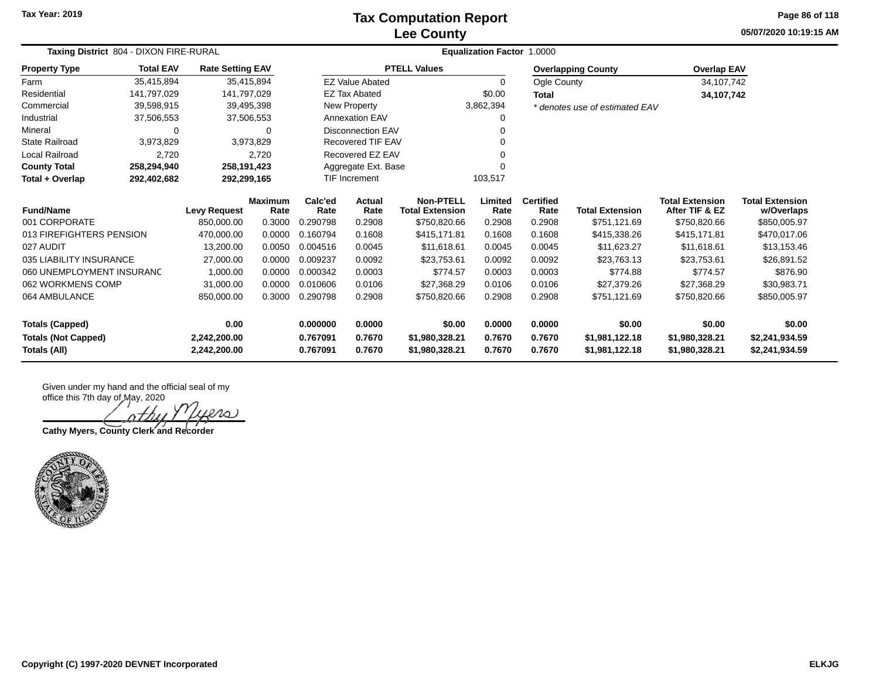Tax Year: 2019

# Tax Computation Report
## Lee County

05/07/2020 10:19:15 AM

**Taxing District** 804 - DIXON FIRE-RURAL **Equalization Factor** 1.0000

| Property Type | Total EAV | Rate Setting EAV |
|---|---|---|
| Farm | 35,415,894 | 35,415,894 |
| Residential | 141,797,029 | 141,797,029 |
| Commercial | 39,598,915 | 39,495,398 |
| Industrial | 37,506,553 | 37,506,553 |
| Mineral | 0 | 0 |
| State Railroad | 3,973,829 | 3,973,829 |
| Local Railroad | 2,720 | 2,720 |
| **County Total** | **258,294,940** | **258,191,423** |
| **Total + Overlap** | **292,402,682** | **292,299,165** |

| PTELL Values | |
|---|---|
| EZ Value Abated | 0 |
| EZ Tax Abated | $0.00 |
| New Property | 3,862,394 |
| Annexation EAV | 0 |
| Disconnection EAV | 0 |
| Recovered TIF EAV | 0 |
| Recovered EZ EAV | 0 |
| Aggregate Ext. Base | 0 |
| TIF Increment | 103,517 |

| Overlapping County | Overlap EAV |
|---|---|
| Ogle County | 34,107,742 |
| **Total** | **34,107,742** |

*\* denotes use of estimated EAV*

| Fund/Name | Levy Request | Maximum Rate | Calc'ed Rate | Actual Rate | Non-PTELL Total Extension | Limited Rate | Certified Rate | Total Extension | Total Extension After TIF & EZ | Total Extension w/Overlaps |
|---|---|---|---|---|---|---|---|---|---|---|
| 001 CORPORATE | 850,000.00 | 0.3000 | 0.290798 | 0.2908 | $750,820.66 | 0.2908 | 0.2908 | $751,121.69 | $750,820.66 | $850,005.97 |
| 013 FIREFIGHTERS PENSION | 470,000.00 | 0.0000 | 0.160794 | 0.1608 | $415,171.81 | 0.1608 | 0.1608 | $415,338.26 | $415,171.81 | $470,017.06 |
| 027 AUDIT | 13,200.00 | 0.0050 | 0.004516 | 0.0045 | $11,618.61 | 0.0045 | 0.0045 | $11,623.27 | $11,618.61 | $13,153.46 |
| 035 LIABILITY INSURANCE | 27,000.00 | 0.0000 | 0.009237 | 0.0092 | $23,753.61 | 0.0092 | 0.0092 | $23,763.13 | $23,753.61 | $26,891.52 |
| 060 UNEMPLOYMENT INSURANC | 1,000.00 | 0.0000 | 0.000342 | 0.0003 | $774.57 | 0.0003 | 0.0003 | $774.88 | $774.57 | $876.90 |
| 062 WORKMENS COMP | 31,000.00 | 0.0000 | 0.010606 | 0.0106 | $27,368.29 | 0.0106 | 0.0106 | $27,379.26 | $27,368.29 | $30,983.71 |
| 064 AMBULANCE | 850,000.00 | 0.3000 | 0.290798 | 0.2908 | $750,820.66 | 0.2908 | 0.2908 | $751,121.69 | $750,820.66 | $850,005.97 |
| **Totals (Capped)** | **0.00** | | **0.000000** | **0.0000** | **$0.00** | **0.0000** | **0.0000** | **$0.00** | **$0.00** | **$0.00** |
| **Totals (Not Capped)** | **2,242,200.00** | | **0.767091** | **0.7670** | **$1,980,328.21** | **0.7670** | **0.7670** | **$1,981,122.18** | **$1,980,328.21** | **$2,241,934.59** |
| **Totals (All)** | **2,242,200.00** | | **0.767091** | **0.7670** | **$1,980,328.21** | **0.7670** | **0.7670** | **$1,981,122.18** | **$1,980,328.21** | **$2,241,934.59** |

Given under my hand and the official seal of my office this 7th day of May, 2020

Cathy Myers

**Cathy Myers, County Clerk and Recorder**

Copyright (C) 1997-2020 DEVNET Incorporated

ELKJG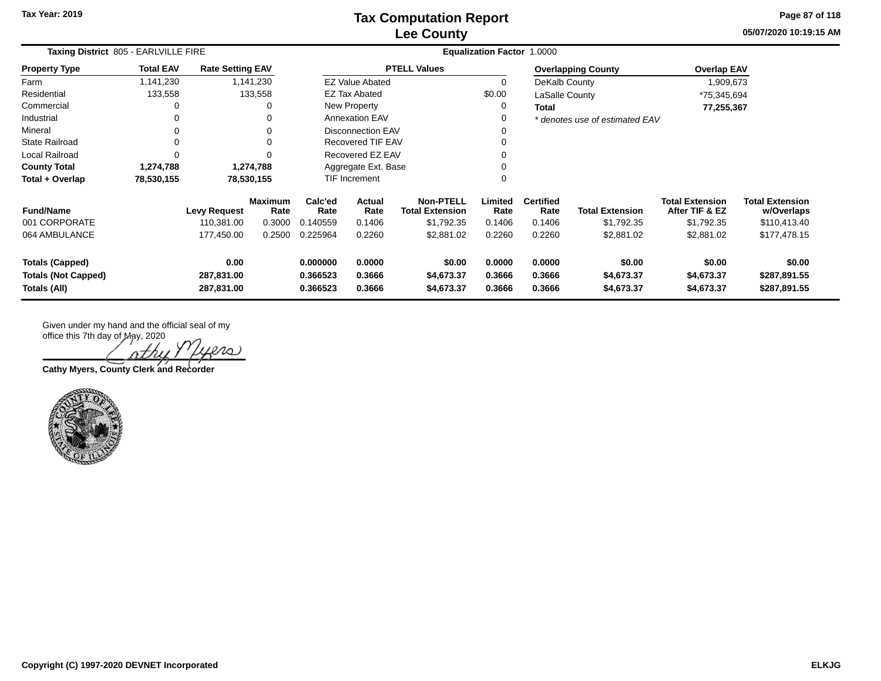# Tax Computation Report
## Lee County

Tax Year: 2019

**Taxing District** 805 - EARLVILLE FIRE

**Equalization Factor** 1.0000

| Property Type | Total EAV | Rate Setting EAV |
|---|---|---|
| Farm | 1,141,230 | 1,141,230 |
| Residential | 133,558 | 133,558 |
| Commercial | 0 | 0 |
| Industrial | 0 | 0 |
| Mineral | 0 | 0 |
| State Railroad | 0 | 0 |
| Local Railroad | 0 | 0 |
| **County Total** | **1,274,788** | **1,274,788** |
| **Total + Overlap** | **78,530,155** | **78,530,155** |

| PTELL Values | |
|---|---|
| EZ Value Abated | 0 |
| EZ Tax Abated | $0.00 |
| New Property | 0 |
| Annexation EAV | 0 |
| Disconnection EAV | 0 |
| Recovered TIF EAV | 0 |
| Recovered EZ EAV | 0 |
| Aggregate Ext. Base | 0 |
| TIF Increment | 0 |

| Overlapping County | Overlap EAV |
|---|---|
| DeKalb County | 1,909,673 |
| LaSalle County | *75,345,694 |
| **Total** | **77,255,367** |

*\* denotes use of estimated EAV*

| Fund/Name | Levy Request | Maximum Rate | Calc'ed Rate | Actual Rate | Non-PTELL Total Extension | Limited Rate | Certified Rate | Total Extension | Total Extension After TIF & EZ | Total Extension w/Overlaps |
|---|---|---|---|---|---|---|---|---|---|---|
| 001 CORPORATE | 110,381.00 | 0.3000 | 0.140559 | 0.1406 | $1,792.35 | 0.1406 | 0.1406 | $1,792.35 | $1,792.35 | $110,413.40 |
| 064 AMBULANCE | 177,450.00 | 0.2500 | 0.225964 | 0.2260 | $2,881.02 | 0.2260 | 0.2260 | $2,881.02 | $2,881.02 | $177,478.15 |
| **Totals (Capped)** | **0.00** | | **0.000000** | **0.0000** | **$0.00** | **0.0000** | **0.0000** | **$0.00** | **$0.00** | **$0.00** |
| **Totals (Not Capped)** | **287,831.00** | | **0.366523** | **0.3666** | **$4,673.37** | **0.3666** | **0.3666** | **$4,673.37** | **$4,673.37** | **$287,891.55** |
| **Totals (All)** | **287,831.00** | | **0.366523** | **0.3666** | **$4,673.37** | **0.3666** | **0.3666** | **$4,673.37** | **$4,673.37** | **$287,891.55** |

Given under my hand and the official seal of my office this 7th day of May, 2020

**Cathy Myers, County Clerk and Recorder**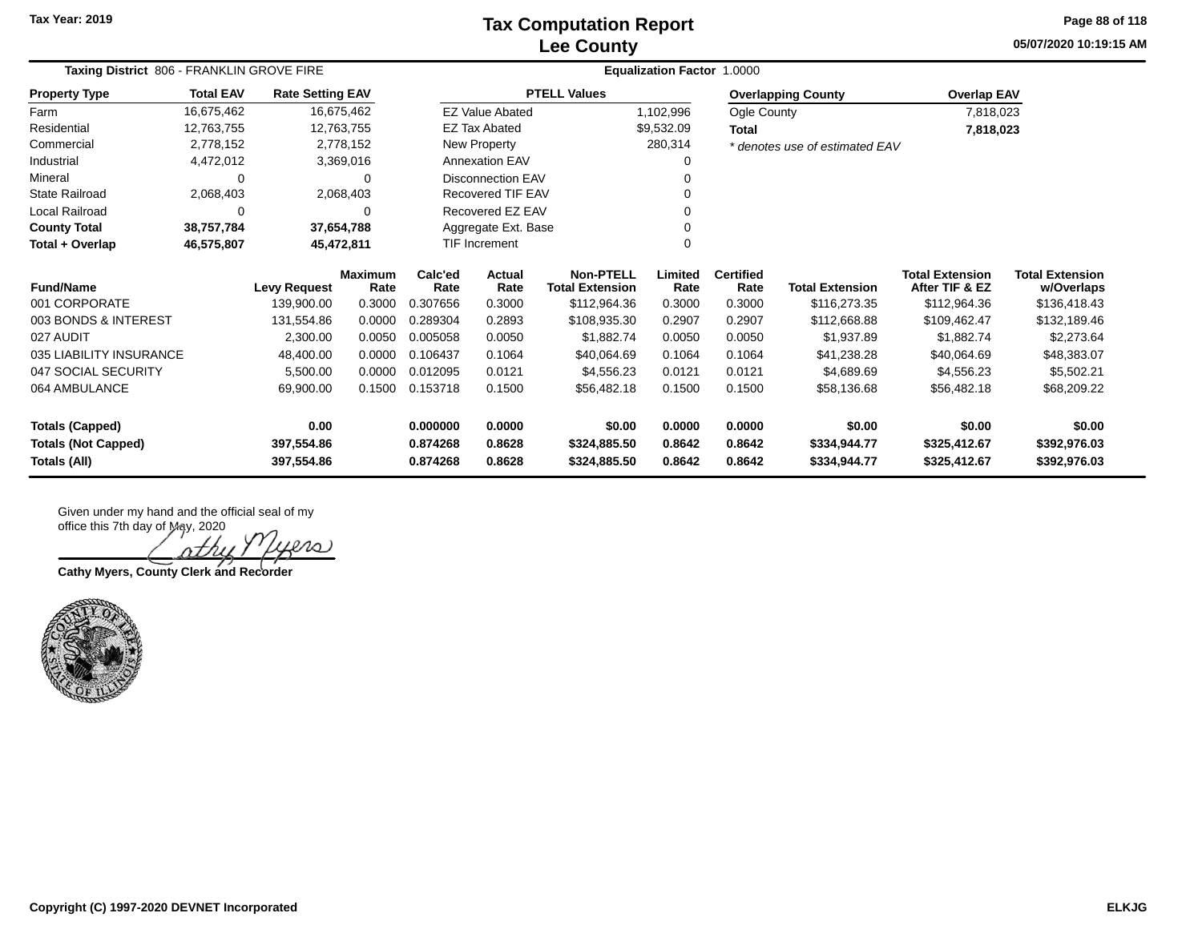Tax Year: 2019

# Tax Computation Report
## Lee County

05/07/2020 10:19:15 AM

**Taxing District** 806 - FRANKLIN GROVE FIRE

**Equalization Factor** 1.0000

| Property Type | Total EAV | Rate Setting EAV |
|---|---|---|
| Farm | 16,675,462 | 16,675,462 |
| Residential | 12,763,755 | 12,763,755 |
| Commercial | 2,778,152 | 2,778,152 |
| Industrial | 4,472,012 | 3,369,016 |
| Mineral | 0 | 0 |
| State Railroad | 2,068,403 | 2,068,403 |
| Local Railroad | 0 | 0 |
| **County Total** | **38,757,784** | **37,654,788** |
| **Total + Overlap** | **46,575,807** | **45,472,811** |

| PTELL Values | |
|---|---|
| EZ Value Abated | 1,102,996 |
| EZ Tax Abated | $9,532.09 |
| New Property | 280,314 |
| Annexation EAV | 0 |
| Disconnection EAV | 0 |
| Recovered TIF EAV | 0 |
| Recovered EZ EAV | 0 |
| Aggregate Ext. Base | 0 |
| TIF Increment | 0 |

| Overlapping County | Overlap EAV |
|---|---|
| Ogle County | 7,818,023 |
| **Total** | **7,818,023** |

*\* denotes use of estimated EAV*

| Fund/Name | Levy Request | Maximum Rate | Calc'ed Rate | Actual Rate | Non-PTELL Total Extension | Limited Rate | Certified Rate | Total Extension | Total Extension After TIF & EZ | Total Extension w/Overlaps |
|---|---|---|---|---|---|---|---|---|---|---|
| 001 CORPORATE | 139,900.00 | 0.3000 | 0.307656 | 0.3000 | $112,964.36 | 0.3000 | 0.3000 | $116,273.35 | $112,964.36 | $136,418.43 |
| 003 BONDS & INTEREST | 131,554.86 | 0.0000 | 0.289304 | 0.2893 | $108,935.30 | 0.2907 | 0.2907 | $112,668.88 | $109,462.47 | $132,189.46 |
| 027 AUDIT | 2,300.00 | 0.0050 | 0.005058 | 0.0050 | $1,882.74 | 0.0050 | 0.0050 | $1,937.89 | $1,882.74 | $2,273.64 |
| 035 LIABILITY INSURANCE | 48,400.00 | 0.0000 | 0.106437 | 0.1064 | $40,064.69 | 0.1064 | 0.1064 | $41,238.28 | $40,064.69 | $48,383.07 |
| 047 SOCIAL SECURITY | 5,500.00 | 0.0000 | 0.012095 | 0.0121 | $4,556.23 | 0.0121 | 0.0121 | $4,689.69 | $4,556.23 | $5,502.21 |
| 064 AMBULANCE | 69,900.00 | 0.1500 | 0.153718 | 0.1500 | $56,482.18 | 0.1500 | 0.1500 | $58,136.68 | $56,482.18 | $68,209.22 |
| **Totals (Capped)** | **0.00** | | **0.000000** | **0.0000** | **$0.00** | **0.0000** | **0.0000** | **$0.00** | **$0.00** | **$0.00** |
| **Totals (Not Capped)** | **397,554.86** | | **0.874268** | **0.8628** | **$324,885.50** | **0.8642** | **0.8642** | **$334,944.77** | **$325,412.67** | **$392,976.03** |
| **Totals (All)** | **397,554.86** | | **0.874268** | **0.8628** | **$324,885.50** | **0.8642** | **0.8642** | **$334,944.77** | **$325,412.67** | **$392,976.03** |

Given under my hand and the official seal of my office this 7th day of May, 2020

Cathy Myers

**Cathy Myers, County Clerk and Recorder**

Copyright (C) 1997-2020 DEVNET Incorporated

ELKJG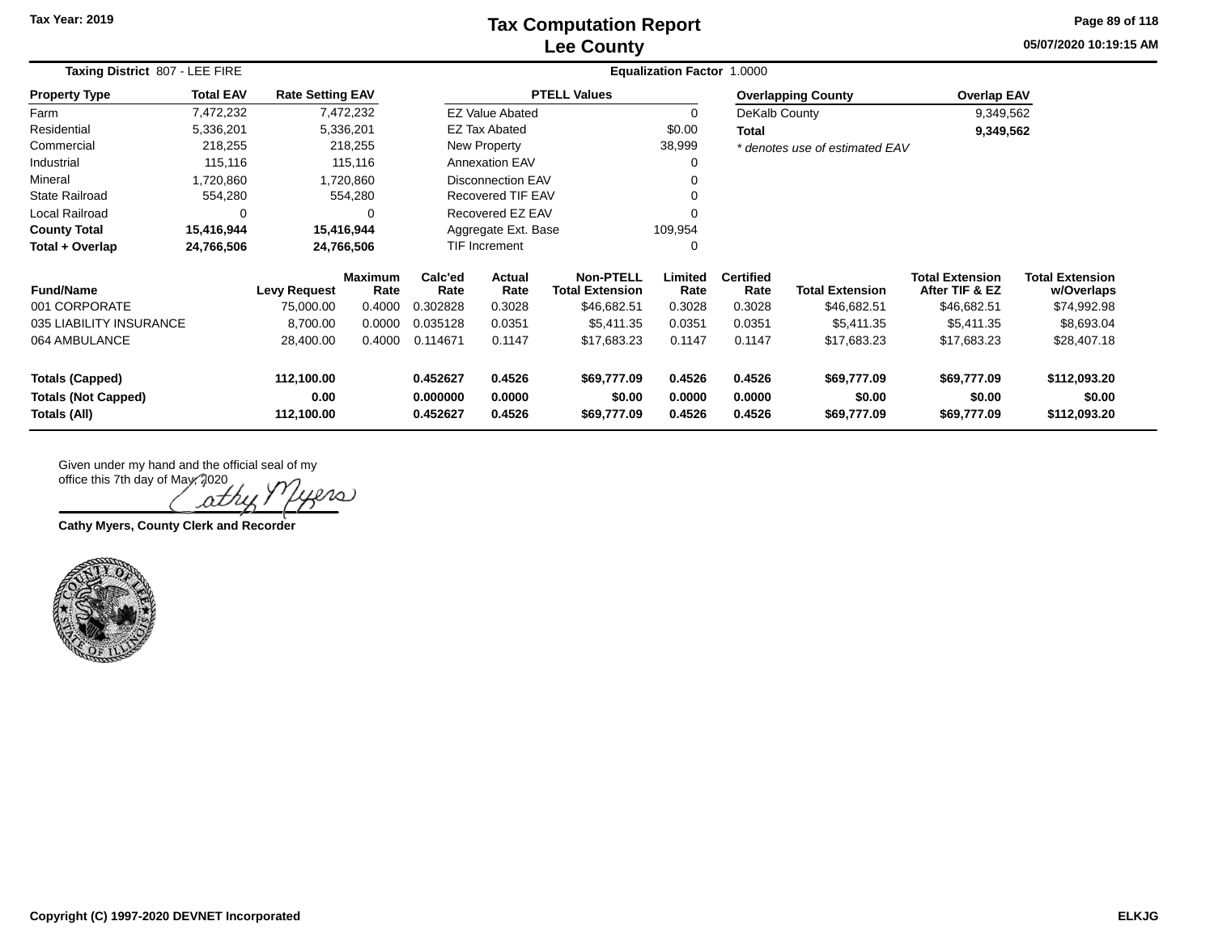# Tax Computation Report
## Lee County

Tax Year: 2019

05/07/2020 10:19:15 AM

**Taxing District** 807 - LEE FIRE

**Equalization Factor** 1.0000

| Property Type | Total EAV | Rate Setting EAV |
|---|---|---|
| Farm | 7,472,232 | 7,472,232 |
| Residential | 5,336,201 | 5,336,201 |
| Commercial | 218,255 | 218,255 |
| Industrial | 115,116 | 115,116 |
| Mineral | 1,720,860 | 1,720,860 |
| State Railroad | 554,280 | 554,280 |
| Local Railroad | 0 | 0 |
| **County Total** | **15,416,944** | **15,416,944** |
| **Total + Overlap** | **24,766,506** | **24,766,506** |

| PTELL Values | |
|---|---|
| EZ Value Abated | 0 |
| EZ Tax Abated | $0.00 |
| New Property | 38,999 |
| Annexation EAV | 0 |
| Disconnection EAV | 0 |
| Recovered TIF EAV | 0 |
| Recovered EZ EAV | 0 |
| Aggregate Ext. Base | 109,954 |
| TIF Increment | 0 |

| Overlapping County | Overlap EAV |
|---|---|
| DeKalb County | 9,349,562 |
| **Total** | **9,349,562** |

*\* denotes use of estimated EAV*

| Fund/Name | Levy Request | Maximum Rate | Calc'ed Rate | Actual Rate | Non-PTELL Total Extension | Limited Rate | Certified Rate | Total Extension | Total Extension After TIF & EZ | Total Extension w/Overlaps |
|---|---|---|---|---|---|---|---|---|---|---|
| 001 CORPORATE | 75,000.00 | 0.4000 | 0.302828 | 0.3028 | $46,682.51 | 0.3028 | 0.3028 | $46,682.51 | $46,682.51 | $74,992.98 |
| 035 LIABILITY INSURANCE | 8,700.00 | 0.0000 | 0.035128 | 0.0351 | $5,411.35 | 0.0351 | 0.0351 | $5,411.35 | $5,411.35 | $8,693.04 |
| 064 AMBULANCE | 28,400.00 | 0.4000 | 0.114671 | 0.1147 | $17,683.23 | 0.1147 | 0.1147 | $17,683.23 | $17,683.23 | $28,407.18 |
| **Totals (Capped)** | **112,100.00** | | **0.452627** | **0.4526** | **$69,777.09** | **0.4526** | **0.4526** | **$69,777.09** | **$69,777.09** | **$112,093.20** |
| **Totals (Not Capped)** | **0.00** | | **0.000000** | **0.0000** | **$0.00** | **0.0000** | **0.0000** | **$0.00** | **$0.00** | **$0.00** |
| **Totals (All)** | **112,100.00** | | **0.452627** | **0.4526** | **$69,777.09** | **0.4526** | **0.4526** | **$69,777.09** | **$69,777.09** | **$112,093.20** |

Given under my hand and the official seal of my office this 7th day of May, 2020

Cathy Myers

**Cathy Myers, County Clerk and Recorder**

Copyright (C) 1997-2020 DEVNET Incorporated

ELKJG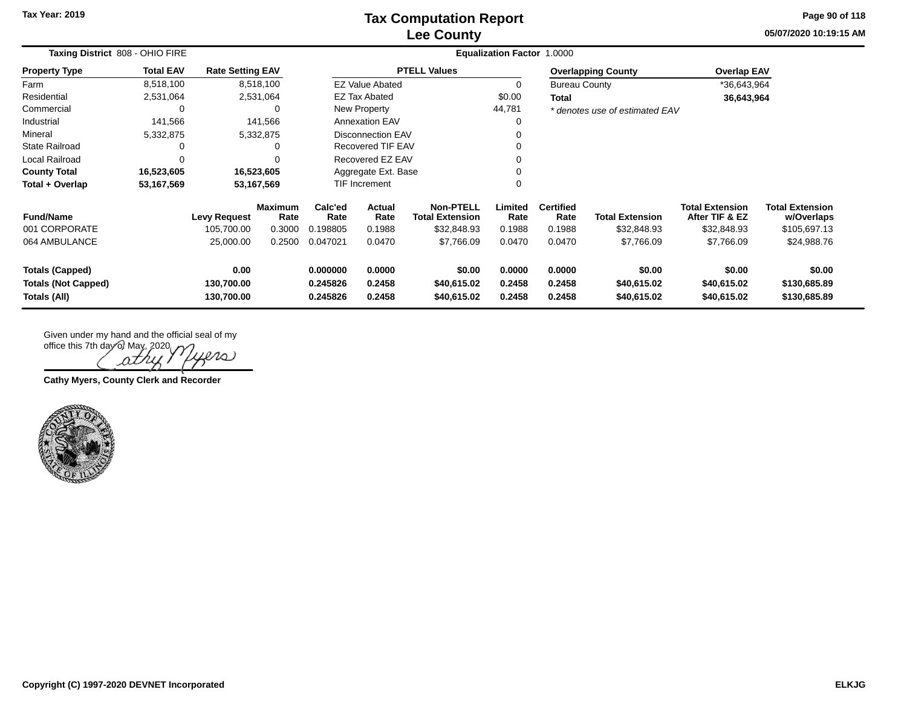# Tax Computation Report
## Lee County

Tax Year: 2019

05/07/2020 10:19:15 AM

**Taxing District** 808 - OHIO FIRE

**Equalization Factor** 1.0000

| Property Type | Total EAV | Rate Setting EAV |
|---|---|---|
| Farm | 8,518,100 | 8,518,100 |
| Residential | 2,531,064 | 2,531,064 |
| Commercial | 0 | 0 |
| Industrial | 141,566 | 141,566 |
| Mineral | 5,332,875 | 5,332,875 |
| State Railroad | 0 | 0 |
| Local Railroad | 0 | 0 |
| **County Total** | **16,523,605** | **16,523,605** |
| **Total + Overlap** | **53,167,569** | **53,167,569** |

| PTELL Values | |
|---|---|
| EZ Value Abated | 0 |
| EZ Tax Abated | $0.00 |
| New Property | 44,781 |
| Annexation EAV | 0 |
| Disconnection EAV | 0 |
| Recovered TIF EAV | 0 |
| Recovered EZ EAV | 0 |
| Aggregate Ext. Base | 0 |
| TIF Increment | 0 |

| Overlapping County | Overlap EAV |
|---|---|
| Bureau County | *36,643,964 |
| **Total** | **36,643,964** |

*\* denotes use of estimated EAV*

| Fund/Name | Levy Request | Maximum Rate | Calc'ed Rate | Actual Rate | Non-PTELL Total Extension | Limited Rate | Certified Rate | Total Extension | Total Extension After TIF & EZ | Total Extension w/Overlaps |
|---|---|---|---|---|---|---|---|---|---|---|
| 001 CORPORATE | 105,700.00 | 0.3000 | 0.198805 | 0.1988 | $32,848.93 | 0.1988 | 0.1988 | $32,848.93 | $32,848.93 | $105,697.13 |
| 064 AMBULANCE | 25,000.00 | 0.2500 | 0.047021 | 0.0470 | $7,766.09 | 0.0470 | 0.0470 | $7,766.09 | $7,766.09 | $24,988.76 |
| **Totals (Capped)** | **0.00** | | **0.000000** | **0.0000** | **$0.00** | **0.0000** | **0.0000** | **$0.00** | **$0.00** | **$0.00** |
| **Totals (Not Capped)** | **130,700.00** | | **0.245826** | **0.2458** | **$40,615.02** | **0.2458** | **0.2458** | **$40,615.02** | **$40,615.02** | **$130,685.89** |
| **Totals (All)** | **130,700.00** | | **0.245826** | **0.2458** | **$40,615.02** | **0.2458** | **0.2458** | **$40,615.02** | **$40,615.02** | **$130,685.89** |

Given under my hand and the official seal of my office this 7th day of May, 2020.

Cathy Myers

**Cathy Myers, County Clerk and Recorder**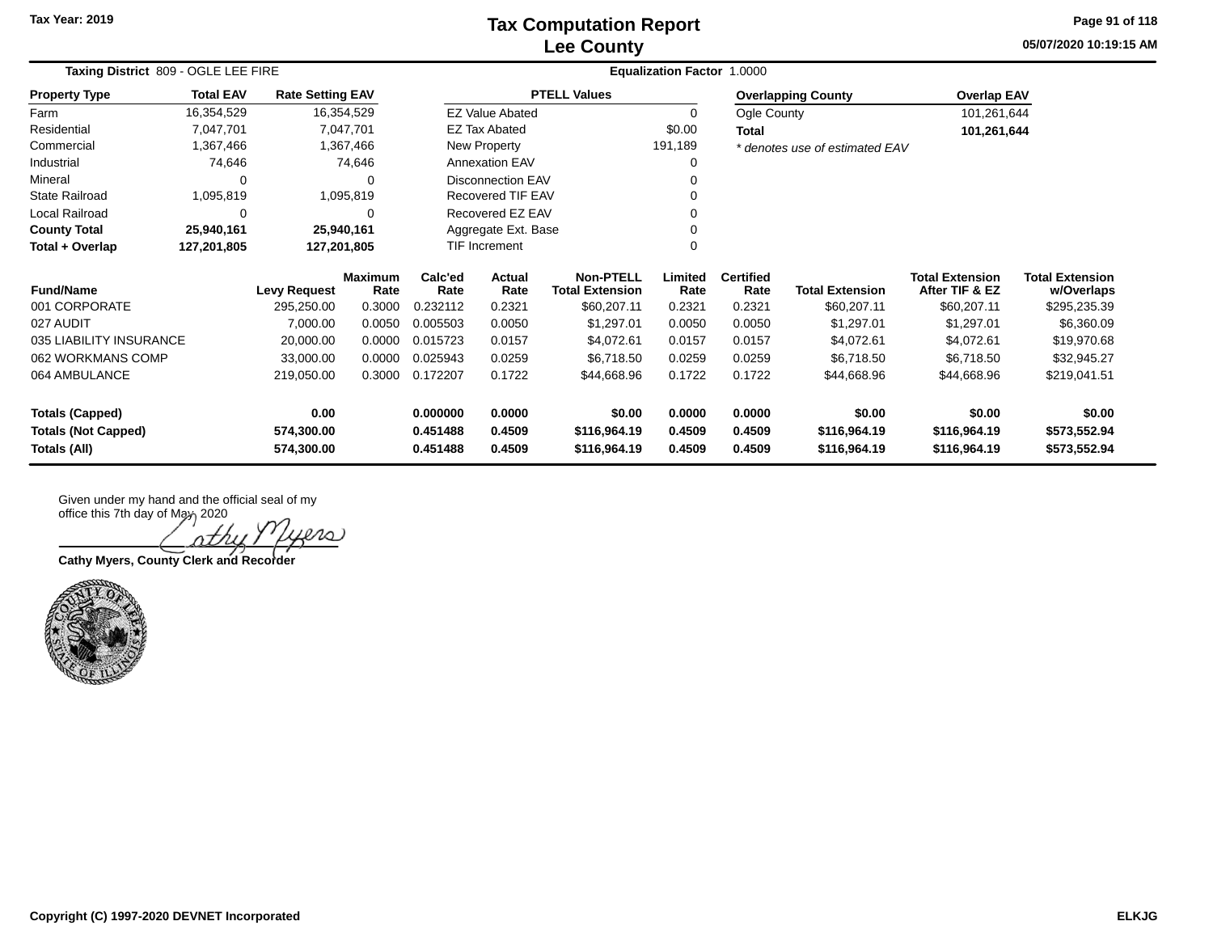# Tax Computation Report
## Lee County

Tax Year: 2019

05/07/2020 10:19:15 AM

**Taxing District** 809 - OGLE LEE FIRE

**Equalization Factor** 1.0000

| Property Type | Total EAV | Rate Setting EAV |
|---|---|---|
| Farm | 16,354,529 | 16,354,529 |
| Residential | 7,047,701 | 7,047,701 |
| Commercial | 1,367,466 | 1,367,466 |
| Industrial | 74,646 | 74,646 |
| Mineral | 0 | 0 |
| State Railroad | 1,095,819 | 1,095,819 |
| Local Railroad | 0 | 0 |
| **County Total** | **25,940,161** | **25,940,161** |
| **Total + Overlap** | **127,201,805** | **127,201,805** |

| PTELL Values | |
|---|---|
| EZ Value Abated | 0 |
| EZ Tax Abated | $0.00 |
| New Property | 191,189 |
| Annexation EAV | 0 |
| Disconnection EAV | 0 |
| Recovered TIF EAV | 0 |
| Recovered EZ EAV | 0 |
| Aggregate Ext. Base | 0 |
| TIF Increment | 0 |

| Overlapping County | Overlap EAV |
|---|---|
| Ogle County | 101,261,644 |
| **Total** | **101,261,644** |

*\* denotes use of estimated EAV*

| Fund/Name | Levy Request | Maximum Rate | Calc'ed Rate | Actual Rate | Non-PTELL Total Extension | Limited Rate | Certified Rate | Total Extension | Total Extension After TIF & EZ | Total Extension w/Overlaps |
|---|---|---|---|---|---|---|---|---|---|---|
| 001 CORPORATE | 295,250.00 | 0.3000 | 0.232112 | 0.2321 | $60,207.11 | 0.2321 | 0.2321 | $60,207.11 | $60,207.11 | $295,235.39 |
| 027 AUDIT | 7,000.00 | 0.0050 | 0.005503 | 0.0050 | $1,297.01 | 0.0050 | 0.0050 | $1,297.01 | $1,297.01 | $6,360.09 |
| 035 LIABILITY INSURANCE | 20,000.00 | 0.0000 | 0.015723 | 0.0157 | $4,072.61 | 0.0157 | 0.0157 | $4,072.61 | $4,072.61 | $19,970.68 |
| 062 WORKMANS COMP | 33,000.00 | 0.0000 | 0.025943 | 0.0259 | $6,718.50 | 0.0259 | 0.0259 | $6,718.50 | $6,718.50 | $32,945.27 |
| 064 AMBULANCE | 219,050.00 | 0.3000 | 0.172207 | 0.1722 | $44,668.96 | 0.1722 | 0.1722 | $44,668.96 | $44,668.96 | $219,041.51 |
| **Totals (Capped)** | **0.00** | | **0.000000** | **0.0000** | **$0.00** | **0.0000** | **0.0000** | **$0.00** | **$0.00** | **$0.00** |
| **Totals (Not Capped)** | **574,300.00** | | **0.451488** | **0.4509** | **$116,964.19** | **0.4509** | **0.4509** | **$116,964.19** | **$116,964.19** | **$573,552.94** |
| **Totals (All)** | **574,300.00** | | **0.451488** | **0.4509** | **$116,964.19** | **0.4509** | **0.4509** | **$116,964.19** | **$116,964.19** | **$573,552.94** |

Given under my hand and the official seal of my office this 7th day of May, 2020

Cathy Myers

**Cathy Myers, County Clerk and Recorder**

Copyright (C) 1997-2020 DEVNET Incorporated

ELKJG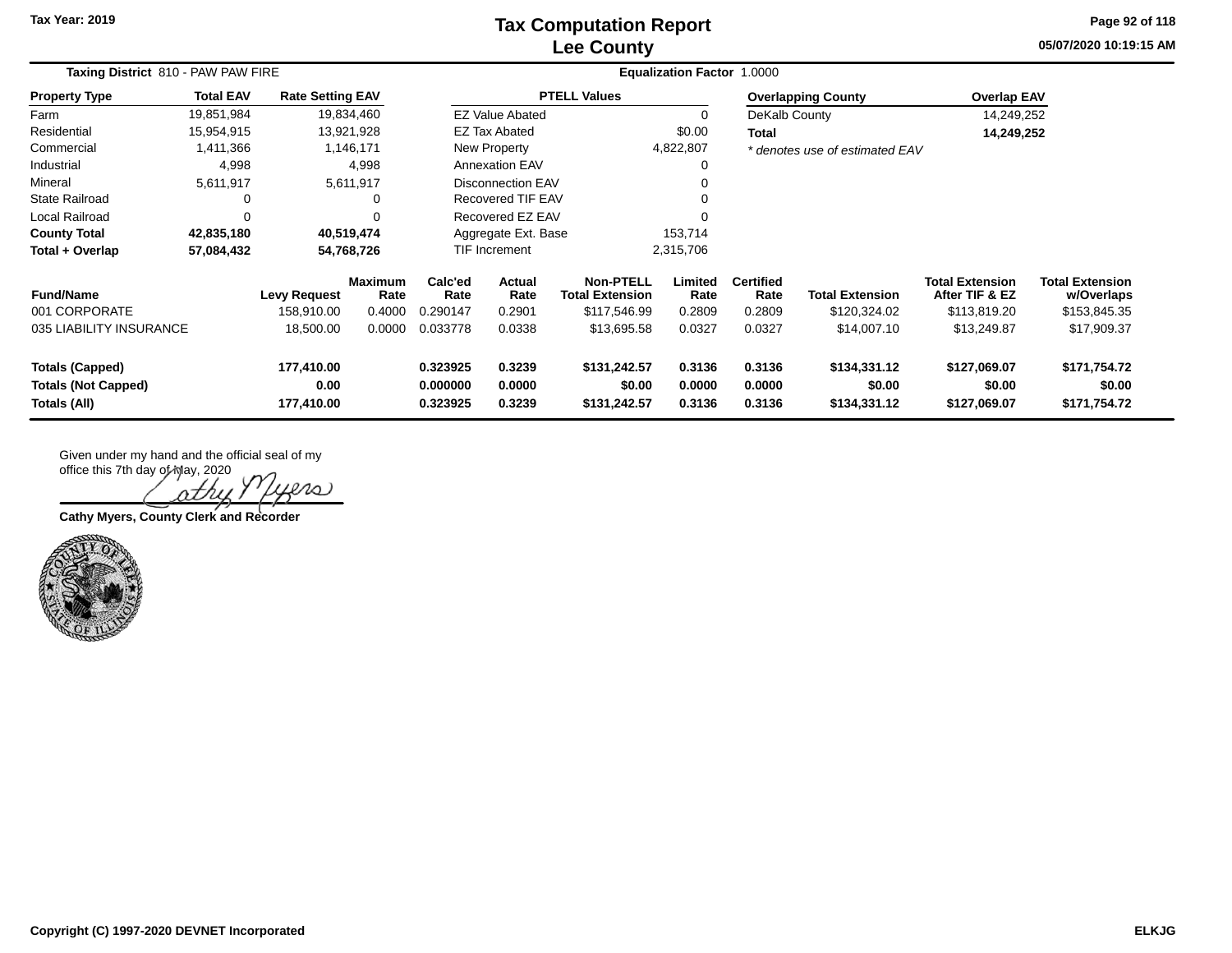Tax Year: 2019

# Tax Computation Report
## Lee County

05/07/2020 10:19:15 AM

**Taxing District** 810 - PAW PAW FIRE | **Equalization Factor** 1.0000

| Property Type | Total EAV | Rate Setting EAV |
|---|---|---|
| Farm | 19,851,984 | 19,834,460 |
| Residential | 15,954,915 | 13,921,928 |
| Commercial | 1,411,366 | 1,146,171 |
| Industrial | 4,998 | 4,998 |
| Mineral | 5,611,917 | 5,611,917 |
| State Railroad | 0 | 0 |
| Local Railroad | 0 | 0 |
| **County Total** | **42,835,180** | **40,519,474** |
| **Total + Overlap** | **57,084,432** | **54,768,726** |

| PTELL Values | |
|---|---|
| EZ Value Abated | 0 |
| EZ Tax Abated | $0.00 |
| New Property | 4,822,807 |
| Annexation EAV | 0 |
| Disconnection EAV | 0 |
| Recovered TIF EAV | 0 |
| Recovered EZ EAV | 0 |
| Aggregate Ext. Base | 153,714 |
| TIF Increment | 2,315,706 |

| Overlapping County | Overlap EAV |
|---|---|
| DeKalb County | 14,249,252 |
| **Total** | **14,249,252** |

*\* denotes use of estimated EAV*

| Fund/Name | Levy Request | Maximum Rate | Calc'ed Rate | Actual Rate | Non-PTELL Total Extension | Limited Rate | Certified Rate | Total Extension | Total Extension After TIF & EZ | Total Extension w/Overlaps |
|---|---|---|---|---|---|---|---|---|---|---|
| 001 CORPORATE | 158,910.00 | 0.4000 | 0.290147 | 0.2901 | $117,546.99 | 0.2809 | 0.2809 | $120,324.02 | $113,819.20 | $153,845.35 |
| 035 LIABILITY INSURANCE | 18,500.00 | 0.0000 | 0.033778 | 0.0338 | $13,695.58 | 0.0327 | 0.0327 | $14,007.10 | $13,249.87 | $17,909.37 |
| **Totals (Capped)** | **177,410.00** | | **0.323925** | **0.3239** | **$131,242.57** | **0.3136** | **0.3136** | **$134,331.12** | **$127,069.07** | **$171,754.72** |
| **Totals (Not Capped)** | **0.00** | | **0.000000** | **0.0000** | **$0.00** | **0.0000** | **0.0000** | **$0.00** | **$0.00** | **$0.00** |
| **Totals (All)** | **177,410.00** | | **0.323925** | **0.3239** | **$131,242.57** | **0.3136** | **0.3136** | **$134,331.12** | **$127,069.07** | **$171,754.72** |

Given under my hand and the official seal of my office this 7th day of May, 2020

Cathy Myers

**Cathy Myers, County Clerk and Recorder**

Copyright (C) 1997-2020 DEVNET Incorporated

ELKJG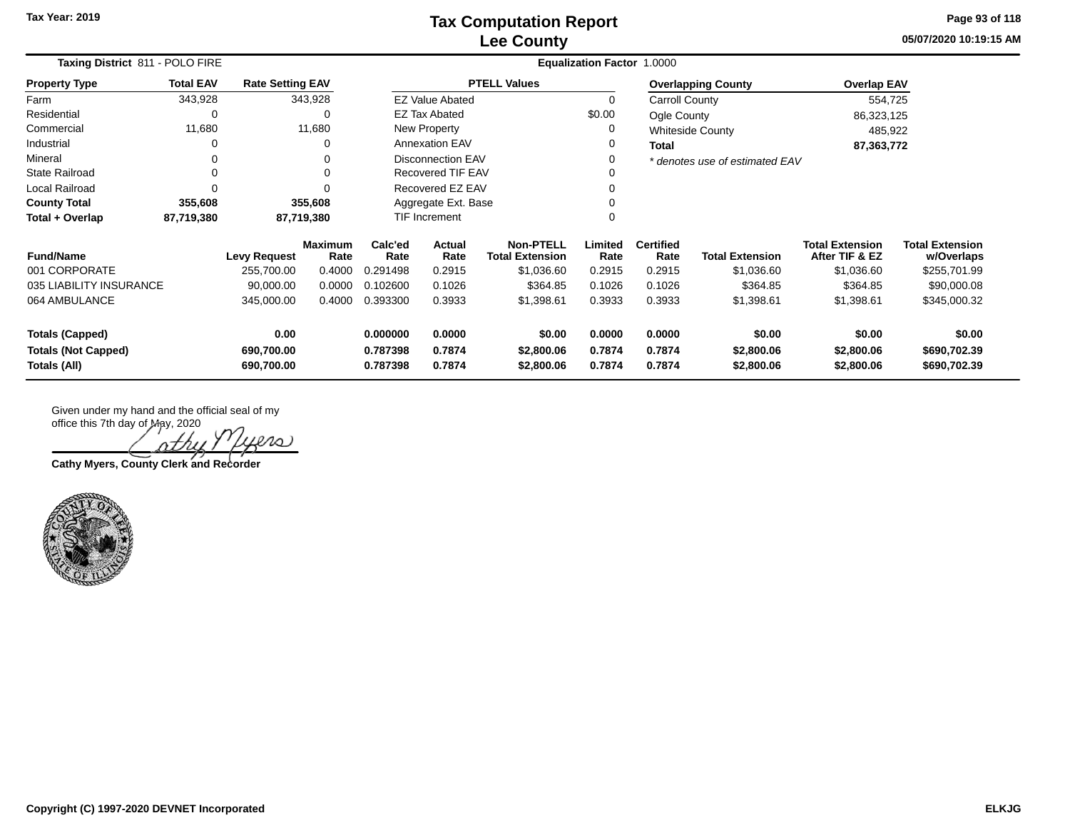# Tax Computation Report
## Lee County

Tax Year: 2019

05/07/2020 10:19:15 AM

**Taxing District** 811 - POLO FIRE

**Equalization Factor** 1.0000

| Property Type | Total EAV | Rate Setting EAV |
|---|---|---|
| Farm | 343,928 | 343,928 |
| Residential | 0 | 0 |
| Commercial | 11,680 | 11,680 |
| Industrial | 0 | 0 |
| Mineral | 0 | 0 |
| State Railroad | 0 | 0 |
| Local Railroad | 0 | 0 |
| **County Total** | **355,608** | **355,608** |
| **Total + Overlap** | **87,719,380** | **87,719,380** |

| PTELL Values | |
|---|---|
| EZ Value Abated | 0 |
| EZ Tax Abated | $0.00 |
| New Property | 0 |
| Annexation EAV | 0 |
| Disconnection EAV | 0 |
| Recovered TIF EAV | 0 |
| Recovered EZ EAV | 0 |
| Aggregate Ext. Base | 0 |
| TIF Increment | 0 |

| Overlapping County | Overlap EAV |
|---|---|
| Carroll County | 554,725 |
| Ogle County | 86,323,125 |
| Whiteside County | 485,922 |
| **Total** | **87,363,772** |

*\* denotes use of estimated EAV*

| Fund/Name | Levy Request | Maximum Rate | Calc'ed Rate | Actual Rate | Non-PTELL Total Extension | Limited Rate | Certified Rate | Total Extension | Total Extension After TIF & EZ | Total Extension w/Overlaps |
|---|---|---|---|---|---|---|---|---|---|---|
| 001 CORPORATE | 255,700.00 | 0.4000 | 0.291498 | 0.2915 | $1,036.60 | 0.2915 | 0.2915 | $1,036.60 | $1,036.60 | $255,701.99 |
| 035 LIABILITY INSURANCE | 90,000.00 | 0.0000 | 0.102600 | 0.1026 | $364.85 | 0.1026 | 0.1026 | $364.85 | $364.85 | $90,000.08 |
| 064 AMBULANCE | 345,000.00 | 0.4000 | 0.393300 | 0.3933 | $1,398.61 | 0.3933 | 0.3933 | $1,398.61 | $1,398.61 | $345,000.32 |
| **Totals (Capped)** | **0.00** | | **0.000000** | **0.0000** | **$0.00** | **0.0000** | **0.0000** | **$0.00** | **$0.00** | **$0.00** |
| **Totals (Not Capped)** | **690,700.00** | | **0.787398** | **0.7874** | **$2,800.06** | **0.7874** | **0.7874** | **$2,800.06** | **$2,800.06** | **$690,702.39** |
| **Totals (All)** | **690,700.00** | | **0.787398** | **0.7874** | **$2,800.06** | **0.7874** | **0.7874** | **$2,800.06** | **$2,800.06** | **$690,702.39** |

Given under my hand and the official seal of my office this 7th day of May, 2020

Cathy Myers

**Cathy Myers, County Clerk and Recorder**

Copyright (C) 1997-2020 DEVNET Incorporated

ELKJG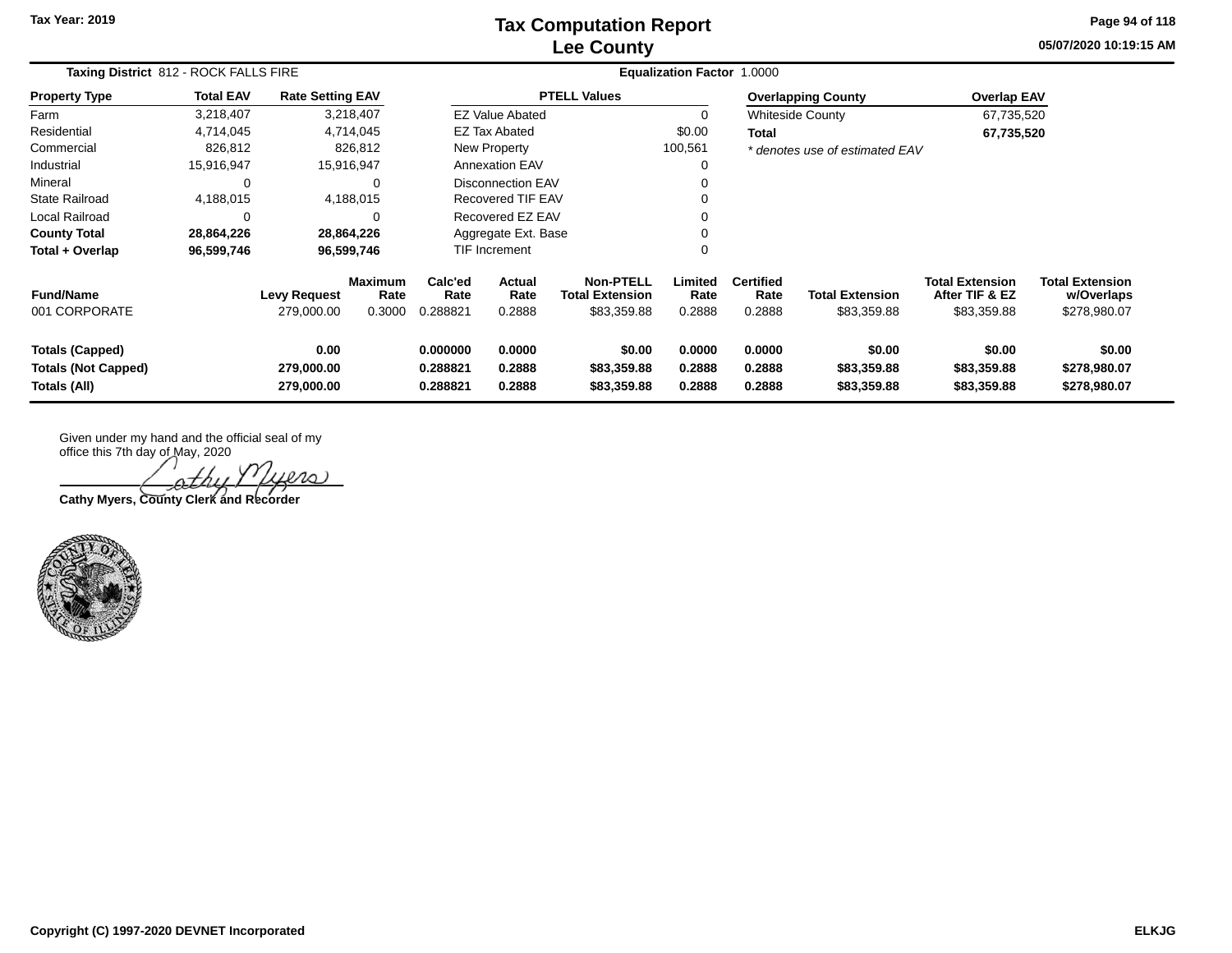# Tax Computation Report
## Lee County

Tax Year: 2019

05/07/2020 10:19:15 AM

**Taxing District** 812 - ROCK FALLS FIRE

**Equalization Factor** 1.0000

| Property Type | Total EAV | Rate Setting EAV |
|---|---|---|
| Farm | 3,218,407 | 3,218,407 |
| Residential | 4,714,045 | 4,714,045 |
| Commercial | 826,812 | 826,812 |
| Industrial | 15,916,947 | 15,916,947 |
| Mineral | 0 | 0 |
| State Railroad | 4,188,015 | 4,188,015 |
| Local Railroad | 0 | 0 |
| **County Total** | **28,864,226** | **28,864,226** |
| **Total + Overlap** | **96,599,746** | **96,599,746** |

| PTELL Values | |
|---|---|
| EZ Value Abated | 0 |
| EZ Tax Abated | $0.00 |
| New Property | 100,561 |
| Annexation EAV | 0 |
| Disconnection EAV | 0 |
| Recovered TIF EAV | 0 |
| Recovered EZ EAV | 0 |
| Aggregate Ext. Base | 0 |
| TIF Increment | 0 |

| Overlapping County | Overlap EAV |
|---|---|
| Whiteside County | 67,735,520 |
| **Total** | **67,735,520** |

*\* denotes use of estimated EAV*

| Fund/Name | Levy Request | Maximum Rate | Calc'ed Rate | Actual Rate | Non-PTELL Total Extension | Limited Rate | Certified Rate | Total Extension | Total Extension After TIF & EZ | Total Extension w/Overlaps |
|---|---|---|---|---|---|---|---|---|---|---|
| 001 CORPORATE | 279,000.00 | 0.3000 | 0.288821 | 0.2888 | $83,359.88 | 0.2888 | 0.2888 | $83,359.88 | $83,359.88 | $278,980.07 |
| **Totals (Capped)** | **0.00** | | **0.000000** | **0.0000** | **$0.00** | **0.0000** | **0.0000** | **$0.00** | **$0.00** | **$0.00** |
| **Totals (Not Capped)** | **279,000.00** | | **0.288821** | **0.2888** | **$83,359.88** | **0.2888** | **0.2888** | **$83,359.88** | **$83,359.88** | **$278,980.07** |
| **Totals (All)** | **279,000.00** | | **0.288821** | **0.2888** | **$83,359.88** | **0.2888** | **0.2888** | **$83,359.88** | **$83,359.88** | **$278,980.07** |

Given under my hand and the official seal of my office this 7th day of May, 2020

**Cathy Myers, County Clerk and Recorder**

Copyright (C) 1997-2020 DEVNET Incorporated

ELKJG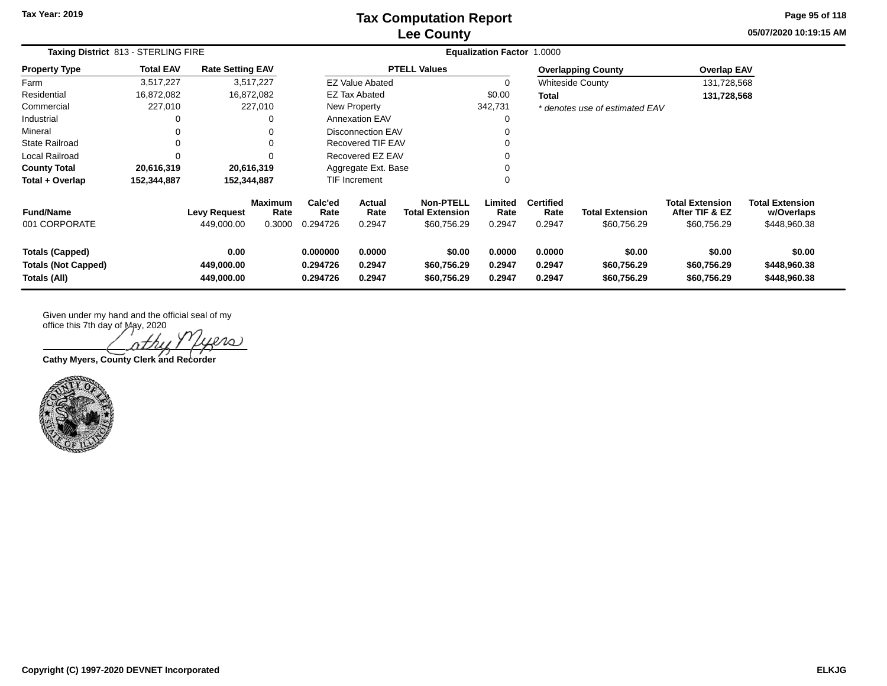Tax Year: 2019

# Tax Computation Report
## Lee County

**Taxing District** 813 - STERLING FIRE

**Equalization Factor** 1.0000

| Property Type | Total EAV | Rate Setting EAV |
|---|---|---|
| Farm | 3,517,227 | 3,517,227 |
| Residential | 16,872,082 | 16,872,082 |
| Commercial | 227,010 | 227,010 |
| Industrial | 0 | 0 |
| Mineral | 0 | 0 |
| State Railroad | 0 | 0 |
| Local Railroad | 0 | 0 |
| **County Total** | **20,616,319** | **20,616,319** |
| **Total + Overlap** | **152,344,887** | **152,344,887** |

| PTELL Values | |
|---|---|
| EZ Value Abated | 0 |
| EZ Tax Abated | $0.00 |
| New Property | 342,731 |
| Annexation EAV | 0 |
| Disconnection EAV | 0 |
| Recovered TIF EAV | 0 |
| Recovered EZ EAV | 0 |
| Aggregate Ext. Base | 0 |
| TIF Increment | 0 |

| Overlapping County | Overlap EAV |
|---|---|
| Whiteside County | 131,728,568 |
| **Total** | **131,728,568** |

*\* denotes use of estimated EAV*

| Fund/Name | Levy Request | Maximum Rate | Calc'ed Rate | Actual Rate | Non-PTELL Total Extension | Limited Rate | Certified Rate | Total Extension | Total Extension After TIF & EZ | Total Extension w/Overlaps |
|---|---|---|---|---|---|---|---|---|---|---|
| 001 CORPORATE | 449,000.00 | 0.3000 | 0.294726 | 0.2947 | $60,756.29 | 0.2947 | 0.2947 | $60,756.29 | $60,756.29 | $448,960.38 |
| **Totals (Capped)** | **0.00** | | **0.000000** | **0.0000** | **$0.00** | **0.0000** | **0.0000** | **$0.00** | **$0.00** | **$0.00** |
| **Totals (Not Capped)** | **449,000.00** | | **0.294726** | **0.2947** | **$60,756.29** | **0.2947** | **0.2947** | **$60,756.29** | **$60,756.29** | **$448,960.38** |
| **Totals (All)** | **449,000.00** | | **0.294726** | **0.2947** | **$60,756.29** | **0.2947** | **0.2947** | **$60,756.29** | **$60,756.29** | **$448,960.38** |

Given under my hand and the official seal of my office this 7th day of May, 2020

Cathy Myers

**Cathy Myers, County Clerk and Recorder**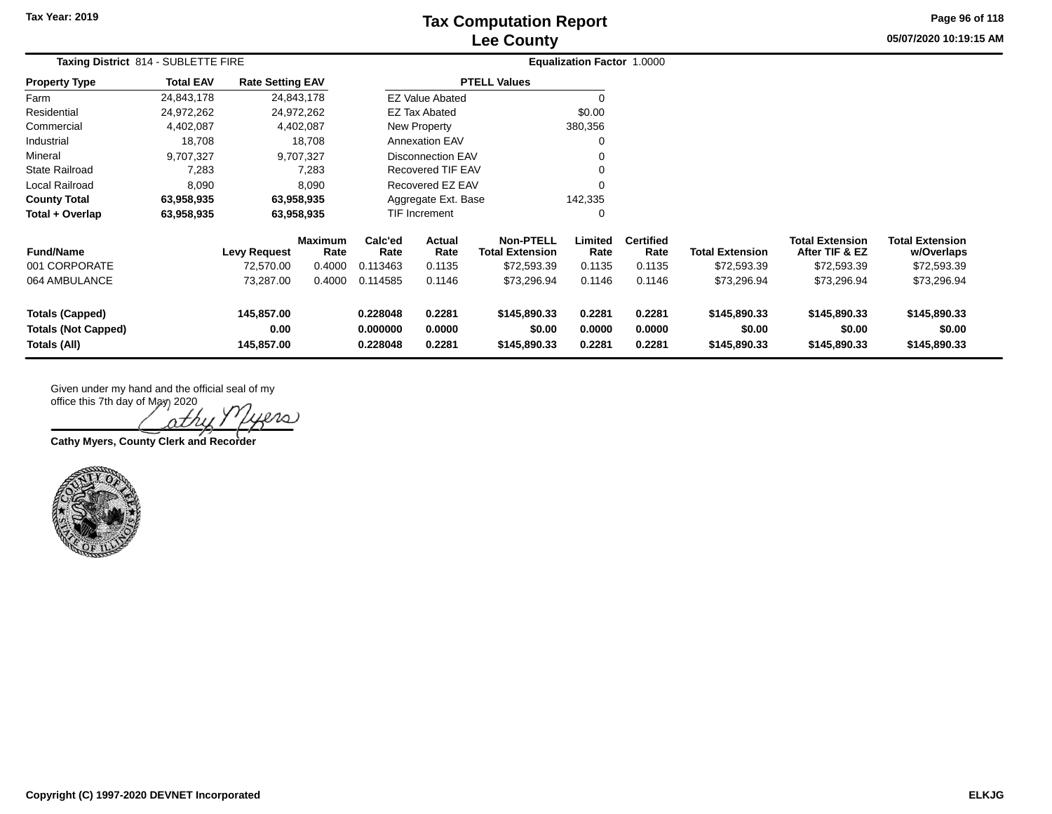# Tax Computation Report
## Lee County

Tax Year: 2019

05/07/2020 10:19:15 AM

**Taxing District** 814 - SUBLETTE FIRE

**Equalization Factor** 1.0000

| Property Type | Total EAV | Rate Setting EAV |
|---|---|---|
| Farm | 24,843,178 | 24,843,178 |
| Residential | 24,972,262 | 24,972,262 |
| Commercial | 4,402,087 | 4,402,087 |
| Industrial | 18,708 | 18,708 |
| Mineral | 9,707,327 | 9,707,327 |
| State Railroad | 7,283 | 7,283 |
| Local Railroad | 8,090 | 8,090 |
| **County Total** | **63,958,935** | **63,958,935** |
| **Total + Overlap** | **63,958,935** | **63,958,935** |

| PTELL Values | |
|---|---|
| EZ Value Abated | 0 |
| EZ Tax Abated | $0.00 |
| New Property | 380,356 |
| Annexation EAV | 0 |
| Disconnection EAV | 0 |
| Recovered TIF EAV | 0 |
| Recovered EZ EAV | 0 |
| Aggregate Ext. Base | 142,335 |
| TIF Increment | 0 |

| Fund/Name | Levy Request | Maximum Rate | Calc'ed Rate | Actual Rate | Non-PTELL Total Extension | Limited Rate | Certified Rate | Total Extension | Total Extension After TIF & EZ | Total Extension w/Overlaps |
|---|---|---|---|---|---|---|---|---|---|---|
| 001 CORPORATE | 72,570.00 | 0.4000 | 0.113463 | 0.1135 | $72,593.39 | 0.1135 | 0.1135 | $72,593.39 | $72,593.39 | $72,593.39 |
| 064 AMBULANCE | 73,287.00 | 0.4000 | 0.114585 | 0.1146 | $73,296.94 | 0.1146 | 0.1146 | $73,296.94 | $73,296.94 | $73,296.94 |
| **Totals (Capped)** | **145,857.00** | | **0.228048** | **0.2281** | **$145,890.33** | **0.2281** | **0.2281** | **$145,890.33** | **$145,890.33** | **$145,890.33** |
| **Totals (Not Capped)** | **0.00** | | **0.000000** | **0.0000** | **$0.00** | **0.0000** | **0.0000** | **$0.00** | **$0.00** | **$0.00** |
| **Totals (All)** | **145,857.00** | | **0.228048** | **0.2281** | **$145,890.33** | **0.2281** | **0.2281** | **$145,890.33** | **$145,890.33** | **$145,890.33** |

Given under my hand and the official seal of my office this 7th day of May, 2020

Cathy Myers

**Cathy Myers, County Clerk and Recorder**

Copyright (C) 1997-2020 DEVNET Incorporated

ELKJG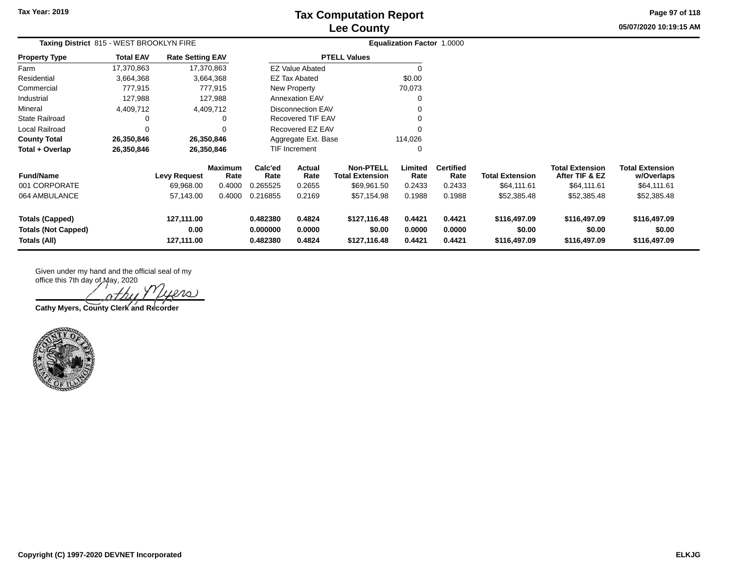# Tax Computation Report
## Lee County

**Tax Year: 2019**

05/07/2020 10:19:15 AM

**Taxing District** 815 - WEST BROOKLYN FIRE

**Equalization Factor** 1.0000

| Property Type | Total EAV | Rate Setting EAV |
|---|---|---|
| Farm | 17,370,863 | 17,370,863 |
| Residential | 3,664,368 | 3,664,368 |
| Commercial | 777,915 | 777,915 |
| Industrial | 127,988 | 127,988 |
| Mineral | 4,409,712 | 4,409,712 |
| State Railroad | 0 | 0 |
| Local Railroad | 0 | 0 |
| **County Total** | **26,350,846** | **26,350,846** |
| **Total + Overlap** | **26,350,846** | **26,350,846** |

| PTELL Values | |
|---|---|
| EZ Value Abated | 0 |
| EZ Tax Abated | $0.00 |
| New Property | 70,073 |
| Annexation EAV | 0 |
| Disconnection EAV | 0 |
| Recovered TIF EAV | 0 |
| Recovered EZ EAV | 0 |
| Aggregate Ext. Base | 114,026 |
| TIF Increment | 0 |

| Fund/Name | Levy Request | Maximum Rate | Calc'ed Rate | Actual Rate | Non-PTELL Total Extension | Limited Rate | Certified Rate | Total Extension | Total Extension After TIF & EZ | Total Extension w/Overlaps |
|---|---|---|---|---|---|---|---|---|---|---|
| 001 CORPORATE | 69,968.00 | 0.4000 | 0.265525 | 0.2655 | $69,961.50 | 0.2433 | 0.2433 | $64,111.61 | $64,111.61 | $64,111.61 |
| 064 AMBULANCE | 57,143.00 | 0.4000 | 0.216855 | 0.2169 | $57,154.98 | 0.1988 | 0.1988 | $52,385.48 | $52,385.48 | $52,385.48 |
| **Totals (Capped)** | **127,111.00** | | **0.482380** | **0.4824** | **$127,116.48** | **0.4421** | **0.4421** | **$116,497.09** | **$116,497.09** | **$116,497.09** |
| **Totals (Not Capped)** | **0.00** | | **0.000000** | **0.0000** | **$0.00** | **0.0000** | **0.0000** | **$0.00** | **$0.00** | **$0.00** |
| **Totals (All)** | **127,111.00** | | **0.482380** | **0.4824** | **$127,116.48** | **0.4421** | **0.4421** | **$116,497.09** | **$116,497.09** | **$116,497.09** |

Given under my hand and the official seal of my office this 7th day of May, 2020

Cathy Myers

**Cathy Myers, County Clerk and Recorder**

**Copyright (C) 1997-2020 DEVNET Incorporated**

**ELKJG**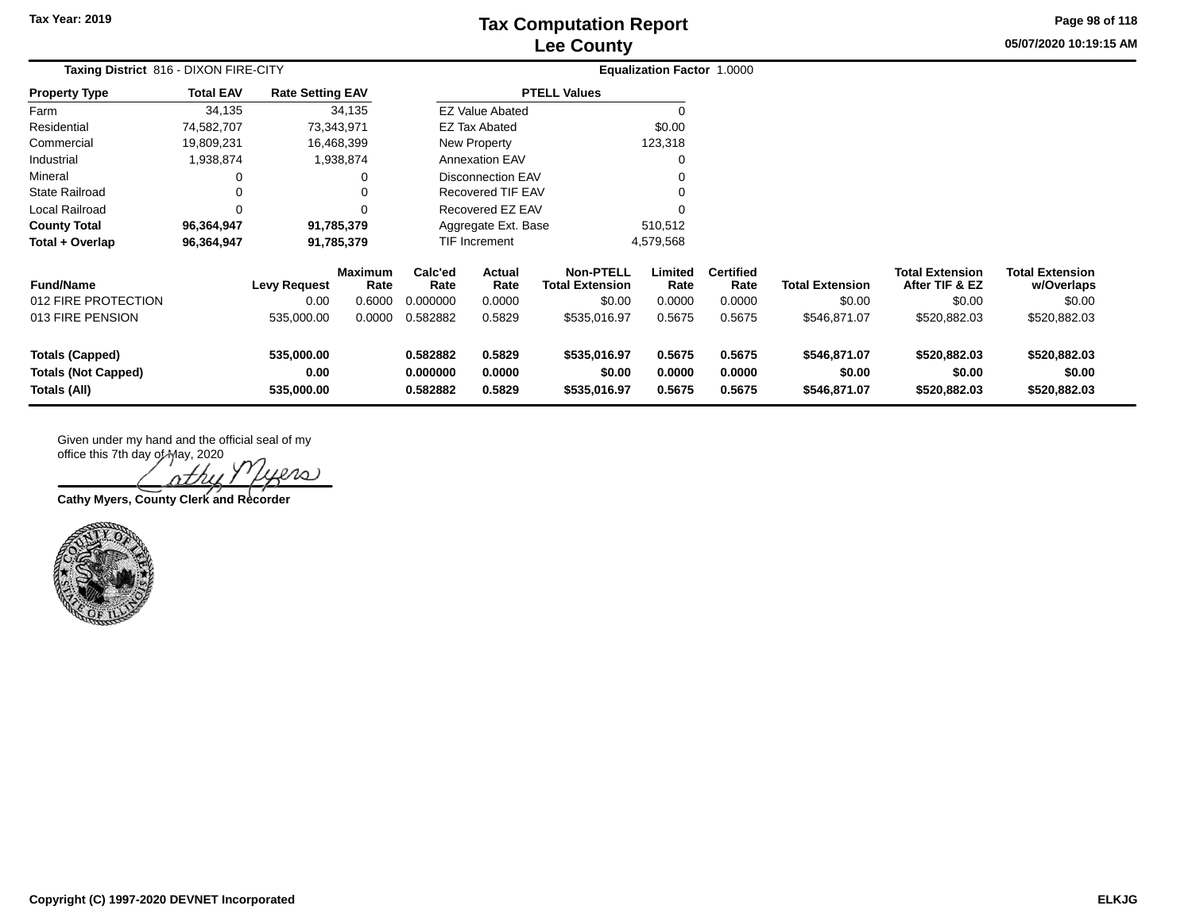# Tax Computation Report
## Lee County

Tax Year: 2019

05/07/2020 10:19:15 AM

**Taxing District** 816 - DIXON FIRE-CITY

**Equalization Factor** 1.0000

| Property Type | Total EAV | Rate Setting EAV |
|---|---|---|
| Farm | 34,135 | 34,135 |
| Residential | 74,582,707 | 73,343,971 |
| Commercial | 19,809,231 | 16,468,399 |
| Industrial | 1,938,874 | 1,938,874 |
| Mineral | 0 | 0 |
| State Railroad | 0 | 0 |
| Local Railroad | 0 | 0 |
| **County Total** | **96,364,947** | **91,785,379** |
| **Total + Overlap** | **96,364,947** | **91,785,379** |

| PTELL Values | |
|---|---|
| EZ Value Abated | 0 |
| EZ Tax Abated | $0.00 |
| New Property | 123,318 |
| Annexation EAV | 0 |
| Disconnection EAV | 0 |
| Recovered TIF EAV | 0 |
| Recovered EZ EAV | 0 |
| Aggregate Ext. Base | 510,512 |
| TIF Increment | 4,579,568 |

| Fund/Name | Levy Request | Maximum Rate | Calc'ed Rate | Actual Rate | Non-PTELL Total Extension | Limited Rate | Certified Rate | Total Extension | Total Extension After TIF & EZ | Total Extension w/Overlaps |
|---|---|---|---|---|---|---|---|---|---|---|
| 012 FIRE PROTECTION | 0.00 | 0.6000 | 0.000000 | 0.0000 | $0.00 | 0.0000 | 0.0000 | $0.00 | $0.00 | $0.00 |
| 013 FIRE PENSION | 535,000.00 | 0.0000 | 0.582882 | 0.5829 | $535,016.97 | 0.5675 | 0.5675 | $546,871.07 | $520,882.03 | $520,882.03 |
| **Totals (Capped)** | **535,000.00** | | **0.582882** | **0.5829** | **$535,016.97** | **0.5675** | **0.5675** | **$546,871.07** | **$520,882.03** | **$520,882.03** |
| **Totals (Not Capped)** | **0.00** | | **0.000000** | **0.0000** | **$0.00** | **0.0000** | **0.0000** | **$0.00** | **$0.00** | **$0.00** |
| **Totals (All)** | **535,000.00** | | **0.582882** | **0.5829** | **$535,016.97** | **0.5675** | **0.5675** | **$546,871.07** | **$520,882.03** | **$520,882.03** |

Given under my hand and the official seal of my office this 7th day of May, 2020

Cathy Myers

**Cathy Myers, County Clerk and Recorder**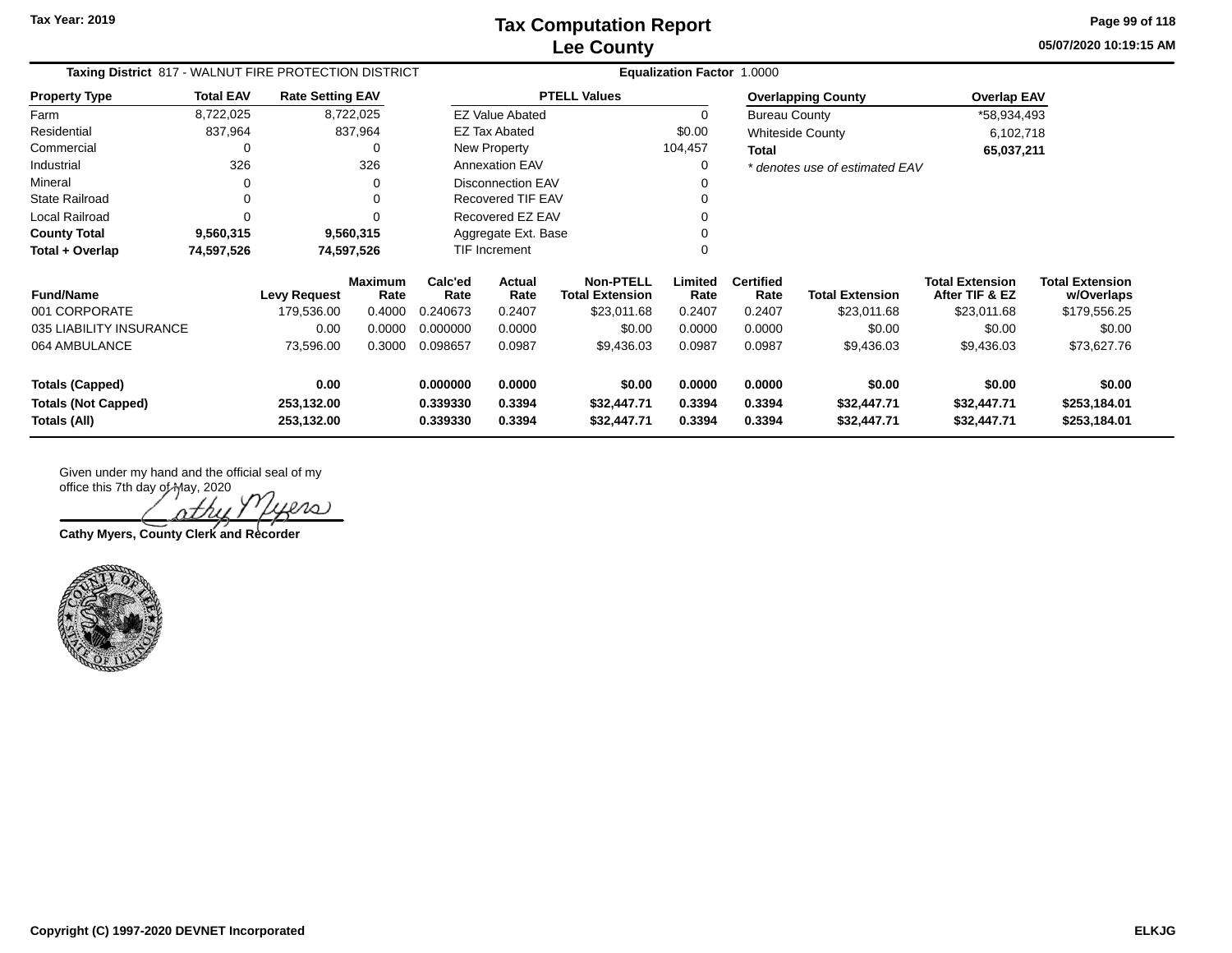Tax Year: 2019

# Tax Computation Report
## Lee County

**Taxing District** 817 - WALNUT FIRE PROTECTION DISTRICT

**Equalization Factor** 1.0000

| Property Type | Total EAV | Rate Setting EAV |
|---|---|---|
| Farm | 8,722,025 | 8,722,025 |
| Residential | 837,964 | 837,964 |
| Commercial | 0 | 0 |
| Industrial | 326 | 326 |
| Mineral | 0 | 0 |
| State Railroad | 0 | 0 |
| Local Railroad | 0 | 0 |
| **County Total** | **9,560,315** | **9,560,315** |
| **Total + Overlap** | **74,597,526** | **74,597,526** |

| PTELL Values | |
|---|---|
| EZ Value Abated | 0 |
| EZ Tax Abated | $0.00 |
| New Property | 104,457 |
| Annexation EAV | 0 |
| Disconnection EAV | 0 |
| Recovered TIF EAV | 0 |
| Recovered EZ EAV | 0 |
| Aggregate Ext. Base | 0 |
| TIF Increment | 0 |

| Overlapping County | Overlap EAV |
|---|---|
| Bureau County | *58,934,493 |
| Whiteside County | 6,102,718 |
| **Total** | **65,037,211** |

*\* denotes use of estimated EAV*

| Fund/Name | Levy Request | Maximum Rate | Calc'ed Rate | Actual Rate | Non-PTELL Total Extension | Limited Rate | Certified Rate | Total Extension | Total Extension After TIF & EZ | Total Extension w/Overlaps |
|---|---|---|---|---|---|---|---|---|---|---|
| 001 CORPORATE | 179,536.00 | 0.4000 | 0.240673 | 0.2407 | $23,011.68 | 0.2407 | 0.2407 | $23,011.68 | $23,011.68 | $179,556.25 |
| 035 LIABILITY INSURANCE | 0.00 | 0.0000 | 0.000000 | 0.0000 | $0.00 | 0.0000 | 0.0000 | $0.00 | $0.00 | $0.00 |
| 064 AMBULANCE | 73,596.00 | 0.3000 | 0.098657 | 0.0987 | $9,436.03 | 0.0987 | 0.0987 | $9,436.03 | $9,436.03 | $73,627.76 |
| **Totals (Capped)** | **0.00** | | **0.000000** | **0.0000** | **$0.00** | **0.0000** | **0.0000** | **$0.00** | **$0.00** | **$0.00** |
| **Totals (Not Capped)** | **253,132.00** | | **0.339330** | **0.3394** | **$32,447.71** | **0.3394** | **0.3394** | **$32,447.71** | **$32,447.71** | **$253,184.01** |
| **Totals (All)** | **253,132.00** | | **0.339330** | **0.3394** | **$32,447.71** | **0.3394** | **0.3394** | **$32,447.71** | **$32,447.71** | **$253,184.01** |

Given under my hand and the official seal of my office this 7th day of May, 2020

Cathy Myers

**Cathy Myers, County Clerk and Recorder**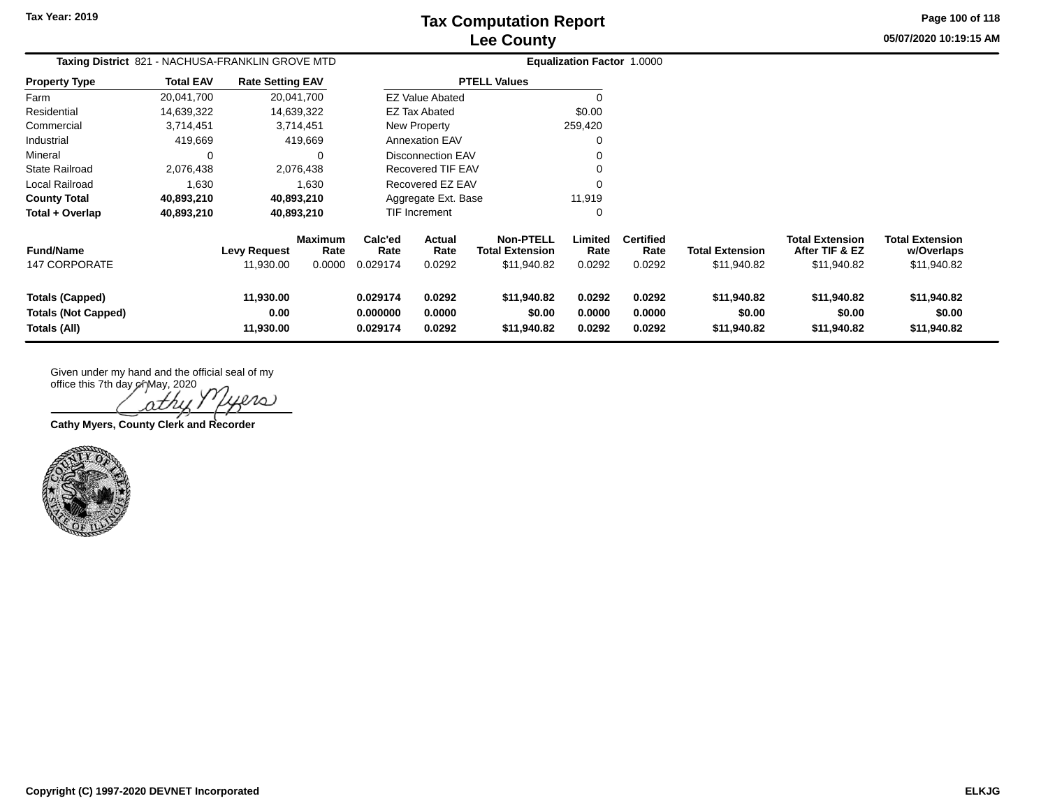# Tax Computation Report
## Lee County

Tax Year: 2019

05/07/2020 10:19:15 AM

**Taxing District** 821 - NACHUSA-FRANKLIN GROVE MTD

**Equalization Factor** 1.0000

| Property Type | Total EAV | Rate Setting EAV |
|---|---|---|
| Farm | 20,041,700 | 20,041,700 |
| Residential | 14,639,322 | 14,639,322 |
| Commercial | 3,714,451 | 3,714,451 |
| Industrial | 419,669 | 419,669 |
| Mineral | 0 | 0 |
| State Railroad | 2,076,438 | 2,076,438 |
| Local Railroad | 1,630 | 1,630 |
| **County Total** | **40,893,210** | **40,893,210** |
| **Total + Overlap** | **40,893,210** | **40,893,210** |

| PTELL Values | |
|---|---|
| EZ Value Abated | 0 |
| EZ Tax Abated | $0.00 |
| New Property | 259,420 |
| Annexation EAV | 0 |
| Disconnection EAV | 0 |
| Recovered TIF EAV | 0 |
| Recovered EZ EAV | 0 |
| Aggregate Ext. Base | 11,919 |
| TIF Increment | 0 |

| Fund/Name | Levy Request | Maximum Rate | Calc'ed Rate | Actual Rate | Non-PTELL Total Extension | Limited Rate | Certified Rate | Total Extension | Total Extension After TIF & EZ | Total Extension w/Overlaps |
|---|---|---|---|---|---|---|---|---|---|---|
| 147 CORPORATE | 11,930.00 | 0.0000 | 0.029174 | 0.0292 | $11,940.82 | 0.0292 | 0.0292 | $11,940.82 | $11,940.82 | $11,940.82 |
| **Totals (Capped)** | **11,930.00** | | **0.029174** | **0.0292** | **$11,940.82** | **0.0292** | **0.0292** | **$11,940.82** | **$11,940.82** | **$11,940.82** |
| **Totals (Not Capped)** | **0.00** | | **0.000000** | **0.0000** | **$0.00** | **0.0000** | **0.0000** | **$0.00** | **$0.00** | **$0.00** |
| **Totals (All)** | **11,930.00** | | **0.029174** | **0.0292** | **$11,940.82** | **0.0292** | **0.0292** | **$11,940.82** | **$11,940.82** | **$11,940.82** |

Given under my hand and the official seal of my office this 7th day of May, 2020

Cathy Myers

**Cathy Myers, County Clerk and Recorder**

Copyright (C) 1997-2020 DEVNET Incorporated

ELKJG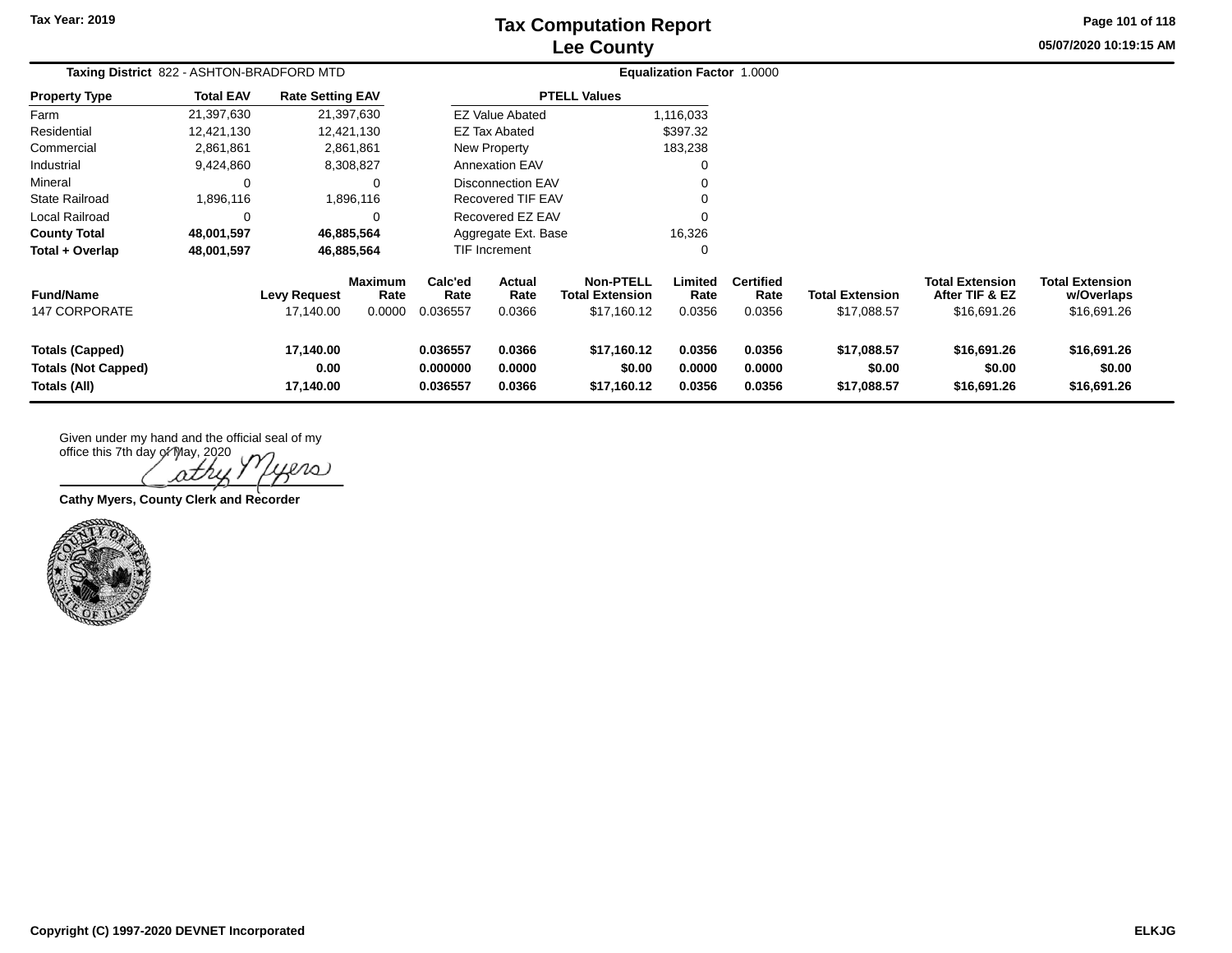Tax Year: 2019

# Tax Computation Report
## Lee County

**Taxing District** 822 - ASHTON-BRADFORD MTD **Equalization Factor** 1.0000

| Property Type | Total EAV | Rate Setting EAV |
|---|---|---|
| Farm | 21,397,630 | 21,397,630 |
| Residential | 12,421,130 | 12,421,130 |
| Commercial | 2,861,861 | 2,861,861 |
| Industrial | 9,424,860 | 8,308,827 |
| Mineral | 0 | 0 |
| State Railroad | 1,896,116 | 1,896,116 |
| Local Railroad | 0 | 0 |
| **County Total** | **48,001,597** | **46,885,564** |
| **Total + Overlap** | **48,001,597** | **46,885,564** |

| PTELL Values | |
|---|---|
| EZ Value Abated | 1,116,033 |
| EZ Tax Abated | $397.32 |
| New Property | 183,238 |
| Annexation EAV | 0 |
| Disconnection EAV | 0 |
| Recovered TIF EAV | 0 |
| Recovered EZ EAV | 0 |
| Aggregate Ext. Base | 16,326 |
| TIF Increment | 0 |

| Fund/Name | Levy Request | Maximum Rate | Calc'ed Rate | Actual Rate | Non-PTELL Total Extension | Limited Rate | Certified Rate | Total Extension | Total Extension After TIF & EZ | Total Extension w/Overlaps |
|---|---|---|---|---|---|---|---|---|---|---|
| 147 CORPORATE | 17,140.00 | 0.0000 | 0.036557 | 0.0366 | $17,160.12 | 0.0356 | 0.0356 | $17,088.57 | $16,691.26 | $16,691.26 |
| **Totals (Capped)** | **17,140.00** | | **0.036557** | **0.0366** | **$17,160.12** | **0.0356** | **0.0356** | **$17,088.57** | **$16,691.26** | **$16,691.26** |
| **Totals (Not Capped)** | **0.00** | | **0.000000** | **0.0000** | **$0.00** | **0.0000** | **0.0000** | **$0.00** | **$0.00** | **$0.00** |
| **Totals (All)** | **17,140.00** | | **0.036557** | **0.0366** | **$17,160.12** | **0.0356** | **0.0356** | **$17,088.57** | **$16,691.26** | **$16,691.26** |

Given under my hand and the official seal of my office this 7th day of May, 2020

Cathy Myers

**Cathy Myers, County Clerk and Recorder**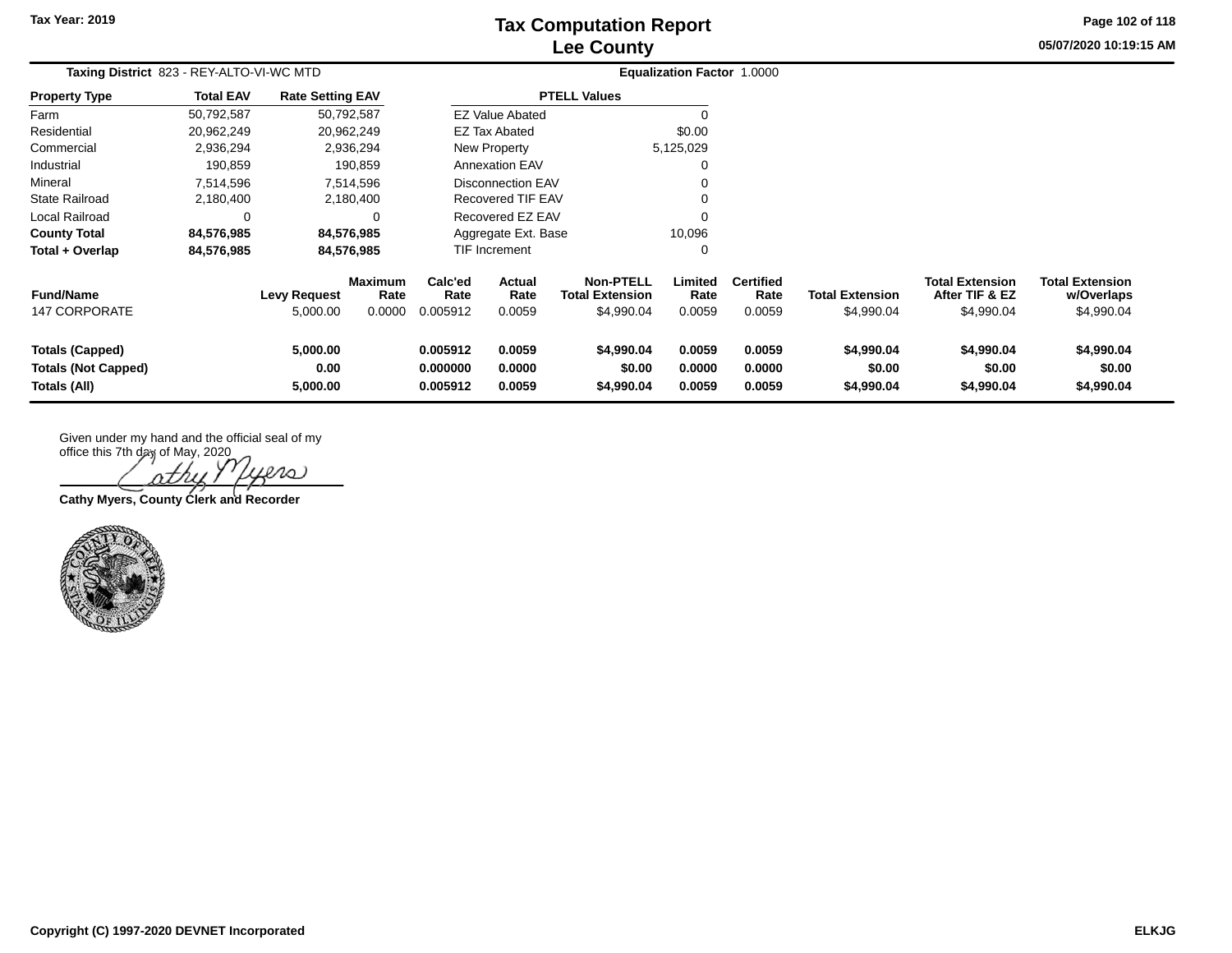Tax Year: 2019

# Tax Computation Report
## Lee County

05/07/2020 10:19:15 AM

**Taxing District** 823 - REY-ALTO-VI-WC MTD

**Equalization Factor** 1.0000

| Property Type | Total EAV | Rate Setting EAV |
|---|---|---|
| Farm | 50,792,587 | 50,792,587 |
| Residential | 20,962,249 | 20,962,249 |
| Commercial | 2,936,294 | 2,936,294 |
| Industrial | 190,859 | 190,859 |
| Mineral | 7,514,596 | 7,514,596 |
| State Railroad | 2,180,400 | 2,180,400 |
| Local Railroad | 0 | 0 |
| **County Total** | **84,576,985** | **84,576,985** |
| **Total + Overlap** | **84,576,985** | **84,576,985** |

| PTELL Values | |
|---|---|
| EZ Value Abated | 0 |
| EZ Tax Abated | $0.00 |
| New Property | 5,125,029 |
| Annexation EAV | 0 |
| Disconnection EAV | 0 |
| Recovered TIF EAV | 0 |
| Recovered EZ EAV | 0 |
| Aggregate Ext. Base | 10,096 |
| TIF Increment | 0 |

| Fund/Name | Levy Request | Maximum Rate | Calc'ed Rate | Actual Rate | Non-PTELL Total Extension | Limited Rate | Certified Rate | Total Extension | Total Extension After TIF & EZ | Total Extension w/Overlaps |
|---|---|---|---|---|---|---|---|---|---|---|
| 147 CORPORATE | 5,000.00 | 0.0000 | 0.005912 | 0.0059 | $4,990.04 | 0.0059 | 0.0059 | $4,990.04 | $4,990.04 | $4,990.04 |
| **Totals (Capped)** | **5,000.00** | | **0.005912** | **0.0059** | **$4,990.04** | **0.0059** | **0.0059** | **$4,990.04** | **$4,990.04** | **$4,990.04** |
| **Totals (Not Capped)** | **0.00** | | **0.000000** | **0.0000** | **$0.00** | **0.0000** | **0.0000** | **$0.00** | **$0.00** | **$0.00** |
| **Totals (All)** | **5,000.00** | | **0.005912** | **0.0059** | **$4,990.04** | **0.0059** | **0.0059** | **$4,990.04** | **$4,990.04** | **$4,990.04** |

Given under my hand and the official seal of my office this 7th day of May, 2020

**Cathy Myers, County Clerk and Recorder**

Copyright (C) 1997-2020 DEVNET Incorporated

ELKJG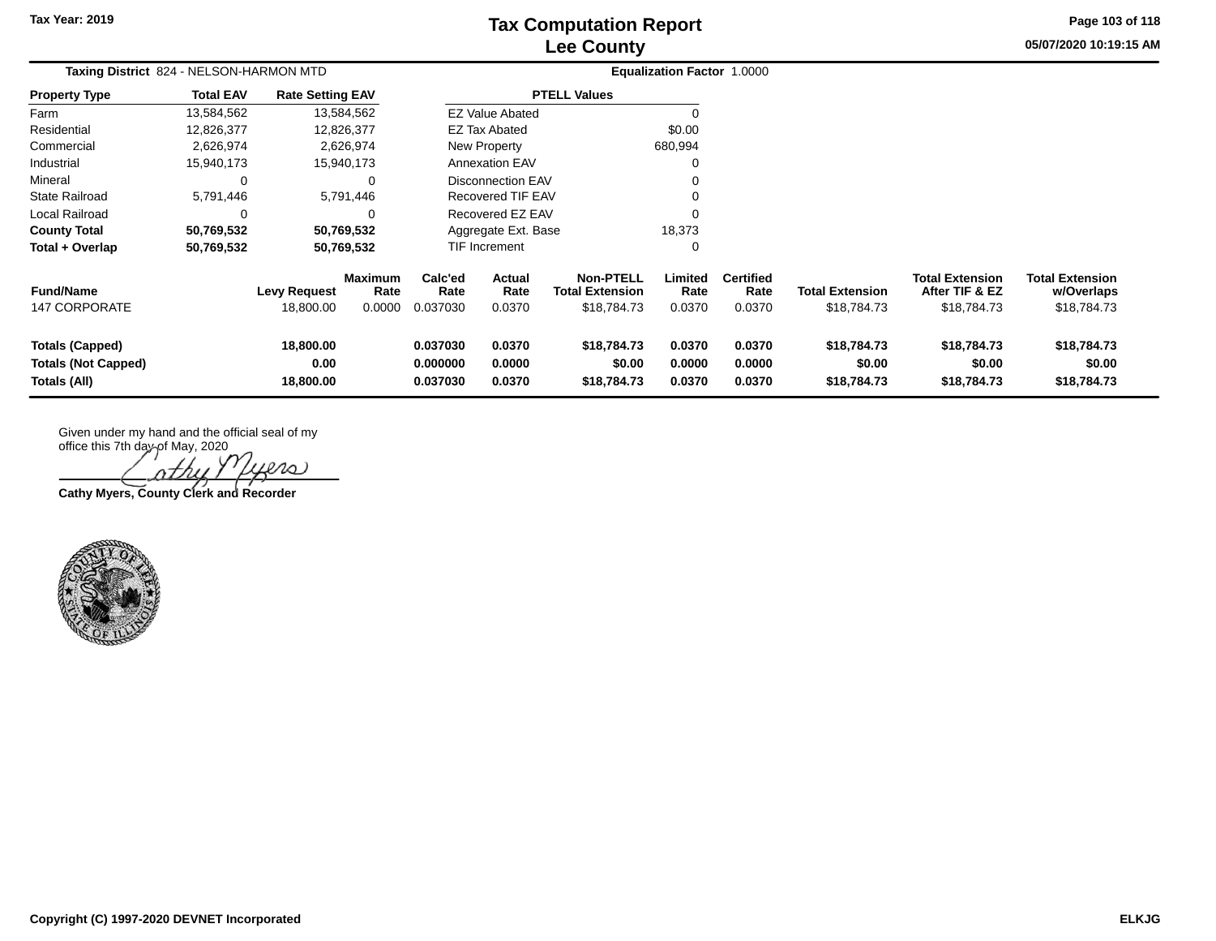Tax Year: 2019

# Tax Computation Report
## Lee County

05/07/2020 10:19:15 AM

**Taxing District** 824 - NELSON-HARMON MTD

**Equalization Factor** 1.0000

| Property Type | Total EAV | Rate Setting EAV |
|---|---|---|
| Farm | 13,584,562 | 13,584,562 |
| Residential | 12,826,377 | 12,826,377 |
| Commercial | 2,626,974 | 2,626,974 |
| Industrial | 15,940,173 | 15,940,173 |
| Mineral | 0 | 0 |
| State Railroad | 5,791,446 | 5,791,446 |
| Local Railroad | 0 | 0 |
| **County Total** | **50,769,532** | **50,769,532** |
| **Total + Overlap** | **50,769,532** | **50,769,532** |

| PTELL Values | |
|---|---|
| EZ Value Abated | 0 |
| EZ Tax Abated | $0.00 |
| New Property | 680,994 |
| Annexation EAV | 0 |
| Disconnection EAV | 0 |
| Recovered TIF EAV | 0 |
| Recovered EZ EAV | 0 |
| Aggregate Ext. Base | 18,373 |
| TIF Increment | 0 |

| Fund/Name | Levy Request | Maximum Rate | Calc'ed Rate | Actual Rate | Non-PTELL Total Extension | Limited Rate | Certified Rate | Total Extension | Total Extension After TIF & EZ | Total Extension w/Overlaps |
|---|---|---|---|---|---|---|---|---|---|---|
| 147 CORPORATE | 18,800.00 | 0.0000 | 0.037030 | 0.0370 | $18,784.73 | 0.0370 | 0.0370 | $18,784.73 | $18,784.73 | $18,784.73 |
| **Totals (Capped)** | **18,800.00** | | **0.037030** | **0.0370** | **$18,784.73** | **0.0370** | **0.0370** | **$18,784.73** | **$18,784.73** | **$18,784.73** |
| **Totals (Not Capped)** | **0.00** | | **0.000000** | **0.0000** | **$0.00** | **0.0000** | **0.0000** | **$0.00** | **$0.00** | **$0.00** |
| **Totals (All)** | **18,800.00** | | **0.037030** | **0.0370** | **$18,784.73** | **0.0370** | **0.0370** | **$18,784.73** | **$18,784.73** | **$18,784.73** |

Given under my hand and the official seal of my office this 7th day of May, 2020

Cathy Myers

**Cathy Myers, County Clerk and Recorder**

Copyright (C) 1997-2020 DEVNET Incorporated

ELKJG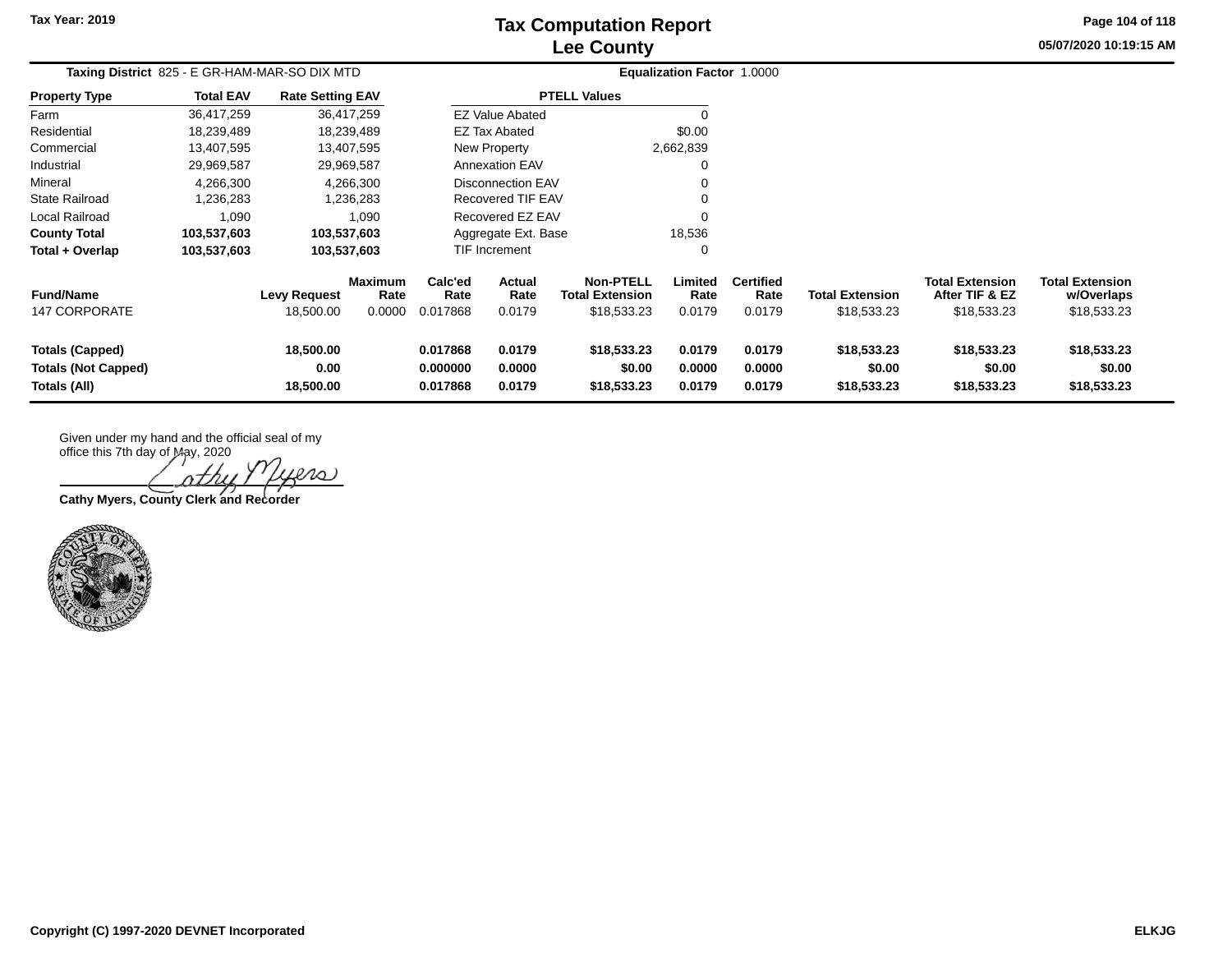# Tax Computation Report
## Lee County

Tax Year: 2019

05/07/2020 10:19:15 AM

**Taxing District** 825 - E GR-HAM-MAR-SO DIX MTD

**Equalization Factor** 1.0000

| Property Type | Total EAV | Rate Setting EAV |
|---|---|---|
| Farm | 36,417,259 | 36,417,259 |
| Residential | 18,239,489 | 18,239,489 |
| Commercial | 13,407,595 | 13,407,595 |
| Industrial | 29,969,587 | 29,969,587 |
| Mineral | 4,266,300 | 4,266,300 |
| State Railroad | 1,236,283 | 1,236,283 |
| Local Railroad | 1,090 | 1,090 |
| **County Total** | **103,537,603** | **103,537,603** |
| **Total + Overlap** | **103,537,603** | **103,537,603** |

| PTELL Values | |
|---|---|
| EZ Value Abated | 0 |
| EZ Tax Abated | $0.00 |
| New Property | 2,662,839 |
| Annexation EAV | 0 |
| Disconnection EAV | 0 |
| Recovered TIF EAV | 0 |
| Recovered EZ EAV | 0 |
| Aggregate Ext. Base | 18,536 |
| TIF Increment | 0 |

| Fund/Name | Levy Request | Maximum Rate | Calc'ed Rate | Actual Rate | Non-PTELL Total Extension | Limited Rate | Certified Rate | Total Extension | Total Extension After TIF & EZ | Total Extension w/Overlaps |
|---|---|---|---|---|---|---|---|---|---|---|
| 147 CORPORATE | 18,500.00 | 0.0000 | 0.017868 | 0.0179 | $18,533.23 | 0.0179 | 0.0179 | $18,533.23 | $18,533.23 | $18,533.23 |
| **Totals (Capped)** | **18,500.00** | | **0.017868** | **0.0179** | **$18,533.23** | **0.0179** | **0.0179** | **$18,533.23** | **$18,533.23** | **$18,533.23** |
| **Totals (Not Capped)** | **0.00** | | **0.000000** | **0.0000** | **$0.00** | **0.0000** | **0.0000** | **$0.00** | **$0.00** | **$0.00** |
| **Totals (All)** | **18,500.00** | | **0.017868** | **0.0179** | **$18,533.23** | **0.0179** | **0.0179** | **$18,533.23** | **$18,533.23** | **$18,533.23** |

Given under my hand and the official seal of my office this 7th day of May, 2020

Cathy Myers

**Cathy Myers, County Clerk and Recorder**

Copyright (C) 1997-2020 DEVNET Incorporated

ELKJG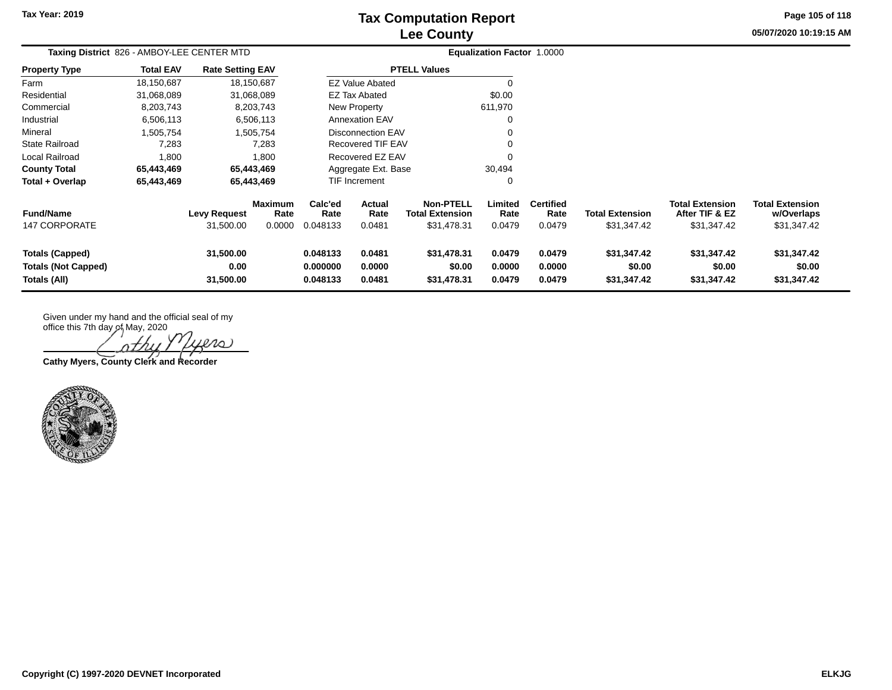Tax Year: 2019

# Tax Computation Report
## Lee County

05/07/2020 10:19:15 AM

**Taxing District** 826 - AMBOY-LEE CENTER MTD

**Equalization Factor** 1.0000

| Property Type | Total EAV | Rate Setting EAV |
|---|---|---|
| Farm | 18,150,687 | 18,150,687 |
| Residential | 31,068,089 | 31,068,089 |
| Commercial | 8,203,743 | 8,203,743 |
| Industrial | 6,506,113 | 6,506,113 |
| Mineral | 1,505,754 | 1,505,754 |
| State Railroad | 7,283 | 7,283 |
| Local Railroad | 1,800 | 1,800 |
| **County Total** | **65,443,469** | **65,443,469** |
| **Total + Overlap** | **65,443,469** | **65,443,469** |

| PTELL Values | |
|---|---|
| EZ Value Abated | 0 |
| EZ Tax Abated | $0.00 |
| New Property | 611,970 |
| Annexation EAV | 0 |
| Disconnection EAV | 0 |
| Recovered TIF EAV | 0 |
| Recovered EZ EAV | 0 |
| Aggregate Ext. Base | 30,494 |
| TIF Increment | 0 |

| Fund/Name | Levy Request | Maximum Rate | Calc'ed Rate | Actual Rate | Non-PTELL Total Extension | Limited Rate | Certified Rate | Total Extension | Total Extension After TIF & EZ | Total Extension w/Overlaps |
|---|---|---|---|---|---|---|---|---|---|---|
| 147 CORPORATE | 31,500.00 | 0.0000 | 0.048133 | 0.0481 | $31,478.31 | 0.0479 | 0.0479 | $31,347.42 | $31,347.42 | $31,347.42 |
| **Totals (Capped)** | **31,500.00** | | **0.048133** | **0.0481** | **$31,478.31** | **0.0479** | **0.0479** | **$31,347.42** | **$31,347.42** | **$31,347.42** |
| **Totals (Not Capped)** | **0.00** | | **0.000000** | **0.0000** | **$0.00** | **0.0000** | **0.0000** | **$0.00** | **$0.00** | **$0.00** |
| **Totals (All)** | **31,500.00** | | **0.048133** | **0.0481** | **$31,478.31** | **0.0479** | **0.0479** | **$31,347.42** | **$31,347.42** | **$31,347.42** |

Given under my hand and the official seal of my office this 7th day of May, 2020

Cathy Myers

**Cathy Myers, County Clerk and Recorder**

**Copyright (C) 1997-2020 DEVNET Incorporated**

**ELKJG**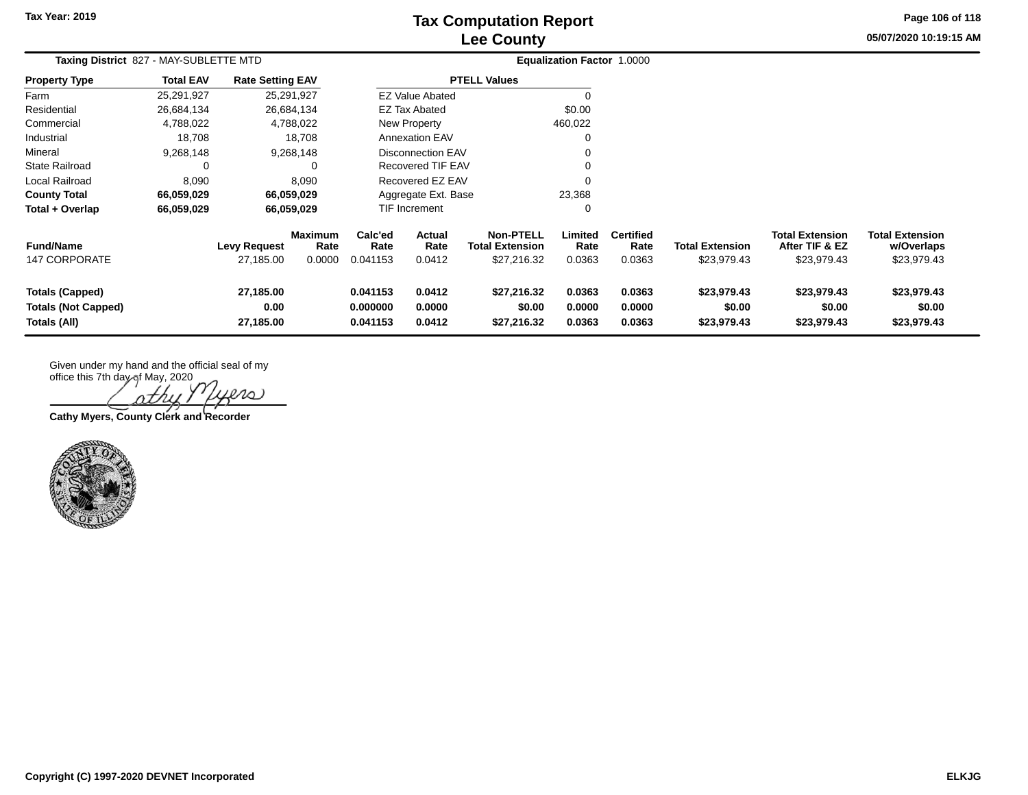# Tax Computation Report
## Lee County

Tax Year: 2019

05/07/2020 10:19:15 AM

**Taxing District** 827 - MAY-SUBLETTE MTD

**Equalization Factor** 1.0000

| Property Type | Total EAV | Rate Setting EAV |
|---|---|---|
| Farm | 25,291,927 | 25,291,927 |
| Residential | 26,684,134 | 26,684,134 |
| Commercial | 4,788,022 | 4,788,022 |
| Industrial | 18,708 | 18,708 |
| Mineral | 9,268,148 | 9,268,148 |
| State Railroad | 0 | 0 |
| Local Railroad | 8,090 | 8,090 |
| **County Total** | **66,059,029** | **66,059,029** |
| **Total + Overlap** | **66,059,029** | **66,059,029** |

| PTELL Values | |
|---|---|
| EZ Value Abated | 0 |
| EZ Tax Abated | $0.00 |
| New Property | 460,022 |
| Annexation EAV | 0 |
| Disconnection EAV | 0 |
| Recovered TIF EAV | 0 |
| Recovered EZ EAV | 0 |
| Aggregate Ext. Base | 23,368 |
| TIF Increment | 0 |

| Fund/Name | Levy Request | Maximum Rate | Calc'ed Rate | Actual Rate | Non-PTELL Total Extension | Limited Rate | Certified Rate | Total Extension | Total Extension After TIF & EZ | Total Extension w/Overlaps |
|---|---|---|---|---|---|---|---|---|---|---|
| 147 CORPORATE | 27,185.00 | 0.0000 | 0.041153 | 0.0412 | $27,216.32 | 0.0363 | 0.0363 | $23,979.43 | $23,979.43 | $23,979.43 |
| **Totals (Capped)** | **27,185.00** | | **0.041153** | **0.0412** | **$27,216.32** | **0.0363** | **0.0363** | **$23,979.43** | **$23,979.43** | **$23,979.43** |
| **Totals (Not Capped)** | **0.00** | | **0.000000** | **0.0000** | **$0.00** | **0.0000** | **0.0000** | **$0.00** | **$0.00** | **$0.00** |
| **Totals (All)** | **27,185.00** | | **0.041153** | **0.0412** | **$27,216.32** | **0.0363** | **0.0363** | **$23,979.43** | **$23,979.43** | **$23,979.43** |

Given under my hand and the official seal of my office this 7th day of May, 2020

**Cathy Myers, County Clerk and Recorder**

Copyright (C) 1997-2020 DEVNET Incorporated

ELKJG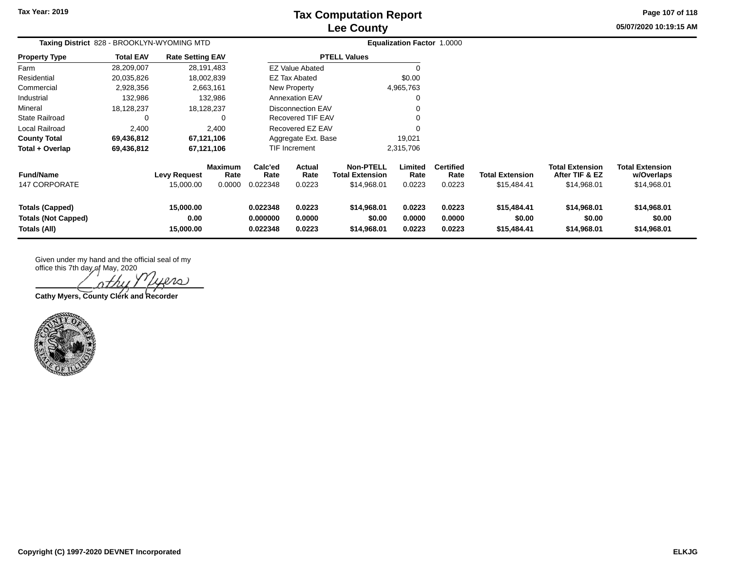# Tax Computation Report
## Lee County

Tax Year: 2019

05/07/2020 10:19:15 AM

**Taxing District** 828 - BROOKLYN-WYOMING MTD

**Equalization Factor** 1.0000

| Property Type | Total EAV | Rate Setting EAV |
|---|---|---|
| Farm | 28,209,007 | 28,191,483 |
| Residential | 20,035,826 | 18,002,839 |
| Commercial | 2,928,356 | 2,663,161 |
| Industrial | 132,986 | 132,986 |
| Mineral | 18,128,237 | 18,128,237 |
| State Railroad | 0 | 0 |
| Local Railroad | 2,400 | 2,400 |
| **County Total** | **69,436,812** | **67,121,106** |
| **Total + Overlap** | **69,436,812** | **67,121,106** |

| PTELL Values | |
|---|---|
| EZ Value Abated | 0 |
| EZ Tax Abated | $0.00 |
| New Property | 4,965,763 |
| Annexation EAV | 0 |
| Disconnection EAV | 0 |
| Recovered TIF EAV | 0 |
| Recovered EZ EAV | 0 |
| Aggregate Ext. Base | 19,021 |
| TIF Increment | 2,315,706 |

| Fund/Name | Levy Request | Maximum Rate | Calc'ed Rate | Actual Rate | Non-PTELL Total Extension | Limited Rate | Certified Rate | Total Extension | Total Extension After TIF & EZ | Total Extension w/Overlaps |
|---|---|---|---|---|---|---|---|---|---|---|
| 147 CORPORATE | 15,000.00 | 0.0000 | 0.022348 | 0.0223 | $14,968.01 | 0.0223 | 0.0223 | $15,484.41 | $14,968.01 | $14,968.01 |
| **Totals (Capped)** | **15,000.00** | | **0.022348** | **0.0223** | **$14,968.01** | **0.0223** | **0.0223** | **$15,484.41** | **$14,968.01** | **$14,968.01** |
| **Totals (Not Capped)** | **0.00** | | **0.000000** | **0.0000** | **$0.00** | **0.0000** | **0.0000** | **$0.00** | **$0.00** | **$0.00** |
| **Totals (All)** | **15,000.00** | | **0.022348** | **0.0223** | **$14,968.01** | **0.0223** | **0.0223** | **$15,484.41** | **$14,968.01** | **$14,968.01** |

Given under my hand and the official seal of my office this 7th day of May, 2020

Cathy Myers

**Cathy Myers, County Clerk and Recorder**

Copyright (C) 1997-2020 DEVNET Incorporated

ELKJG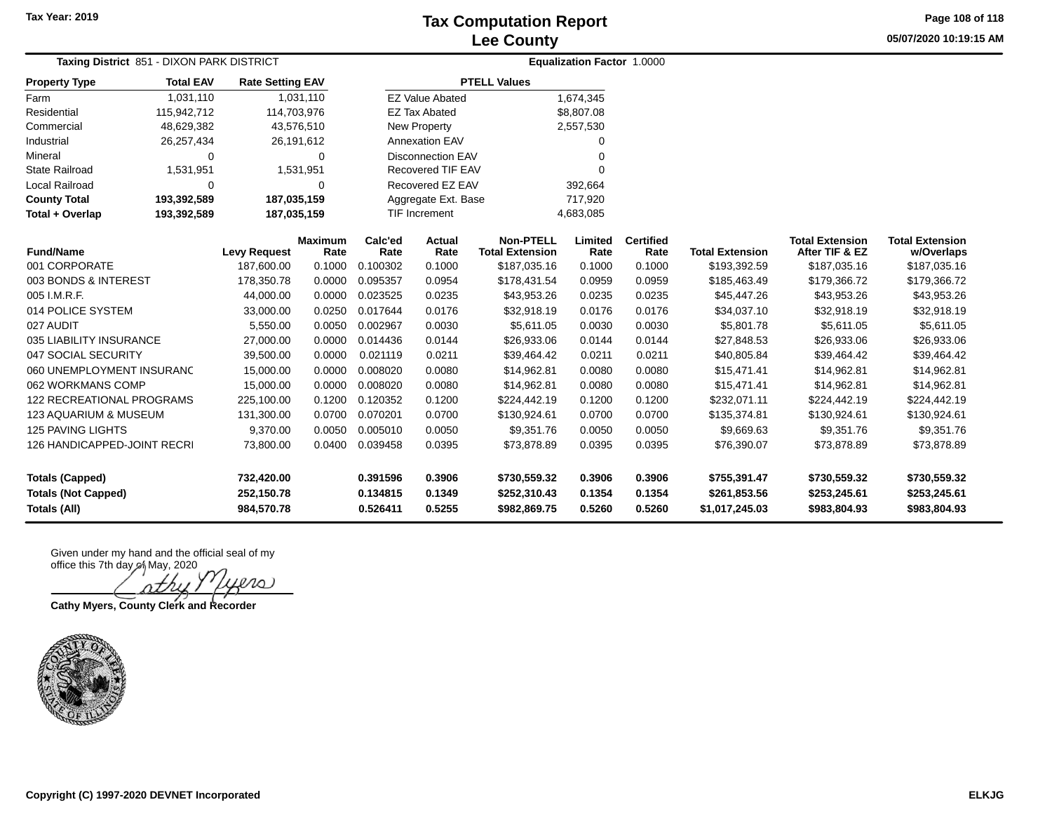Tax Year: 2019

# Tax Computation Report
## Lee County

05/07/2020 10:19:15 AM

**Taxing District** 851 - DIXON PARK DISTRICT **Equalization Factor** 1.0000

| Property Type | Total EAV | Rate Setting EAV |
|---|---|---|
| Farm | 1,031,110 | 1,031,110 |
| Residential | 115,942,712 | 114,703,976 |
| Commercial | 48,629,382 | 43,576,510 |
| Industrial | 26,257,434 | 26,191,612 |
| Mineral | 0 | 0 |
| State Railroad | 1,531,951 | 1,531,951 |
| Local Railroad | 0 | 0 |
| **County Total** | **193,392,589** | **187,035,159** |
| **Total + Overlap** | **193,392,589** | **187,035,159** |

| PTELL Values | |
|---|---|
| EZ Value Abated | 1,674,345 |
| EZ Tax Abated | $8,807.08 |
| New Property | 2,557,530 |
| Annexation EAV | 0 |
| Disconnection EAV | 0 |
| Recovered TIF EAV | 0 |
| Recovered EZ EAV | 392,664 |
| Aggregate Ext. Base | 717,920 |
| TIF Increment | 4,683,085 |

| Fund/Name | Levy Request | Maximum Rate | Calc'ed Rate | Actual Rate | Non-PTELL Total Extension | Limited Rate | Certified Rate | Total Extension | Total Extension After TIF & EZ | Total Extension w/Overlaps |
|---|---|---|---|---|---|---|---|---|---|---|
| 001 CORPORATE | 187,600.00 | 0.1000 | 0.100302 | 0.1000 | $187,035.16 | 0.1000 | 0.1000 | $193,392.59 | $187,035.16 | $187,035.16 |
| 003 BONDS & INTEREST | 178,350.78 | 0.0000 | 0.095357 | 0.0954 | $178,431.54 | 0.0959 | 0.0959 | $185,463.49 | $179,366.72 | $179,366.72 |
| 005 I.M.R.F. | 44,000.00 | 0.0000 | 0.023525 | 0.0235 | $43,953.26 | 0.0235 | 0.0235 | $45,447.26 | $43,953.26 | $43,953.26 |
| 014 POLICE SYSTEM | 33,000.00 | 0.0250 | 0.017644 | 0.0176 | $32,918.19 | 0.0176 | 0.0176 | $34,037.10 | $32,918.19 | $32,918.19 |
| 027 AUDIT | 5,550.00 | 0.0050 | 0.002967 | 0.0030 | $5,611.05 | 0.0030 | 0.0030 | $5,801.78 | $5,611.05 | $5,611.05 |
| 035 LIABILITY INSURANCE | 27,000.00 | 0.0000 | 0.014436 | 0.0144 | $26,933.06 | 0.0144 | 0.0144 | $27,848.53 | $26,933.06 | $26,933.06 |
| 047 SOCIAL SECURITY | 39,500.00 | 0.0000 | 0.021119 | 0.0211 | $39,464.42 | 0.0211 | 0.0211 | $40,805.84 | $39,464.42 | $39,464.42 |
| 060 UNEMPLOYMENT INSURANC | 15,000.00 | 0.0000 | 0.008020 | 0.0080 | $14,962.81 | 0.0080 | 0.0080 | $15,471.41 | $14,962.81 | $14,962.81 |
| 062 WORKMANS COMP | 15,000.00 | 0.0000 | 0.008020 | 0.0080 | $14,962.81 | 0.0080 | 0.0080 | $15,471.41 | $14,962.81 | $14,962.81 |
| 122 RECREATIONAL PROGRAMS | 225,100.00 | 0.1200 | 0.120352 | 0.1200 | $224,442.19 | 0.1200 | 0.1200 | $232,071.11 | $224,442.19 | $224,442.19 |
| 123 AQUARIUM & MUSEUM | 131,300.00 | 0.0700 | 0.070201 | 0.0700 | $130,924.61 | 0.0700 | 0.0700 | $135,374.81 | $130,924.61 | $130,924.61 |
| 125 PAVING LIGHTS | 9,370.00 | 0.0050 | 0.005010 | 0.0050 | $9,351.76 | 0.0050 | 0.0050 | $9,669.63 | $9,351.76 | $9,351.76 |
| 126 HANDICAPPED-JOINT RECRI | 73,800.00 | 0.0400 | 0.039458 | 0.0395 | $73,878.89 | 0.0395 | 0.0395 | $76,390.07 | $73,878.89 | $73,878.89 |
| **Totals (Capped)** | **732,420.00** | | **0.391596** | **0.3906** | **$730,559.32** | **0.3906** | **0.3906** | **$755,391.47** | **$730,559.32** | **$730,559.32** |
| **Totals (Not Capped)** | **252,150.78** | | **0.134815** | **0.1349** | **$252,310.43** | **0.1354** | **0.1354** | **$261,853.56** | **$253,245.61** | **$253,245.61** |
| **Totals (All)** | **984,570.78** | | **0.526411** | **0.5255** | **$982,869.75** | **0.5260** | **0.5260** | **$1,017,245.03** | **$983,804.93** | **$983,804.93** |

Given under my hand and the official seal of my office this 7th day of May, 2020

Cathy Myers

**Cathy Myers, County Clerk and Recorder**

**Copyright (C) 1997-2020 DEVNET Incorporated** **ELKJG**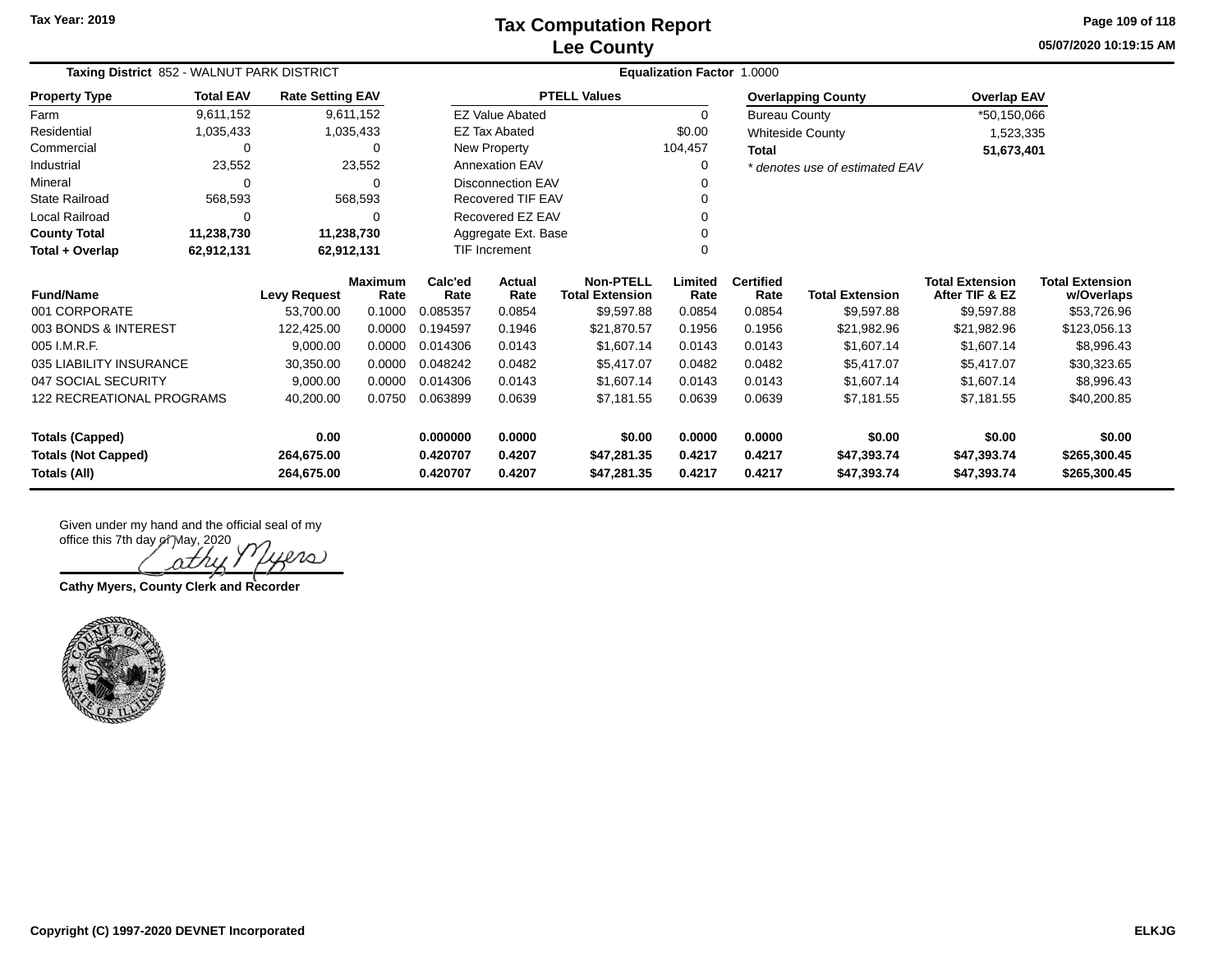Tax Year: 2019

# Tax Computation Report
## Lee County

05/07/2020 10:19:15 AM

**Taxing District** 852 - WALNUT PARK DISTRICT | **Equalization Factor** 1.0000

| Property Type | Total EAV | Rate Setting EAV |
|---|---|---|
| Farm | 9,611,152 | 9,611,152 |
| Residential | 1,035,433 | 1,035,433 |
| Commercial | 0 | 0 |
| Industrial | 23,552 | 23,552 |
| Mineral | 0 | 0 |
| State Railroad | 568,593 | 568,593 |
| Local Railroad | 0 | 0 |
| **County Total** | **11,238,730** | **11,238,730** |
| **Total + Overlap** | **62,912,131** | **62,912,131** |

| PTELL Values | |
|---|---|
| EZ Value Abated | 0 |
| EZ Tax Abated | $0.00 |
| New Property | 104,457 |
| Annexation EAV | 0 |
| Disconnection EAV | 0 |
| Recovered TIF EAV | 0 |
| Recovered EZ EAV | 0 |
| Aggregate Ext. Base | 0 |
| TIF Increment | 0 |

| Overlapping County | Overlap EAV |
|---|---|
| Bureau County | *50,150,066 |
| Whiteside County | 1,523,335 |
| **Total** | **51,673,401** |

*\* denotes use of estimated EAV*

| Fund/Name | Levy Request | Maximum Rate | Calc'ed Rate | Actual Rate | Non-PTELL Total Extension | Limited Rate | Certified Rate | Total Extension | Total Extension After TIF & EZ | Total Extension w/Overlaps |
|---|---|---|---|---|---|---|---|---|---|---|
| 001 CORPORATE | 53,700.00 | 0.1000 | 0.085357 | 0.0854 | $9,597.88 | 0.0854 | 0.0854 | $9,597.88 | $9,597.88 | $53,726.96 |
| 003 BONDS & INTEREST | 122,425.00 | 0.0000 | 0.194597 | 0.1946 | $21,870.57 | 0.1956 | 0.1956 | $21,982.96 | $21,982.96 | $123,056.13 |
| 005 I.M.R.F. | 9,000.00 | 0.0000 | 0.014306 | 0.0143 | $1,607.14 | 0.0143 | 0.0143 | $1,607.14 | $1,607.14 | $8,996.43 |
| 035 LIABILITY INSURANCE | 30,350.00 | 0.0000 | 0.048242 | 0.0482 | $5,417.07 | 0.0482 | 0.0482 | $5,417.07 | $5,417.07 | $30,323.65 |
| 047 SOCIAL SECURITY | 9,000.00 | 0.0000 | 0.014306 | 0.0143 | $1,607.14 | 0.0143 | 0.0143 | $1,607.14 | $1,607.14 | $8,996.43 |
| 122 RECREATIONAL PROGRAMS | 40,200.00 | 0.0750 | 0.063899 | 0.0639 | $7,181.55 | 0.0639 | 0.0639 | $7,181.55 | $7,181.55 | $40,200.85 |
| **Totals (Capped)** | **0.00** | | **0.000000** | **0.0000** | **$0.00** | **0.0000** | **0.0000** | **$0.00** | **$0.00** | **$0.00** |
| **Totals (Not Capped)** | **264,675.00** | | **0.420707** | **0.4207** | **$47,281.35** | **0.4217** | **0.4217** | **$47,393.74** | **$47,393.74** | **$265,300.45** |
| **Totals (All)** | **264,675.00** | | **0.420707** | **0.4207** | **$47,281.35** | **0.4217** | **0.4217** | **$47,393.74** | **$47,393.74** | **$265,300.45** |

Given under my hand and the official seal of my office this 7th day of May, 2020

*Cathy Myers*

**Cathy Myers, County Clerk and Recorder**

Copyright (C) 1997-2020 DEVNET Incorporated

ELKJG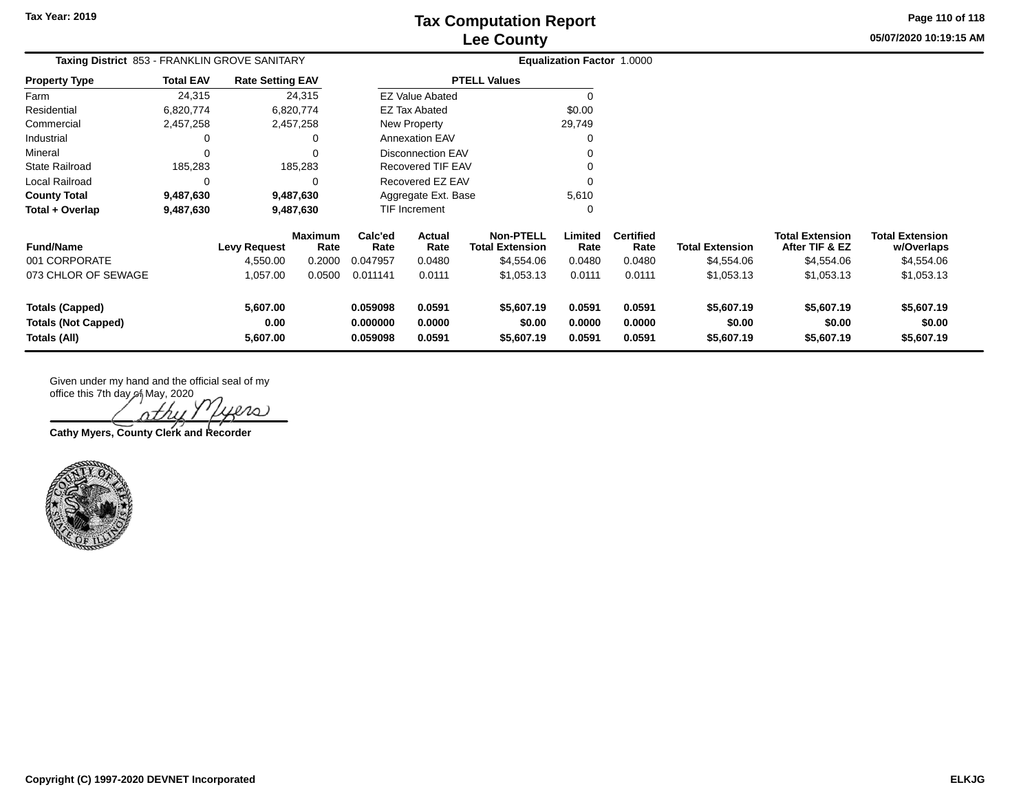# Tax Computation Report
# Lee County

Tax Year: 2019

05/07/2020 10:19:15 AM

**Taxing District** 853 - FRANKLIN GROVE SANITARY

**Equalization Factor** 1.0000

| Property Type | Total EAV | Rate Setting EAV |
|---|---|---|
| Farm | 24,315 | 24,315 |
| Residential | 6,820,774 | 6,820,774 |
| Commercial | 2,457,258 | 2,457,258 |
| Industrial | 0 | 0 |
| Mineral | 0 | 0 |
| State Railroad | 185,283 | 185,283 |
| Local Railroad | 0 | 0 |
| **County Total** | **9,487,630** | **9,487,630** |
| **Total + Overlap** | **9,487,630** | **9,487,630** |

| PTELL Values | |
|---|---|
| EZ Value Abated | 0 |
| EZ Tax Abated | $0.00 |
| New Property | 29,749 |
| Annexation EAV | 0 |
| Disconnection EAV | 0 |
| Recovered TIF EAV | 0 |
| Recovered EZ EAV | 0 |
| Aggregate Ext. Base | 5,610 |
| TIF Increment | 0 |

| Fund/Name | Levy Request | Maximum Rate | Calc'ed Rate | Actual Rate | Non-PTELL Total Extension | Limited Rate | Certified Rate | Total Extension | Total Extension After TIF & EZ | Total Extension w/Overlaps |
|---|---|---|---|---|---|---|---|---|---|---|
| 001 CORPORATE | 4,550.00 | 0.2000 | 0.047957 | 0.0480 | $4,554.06 | 0.0480 | 0.0480 | $4,554.06 | $4,554.06 | $4,554.06 |
| 073 CHLOR OF SEWAGE | 1,057.00 | 0.0500 | 0.011141 | 0.0111 | $1,053.13 | 0.0111 | 0.0111 | $1,053.13 | $1,053.13 | $1,053.13 |
| **Totals (Capped)** | **5,607.00** | | **0.059098** | **0.0591** | **$5,607.19** | **0.0591** | **0.0591** | **$5,607.19** | **$5,607.19** | **$5,607.19** |
| **Totals (Not Capped)** | **0.00** | | **0.000000** | **0.0000** | **$0.00** | **0.0000** | **0.0000** | **$0.00** | **$0.00** | **$0.00** |
| **Totals (All)** | **5,607.00** | | **0.059098** | **0.0591** | **$5,607.19** | **0.0591** | **0.0591** | **$5,607.19** | **$5,607.19** | **$5,607.19** |

Given under my hand and the official seal of my office this 7th day of May, 2020

Cathy Myers

**Cathy Myers, County Clerk and Recorder**

**Copyright (C) 1997-2020 DEVNET Incorporated**

**ELKJG**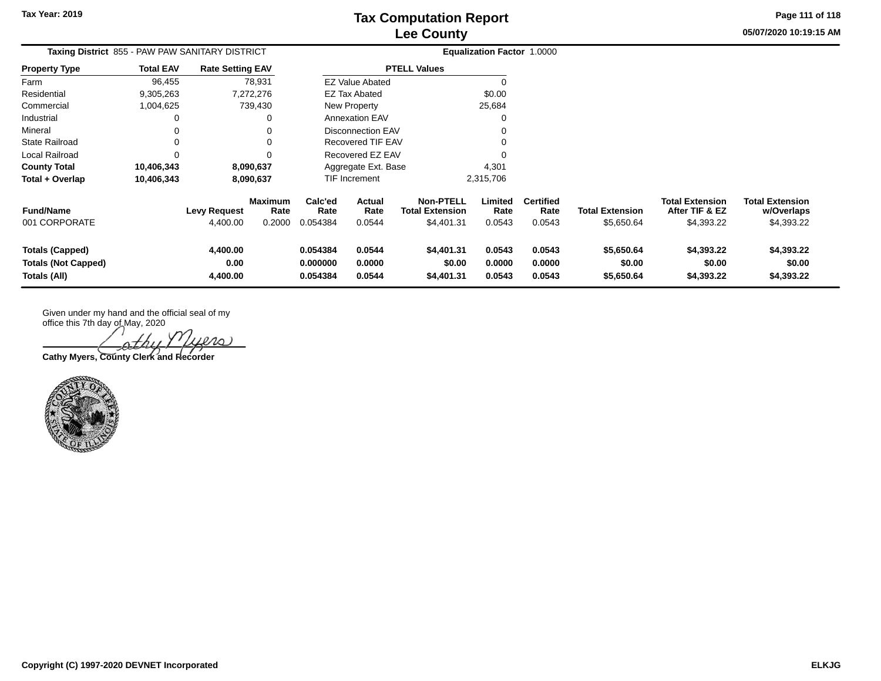Tax Year: 2019

# Tax Computation Report
## Lee County

**Taxing District** 855 - PAW PAW SANITARY DISTRICT

**Equalization Factor** 1.0000

| Property Type | Total EAV | Rate Setting EAV |
|---|---|---|
| Farm | 96,455 | 78,931 |
| Residential | 9,305,263 | 7,272,276 |
| Commercial | 1,004,625 | 739,430 |
| Industrial | 0 | 0 |
| Mineral | 0 | 0 |
| State Railroad | 0 | 0 |
| Local Railroad | 0 | 0 |
| **County Total** | **10,406,343** | **8,090,637** |
| **Total + Overlap** | **10,406,343** | **8,090,637** |

| PTELL Values | |
|---|---|
| EZ Value Abated | 0 |
| EZ Tax Abated | $0.00 |
| New Property | 25,684 |
| Annexation EAV | 0 |
| Disconnection EAV | 0 |
| Recovered TIF EAV | 0 |
| Recovered EZ EAV | 0 |
| Aggregate Ext. Base | 4,301 |
| TIF Increment | 2,315,706 |

| Fund/Name | Levy Request | Maximum Rate | Calc'ed Rate | Actual Rate | Non-PTELL Total Extension | Limited Rate | Certified Rate | Total Extension | Total Extension After TIF & EZ | Total Extension w/Overlaps |
|---|---|---|---|---|---|---|---|---|---|---|
| 001 CORPORATE | 4,400.00 | 0.2000 | 0.054384 | 0.0544 | $4,401.31 | 0.0543 | 0.0543 | $5,650.64 | $4,393.22 | $4,393.22 |
| **Totals (Capped)** | **4,400.00** | | **0.054384** | **0.0544** | **$4,401.31** | **0.0543** | **0.0543** | **$5,650.64** | **$4,393.22** | **$4,393.22** |
| **Totals (Not Capped)** | **0.00** | | **0.000000** | **0.0000** | **$0.00** | **0.0000** | **0.0000** | **$0.00** | **$0.00** | **$0.00** |
| **Totals (All)** | **4,400.00** | | **0.054384** | **0.0544** | **$4,401.31** | **0.0543** | **0.0543** | **$5,650.64** | **$4,393.22** | **$4,393.22** |

Given under my hand and the official seal of my office this 7th day of May, 2020

Cathy Myers

**Cathy Myers, County Clerk and Recorder**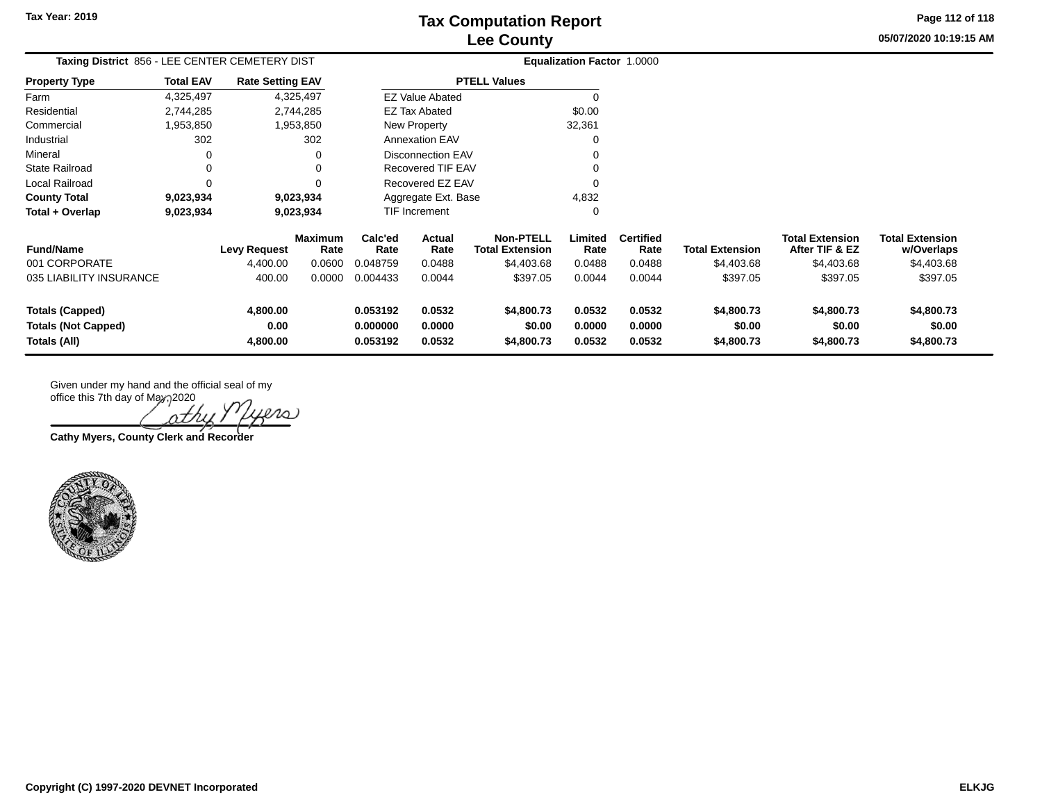# Tax Computation Report
## Lee County

Tax Year: 2019

05/07/2020 10:19:15 AM

**Taxing District** 856 - LEE CENTER CEMETERY DIST **Equalization Factor** 1.0000

| Property Type | Total EAV | Rate Setting EAV |
|---|---|---|
| Farm | 4,325,497 | 4,325,497 |
| Residential | 2,744,285 | 2,744,285 |
| Commercial | 1,953,850 | 1,953,850 |
| Industrial | 302 | 302 |
| Mineral | 0 | 0 |
| State Railroad | 0 | 0 |
| Local Railroad | 0 | 0 |
| **County Total** | **9,023,934** | **9,023,934** |
| **Total + Overlap** | **9,023,934** | **9,023,934** |

| PTELL Values | |
|---|---|
| EZ Value Abated | 0 |
| EZ Tax Abated | $0.00 |
| New Property | 32,361 |
| Annexation EAV | 0 |
| Disconnection EAV | 0 |
| Recovered TIF EAV | 0 |
| Recovered EZ EAV | 0 |
| Aggregate Ext. Base | 4,832 |
| TIF Increment | 0 |

| Fund/Name | Levy Request | Maximum Rate | Calc'ed Rate | Actual Rate | Non-PTELL Total Extension | Limited Rate | Certified Rate | Total Extension | Total Extension After TIF & EZ | Total Extension w/Overlaps |
|---|---|---|---|---|---|---|---|---|---|---|
| 001 CORPORATE | 4,400.00 | 0.0600 | 0.048759 | 0.0488 | $4,403.68 | 0.0488 | 0.0488 | $4,403.68 | $4,403.68 | $4,403.68 |
| 035 LIABILITY INSURANCE | 400.00 | 0.0000 | 0.004433 | 0.0044 | $397.05 | 0.0044 | 0.0044 | $397.05 | $397.05 | $397.05 |
| **Totals (Capped)** | **4,800.00** | | **0.053192** | **0.0532** | **$4,800.73** | **0.0532** | **0.0532** | **$4,800.73** | **$4,800.73** | **$4,800.73** |
| **Totals (Not Capped)** | **0.00** | | **0.000000** | **0.0000** | **$0.00** | **0.0000** | **0.0000** | **$0.00** | **$0.00** | **$0.00** |
| **Totals (All)** | **4,800.00** | | **0.053192** | **0.0532** | **$4,800.73** | **0.0532** | **0.0532** | **$4,800.73** | **$4,800.73** | **$4,800.73** |

Given under my hand and the official seal of my office this 7th day of May, 2020

Cathy Myers

**Cathy Myers, County Clerk and Recorder**

**Copyright (C) 1997-2020 DEVNET Incorporated** **ELKJG**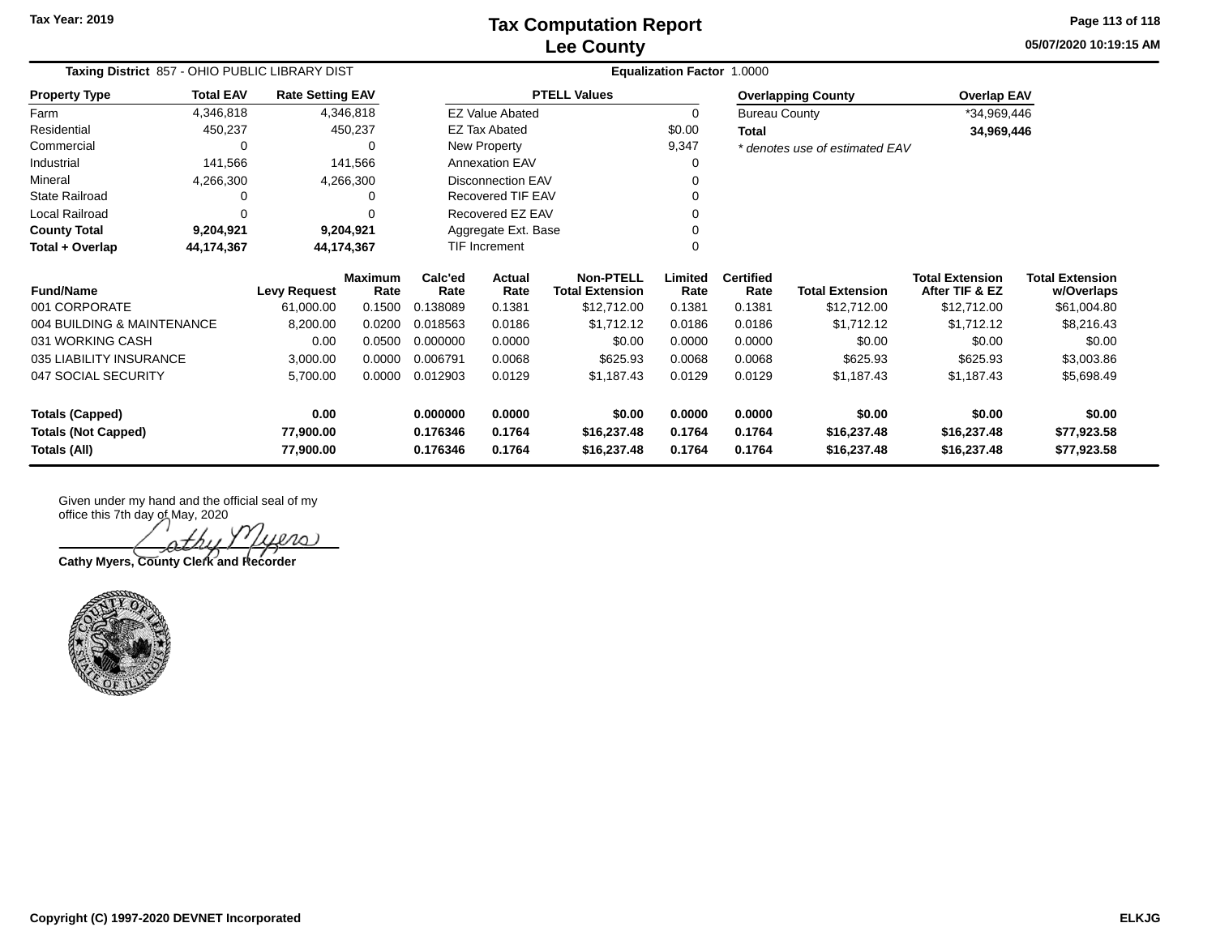# Tax Computation Report
## Lee County

Tax Year: 2019

05/07/2020 10:19:15 AM

**Taxing District** 857 - OHIO PUBLIC LIBRARY DIST **Equalization Factor** 1.0000

| Property Type | Total EAV | Rate Setting EAV |
|---|---|---|
| Farm | 4,346,818 | 4,346,818 |
| Residential | 450,237 | 450,237 |
| Commercial | 0 | 0 |
| Industrial | 141,566 | 141,566 |
| Mineral | 4,266,300 | 4,266,300 |
| State Railroad | 0 | 0 |
| Local Railroad | 0 | 0 |
| **County Total** | **9,204,921** | **9,204,921** |
| **Total + Overlap** | **44,174,367** | **44,174,367** |

| PTELL Values | |
|---|---|
| EZ Value Abated | 0 |
| EZ Tax Abated | $0.00 |
| New Property | 9,347 |
| Annexation EAV | 0 |
| Disconnection EAV | 0 |
| Recovered TIF EAV | 0 |
| Recovered EZ EAV | 0 |
| Aggregate Ext. Base | 0 |
| TIF Increment | 0 |

| Overlapping County | Overlap EAV |
|---|---|
| Bureau County | *34,969,446 |
| **Total** | **34,969,446** |

*\* denotes use of estimated EAV*

| Fund/Name | Levy Request | Maximum Rate | Calc'ed Rate | Actual Rate | Non-PTELL Total Extension | Limited Rate | Certified Rate | Total Extension | Total Extension After TIF & EZ | Total Extension w/Overlaps |
|---|---|---|---|---|---|---|---|---|---|---|
| 001 CORPORATE | 61,000.00 | 0.1500 | 0.138089 | 0.1381 | $12,712.00 | 0.1381 | 0.1381 | $12,712.00 | $12,712.00 | $61,004.80 |
| 004 BUILDING & MAINTENANCE | 8,200.00 | 0.0200 | 0.018563 | 0.0186 | $1,712.12 | 0.0186 | 0.0186 | $1,712.12 | $1,712.12 | $8,216.43 |
| 031 WORKING CASH | 0.00 | 0.0500 | 0.000000 | 0.0000 | $0.00 | 0.0000 | 0.0000 | $0.00 | $0.00 | $0.00 |
| 035 LIABILITY INSURANCE | 3,000.00 | 0.0000 | 0.006791 | 0.0068 | $625.93 | 0.0068 | 0.0068 | $625.93 | $625.93 | $3,003.86 |
| 047 SOCIAL SECURITY | 5,700.00 | 0.0000 | 0.012903 | 0.0129 | $1,187.43 | 0.0129 | 0.0129 | $1,187.43 | $1,187.43 | $5,698.49 |
| **Totals (Capped)** | **0.00** | | **0.000000** | **0.0000** | **$0.00** | **0.0000** | **0.0000** | **$0.00** | **$0.00** | **$0.00** |
| **Totals (Not Capped)** | **77,900.00** | | **0.176346** | **0.1764** | **$16,237.48** | **0.1764** | **0.1764** | **$16,237.48** | **$16,237.48** | **$77,923.58** |
| **Totals (All)** | **77,900.00** | | **0.176346** | **0.1764** | **$16,237.48** | **0.1764** | **0.1764** | **$16,237.48** | **$16,237.48** | **$77,923.58** |

Given under my hand and the official seal of my office this 7th day of May, 2020

Cathy Myers

**Cathy Myers, County Clerk and Recorder**

**Copyright (C) 1997-2020 DEVNET Incorporated** ELKJG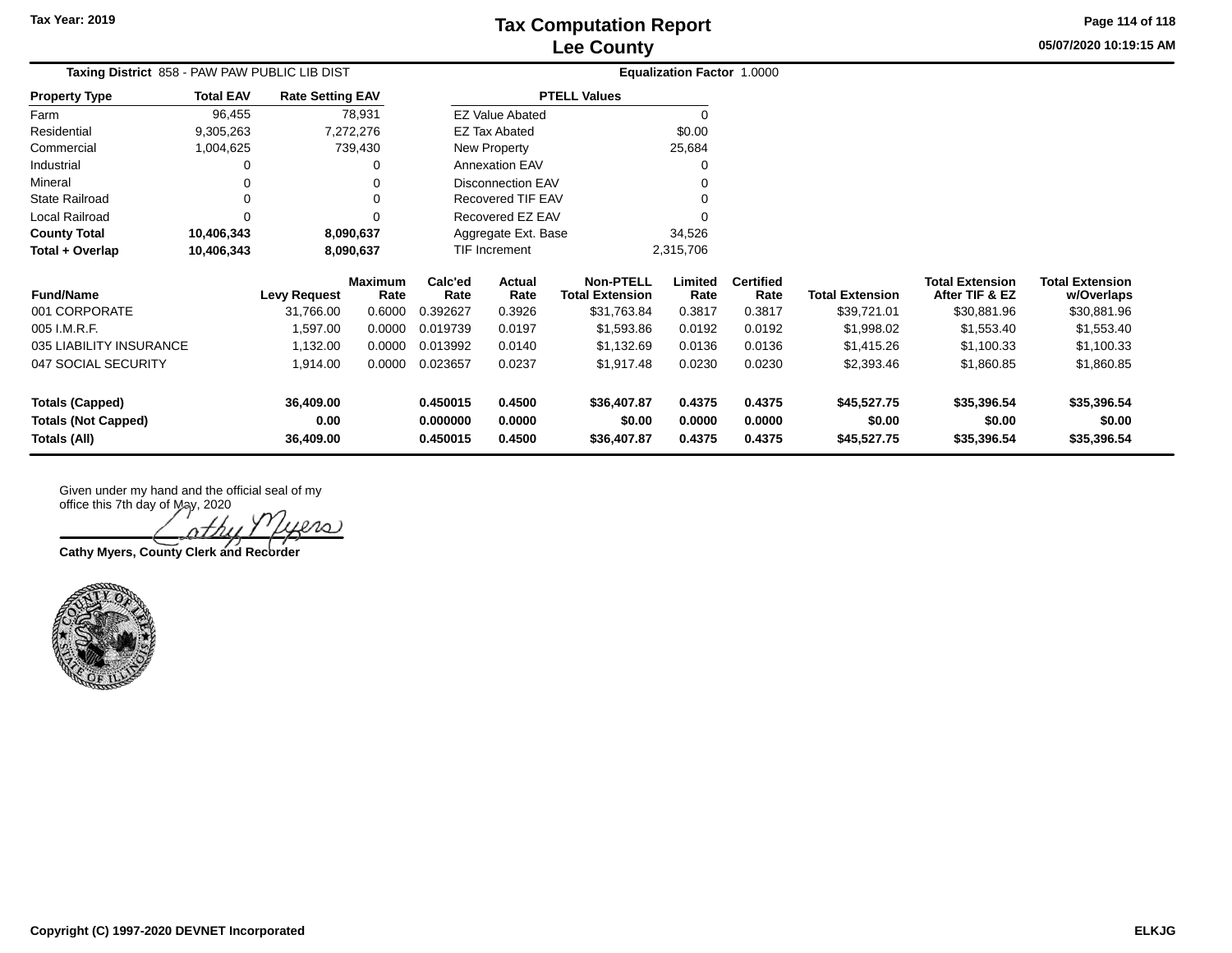# Tax Computation Report
## Lee County

Tax Year: 2019

05/07/2020 10:19:15 AM

**Taxing District** 858 - PAW PAW PUBLIC LIB DIST

**Equalization Factor** 1.0000

| Property Type | Total EAV | Rate Setting EAV |
|---|---|---|
| Farm | 96,455 | 78,931 |
| Residential | 9,305,263 | 7,272,276 |
| Commercial | 1,004,625 | 739,430 |
| Industrial | 0 | 0 |
| Mineral | 0 | 0 |
| State Railroad | 0 | 0 |
| Local Railroad | 0 | 0 |
| **County Total** | **10,406,343** | **8,090,637** |
| **Total + Overlap** | **10,406,343** | **8,090,637** |

| PTELL Values | |
|---|---|
| EZ Value Abated | 0 |
| EZ Tax Abated | $0.00 |
| New Property | 25,684 |
| Annexation EAV | 0 |
| Disconnection EAV | 0 |
| Recovered TIF EAV | 0 |
| Recovered EZ EAV | 0 |
| Aggregate Ext. Base | 34,526 |
| TIF Increment | 2,315,706 |

| Fund/Name | Levy Request | Maximum Rate | Calc'ed Rate | Actual Rate | Non-PTELL Total Extension | Limited Rate | Certified Rate | Total Extension | Total Extension After TIF & EZ | Total Extension w/Overlaps |
|---|---|---|---|---|---|---|---|---|---|---|
| 001 CORPORATE | 31,766.00 | 0.6000 | 0.392627 | 0.3926 | $31,763.84 | 0.3817 | 0.3817 | $39,721.01 | $30,881.96 | $30,881.96 |
| 005 I.M.R.F. | 1,597.00 | 0.0000 | 0.019739 | 0.0197 | $1,593.86 | 0.0192 | 0.0192 | $1,998.02 | $1,553.40 | $1,553.40 |
| 035 LIABILITY INSURANCE | 1,132.00 | 0.0000 | 0.013992 | 0.0140 | $1,132.69 | 0.0136 | 0.0136 | $1,415.26 | $1,100.33 | $1,100.33 |
| 047 SOCIAL SECURITY | 1,914.00 | 0.0000 | 0.023657 | 0.0237 | $1,917.48 | 0.0230 | 0.0230 | $2,393.46 | $1,860.85 | $1,860.85 |
| **Totals (Capped)** | **36,409.00** | | **0.450015** | **0.4500** | **$36,407.87** | **0.4375** | **0.4375** | **$45,527.75** | **$35,396.54** | **$35,396.54** |
| **Totals (Not Capped)** | **0.00** | | **0.000000** | **0.0000** | **$0.00** | **0.0000** | **0.0000** | **$0.00** | **$0.00** | **$0.00** |
| **Totals (All)** | **36,409.00** | | **0.450015** | **0.4500** | **$36,407.87** | **0.4375** | **0.4375** | **$45,527.75** | **$35,396.54** | **$35,396.54** |

Given under my hand and the official seal of my office this 7th day of May, 2020

**Cathy Myers, County Clerk and Recorder**

Copyright (C) 1997-2020 DEVNET Incorporated

ELKJG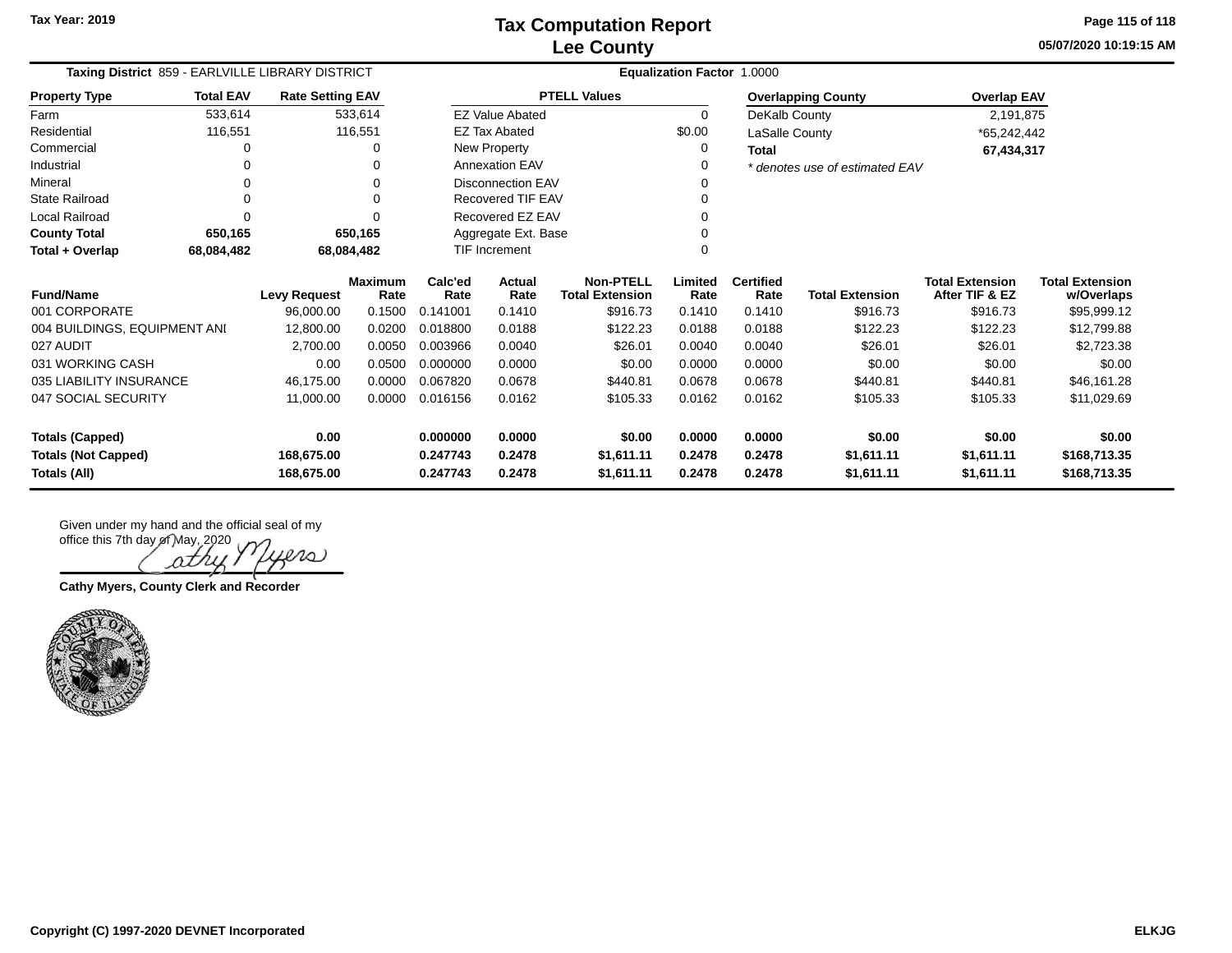Tax Year: 2019

# Tax Computation Report
## Lee County

05/07/2020 10:19:15 AM

**Taxing District** 859 - EARLVILLE LIBRARY DISTRICT

**Equalization Factor** 1.0000

| Property Type | Total EAV | Rate Setting EAV |
|---|---|---|
| Farm | 533,614 | 533,614 |
| Residential | 116,551 | 116,551 |
| Commercial | 0 | 0 |
| Industrial | 0 | 0 |
| Mineral | 0 | 0 |
| State Railroad | 0 | 0 |
| Local Railroad | 0 | 0 |
| **County Total** | **650,165** | **650,165** |
| **Total + Overlap** | **68,084,482** | **68,084,482** |

| PTELL Values | |
|---|---|
| EZ Value Abated | 0 |
| EZ Tax Abated | $0.00 |
| New Property | 0 |
| Annexation EAV | 0 |
| Disconnection EAV | 0 |
| Recovered TIF EAV | 0 |
| Recovered EZ EAV | 0 |
| Aggregate Ext. Base | 0 |
| TIF Increment | 0 |

| Overlapping County | Overlap EAV |
|---|---|
| DeKalb County | 2,191,875 |
| LaSalle County | *65,242,442 |
| **Total** | **67,434,317** |

*\* denotes use of estimated EAV*

| Fund/Name | Levy Request | Maximum Rate | Calc'ed Rate | Actual Rate | Non-PTELL Total Extension | Limited Rate | Certified Rate | Total Extension | Total Extension After TIF & EZ | Total Extension w/Overlaps |
|---|---|---|---|---|---|---|---|---|---|---|
| 001 CORPORATE | 96,000.00 | 0.1500 | 0.141001 | 0.1410 | $916.73 | 0.1410 | 0.1410 | $916.73 | $916.73 | $95,999.12 |
| 004 BUILDINGS, EQUIPMENT ANI | 12,800.00 | 0.0200 | 0.018800 | 0.0188 | $122.23 | 0.0188 | 0.0188 | $122.23 | $122.23 | $12,799.88 |
| 027 AUDIT | 2,700.00 | 0.0050 | 0.003966 | 0.0040 | $26.01 | 0.0040 | 0.0040 | $26.01 | $26.01 | $2,723.38 |
| 031 WORKING CASH | 0.00 | 0.0500 | 0.000000 | 0.0000 | $0.00 | 0.0000 | 0.0000 | $0.00 | $0.00 | $0.00 |
| 035 LIABILITY INSURANCE | 46,175.00 | 0.0000 | 0.067820 | 0.0678 | $440.81 | 0.0678 | 0.0678 | $440.81 | $440.81 | $46,161.28 |
| 047 SOCIAL SECURITY | 11,000.00 | 0.0000 | 0.016156 | 0.0162 | $105.33 | 0.0162 | 0.0162 | $105.33 | $105.33 | $11,029.69 |
| **Totals (Capped)** | **0.00** | | **0.000000** | **0.0000** | **$0.00** | **0.0000** | **0.0000** | **$0.00** | **$0.00** | **$0.00** |
| **Totals (Not Capped)** | **168,675.00** | | **0.247743** | **0.2478** | **$1,611.11** | **0.2478** | **0.2478** | **$1,611.11** | **$1,611.11** | **$168,713.35** |
| **Totals (All)** | **168,675.00** | | **0.247743** | **0.2478** | **$1,611.11** | **0.2478** | **0.2478** | **$1,611.11** | **$1,611.11** | **$168,713.35** |

Given under my hand and the official seal of my office this 7th day of May, 2020

Cathy Myers

**Cathy Myers, County Clerk and Recorder**

Copyright (C) 1997-2020 DEVNET Incorporated

ELKJG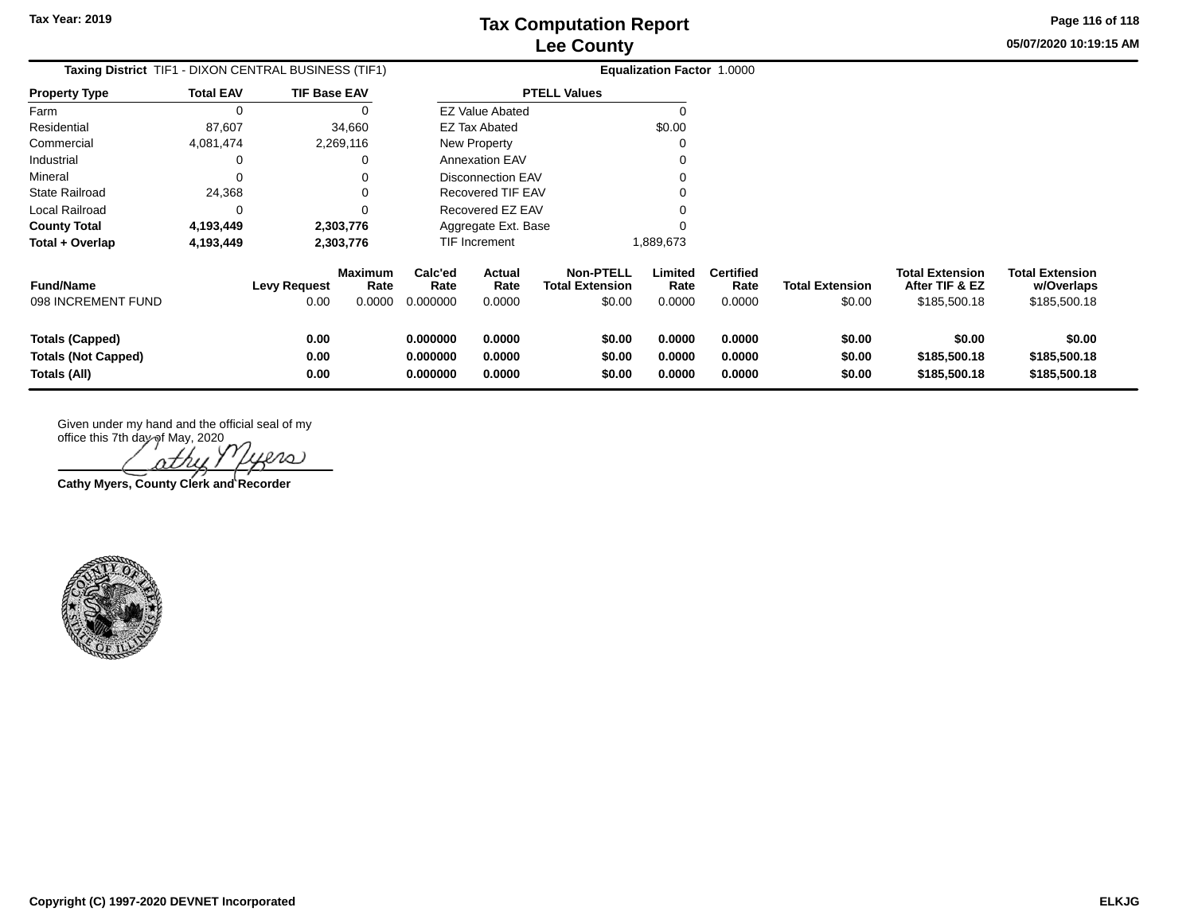# Tax Computation Report
## Lee County

Tax Year: 2019

05/07/2020 10:19:15 AM

**Taxing District** TIF1 - DIXON CENTRAL BUSINESS (TIF1)

**Equalization Factor** 1.0000

| Property Type | Total EAV | TIF Base EAV |
|---|---|---|
| Farm | 0 | 0 |
| Residential | 87,607 | 34,660 |
| Commercial | 4,081,474 | 2,269,116 |
| Industrial | 0 | 0 |
| Mineral | 0 | 0 |
| State Railroad | 24,368 | 0 |
| Local Railroad | 0 | 0 |
| **County Total** | **4,193,449** | **2,303,776** |
| **Total + Overlap** | **4,193,449** | **2,303,776** |

| PTELL Values | |
|---|---|
| EZ Value Abated | 0 |
| EZ Tax Abated | $0.00 |
| New Property | 0 |
| Annexation EAV | 0 |
| Disconnection EAV | 0 |
| Recovered TIF EAV | 0 |
| Recovered EZ EAV | 0 |
| Aggregate Ext. Base | 0 |
| TIF Increment | 1,889,673 |

| Fund/Name | Levy Request | Maximum Rate | Calc'ed Rate | Actual Rate | Non-PTELL Total Extension | Limited Rate | Certified Rate | Total Extension | Total Extension After TIF & EZ | Total Extension w/Overlaps |
|---|---|---|---|---|---|---|---|---|---|---|
| 098 INCREMENT FUND | 0.00 | 0.0000 | 0.000000 | 0.0000 | $0.00 | 0.0000 | 0.0000 | $0.00 | $185,500.18 | $185,500.18 |
| **Totals (Capped)** | **0.00** | | **0.000000** | **0.0000** | **$0.00** | **0.0000** | **0.0000** | **$0.00** | **$0.00** | **$0.00** |
| **Totals (Not Capped)** | **0.00** | | **0.000000** | **0.0000** | **$0.00** | **0.0000** | **0.0000** | **$0.00** | **$185,500.18** | **$185,500.18** |
| **Totals (All)** | **0.00** | | **0.000000** | **0.0000** | **$0.00** | **0.0000** | **0.0000** | **$0.00** | **$185,500.18** | **$185,500.18** |

Given under my hand and the official seal of my office this 7th day of May, 2020

*Cathy Myers*

**Cathy Myers, County Clerk and Recorder**

**Copyright (C) 1997-2020 DEVNET Incorporated** **ELKJG**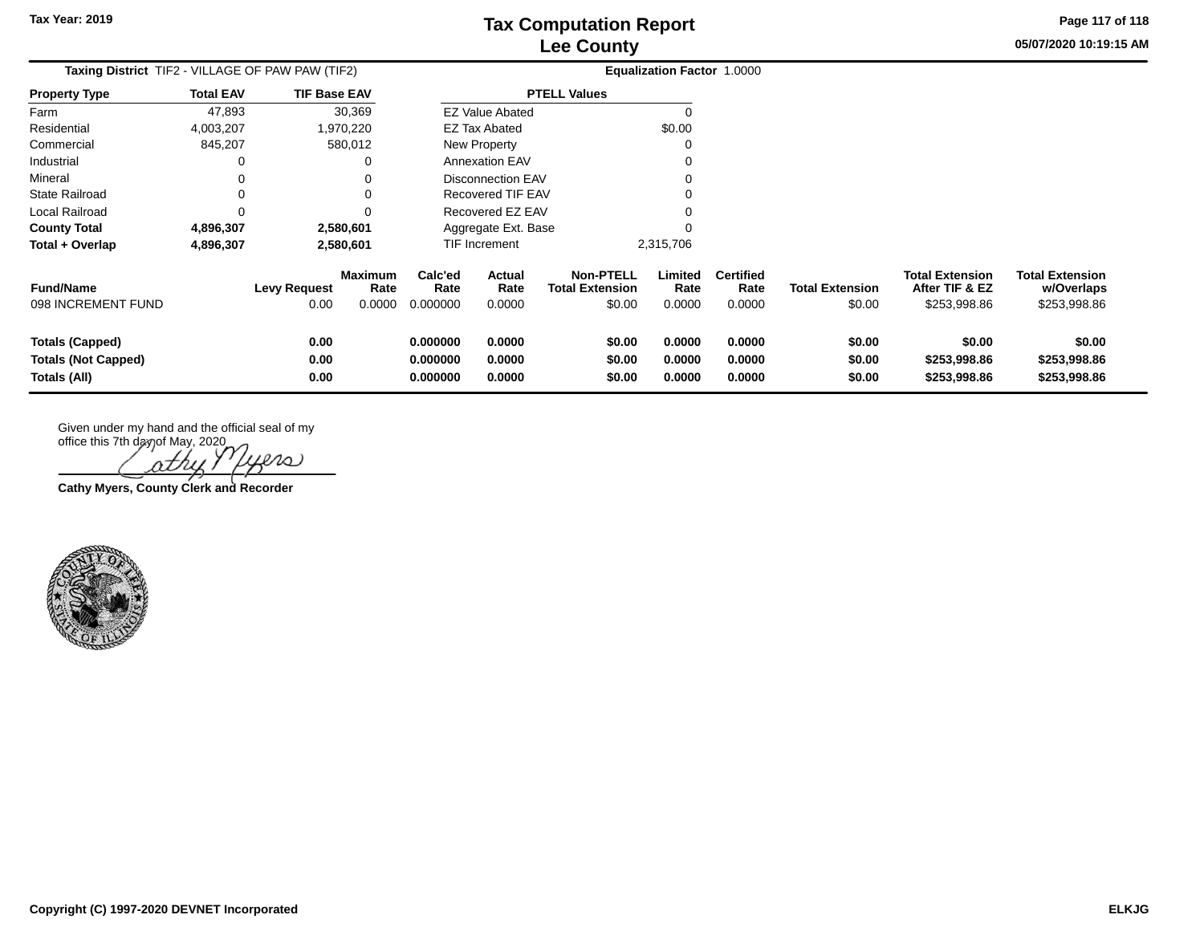# Tax Computation Report
## Lee County

Tax Year: 2019

05/07/2020 10:19:15 AM

**Taxing District** TIF2 - VILLAGE OF PAW PAW (TIF2) **Equalization Factor** 1.0000

| Property Type | Total EAV | TIF Base EAV |
|---|---|---|
| Farm | 47,893 | 30,369 |
| Residential | 4,003,207 | 1,970,220 |
| Commercial | 845,207 | 580,012 |
| Industrial | 0 | 0 |
| Mineral | 0 | 0 |
| State Railroad | 0 | 0 |
| Local Railroad | 0 | 0 |
| **County Total** | **4,896,307** | **2,580,601** |
| **Total + Overlap** | **4,896,307** | **2,580,601** |

| PTELL Values | |
|---|---|
| EZ Value Abated | 0 |
| EZ Tax Abated | $0.00 |
| New Property | 0 |
| Annexation EAV | 0 |
| Disconnection EAV | 0 |
| Recovered TIF EAV | 0 |
| Recovered EZ EAV | 0 |
| Aggregate Ext. Base | 0 |
| TIF Increment | 2,315,706 |

| Fund/Name | Levy Request | Maximum Rate | Calc'ed Rate | Actual Rate | Non-PTELL Total Extension | Limited Rate | Certified Rate | Total Extension | Total Extension After TIF & EZ | Total Extension w/Overlaps |
|---|---|---|---|---|---|---|---|---|---|---|
| 098 INCREMENT FUND | 0.00 | 0.0000 | 0.000000 | 0.0000 | $0.00 | 0.0000 | 0.0000 | $0.00 | $253,998.86 | $253,998.86 |
| **Totals (Capped)** | **0.00** | | **0.000000** | **0.0000** | **$0.00** | **0.0000** | **0.0000** | **$0.00** | **$0.00** | **$0.00** |
| **Totals (Not Capped)** | **0.00** | | **0.000000** | **0.0000** | **$0.00** | **0.0000** | **0.0000** | **$0.00** | **$253,998.86** | **$253,998.86** |
| **Totals (All)** | **0.00** | | **0.000000** | **0.0000** | **$0.00** | **0.0000** | **0.0000** | **$0.00** | **$253,998.86** | **$253,998.86** |

Given under my hand and the official seal of my office this 7th day of May, 2020

Cathy Myers

**Cathy Myers, County Clerk and Recorder**

COUNTY OF LEE · STATE OF ILLINOIS

Copyright (C) 1997-2020 DEVNET Incorporated

ELKJG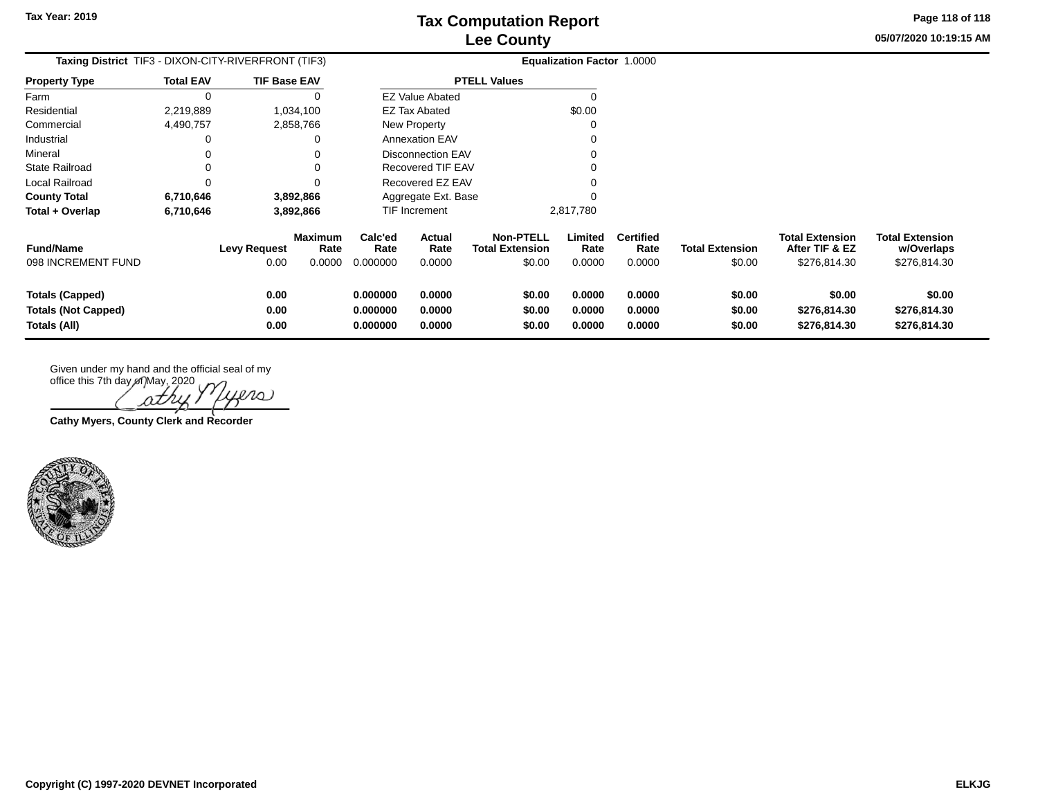# Tax Computation Report
## Lee County

Tax Year: 2019

05/07/2020 10:19:15 AM

**Taxing District** TIF3 - DIXON-CITY-RIVERFRONT (TIF3) | **Equalization Factor** 1.0000

| Property Type | Total EAV | TIF Base EAV |
|---|---|---|
| Farm | 0 | 0 |
| Residential | 2,219,889 | 1,034,100 |
| Commercial | 4,490,757 | 2,858,766 |
| Industrial | 0 | 0 |
| Mineral | 0 | 0 |
| State Railroad | 0 | 0 |
| Local Railroad | 0 | 0 |
| **County Total** | **6,710,646** | **3,892,866** |
| **Total + Overlap** | **6,710,646** | **3,892,866** |

| PTELL Values | |
|---|---|
| EZ Value Abated | 0 |
| EZ Tax Abated | $0.00 |
| New Property | 0 |
| Annexation EAV | 0 |
| Disconnection EAV | 0 |
| Recovered TIF EAV | 0 |
| Recovered EZ EAV | 0 |
| Aggregate Ext. Base | 0 |
| TIF Increment | 2,817,780 |

| Fund/Name | Levy Request | Maximum Rate | Calc'ed Rate | Actual Rate | Non-PTELL Total Extension | Limited Rate | Certified Rate | Total Extension | Total Extension After TIF & EZ | Total Extension w/Overlaps |
|---|---|---|---|---|---|---|---|---|---|---|
| 098 INCREMENT FUND | 0.00 | 0.0000 | 0.000000 | 0.0000 | $0.00 | 0.0000 | 0.0000 | $0.00 | $276,814.30 | $276,814.30 |
| **Totals (Capped)** | **0.00** | | **0.000000** | **0.0000** | **$0.00** | **0.0000** | **0.0000** | **$0.00** | **$0.00** | **$0.00** |
| **Totals (Not Capped)** | **0.00** | | **0.000000** | **0.0000** | **$0.00** | **0.0000** | **0.0000** | **$0.00** | **$276,814.30** | **$276,814.30** |
| **Totals (All)** | **0.00** | | **0.000000** | **0.0000** | **$0.00** | **0.0000** | **0.0000** | **$0.00** | **$276,814.30** | **$276,814.30** |

Given under my hand and the official seal of my office this 7th day of May, 2020

Cathy Myers

**Cathy Myers, County Clerk and Recorder**

**Copyright (C) 1997-2020 DEVNET Incorporated** **ELKJG**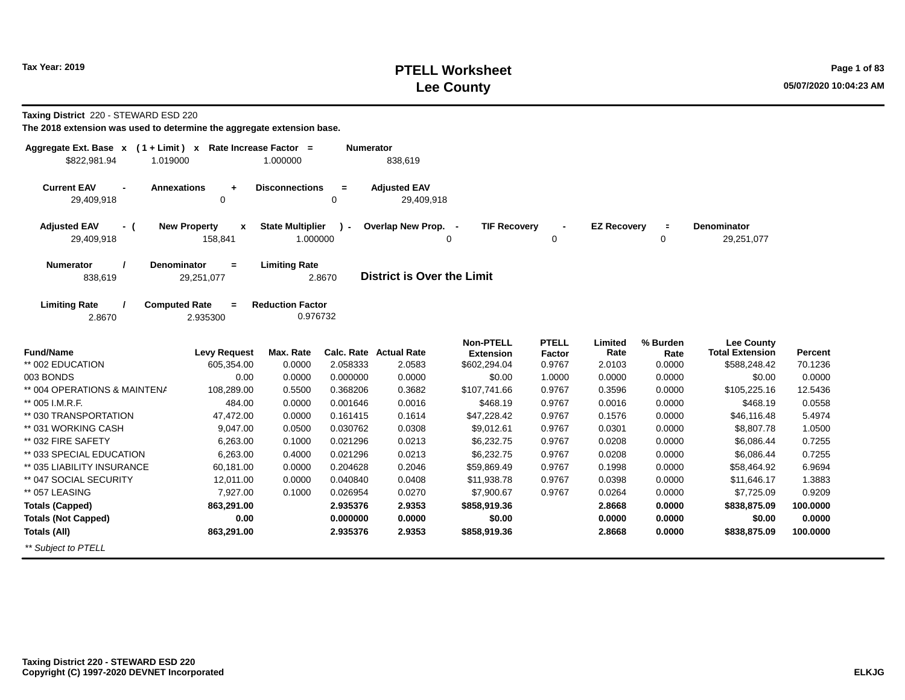Tax Year: 2019

# PTELL Worksheet
# Lee County

**Taxing District** 220 - STEWARD ESD 220

**The 2018 extension was used to determine the aggregate extension base.**

| Aggregate Ext. Base | x | ( 1 + Limit ) | x | Rate Increase Factor | = | Numerator |
|---|---|---|---|---|---|---|
| $822,981.94 | | 1.019000 | | 1.000000 | | 838,619 |

| Current EAV | - | Annexations | + | Disconnections | = | Adjusted EAV |
|---|---|---|---|---|---|---|
| 29,409,918 | | 0 | | 0 | | 29,409,918 |

| Adjusted EAV | - ( | New Property | x | State Multiplier | ) - | Overlap New Prop. | - | TIF Recovery | - | EZ Recovery | = | Denominator |
|---|---|---|---|---|---|---|---|---|---|---|---|---|
| 29,409,918 | | 158,841 | | 1.000000 | | 0 | | 0 | | 0 | | 29,251,077 |

| Numerator | / | Denominator | = | Limiting Rate |
|---|---|---|---|---|
| 838,619 | | 29,251,077 | | 2.8670 |

**District is Over the Limit**

| Limiting Rate | / | Computed Rate | = | Reduction Factor |
|---|---|---|---|---|
| 2.8670 | | 2.935300 | | 0.976732 |

| Fund/Name | Levy Request | Max. Rate | Calc. Rate | Actual Rate | Non-PTELL Extension | PTELL Factor | Limited Rate | % Burden Rate | Lee County Total Extension | Percent |
|---|---|---|---|---|---|---|---|---|---|---|
| ** 002 EDUCATION | 605,354.00 | 0.0000 | 2.058333 | 2.0583 | $602,294.04 | 0.9767 | 2.0103 | 0.0000 | $588,248.42 | 70.1236 |
| 003 BONDS | 0.00 | 0.0000 | 0.000000 | 0.0000 | $0.00 | 1.0000 | 0.0000 | 0.0000 | $0.00 | 0.0000 |
| ** 004 OPERATIONS & MAINTENA | 108,289.00 | 0.5500 | 0.368206 | 0.3682 | $107,741.66 | 0.9767 | 0.3596 | 0.0000 | $105,225.16 | 12.5436 |
| ** 005 I.M.R.F. | 484.00 | 0.0000 | 0.001646 | 0.0016 | $468.19 | 0.9767 | 0.0016 | 0.0000 | $468.19 | 0.0558 |
| ** 030 TRANSPORTATION | 47,472.00 | 0.0000 | 0.161415 | 0.1614 | $47,228.42 | 0.9767 | 0.1576 | 0.0000 | $46,116.48 | 5.4974 |
| ** 031 WORKING CASH | 9,047.00 | 0.0500 | 0.030762 | 0.0308 | $9,012.61 | 0.9767 | 0.0301 | 0.0000 | $8,807.78 | 1.0500 |
| ** 032 FIRE SAFETY | 6,263.00 | 0.1000 | 0.021296 | 0.0213 | $6,232.75 | 0.9767 | 0.0208 | 0.0000 | $6,086.44 | 0.7255 |
| ** 033 SPECIAL EDUCATION | 6,263.00 | 0.4000 | 0.021296 | 0.0213 | $6,232.75 | 0.9767 | 0.0208 | 0.0000 | $6,086.44 | 0.7255 |
| ** 035 LIABILITY INSURANCE | 60,181.00 | 0.0000 | 0.204628 | 0.2046 | $59,869.49 | 0.9767 | 0.1998 | 0.0000 | $58,464.92 | 6.9694 |
| ** 047 SOCIAL SECURITY | 12,011.00 | 0.0000 | 0.040840 | 0.0408 | $11,938.78 | 0.9767 | 0.0398 | 0.0000 | $11,646.17 | 1.3883 |
| ** 057 LEASING | 7,927.00 | 0.1000 | 0.026954 | 0.0270 | $7,900.67 | 0.9767 | 0.0264 | 0.0000 | $7,725.09 | 0.9209 |
| **Totals (Capped)** | **863,291.00** | | **2.935376** | **2.9353** | **$858,919.36** | | **2.8668** | **0.0000** | **$838,875.09** | **100.0000** |
| **Totals (Not Capped)** | **0.00** | | **0.000000** | **0.0000** | **$0.00** | | **0.0000** | **0.0000** | **$0.00** | **0.0000** |
| **Totals (All)** | **863,291.00** | | **2.935376** | **2.9353** | **$858,919.36** | | **2.8668** | **0.0000** | **$838,875.09** | **100.0000** |

*** Subject to PTELL*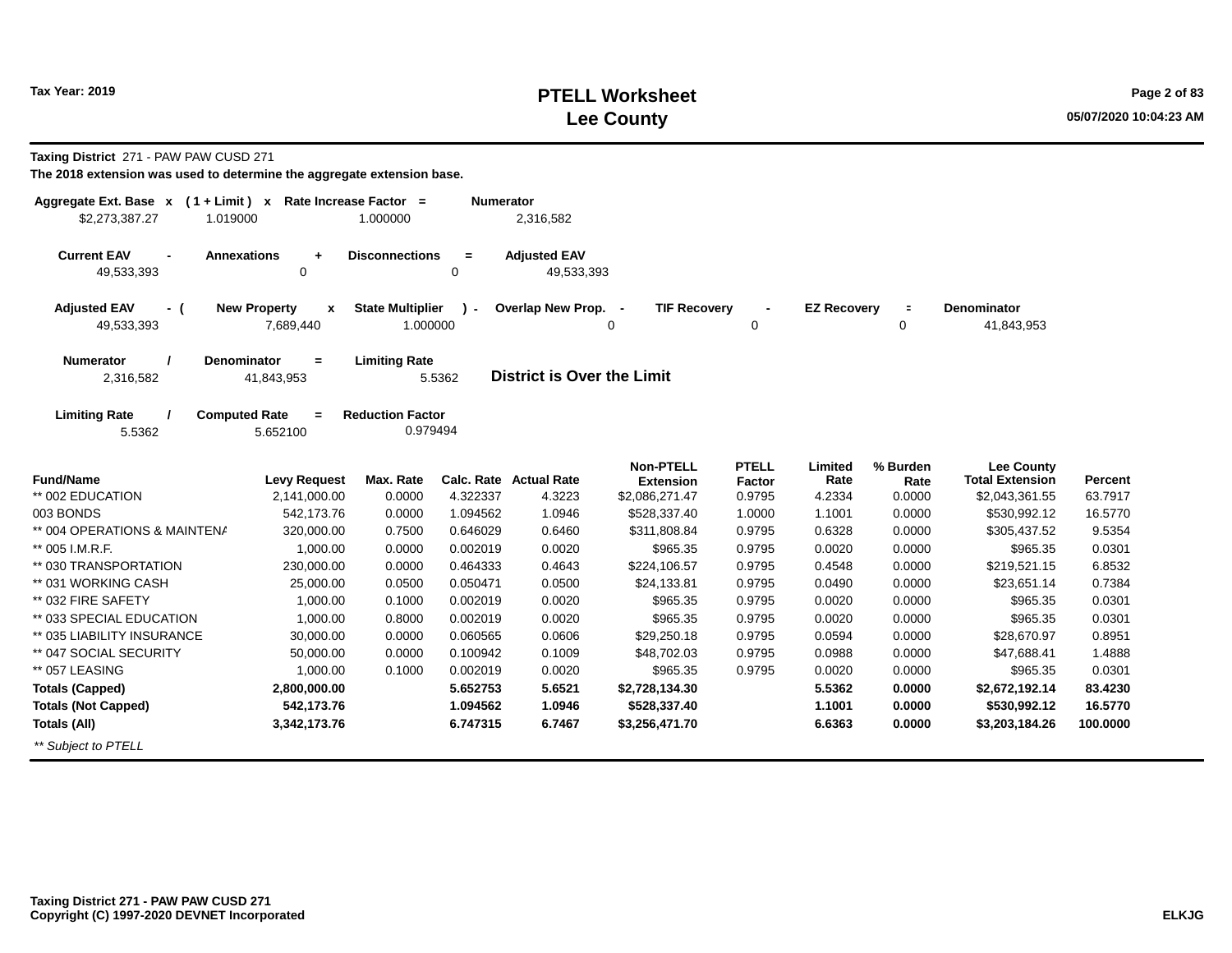# PTELL Worksheet
# Lee County

Tax Year: 2019

05/07/2020 10:04:23 AM

**Taxing District** 271 - PAW PAW CUSD 271

**The 2018 extension was used to determine the aggregate extension base.**

| Aggregate Ext. Base | x | ( 1 + Limit ) | x | Rate Increase Factor | = | Numerator |
|---|---|---|---|---|---|---|
| $2,273,387.27 | | 1.019000 | | 1.000000 | | 2,316,582 |

| Current EAV | - | Annexations | + | Disconnections | = | Adjusted EAV |
|---|---|---|---|---|---|---|
| 49,533,393 | | 0 | | 0 | | 49,533,393 |

| Adjusted EAV | - ( | New Property | x | State Multiplier | ) - | Overlap New Prop. | - | TIF Recovery | - | EZ Recovery | = | Denominator |
|---|---|---|---|---|---|---|---|---|---|---|---|---|
| 49,533,393 | | 7,689,440 | | 1.000000 | | 0 | | 0 | | 0 | | 41,843,953 |

| Numerator | / | Denominator | = | Limiting Rate |
|---|---|---|---|---|
| 2,316,582 | | 41,843,953 | | 5.5362 |

**District is Over the Limit**

| Limiting Rate | / | Computed Rate | = | Reduction Factor |
|---|---|---|---|---|
| 5.5362 | | 5.652100 | | 0.979494 |

| Fund/Name | Levy Request | Max. Rate | Calc. Rate | Actual Rate | Non-PTELL Extension | PTELL Factor | Limited Rate | % Burden Rate | Lee County Total Extension | Percent |
|---|---|---|---|---|---|---|---|---|---|---|
| ** 002 EDUCATION | 2,141,000.00 | 0.0000 | 4.322337 | 4.3223 | $2,086,271.47 | 0.9795 | 4.2334 | 0.0000 | $2,043,361.55 | 63.7917 |
| 003 BONDS | 542,173.76 | 0.0000 | 1.094562 | 1.0946 | $528,337.40 | 1.0000 | 1.1001 | 0.0000 | $530,992.12 | 16.5770 |
| ** 004 OPERATIONS & MAINTENA | 320,000.00 | 0.7500 | 0.646029 | 0.6460 | $311,808.84 | 0.9795 | 0.6328 | 0.0000 | $305,437.52 | 9.5354 |
| ** 005 I.M.R.F. | 1,000.00 | 0.0000 | 0.002019 | 0.0020 | $965.35 | 0.9795 | 0.0020 | 0.0000 | $965.35 | 0.0301 |
| ** 030 TRANSPORTATION | 230,000.00 | 0.0000 | 0.464333 | 0.4643 | $224,106.57 | 0.9795 | 0.4548 | 0.0000 | $219,521.15 | 6.8532 |
| ** 031 WORKING CASH | 25,000.00 | 0.0500 | 0.050471 | 0.0500 | $24,133.81 | 0.9795 | 0.0490 | 0.0000 | $23,651.14 | 0.7384 |
| ** 032 FIRE SAFETY | 1,000.00 | 0.1000 | 0.002019 | 0.0020 | $965.35 | 0.9795 | 0.0020 | 0.0000 | $965.35 | 0.0301 |
| ** 033 SPECIAL EDUCATION | 1,000.00 | 0.8000 | 0.002019 | 0.0020 | $965.35 | 0.9795 | 0.0020 | 0.0000 | $965.35 | 0.0301 |
| ** 035 LIABILITY INSURANCE | 30,000.00 | 0.0000 | 0.060565 | 0.0606 | $29,250.18 | 0.9795 | 0.0594 | 0.0000 | $28,670.97 | 0.8951 |
| ** 047 SOCIAL SECURITY | 50,000.00 | 0.0000 | 0.100942 | 0.1009 | $48,702.03 | 0.9795 | 0.0988 | 0.0000 | $47,688.41 | 1.4888 |
| ** 057 LEASING | 1,000.00 | 0.1000 | 0.002019 | 0.0020 | $965.35 | 0.9795 | 0.0020 | 0.0000 | $965.35 | 0.0301 |
| **Totals (Capped)** | **2,800,000.00** | | **5.652753** | **5.6521** | **$2,728,134.30** | | **5.5362** | **0.0000** | **$2,672,192.14** | **83.4230** |
| **Totals (Not Capped)** | **542,173.76** | | **1.094562** | **1.0946** | **$528,337.40** | | **1.1001** | **0.0000** | **$530,992.12** | **16.5770** |
| **Totals (All)** | **3,342,173.76** | | **6.747315** | **6.7467** | **$3,256,471.70** | | **6.6363** | **0.0000** | **$3,203,184.26** | **100.0000** |

*** Subject to PTELL*

**Taxing District 271 - PAW PAW CUSD 271**
**Copyright (C) 1997-2020 DEVNET Incorporated**

**ELKJG**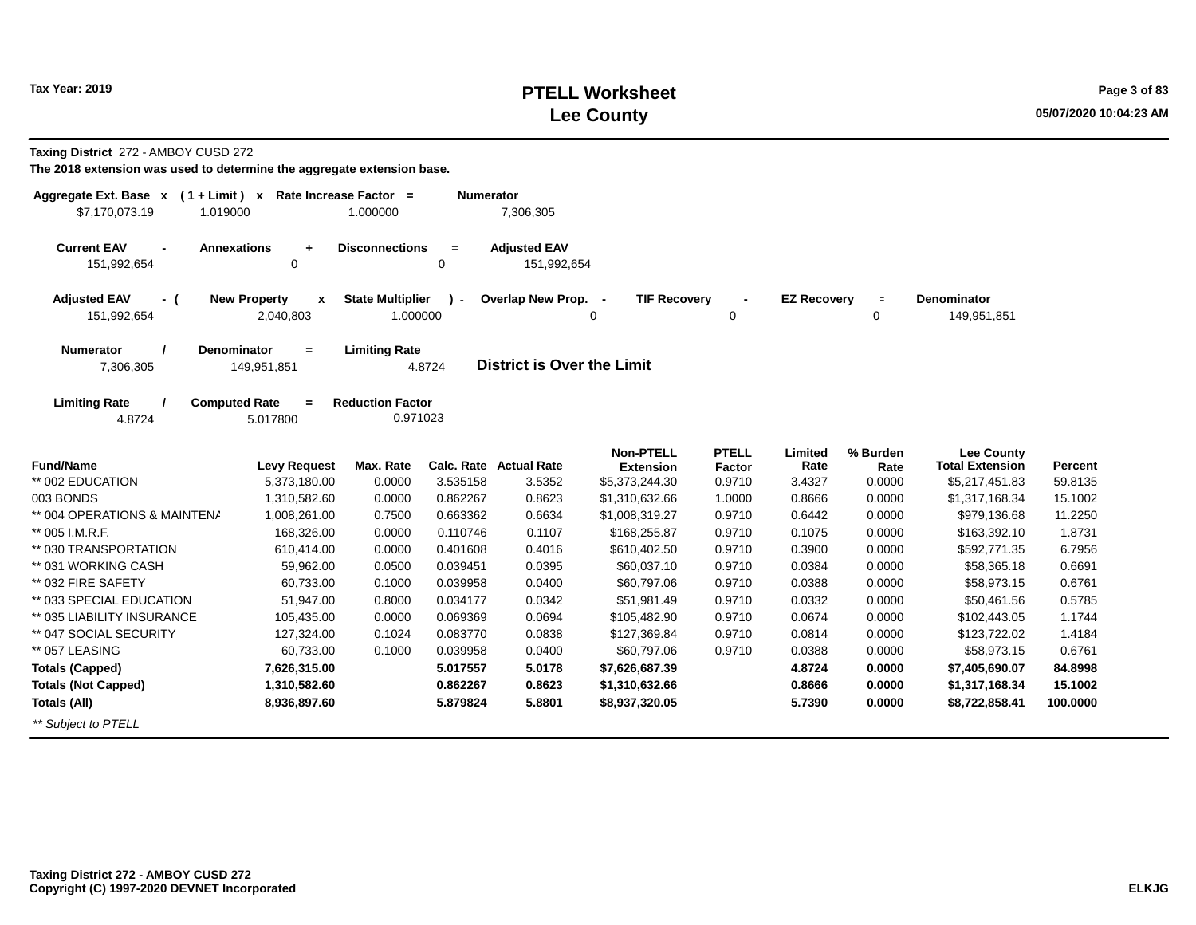Tax Year: 2019

# PTELL Worksheet
## Lee County

05/07/2020 10:04:23 AM

**Taxing District** 272 - AMBOY CUSD 272

**The 2018 extension was used to determine the aggregate extension base.**

| Aggregate Ext. Base | x | ( 1 + Limit ) | x | Rate Increase Factor | = | Numerator |
|---|---|---|---|---|---|---|
| $7,170,073.19 | | 1.019000 | | 1.000000 | | 7,306,305 |

| Current EAV | - | Annexations | + | Disconnections | = | Adjusted EAV |
|---|---|---|---|---|---|---|
| 151,992,654 | | 0 | | 0 | | 151,992,654 |

| Adjusted EAV | - ( | New Property | x | State Multiplier | ) - | Overlap New Prop. | - | TIF Recovery | - | EZ Recovery | = | Denominator |
|---|---|---|---|---|---|---|---|---|---|---|---|---|
| 151,992,654 | | 2,040,803 | | 1.000000 | | 0 | | 0 | | 0 | | 149,951,851 |

| Numerator | / | Denominator | = | Limiting Rate |
|---|---|---|---|---|
| 7,306,305 | | 149,951,851 | | 4.8724 |

**District is Over the Limit**

| Limiting Rate | / | Computed Rate | = | Reduction Factor |
|---|---|---|---|---|
| 4.8724 | | 5.017800 | | 0.971023 |

| Fund/Name | Levy Request | Max. Rate | Calc. Rate | Actual Rate | Non-PTELL Extension | PTELL Factor | Limited Rate | % Burden Rate | Lee County Total Extension | Percent |
|---|---|---|---|---|---|---|---|---|---|---|
| ** 002 EDUCATION | 5,373,180.00 | 0.0000 | 3.535158 | 3.5352 | $5,373,244.30 | 0.9710 | 3.4327 | 0.0000 | $5,217,451.83 | 59.8135 |
| 003 BONDS | 1,310,582.60 | 0.0000 | 0.862267 | 0.8623 | $1,310,632.66 | 1.0000 | 0.8666 | 0.0000 | $1,317,168.34 | 15.1002 |
| ** 004 OPERATIONS & MAINTENA | 1,008,261.00 | 0.7500 | 0.663362 | 0.6634 | $1,008,319.27 | 0.9710 | 0.6442 | 0.0000 | $979,136.68 | 11.2250 |
| ** 005 I.M.R.F. | 168,326.00 | 0.0000 | 0.110746 | 0.1107 | $168,255.87 | 0.9710 | 0.1075 | 0.0000 | $163,392.10 | 1.8731 |
| ** 030 TRANSPORTATION | 610,414.00 | 0.0000 | 0.401608 | 0.4016 | $610,402.50 | 0.9710 | 0.3900 | 0.0000 | $592,771.35 | 6.7956 |
| ** 031 WORKING CASH | 59,962.00 | 0.0500 | 0.039451 | 0.0395 | $60,037.10 | 0.9710 | 0.0384 | 0.0000 | $58,365.18 | 0.6691 |
| ** 032 FIRE SAFETY | 60,733.00 | 0.1000 | 0.039958 | 0.0400 | $60,797.06 | 0.9710 | 0.0388 | 0.0000 | $58,973.15 | 0.6761 |
| ** 033 SPECIAL EDUCATION | 51,947.00 | 0.8000 | 0.034177 | 0.0342 | $51,981.49 | 0.9710 | 0.0332 | 0.0000 | $50,461.56 | 0.5785 |
| ** 035 LIABILITY INSURANCE | 105,435.00 | 0.0000 | 0.069369 | 0.0694 | $105,482.90 | 0.9710 | 0.0674 | 0.0000 | $102,443.05 | 1.1744 |
| ** 047 SOCIAL SECURITY | 127,324.00 | 0.1024 | 0.083770 | 0.0838 | $127,369.84 | 0.9710 | 0.0814 | 0.0000 | $123,722.02 | 1.4184 |
| ** 057 LEASING | 60,733.00 | 0.1000 | 0.039958 | 0.0400 | $60,797.06 | 0.9710 | 0.0388 | 0.0000 | $58,973.15 | 0.6761 |
| **Totals (Capped)** | **7,626,315.00** | | **5.017557** | **5.0178** | **$7,626,687.39** | | **4.8724** | **0.0000** | **$7,405,690.07** | **84.8998** |
| **Totals (Not Capped)** | **1,310,582.60** | | **0.862267** | **0.8623** | **$1,310,632.66** | | **0.8666** | **0.0000** | **$1,317,168.34** | **15.1002** |
| **Totals (All)** | **8,936,897.60** | | **5.879824** | **5.8801** | **$8,937,320.05** | | **5.7390** | **0.0000** | **$8,722,858.41** | **100.0000** |

*** Subject to PTELL*

**Taxing District 272 - AMBOY CUSD 272**
**Copyright (C) 1997-2020 DEVNET Incorporated**

ELKJG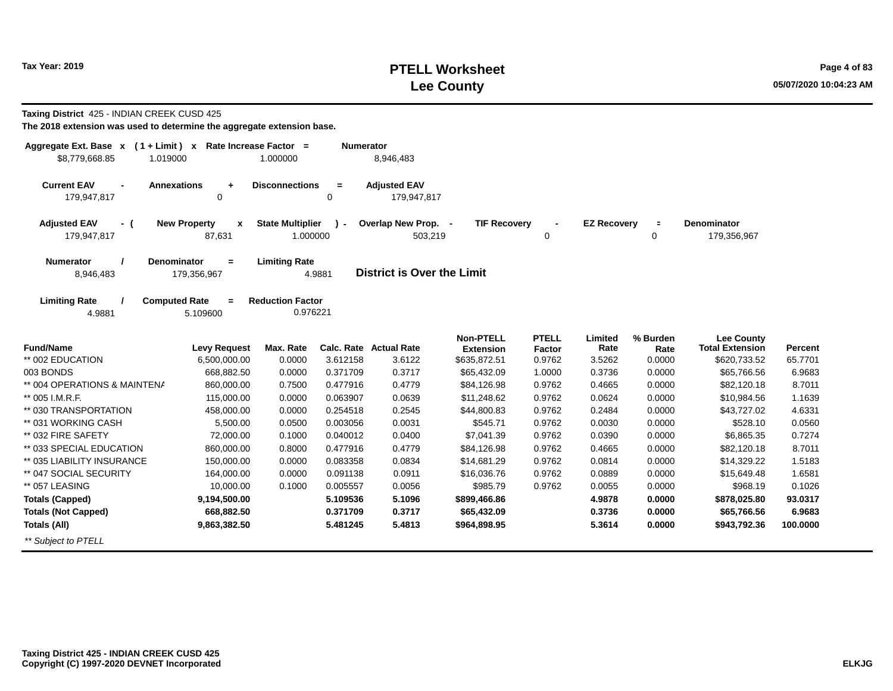# PTELL Worksheet
# Lee County

Tax Year: 2019

**Taxing District** 425 - INDIAN CREEK CUSD 425

**The 2018 extension was used to determine the aggregate extension base.**

| Aggregate Ext. Base x | ( 1 + Limit ) x | Rate Increase Factor = | Numerator |
|---|---|---|---|
| $8,779,668.85 | 1.019000 | 1.000000 | 8,946,483 |

| Current EAV - | Annexations + | Disconnections = | Adjusted EAV |
|---|---|---|---|
| 179,947,817 | 0 | 0 | 179,947,817 |

| Adjusted EAV - ( | New Property x | State Multiplier ) - | Overlap New Prop. - | TIF Recovery - | EZ Recovery = | Denominator |
|---|---|---|---|---|---|---|
| 179,947,817 | 87,631 | 1.000000 | 503,219 | 0 | 0 | 179,356,967 |

| Numerator / | Denominator = | Limiting Rate |
|---|---|---|
| 8,946,483 | 179,356,967 | 4.9881 |

**District is Over the Limit**

| Limiting Rate / | Computed Rate = | Reduction Factor |
|---|---|---|
| 4.9881 | 5.109600 | 0.976221 |

| Fund/Name | Levy Request | Max. Rate | Calc. Rate | Actual Rate | Non-PTELL Extension | PTELL Factor | Limited Rate | % Burden Rate | Lee County Total Extension | Percent |
|---|---|---|---|---|---|---|---|---|---|---|
| ** 002 EDUCATION | 6,500,000.00 | 0.0000 | 3.612158 | 3.6122 | $635,872.51 | 0.9762 | 3.5262 | 0.0000 | $620,733.52 | 65.7701 |
| 003 BONDS | 668,882.50 | 0.0000 | 0.371709 | 0.3717 | $65,432.09 | 1.0000 | 0.3736 | 0.0000 | $65,766.56 | 6.9683 |
| ** 004 OPERATIONS & MAINTENA | 860,000.00 | 0.7500 | 0.477916 | 0.4779 | $84,126.98 | 0.9762 | 0.4665 | 0.0000 | $82,120.18 | 8.7011 |
| ** 005 I.M.R.F. | 115,000.00 | 0.0000 | 0.063907 | 0.0639 | $11,248.62 | 0.9762 | 0.0624 | 0.0000 | $10,984.56 | 1.1639 |
| ** 030 TRANSPORTATION | 458,000.00 | 0.0000 | 0.254518 | 0.2545 | $44,800.83 | 0.9762 | 0.2484 | 0.0000 | $43,727.02 | 4.6331 |
| ** 031 WORKING CASH | 5,500.00 | 0.0500 | 0.003056 | 0.0031 | $545.71 | 0.9762 | 0.0030 | 0.0000 | $528.10 | 0.0560 |
| ** 032 FIRE SAFETY | 72,000.00 | 0.1000 | 0.040012 | 0.0400 | $7,041.39 | 0.9762 | 0.0390 | 0.0000 | $6,865.35 | 0.7274 |
| ** 033 SPECIAL EDUCATION | 860,000.00 | 0.8000 | 0.477916 | 0.4779 | $84,126.98 | 0.9762 | 0.4665 | 0.0000 | $82,120.18 | 8.7011 |
| ** 035 LIABILITY INSURANCE | 150,000.00 | 0.0000 | 0.083358 | 0.0834 | $14,681.29 | 0.9762 | 0.0814 | 0.0000 | $14,329.22 | 1.5183 |
| ** 047 SOCIAL SECURITY | 164,000.00 | 0.0000 | 0.091138 | 0.0911 | $16,036.76 | 0.9762 | 0.0889 | 0.0000 | $15,649.48 | 1.6581 |
| ** 057 LEASING | 10,000.00 | 0.1000 | 0.005557 | 0.0056 | $985.79 | 0.9762 | 0.0055 | 0.0000 | $968.19 | 0.1026 |
| **Totals (Capped)** | **9,194,500.00** | | **5.109536** | **5.1096** | **$899,466.86** | | **4.9878** | **0.0000** | **$878,025.80** | **93.0317** |
| **Totals (Not Capped)** | **668,882.50** | | **0.371709** | **0.3717** | **$65,432.09** | | **0.3736** | **0.0000** | **$65,766.56** | **6.9683** |
| **Totals (All)** | **9,863,382.50** | | **5.481245** | **5.4813** | **$964,898.95** | | **5.3614** | **0.0000** | **$943,792.36** | **100.0000** |

*** Subject to PTELL*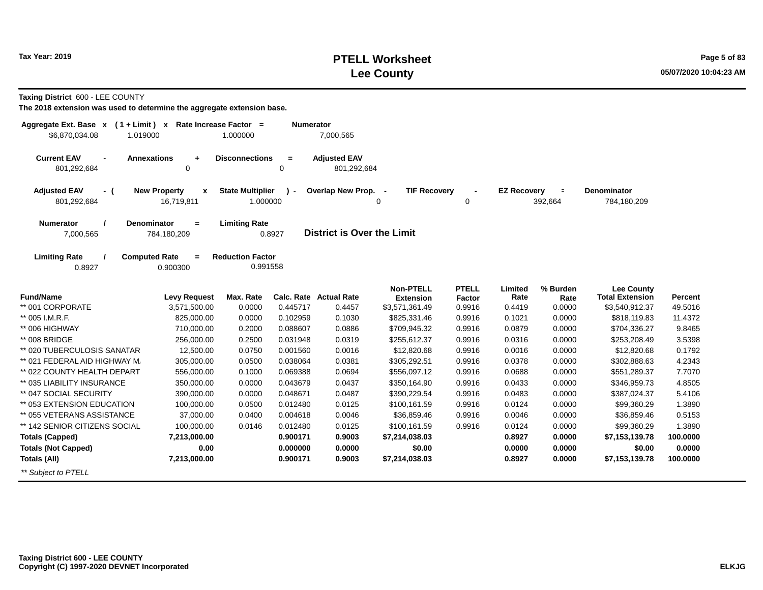# PTELL Worksheet
# Lee County

Tax Year: 2019

**Taxing District** 600 - LEE COUNTY

**The 2018 extension was used to determine the aggregate extension base.**

| Aggregate Ext. Base x | ( 1 + Limit ) x | Rate Increase Factor = | Numerator |
|---|---|---|---|
| $6,870,034.08 | 1.019000 | 1.000000 | 7,000,565 |

| Current EAV - | Annexations + | Disconnections = | Adjusted EAV |
|---|---|---|---|
| 801,292,684 | 0 | 0 | 801,292,684 |

| Adjusted EAV - ( | New Property x | State Multiplier ) - | Overlap New Prop. - | TIF Recovery - | EZ Recovery = | Denominator |
|---|---|---|---|---|---|---|
| 801,292,684 | 16,719,811 | 1.000000 | 0 | 0 | 392,664 | 784,180,209 |

| Numerator / | Denominator = | Limiting Rate |
|---|---|---|
| 7,000,565 | 784,180,209 | 0.8927 |

**District is Over the Limit**

| Limiting Rate / | Computed Rate = | Reduction Factor |
|---|---|---|
| 0.8927 | 0.900300 | 0.991558 |

| Fund/Name | Levy Request | Max. Rate | Calc. Rate | Actual Rate | Non-PTELL Extension | PTELL Factor | Limited Rate | % Burden Rate | Lee County Total Extension | Percent |
|---|---|---|---|---|---|---|---|---|---|---|
| ** 001 CORPORATE | 3,571,500.00 | 0.0000 | 0.445717 | 0.4457 | $3,571,361.49 | 0.9916 | 0.4419 | 0.0000 | $3,540,912.37 | 49.5016 |
| ** 005 I.M.R.F. | 825,000.00 | 0.0000 | 0.102959 | 0.1030 | $825,331.46 | 0.9916 | 0.1021 | 0.0000 | $818,119.83 | 11.4372 |
| ** 006 HIGHWAY | 710,000.00 | 0.2000 | 0.088607 | 0.0886 | $709,945.32 | 0.9916 | 0.0879 | 0.0000 | $704,336.27 | 9.8465 |
| ** 008 BRIDGE | 256,000.00 | 0.2500 | 0.031948 | 0.0319 | $255,612.37 | 0.9916 | 0.0316 | 0.0000 | $253,208.49 | 3.5398 |
| ** 020 TUBERCULOSIS SANATAR | 12,500.00 | 0.0750 | 0.001560 | 0.0016 | $12,820.68 | 0.9916 | 0.0016 | 0.0000 | $12,820.68 | 0.1792 |
| ** 021 FEDERAL AID HIGHWAY M. | 305,000.00 | 0.0500 | 0.038064 | 0.0381 | $305,292.51 | 0.9916 | 0.0378 | 0.0000 | $302,888.63 | 4.2343 |
| ** 022 COUNTY HEALTH DEPART | 556,000.00 | 0.1000 | 0.069388 | 0.0694 | $556,097.12 | 0.9916 | 0.0688 | 0.0000 | $551,289.37 | 7.7070 |
| ** 035 LIABILITY INSURANCE | 350,000.00 | 0.0000 | 0.043679 | 0.0437 | $350,164.90 | 0.9916 | 0.0433 | 0.0000 | $346,959.73 | 4.8505 |
| ** 047 SOCIAL SECURITY | 390,000.00 | 0.0000 | 0.048671 | 0.0487 | $390,229.54 | 0.9916 | 0.0483 | 0.0000 | $387,024.37 | 5.4106 |
| ** 053 EXTENSION EDUCATION | 100,000.00 | 0.0500 | 0.012480 | 0.0125 | $100,161.59 | 0.9916 | 0.0124 | 0.0000 | $99,360.29 | 1.3890 |
| ** 055 VETERANS ASSISTANCE | 37,000.00 | 0.0400 | 0.004618 | 0.0046 | $36,859.46 | 0.9916 | 0.0046 | 0.0000 | $36,859.46 | 0.5153 |
| ** 142 SENIOR CITIZENS SOCIAL | 100,000.00 | 0.0146 | 0.012480 | 0.0125 | $100,161.59 | 0.9916 | 0.0124 | 0.0000 | $99,360.29 | 1.3890 |
| **Totals (Capped)** | **7,213,000.00** | | **0.900171** | **0.9003** | **$7,214,038.03** | | **0.8927** | **0.0000** | **$7,153,139.78** | **100.0000** |
| **Totals (Not Capped)** | **0.00** | | **0.000000** | **0.0000** | **$0.00** | | **0.0000** | **0.0000** | **$0.00** | **0.0000** |
| **Totals (All)** | **7,213,000.00** | | **0.900171** | **0.9003** | **$7,214,038.03** | | **0.8927** | **0.0000** | **$7,153,139.78** | **100.0000** |

*** Subject to PTELL*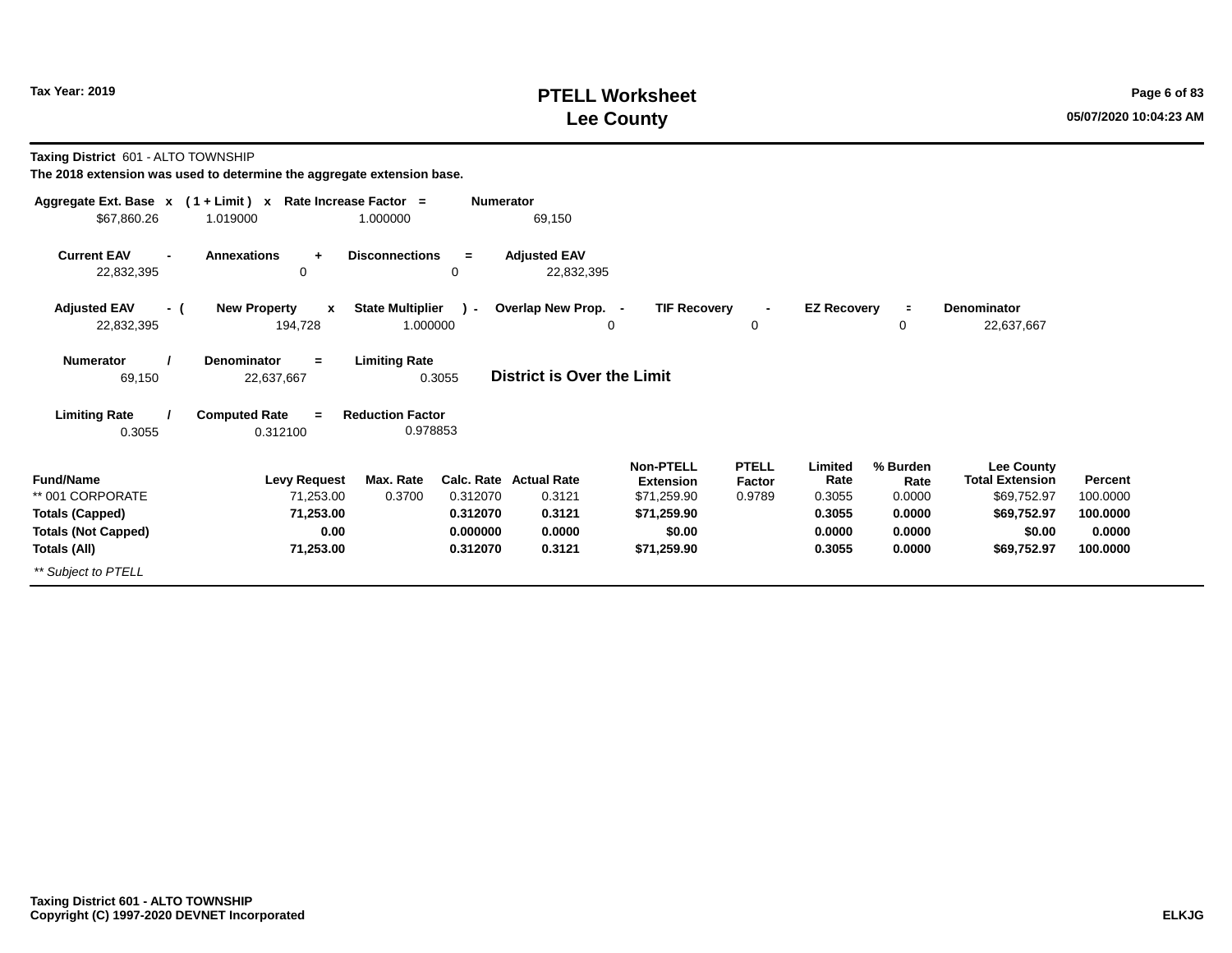# PTELL Worksheet
# Lee County

Tax Year: 2019

05/07/2020 10:04:23 AM

**Taxing District** 601 - ALTO TOWNSHIP

**The 2018 extension was used to determine the aggregate extension base.**

| Aggregate Ext. Base x | ( 1 + Limit ) x | Rate Increase Factor = | Numerator |
|---|---|---|---|
| $67,860.26 | 1.019000 | 1.000000 | 69,150 |

| Current EAV - | Annexations + | Disconnections = | Adjusted EAV |
|---|---|---|---|
| 22,832,395 | 0 | 0 | 22,832,395 |

| Adjusted EAV - ( | New Property x | State Multiplier ) - | Overlap New Prop. - | TIF Recovery - | EZ Recovery = | Denominator |
|---|---|---|---|---|---|---|
| 22,832,395 | 194,728 | 1.000000 | 0 | 0 | 0 | 22,637,667 |

| Numerator / | Denominator = | Limiting Rate |
|---|---|---|
| 69,150 | 22,637,667 | 0.3055 |

**District is Over the Limit**

| Limiting Rate / | Computed Rate = | Reduction Factor |
|---|---|---|
| 0.3055 | 0.312100 | 0.978853 |

| Fund/Name | Levy Request | Max. Rate | Calc. Rate | Actual Rate | Non-PTELL Extension | PTELL Factor | Limited Rate | % Burden Rate | Lee County Total Extension | Percent |
|---|---|---|---|---|---|---|---|---|---|---|
| ** 001 CORPORATE | 71,253.00 | 0.3700 | 0.312070 | 0.3121 | $71,259.90 | 0.9789 | 0.3055 | 0.0000 | $69,752.97 | 100.0000 |
| **Totals (Capped)** | **71,253.00** | | **0.312070** | **0.3121** | **$71,259.90** | | **0.3055** | **0.0000** | **$69,752.97** | **100.0000** |
| **Totals (Not Capped)** | **0.00** | | **0.000000** | **0.0000** | **$0.00** | | **0.0000** | **0.0000** | **$0.00** | **0.0000** |
| **Totals (All)** | **71,253.00** | | **0.312070** | **0.3121** | **$71,259.90** | | **0.3055** | **0.0000** | **$69,752.97** | **100.0000** |

*** Subject to PTELL*

**Taxing District 601 - ALTO TOWNSHIP**
**Copyright (C) 1997-2020 DEVNET Incorporated**

**ELKJG**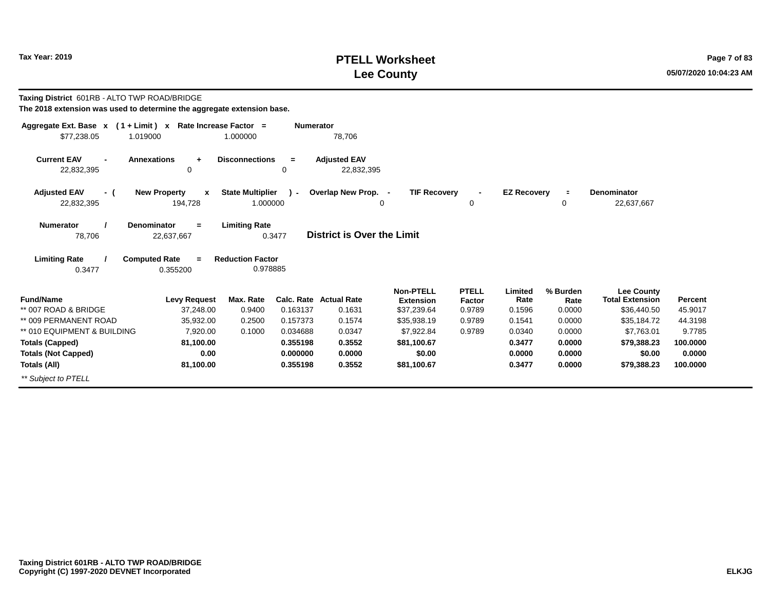**Tax Year: 2019**

# PTELL Worksheet
# Lee County

**Taxing District** 601RB - ALTO TWP ROAD/BRIDGE

**The 2018 extension was used to determine the aggregate extension base.**

| Aggregate Ext. Base | x | ( 1 + Limit ) | x | Rate Increase Factor | = | Numerator |
|---|---|---|---|---|---|---|
| $77,238.05 | | 1.019000 | | 1.000000 | | 78,706 |

| Current EAV | - | Annexations | + | Disconnections | = | Adjusted EAV |
|---|---|---|---|---|---|---|
| 22,832,395 | | 0 | | 0 | | 22,832,395 |

| Adjusted EAV | - ( | New Property | x | State Multiplier | ) - | Overlap New Prop. | - | TIF Recovery | - | EZ Recovery | = | Denominator |
|---|---|---|---|---|---|---|---|---|---|---|---|---|
| 22,832,395 | | 194,728 | | 1.000000 | | 0 | | 0 | | 0 | | 22,637,667 |

| Numerator | / | Denominator | = | Limiting Rate |
|---|---|---|---|---|
| 78,706 | | 22,637,667 | | 0.3477 |

**District is Over the Limit**

| Limiting Rate | / | Computed Rate | = | Reduction Factor |
|---|---|---|---|---|
| 0.3477 | | 0.355200 | | 0.978885 |

| Fund/Name | Levy Request | Max. Rate | Calc. Rate | Actual Rate | Non-PTELL Extension | PTELL Factor | Limited Rate | % Burden Rate | Lee County Total Extension | Percent |
|---|---|---|---|---|---|---|---|---|---|---|
| ** 007 ROAD & BRIDGE | 37,248.00 | 0.9400 | 0.163137 | 0.1631 | $37,239.64 | 0.9789 | 0.1596 | 0.0000 | $36,440.50 | 45.9017 |
| ** 009 PERMANENT ROAD | 35,932.00 | 0.2500 | 0.157373 | 0.1574 | $35,938.19 | 0.9789 | 0.1541 | 0.0000 | $35,184.72 | 44.3198 |
| ** 010 EQUIPMENT & BUILDING | 7,920.00 | 0.1000 | 0.034688 | 0.0347 | $7,922.84 | 0.9789 | 0.0340 | 0.0000 | $7,763.01 | 9.7785 |
| **Totals (Capped)** | **81,100.00** | | **0.355198** | **0.3552** | **$81,100.67** | | **0.3477** | **0.0000** | **$79,388.23** | **100.0000** |
| **Totals (Not Capped)** | **0.00** | | **0.000000** | **0.0000** | **$0.00** | | **0.0000** | **0.0000** | **$0.00** | **0.0000** |
| **Totals (All)** | **81,100.00** | | **0.355198** | **0.3552** | **$81,100.67** | | **0.3477** | **0.0000** | **$79,388.23** | **100.0000** |

*** Subject to PTELL*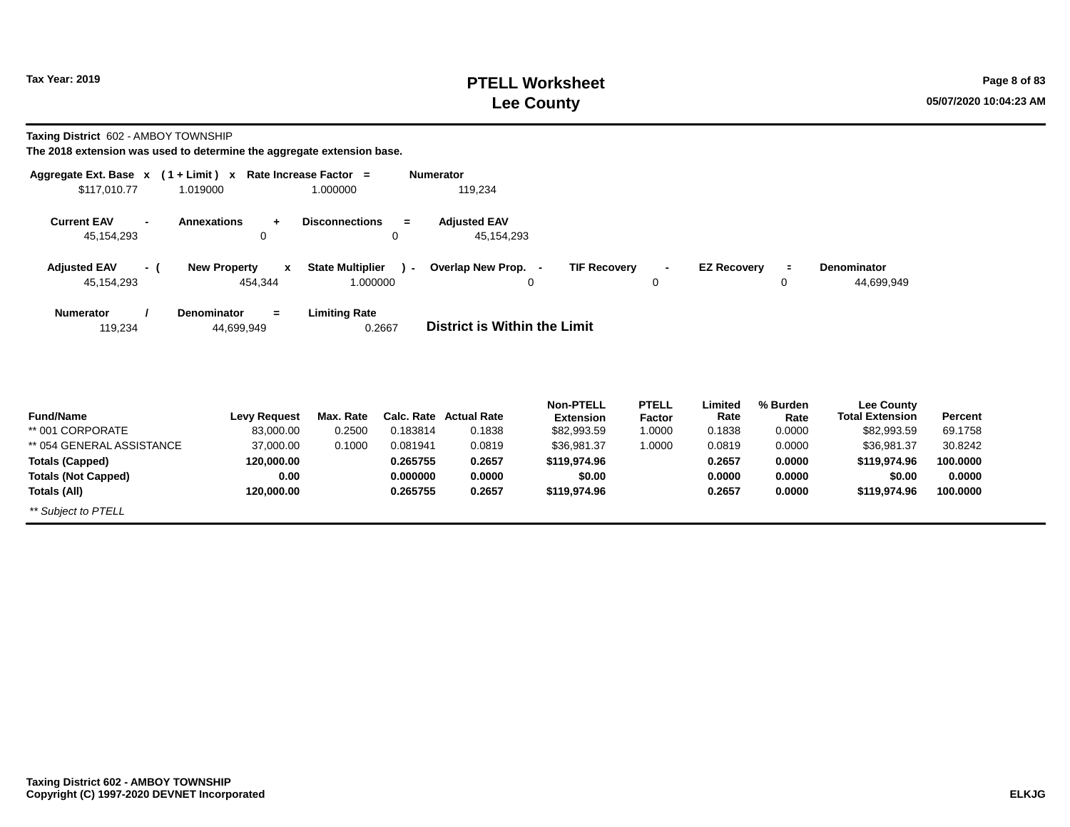# PTELL Worksheet
# Lee County

Tax Year: 2019

**Taxing District** 602 - AMBOY TOWNSHIP

**The 2018 extension was used to determine the aggregate extension base.**

| Aggregate Ext. Base | x | ( 1 + Limit ) | x | Rate Increase Factor | = | Numerator |
|---|---|---|---|---|---|---|
| $117,010.77 | | 1.019000 | | 1.000000 | | 119,234 |

| Current EAV | - | Annexations | + | Disconnections | = | Adjusted EAV |
|---|---|---|---|---|---|---|
| 45,154,293 | | 0 | | 0 | | 45,154,293 |

| Adjusted EAV | - ( | New Property | x | State Multiplier | ) - | Overlap New Prop. | - | TIF Recovery | - | EZ Recovery | = | Denominator |
|---|---|---|---|---|---|---|---|---|---|---|---|---|
| 45,154,293 | | 454,344 | | 1.000000 | | 0 | | 0 | | 0 | | 44,699,949 |

| Numerator | / | Denominator | = | Limiting Rate |
|---|---|---|---|---|
| 119,234 | | 44,699,949 | | 0.2667 |

**District is Within the Limit**

| Fund/Name | Levy Request | Max. Rate | Calc. Rate | Actual Rate | Non-PTELL Extension | PTELL Factor | Limited Rate | % Burden Rate | Lee County Total Extension | Percent |
|---|---|---|---|---|---|---|---|---|---|---|
| ** 001 CORPORATE | 83,000.00 | 0.2500 | 0.183814 | 0.1838 | $82,993.59 | 1.0000 | 0.1838 | 0.0000 | $82,993.59 | 69.1758 |
| ** 054 GENERAL ASSISTANCE | 37,000.00 | 0.1000 | 0.081941 | 0.0819 | $36,981.37 | 1.0000 | 0.0819 | 0.0000 | $36,981.37 | 30.8242 |
| **Totals (Capped)** | **120,000.00** | | **0.265755** | **0.2657** | **$119,974.96** | | **0.2657** | **0.0000** | **$119,974.96** | **100.0000** |
| **Totals (Not Capped)** | **0.00** | | **0.000000** | **0.0000** | **$0.00** | | **0.0000** | **0.0000** | **$0.00** | **0.0000** |
| **Totals (All)** | **120,000.00** | | **0.265755** | **0.2657** | **$119,974.96** | | **0.2657** | **0.0000** | **$119,974.96** | **100.0000** |

*** Subject to PTELL*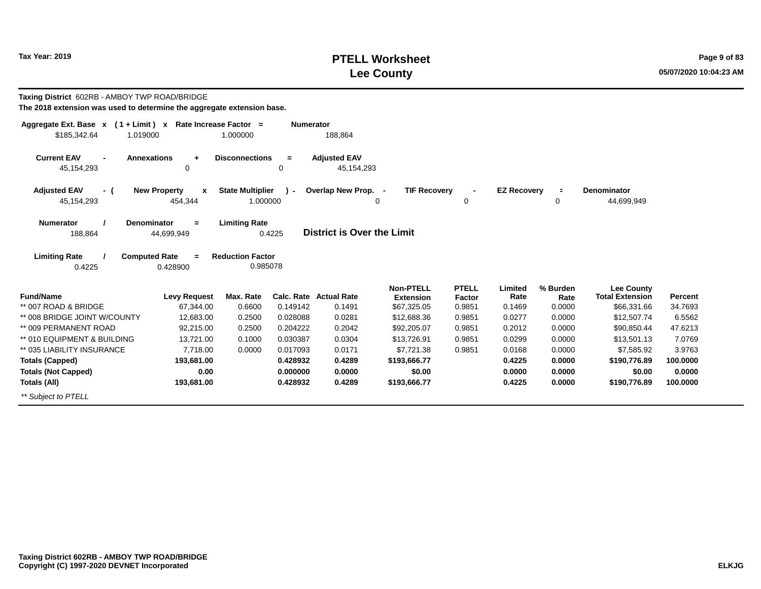Tax Year: 2019

# PTELL Worksheet
## Lee County

**Taxing District** 602RB - AMBOY TWP ROAD/BRIDGE
**The 2018 extension was used to determine the aggregate extension base.**

| Aggregate Ext. Base | x | ( 1 + Limit ) | x | Rate Increase Factor | = | Numerator |
|---|---|---|---|---|---|---|
| $185,342.64 | | 1.019000 | | 1.000000 | | 188,864 |

| Current EAV | - | Annexations | + | Disconnections | = | Adjusted EAV |
|---|---|---|---|---|---|---|
| 45,154,293 | | 0 | | 0 | | 45,154,293 |

| Adjusted EAV | - ( | New Property | x | State Multiplier | ) - | Overlap New Prop. | - | TIF Recovery | - | EZ Recovery | = | Denominator |
|---|---|---|---|---|---|---|---|---|---|---|---|---|
| 45,154,293 | | 454,344 | | 1.000000 | | 0 | | 0 | | 0 | | 44,699,949 |

| Numerator | / | Denominator | = | Limiting Rate |
|---|---|---|---|---|
| 188,864 | | 44,699,949 | | 0.4225 |

**District is Over the Limit**

| Limiting Rate | / | Computed Rate | = | Reduction Factor |
|---|---|---|---|---|
| 0.4225 | | 0.428900 | | 0.985078 |

| Fund/Name | Levy Request | Max. Rate | Calc. Rate | Actual Rate | Non-PTELL Extension | PTELL Factor | Limited Rate | % Burden Rate | Lee County Total Extension | Percent |
|---|---|---|---|---|---|---|---|---|---|---|
| ** 007 ROAD & BRIDGE | 67,344.00 | 0.6600 | 0.149142 | 0.1491 | $67,325.05 | 0.9851 | 0.1469 | 0.0000 | $66,331.66 | 34.7693 |
| ** 008 BRIDGE JOINT W/COUNTY | 12,683.00 | 0.2500 | 0.028088 | 0.0281 | $12,688.36 | 0.9851 | 0.0277 | 0.0000 | $12,507.74 | 6.5562 |
| ** 009 PERMANENT ROAD | 92,215.00 | 0.2500 | 0.204222 | 0.2042 | $92,205.07 | 0.9851 | 0.2012 | 0.0000 | $90,850.44 | 47.6213 |
| ** 010 EQUIPMENT & BUILDING | 13,721.00 | 0.1000 | 0.030387 | 0.0304 | $13,726.91 | 0.9851 | 0.0299 | 0.0000 | $13,501.13 | 7.0769 |
| ** 035 LIABILITY INSURANCE | 7,718.00 | 0.0000 | 0.017093 | 0.0171 | $7,721.38 | 0.9851 | 0.0168 | 0.0000 | $7,585.92 | 3.9763 |
| **Totals (Capped)** | **193,681.00** | | **0.428932** | **0.4289** | **$193,666.77** | | **0.4225** | **0.0000** | **$190,776.89** | **100.0000** |
| **Totals (Not Capped)** | **0.00** | | **0.000000** | **0.0000** | **$0.00** | | **0.0000** | **0.0000** | **$0.00** | **0.0000** |
| **Totals (All)** | **193,681.00** | | **0.428932** | **0.4289** | **$193,666.77** | | **0.4225** | **0.0000** | **$190,776.89** | **100.0000** |

*** Subject to PTELL*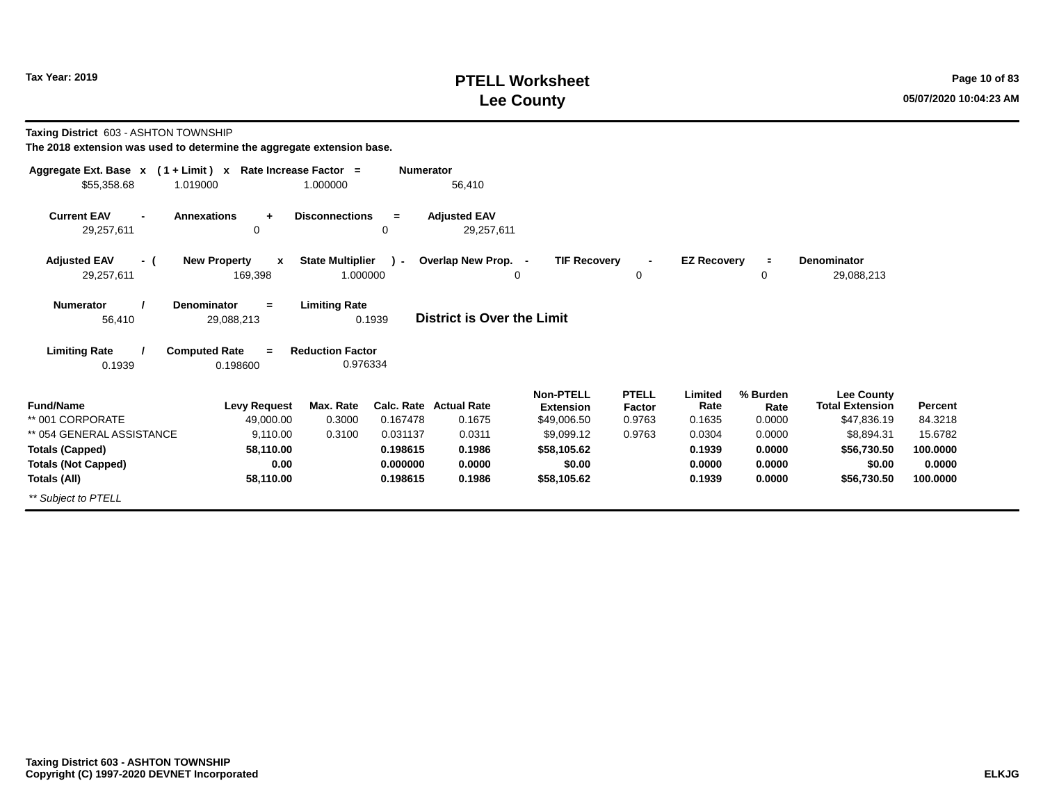# PTELL Worksheet
# Lee County

Tax Year: 2019

**Taxing District** 603 - ASHTON TOWNSHIP

**The 2018 extension was used to determine the aggregate extension base.**

| Aggregate Ext. Base | x | ( 1 + Limit ) | x | Rate Increase Factor | = | Numerator |
|---|---|---|---|---|---|---|
| $55,358.68 | | 1.019000 | | 1.000000 | | 56,410 |

| Current EAV | - | Annexations | + | Disconnections | = | Adjusted EAV |
|---|---|---|---|---|---|---|
| 29,257,611 | | 0 | | 0 | | 29,257,611 |

| Adjusted EAV | - ( | New Property | x | State Multiplier | ) - | Overlap New Prop. | - | TIF Recovery | - | EZ Recovery | = | Denominator |
|---|---|---|---|---|---|---|---|---|---|---|---|---|
| 29,257,611 | | 169,398 | | 1.000000 | | 0 | | 0 | | 0 | | 29,088,213 |

| Numerator | / | Denominator | = | Limiting Rate |
|---|---|---|---|---|
| 56,410 | | 29,088,213 | | 0.1939 |

**District is Over the Limit**

| Limiting Rate | / | Computed Rate | = | Reduction Factor |
|---|---|---|---|---|
| 0.1939 | | 0.198600 | | 0.976334 |

| Fund/Name | Levy Request | Max. Rate | Calc. Rate | Actual Rate | Non-PTELL Extension | PTELL Factor | Limited Rate | % Burden Rate | Lee County Total Extension | Percent |
|---|---|---|---|---|---|---|---|---|---|---|
| ** 001 CORPORATE | 49,000.00 | 0.3000 | 0.167478 | 0.1675 | $49,006.50 | 0.9763 | 0.1635 | 0.0000 | $47,836.19 | 84.3218 |
| ** 054 GENERAL ASSISTANCE | 9,110.00 | 0.3100 | 0.031137 | 0.0311 | $9,099.12 | 0.9763 | 0.0304 | 0.0000 | $8,894.31 | 15.6782 |
| **Totals (Capped)** | **58,110.00** | | **0.198615** | **0.1986** | **$58,105.62** | | **0.1939** | **0.0000** | **$56,730.50** | **100.0000** |
| **Totals (Not Capped)** | **0.00** | | **0.000000** | **0.0000** | **$0.00** | | **0.0000** | **0.0000** | **$0.00** | **0.0000** |
| **Totals (All)** | **58,110.00** | | **0.198615** | **0.1986** | **$58,105.62** | | **0.1939** | **0.0000** | **$56,730.50** | **100.0000** |

*** Subject to PTELL*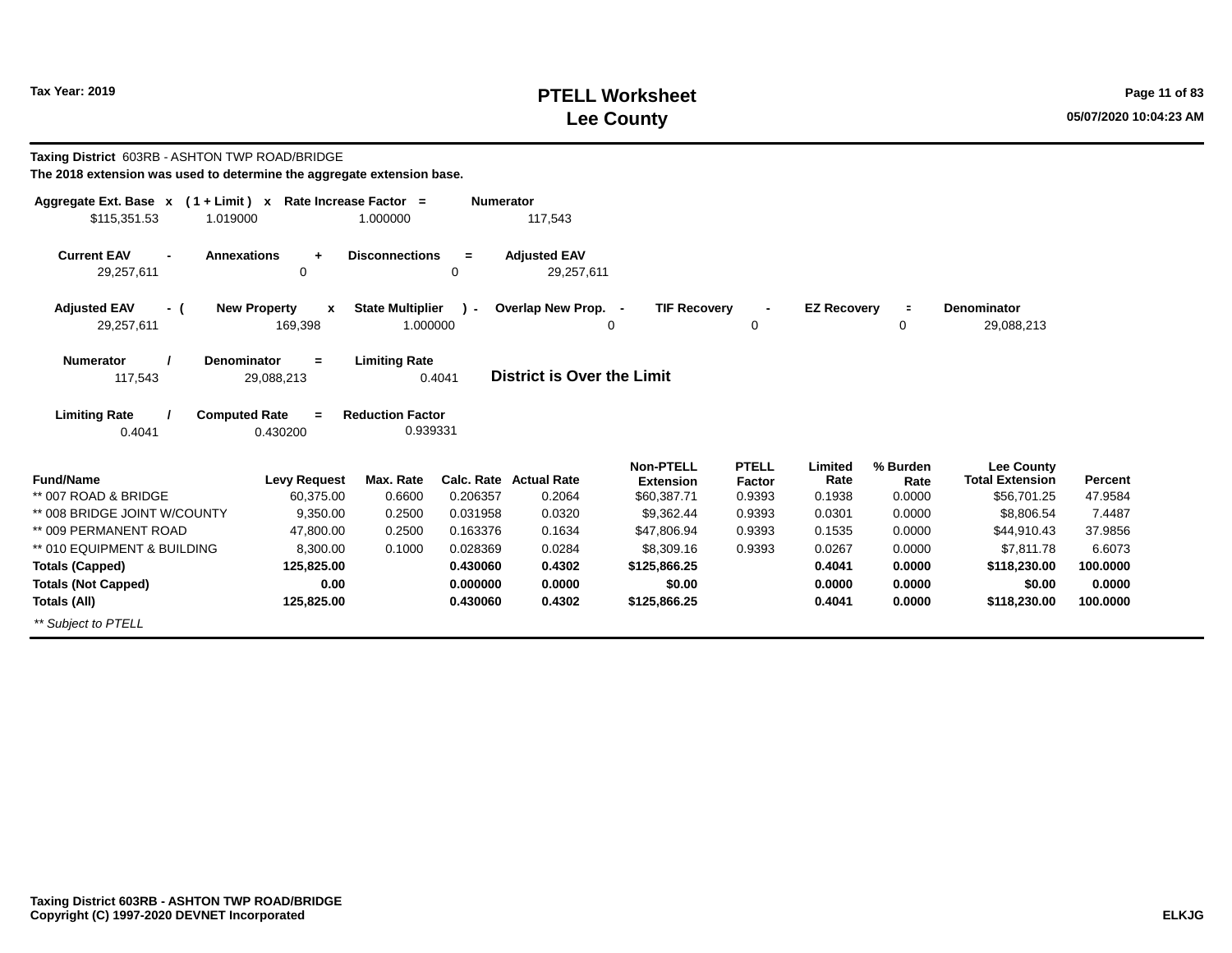# PTELL Worksheet
# Lee County

Tax Year: 2019

**Taxing District** 603RB - ASHTON TWP ROAD/BRIDGE

**The 2018 extension was used to determine the aggregate extension base.**

| Aggregate Ext. Base | x | ( 1 + Limit ) | x | Rate Increase Factor | = | Numerator |
|---|---|---|---|---|---|---|
| $115,351.53 | | 1.019000 | | 1.000000 | | 117,543 |

| Current EAV | - | Annexations | + | Disconnections | = | Adjusted EAV |
|---|---|---|---|---|---|---|
| 29,257,611 | | 0 | | 0 | | 29,257,611 |

| Adjusted EAV | - ( | New Property | x | State Multiplier | ) - | Overlap New Prop. | - | TIF Recovery | - | EZ Recovery | = | Denominator |
|---|---|---|---|---|---|---|---|---|---|---|---|---|
| 29,257,611 | | 169,398 | | 1.000000 | | 0 | | 0 | | 0 | | 29,088,213 |

| Numerator | / | Denominator | = | Limiting Rate |
|---|---|---|---|---|
| 117,543 | | 29,088,213 | | 0.4041 |

**District is Over the Limit**

| Limiting Rate | / | Computed Rate | = | Reduction Factor |
|---|---|---|---|---|
| 0.4041 | | 0.430200 | | 0.939331 |

| Fund/Name | Levy Request | Max. Rate | Calc. Rate | Actual Rate | Non-PTELL Extension | PTELL Factor | Limited Rate | % Burden Rate | Lee County Total Extension | Percent |
|---|---|---|---|---|---|---|---|---|---|---|
| ** 007 ROAD & BRIDGE | 60,375.00 | 0.6600 | 0.206357 | 0.2064 | $60,387.71 | 0.9393 | 0.1938 | 0.0000 | $56,701.25 | 47.9584 |
| ** 008 BRIDGE JOINT W/COUNTY | 9,350.00 | 0.2500 | 0.031958 | 0.0320 | $9,362.44 | 0.9393 | 0.0301 | 0.0000 | $8,806.54 | 7.4487 |
| ** 009 PERMANENT ROAD | 47,800.00 | 0.2500 | 0.163376 | 0.1634 | $47,806.94 | 0.9393 | 0.1535 | 0.0000 | $44,910.43 | 37.9856 |
| ** 010 EQUIPMENT & BUILDING | 8,300.00 | 0.1000 | 0.028369 | 0.0284 | $8,309.16 | 0.9393 | 0.0267 | 0.0000 | $7,811.78 | 6.6073 |
| **Totals (Capped)** | **125,825.00** | | **0.430060** | **0.4302** | **$125,866.25** | | **0.4041** | **0.0000** | **$118,230.00** | **100.0000** |
| **Totals (Not Capped)** | **0.00** | | **0.000000** | **0.0000** | **$0.00** | | **0.0000** | **0.0000** | **$0.00** | **0.0000** |
| **Totals (All)** | **125,825.00** | | **0.430060** | **0.4302** | **$125,866.25** | | **0.4041** | **0.0000** | **$118,230.00** | **100.0000** |

*** Subject to PTELL*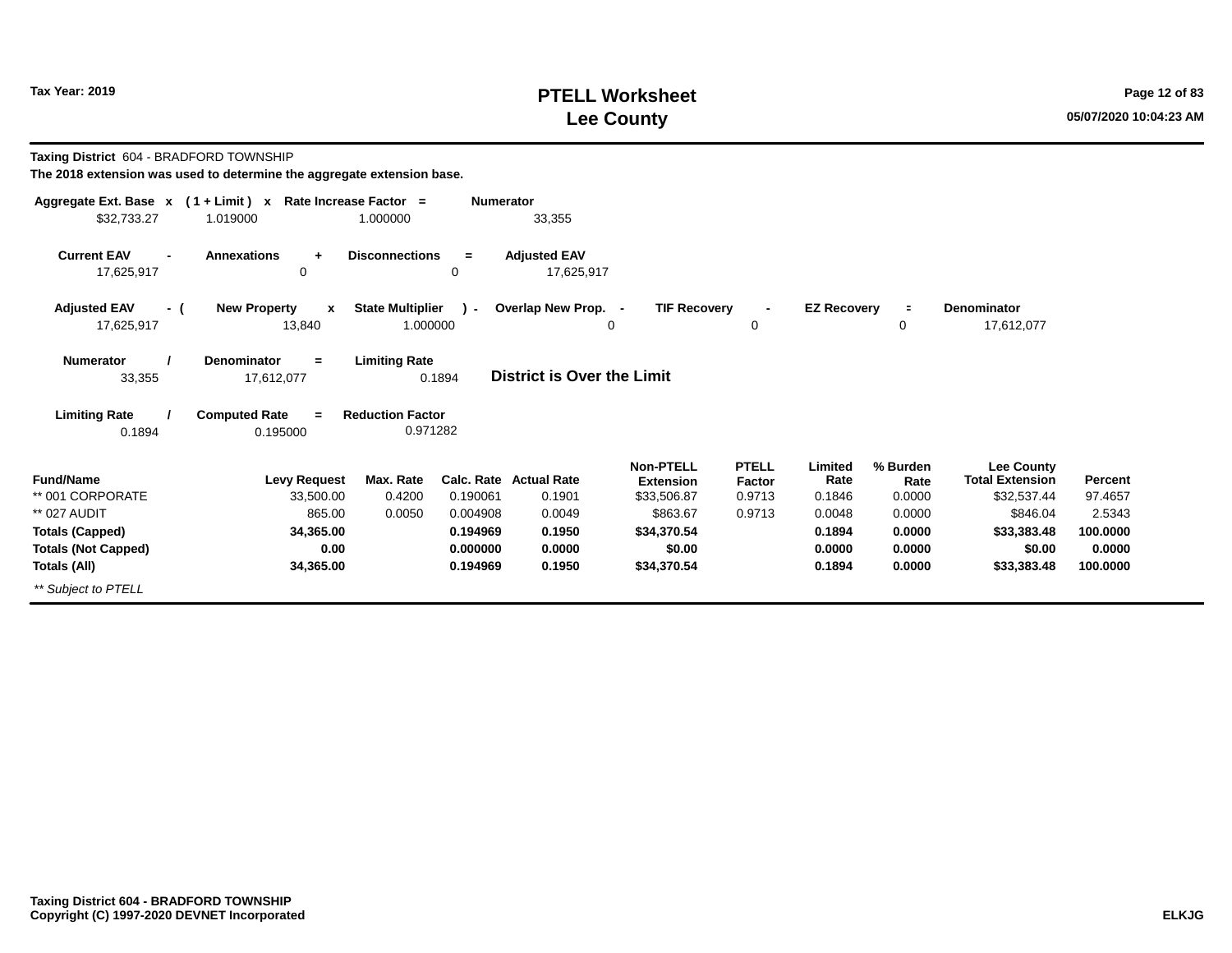# PTELL Worksheet
# Lee County

Tax Year: 2019

**Taxing District** 604 - BRADFORD TOWNSHIP

**The 2018 extension was used to determine the aggregate extension base.**

| Aggregate Ext. Base | x | ( 1 + Limit ) | x | Rate Increase Factor | = | Numerator |
|---|---|---|---|---|---|---|
| $32,733.27 | | 1.019000 | | 1.000000 | | 33,355 |

| Current EAV | - | Annexations | + | Disconnections | = | Adjusted EAV |
|---|---|---|---|---|---|---|
| 17,625,917 | | 0 | | 0 | | 17,625,917 |

| Adjusted EAV | - ( | New Property | x | State Multiplier | ) - | Overlap New Prop. | - | TIF Recovery | - | EZ Recovery | = | Denominator |
|---|---|---|---|---|---|---|---|---|---|---|---|---|
| 17,625,917 | | 13,840 | | 1.000000 | | 0 | | 0 | | 0 | | 17,612,077 |

| Numerator | / | Denominator | = | Limiting Rate |
|---|---|---|---|---|
| 33,355 | | 17,612,077 | | 0.1894 |

**District is Over the Limit**

| Limiting Rate | / | Computed Rate | = | Reduction Factor |
|---|---|---|---|---|
| 0.1894 | | 0.195000 | | 0.971282 |

| Fund/Name | Levy Request | Max. Rate | Calc. Rate | Actual Rate | Non-PTELL Extension | PTELL Factor | Limited Rate | % Burden Rate | Lee County Total Extension | Percent |
|---|---|---|---|---|---|---|---|---|---|---|
| ** 001 CORPORATE | 33,500.00 | 0.4200 | 0.190061 | 0.1901 | $33,506.87 | 0.9713 | 0.1846 | 0.0000 | $32,537.44 | 97.4657 |
| ** 027 AUDIT | 865.00 | 0.0050 | 0.004908 | 0.0049 | $863.67 | 0.9713 | 0.0048 | 0.0000 | $846.04 | 2.5343 |
| **Totals (Capped)** | **34,365.00** | | **0.194969** | **0.1950** | **$34,370.54** | | **0.1894** | **0.0000** | **$33,383.48** | **100.0000** |
| **Totals (Not Capped)** | **0.00** | | **0.000000** | **0.0000** | **$0.00** | | **0.0000** | **0.0000** | **$0.00** | **0.0000** |
| **Totals (All)** | **34,365.00** | | **0.194969** | **0.1950** | **$34,370.54** | | **0.1894** | **0.0000** | **$33,383.48** | **100.0000** |

*** Subject to PTELL*

**Taxing District 604 - BRADFORD TOWNSHIP**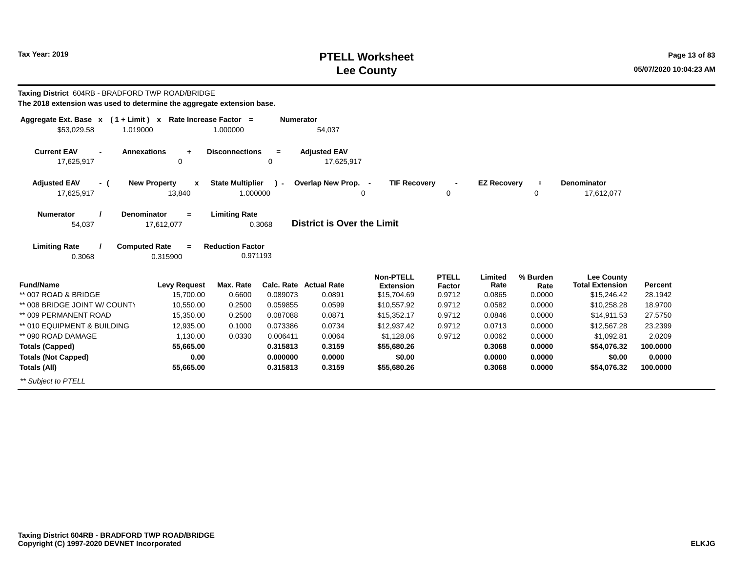# PTELL Worksheet
# Lee County

Tax Year: 2019

**Taxing District** 604RB - BRADFORD TWP ROAD/BRIDGE

**The 2018 extension was used to determine the aggregate extension base.**

| Aggregate Ext. Base | x | ( 1 + Limit ) | x | Rate Increase Factor | = | Numerator |
|---|---|---|---|---|---|---|
| $53,029.58 | | 1.019000 | | 1.000000 | | 54,037 |

| Current EAV | - | Annexations | + | Disconnections | = | Adjusted EAV |
|---|---|---|---|---|---|---|
| 17,625,917 | | 0 | | 0 | | 17,625,917 |

| Adjusted EAV | - ( | New Property | x | State Multiplier | ) - | Overlap New Prop. | - | TIF Recovery | - | EZ Recovery | = | Denominator |
|---|---|---|---|---|---|---|---|---|---|---|---|---|
| 17,625,917 | | 13,840 | | 1.000000 | | 0 | | 0 | | 0 | | 17,612,077 |

| Numerator | / | Denominator | = | Limiting Rate |
|---|---|---|---|---|
| 54,037 | | 17,612,077 | | 0.3068 |

**District is Over the Limit**

| Limiting Rate | / | Computed Rate | = | Reduction Factor |
|---|---|---|---|---|
| 0.3068 | | 0.315900 | | 0.971193 |

| Fund/Name | Levy Request | Max. Rate | Calc. Rate | Actual Rate | Non-PTELL Extension | PTELL Factor | Limited Rate | % Burden Rate | Lee County Total Extension | Percent |
|---|---|---|---|---|---|---|---|---|---|---|
| ** 007 ROAD & BRIDGE | 15,700.00 | 0.6600 | 0.089073 | 0.0891 | $15,704.69 | 0.9712 | 0.0865 | 0.0000 | $15,246.42 | 28.1942 |
| ** 008 BRIDGE JOINT W/ COUNTY | 10,550.00 | 0.2500 | 0.059855 | 0.0599 | $10,557.92 | 0.9712 | 0.0582 | 0.0000 | $10,258.28 | 18.9700 |
| ** 009 PERMANENT ROAD | 15,350.00 | 0.2500 | 0.087088 | 0.0871 | $15,352.17 | 0.9712 | 0.0846 | 0.0000 | $14,911.53 | 27.5750 |
| ** 010 EQUIPMENT & BUILDING | 12,935.00 | 0.1000 | 0.073386 | 0.0734 | $12,937.42 | 0.9712 | 0.0713 | 0.0000 | $12,567.28 | 23.2399 |
| ** 090 ROAD DAMAGE | 1,130.00 | 0.0330 | 0.006411 | 0.0064 | $1,128.06 | 0.9712 | 0.0062 | 0.0000 | $1,092.81 | 2.0209 |
| **Totals (Capped)** | **55,665.00** | | **0.315813** | **0.3159** | **$55,680.26** | | **0.3068** | **0.0000** | **$54,076.32** | **100.0000** |
| **Totals (Not Capped)** | **0.00** | | **0.000000** | **0.0000** | **$0.00** | | **0.0000** | **0.0000** | **$0.00** | **0.0000** |
| **Totals (All)** | **55,665.00** | | **0.315813** | **0.3159** | **$55,680.26** | | **0.3068** | **0.0000** | **$54,076.32** | **100.0000** |

*** Subject to PTELL*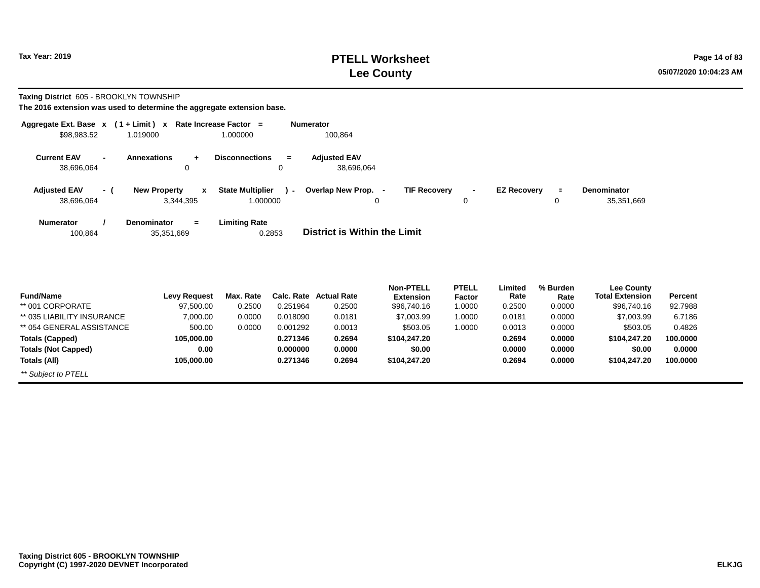# PTELL Worksheet
## Lee County

Tax Year: 2019

05/07/2020 10:04:23 AM

**Taxing District** 605 - BROOKLYN TOWNSHIP

**The 2016 extension was used to determine the aggregate extension base.**

| Aggregate Ext. Base | x | ( 1 + Limit ) | x | Rate Increase Factor | = | Numerator |
|---|---|---|---|---|---|---|
| $98,983.52 | | 1.019000 | | 1.000000 | | 100,864 |

| Current EAV | - | Annexations | + | Disconnections | = | Adjusted EAV |
|---|---|---|---|---|---|---|
| 38,696,064 | | 0 | | 0 | | 38,696,064 |

| Adjusted EAV | - ( | New Property | x | State Multiplier | ) - | Overlap New Prop. | - | TIF Recovery | - | EZ Recovery | = | Denominator |
|---|---|---|---|---|---|---|---|---|---|---|---|---|
| 38,696,064 | | 3,344,395 | | 1.000000 | | 0 | | 0 | | 0 | | 35,351,669 |

| Numerator | / | Denominator | = | Limiting Rate |
|---|---|---|---|---|
| 100,864 | | 35,351,669 | | 0.2853 |

**District is Within the Limit**

| Fund/Name | Levy Request | Max. Rate | Calc. Rate | Actual Rate | Non-PTELL Extension | PTELL Factor | Limited Rate | % Burden Rate | Lee County Total Extension | Percent |
|---|---|---|---|---|---|---|---|---|---|---|
| ** 001 CORPORATE | 97,500.00 | 0.2500 | 0.251964 | 0.2500 | $96,740.16 | 1.0000 | 0.2500 | 0.0000 | $96,740.16 | 92.7988 |
| ** 035 LIABILITY INSURANCE | 7,000.00 | 0.0000 | 0.018090 | 0.0181 | $7,003.99 | 1.0000 | 0.0181 | 0.0000 | $7,003.99 | 6.7186 |
| ** 054 GENERAL ASSISTANCE | 500.00 | 0.0000 | 0.001292 | 0.0013 | $503.05 | 1.0000 | 0.0013 | 0.0000 | $503.05 | 0.4826 |
| **Totals (Capped)** | **105,000.00** | | **0.271346** | **0.2694** | **$104,247.20** | | **0.2694** | **0.0000** | **$104,247.20** | **100.0000** |
| **Totals (Not Capped)** | **0.00** | | **0.000000** | **0.0000** | **$0.00** | | **0.0000** | **0.0000** | **$0.00** | **0.0000** |
| **Totals (All)** | **105,000.00** | | **0.271346** | **0.2694** | **$104,247.20** | | **0.2694** | **0.0000** | **$104,247.20** | **100.0000** |

*** Subject to PTELL*

**Taxing District 605 - BROOKLYN TOWNSHIP**
**Copyright (C) 1997-2020 DEVNET Incorporated**

**ELKJG**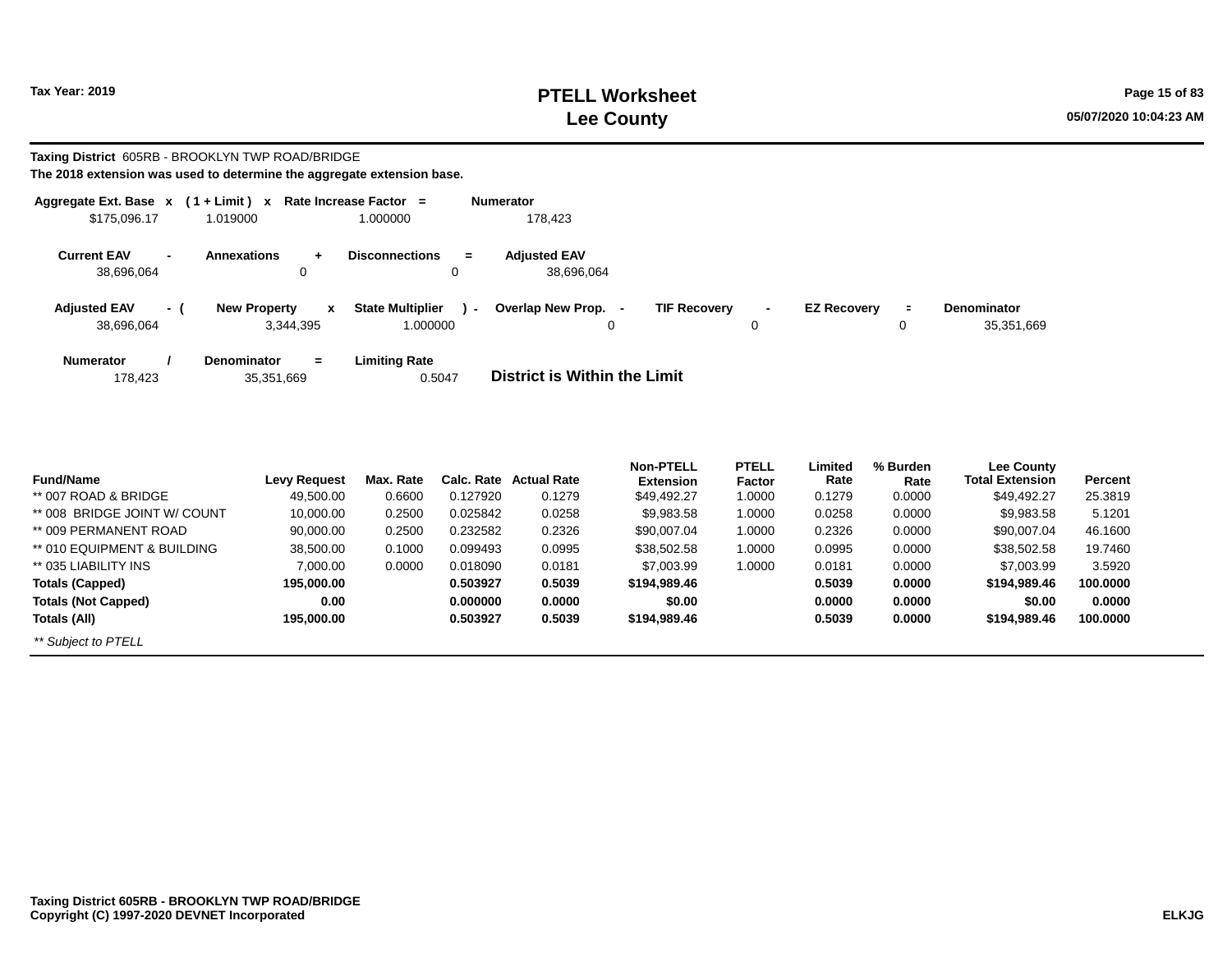# PTELL Worksheet
# Lee County

Tax Year: 2019

**Taxing District** 605RB - BROOKLYN TWP ROAD/BRIDGE

**The 2018 extension was used to determine the aggregate extension base.**

| Aggregate Ext. Base | x | ( 1 + Limit ) | x | Rate Increase Factor | = | Numerator |
|---|---|---|---|---|---|---|
| $175,096.17 | | 1.019000 | | 1.000000 | | 178,423 |

| Current EAV | - | Annexations | + | Disconnections | = | Adjusted EAV |
|---|---|---|---|---|---|---|
| 38,696,064 | | 0 | | 0 | | 38,696,064 |

| Adjusted EAV | - ( | New Property | x | State Multiplier | ) - | Overlap New Prop. | - | TIF Recovery | - | EZ Recovery | = | Denominator |
|---|---|---|---|---|---|---|---|---|---|---|---|---|
| 38,696,064 | | 3,344,395 | | 1.000000 | | 0 | | 0 | | 0 | | 35,351,669 |

| Numerator | / | Denominator | = | Limiting Rate |
|---|---|---|---|---|
| 178,423 | | 35,351,669 | | 0.5047 |

**District is Within the Limit**

| Fund/Name | Levy Request | Max. Rate | Calc. Rate | Actual Rate | Non-PTELL Extension | PTELL Factor | Limited Rate | % Burden Rate | Lee County Total Extension | Percent |
|---|---|---|---|---|---|---|---|---|---|---|
| ** 007 ROAD & BRIDGE | 49,500.00 | 0.6600 | 0.127920 | 0.1279 | $49,492.27 | 1.0000 | 0.1279 | 0.0000 | $49,492.27 | 25.3819 |
| ** 008 BRIDGE JOINT W/ COUNT | 10,000.00 | 0.2500 | 0.025842 | 0.0258 | $9,983.58 | 1.0000 | 0.0258 | 0.0000 | $9,983.58 | 5.1201 |
| ** 009 PERMANENT ROAD | 90,000.00 | 0.2500 | 0.232582 | 0.2326 | $90,007.04 | 1.0000 | 0.2326 | 0.0000 | $90,007.04 | 46.1600 |
| ** 010 EQUIPMENT & BUILDING | 38,500.00 | 0.1000 | 0.099493 | 0.0995 | $38,502.58 | 1.0000 | 0.0995 | 0.0000 | $38,502.58 | 19.7460 |
| ** 035 LIABILITY INS | 7,000.00 | 0.0000 | 0.018090 | 0.0181 | $7,003.99 | 1.0000 | 0.0181 | 0.0000 | $7,003.99 | 3.5920 |
| **Totals (Capped)** | **195,000.00** | | **0.503927** | **0.5039** | **$194,989.46** | | **0.5039** | **0.0000** | **$194,989.46** | **100.0000** |
| **Totals (Not Capped)** | **0.00** | | **0.000000** | **0.0000** | **$0.00** | | **0.0000** | **0.0000** | **$0.00** | **0.0000** |
| **Totals (All)** | **195,000.00** | | **0.503927** | **0.5039** | **$194,989.46** | | **0.5039** | **0.0000** | **$194,989.46** | **100.0000** |

*** Subject to PTELL*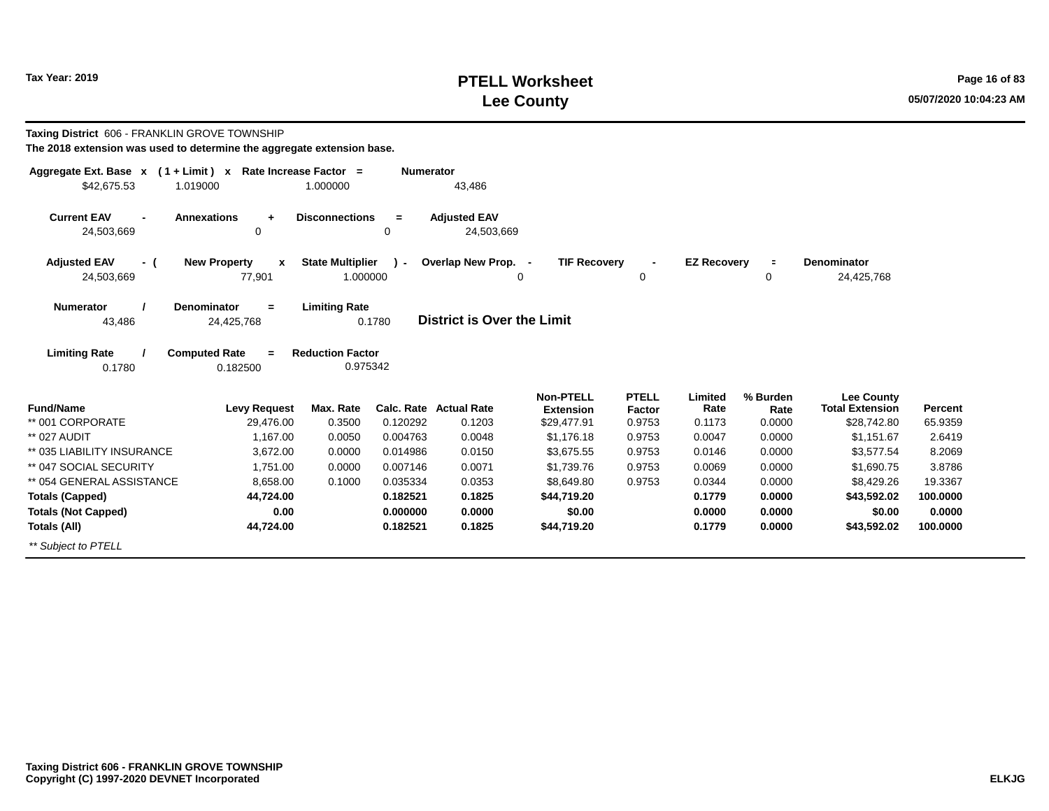**Tax Year: 2019**

# PTELL Worksheet
## Lee County

**Taxing District** 606 - FRANKLIN GROVE TOWNSHIP
**The 2018 extension was used to determine the aggregate extension base.**

| Aggregate Ext. Base | x | ( 1 + Limit ) | x | Rate Increase Factor | = | Numerator |
|---|---|---|---|---|---|---|
| $42,675.53 | | 1.019000 | | 1.000000 | | 43,486 |

| Current EAV | - | Annexations | + | Disconnections | = | Adjusted EAV |
|---|---|---|---|---|---|---|
| 24,503,669 | | 0 | | 0 | | 24,503,669 |

| Adjusted EAV | - ( | New Property | x | State Multiplier | ) - | Overlap New Prop. | - | TIF Recovery | - | EZ Recovery | = | Denominator |
|---|---|---|---|---|---|---|---|---|---|---|---|---|
| 24,503,669 | | 77,901 | | 1.000000 | | 0 | | 0 | | 0 | | 24,425,768 |

| Numerator | / | Denominator | = | Limiting Rate |
|---|---|---|---|---|
| 43,486 | | 24,425,768 | | 0.1780 |

**District is Over the Limit**

| Limiting Rate | / | Computed Rate | = | Reduction Factor |
|---|---|---|---|---|
| 0.1780 | | 0.182500 | | 0.975342 |

| Fund/Name | Levy Request | Max. Rate | Calc. Rate | Actual Rate | Non-PTELL Extension | PTELL Factor | Limited Rate | % Burden Rate | Lee County Total Extension | Percent |
|---|---|---|---|---|---|---|---|---|---|---|
| ** 001 CORPORATE | 29,476.00 | 0.3500 | 0.120292 | 0.1203 | $29,477.91 | 0.9753 | 0.1173 | 0.0000 | $28,742.80 | 65.9359 |
| ** 027 AUDIT | 1,167.00 | 0.0050 | 0.004763 | 0.0048 | $1,176.18 | 0.9753 | 0.0047 | 0.0000 | $1,151.67 | 2.6419 |
| ** 035 LIABILITY INSURANCE | 3,672.00 | 0.0000 | 0.014986 | 0.0150 | $3,675.55 | 0.9753 | 0.0146 | 0.0000 | $3,577.54 | 8.2069 |
| ** 047 SOCIAL SECURITY | 1,751.00 | 0.0000 | 0.007146 | 0.0071 | $1,739.76 | 0.9753 | 0.0069 | 0.0000 | $1,690.75 | 3.8786 |
| ** 054 GENERAL ASSISTANCE | 8,658.00 | 0.1000 | 0.035334 | 0.0353 | $8,649.80 | 0.9753 | 0.0344 | 0.0000 | $8,429.26 | 19.3367 |
| **Totals (Capped)** | **44,724.00** | | **0.182521** | **0.1825** | **$44,719.20** | | **0.1779** | **0.0000** | **$43,592.02** | **100.0000** |
| **Totals (Not Capped)** | **0.00** | | **0.000000** | **0.0000** | **$0.00** | | **0.0000** | **0.0000** | **$0.00** | **0.0000** |
| **Totals (All)** | **44,724.00** | | **0.182521** | **0.1825** | **$44,719.20** | | **0.1779** | **0.0000** | **$43,592.02** | **100.0000** |

*** Subject to PTELL*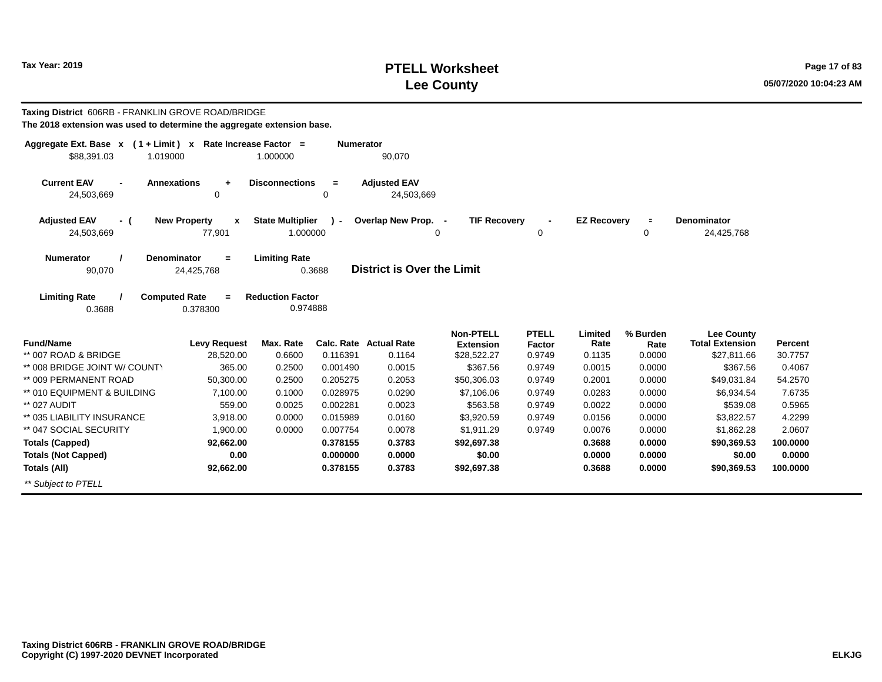# PTELL Worksheet
# Lee County

Tax Year: 2019

**Taxing District** 606RB - FRANKLIN GROVE ROAD/BRIDGE

**The 2018 extension was used to determine the aggregate extension base.**

| Aggregate Ext. Base | x | ( 1 + Limit ) | x | Rate Increase Factor | = | Numerator |
|---|---|---|---|---|---|---|
| $88,391.03 | | 1.019000 | | 1.000000 | | 90,070 |

| Current EAV | - | Annexations | + | Disconnections | = | Adjusted EAV |
|---|---|---|---|---|---|---|
| 24,503,669 | | 0 | | 0 | | 24,503,669 |

| Adjusted EAV | - ( | New Property | x | State Multiplier | ) - | Overlap New Prop. | - | TIF Recovery | - | EZ Recovery | = | Denominator |
|---|---|---|---|---|---|---|---|---|---|---|---|---|
| 24,503,669 | | 77,901 | | 1.000000 | | 0 | | 0 | | 0 | | 24,425,768 |

| Numerator | / | Denominator | = | Limiting Rate |
|---|---|---|---|---|
| 90,070 | | 24,425,768 | | 0.3688 |

**District is Over the Limit**

| Limiting Rate | / | Computed Rate | = | Reduction Factor |
|---|---|---|---|---|
| 0.3688 | | 0.378300 | | 0.974888 |

| Fund/Name | Levy Request | Max. Rate | Calc. Rate | Actual Rate | Non-PTELL Extension | PTELL Factor | Limited Rate | % Burden Rate | Lee County Total Extension | Percent |
|---|---|---|---|---|---|---|---|---|---|---|
| ** 007 ROAD & BRIDGE | 28,520.00 | 0.6600 | 0.116391 | 0.1164 | $28,522.27 | 0.9749 | 0.1135 | 0.0000 | $27,811.66 | 30.7757 |
| ** 008 BRIDGE JOINT W/ COUNTY | 365.00 | 0.2500 | 0.001490 | 0.0015 | $367.56 | 0.9749 | 0.0015 | 0.0000 | $367.56 | 0.4067 |
| ** 009 PERMANENT ROAD | 50,300.00 | 0.2500 | 0.205275 | 0.2053 | $50,306.03 | 0.9749 | 0.2001 | 0.0000 | $49,031.84 | 54.2570 |
| ** 010 EQUIPMENT & BUILDING | 7,100.00 | 0.1000 | 0.028975 | 0.0290 | $7,106.06 | 0.9749 | 0.0283 | 0.0000 | $6,934.54 | 7.6735 |
| ** 027 AUDIT | 559.00 | 0.0025 | 0.002281 | 0.0023 | $563.58 | 0.9749 | 0.0022 | 0.0000 | $539.08 | 0.5965 |
| ** 035 LIABILITY INSURANCE | 3,918.00 | 0.0000 | 0.015989 | 0.0160 | $3,920.59 | 0.9749 | 0.0156 | 0.0000 | $3,822.57 | 4.2299 |
| ** 047 SOCIAL SECURITY | 1,900.00 | 0.0000 | 0.007754 | 0.0078 | $1,911.29 | 0.9749 | 0.0076 | 0.0000 | $1,862.28 | 2.0607 |
| **Totals (Capped)** | **92,662.00** | | **0.378155** | **0.3783** | **$92,697.38** | | **0.3688** | **0.0000** | **$90,369.53** | **100.0000** |
| **Totals (Not Capped)** | **0.00** | | **0.000000** | **0.0000** | **$0.00** | | **0.0000** | **0.0000** | **$0.00** | **0.0000** |
| **Totals (All)** | **92,662.00** | | **0.378155** | **0.3783** | **$92,697.38** | | **0.3688** | **0.0000** | **$90,369.53** | **100.0000** |

*** Subject to PTELL*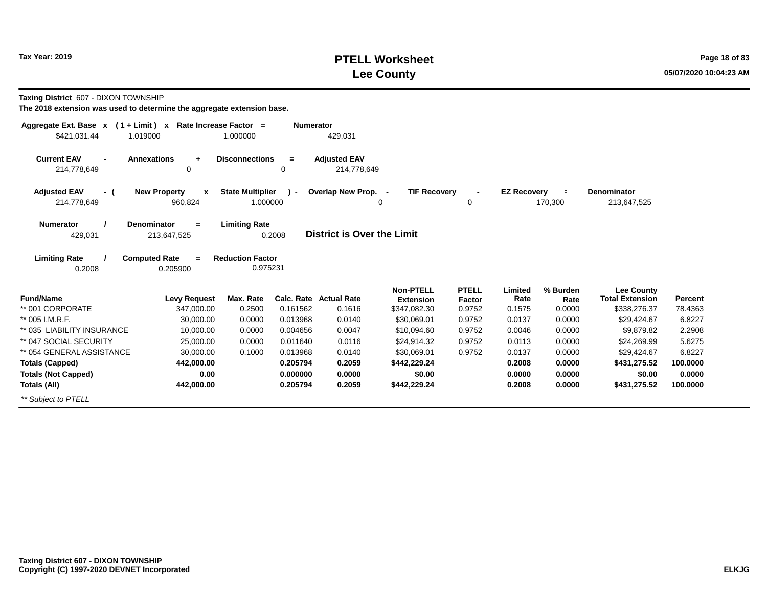# PTELL Worksheet
# Lee County

Tax Year: 2019

**Taxing District** 607 - DIXON TOWNSHIP

**The 2018 extension was used to determine the aggregate extension base.**

| Aggregate Ext. Base | x | ( 1 + Limit ) | x | Rate Increase Factor | = | Numerator |
|---|---|---|---|---|---|---|
| $421,031.44 | | 1.019000 | | 1.000000 | | 429,031 |

| Current EAV | - | Annexations | + | Disconnections | = | Adjusted EAV |
|---|---|---|---|---|---|---|
| 214,778,649 | | 0 | | 0 | | 214,778,649 |

| Adjusted EAV | - ( | New Property | x | State Multiplier | ) - | Overlap New Prop. | - | TIF Recovery | - | EZ Recovery | = | Denominator |
|---|---|---|---|---|---|---|---|---|---|---|---|---|
| 214,778,649 | | 960,824 | | 1.000000 | | 0 | | 0 | | 170,300 | | 213,647,525 |

| Numerator | / | Denominator | = | Limiting Rate |
|---|---|---|---|---|
| 429,031 | | 213,647,525 | | 0.2008 |

**District is Over the Limit**

| Limiting Rate | / | Computed Rate | = | Reduction Factor |
|---|---|---|---|---|
| 0.2008 | | 0.205900 | | 0.975231 |

| Fund/Name | Levy Request | Max. Rate | Calc. Rate | Actual Rate | Non-PTELL Extension | PTELL Factor | Limited Rate | % Burden Rate | Lee County Total Extension | Percent |
|---|---|---|---|---|---|---|---|---|---|---|
| ** 001 CORPORATE | 347,000.00 | 0.2500 | 0.161562 | 0.1616 | $347,082.30 | 0.9752 | 0.1575 | 0.0000 | $338,276.37 | 78.4363 |
| ** 005 I.M.R.F. | 30,000.00 | 0.0000 | 0.013968 | 0.0140 | $30,069.01 | 0.9752 | 0.0137 | 0.0000 | $29,424.67 | 6.8227 |
| ** 035 LIABILITY INSURANCE | 10,000.00 | 0.0000 | 0.004656 | 0.0047 | $10,094.60 | 0.9752 | 0.0046 | 0.0000 | $9,879.82 | 2.2908 |
| ** 047 SOCIAL SECURITY | 25,000.00 | 0.0000 | 0.011640 | 0.0116 | $24,914.32 | 0.9752 | 0.0113 | 0.0000 | $24,269.99 | 5.6275 |
| ** 054 GENERAL ASSISTANCE | 30,000.00 | 0.1000 | 0.013968 | 0.0140 | $30,069.01 | 0.9752 | 0.0137 | 0.0000 | $29,424.67 | 6.8227 |
| **Totals (Capped)** | **442,000.00** | | **0.205794** | **0.2059** | **$442,229.24** | | **0.2008** | **0.0000** | **$431,275.52** | **100.0000** |
| **Totals (Not Capped)** | **0.00** | | **0.000000** | **0.0000** | **$0.00** | | **0.0000** | **0.0000** | **$0.00** | **0.0000** |
| **Totals (All)** | **442,000.00** | | **0.205794** | **0.2059** | **$442,229.24** | | **0.2008** | **0.0000** | **$431,275.52** | **100.0000** |

*** Subject to PTELL*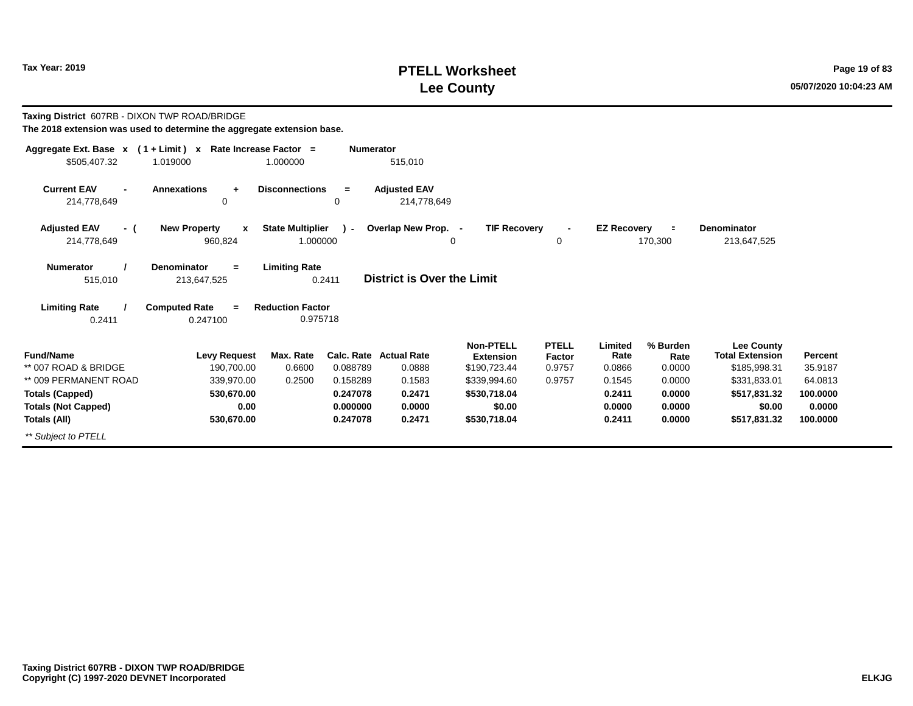# PTELL Worksheet
# Lee County

Tax Year: 2019

**Taxing District** 607RB - DIXON TWP ROAD/BRIDGE

**The 2018 extension was used to determine the aggregate extension base.**

| Aggregate Ext. Base | x | ( 1 + Limit ) | x | Rate Increase Factor | = | Numerator |
|---|---|---|---|---|---|---|
| $505,407.32 | | 1.019000 | | 1.000000 | | 515,010 |

| Current EAV | - | Annexations | + | Disconnections | = | Adjusted EAV |
|---|---|---|---|---|---|---|
| 214,778,649 | | 0 | | 0 | | 214,778,649 |

| Adjusted EAV | - ( | New Property | x | State Multiplier | ) - | Overlap New Prop. | - | TIF Recovery | - | EZ Recovery | = | Denominator |
|---|---|---|---|---|---|---|---|---|---|---|---|---|
| 214,778,649 | | 960,824 | | 1.000000 | | 0 | | 0 | | 170,300 | | 213,647,525 |

| Numerator | / | Denominator | = | Limiting Rate |
|---|---|---|---|---|
| 515,010 | | 213,647,525 | | 0.2411 |

**District is Over the Limit**

| Limiting Rate | / | Computed Rate | = | Reduction Factor |
|---|---|---|---|---|
| 0.2411 | | 0.247100 | | 0.975718 |

| Fund/Name | Levy Request | Max. Rate | Calc. Rate | Actual Rate | Non-PTELL Extension | PTELL Factor | Limited Rate | % Burden Rate | Lee County Total Extension | Percent |
|---|---|---|---|---|---|---|---|---|---|---|
| ** 007 ROAD & BRIDGE | 190,700.00 | 0.6600 | 0.088789 | 0.0888 | $190,723.44 | 0.9757 | 0.0866 | 0.0000 | $185,998.31 | 35.9187 |
| ** 009 PERMANENT ROAD | 339,970.00 | 0.2500 | 0.158289 | 0.1583 | $339,994.60 | 0.9757 | 0.1545 | 0.0000 | $331,833.01 | 64.0813 |
| **Totals (Capped)** | **530,670.00** | | **0.247078** | **0.2471** | **$530,718.04** | | **0.2411** | **0.0000** | **$517,831.32** | **100.0000** |
| **Totals (Not Capped)** | **0.00** | | **0.000000** | **0.0000** | **$0.00** | | **0.0000** | **0.0000** | **$0.00** | **0.0000** |
| **Totals (All)** | **530,670.00** | | **0.247078** | **0.2471** | **$530,718.04** | | **0.2411** | **0.0000** | **$517,831.32** | **100.0000** |

*** Subject to PTELL*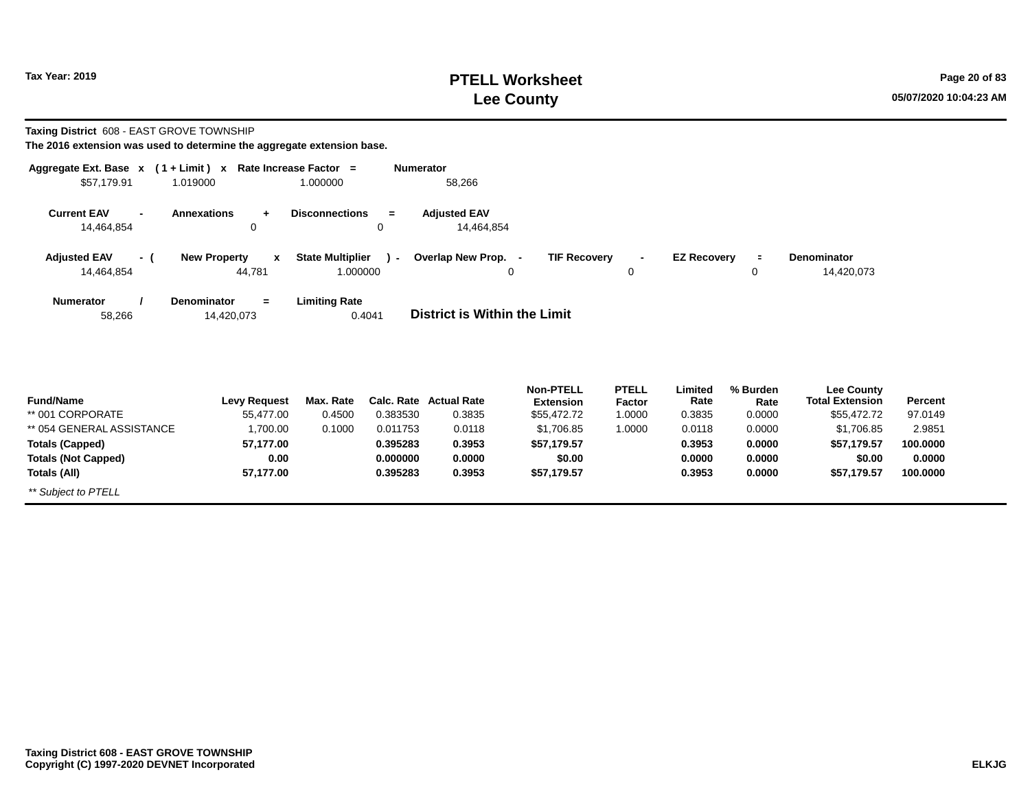**Tax Year: 2019**

# PTELL Worksheet
# Lee County

05/07/2020 10:04:23 AM

**Taxing District** 608 - EAST GROVE TOWNSHIP

**The 2016 extension was used to determine the aggregate extension base.**

| Aggregate Ext. Base | x | ( 1 + Limit ) | x | Rate Increase Factor | = | Numerator |
|---|---|---|---|---|---|---|
| $57,179.91 | | 1.019000 | | 1.000000 | | 58,266 |

| Current EAV | - | Annexations | + | Disconnections | = | Adjusted EAV |
|---|---|---|---|---|---|---|
| 14,464,854 | | 0 | | 0 | | 14,464,854 |

| Adjusted EAV | - ( | New Property | x | State Multiplier | ) - | Overlap New Prop. | - | TIF Recovery | - | EZ Recovery | = | Denominator |
|---|---|---|---|---|---|---|---|---|---|---|---|---|
| 14,464,854 | | 44,781 | | 1.000000 | | 0 | | 0 | | 0 | | 14,420,073 |

| Numerator | / | Denominator | = | Limiting Rate |
|---|---|---|---|---|
| 58,266 | | 14,420,073 | | 0.4041 |

**District is Within the Limit**

| Fund/Name | Levy Request | Max. Rate | Calc. Rate | Actual Rate | Non-PTELL Extension | PTELL Factor | Limited Rate | % Burden Rate | Lee County Total Extension | Percent |
|---|---|---|---|---|---|---|---|---|---|---|
| ** 001 CORPORATE | 55,477.00 | 0.4500 | 0.383530 | 0.3835 | $55,472.72 | 1.0000 | 0.3835 | 0.0000 | $55,472.72 | 97.0149 |
| ** 054 GENERAL ASSISTANCE | 1,700.00 | 0.1000 | 0.011753 | 0.0118 | $1,706.85 | 1.0000 | 0.0118 | 0.0000 | $1,706.85 | 2.9851 |
| **Totals (Capped)** | **57,177.00** | | **0.395283** | **0.3953** | **$57,179.57** | | **0.3953** | **0.0000** | **$57,179.57** | **100.0000** |
| **Totals (Not Capped)** | **0.00** | | **0.000000** | **0.0000** | **$0.00** | | **0.0000** | **0.0000** | **$0.00** | **0.0000** |
| **Totals (All)** | **57,177.00** | | **0.395283** | **0.3953** | **$57,179.57** | | **0.3953** | **0.0000** | **$57,179.57** | **100.0000** |

*** Subject to PTELL*

**Taxing District 608 - EAST GROVE TOWNSHIP**
**Copyright (C) 1997-2020 DEVNET Incorporated**

**ELKJG**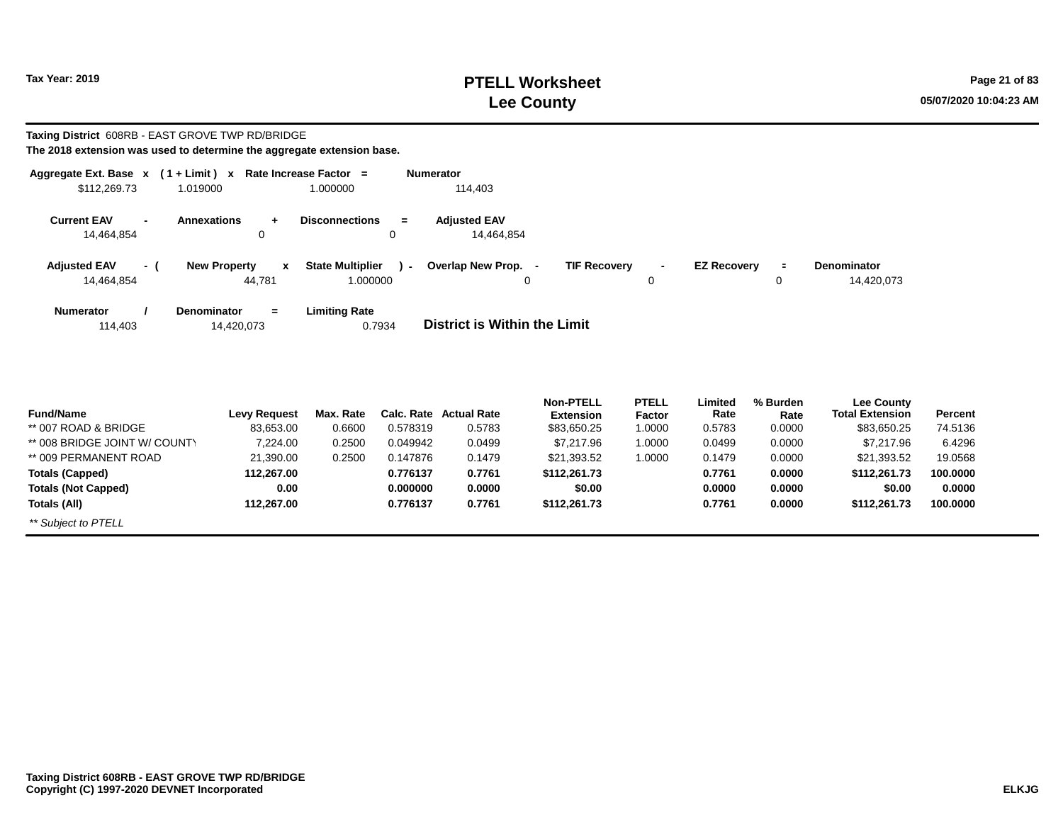# PTELL Worksheet
# Lee County

Tax Year: 2019

05/07/2020 10:04:23 AM

**Taxing District** 608RB - EAST GROVE TWP RD/BRIDGE

**The 2018 extension was used to determine the aggregate extension base.**

| Aggregate Ext. Base | x | ( 1 + Limit ) | x | Rate Increase Factor | = | Numerator |
|---|---|---|---|---|---|---|
| $112,269.73 | | 1.019000 | | 1.000000 | | 114,403 |

| Current EAV | - | Annexations | + | Disconnections | = | Adjusted EAV |
|---|---|---|---|---|---|---|
| 14,464,854 | | 0 | | 0 | | 14,464,854 |

| Adjusted EAV | - ( | New Property | x | State Multiplier | ) - | Overlap New Prop. | - | TIF Recovery | - | EZ Recovery | = | Denominator |
|---|---|---|---|---|---|---|---|---|---|---|---|---|
| 14,464,854 | | 44,781 | | 1.000000 | | 0 | | 0 | | 0 | | 14,420,073 |

| Numerator | / | Denominator | = | Limiting Rate |
|---|---|---|---|---|
| 114,403 | | 14,420,073 | | 0.7934 |

**District is Within the Limit**

| Fund/Name | Levy Request | Max. Rate | Calc. Rate | Actual Rate | Non-PTELL Extension | PTELL Factor | Limited Rate | % Burden Rate | Lee County Total Extension | Percent |
|---|---|---|---|---|---|---|---|---|---|---|
| ** 007 ROAD & BRIDGE | 83,653.00 | 0.6600 | 0.578319 | 0.5783 | $83,650.25 | 1.0000 | 0.5783 | 0.0000 | $83,650.25 | 74.5136 |
| ** 008 BRIDGE JOINT W/ COUNTY | 7,224.00 | 0.2500 | 0.049942 | 0.0499 | $7,217.96 | 1.0000 | 0.0499 | 0.0000 | $7,217.96 | 6.4296 |
| ** 009 PERMANENT ROAD | 21,390.00 | 0.2500 | 0.147876 | 0.1479 | $21,393.52 | 1.0000 | 0.1479 | 0.0000 | $21,393.52 | 19.0568 |
| **Totals (Capped)** | **112,267.00** | | **0.776137** | **0.7761** | **$112,261.73** | | **0.7761** | **0.0000** | **$112,261.73** | **100.0000** |
| **Totals (Not Capped)** | **0.00** | | **0.000000** | **0.0000** | **$0.00** | | **0.0000** | **0.0000** | **$0.00** | **0.0000** |
| **Totals (All)** | **112,267.00** | | **0.776137** | **0.7761** | **$112,261.73** | | **0.7761** | **0.0000** | **$112,261.73** | **100.0000** |

*** Subject to PTELL*

**Taxing District 608RB - EAST GROVE TWP RD/BRIDGE**
**Copyright (C) 1997-2020 DEVNET Incorporated**

**ELKJG**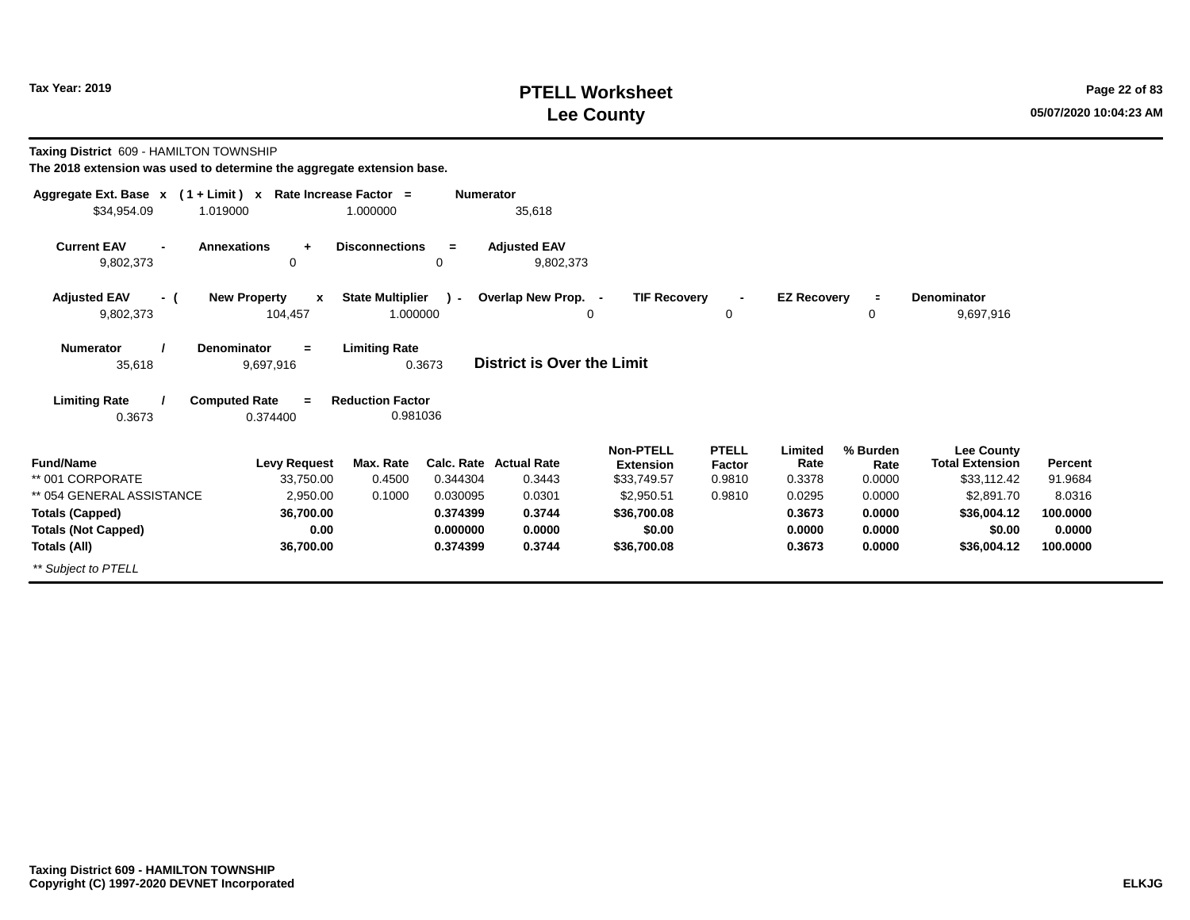# PTELL Worksheet
# Lee County

Tax Year: 2019

**Taxing District** 609 - HAMILTON TOWNSHIP
**The 2018 extension was used to determine the aggregate extension base.**

| Aggregate Ext. Base | x | ( 1 + Limit ) | x | Rate Increase Factor | = | Numerator |
|---|---|---|---|---|---|---|
| $34,954.09 | | 1.019000 | | 1.000000 | | 35,618 |

| Current EAV | - | Annexations | + | Disconnections | = | Adjusted EAV |
|---|---|---|---|---|---|---|
| 9,802,373 | | 0 | | 0 | | 9,802,373 |

| Adjusted EAV | - ( | New Property | x | State Multiplier | ) - | Overlap New Prop. | - | TIF Recovery | - | EZ Recovery | = | Denominator |
|---|---|---|---|---|---|---|---|---|---|---|---|---|
| 9,802,373 | | 104,457 | | 1.000000 | | 0 | | 0 | | 0 | | 9,697,916 |

| Numerator | / | Denominator | = | Limiting Rate |
|---|---|---|---|---|
| 35,618 | | 9,697,916 | | 0.3673 |

**District is Over the Limit**

| Limiting Rate | / | Computed Rate | = | Reduction Factor |
|---|---|---|---|---|
| 0.3673 | | 0.374400 | | 0.981036 |

| Fund/Name | Levy Request | Max. Rate | Calc. Rate | Actual Rate | Non-PTELL Extension | PTELL Factor | Limited Rate | % Burden Rate | Lee County Total Extension | Percent |
|---|---|---|---|---|---|---|---|---|---|---|
| ** 001 CORPORATE | 33,750.00 | 0.4500 | 0.344304 | 0.3443 | $33,749.57 | 0.9810 | 0.3378 | 0.0000 | $33,112.42 | 91.9684 |
| ** 054 GENERAL ASSISTANCE | 2,950.00 | 0.1000 | 0.030095 | 0.0301 | $2,950.51 | 0.9810 | 0.0295 | 0.0000 | $2,891.70 | 8.0316 |
| **Totals (Capped)** | **36,700.00** | | **0.374399** | **0.3744** | **$36,700.08** | | **0.3673** | **0.0000** | **$36,004.12** | **100.0000** |
| **Totals (Not Capped)** | **0.00** | | **0.000000** | **0.0000** | **$0.00** | | **0.0000** | **0.0000** | **$0.00** | **0.0000** |
| **Totals (All)** | **36,700.00** | | **0.374399** | **0.3744** | **$36,700.08** | | **0.3673** | **0.0000** | **$36,004.12** | **100.0000** |

*** Subject to PTELL*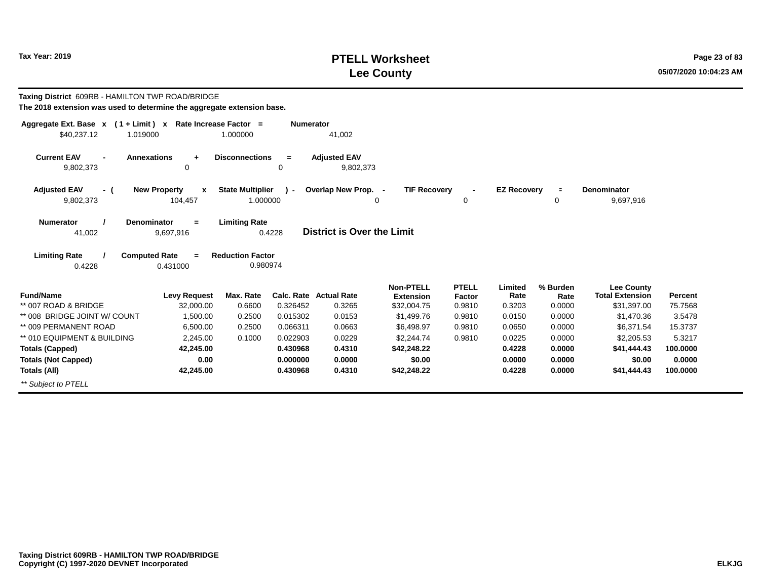**Tax Year: 2019**

# PTELL Worksheet
# Lee County

**Taxing District** 609RB - HAMILTON TWP ROAD/BRIDGE

**The 2018 extension was used to determine the aggregate extension base.**

| Aggregate Ext. Base x | ( 1 + Limit ) x | Rate Increase Factor = | Numerator |
|---|---|---|---|
| $40,237.12 | 1.019000 | 1.000000 | 41,002 |

| Current EAV - | Annexations + | Disconnections = | Adjusted EAV |
|---|---|---|---|
| 9,802,373 | 0 | 0 | 9,802,373 |

| Adjusted EAV - ( | New Property x | State Multiplier ) - | Overlap New Prop. - | TIF Recovery - | EZ Recovery = | Denominator |
|---|---|---|---|---|---|---|
| 9,802,373 | 104,457 | 1.000000 | 0 | 0 | 0 | 9,697,916 |

| Numerator / | Denominator = | Limiting Rate |
|---|---|---|
| 41,002 | 9,697,916 | 0.4228 |

**District is Over the Limit**

| Limiting Rate / | Computed Rate = | Reduction Factor |
|---|---|---|
| 0.4228 | 0.431000 | 0.980974 |

| Fund/Name | Levy Request | Max. Rate | Calc. Rate | Actual Rate | Non-PTELL Extension | PTELL Factor | Limited Rate | % Burden Rate | Lee County Total Extension | Percent |
|---|---|---|---|---|---|---|---|---|---|---|
| ** 007 ROAD & BRIDGE | 32,000.00 | 0.6600 | 0.326452 | 0.3265 | $32,004.75 | 0.9810 | 0.3203 | 0.0000 | $31,397.00 | 75.7568 |
| ** 008 BRIDGE JOINT W/ COUNT | 1,500.00 | 0.2500 | 0.015302 | 0.0153 | $1,499.76 | 0.9810 | 0.0150 | 0.0000 | $1,470.36 | 3.5478 |
| ** 009 PERMANENT ROAD | 6,500.00 | 0.2500 | 0.066311 | 0.0663 | $6,498.97 | 0.9810 | 0.0650 | 0.0000 | $6,371.54 | 15.3737 |
| ** 010 EQUIPMENT & BUILDING | 2,245.00 | 0.1000 | 0.022903 | 0.0229 | $2,244.74 | 0.9810 | 0.0225 | 0.0000 | $2,205.53 | 5.3217 |
| **Totals (Capped)** | **42,245.00** | | **0.430968** | **0.4310** | **$42,248.22** | | **0.4228** | **0.0000** | **$41,444.43** | **100.0000** |
| **Totals (Not Capped)** | **0.00** | | **0.000000** | **0.0000** | **$0.00** | | **0.0000** | **0.0000** | **$0.00** | **0.0000** |
| **Totals (All)** | **42,245.00** | | **0.430968** | **0.4310** | **$42,248.22** | | **0.4228** | **0.0000** | **$41,444.43** | **100.0000** |

*** Subject to PTELL*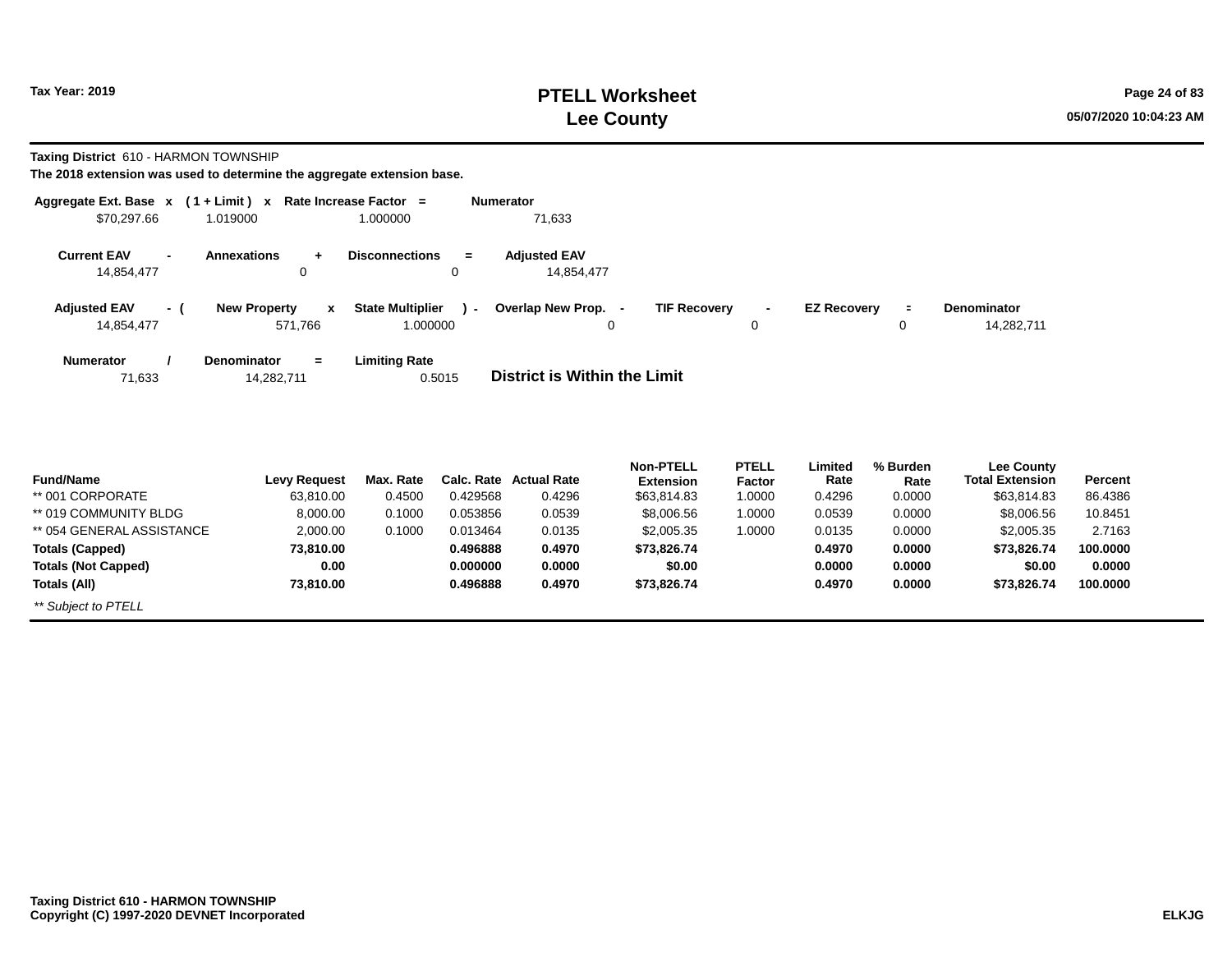Tax Year: 2019

# PTELL Worksheet
# Lee County

**Taxing District** 610 - HARMON TOWNSHIP

**The 2018 extension was used to determine the aggregate extension base.**

| Aggregate Ext. Base | x | ( 1 + Limit ) | x | Rate Increase Factor | = | Numerator |
|---|---|---|---|---|---|---|
| $70,297.66 | | 1.019000 | | 1.000000 | | 71,633 |

| Current EAV | - | Annexations | + | Disconnections | = | Adjusted EAV |
|---|---|---|---|---|---|---|
| 14,854,477 | | 0 | | 0 | | 14,854,477 |

| Adjusted EAV | - ( | New Property | x | State Multiplier | ) - | Overlap New Prop. | - | TIF Recovery | - | EZ Recovery | = | Denominator |
|---|---|---|---|---|---|---|---|---|---|---|---|---|
| 14,854,477 | | 571,766 | | 1.000000 | | 0 | | 0 | | 0 | | 14,282,711 |

| Numerator | / | Denominator | = | Limiting Rate |
|---|---|---|---|---|
| 71,633 | | 14,282,711 | | 0.5015 |

**District is Within the Limit**

| Fund/Name | Levy Request | Max. Rate | Calc. Rate | Actual Rate | Non-PTELL Extension | PTELL Factor | Limited Rate | % Burden Rate | Lee County Total Extension | Percent |
|---|---|---|---|---|---|---|---|---|---|---|
| ** 001 CORPORATE | 63,810.00 | 0.4500 | 0.429568 | 0.4296 | $63,814.83 | 1.0000 | 0.4296 | 0.0000 | $63,814.83 | 86.4386 |
| ** 019 COMMUNITY BLDG | 8,000.00 | 0.1000 | 0.053856 | 0.0539 | $8,006.56 | 1.0000 | 0.0539 | 0.0000 | $8,006.56 | 10.8451 |
| ** 054 GENERAL ASSISTANCE | 2,000.00 | 0.1000 | 0.013464 | 0.0135 | $2,005.35 | 1.0000 | 0.0135 | 0.0000 | $2,005.35 | 2.7163 |
| **Totals (Capped)** | **73,810.00** | | **0.496888** | **0.4970** | **$73,826.74** | | **0.4970** | **0.0000** | **$73,826.74** | **100.0000** |
| **Totals (Not Capped)** | **0.00** | | **0.000000** | **0.0000** | **$0.00** | | **0.0000** | **0.0000** | **$0.00** | **0.0000** |
| **Totals (All)** | **73,810.00** | | **0.496888** | **0.4970** | **$73,826.74** | | **0.4970** | **0.0000** | **$73,826.74** | **100.0000** |

*** Subject to PTELL*

**Taxing District 610 - HARMON TOWNSHIP**
**Copyright (C) 1997-2020 DEVNET Incorporated**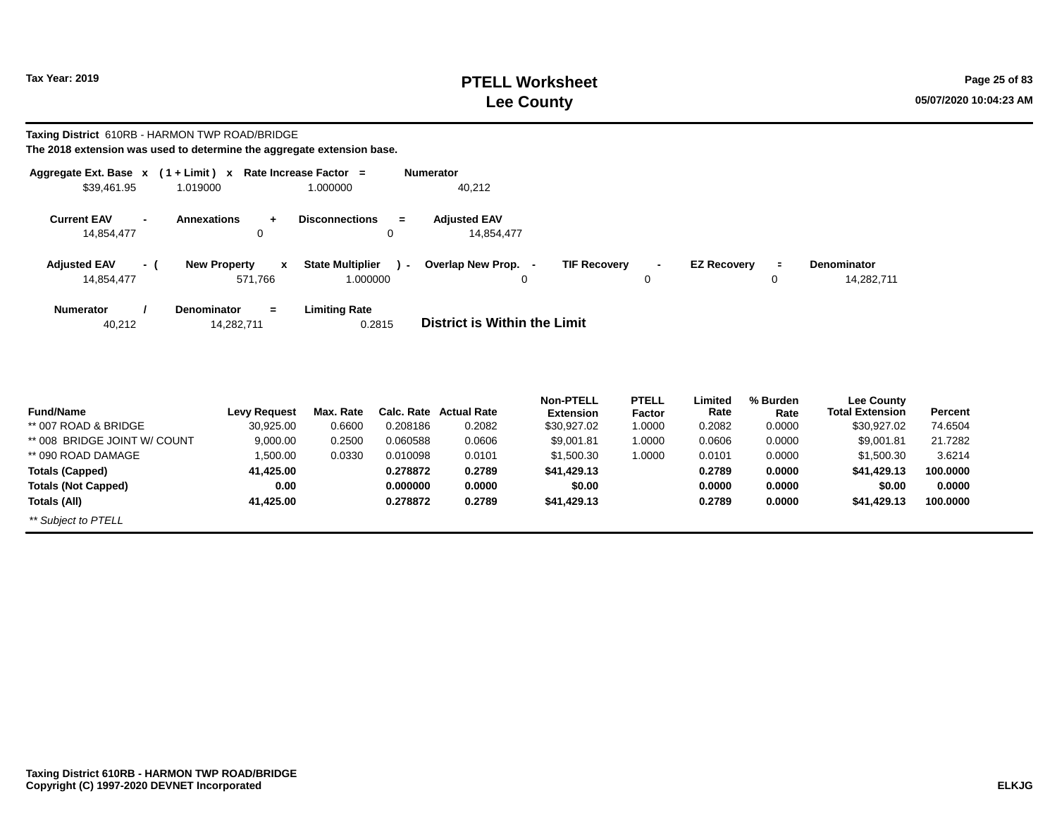**Taxing District** 610RB - HARMON TWP ROAD/BRIDGE

**The 2018 extension was used to determine the aggregate extension base.**

| Aggregate Ext. Base | x | ( 1 + Limit ) | x | Rate Increase Factor | = | Numerator |
|---|---|---|---|---|---|---|
| $39,461.95 | | 1.019000 | | 1.000000 | | 40,212 |

| Current EAV | - | Annexations | + | Disconnections | = | Adjusted EAV |
|---|---|---|---|---|---|---|
| 14,854,477 | | 0 | | 0 | | 14,854,477 |

| Adjusted EAV | - ( | New Property | x | State Multiplier | ) - | Overlap New Prop. | - | TIF Recovery | - | EZ Recovery | = | Denominator |
|---|---|---|---|---|---|---|---|---|---|---|---|---|
| 14,854,477 | | 571,766 | | 1.000000 | | 0 | | 0 | | 0 | | 14,282,711 |

| Numerator | / | Denominator | = | Limiting Rate |
|---|---|---|---|---|
| 40,212 | | 14,282,711 | | 0.2815 |

**District is Within the Limit**

| Fund/Name | Levy Request | Max. Rate | Calc. Rate | Actual Rate | Non-PTELL Extension | PTELL Factor | Limited Rate | % Burden Rate | Lee County Total Extension | Percent |
|---|---|---|---|---|---|---|---|---|---|---|
| ** 007 ROAD & BRIDGE | 30,925.00 | 0.6600 | 0.208186 | 0.2082 | $30,927.02 | 1.0000 | 0.2082 | 0.0000 | $30,927.02 | 74.6504 |
| ** 008 BRIDGE JOINT W/ COUNT | 9,000.00 | 0.2500 | 0.060588 | 0.0606 | $9,001.81 | 1.0000 | 0.0606 | 0.0000 | $9,001.81 | 21.7282 |
| ** 090 ROAD DAMAGE | 1,500.00 | 0.0330 | 0.010098 | 0.0101 | $1,500.30 | 1.0000 | 0.0101 | 0.0000 | $1,500.30 | 3.6214 |
| **Totals (Capped)** | **41,425.00** | | **0.278872** | **0.2789** | **$41,429.13** | | **0.2789** | **0.0000** | **$41,429.13** | **100.0000** |
| **Totals (Not Capped)** | **0.00** | | **0.000000** | **0.0000** | **$0.00** | | **0.0000** | **0.0000** | **$0.00** | **0.0000** |
| **Totals (All)** | **41,425.00** | | **0.278872** | **0.2789** | **$41,429.13** | | **0.2789** | **0.0000** | **$41,429.13** | **100.0000** |

*** Subject to PTELL*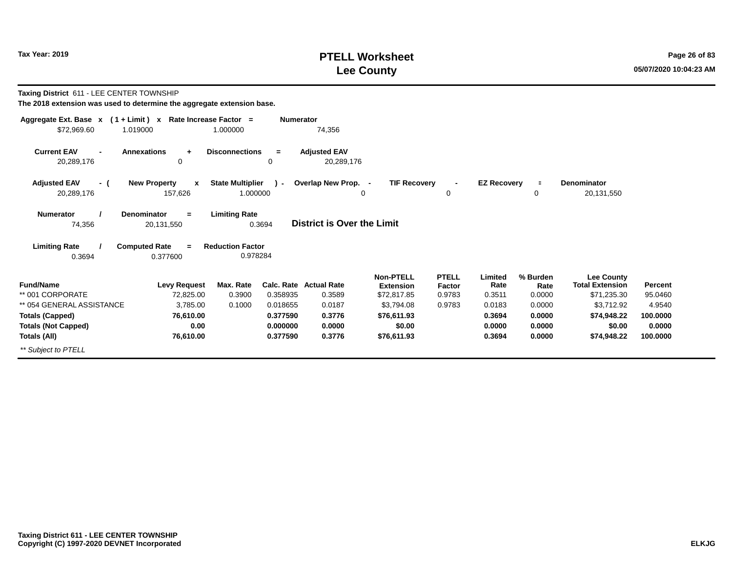Tax Year: 2019

# PTELL Worksheet
# Lee County

**Taxing District** 611 - LEE CENTER TOWNSHIP

**The 2018 extension was used to determine the aggregate extension base.**

| Aggregate Ext. Base | x | ( 1 + Limit ) | x | Rate Increase Factor | = | Numerator |
|---|---|---|---|---|---|---|
| $72,969.60 | | 1.019000 | | 1.000000 | | 74,356 |

| Current EAV | - | Annexations | + | Disconnections | = | Adjusted EAV |
|---|---|---|---|---|---|---|
| 20,289,176 | | 0 | | 0 | | 20,289,176 |

| Adjusted EAV | - ( | New Property | x | State Multiplier | ) - | Overlap New Prop. | - | TIF Recovery | - | EZ Recovery | = | Denominator |
|---|---|---|---|---|---|---|---|---|---|---|---|---|
| 20,289,176 | | 157,626 | | 1.000000 | | 0 | | 0 | | 0 | | 20,131,550 |

| Numerator | / | Denominator | = | Limiting Rate |
|---|---|---|---|---|
| 74,356 | | 20,131,550 | | 0.3694 |

**District is Over the Limit**

| Limiting Rate | / | Computed Rate | = | Reduction Factor |
|---|---|---|---|---|
| 0.3694 | | 0.377600 | | 0.978284 |

| Fund/Name | Levy Request | Max. Rate | Calc. Rate | Actual Rate | Non-PTELL Extension | PTELL Factor | Limited Rate | % Burden Rate | Lee County Total Extension | Percent |
|---|---|---|---|---|---|---|---|---|---|---|
| ** 001 CORPORATE | 72,825.00 | 0.3900 | 0.358935 | 0.3589 | $72,817.85 | 0.9783 | 0.3511 | 0.0000 | $71,235.30 | 95.0460 |
| ** 054 GENERAL ASSISTANCE | 3,785.00 | 0.1000 | 0.018655 | 0.0187 | $3,794.08 | 0.9783 | 0.0183 | 0.0000 | $3,712.92 | 4.9540 |
| **Totals (Capped)** | **76,610.00** | | **0.377590** | **0.3776** | **$76,611.93** | | **0.3694** | **0.0000** | **$74,948.22** | **100.0000** |
| **Totals (Not Capped)** | **0.00** | | **0.000000** | **0.0000** | **$0.00** | | **0.0000** | **0.0000** | **$0.00** | **0.0000** |
| **Totals (All)** | **76,610.00** | | **0.377590** | **0.3776** | **$76,611.93** | | **0.3694** | **0.0000** | **$74,948.22** | **100.0000** |

*** Subject to PTELL*

**Taxing District 611 - LEE CENTER TOWNSHIP**
**Copyright (C) 1997-2020 DEVNET Incorporated**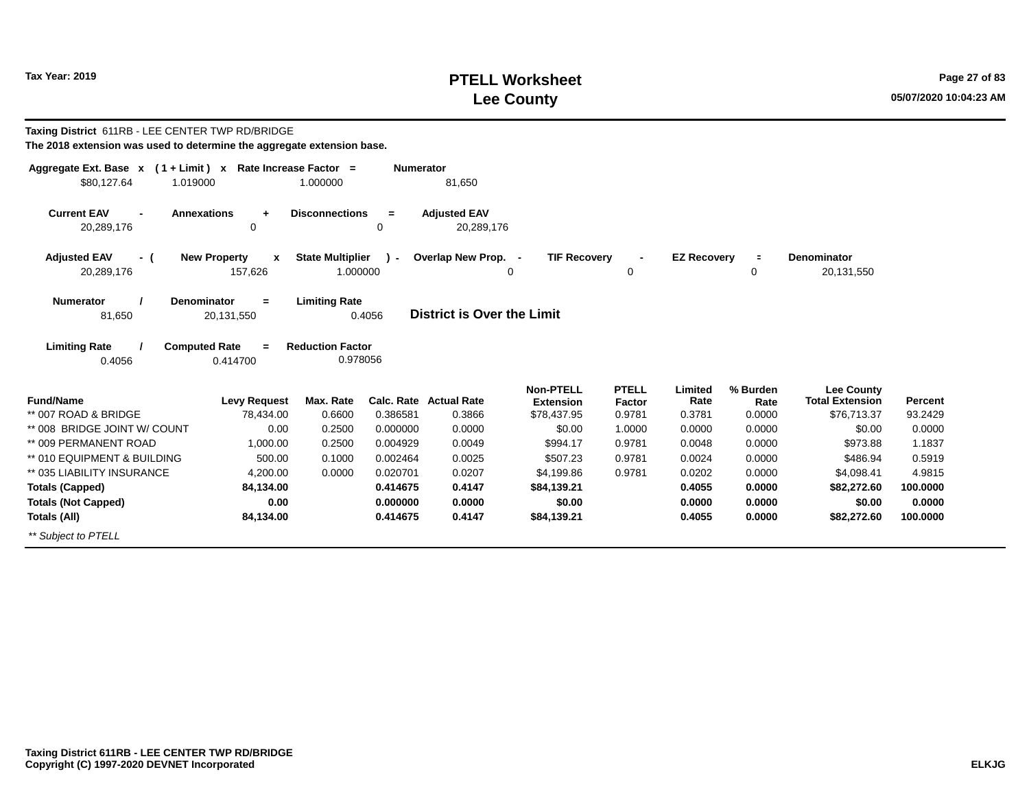# PTELL Worksheet
# Lee County

Tax Year: 2019

**Taxing District** 611RB - LEE CENTER TWP RD/BRIDGE

**The 2018 extension was used to determine the aggregate extension base.**

| Aggregate Ext. Base | x | ( 1 + Limit ) | x | Rate Increase Factor | = | Numerator |
|---|---|---|---|---|---|---|
| $80,127.64 | | 1.019000 | | 1.000000 | | 81,650 |

| Current EAV | - | Annexations | + | Disconnections | = | Adjusted EAV |
|---|---|---|---|---|---|---|
| 20,289,176 | | 0 | | 0 | | 20,289,176 |

| Adjusted EAV | - ( | New Property | x | State Multiplier | ) - | Overlap New Prop. | - | TIF Recovery | - | EZ Recovery | = | Denominator |
|---|---|---|---|---|---|---|---|---|---|---|---|---|
| 20,289,176 | | 157,626 | | 1.000000 | | 0 | | 0 | | 0 | | 20,131,550 |

| Numerator | / | Denominator | = | Limiting Rate |
|---|---|---|---|---|
| 81,650 | | 20,131,550 | | 0.4056 |

**District is Over the Limit**

| Limiting Rate | / | Computed Rate | = | Reduction Factor |
|---|---|---|---|---|
| 0.4056 | | 0.414700 | | 0.978056 |

| Fund/Name | Levy Request | Max. Rate | Calc. Rate | Actual Rate | Non-PTELL Extension | PTELL Factor | Limited Rate | % Burden Rate | Lee County Total Extension | Percent |
|---|---|---|---|---|---|---|---|---|---|---|
| ** 007 ROAD & BRIDGE | 78,434.00 | 0.6600 | 0.386581 | 0.3866 | $78,437.95 | 0.9781 | 0.3781 | 0.0000 | $76,713.37 | 93.2429 |
| ** 008 BRIDGE JOINT W/ COUNT | 0.00 | 0.2500 | 0.000000 | 0.0000 | $0.00 | 1.0000 | 0.0000 | 0.0000 | $0.00 | 0.0000 |
| ** 009 PERMANENT ROAD | 1,000.00 | 0.2500 | 0.004929 | 0.0049 | $994.17 | 0.9781 | 0.0048 | 0.0000 | $973.88 | 1.1837 |
| ** 010 EQUIPMENT & BUILDING | 500.00 | 0.1000 | 0.002464 | 0.0025 | $507.23 | 0.9781 | 0.0024 | 0.0000 | $486.94 | 0.5919 |
| ** 035 LIABILITY INSURANCE | 4,200.00 | 0.0000 | 0.020701 | 0.0207 | $4,199.86 | 0.9781 | 0.0202 | 0.0000 | $4,098.41 | 4.9815 |
| **Totals (Capped)** | **84,134.00** | | **0.414675** | **0.4147** | **$84,139.21** | | **0.4055** | **0.0000** | **$82,272.60** | **100.0000** |
| **Totals (Not Capped)** | **0.00** | | **0.000000** | **0.0000** | **$0.00** | | **0.0000** | **0.0000** | **$0.00** | **0.0000** |
| **Totals (All)** | **84,134.00** | | **0.414675** | **0.4147** | **$84,139.21** | | **0.4055** | **0.0000** | **$82,272.60** | **100.0000** |

*** Subject to PTELL*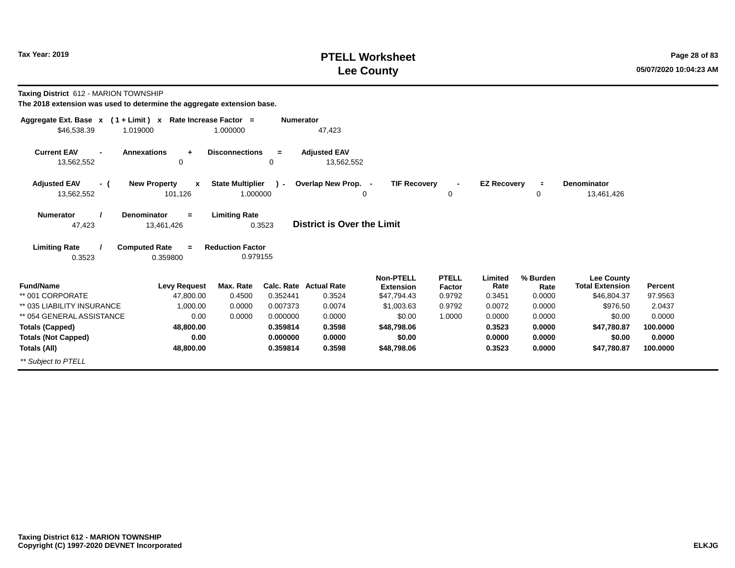# PTELL Worksheet
# Lee County

Tax Year: 2019

**Taxing District** 612 - MARION TOWNSHIP

**The 2018 extension was used to determine the aggregate extension base.**

| Aggregate Ext. Base | x | ( 1 + Limit ) | x | Rate Increase Factor | = | Numerator |
|---|---|---|---|---|---|---|
| $46,538.39 | | 1.019000 | | 1.000000 | | 47,423 |

| Current EAV | - | Annexations | + | Disconnections | = | Adjusted EAV |
|---|---|---|---|---|---|---|
| 13,562,552 | | 0 | | 0 | | 13,562,552 |

| Adjusted EAV | - ( | New Property | x | State Multiplier | ) - | Overlap New Prop. | - | TIF Recovery | - | EZ Recovery | = | Denominator |
|---|---|---|---|---|---|---|---|---|---|---|---|---|
| 13,562,552 | | 101,126 | | 1.000000 | | 0 | | 0 | | 0 | | 13,461,426 |

| Numerator | / | Denominator | = | Limiting Rate |
|---|---|---|---|---|
| 47,423 | | 13,461,426 | | 0.3523 |

**District is Over the Limit**

| Limiting Rate | / | Computed Rate | = | Reduction Factor |
|---|---|---|---|---|
| 0.3523 | | 0.359800 | | 0.979155 |

| Fund/Name | Levy Request | Max. Rate | Calc. Rate | Actual Rate | Non-PTELL Extension | PTELL Factor | Limited Rate | % Burden Rate | Lee County Total Extension | Percent |
|---|---|---|---|---|---|---|---|---|---|---|
| ** 001 CORPORATE | 47,800.00 | 0.4500 | 0.352441 | 0.3524 | $47,794.43 | 0.9792 | 0.3451 | 0.0000 | $46,804.37 | 97.9563 |
| ** 035 LIABILITY INSURANCE | 1,000.00 | 0.0000 | 0.007373 | 0.0074 | $1,003.63 | 0.9792 | 0.0072 | 0.0000 | $976.50 | 2.0437 |
| ** 054 GENERAL ASSISTANCE | 0.00 | 0.0000 | 0.000000 | 0.0000 | $0.00 | 1.0000 | 0.0000 | 0.0000 | $0.00 | 0.0000 |
| **Totals (Capped)** | **48,800.00** | | **0.359814** | **0.3598** | **$48,798.06** | | **0.3523** | **0.0000** | **$47,780.87** | **100.0000** |
| **Totals (Not Capped)** | **0.00** | | **0.000000** | **0.0000** | **$0.00** | | **0.0000** | **0.0000** | **$0.00** | **0.0000** |
| **Totals (All)** | **48,800.00** | | **0.359814** | **0.3598** | **$48,798.06** | | **0.3523** | **0.0000** | **$47,780.87** | **100.0000** |

*** Subject to PTELL*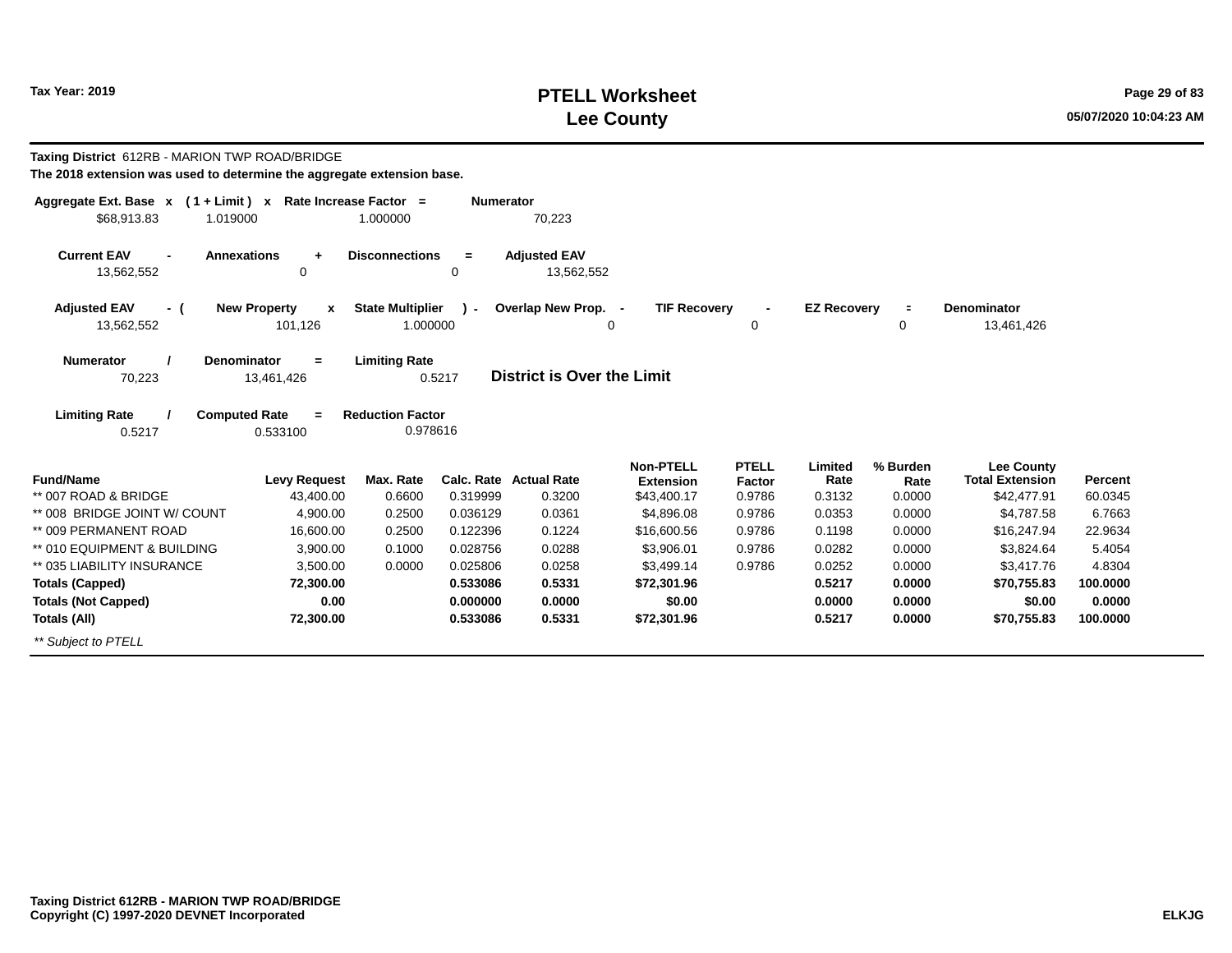Tax Year: 2019

# PTELL Worksheet
## Lee County

**Taxing District** 612RB - MARION TWP ROAD/BRIDGE

**The 2018 extension was used to determine the aggregate extension base.**

| Aggregate Ext. Base | x | ( 1 + Limit ) | x | Rate Increase Factor | = | Numerator |
|---|---|---|---|---|---|---|
| $68,913.83 | | 1.019000 | | 1.000000 | | 70,223 |

| Current EAV | - | Annexations | + | Disconnections | = | Adjusted EAV |
|---|---|---|---|---|---|---|
| 13,562,552 | | 0 | | 0 | | 13,562,552 |

| Adjusted EAV | - ( | New Property | x | State Multiplier | ) - | Overlap New Prop. | - | TIF Recovery | - | EZ Recovery | = | Denominator |
|---|---|---|---|---|---|---|---|---|---|---|---|---|
| 13,562,552 | | 101,126 | | 1.000000 | | 0 | | 0 | | 0 | | 13,461,426 |

| Numerator | / | Denominator | = | Limiting Rate |
|---|---|---|---|---|
| 70,223 | | 13,461,426 | | 0.5217 |

**District is Over the Limit**

| Limiting Rate | / | Computed Rate | = | Reduction Factor |
|---|---|---|---|---|
| 0.5217 | | 0.533100 | | 0.978616 |

| Fund/Name | Levy Request | Max. Rate | Calc. Rate | Actual Rate | Non-PTELL Extension | PTELL Factor | Limited Rate | % Burden Rate | Lee County Total Extension | Percent |
|---|---|---|---|---|---|---|---|---|---|---|
| ** 007 ROAD & BRIDGE | 43,400.00 | 0.6600 | 0.319999 | 0.3200 | $43,400.17 | 0.9786 | 0.3132 | 0.0000 | $42,477.91 | 60.0345 |
| ** 008 BRIDGE JOINT W/ COUNT | 4,900.00 | 0.2500 | 0.036129 | 0.0361 | $4,896.08 | 0.9786 | 0.0353 | 0.0000 | $4,787.58 | 6.7663 |
| ** 009 PERMANENT ROAD | 16,600.00 | 0.2500 | 0.122396 | 0.1224 | $16,600.56 | 0.9786 | 0.1198 | 0.0000 | $16,247.94 | 22.9634 |
| ** 010 EQUIPMENT & BUILDING | 3,900.00 | 0.1000 | 0.028756 | 0.0288 | $3,906.01 | 0.9786 | 0.0282 | 0.0000 | $3,824.64 | 5.4054 |
| ** 035 LIABILITY INSURANCE | 3,500.00 | 0.0000 | 0.025806 | 0.0258 | $3,499.14 | 0.9786 | 0.0252 | 0.0000 | $3,417.76 | 4.8304 |
| **Totals (Capped)** | **72,300.00** | | **0.533086** | **0.5331** | **$72,301.96** | | **0.5217** | **0.0000** | **$70,755.83** | **100.0000** |
| **Totals (Not Capped)** | **0.00** | | **0.000000** | **0.0000** | **$0.00** | | **0.0000** | **0.0000** | **$0.00** | **0.0000** |
| **Totals (All)** | **72,300.00** | | **0.533086** | **0.5331** | **$72,301.96** | | **0.5217** | **0.0000** | **$70,755.83** | **100.0000** |

*** Subject to PTELL*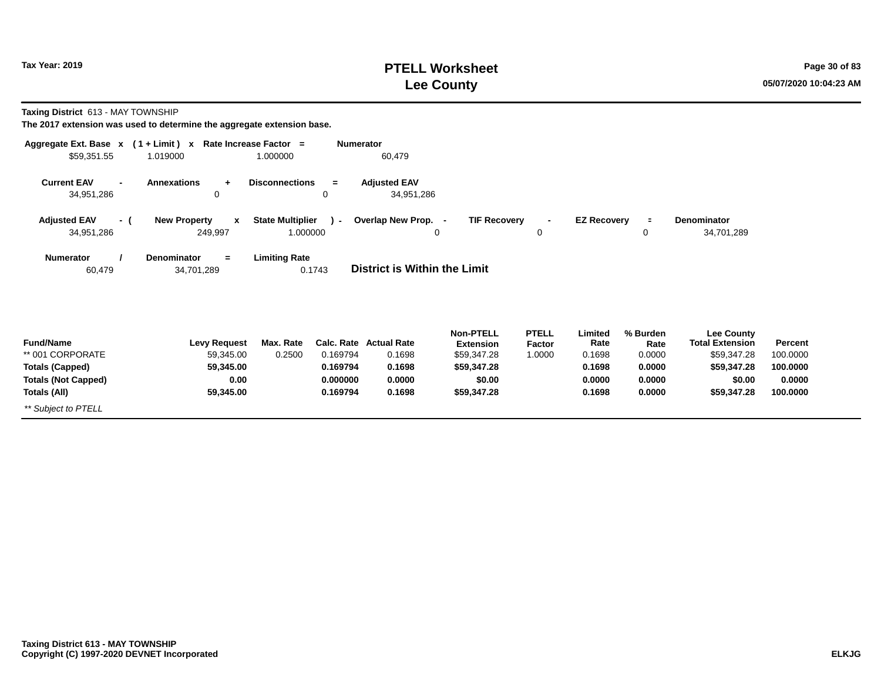# PTELL Worksheet
# Lee County

Tax Year: 2019

05/07/2020 10:04:23 AM

**Taxing District** 613 - MAY TOWNSHIP

**The 2017 extension was used to determine the aggregate extension base.**

| Aggregate Ext. Base | x | ( 1 + Limit ) | x | Rate Increase Factor | = | Numerator |
|---|---|---|---|---|---|---|
| $59,351.55 | | 1.019000 | | 1.000000 | | 60,479 |

| Current EAV | - | Annexations | + | Disconnections | = | Adjusted EAV |
|---|---|---|---|---|---|---|
| 34,951,286 | | 0 | | 0 | | 34,951,286 |

| Adjusted EAV | - ( | New Property | x | State Multiplier | ) - | Overlap New Prop. | - | TIF Recovery | - | EZ Recovery | = | Denominator |
|---|---|---|---|---|---|---|---|---|---|---|---|---|
| 34,951,286 | | 249,997 | | 1.000000 | | 0 | | 0 | | 0 | | 34,701,289 |

| Numerator | / | Denominator | = | Limiting Rate |
|---|---|---|---|---|
| 60,479 | | 34,701,289 | | 0.1743 |

**District is Within the Limit**

| Fund/Name | Levy Request | Max. Rate | Calc. Rate | Actual Rate | Non-PTELL Extension | PTELL Factor | Limited Rate | % Burden Rate | Lee County Total Extension | Percent |
|---|---|---|---|---|---|---|---|---|---|---|
| ** 001 CORPORATE | 59,345.00 | 0.2500 | 0.169794 | 0.1698 | $59,347.28 | 1.0000 | 0.1698 | 0.0000 | $59,347.28 | 100.0000 |
| **Totals (Capped)** | **59,345.00** | | **0.169794** | **0.1698** | **$59,347.28** | | **0.1698** | **0.0000** | **$59,347.28** | **100.0000** |
| **Totals (Not Capped)** | **0.00** | | **0.000000** | **0.0000** | **$0.00** | | **0.0000** | **0.0000** | **$0.00** | **0.0000** |
| **Totals (All)** | **59,345.00** | | **0.169794** | **0.1698** | **$59,347.28** | | **0.1698** | **0.0000** | **$59,347.28** | **100.0000** |

*** Subject to PTELL*

**Taxing District 613 - MAY TOWNSHIP**
**Copyright (C) 1997-2020 DEVNET Incorporated**

**ELKJG**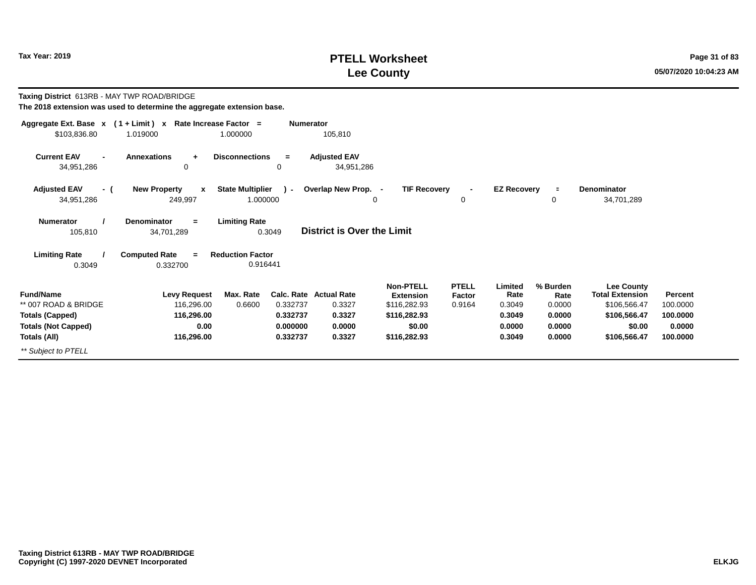# PTELL Worksheet
# Lee County

Tax Year: 2019

05/07/2020 10:04:23 AM

**Taxing District** 613RB - MAY TWP ROAD/BRIDGE

**The 2018 extension was used to determine the aggregate extension base.**

| Aggregate Ext. Base | x | ( 1 + Limit ) | x | Rate Increase Factor | = | Numerator |
|---|---|---|---|---|---|---|
| $103,836.80 | | 1.019000 | | 1.000000 | | 105,810 |

| Current EAV | - | Annexations | + | Disconnections | = | Adjusted EAV |
|---|---|---|---|---|---|---|
| 34,951,286 | | 0 | | 0 | | 34,951,286 |

| Adjusted EAV | - ( | New Property | x | State Multiplier | ) - | Overlap New Prop. | - | TIF Recovery | - | EZ Recovery | = | Denominator |
|---|---|---|---|---|---|---|---|---|---|---|---|---|
| 34,951,286 | | 249,997 | | 1.000000 | | 0 | | 0 | | 0 | | 34,701,289 |

| Numerator | / | Denominator | = | Limiting Rate |
|---|---|---|---|---|
| 105,810 | | 34,701,289 | | 0.3049 |

**District is Over the Limit**

| Limiting Rate | / | Computed Rate | = | Reduction Factor |
|---|---|---|---|---|
| 0.3049 | | 0.332700 | | 0.916441 |

| Fund/Name | Levy Request | Max. Rate | Calc. Rate | Actual Rate | Non-PTELL Extension | PTELL Factor | Limited Rate | % Burden Rate | Lee County Total Extension | Percent |
|---|---|---|---|---|---|---|---|---|---|---|
| ** 007 ROAD & BRIDGE | 116,296.00 | 0.6600 | 0.332737 | 0.3327 | $116,282.93 | 0.9164 | 0.3049 | 0.0000 | $106,566.47 | 100.0000 |
| **Totals (Capped)** | **116,296.00** | | **0.332737** | **0.3327** | **$116,282.93** | | **0.3049** | **0.0000** | **$106,566.47** | **100.0000** |
| **Totals (Not Capped)** | **0.00** | | **0.000000** | **0.0000** | **$0.00** | | **0.0000** | **0.0000** | **$0.00** | **0.0000** |
| **Totals (All)** | **116,296.00** | | **0.332737** | **0.3327** | **$116,282.93** | | **0.3049** | **0.0000** | **$106,566.47** | **100.0000** |

*** Subject to PTELL*

**Taxing District 613RB - MAY TWP ROAD/BRIDGE**
**Copyright (C) 1997-2020 DEVNET Incorporated**

**ELKJG**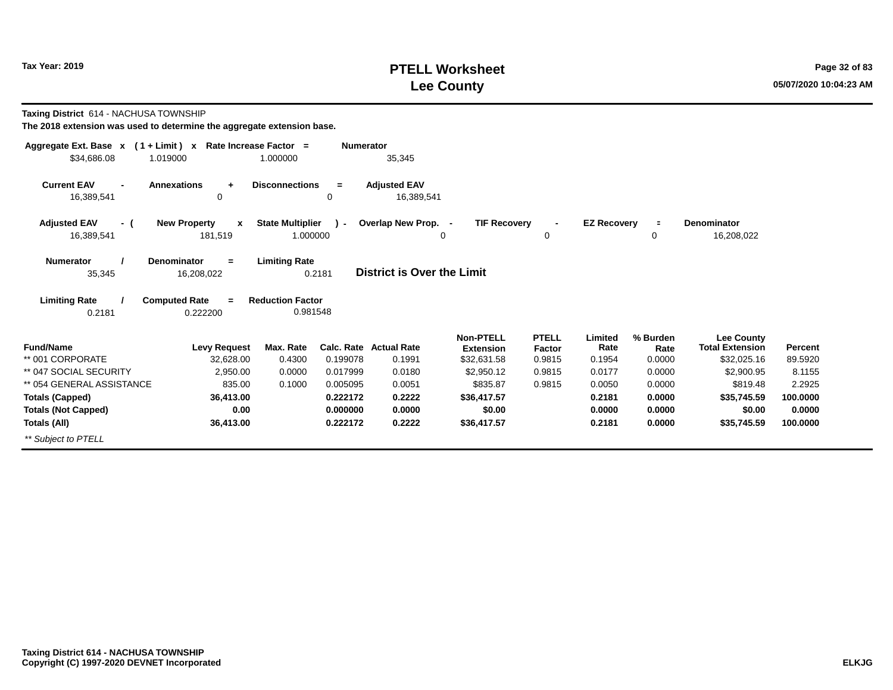# PTELL Worksheet
# Lee County

Tax Year: 2019

05/07/2020 10:04:23 AM

**Taxing District** 614 - NACHUSA TOWNSHIP

**The 2018 extension was used to determine the aggregate extension base.**

| Aggregate Ext. Base x | ( 1 + Limit ) x | Rate Increase Factor = | Numerator |
|---|---|---|---|
| $34,686.08 | 1.019000 | 1.000000 | 35,345 |

| Current EAV - | Annexations + | Disconnections = | Adjusted EAV |
|---|---|---|---|
| 16,389,541 | 0 | 0 | 16,389,541 |

| Adjusted EAV - ( | New Property x | State Multiplier ) - | Overlap New Prop. - | TIF Recovery - | EZ Recovery = | Denominator |
|---|---|---|---|---|---|---|
| 16,389,541 | 181,519 | 1.000000 | 0 | 0 | 0 | 16,208,022 |

| Numerator / | Denominator = | Limiting Rate |
|---|---|---|
| 35,345 | 16,208,022 | 0.2181 |

**District is Over the Limit**

| Limiting Rate / | Computed Rate = | Reduction Factor |
|---|---|---|
| 0.2181 | 0.222200 | 0.981548 |

| Fund/Name | Levy Request | Max. Rate | Calc. Rate | Actual Rate | Non-PTELL Extension | PTELL Factor | Limited Rate | % Burden Rate | Lee County Total Extension | Percent |
|---|---|---|---|---|---|---|---|---|---|---|
| ** 001 CORPORATE | 32,628.00 | 0.4300 | 0.199078 | 0.1991 | $32,631.58 | 0.9815 | 0.1954 | 0.0000 | $32,025.16 | 89.5920 |
| ** 047 SOCIAL SECURITY | 2,950.00 | 0.0000 | 0.017999 | 0.0180 | $2,950.12 | 0.9815 | 0.0177 | 0.0000 | $2,900.95 | 8.1155 |
| ** 054 GENERAL ASSISTANCE | 835.00 | 0.1000 | 0.005095 | 0.0051 | $835.87 | 0.9815 | 0.0050 | 0.0000 | $819.48 | 2.2925 |
| **Totals (Capped)** | **36,413.00** | | **0.222172** | **0.2222** | **$36,417.57** | | **0.2181** | **0.0000** | **$35,745.59** | **100.0000** |
| **Totals (Not Capped)** | **0.00** | | **0.000000** | **0.0000** | **$0.00** | | **0.0000** | **0.0000** | **$0.00** | **0.0000** |
| **Totals (All)** | **36,413.00** | | **0.222172** | **0.2222** | **$36,417.57** | | **0.2181** | **0.0000** | **$35,745.59** | **100.0000** |

*** Subject to PTELL*

**Taxing District 614 - NACHUSA TOWNSHIP**
**Copyright (C) 1997-2020 DEVNET Incorporated**

ELKJG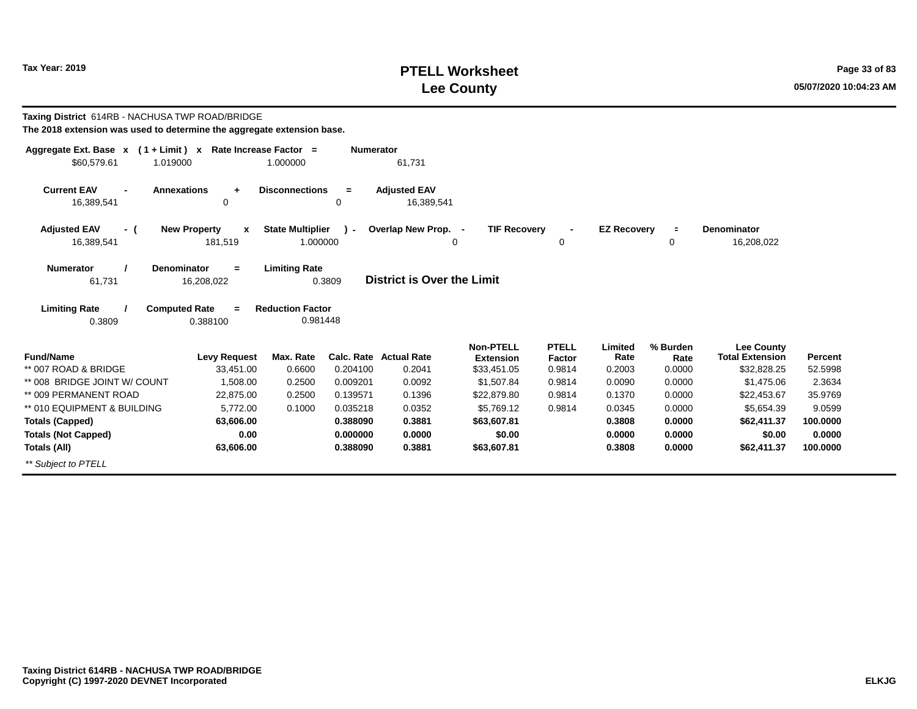**Tax Year: 2019**

# PTELL Worksheet
## Lee County

**Taxing District** 614RB - NACHUSA TWP ROAD/BRIDGE

**The 2018 extension was used to determine the aggregate extension base.**

| Aggregate Ext. Base | x | ( 1 + Limit ) | x | Rate Increase Factor | = | Numerator |
|---|---|---|---|---|---|---|
| $60,579.61 | | 1.019000 | | 1.000000 | | 61,731 |

| Current EAV | - | Annexations | + | Disconnections | = | Adjusted EAV |
|---|---|---|---|---|---|---|
| 16,389,541 | | 0 | | 0 | | 16,389,541 |

| Adjusted EAV | - ( | New Property | x | State Multiplier | ) - | Overlap New Prop. | - | TIF Recovery | - | EZ Recovery | = | Denominator |
|---|---|---|---|---|---|---|---|---|---|---|---|---|
| 16,389,541 | | 181,519 | | 1.000000 | | 0 | | 0 | | 0 | | 16,208,022 |

| Numerator | / | Denominator | = | Limiting Rate |
|---|---|---|---|---|
| 61,731 | | 16,208,022 | | 0.3809 |

**District is Over the Limit**

| Limiting Rate | / | Computed Rate | = | Reduction Factor |
|---|---|---|---|---|
| 0.3809 | | 0.388100 | | 0.981448 |

| Fund/Name | Levy Request | Max. Rate | Calc. Rate | Actual Rate | Non-PTELL Extension | PTELL Factor | Limited Rate | % Burden Rate | Lee County Total Extension | Percent |
|---|---|---|---|---|---|---|---|---|---|---|
| ** 007 ROAD & BRIDGE | 33,451.00 | 0.6600 | 0.204100 | 0.2041 | $33,451.05 | 0.9814 | 0.2003 | 0.0000 | $32,828.25 | 52.5998 |
| ** 008 BRIDGE JOINT W/ COUNT | 1,508.00 | 0.2500 | 0.009201 | 0.0092 | $1,507.84 | 0.9814 | 0.0090 | 0.0000 | $1,475.06 | 2.3634 |
| ** 009 PERMANENT ROAD | 22,875.00 | 0.2500 | 0.139571 | 0.1396 | $22,879.80 | 0.9814 | 0.1370 | 0.0000 | $22,453.67 | 35.9769 |
| ** 010 EQUIPMENT & BUILDING | 5,772.00 | 0.1000 | 0.035218 | 0.0352 | $5,769.12 | 0.9814 | 0.0345 | 0.0000 | $5,654.39 | 9.0599 |
| **Totals (Capped)** | **63,606.00** | | **0.388090** | **0.3881** | **$63,607.81** | | **0.3808** | **0.0000** | **$62,411.37** | **100.0000** |
| **Totals (Not Capped)** | **0.00** | | **0.000000** | **0.0000** | **$0.00** | | **0.0000** | **0.0000** | **$0.00** | **0.0000** |
| **Totals (All)** | **63,606.00** | | **0.388090** | **0.3881** | **$63,607.81** | | **0.3808** | **0.0000** | **$62,411.37** | **100.0000** |

*** Subject to PTELL*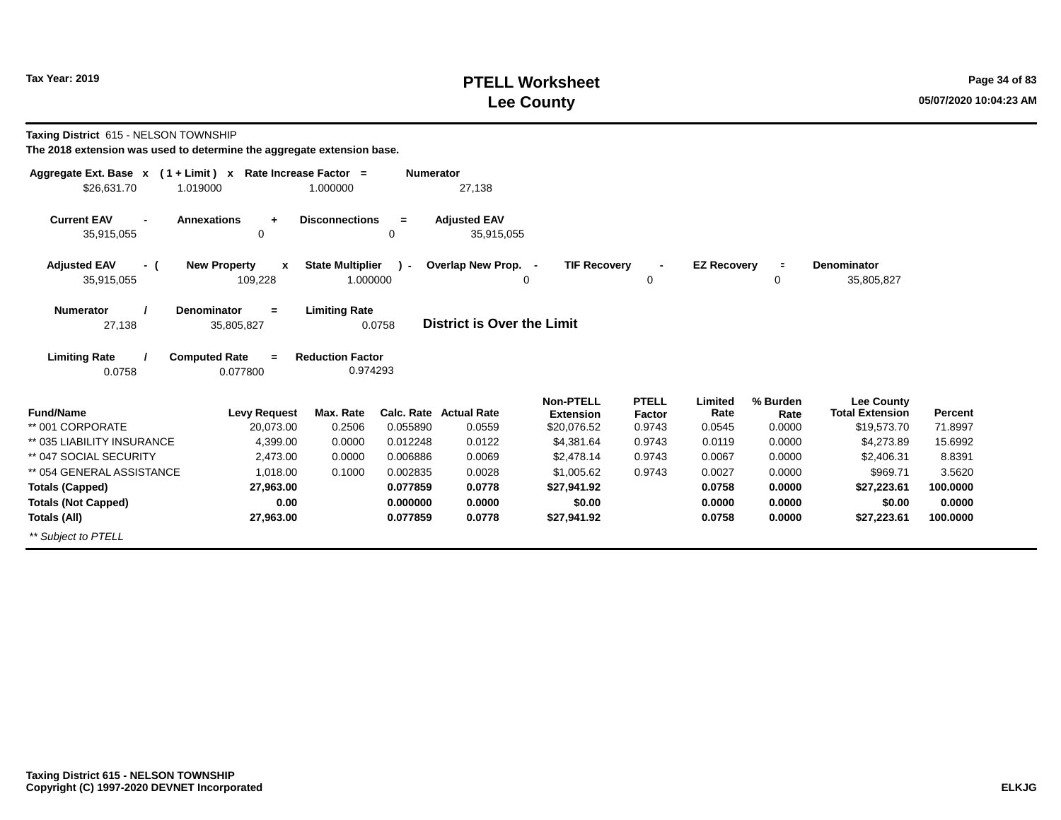# PTELL Worksheet
# Lee County

Tax Year: 2019

**Taxing District** 615 - NELSON TOWNSHIP

**The 2018 extension was used to determine the aggregate extension base.**

| Aggregate Ext. Base | x | ( 1 + Limit ) | x | Rate Increase Factor | = | Numerator |
|---|---|---|---|---|---|---|
| $26,631.70 | | 1.019000 | | 1.000000 | | 27,138 |

| Current EAV | - | Annexations | + | Disconnections | = | Adjusted EAV |
|---|---|---|---|---|---|---|
| 35,915,055 | | 0 | | 0 | | 35,915,055 |

| Adjusted EAV | - ( | New Property | x | State Multiplier | ) - | Overlap New Prop. | - | TIF Recovery | - | EZ Recovery | = | Denominator |
|---|---|---|---|---|---|---|---|---|---|---|---|---|
| 35,915,055 | | 109,228 | | 1.000000 | | 0 | | 0 | | 0 | | 35,805,827 |

| Numerator | / | Denominator | = | Limiting Rate |
|---|---|---|---|---|
| 27,138 | | 35,805,827 | | 0.0758 |

**District is Over the Limit**

| Limiting Rate | / | Computed Rate | = | Reduction Factor |
|---|---|---|---|---|
| 0.0758 | | 0.077800 | | 0.974293 |

| Fund/Name | Levy Request | Max. Rate | Calc. Rate | Actual Rate | Non-PTELL Extension | PTELL Factor | Limited Rate | % Burden Rate | Lee County Total Extension | Percent |
|---|---|---|---|---|---|---|---|---|---|---|
| ** 001 CORPORATE | 20,073.00 | 0.2506 | 0.055890 | 0.0559 | $20,076.52 | 0.9743 | 0.0545 | 0.0000 | $19,573.70 | 71.8997 |
| ** 035 LIABILITY INSURANCE | 4,399.00 | 0.0000 | 0.012248 | 0.0122 | $4,381.64 | 0.9743 | 0.0119 | 0.0000 | $4,273.89 | 15.6992 |
| ** 047 SOCIAL SECURITY | 2,473.00 | 0.0000 | 0.006886 | 0.0069 | $2,478.14 | 0.9743 | 0.0067 | 0.0000 | $2,406.31 | 8.8391 |
| ** 054 GENERAL ASSISTANCE | 1,018.00 | 0.1000 | 0.002835 | 0.0028 | $1,005.62 | 0.9743 | 0.0027 | 0.0000 | $969.71 | 3.5620 |
| **Totals (Capped)** | **27,963.00** | | **0.077859** | **0.0778** | **$27,941.92** | | **0.0758** | **0.0000** | **$27,223.61** | **100.0000** |
| **Totals (Not Capped)** | **0.00** | | **0.000000** | **0.0000** | **$0.00** | | **0.0000** | **0.0000** | **$0.00** | **0.0000** |
| **Totals (All)** | **27,963.00** | | **0.077859** | **0.0778** | **$27,941.92** | | **0.0758** | **0.0000** | **$27,223.61** | **100.0000** |

*** Subject to PTELL*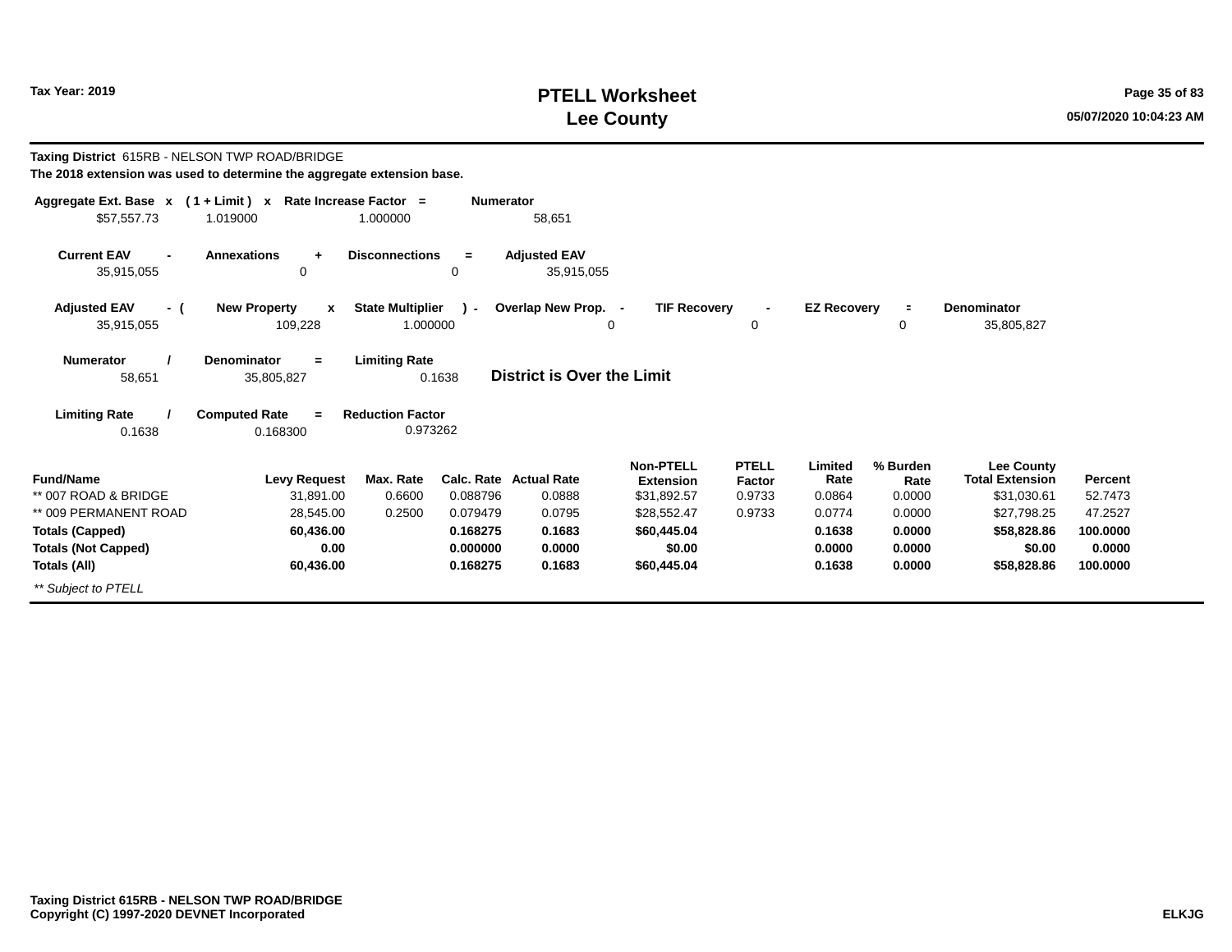**Tax Year: 2019**

# PTELL Worksheet
# Lee County

**Taxing District** 615RB - NELSON TWP ROAD/BRIDGE

**The 2018 extension was used to determine the aggregate extension base.**

| Aggregate Ext. Base | x | ( 1 + Limit ) | x | Rate Increase Factor | = | Numerator |
|---|---|---|---|---|---|---|
| $57,557.73 | | 1.019000 | | 1.000000 | | 58,651 |

| Current EAV | - | Annexations | + | Disconnections | = | Adjusted EAV |
|---|---|---|---|---|---|---|
| 35,915,055 | | 0 | | 0 | | 35,915,055 |

| Adjusted EAV | - ( | New Property | x | State Multiplier | ) - | Overlap New Prop. | - | TIF Recovery | - | EZ Recovery | = | Denominator |
|---|---|---|---|---|---|---|---|---|---|---|---|---|
| 35,915,055 | | 109,228 | | 1.000000 | | 0 | | 0 | | 0 | | 35,805,827 |

| Numerator | / | Denominator | = | Limiting Rate |
|---|---|---|---|---|
| 58,651 | | 35,805,827 | | 0.1638 |

**District is Over the Limit**

| Limiting Rate | / | Computed Rate | = | Reduction Factor |
|---|---|---|---|---|
| 0.1638 | | 0.168300 | | 0.973262 |

| Fund/Name | Levy Request | Max. Rate | Calc. Rate | Actual Rate | Non-PTELL Extension | PTELL Factor | Limited Rate | % Burden Rate | Lee County Total Extension | Percent |
|---|---|---|---|---|---|---|---|---|---|---|
| ** 007 ROAD & BRIDGE | 31,891.00 | 0.6600 | 0.088796 | 0.0888 | $31,892.57 | 0.9733 | 0.0864 | 0.0000 | $31,030.61 | 52.7473 |
| ** 009 PERMANENT ROAD | 28,545.00 | 0.2500 | 0.079479 | 0.0795 | $28,552.47 | 0.9733 | 0.0774 | 0.0000 | $27,798.25 | 47.2527 |
| **Totals (Capped)** | **60,436.00** | | **0.168275** | **0.1683** | **$60,445.04** | | **0.1638** | **0.0000** | **$58,828.86** | **100.0000** |
| **Totals (Not Capped)** | **0.00** | | **0.000000** | **0.0000** | **$0.00** | | **0.0000** | **0.0000** | **$0.00** | **0.0000** |
| **Totals (All)** | **60,436.00** | | **0.168275** | **0.1683** | **$60,445.04** | | **0.1638** | **0.0000** | **$58,828.86** | **100.0000** |

*** Subject to PTELL*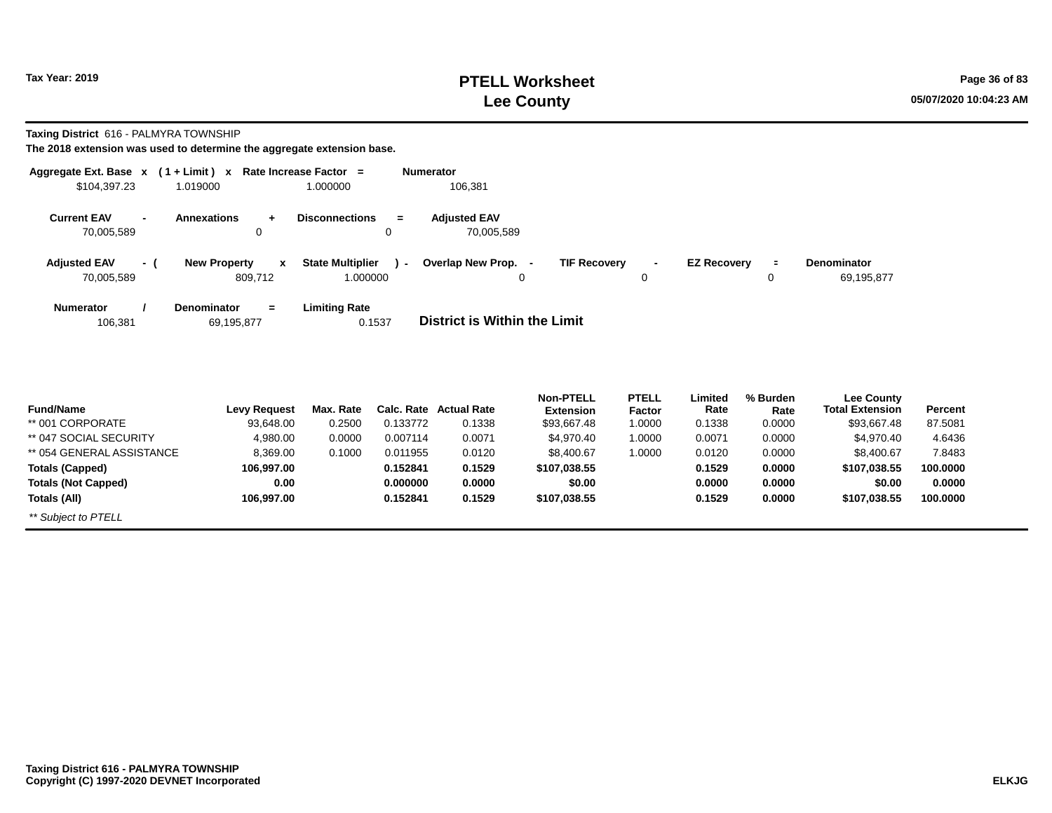# PTELL Worksheet
## Lee County

Tax Year: 2019

**Taxing District** 616 - PALMYRA TOWNSHIP

**The 2018 extension was used to determine the aggregate extension base.**

| Aggregate Ext. Base | x | ( 1 + Limit ) | x | Rate Increase Factor | = | Numerator |
|---|---|---|---|---|---|---|
| $104,397.23 | | 1.019000 | | 1.000000 | | 106,381 |

| Current EAV | - | Annexations | + | Disconnections | = | Adjusted EAV |
|---|---|---|---|---|---|---|
| 70,005,589 | | 0 | | 0 | | 70,005,589 |

| Adjusted EAV | - ( | New Property | x | State Multiplier | ) - | Overlap New Prop. | - | TIF Recovery | - | EZ Recovery | = | Denominator |
|---|---|---|---|---|---|---|---|---|---|---|---|---|
| 70,005,589 | | 809,712 | | 1.000000 | | 0 | | 0 | | 0 | | 69,195,877 |

| Numerator | / | Denominator | = | Limiting Rate |
|---|---|---|---|---|
| 106,381 | | 69,195,877 | | 0.1537 |

**District is Within the Limit**

| Fund/Name | Levy Request | Max. Rate | Calc. Rate | Actual Rate | Non-PTELL Extension | PTELL Factor | Limited Rate | % Burden Rate | Lee County Total Extension | Percent |
|---|---|---|---|---|---|---|---|---|---|---|
| ** 001 CORPORATE | 93,648.00 | 0.2500 | 0.133772 | 0.1338 | $93,667.48 | 1.0000 | 0.1338 | 0.0000 | $93,667.48 | 87.5081 |
| ** 047 SOCIAL SECURITY | 4,980.00 | 0.0000 | 0.007114 | 0.0071 | $4,970.40 | 1.0000 | 0.0071 | 0.0000 | $4,970.40 | 4.6436 |
| ** 054 GENERAL ASSISTANCE | 8,369.00 | 0.1000 | 0.011955 | 0.0120 | $8,400.67 | 1.0000 | 0.0120 | 0.0000 | $8,400.67 | 7.8483 |
| **Totals (Capped)** | **106,997.00** | | **0.152841** | **0.1529** | **$107,038.55** | | **0.1529** | **0.0000** | **$107,038.55** | **100.0000** |
| **Totals (Not Capped)** | **0.00** | | **0.000000** | **0.0000** | **$0.00** | | **0.0000** | **0.0000** | **$0.00** | **0.0000** |
| **Totals (All)** | **106,997.00** | | **0.152841** | **0.1529** | **$107,038.55** | | **0.1529** | **0.0000** | **$107,038.55** | **100.0000** |

*** Subject to PTELL*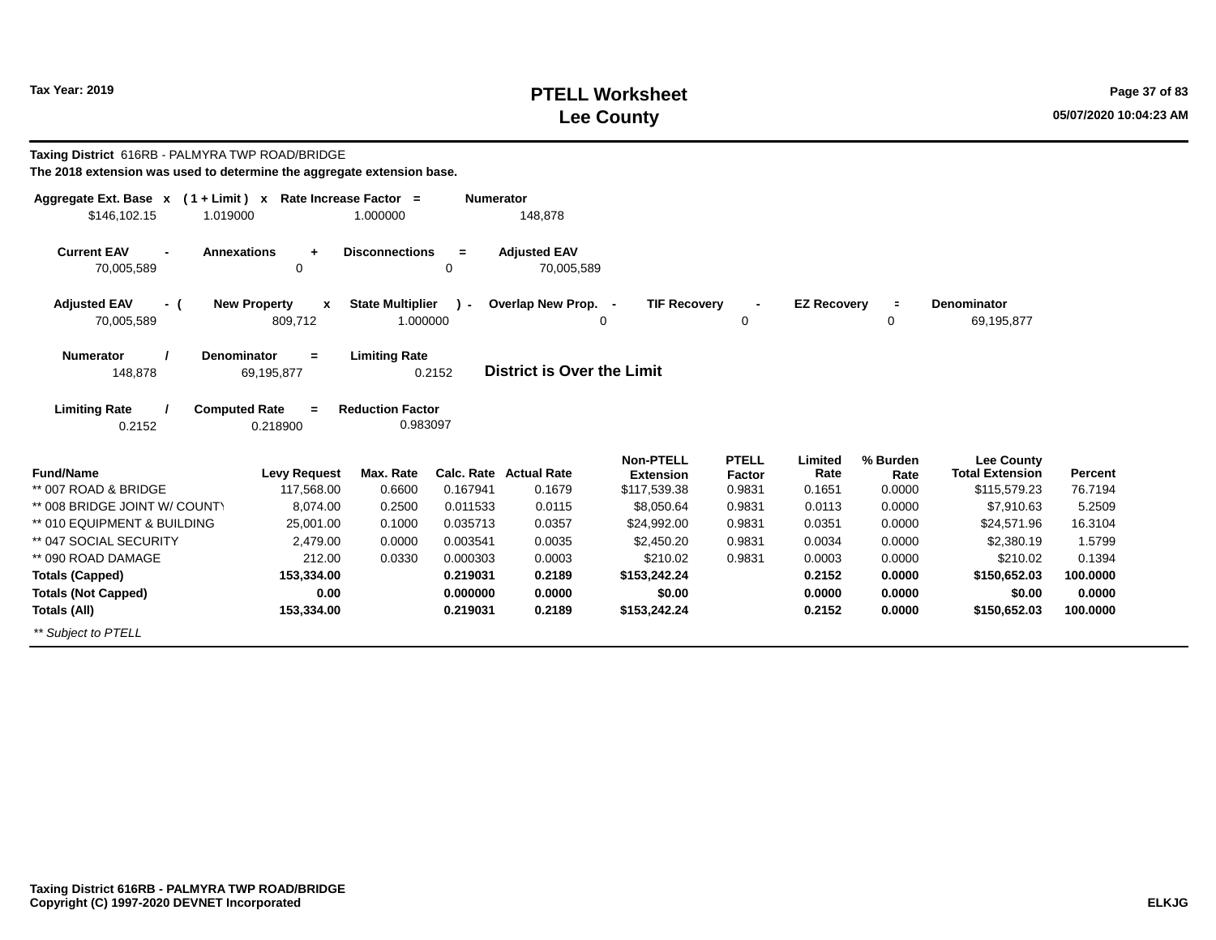**Tax Year: 2019**

# PTELL Worksheet
## Lee County

**Taxing District** 616RB - PALMYRA TWP ROAD/BRIDGE

**The 2018 extension was used to determine the aggregate extension base.**

| Aggregate Ext. Base x | ( 1 + Limit ) x | Rate Increase Factor = | Numerator |
|---|---|---|---|
| $146,102.15 | 1.019000 | 1.000000 | 148,878 |

| Current EAV - | Annexations + | Disconnections = | Adjusted EAV |
|---|---|---|---|
| 70,005,589 | 0 | 0 | 70,005,589 |

| Adjusted EAV - ( | New Property x | State Multiplier ) - | Overlap New Prop. - | TIF Recovery - | EZ Recovery = | Denominator |
|---|---|---|---|---|---|---|
| 70,005,589 | 809,712 | 1.000000 | 0 | 0 | 0 | 69,195,877 |

| Numerator / | Denominator = | Limiting Rate | |
|---|---|---|---|
| 148,878 | 69,195,877 | 0.2152 | **District is Over the Limit** |

| Limiting Rate / | Computed Rate = | Reduction Factor |
|---|---|---|
| 0.2152 | 0.218900 | 0.983097 |

| Fund/Name | Levy Request | Max. Rate | Calc. Rate | Actual Rate | Non-PTELL Extension | PTELL Factor | Limited Rate | % Burden Rate | Lee County Total Extension | Percent |
|---|---|---|---|---|---|---|---|---|---|---|
| ** 007 ROAD & BRIDGE | 117,568.00 | 0.6600 | 0.167941 | 0.1679 | $117,539.38 | 0.9831 | 0.1651 | 0.0000 | $115,579.23 | 76.7194 |
| ** 008 BRIDGE JOINT W/ COUNTY | 8,074.00 | 0.2500 | 0.011533 | 0.0115 | $8,050.64 | 0.9831 | 0.0113 | 0.0000 | $7,910.63 | 5.2509 |
| ** 010 EQUIPMENT & BUILDING | 25,001.00 | 0.1000 | 0.035713 | 0.0357 | $24,992.00 | 0.9831 | 0.0351 | 0.0000 | $24,571.96 | 16.3104 |
| ** 047 SOCIAL SECURITY | 2,479.00 | 0.0000 | 0.003541 | 0.0035 | $2,450.20 | 0.9831 | 0.0034 | 0.0000 | $2,380.19 | 1.5799 |
| ** 090 ROAD DAMAGE | 212.00 | 0.0330 | 0.000303 | 0.0003 | $210.02 | 0.9831 | 0.0003 | 0.0000 | $210.02 | 0.1394 |
| **Totals (Capped)** | **153,334.00** | | **0.219031** | **0.2189** | **$153,242.24** | | **0.2152** | **0.0000** | **$150,652.03** | **100.0000** |
| **Totals (Not Capped)** | **0.00** | | **0.000000** | **0.0000** | **$0.00** | | **0.0000** | **0.0000** | **$0.00** | **0.0000** |
| **Totals (All)** | **153,334.00** | | **0.219031** | **0.2189** | **$153,242.24** | | **0.2152** | **0.0000** | **$150,652.03** | **100.0000** |

*** Subject to PTELL*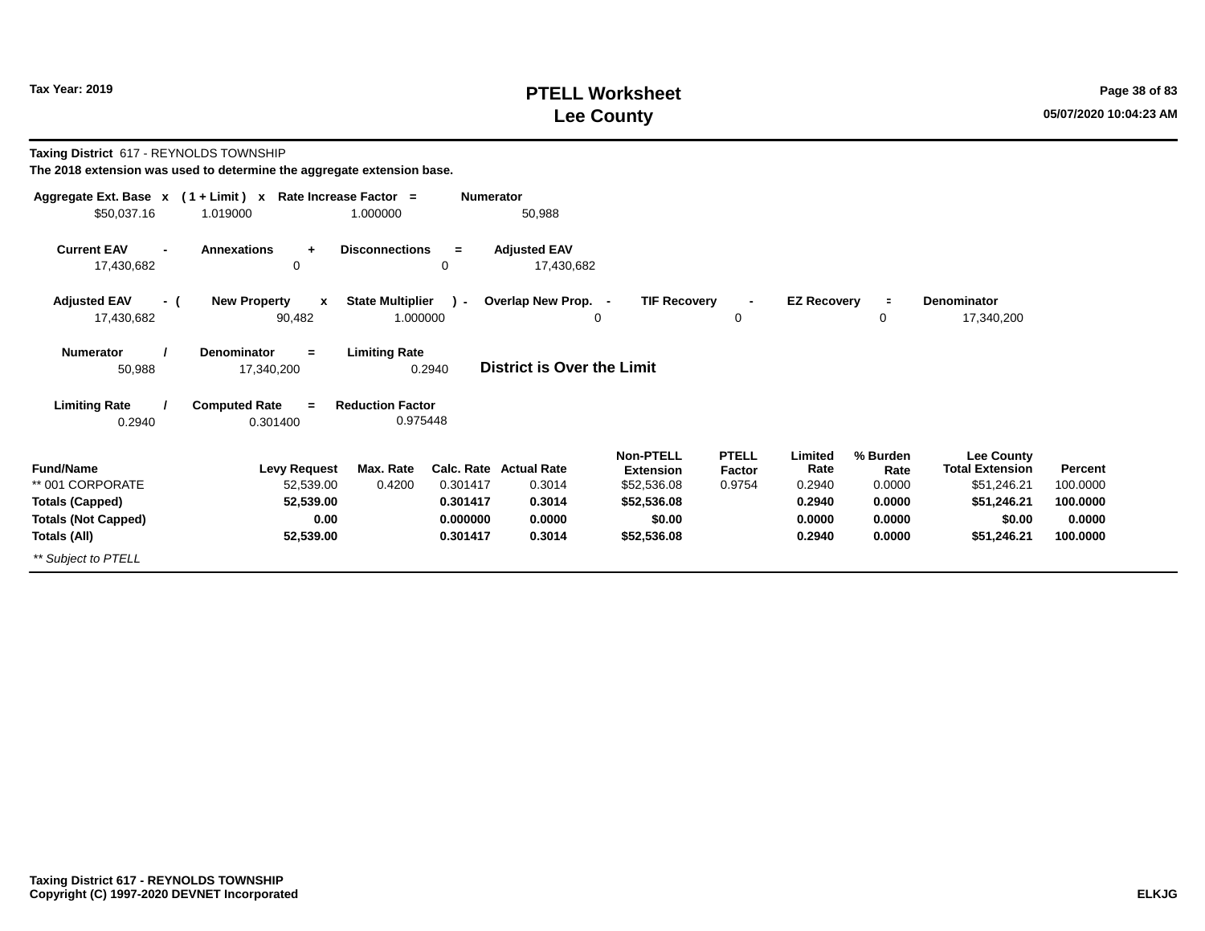# PTELL Worksheet
# Lee County

Tax Year: 2019

**Taxing District** 617 - REYNOLDS TOWNSHIP

**The 2018 extension was used to determine the aggregate extension base.**

| Aggregate Ext. Base | x | ( 1 + Limit ) | x | Rate Increase Factor | = | Numerator |
|---|---|---|---|---|---|---|
| $50,037.16 | | 1.019000 | | 1.000000 | | 50,988 |

| Current EAV | - | Annexations | + | Disconnections | = | Adjusted EAV |
|---|---|---|---|---|---|---|
| 17,430,682 | | 0 | | 0 | | 17,430,682 |

| Adjusted EAV | - ( | New Property | x | State Multiplier | ) - | Overlap New Prop. | - | TIF Recovery | - | EZ Recovery | = | Denominator |
|---|---|---|---|---|---|---|---|---|---|---|---|---|
| 17,430,682 | | 90,482 | | 1.000000 | | 0 | | 0 | | 0 | | 17,340,200 |

| Numerator | / | Denominator | = | Limiting Rate |
|---|---|---|---|---|
| 50,988 | | 17,340,200 | | 0.2940 |

**District is Over the Limit**

| Limiting Rate | / | Computed Rate | = | Reduction Factor |
|---|---|---|---|---|
| 0.2940 | | 0.301400 | | 0.975448 |

| Fund/Name | Levy Request | Max. Rate | Calc. Rate | Actual Rate | Non-PTELL Extension | PTELL Factor | Limited Rate | % Burden Rate | Lee County Total Extension | Percent |
|---|---|---|---|---|---|---|---|---|---|---|
| ** 001 CORPORATE | 52,539.00 | 0.4200 | 0.301417 | 0.3014 | $52,536.08 | 0.9754 | 0.2940 | 0.0000 | $51,246.21 | 100.0000 |
| **Totals (Capped)** | **52,539.00** | | **0.301417** | **0.3014** | **$52,536.08** | | **0.2940** | **0.0000** | **$51,246.21** | **100.0000** |
| **Totals (Not Capped)** | **0.00** | | **0.000000** | **0.0000** | **$0.00** | | **0.0000** | **0.0000** | **$0.00** | **0.0000** |
| **Totals (All)** | **52,539.00** | | **0.301417** | **0.3014** | **$52,536.08** | | **0.2940** | **0.0000** | **$51,246.21** | **100.0000** |

*** Subject to PTELL*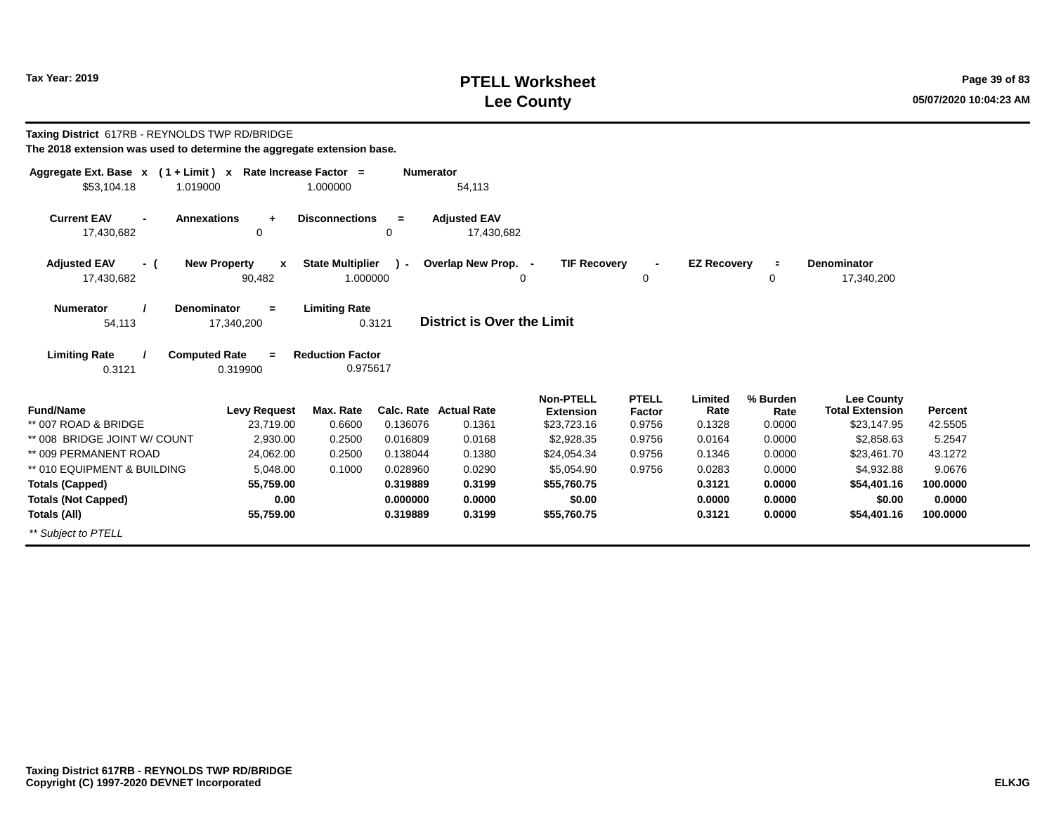**Taxing District** 617RB - REYNOLDS TWP RD/BRIDGE

**The 2018 extension was used to determine the aggregate extension base.**

| Aggregate Ext. Base | x | ( 1 + Limit ) | x | Rate Increase Factor | = | Numerator |
|---|---|---|---|---|---|---|
| $53,104.18 | | 1.019000 | | 1.000000 | | 54,113 |

| Current EAV | - | Annexations | + | Disconnections | = | Adjusted EAV |
|---|---|---|---|---|---|---|
| 17,430,682 | | 0 | | 0 | | 17,430,682 |

| Adjusted EAV | - ( | New Property | x | State Multiplier | ) - | Overlap New Prop. | - | TIF Recovery | - | EZ Recovery | = | Denominator |
|---|---|---|---|---|---|---|---|---|---|---|---|---|
| 17,430,682 | | 90,482 | | 1.000000 | | 0 | | 0 | | 0 | | 17,340,200 |

| Numerator | / | Denominator | = | Limiting Rate |
|---|---|---|---|---|
| 54,113 | | 17,340,200 | | 0.3121 |

**District is Over the Limit**

| Limiting Rate | / | Computed Rate | = | Reduction Factor |
|---|---|---|---|---|
| 0.3121 | | 0.319900 | | 0.975617 |

| Fund/Name | Levy Request | Max. Rate | Calc. Rate | Actual Rate | Non-PTELL Extension | PTELL Factor | Limited Rate | % Burden Rate | Lee County Total Extension | Percent |
|---|---|---|---|---|---|---|---|---|---|---|
| ** 007 ROAD & BRIDGE | 23,719.00 | 0.6600 | 0.136076 | 0.1361 | $23,723.16 | 0.9756 | 0.1328 | 0.0000 | $23,147.95 | 42.5505 |
| ** 008 BRIDGE JOINT W/ COUNT | 2,930.00 | 0.2500 | 0.016809 | 0.0168 | $2,928.35 | 0.9756 | 0.0164 | 0.0000 | $2,858.63 | 5.2547 |
| ** 009 PERMANENT ROAD | 24,062.00 | 0.2500 | 0.138044 | 0.1380 | $24,054.34 | 0.9756 | 0.1346 | 0.0000 | $23,461.70 | 43.1272 |
| ** 010 EQUIPMENT & BUILDING | 5,048.00 | 0.1000 | 0.028960 | 0.0290 | $5,054.90 | 0.9756 | 0.0283 | 0.0000 | $4,932.88 | 9.0676 |
| **Totals (Capped)** | **55,759.00** | | **0.319889** | **0.3199** | **$55,760.75** | | **0.3121** | **0.0000** | **$54,401.16** | **100.0000** |
| **Totals (Not Capped)** | **0.00** | | **0.000000** | **0.0000** | **$0.00** | | **0.0000** | **0.0000** | **$0.00** | **0.0000** |
| **Totals (All)** | **55,759.00** | | **0.319889** | **0.3199** | **$55,760.75** | | **0.3121** | **0.0000** | **$54,401.16** | **100.0000** |

*** Subject to PTELL*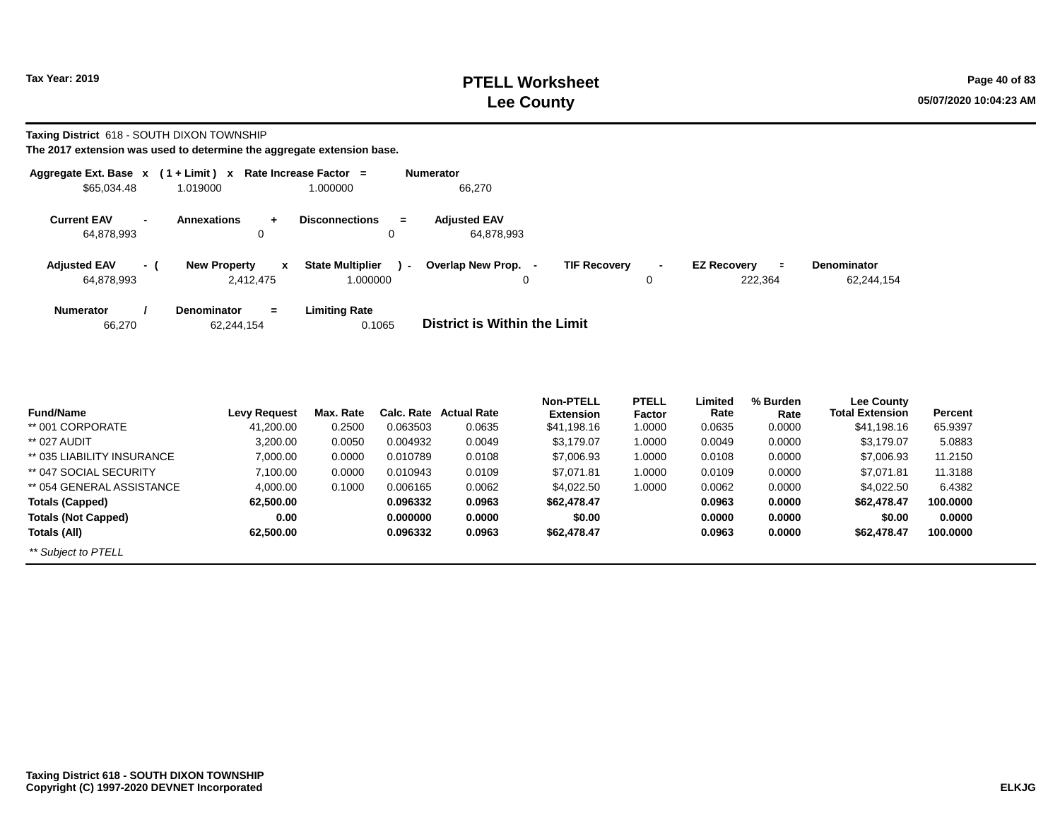**Taxing District** 618 - SOUTH DIXON TOWNSHIP

**The 2017 extension was used to determine the aggregate extension base.**

| Aggregate Ext. Base | x | ( 1 + Limit ) | x | Rate Increase Factor | = | Numerator |
|---|---|---|---|---|---|---|
| $65,034.48 | | 1.019000 | | 1.000000 | | 66,270 |

| Current EAV | - | Annexations | + | Disconnections | = | Adjusted EAV |
|---|---|---|---|---|---|---|
| 64,878,993 | | 0 | | 0 | | 64,878,993 |

| Adjusted EAV | - ( | New Property | x | State Multiplier | ) - | Overlap New Prop. | - | TIF Recovery | - | EZ Recovery | = | Denominator |
|---|---|---|---|---|---|---|---|---|---|---|---|---|
| 64,878,993 | | 2,412,475 | | 1.000000 | | 0 | | 0 | | 222,364 | | 62,244,154 |

| Numerator | / | Denominator | = | Limiting Rate |
|---|---|---|---|---|
| 66,270 | | 62,244,154 | | 0.1065 |

**District is Within the Limit**

| Fund/Name | Levy Request | Max. Rate | Calc. Rate | Actual Rate | Non-PTELL Extension | PTELL Factor | Limited Rate | % Burden Rate | Lee County Total Extension | Percent |
|---|---|---|---|---|---|---|---|---|---|---|
| ** 001 CORPORATE | 41,200.00 | 0.2500 | 0.063503 | 0.0635 | $41,198.16 | 1.0000 | 0.0635 | 0.0000 | $41,198.16 | 65.9397 |
| ** 027 AUDIT | 3,200.00 | 0.0050 | 0.004932 | 0.0049 | $3,179.07 | 1.0000 | 0.0049 | 0.0000 | $3,179.07 | 5.0883 |
| ** 035 LIABILITY INSURANCE | 7,000.00 | 0.0000 | 0.010789 | 0.0108 | $7,006.93 | 1.0000 | 0.0108 | 0.0000 | $7,006.93 | 11.2150 |
| ** 047 SOCIAL SECURITY | 7,100.00 | 0.0000 | 0.010943 | 0.0109 | $7,071.81 | 1.0000 | 0.0109 | 0.0000 | $7,071.81 | 11.3188 |
| ** 054 GENERAL ASSISTANCE | 4,000.00 | 0.1000 | 0.006165 | 0.0062 | $4,022.50 | 1.0000 | 0.0062 | 0.0000 | $4,022.50 | 6.4382 |
| **Totals (Capped)** | **62,500.00** | | **0.096332** | **0.0963** | **$62,478.47** | | **0.0963** | **0.0000** | **$62,478.47** | **100.0000** |
| **Totals (Not Capped)** | **0.00** | | **0.000000** | **0.0000** | **$0.00** | | **0.0000** | **0.0000** | **$0.00** | **0.0000** |
| **Totals (All)** | **62,500.00** | | **0.096332** | **0.0963** | **$62,478.47** | | **0.0963** | **0.0000** | **$62,478.47** | **100.0000** |

*** Subject to PTELL*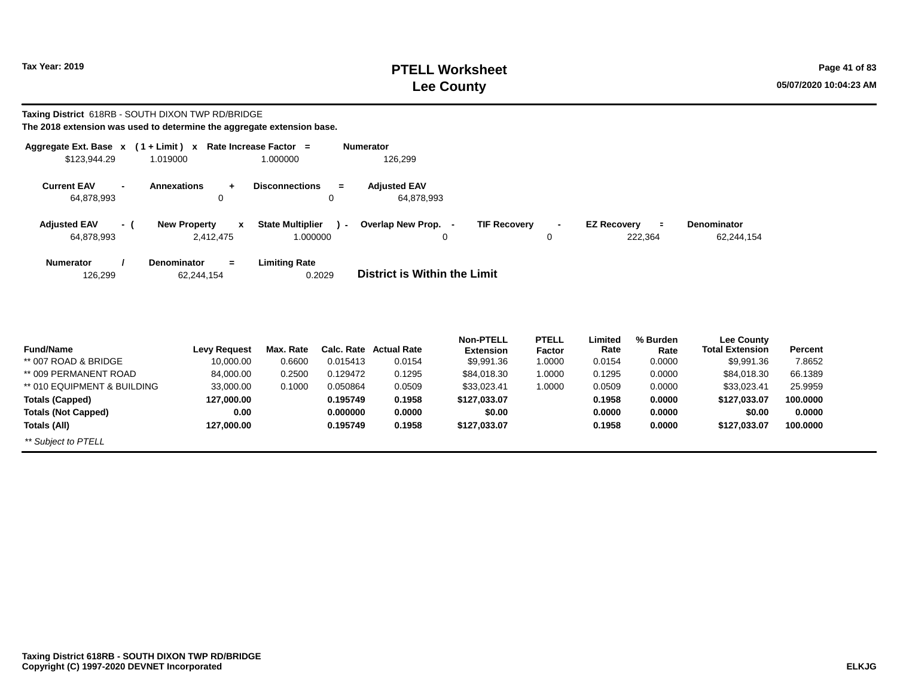# PTELL Worksheet
# Lee County

Tax Year: 2019

**Taxing District** 618RB - SOUTH DIXON TWP RD/BRIDGE

**The 2018 extension was used to determine the aggregate extension base.**

| Aggregate Ext. Base | x | ( 1 + Limit ) | x | Rate Increase Factor | = | Numerator |
|---|---|---|---|---|---|---|
| $123,944.29 | | 1.019000 | | 1.000000 | | 126,299 |

| Current EAV | - | Annexations | + | Disconnections | = | Adjusted EAV |
|---|---|---|---|---|---|---|
| 64,878,993 | | 0 | | 0 | | 64,878,993 |

| Adjusted EAV | - ( | New Property | x | State Multiplier | ) - | Overlap New Prop. | - | TIF Recovery | - | EZ Recovery | = | Denominator |
|---|---|---|---|---|---|---|---|---|---|---|---|---|
| 64,878,993 | | 2,412,475 | | 1.000000 | | 0 | | 0 | | 222,364 | | 62,244,154 |

| Numerator | / | Denominator | = | Limiting Rate |
|---|---|---|---|---|
| 126,299 | | 62,244,154 | | 0.2029 |

**District is Within the Limit**

| Fund/Name | Levy Request | Max. Rate | Calc. Rate | Actual Rate | Non-PTELL Extension | PTELL Factor | Limited Rate | % Burden Rate | Lee County Total Extension | Percent |
|---|---|---|---|---|---|---|---|---|---|---|
| ** 007 ROAD & BRIDGE | 10,000.00 | 0.6600 | 0.015413 | 0.0154 | $9,991.36 | 1.0000 | 0.0154 | 0.0000 | $9,991.36 | 7.8652 |
| ** 009 PERMANENT ROAD | 84,000.00 | 0.2500 | 0.129472 | 0.1295 | $84,018.30 | 1.0000 | 0.1295 | 0.0000 | $84,018.30 | 66.1389 |
| ** 010 EQUIPMENT & BUILDING | 33,000.00 | 0.1000 | 0.050864 | 0.0509 | $33,023.41 | 1.0000 | 0.0509 | 0.0000 | $33,023.41 | 25.9959 |
| **Totals (Capped)** | **127,000.00** | | **0.195749** | **0.1958** | **$127,033.07** | | **0.1958** | **0.0000** | **$127,033.07** | **100.0000** |
| **Totals (Not Capped)** | **0.00** | | **0.000000** | **0.0000** | **$0.00** | | **0.0000** | **0.0000** | **$0.00** | **0.0000** |
| **Totals (All)** | **127,000.00** | | **0.195749** | **0.1958** | **$127,033.07** | | **0.1958** | **0.0000** | **$127,033.07** | **100.0000** |

*** Subject to PTELL*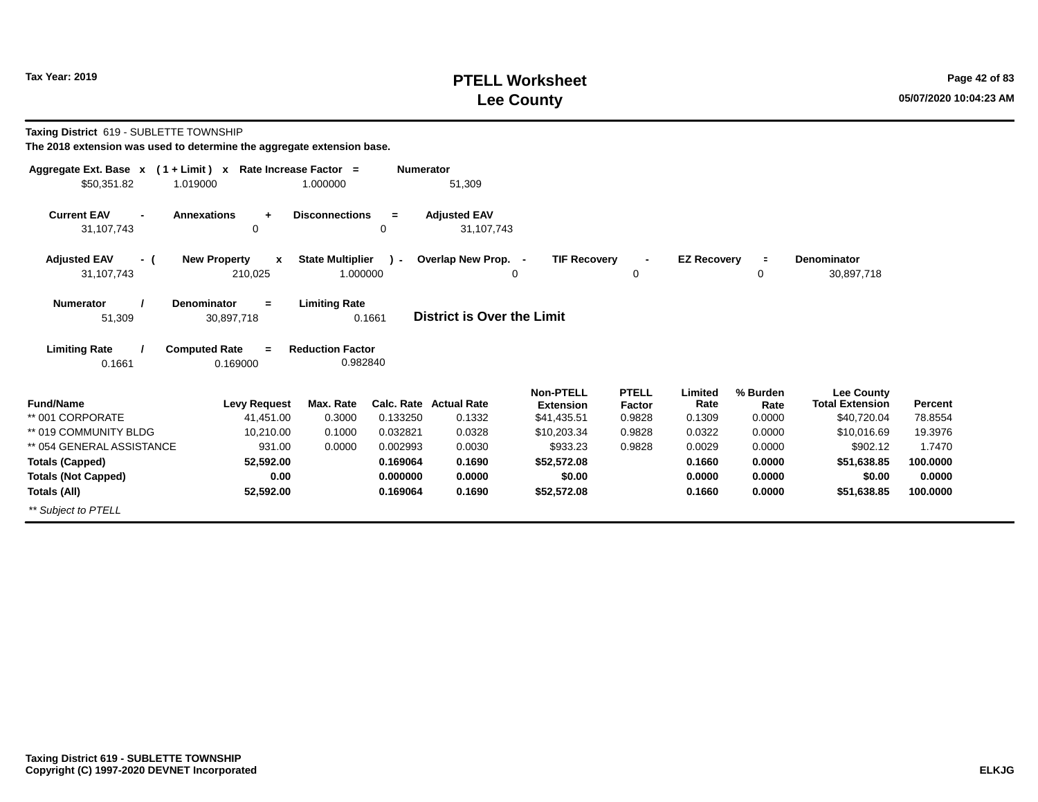# PTELL Worksheet
# Lee County

Tax Year: 2019

05/07/2020 10:04:23 AM

**Taxing District** 619 - SUBLETTE TOWNSHIP

**The 2018 extension was used to determine the aggregate extension base.**

| Aggregate Ext. Base x | (1 + Limit) x | Rate Increase Factor = | Numerator |
|---|---|---|---|
| $50,351.82 | 1.019000 | 1.000000 | 51,309 |

| Current EAV - | Annexations + | Disconnections = | Adjusted EAV |
|---|---|---|---|
| 31,107,743 | 0 | 0 | 31,107,743 |

| Adjusted EAV - ( | New Property x | State Multiplier ) - | Overlap New Prop. - | TIF Recovery - | EZ Recovery = | Denominator |
|---|---|---|---|---|---|---|
| 31,107,743 | 210,025 | 1.000000 | 0 | 0 | 0 | 30,897,718 |

| Numerator / | Denominator = | Limiting Rate |
|---|---|---|
| 51,309 | 30,897,718 | 0.1661 |

**District is Over the Limit**

| Limiting Rate / | Computed Rate = | Reduction Factor |
|---|---|---|
| 0.1661 | 0.169000 | 0.982840 |

| Fund/Name | Levy Request | Max. Rate | Calc. Rate | Actual Rate | Non-PTELL Extension | PTELL Factor | Limited Rate | % Burden Rate | Lee County Total Extension | Percent |
|---|---|---|---|---|---|---|---|---|---|---|
| ** 001 CORPORATE | 41,451.00 | 0.3000 | 0.133250 | 0.1332 | $41,435.51 | 0.9828 | 0.1309 | 0.0000 | $40,720.04 | 78.8554 |
| ** 019 COMMUNITY BLDG | 10,210.00 | 0.1000 | 0.032821 | 0.0328 | $10,203.34 | 0.9828 | 0.0322 | 0.0000 | $10,016.69 | 19.3976 |
| ** 054 GENERAL ASSISTANCE | 931.00 | 0.0000 | 0.002993 | 0.0030 | $933.23 | 0.9828 | 0.0029 | 0.0000 | $902.12 | 1.7470 |
| **Totals (Capped)** | **52,592.00** | | **0.169064** | **0.1690** | **$52,572.08** | | **0.1660** | **0.0000** | **$51,638.85** | **100.0000** |
| **Totals (Not Capped)** | **0.00** | | **0.000000** | **0.0000** | **$0.00** | | **0.0000** | **0.0000** | **$0.00** | **0.0000** |
| **Totals (All)** | **52,592.00** | | **0.169064** | **0.1690** | **$52,572.08** | | **0.1660** | **0.0000** | **$51,638.85** | **100.0000** |

*** Subject to PTELL*

**Taxing District 619 - SUBLETTE TOWNSHIP**
**Copyright (C) 1997-2020 DEVNET Incorporated**

**ELKJG**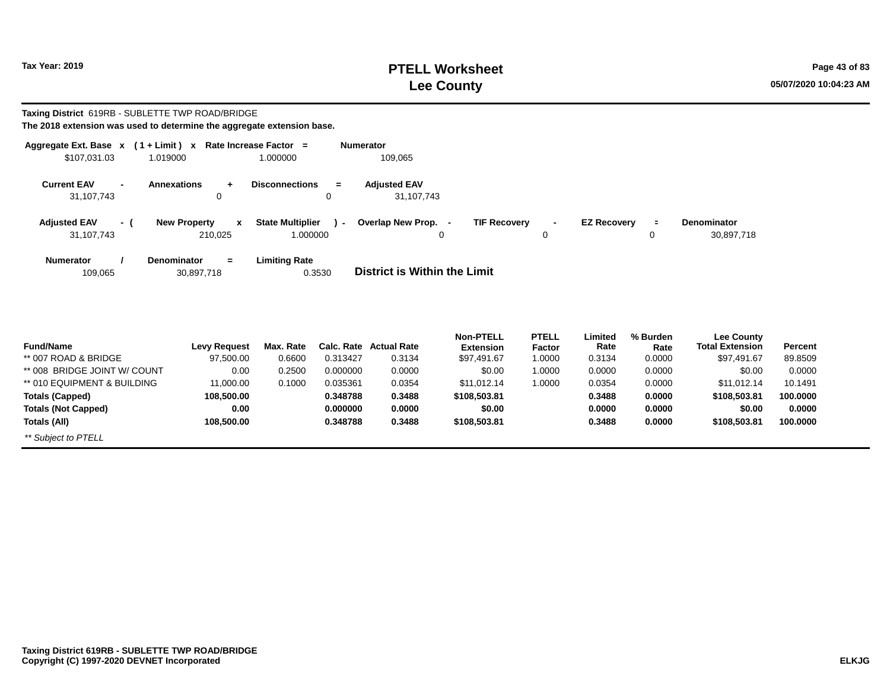**Taxing District** 619RB - SUBLETTE TWP ROAD/BRIDGE

**The 2018 extension was used to determine the aggregate extension base.**

| Aggregate Ext. Base | x | ( 1 + Limit ) | x | Rate Increase Factor | = | Numerator |
|---|---|---|---|---|---|---|
| $107,031.03 | | 1.019000 | | 1.000000 | | 109,065 |

| Current EAV | - | Annexations | + | Disconnections | = | Adjusted EAV |
|---|---|---|---|---|---|---|
| 31,107,743 | | 0 | | 0 | | 31,107,743 |

| Adjusted EAV | - ( | New Property | x | State Multiplier | ) - | Overlap New Prop. | - | TIF Recovery | - | EZ Recovery | = | Denominator |
|---|---|---|---|---|---|---|---|---|---|---|---|---|
| 31,107,743 | | 210,025 | | 1.000000 | | 0 | | 0 | | 0 | | 30,897,718 |

| Numerator | / | Denominator | = | Limiting Rate |
|---|---|---|---|---|
| 109,065 | | 30,897,718 | | 0.3530 |

**District is Within the Limit**

| Fund/Name | Levy Request | Max. Rate | Calc. Rate | Actual Rate | Non-PTELL Extension | PTELL Factor | Limited Rate | % Burden Rate | Lee County Total Extension | Percent |
|---|---|---|---|---|---|---|---|---|---|---|
| ** 007 ROAD & BRIDGE | 97,500.00 | 0.6600 | 0.313427 | 0.3134 | $97,491.67 | 1.0000 | 0.3134 | 0.0000 | $97,491.67 | 89.8509 |
| ** 008 BRIDGE JOINT W/ COUNT | 0.00 | 0.2500 | 0.000000 | 0.0000 | $0.00 | 1.0000 | 0.0000 | 0.0000 | $0.00 | 0.0000 |
| ** 010 EQUIPMENT & BUILDING | 11,000.00 | 0.1000 | 0.035361 | 0.0354 | $11,012.14 | 1.0000 | 0.0354 | 0.0000 | $11,012.14 | 10.1491 |
| **Totals (Capped)** | **108,500.00** | | **0.348788** | **0.3488** | **$108,503.81** | | **0.3488** | **0.0000** | **$108,503.81** | **100.0000** |
| **Totals (Not Capped)** | **0.00** | | **0.000000** | **0.0000** | **$0.00** | | **0.0000** | **0.0000** | **$0.00** | **0.0000** |
| **Totals (All)** | **108,500.00** | | **0.348788** | **0.3488** | **$108,503.81** | | **0.3488** | **0.0000** | **$108,503.81** | **100.0000** |

*** Subject to PTELL*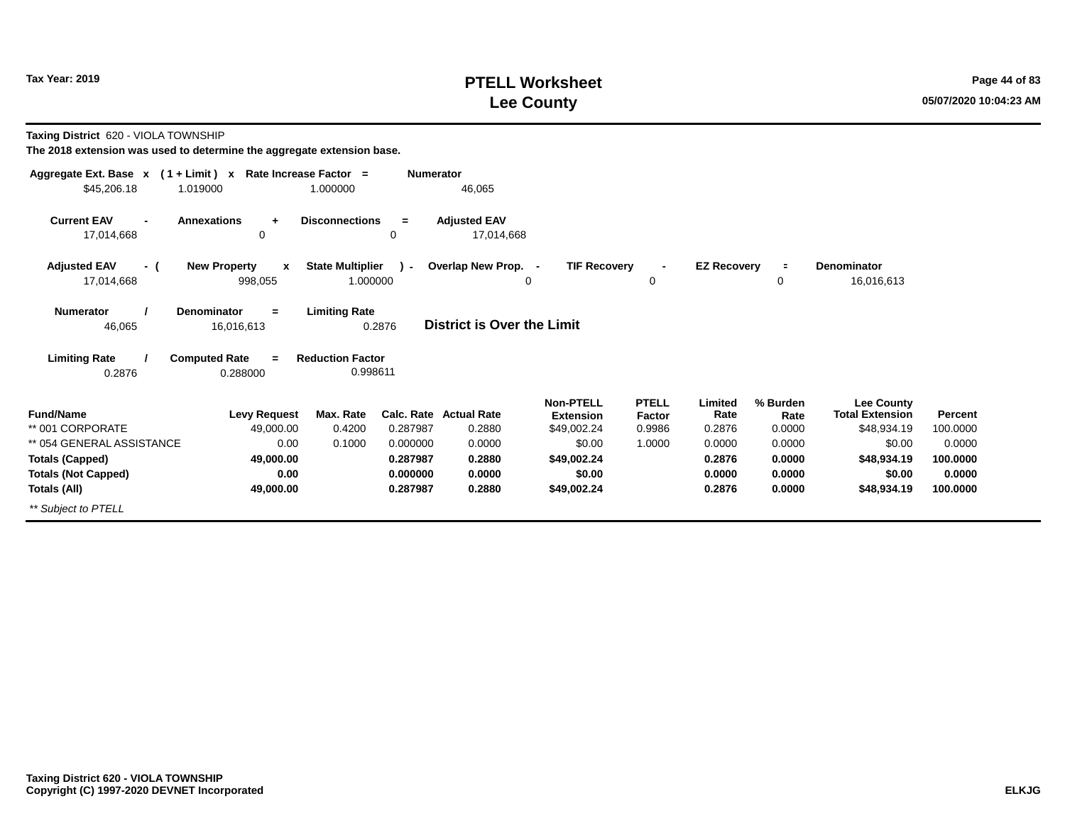Tax Year: 2019

# PTELL Worksheet
# Lee County

**Taxing District** 620 - VIOLA TOWNSHIP

**The 2018 extension was used to determine the aggregate extension base.**

| Aggregate Ext. Base | x | ( 1 + Limit ) | x | Rate Increase Factor | = | Numerator |
|---|---|---|---|---|---|---|
| $45,206.18 | | 1.019000 | | 1.000000 | | 46,065 |

| Current EAV | - | Annexations | + | Disconnections | = | Adjusted EAV |
|---|---|---|---|---|---|---|
| 17,014,668 | | 0 | | 0 | | 17,014,668 |

| Adjusted EAV | - ( | New Property | x | State Multiplier | ) - | Overlap New Prop. | - | TIF Recovery | - | EZ Recovery | = | Denominator |
|---|---|---|---|---|---|---|---|---|---|---|---|---|
| 17,014,668 | | 998,055 | | 1.000000 | | 0 | | 0 | | 0 | | 16,016,613 |

| Numerator | / | Denominator | = | Limiting Rate |
|---|---|---|---|---|
| 46,065 | | 16,016,613 | | 0.2876 |

**District is Over the Limit**

| Limiting Rate | / | Computed Rate | = | Reduction Factor |
|---|---|---|---|---|
| 0.2876 | | 0.288000 | | 0.998611 |

| Fund/Name | Levy Request | Max. Rate | Calc. Rate | Actual Rate | Non-PTELL Extension | PTELL Factor | Limited Rate | % Burden Rate | Lee County Total Extension | Percent |
|---|---|---|---|---|---|---|---|---|---|---|
| ** 001 CORPORATE | 49,000.00 | 0.4200 | 0.287987 | 0.2880 | $49,002.24 | 0.9986 | 0.2876 | 0.0000 | $48,934.19 | 100.0000 |
| ** 054 GENERAL ASSISTANCE | 0.00 | 0.1000 | 0.000000 | 0.0000 | $0.00 | 1.0000 | 0.0000 | 0.0000 | $0.00 | 0.0000 |
| **Totals (Capped)** | **49,000.00** | | **0.287987** | **0.2880** | **$49,002.24** | | **0.2876** | **0.0000** | **$48,934.19** | **100.0000** |
| **Totals (Not Capped)** | **0.00** | | **0.000000** | **0.0000** | **$0.00** | | **0.0000** | **0.0000** | **$0.00** | **0.0000** |
| **Totals (All)** | **49,000.00** | | **0.287987** | **0.2880** | **$49,002.24** | | **0.2876** | **0.0000** | **$48,934.19** | **100.0000** |

*** Subject to PTELL*

**Taxing District 620 - VIOLA TOWNSHIP**
**Copyright (C) 1997-2020 DEVNET Incorporated**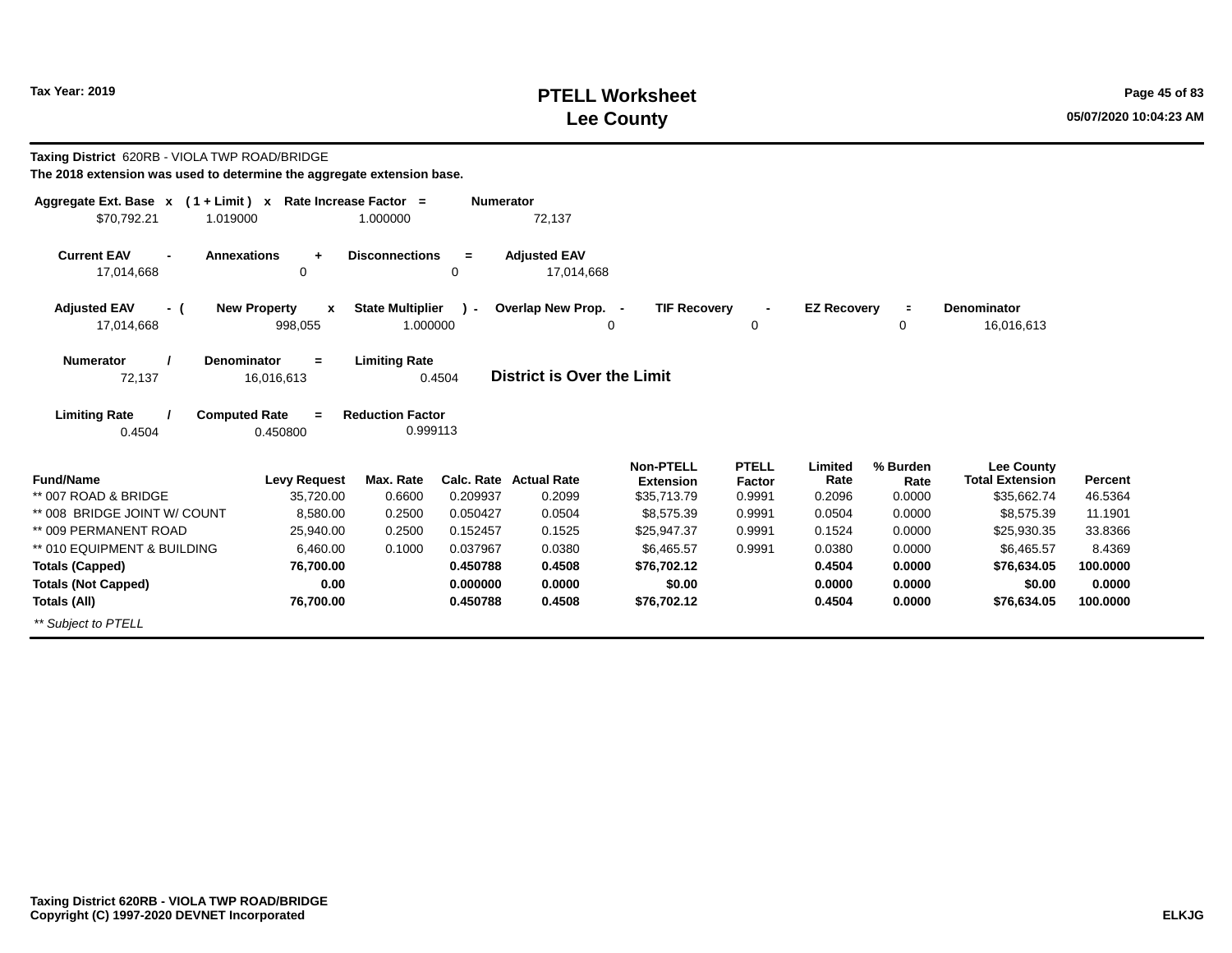# PTELL Worksheet
# Lee County

Tax Year: 2019

05/07/2020 10:04:23 AM

**Taxing District** 620RB - VIOLA TWP ROAD/BRIDGE

**The 2018 extension was used to determine the aggregate extension base.**

| Aggregate Ext. Base | x | ( 1 + Limit ) | x | Rate Increase Factor | = | Numerator |
|---|---|---|---|---|---|---|
| $70,792.21 | | 1.019000 | | 1.000000 | | 72,137 |

| Current EAV | - | Annexations | + | Disconnections | = | Adjusted EAV |
|---|---|---|---|---|---|---|
| 17,014,668 | | 0 | | 0 | | 17,014,668 |

| Adjusted EAV | - ( | New Property | x | State Multiplier | ) - | Overlap New Prop. | - | TIF Recovery | - | EZ Recovery | = | Denominator |
|---|---|---|---|---|---|---|---|---|---|---|---|---|
| 17,014,668 | | 998,055 | | 1.000000 | | 0 | | 0 | | 0 | | 16,016,613 |

| Numerator | / | Denominator | = | Limiting Rate |
|---|---|---|---|---|
| 72,137 | | 16,016,613 | | 0.4504 |

**District is Over the Limit**

| Limiting Rate | / | Computed Rate | = | Reduction Factor |
|---|---|---|---|---|
| 0.4504 | | 0.450800 | | 0.999113 |

| Fund/Name | Levy Request | Max. Rate | Calc. Rate | Actual Rate | Non-PTELL Extension | PTELL Factor | Limited Rate | % Burden Rate | Lee County Total Extension | Percent |
|---|---|---|---|---|---|---|---|---|---|---|
| ** 007 ROAD & BRIDGE | 35,720.00 | 0.6600 | 0.209937 | 0.2099 | $35,713.79 | 0.9991 | 0.2096 | 0.0000 | $35,662.74 | 46.5364 |
| ** 008 BRIDGE JOINT W/ COUNT | 8,580.00 | 0.2500 | 0.050427 | 0.0504 | $8,575.39 | 0.9991 | 0.0504 | 0.0000 | $8,575.39 | 11.1901 |
| ** 009 PERMANENT ROAD | 25,940.00 | 0.2500 | 0.152457 | 0.1525 | $25,947.37 | 0.9991 | 0.1524 | 0.0000 | $25,930.35 | 33.8366 |
| ** 010 EQUIPMENT & BUILDING | 6,460.00 | 0.1000 | 0.037967 | 0.0380 | $6,465.57 | 0.9991 | 0.0380 | 0.0000 | $6,465.57 | 8.4369 |
| **Totals (Capped)** | **76,700.00** | | **0.450788** | **0.4508** | **$76,702.12** | | **0.4504** | **0.0000** | **$76,634.05** | **100.0000** |
| **Totals (Not Capped)** | **0.00** | | **0.000000** | **0.0000** | **$0.00** | | **0.0000** | **0.0000** | **$0.00** | **0.0000** |
| **Totals (All)** | **76,700.00** | | **0.450788** | **0.4508** | **$76,702.12** | | **0.4504** | **0.0000** | **$76,634.05** | **100.0000** |

*** Subject to PTELL*

**Taxing District 620RB - VIOLA TWP ROAD/BRIDGE**
**Copyright (C) 1997-2020 DEVNET Incorporated**

ELKJG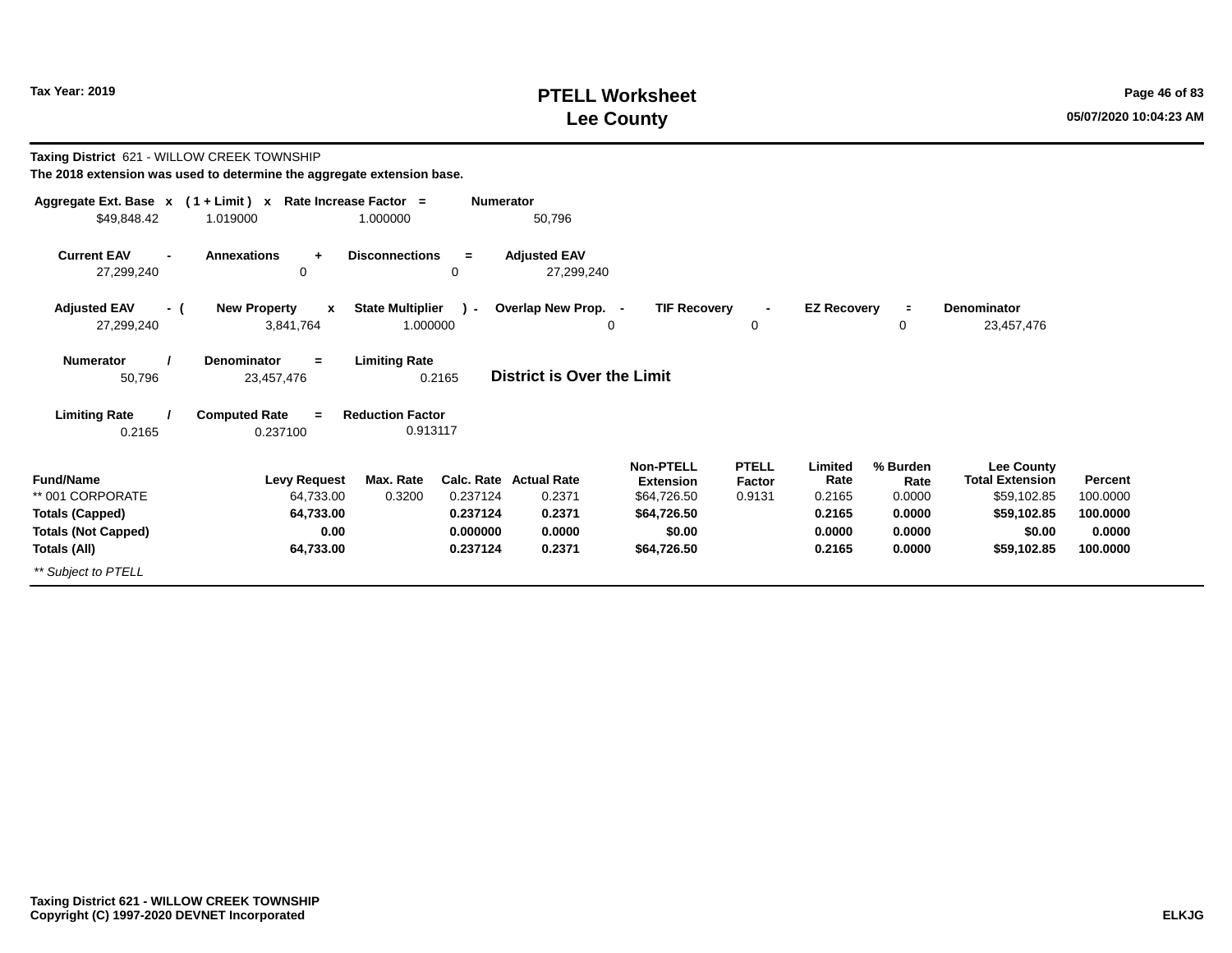# PTELL Worksheet
# Lee County

Tax Year: 2019

**Taxing District** 621 - WILLOW CREEK TOWNSHIP

**The 2018 extension was used to determine the aggregate extension base.**

| Aggregate Ext. Base | x | ( 1 + Limit ) | x | Rate Increase Factor | = | Numerator |
|---|---|---|---|---|---|---|
| $49,848.42 | | 1.019000 | | 1.000000 | | 50,796 |

| Current EAV | - | Annexations | + | Disconnections | = | Adjusted EAV |
|---|---|---|---|---|---|---|
| 27,299,240 | | 0 | | 0 | | 27,299,240 |

| Adjusted EAV | - ( | New Property | x | State Multiplier | ) - | Overlap New Prop. | - | TIF Recovery | - | EZ Recovery | = | Denominator |
|---|---|---|---|---|---|---|---|---|---|---|---|---|
| 27,299,240 | | 3,841,764 | | 1.000000 | | 0 | | 0 | | 0 | | 23,457,476 |

| Numerator | / | Denominator | = | Limiting Rate |
|---|---|---|---|---|
| 50,796 | | 23,457,476 | | 0.2165 |

**District is Over the Limit**

| Limiting Rate | / | Computed Rate | = | Reduction Factor |
|---|---|---|---|---|
| 0.2165 | | 0.237100 | | 0.913117 |

| Fund/Name | Levy Request | Max. Rate | Calc. Rate | Actual Rate | Non-PTELL Extension | PTELL Factor | Limited Rate | % Burden Rate | Lee County Total Extension | Percent |
|---|---|---|---|---|---|---|---|---|---|---|
| ** 001 CORPORATE | 64,733.00 | 0.3200 | 0.237124 | 0.2371 | $64,726.50 | 0.9131 | 0.2165 | 0.0000 | $59,102.85 | 100.0000 |
| **Totals (Capped)** | **64,733.00** | | **0.237124** | **0.2371** | **$64,726.50** | | **0.2165** | **0.0000** | **$59,102.85** | **100.0000** |
| **Totals (Not Capped)** | **0.00** | | **0.000000** | **0.0000** | **$0.00** | | **0.0000** | **0.0000** | **$0.00** | **0.0000** |
| **Totals (All)** | **64,733.00** | | **0.237124** | **0.2371** | **$64,726.50** | | **0.2165** | **0.0000** | **$59,102.85** | **100.0000** |

*** Subject to PTELL*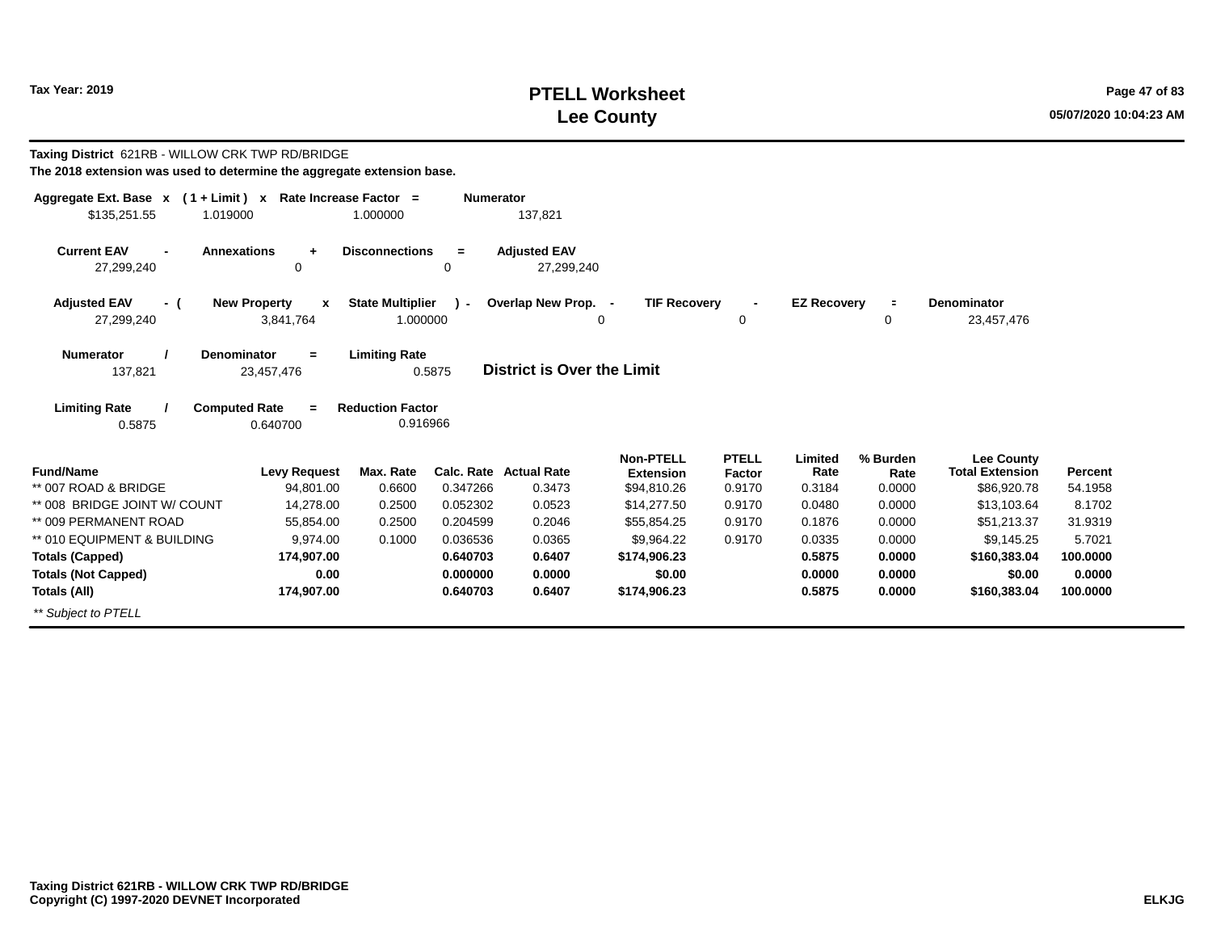**Taxing District** 621RB - WILLOW CRK TWP RD/BRIDGE

**The 2018 extension was used to determine the aggregate extension base.**

| Aggregate Ext. Base | x | ( 1 + Limit ) | x | Rate Increase Factor | = | Numerator |
|---|---|---|---|---|---|---|
| $135,251.55 | | 1.019000 | | 1.000000 | | 137,821 |

| Current EAV | - | Annexations | + | Disconnections | = | Adjusted EAV |
|---|---|---|---|---|---|---|
| 27,299,240 | | 0 | | 0 | | 27,299,240 |

| Adjusted EAV | - ( | New Property | x | State Multiplier | ) - | Overlap New Prop. | - | TIF Recovery | - | EZ Recovery | = | Denominator |
|---|---|---|---|---|---|---|---|---|---|---|---|---|
| 27,299,240 | | 3,841,764 | | 1.000000 | | 0 | | 0 | | 0 | | 23,457,476 |

| Numerator | / | Denominator | = | Limiting Rate |
|---|---|---|---|---|
| 137,821 | | 23,457,476 | | 0.5875 |

**District is Over the Limit**

| Limiting Rate | / | Computed Rate | = | Reduction Factor |
|---|---|---|---|---|
| 0.5875 | | 0.640700 | | 0.916966 |

| Fund/Name | Levy Request | Max. Rate | Calc. Rate | Actual Rate | Non-PTELL Extension | PTELL Factor | Limited Rate | % Burden Rate | Lee County Total Extension | Percent |
|---|---|---|---|---|---|---|---|---|---|---|
| ** 007 ROAD & BRIDGE | 94,801.00 | 0.6600 | 0.347266 | 0.3473 | $94,810.26 | 0.9170 | 0.3184 | 0.0000 | $86,920.78 | 54.1958 |
| ** 008 BRIDGE JOINT W/ COUNT | 14,278.00 | 0.2500 | 0.052302 | 0.0523 | $14,277.50 | 0.9170 | 0.0480 | 0.0000 | $13,103.64 | 8.1702 |
| ** 009 PERMANENT ROAD | 55,854.00 | 0.2500 | 0.204599 | 0.2046 | $55,854.25 | 0.9170 | 0.1876 | 0.0000 | $51,213.37 | 31.9319 |
| ** 010 EQUIPMENT & BUILDING | 9,974.00 | 0.1000 | 0.036536 | 0.0365 | $9,964.22 | 0.9170 | 0.0335 | 0.0000 | $9,145.25 | 5.7021 |
| **Totals (Capped)** | **174,907.00** | | **0.640703** | **0.6407** | **$174,906.23** | | **0.5875** | **0.0000** | **$160,383.04** | **100.0000** |
| **Totals (Not Capped)** | **0.00** | | **0.000000** | **0.0000** | **$0.00** | | **0.0000** | **0.0000** | **$0.00** | **0.0000** |
| **Totals (All)** | **174,907.00** | | **0.640703** | **0.6407** | **$174,906.23** | | **0.5875** | **0.0000** | **$160,383.04** | **100.0000** |

*** Subject to PTELL*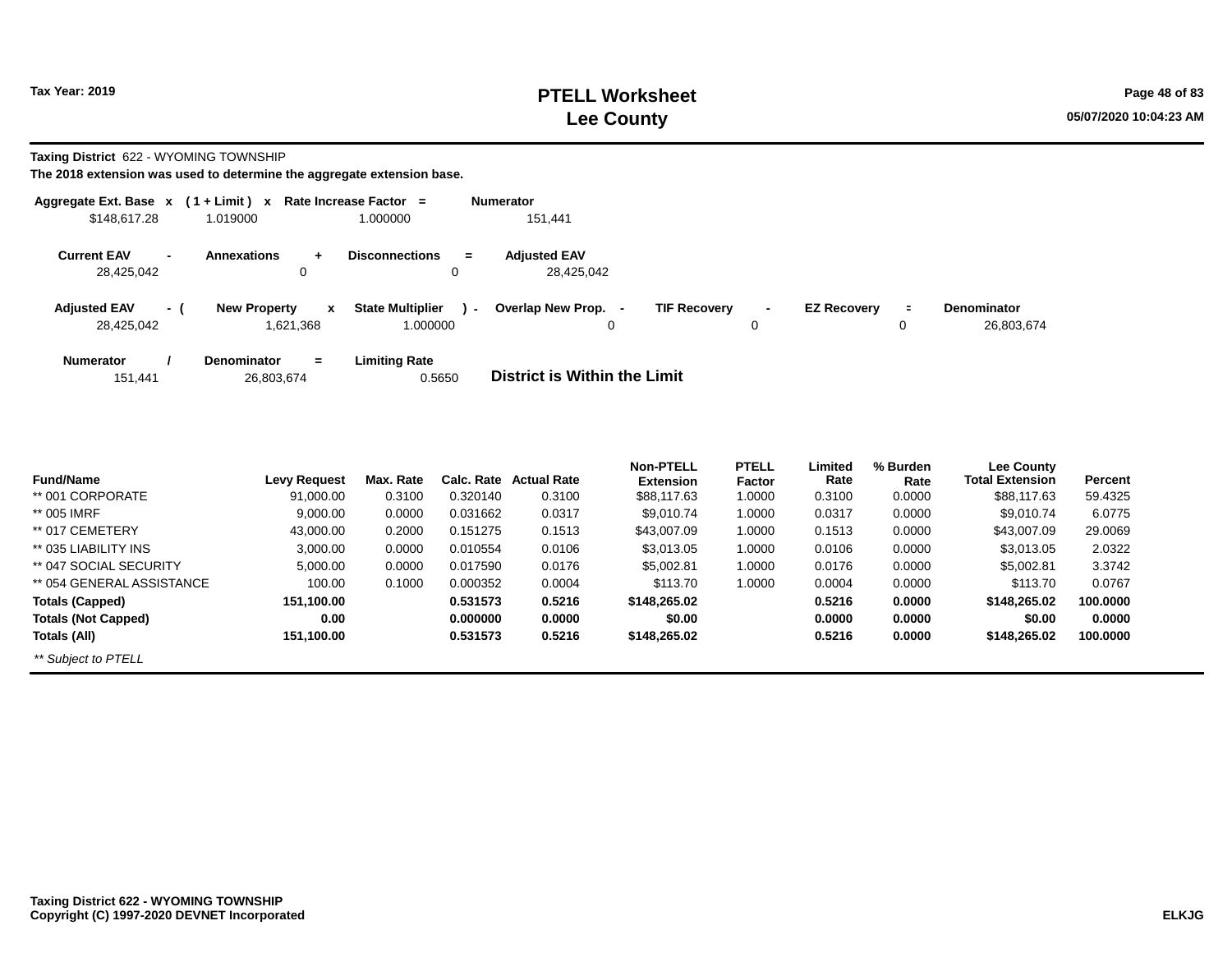**Tax Year: 2019**

# PTELL Worksheet
# Lee County

**Taxing District** 622 - WYOMING TOWNSHIP

**The 2018 extension was used to determine the aggregate extension base.**

| Aggregate Ext. Base | x | ( 1 + Limit ) | x | Rate Increase Factor | = | Numerator |
|---|---|---|---|---|---|---|
| $148,617.28 | | 1.019000 | | 1.000000 | | 151,441 |

| Current EAV | - | Annexations | + | Disconnections | = | Adjusted EAV |
|---|---|---|---|---|---|---|
| 28,425,042 | | 0 | | 0 | | 28,425,042 |

| Adjusted EAV | - ( | New Property | x | State Multiplier | ) - | Overlap New Prop. | - | TIF Recovery | - | EZ Recovery | = | Denominator |
|---|---|---|---|---|---|---|---|---|---|---|---|---|
| 28,425,042 | | 1,621,368 | | 1.000000 | | 0 | | 0 | | 0 | | 26,803,674 |

| Numerator | / | Denominator | = | Limiting Rate |
|---|---|---|---|---|
| 151,441 | | 26,803,674 | | 0.5650 |

**District is Within the Limit**

| Fund/Name | Levy Request | Max. Rate | Calc. Rate | Actual Rate | Non-PTELL Extension | PTELL Factor | Limited Rate | % Burden Rate | Lee County Total Extension | Percent |
|---|---|---|---|---|---|---|---|---|---|---|
| ** 001 CORPORATE | 91,000.00 | 0.3100 | 0.320140 | 0.3100 | $88,117.63 | 1.0000 | 0.3100 | 0.0000 | $88,117.63 | 59.4325 |
| ** 005 IMRF | 9,000.00 | 0.0000 | 0.031662 | 0.0317 | $9,010.74 | 1.0000 | 0.0317 | 0.0000 | $9,010.74 | 6.0775 |
| ** 017 CEMETERY | 43,000.00 | 0.2000 | 0.151275 | 0.1513 | $43,007.09 | 1.0000 | 0.1513 | 0.0000 | $43,007.09 | 29.0069 |
| ** 035 LIABILITY INS | 3,000.00 | 0.0000 | 0.010554 | 0.0106 | $3,013.05 | 1.0000 | 0.0106 | 0.0000 | $3,013.05 | 2.0322 |
| ** 047 SOCIAL SECURITY | 5,000.00 | 0.0000 | 0.017590 | 0.0176 | $5,002.81 | 1.0000 | 0.0176 | 0.0000 | $5,002.81 | 3.3742 |
| ** 054 GENERAL ASSISTANCE | 100.00 | 0.1000 | 0.000352 | 0.0004 | $113.70 | 1.0000 | 0.0004 | 0.0000 | $113.70 | 0.0767 |
| **Totals (Capped)** | **151,100.00** | | **0.531573** | **0.5216** | **$148,265.02** | | **0.5216** | **0.0000** | **$148,265.02** | **100.0000** |
| **Totals (Not Capped)** | **0.00** | | **0.000000** | **0.0000** | **$0.00** | | **0.0000** | **0.0000** | **$0.00** | **0.0000** |
| **Totals (All)** | **151,100.00** | | **0.531573** | **0.5216** | **$148,265.02** | | **0.5216** | **0.0000** | **$148,265.02** | **100.0000** |

*** Subject to PTELL*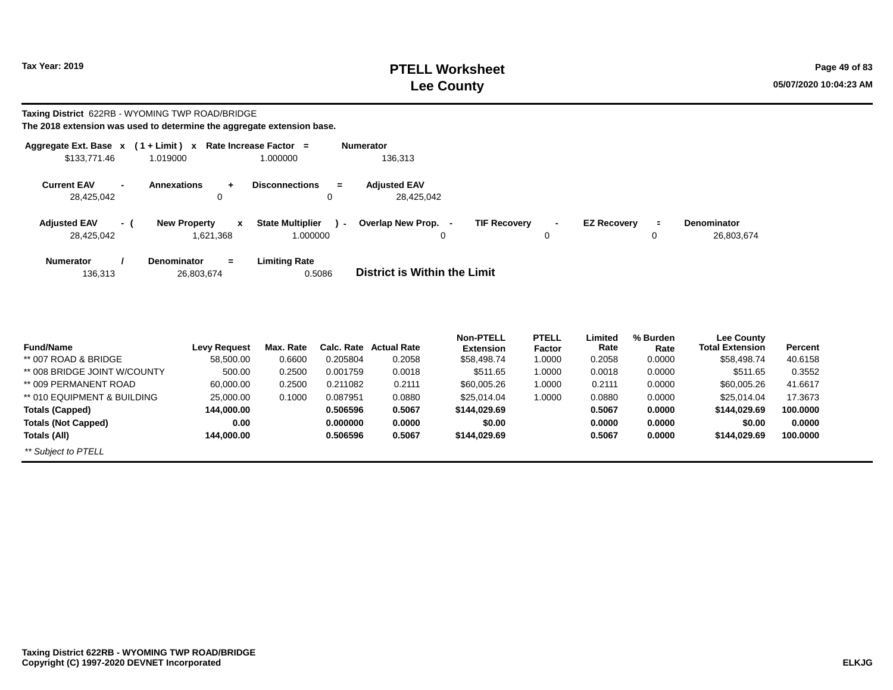Tax Year: 2019

# PTELL Worksheet
# Lee County

**Taxing District** 622RB - WYOMING TWP ROAD/BRIDGE

**The 2018 extension was used to determine the aggregate extension base.**

| Aggregate Ext. Base | x | ( 1 + Limit ) | x | Rate Increase Factor | = | Numerator |
|---|---|---|---|---|---|---|
| $133,771.46 | | 1.019000 | | 1.000000 | | 136,313 |

| Current EAV | - | Annexations | + | Disconnections | = | Adjusted EAV |
|---|---|---|---|---|---|---|
| 28,425,042 | | 0 | | 0 | | 28,425,042 |

| Adjusted EAV | - ( | New Property | x | State Multiplier | ) - | Overlap New Prop. | - | TIF Recovery | - | EZ Recovery | = | Denominator |
|---|---|---|---|---|---|---|---|---|---|---|---|---|
| 28,425,042 | | 1,621,368 | | 1.000000 | | 0 | | 0 | | 0 | | 26,803,674 |

| Numerator | / | Denominator | = | Limiting Rate |
|---|---|---|---|---|
| 136,313 | | 26,803,674 | | 0.5086 |

**District is Within the Limit**

| Fund/Name | Levy Request | Max. Rate | Calc. Rate | Actual Rate | Non-PTELL Extension | PTELL Factor | Limited Rate | % Burden Rate | Lee County Total Extension | Percent |
|---|---|---|---|---|---|---|---|---|---|---|
| ** 007 ROAD & BRIDGE | 58,500.00 | 0.6600 | 0.205804 | 0.2058 | $58,498.74 | 1.0000 | 0.2058 | 0.0000 | $58,498.74 | 40.6158 |
| ** 008 BRIDGE JOINT W/COUNTY | 500.00 | 0.2500 | 0.001759 | 0.0018 | $511.65 | 1.0000 | 0.0018 | 0.0000 | $511.65 | 0.3552 |
| ** 009 PERMANENT ROAD | 60,000.00 | 0.2500 | 0.211082 | 0.2111 | $60,005.26 | 1.0000 | 0.2111 | 0.0000 | $60,005.26 | 41.6617 |
| ** 010 EQUIPMENT & BUILDING | 25,000.00 | 0.1000 | 0.087951 | 0.0880 | $25,014.04 | 1.0000 | 0.0880 | 0.0000 | $25,014.04 | 17.3673 |
| **Totals (Capped)** | **144,000.00** | | **0.506596** | **0.5067** | **$144,029.69** | | **0.5067** | **0.0000** | **$144,029.69** | **100.0000** |
| **Totals (Not Capped)** | **0.00** | | **0.000000** | **0.0000** | **$0.00** | | **0.0000** | **0.0000** | **$0.00** | **0.0000** |
| **Totals (All)** | **144,000.00** | | **0.506596** | **0.5067** | **$144,029.69** | | **0.5067** | **0.0000** | **$144,029.69** | **100.0000** |

*** Subject to PTELL*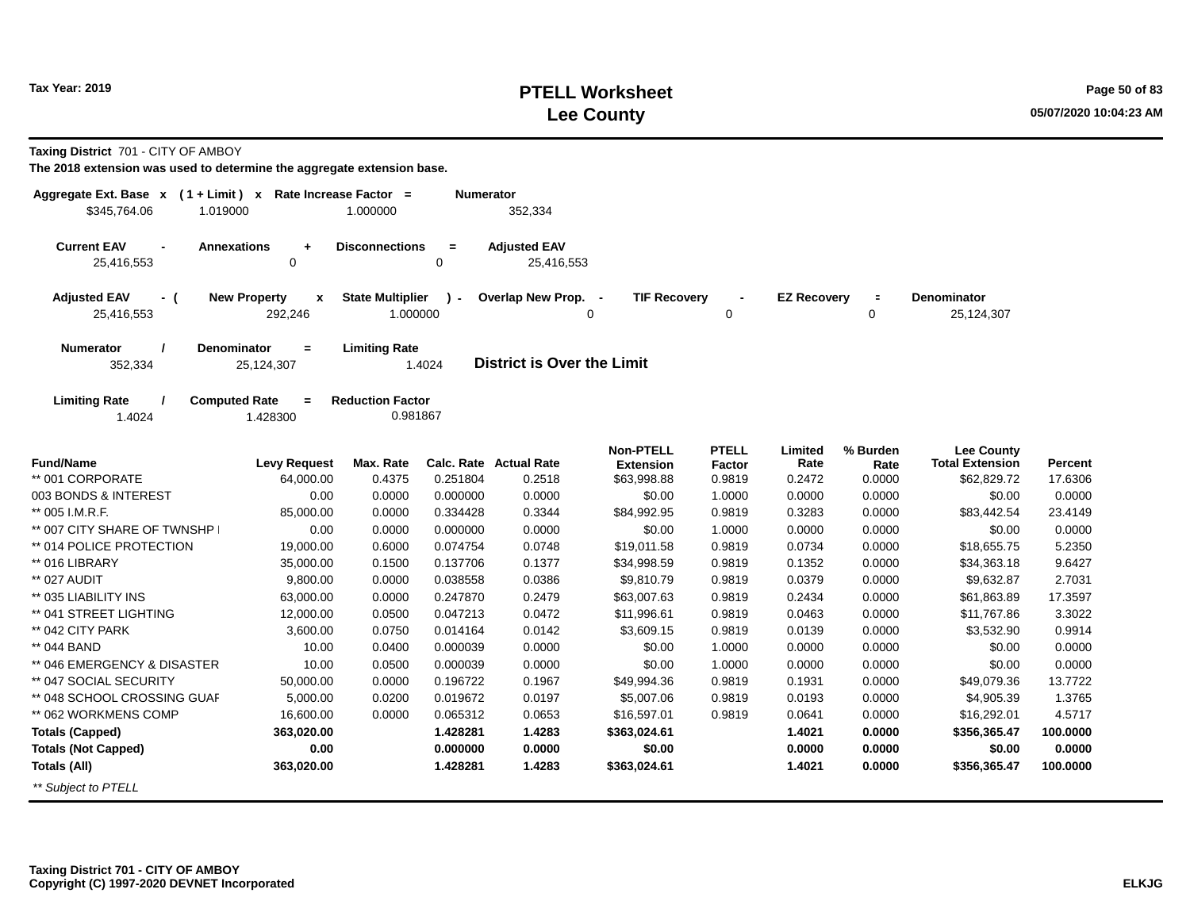**Tax Year: 2019**

# PTELL Worksheet
## Lee County

**Taxing District** 701 - CITY OF AMBOY

**The 2018 extension was used to determine the aggregate extension base.**

| Aggregate Ext. Base x | ( 1 + Limit ) x | Rate Increase Factor = | Numerator |
|---|---|---|---|
| $345,764.06 | 1.019000 | 1.000000 | 352,334 |

| Current EAV - | Annexations + | Disconnections = | Adjusted EAV |
|---|---|---|---|
| 25,416,553 | 0 | 0 | 25,416,553 |

| Adjusted EAV - ( | New Property x | State Multiplier ) - | Overlap New Prop. - | TIF Recovery - | EZ Recovery = | Denominator |
|---|---|---|---|---|---|---|
| 25,416,553 | 292,246 | 1.000000 | 0 | 0 | 0 | 25,124,307 |

| Numerator / | Denominator = | Limiting Rate |
|---|---|---|
| 352,334 | 25,124,307 | 1.4024 |

**District is Over the Limit**

| Limiting Rate / | Computed Rate = | Reduction Factor |
|---|---|---|
| 1.4024 | 1.428300 | 0.981867 |

| Fund/Name | Levy Request | Max. Rate | Calc. Rate | Actual Rate | Non-PTELL Extension | PTELL Factor | Limited Rate | % Burden Rate | Lee County Total Extension | Percent |
|---|---|---|---|---|---|---|---|---|---|---|
| ** 001 CORPORATE | 64,000.00 | 0.4375 | 0.251804 | 0.2518 | $63,998.88 | 0.9819 | 0.2472 | 0.0000 | $62,829.72 | 17.6306 |
| 003 BONDS & INTEREST | 0.00 | 0.0000 | 0.000000 | 0.0000 | $0.00 | 1.0000 | 0.0000 | 0.0000 | $0.00 | 0.0000 |
| ** 005 I.M.R.F. | 85,000.00 | 0.0000 | 0.334428 | 0.3344 | $84,992.95 | 0.9819 | 0.3283 | 0.0000 | $83,442.54 | 23.4149 |
| ** 007 CITY SHARE OF TWNSHP I | 0.00 | 0.0000 | 0.000000 | 0.0000 | $0.00 | 1.0000 | 0.0000 | 0.0000 | $0.00 | 0.0000 |
| ** 014 POLICE PROTECTION | 19,000.00 | 0.6000 | 0.074754 | 0.0748 | $19,011.58 | 0.9819 | 0.0734 | 0.0000 | $18,655.75 | 5.2350 |
| ** 016 LIBRARY | 35,000.00 | 0.1500 | 0.137706 | 0.1377 | $34,998.59 | 0.9819 | 0.1352 | 0.0000 | $34,363.18 | 9.6427 |
| ** 027 AUDIT | 9,800.00 | 0.0000 | 0.038558 | 0.0386 | $9,810.79 | 0.9819 | 0.0379 | 0.0000 | $9,632.87 | 2.7031 |
| ** 035 LIABILITY INS | 63,000.00 | 0.0000 | 0.247870 | 0.2479 | $63,007.63 | 0.9819 | 0.2434 | 0.0000 | $61,863.89 | 17.3597 |
| ** 041 STREET LIGHTING | 12,000.00 | 0.0500 | 0.047213 | 0.0472 | $11,996.61 | 0.9819 | 0.0463 | 0.0000 | $11,767.86 | 3.3022 |
| ** 042 CITY PARK | 3,600.00 | 0.0750 | 0.014164 | 0.0142 | $3,609.15 | 0.9819 | 0.0139 | 0.0000 | $3,532.90 | 0.9914 |
| ** 044 BAND | 10.00 | 0.0400 | 0.000039 | 0.0000 | $0.00 | 1.0000 | 0.0000 | 0.0000 | $0.00 | 0.0000 |
| ** 046 EMERGENCY & DISASTER | 10.00 | 0.0500 | 0.000039 | 0.0000 | $0.00 | 1.0000 | 0.0000 | 0.0000 | $0.00 | 0.0000 |
| ** 047 SOCIAL SECURITY | 50,000.00 | 0.0000 | 0.196722 | 0.1967 | $49,994.36 | 0.9819 | 0.1931 | 0.0000 | $49,079.36 | 13.7722 |
| ** 048 SCHOOL CROSSING GUAI | 5,000.00 | 0.0200 | 0.019672 | 0.0197 | $5,007.06 | 0.9819 | 0.0193 | 0.0000 | $4,905.39 | 1.3765 |
| ** 062 WORKMENS COMP | 16,600.00 | 0.0000 | 0.065312 | 0.0653 | $16,597.01 | 0.9819 | 0.0641 | 0.0000 | $16,292.01 | 4.5717 |
| **Totals (Capped)** | **363,020.00** | | **1.428281** | **1.4283** | **$363,024.61** | | **1.4021** | **0.0000** | **$356,365.47** | **100.0000** |
| **Totals (Not Capped)** | **0.00** | | **0.000000** | **0.0000** | **$0.00** | | **0.0000** | **0.0000** | **$0.00** | **0.0000** |
| **Totals (All)** | **363,020.00** | | **1.428281** | **1.4283** | **$363,024.61** | | **1.4021** | **0.0000** | **$356,365.47** | **100.0000** |

*** Subject to PTELL*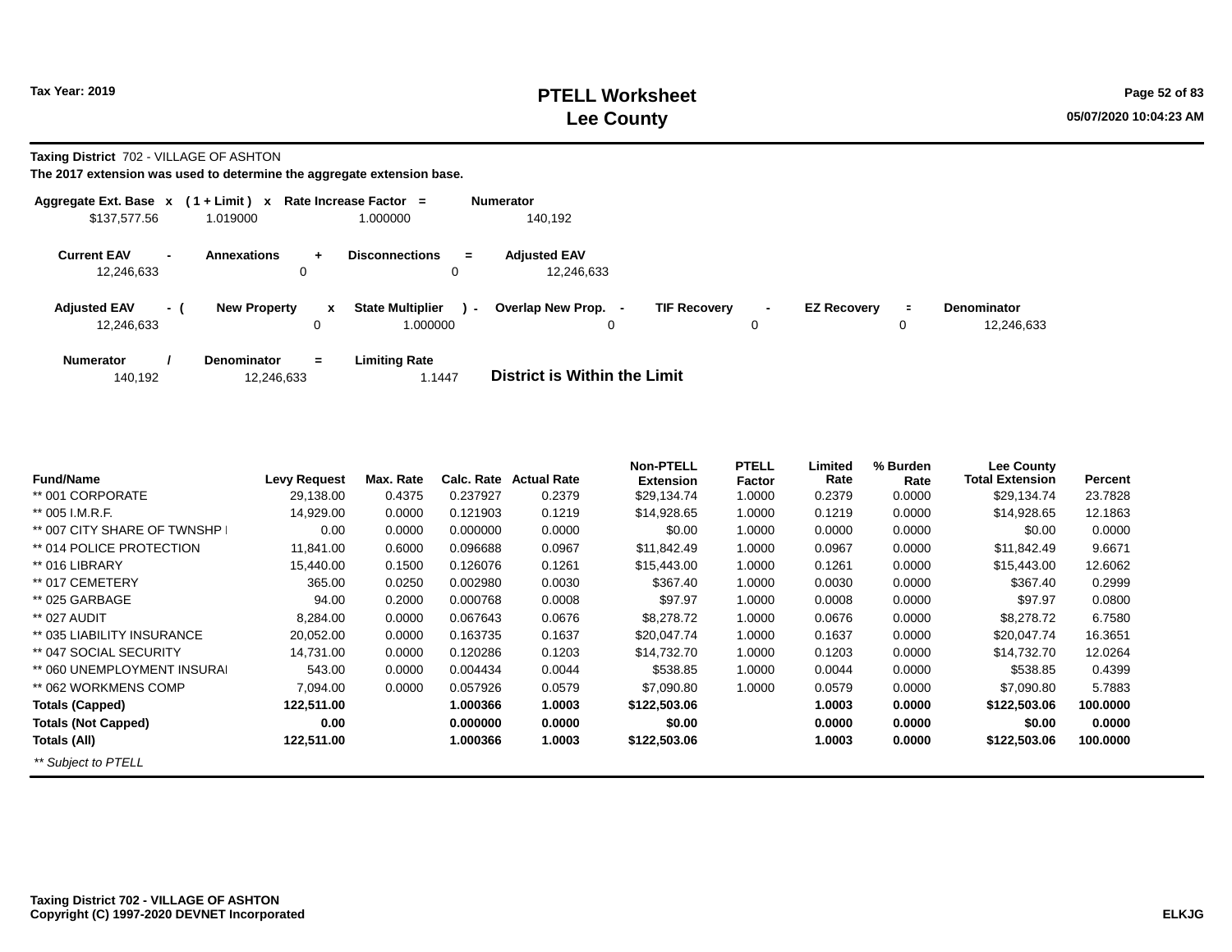**Tax Year: 2019**

# PTELL Worksheet
# Lee County

**Taxing District** 702 - VILLAGE OF ASHTON

**The 2017 extension was used to determine the aggregate extension base.**

| Aggregate Ext. Base | x | ( 1 + Limit ) | x | Rate Increase Factor | = | Numerator |
|---|---|---|---|---|---|---|
| $137,577.56 | | 1.019000 | | 1.000000 | | 140,192 |

| Current EAV | - | Annexations | + | Disconnections | = | Adjusted EAV |
|---|---|---|---|---|---|---|
| 12,246,633 | | 0 | | 0 | | 12,246,633 |

| Adjusted EAV | - ( | New Property | x | State Multiplier | ) - | Overlap New Prop. | - | TIF Recovery | - | EZ Recovery | = | Denominator |
|---|---|---|---|---|---|---|---|---|---|---|---|---|
| 12,246,633 | | 0 | | 1.000000 | | 0 | | 0 | | 0 | | 12,246,633 |

| Numerator | / | Denominator | = | Limiting Rate |
|---|---|---|---|---|
| 140,192 | | 12,246,633 | | 1.1447 |

**District is Within the Limit**

| Fund/Name | Levy Request | Max. Rate | Calc. Rate | Actual Rate | Non-PTELL Extension | PTELL Factor | Limited Rate | % Burden Rate | Lee County Total Extension | Percent |
|---|---|---|---|---|---|---|---|---|---|---|
| ** 001 CORPORATE | 29,138.00 | 0.4375 | 0.237927 | 0.2379 | $29,134.74 | 1.0000 | 0.2379 | 0.0000 | $29,134.74 | 23.7828 |
| ** 005 I.M.R.F. | 14,929.00 | 0.0000 | 0.121903 | 0.1219 | $14,928.65 | 1.0000 | 0.1219 | 0.0000 | $14,928.65 | 12.1863 |
| ** 007 CITY SHARE OF TWNSHP I | 0.00 | 0.0000 | 0.000000 | 0.0000 | $0.00 | 1.0000 | 0.0000 | 0.0000 | $0.00 | 0.0000 |
| ** 014 POLICE PROTECTION | 11,841.00 | 0.6000 | 0.096688 | 0.0967 | $11,842.49 | 1.0000 | 0.0967 | 0.0000 | $11,842.49 | 9.6671 |
| ** 016 LIBRARY | 15,440.00 | 0.1500 | 0.126076 | 0.1261 | $15,443.00 | 1.0000 | 0.1261 | 0.0000 | $15,443.00 | 12.6062 |
| ** 017 CEMETERY | 365.00 | 0.0250 | 0.002980 | 0.0030 | $367.40 | 1.0000 | 0.0030 | 0.0000 | $367.40 | 0.2999 |
| ** 025 GARBAGE | 94.00 | 0.2000 | 0.000768 | 0.0008 | $97.97 | 1.0000 | 0.0008 | 0.0000 | $97.97 | 0.0800 |
| ** 027 AUDIT | 8,284.00 | 0.0000 | 0.067643 | 0.0676 | $8,278.72 | 1.0000 | 0.0676 | 0.0000 | $8,278.72 | 6.7580 |
| ** 035 LIABILITY INSURANCE | 20,052.00 | 0.0000 | 0.163735 | 0.1637 | $20,047.74 | 1.0000 | 0.1637 | 0.0000 | $20,047.74 | 16.3651 |
| ** 047 SOCIAL SECURITY | 14,731.00 | 0.0000 | 0.120286 | 0.1203 | $14,732.70 | 1.0000 | 0.1203 | 0.0000 | $14,732.70 | 12.0264 |
| ** 060 UNEMPLOYMENT INSURAI | 543.00 | 0.0000 | 0.004434 | 0.0044 | $538.85 | 1.0000 | 0.0044 | 0.0000 | $538.85 | 0.4399 |
| ** 062 WORKMENS COMP | 7,094.00 | 0.0000 | 0.057926 | 0.0579 | $7,090.80 | 1.0000 | 0.0579 | 0.0000 | $7,090.80 | 5.7883 |
| **Totals (Capped)** | **122,511.00** | | **1.000366** | **1.0003** | **$122,503.06** | | **1.0003** | **0.0000** | **$122,503.06** | **100.0000** |
| **Totals (Not Capped)** | **0.00** | | **0.000000** | **0.0000** | **$0.00** | | **0.0000** | **0.0000** | **$0.00** | **0.0000** |
| **Totals (All)** | **122,511.00** | | **1.000366** | **1.0003** | **$122,503.06** | | **1.0003** | **0.0000** | **$122,503.06** | **100.0000** |

*** Subject to PTELL*

**Taxing District 702 - VILLAGE OF ASHTON**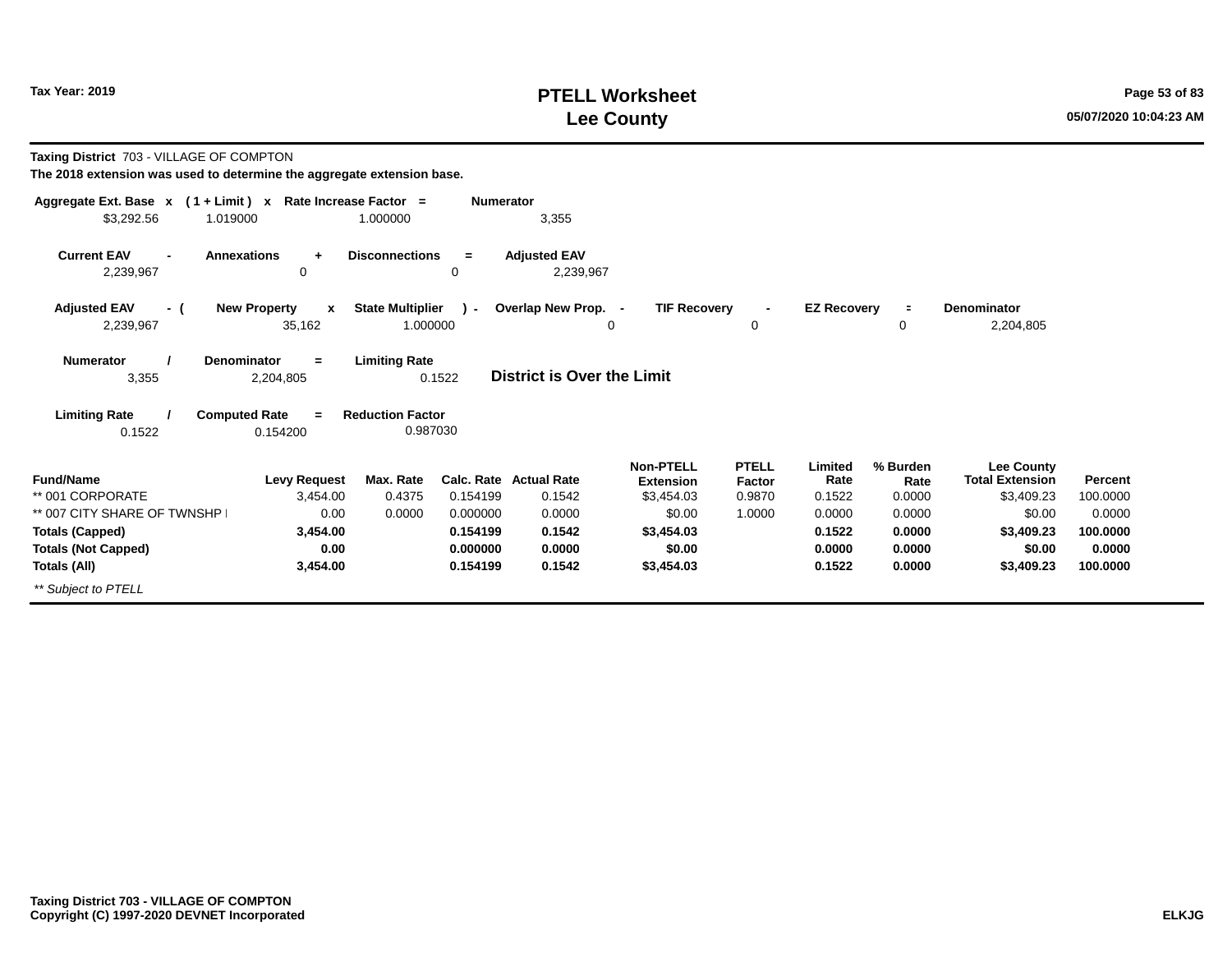# PTELL Worksheet
# Lee County

Tax Year: 2019

**Taxing District** 703 - VILLAGE OF COMPTON

**The 2018 extension was used to determine the aggregate extension base.**

| Aggregate Ext. Base | x | ( 1 + Limit ) | x | Rate Increase Factor | = | Numerator |
|---|---|---|---|---|---|---|
| $3,292.56 | | 1.019000 | | 1.000000 | | 3,355 |

| Current EAV | - | Annexations | + | Disconnections | = | Adjusted EAV |
|---|---|---|---|---|---|---|
| 2,239,967 | | 0 | | 0 | | 2,239,967 |

| Adjusted EAV | - ( | New Property | x | State Multiplier | ) - | Overlap New Prop. | - | TIF Recovery | - | EZ Recovery | = | Denominator |
|---|---|---|---|---|---|---|---|---|---|---|---|---|
| 2,239,967 | | 35,162 | | 1.000000 | | 0 | | 0 | | 0 | | 2,204,805 |

| Numerator | / | Denominator | = | Limiting Rate |
|---|---|---|---|---|
| 3,355 | | 2,204,805 | | 0.1522 |

**District is Over the Limit**

| Limiting Rate | / | Computed Rate | = | Reduction Factor |
|---|---|---|---|---|
| 0.1522 | | 0.154200 | | 0.987030 |

| Fund/Name | Levy Request | Max. Rate | Calc. Rate | Actual Rate | Non-PTELL Extension | PTELL Factor | Limited Rate | % Burden Rate | Lee County Total Extension | Percent |
|---|---|---|---|---|---|---|---|---|---|---|
| ** 001 CORPORATE | 3,454.00 | 0.4375 | 0.154199 | 0.1542 | $3,454.03 | 0.9870 | 0.1522 | 0.0000 | $3,409.23 | 100.0000 |
| ** 007 CITY SHARE OF TWNSHP I | 0.00 | 0.0000 | 0.000000 | 0.0000 | $0.00 | 1.0000 | 0.0000 | 0.0000 | $0.00 | 0.0000 |
| **Totals (Capped)** | **3,454.00** | | **0.154199** | **0.1542** | **$3,454.03** | | **0.1522** | **0.0000** | **$3,409.23** | **100.0000** |
| **Totals (Not Capped)** | **0.00** | | **0.000000** | **0.0000** | **$0.00** | | **0.0000** | **0.0000** | **$0.00** | **0.0000** |
| **Totals (All)** | **3,454.00** | | **0.154199** | **0.1542** | **$3,454.03** | | **0.1522** | **0.0000** | **$3,409.23** | **100.0000** |

*** Subject to PTELL*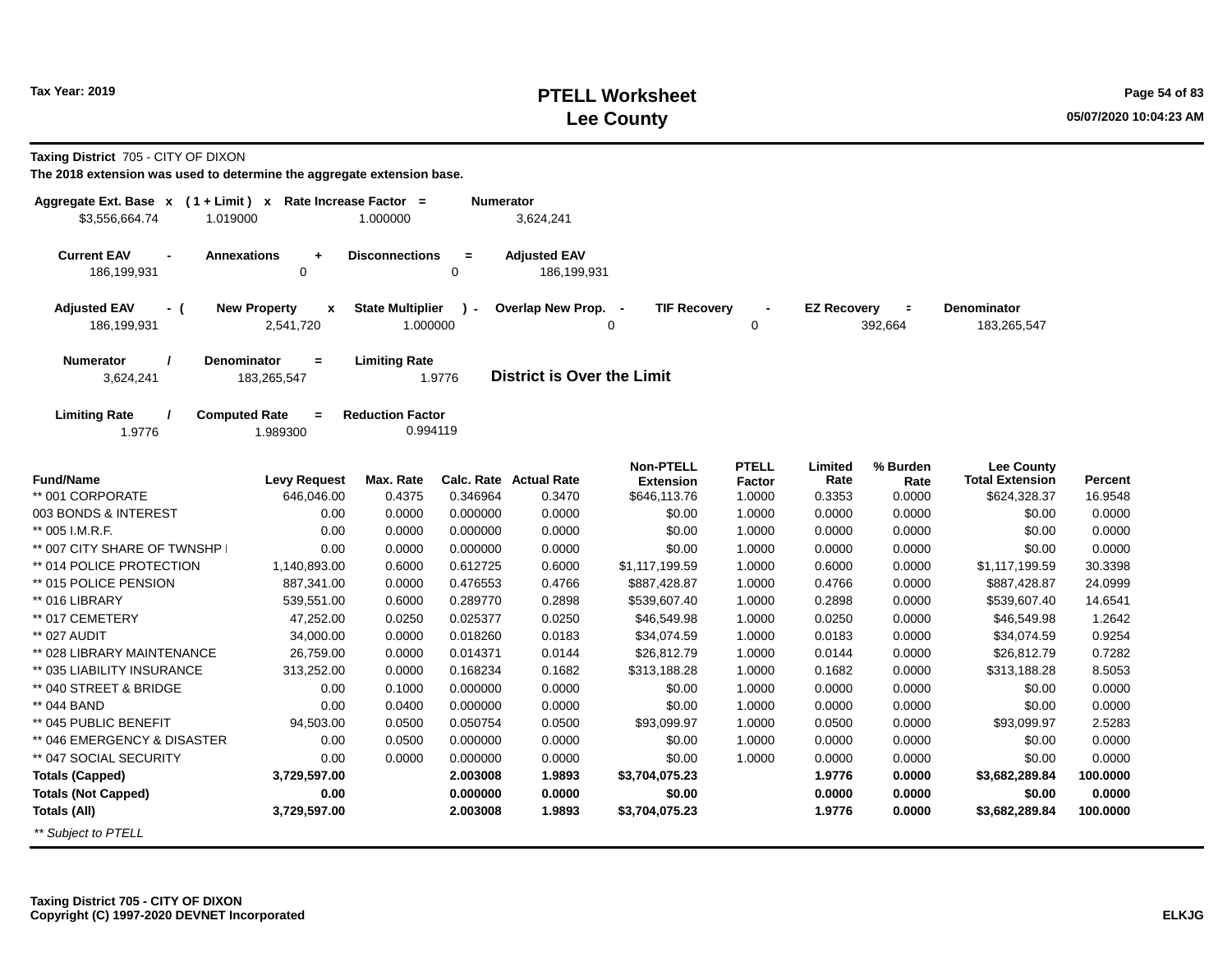# PTELL Worksheet
# Lee County

Tax Year: 2019

**Taxing District** 705 - CITY OF DIXON

**The 2018 extension was used to determine the aggregate extension base.**

| Aggregate Ext. Base | x | ( 1 + Limit ) | x | Rate Increase Factor | = | Numerator |
|---|---|---|---|---|---|---|
| $3,556,664.74 | | 1.019000 | | 1.000000 | | 3,624,241 |

| Current EAV | - | Annexations | + | Disconnections | = | Adjusted EAV |
|---|---|---|---|---|---|---|
| 186,199,931 | | 0 | | 0 | | 186,199,931 |

| Adjusted EAV | - ( | New Property | x | State Multiplier | ) - | Overlap New Prop. | - | TIF Recovery | - | EZ Recovery | = | Denominator |
|---|---|---|---|---|---|---|---|---|---|---|---|---|
| 186,199,931 | | 2,541,720 | | 1.000000 | | 0 | | 0 | | 392,664 | | 183,265,547 |

| Numerator | / | Denominator | = | Limiting Rate |
|---|---|---|---|---|
| 3,624,241 | | 183,265,547 | | 1.9776 |

**District is Over the Limit**

| Limiting Rate | / | Computed Rate | = | Reduction Factor |
|---|---|---|---|---|
| 1.9776 | | 1.989300 | | 0.994119 |

| Fund/Name | Levy Request | Max. Rate | Calc. Rate | Actual Rate | Non-PTELL Extension | PTELL Factor | Limited Rate | % Burden Rate | Lee County Total Extension | Percent |
|---|---|---|---|---|---|---|---|---|---|---|
| ** 001 CORPORATE | 646,046.00 | 0.4375 | 0.346964 | 0.3470 | $646,113.76 | 1.0000 | 0.3353 | 0.0000 | $624,328.37 | 16.9548 |
| 003 BONDS & INTEREST | 0.00 | 0.0000 | 0.000000 | 0.0000 | $0.00 | 1.0000 | 0.0000 | 0.0000 | $0.00 | 0.0000 |
| ** 005 I.M.R.F. | 0.00 | 0.0000 | 0.000000 | 0.0000 | $0.00 | 1.0000 | 0.0000 | 0.0000 | $0.00 | 0.0000 |
| ** 007 CITY SHARE OF TWNSHP I | 0.00 | 0.0000 | 0.000000 | 0.0000 | $0.00 | 1.0000 | 0.0000 | 0.0000 | $0.00 | 0.0000 |
| ** 014 POLICE PROTECTION | 1,140,893.00 | 0.6000 | 0.612725 | 0.6000 | $1,117,199.59 | 1.0000 | 0.6000 | 0.0000 | $1,117,199.59 | 30.3398 |
| ** 015 POLICE PENSION | 887,341.00 | 0.0000 | 0.476553 | 0.4766 | $887,428.87 | 1.0000 | 0.4766 | 0.0000 | $887,428.87 | 24.0999 |
| ** 016 LIBRARY | 539,551.00 | 0.6000 | 0.289770 | 0.2898 | $539,607.40 | 1.0000 | 0.2898 | 0.0000 | $539,607.40 | 14.6541 |
| ** 017 CEMETERY | 47,252.00 | 0.0250 | 0.025377 | 0.0250 | $46,549.98 | 1.0000 | 0.0250 | 0.0000 | $46,549.98 | 1.2642 |
| ** 027 AUDIT | 34,000.00 | 0.0000 | 0.018260 | 0.0183 | $34,074.59 | 1.0000 | 0.0183 | 0.0000 | $34,074.59 | 0.9254 |
| ** 028 LIBRARY MAINTENANCE | 26,759.00 | 0.0000 | 0.014371 | 0.0144 | $26,812.79 | 1.0000 | 0.0144 | 0.0000 | $26,812.79 | 0.7282 |
| ** 035 LIABILITY INSURANCE | 313,252.00 | 0.0000 | 0.168234 | 0.1682 | $313,188.28 | 1.0000 | 0.1682 | 0.0000 | $313,188.28 | 8.5053 |
| ** 040 STREET & BRIDGE | 0.00 | 0.1000 | 0.000000 | 0.0000 | $0.00 | 1.0000 | 0.0000 | 0.0000 | $0.00 | 0.0000 |
| ** 044 BAND | 0.00 | 0.0400 | 0.000000 | 0.0000 | $0.00 | 1.0000 | 0.0000 | 0.0000 | $0.00 | 0.0000 |
| ** 045 PUBLIC BENEFIT | 94,503.00 | 0.0500 | 0.050754 | 0.0500 | $93,099.97 | 1.0000 | 0.0500 | 0.0000 | $93,099.97 | 2.5283 |
| ** 046 EMERGENCY & DISASTER | 0.00 | 0.0500 | 0.000000 | 0.0000 | $0.00 | 1.0000 | 0.0000 | 0.0000 | $0.00 | 0.0000 |
| ** 047 SOCIAL SECURITY | 0.00 | 0.0000 | 0.000000 | 0.0000 | $0.00 | 1.0000 | 0.0000 | 0.0000 | $0.00 | 0.0000 |
| **Totals (Capped)** | **3,729,597.00** | | **2.003008** | **1.9893** | **$3,704,075.23** | | **1.9776** | **0.0000** | **$3,682,289.84** | **100.0000** |
| **Totals (Not Capped)** | **0.00** | | **0.000000** | **0.0000** | **$0.00** | | **0.0000** | **0.0000** | **$0.00** | **0.0000** |
| **Totals (All)** | **3,729,597.00** | | **2.003008** | **1.9893** | **$3,704,075.23** | | **1.9776** | **0.0000** | **$3,682,289.84** | **100.0000** |

*** Subject to PTELL*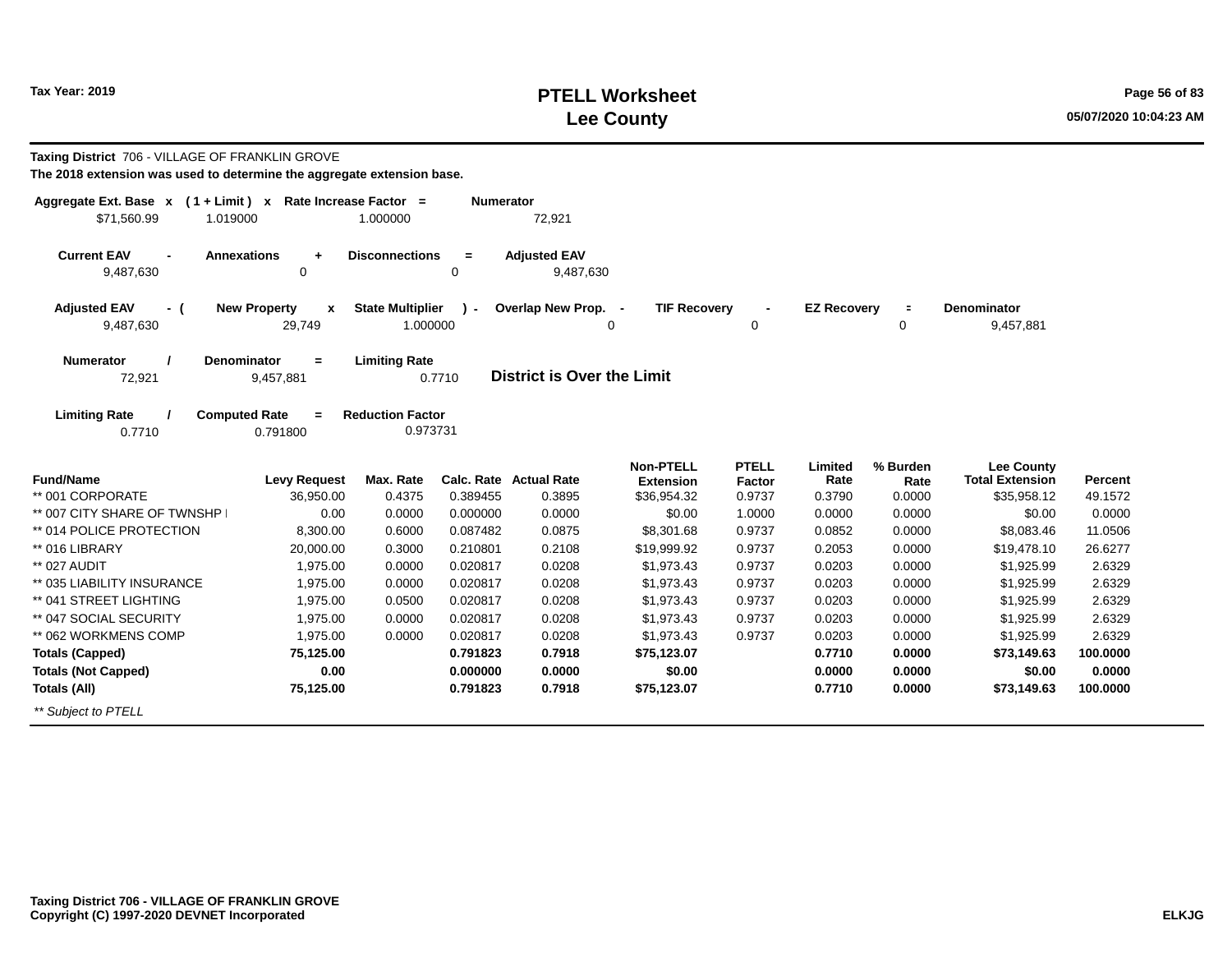# PTELL Worksheet
# Lee County

Tax Year: 2019

05/07/2020 10:04:23 AM

**Taxing District** 706 - VILLAGE OF FRANKLIN GROVE

**The 2018 extension was used to determine the aggregate extension base.**

| Aggregate Ext. Base x | ( 1 + Limit ) x | Rate Increase Factor = | Numerator |
|---|---|---|---|
| $71,560.99 | 1.019000 | 1.000000 | 72,921 |

| Current EAV - | Annexations + | Disconnections = | Adjusted EAV |
|---|---|---|---|
| 9,487,630 | 0 | 0 | 9,487,630 |

| Adjusted EAV - ( | New Property x | State Multiplier ) - | Overlap New Prop. - | TIF Recovery - | EZ Recovery = | Denominator |
|---|---|---|---|---|---|---|
| 9,487,630 | 29,749 | 1.000000 | 0 | 0 | 0 | 9,457,881 |

| Numerator / | Denominator = | Limiting Rate |
|---|---|---|
| 72,921 | 9,457,881 | 0.7710 |

**District is Over the Limit**

| Limiting Rate / | Computed Rate = | Reduction Factor |
|---|---|---|
| 0.7710 | 0.791800 | 0.973731 |

| Fund/Name | Levy Request | Max. Rate | Calc. Rate | Actual Rate | Non-PTELL Extension | PTELL Factor | Limited Rate | % Burden Rate | Lee County Total Extension | Percent |
|---|---|---|---|---|---|---|---|---|---|---|
| ** 001 CORPORATE | 36,950.00 | 0.4375 | 0.389455 | 0.3895 | $36,954.32 | 0.9737 | 0.3790 | 0.0000 | $35,958.12 | 49.1572 |
| ** 007 CITY SHARE OF TWNSHP I | 0.00 | 0.0000 | 0.000000 | 0.0000 | $0.00 | 1.0000 | 0.0000 | 0.0000 | $0.00 | 0.0000 |
| ** 014 POLICE PROTECTION | 8,300.00 | 0.6000 | 0.087482 | 0.0875 | $8,301.68 | 0.9737 | 0.0852 | 0.0000 | $8,083.46 | 11.0506 |
| ** 016 LIBRARY | 20,000.00 | 0.3000 | 0.210801 | 0.2108 | $19,999.92 | 0.9737 | 0.2053 | 0.0000 | $19,478.10 | 26.6277 |
| ** 027 AUDIT | 1,975.00 | 0.0000 | 0.020817 | 0.0208 | $1,973.43 | 0.9737 | 0.0203 | 0.0000 | $1,925.99 | 2.6329 |
| ** 035 LIABILITY INSURANCE | 1,975.00 | 0.0000 | 0.020817 | 0.0208 | $1,973.43 | 0.9737 | 0.0203 | 0.0000 | $1,925.99 | 2.6329 |
| ** 041 STREET LIGHTING | 1,975.00 | 0.0500 | 0.020817 | 0.0208 | $1,973.43 | 0.9737 | 0.0203 | 0.0000 | $1,925.99 | 2.6329 |
| ** 047 SOCIAL SECURITY | 1,975.00 | 0.0000 | 0.020817 | 0.0208 | $1,973.43 | 0.9737 | 0.0203 | 0.0000 | $1,925.99 | 2.6329 |
| ** 062 WORKMENS COMP | 1,975.00 | 0.0000 | 0.020817 | 0.0208 | $1,973.43 | 0.9737 | 0.0203 | 0.0000 | $1,925.99 | 2.6329 |
| **Totals (Capped)** | **75,125.00** | | **0.791823** | **0.7918** | **$75,123.07** | | **0.7710** | **0.0000** | **$73,149.63** | **100.0000** |
| **Totals (Not Capped)** | **0.00** | | **0.000000** | **0.0000** | **$0.00** | | **0.0000** | **0.0000** | **$0.00** | **0.0000** |
| **Totals (All)** | **75,125.00** | | **0.791823** | **0.7918** | **$75,123.07** | | **0.7710** | **0.0000** | **$73,149.63** | **100.0000** |

*** Subject to PTELL*

**Taxing District 706 - VILLAGE OF FRANKLIN GROVE**
**Copyright (C) 1997-2020 DEVNET Incorporated** ELKJG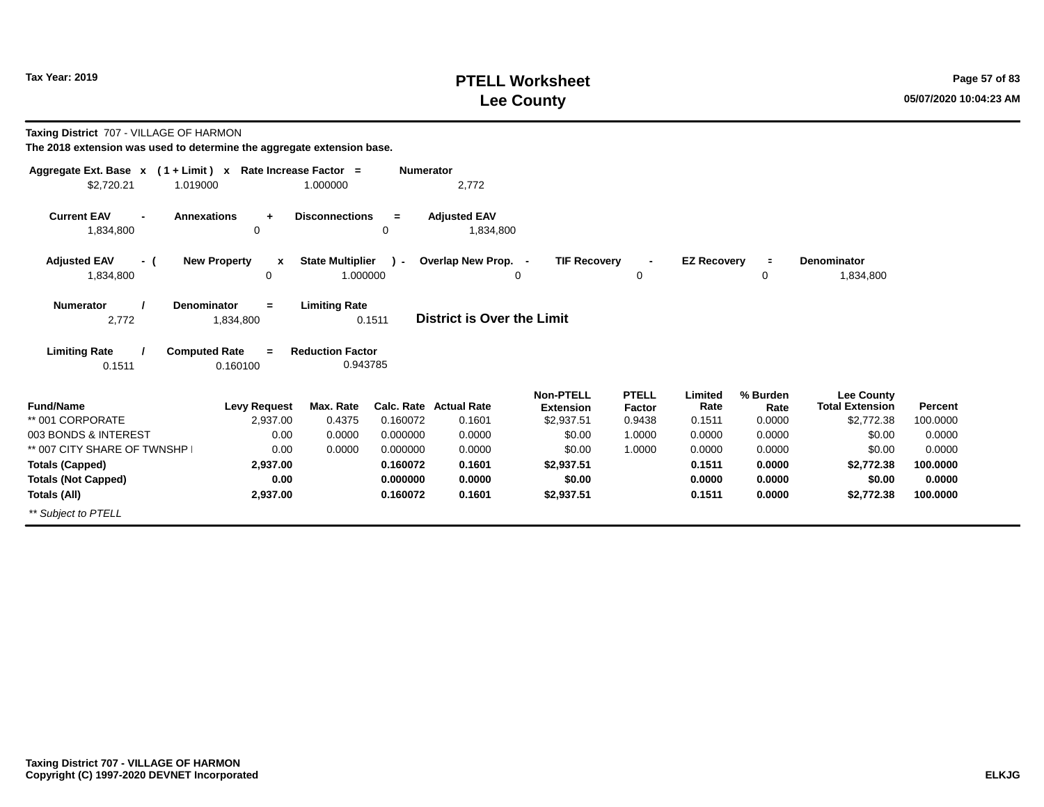**Taxing District** 707 - VILLAGE OF HARMON

**The 2018 extension was used to determine the aggregate extension base.**

| Aggregate Ext. Base x | ( 1 + Limit ) x | Rate Increase Factor = | Numerator |
|---|---|---|---|
| $2,720.21 | 1.019000 | 1.000000 | 2,772 |

| Current EAV - | Annexations + | Disconnections = | Adjusted EAV |
|---|---|---|---|
| 1,834,800 | 0 | 0 | 1,834,800 |

| Adjusted EAV - ( | New Property x | State Multiplier ) - | Overlap New Prop. - | TIF Recovery - | EZ Recovery = | Denominator |
|---|---|---|---|---|---|---|
| 1,834,800 | 0 | 1.000000 | 0 | 0 | 0 | 1,834,800 |

| Numerator / | Denominator = | Limiting Rate |
|---|---|---|
| 2,772 | 1,834,800 | 0.1511 |

**District is Over the Limit**

| Limiting Rate / | Computed Rate = | Reduction Factor |
|---|---|---|
| 0.1511 | 0.160100 | 0.943785 |

| Fund/Name | Levy Request | Max. Rate | Calc. Rate | Actual Rate | Non-PTELL Extension | PTELL Factor | Limited Rate | % Burden Rate | Lee County Total Extension | Percent |
|---|---|---|---|---|---|---|---|---|---|---|
| ** 001 CORPORATE | 2,937.00 | 0.4375 | 0.160072 | 0.1601 | $2,937.51 | 0.9438 | 0.1511 | 0.0000 | $2,772.38 | 100.0000 |
| 003 BONDS & INTEREST | 0.00 | 0.0000 | 0.000000 | 0.0000 | $0.00 | 1.0000 | 0.0000 | 0.0000 | $0.00 | 0.0000 |
| ** 007 CITY SHARE OF TWNSHP I | 0.00 | 0.0000 | 0.000000 | 0.0000 | $0.00 | 1.0000 | 0.0000 | 0.0000 | $0.00 | 0.0000 |
| **Totals (Capped)** | **2,937.00** | | **0.160072** | **0.1601** | **$2,937.51** | | **0.1511** | **0.0000** | **$2,772.38** | **100.0000** |
| **Totals (Not Capped)** | **0.00** | | **0.000000** | **0.0000** | **$0.00** | | **0.0000** | **0.0000** | **$0.00** | **0.0000** |
| **Totals (All)** | **2,937.00** | | **0.160072** | **0.1601** | **$2,937.51** | | **0.1511** | **0.0000** | **$2,772.38** | **100.0000** |

*** Subject to PTELL*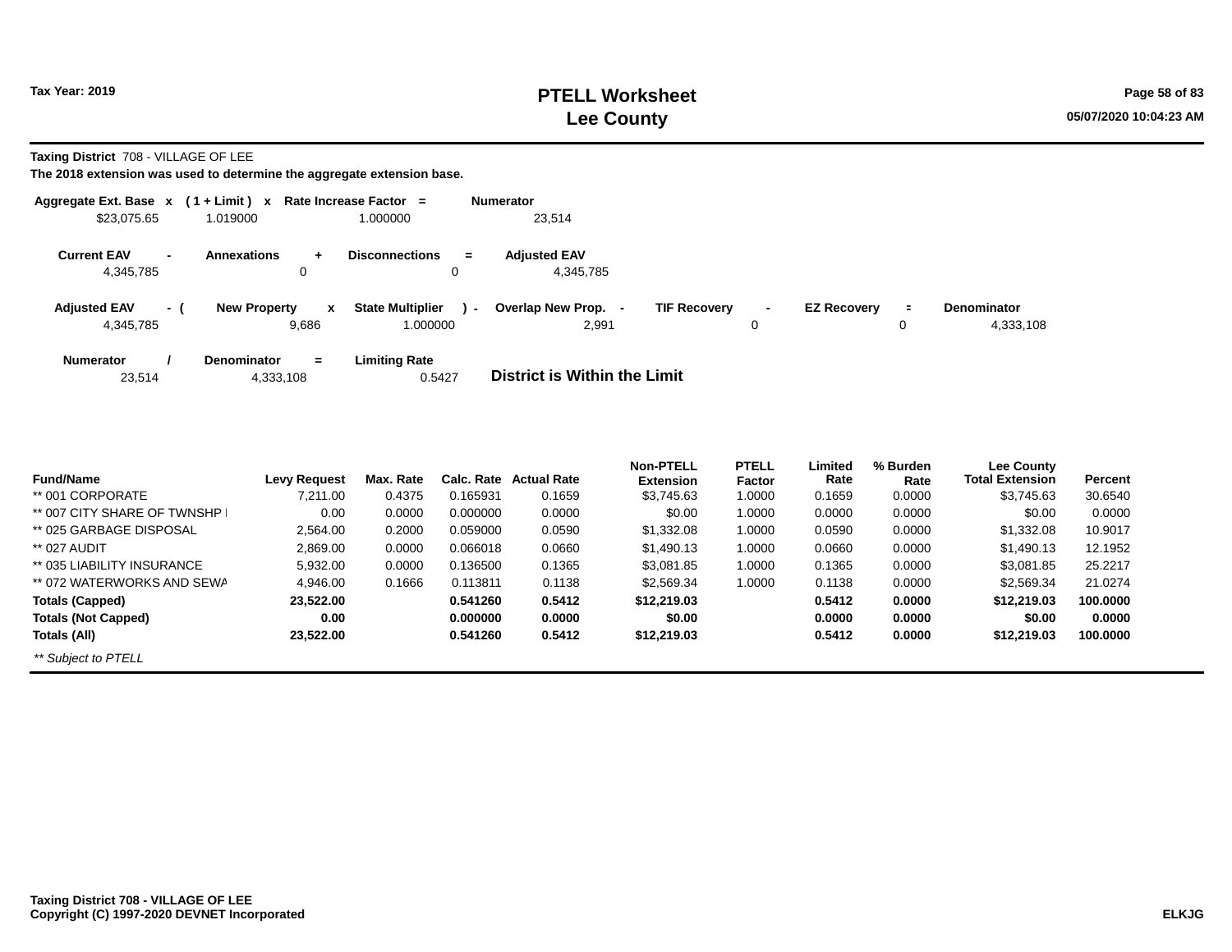**Tax Year: 2019**

# PTELL Worksheet
# Lee County

05/07/2020 10:04:23 AM

**Taxing District** 708 - VILLAGE OF LEE

**The 2018 extension was used to determine the aggregate extension base.**

| Aggregate Ext. Base | x | ( 1 + Limit ) | x | Rate Increase Factor | = | Numerator |
|---|---|---|---|---|---|---|
| $23,075.65 | | 1.019000 | | 1.000000 | | 23,514 |

| Current EAV | - | Annexations | + | Disconnections | = | Adjusted EAV |
|---|---|---|---|---|---|---|
| 4,345,785 | | 0 | | 0 | | 4,345,785 |

| Adjusted EAV | - ( | New Property | x | State Multiplier | ) - | Overlap New Prop. | - | TIF Recovery | - | EZ Recovery | = | Denominator |
|---|---|---|---|---|---|---|---|---|---|---|---|---|
| 4,345,785 | | 9,686 | | 1.000000 | | 2,991 | | 0 | | 0 | | 4,333,108 |

| Numerator | / | Denominator | = | Limiting Rate |
|---|---|---|---|---|
| 23,514 | | 4,333,108 | | 0.5427 |

**District is Within the Limit**

| Fund/Name | Levy Request | Max. Rate | Calc. Rate | Actual Rate | Non-PTELL Extension | PTELL Factor | Limited Rate | % Burden Rate | Lee County Total Extension | Percent |
|---|---|---|---|---|---|---|---|---|---|---|
| ** 001 CORPORATE | 7,211.00 | 0.4375 | 0.165931 | 0.1659 | $3,745.63 | 1.0000 | 0.1659 | 0.0000 | $3,745.63 | 30.6540 |
| ** 007 CITY SHARE OF TWNSHP I | 0.00 | 0.0000 | 0.000000 | 0.0000 | $0.00 | 1.0000 | 0.0000 | 0.0000 | $0.00 | 0.0000 |
| ** 025 GARBAGE DISPOSAL | 2,564.00 | 0.2000 | 0.059000 | 0.0590 | $1,332.08 | 1.0000 | 0.0590 | 0.0000 | $1,332.08 | 10.9017 |
| ** 027 AUDIT | 2,869.00 | 0.0000 | 0.066018 | 0.0660 | $1,490.13 | 1.0000 | 0.0660 | 0.0000 | $1,490.13 | 12.1952 |
| ** 035 LIABILITY INSURANCE | 5,932.00 | 0.0000 | 0.136500 | 0.1365 | $3,081.85 | 1.0000 | 0.1365 | 0.0000 | $3,081.85 | 25.2217 |
| ** 072 WATERWORKS AND SEWA | 4,946.00 | 0.1666 | 0.113811 | 0.1138 | $2,569.34 | 1.0000 | 0.1138 | 0.0000 | $2,569.34 | 21.0274 |
| **Totals (Capped)** | **23,522.00** | | **0.541260** | **0.5412** | **$12,219.03** | | **0.5412** | **0.0000** | **$12,219.03** | **100.0000** |
| **Totals (Not Capped)** | **0.00** | | **0.000000** | **0.0000** | **$0.00** | | **0.0000** | **0.0000** | **$0.00** | **0.0000** |
| **Totals (All)** | **23,522.00** | | **0.541260** | **0.5412** | **$12,219.03** | | **0.5412** | **0.0000** | **$12,219.03** | **100.0000** |

*** Subject to PTELL*

**Taxing District 708 - VILLAGE OF LEE**
**Copyright (C) 1997-2020 DEVNET Incorporated**

**ELKJG**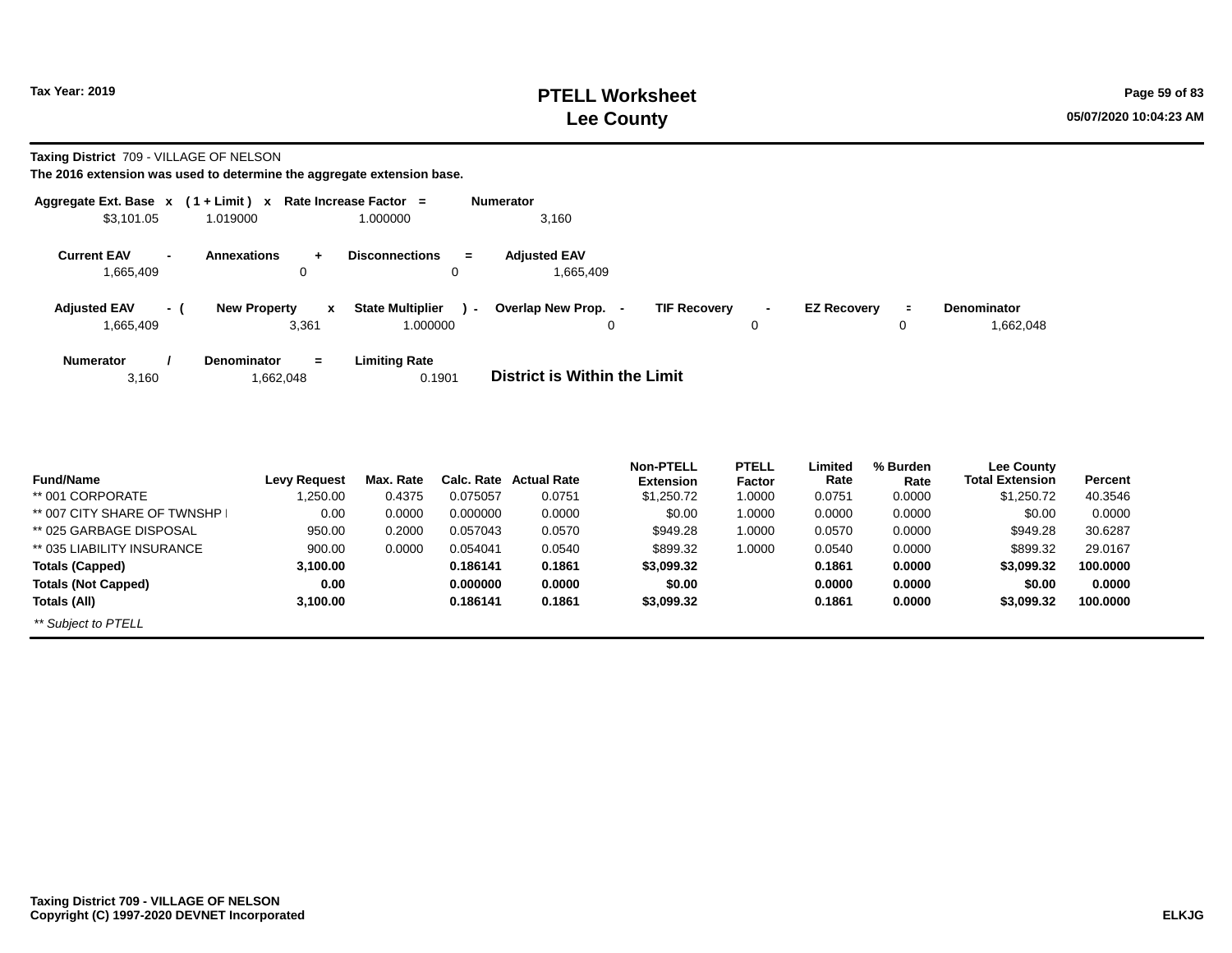**Taxing District** 709 - VILLAGE OF NELSON

**The 2016 extension was used to determine the aggregate extension base.**

| Aggregate Ext. Base | x | ( 1 + Limit ) | x | Rate Increase Factor | = | Numerator |
|---|---|---|---|---|---|---|
| $3,101.05 | | 1.019000 | | 1.000000 | | 3,160 |

| Current EAV | - | Annexations | + | Disconnections | = | Adjusted EAV |
|---|---|---|---|---|---|---|
| 1,665,409 | | 0 | | 0 | | 1,665,409 |

| Adjusted EAV | - ( | New Property | x | State Multiplier | ) - | Overlap New Prop. | - | TIF Recovery | - | EZ Recovery | = | Denominator |
|---|---|---|---|---|---|---|---|---|---|---|---|---|
| 1,665,409 | | 3,361 | | 1.000000 | | 0 | | 0 | | 0 | | 1,662,048 |

| Numerator | / | Denominator | = | Limiting Rate |
|---|---|---|---|---|
| 3,160 | | 1,662,048 | | 0.1901 |

**District is Within the Limit**

| Fund/Name | Levy Request | Max. Rate | Calc. Rate | Actual Rate | Non-PTELL Extension | PTELL Factor | Limited Rate | % Burden Rate | Lee County Total Extension | Percent |
|---|---|---|---|---|---|---|---|---|---|---|
| ** 001 CORPORATE | 1,250.00 | 0.4375 | 0.075057 | 0.0751 | $1,250.72 | 1.0000 | 0.0751 | 0.0000 | $1,250.72 | 40.3546 |
| ** 007 CITY SHARE OF TWNSHP I | 0.00 | 0.0000 | 0.000000 | 0.0000 | $0.00 | 1.0000 | 0.0000 | 0.0000 | $0.00 | 0.0000 |
| ** 025 GARBAGE DISPOSAL | 950.00 | 0.2000 | 0.057043 | 0.0570 | $949.28 | 1.0000 | 0.0570 | 0.0000 | $949.28 | 30.6287 |
| ** 035 LIABILITY INSURANCE | 900.00 | 0.0000 | 0.054041 | 0.0540 | $899.32 | 1.0000 | 0.0540 | 0.0000 | $899.32 | 29.0167 |
| **Totals (Capped)** | **3,100.00** | | **0.186141** | **0.1861** | **$3,099.32** | | **0.1861** | **0.0000** | **$3,099.32** | **100.0000** |
| **Totals (Not Capped)** | **0.00** | | **0.000000** | **0.0000** | **$0.00** | | **0.0000** | **0.0000** | **$0.00** | **0.0000** |
| **Totals (All)** | **3,100.00** | | **0.186141** | **0.1861** | **$3,099.32** | | **0.1861** | **0.0000** | **$3,099.32** | **100.0000** |

*** Subject to PTELL*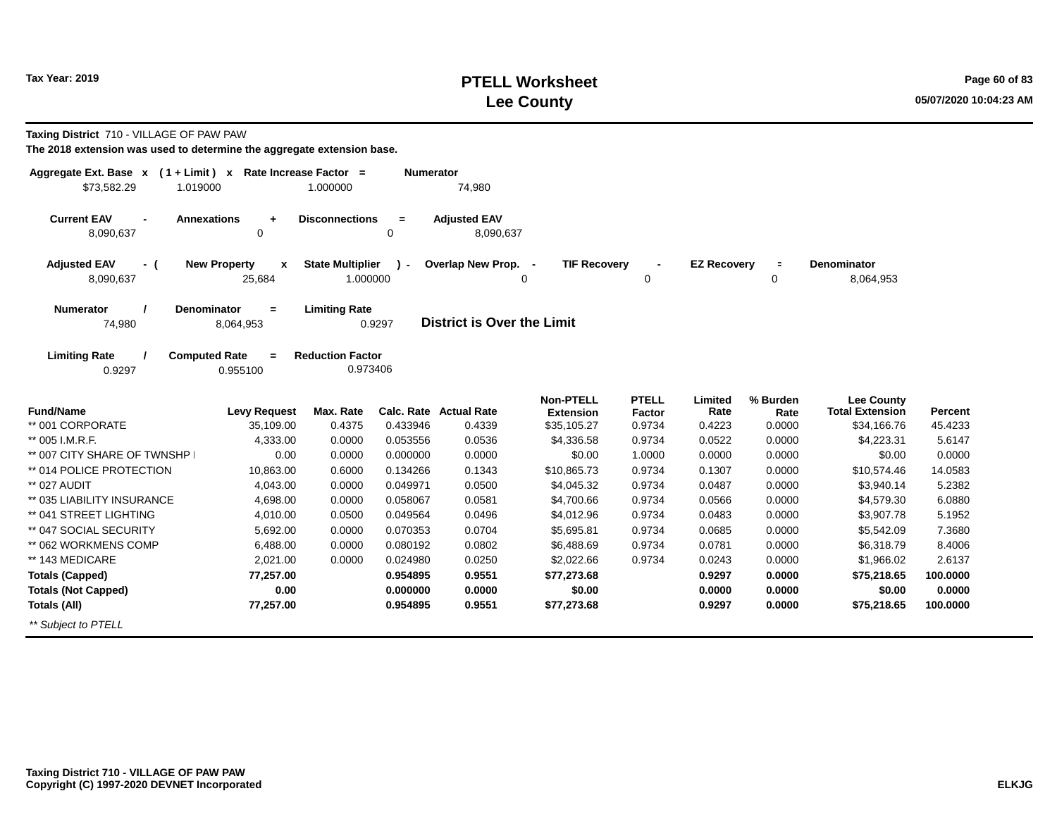# PTELL Worksheet
# Lee County

Tax Year: 2019

**Taxing District** 710 - VILLAGE OF PAW PAW

**The 2018 extension was used to determine the aggregate extension base.**

| Aggregate Ext. Base x | ( 1 + Limit ) x | Rate Increase Factor = | Numerator |
|---|---|---|---|
| $73,582.29 | 1.019000 | 1.000000 | 74,980 |

| Current EAV - | Annexations + | Disconnections = | Adjusted EAV |
|---|---|---|---|
| 8,090,637 | 0 | 0 | 8,090,637 |

| Adjusted EAV - ( | New Property x | State Multiplier ) - | Overlap New Prop. - | TIF Recovery - | EZ Recovery = | Denominator |
|---|---|---|---|---|---|---|
| 8,090,637 | 25,684 | 1.000000 | 0 | 0 | 0 | 8,064,953 |

| Numerator / | Denominator = | Limiting Rate |
|---|---|---|
| 74,980 | 8,064,953 | 0.9297 |

**District is Over the Limit**

| Limiting Rate / | Computed Rate = | Reduction Factor |
|---|---|---|
| 0.9297 | 0.955100 | 0.973406 |

| Fund/Name | Levy Request | Max. Rate | Calc. Rate | Actual Rate | Non-PTELL Extension | PTELL Factor | Limited Rate | % Burden Rate | Lee County Total Extension | Percent |
|---|---|---|---|---|---|---|---|---|---|---|
| ** 001 CORPORATE | 35,109.00 | 0.4375 | 0.433946 | 0.4339 | $35,105.27 | 0.9734 | 0.4223 | 0.0000 | $34,166.76 | 45.4233 |
| ** 005 I.M.R.F. | 4,333.00 | 0.0000 | 0.053556 | 0.0536 | $4,336.58 | 0.9734 | 0.0522 | 0.0000 | $4,223.31 | 5.6147 |
| ** 007 CITY SHARE OF TWNSHP I | 0.00 | 0.0000 | 0.000000 | 0.0000 | $0.00 | 1.0000 | 0.0000 | 0.0000 | $0.00 | 0.0000 |
| ** 014 POLICE PROTECTION | 10,863.00 | 0.6000 | 0.134266 | 0.1343 | $10,865.73 | 0.9734 | 0.1307 | 0.0000 | $10,574.46 | 14.0583 |
| ** 027 AUDIT | 4,043.00 | 0.0000 | 0.049971 | 0.0500 | $4,045.32 | 0.9734 | 0.0487 | 0.0000 | $3,940.14 | 5.2382 |
| ** 035 LIABILITY INSURANCE | 4,698.00 | 0.0000 | 0.058067 | 0.0581 | $4,700.66 | 0.9734 | 0.0566 | 0.0000 | $4,579.30 | 6.0880 |
| ** 041 STREET LIGHTING | 4,010.00 | 0.0500 | 0.049564 | 0.0496 | $4,012.96 | 0.9734 | 0.0483 | 0.0000 | $3,907.78 | 5.1952 |
| ** 047 SOCIAL SECURITY | 5,692.00 | 0.0000 | 0.070353 | 0.0704 | $5,695.81 | 0.9734 | 0.0685 | 0.0000 | $5,542.09 | 7.3680 |
| ** 062 WORKMENS COMP | 6,488.00 | 0.0000 | 0.080192 | 0.0802 | $6,488.69 | 0.9734 | 0.0781 | 0.0000 | $6,318.79 | 8.4006 |
| ** 143 MEDICARE | 2,021.00 | 0.0000 | 0.024980 | 0.0250 | $2,022.66 | 0.9734 | 0.0243 | 0.0000 | $1,966.02 | 2.6137 |
| **Totals (Capped)** | **77,257.00** | | **0.954895** | **0.9551** | **$77,273.68** | | **0.9297** | **0.0000** | **$75,218.65** | **100.0000** |
| **Totals (Not Capped)** | **0.00** | | **0.000000** | **0.0000** | **$0.00** | | **0.0000** | **0.0000** | **$0.00** | **0.0000** |
| **Totals (All)** | **77,257.00** | | **0.954895** | **0.9551** | **$77,273.68** | | **0.9297** | **0.0000** | **$75,218.65** | **100.0000** |

*** Subject to PTELL*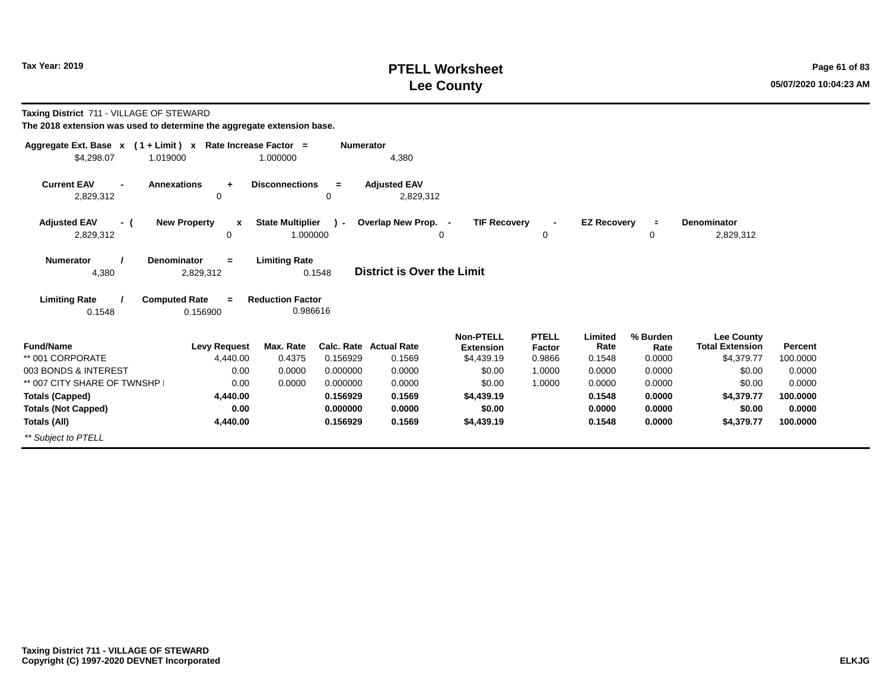# PTELL Worksheet
# Lee County

**Tax Year: 2019**

**Taxing District** 711 - VILLAGE OF STEWARD

**The 2018 extension was used to determine the aggregate extension base.**

| Aggregate Ext. Base x | ( 1 + Limit ) x | Rate Increase Factor = | Numerator |
|---|---|---|---|
| $4,298.07 | 1.019000 | 1.000000 | 4,380 |

| Current EAV - | Annexations + | Disconnections = | Adjusted EAV |
|---|---|---|---|
| 2,829,312 | 0 | 0 | 2,829,312 |

| Adjusted EAV - ( | New Property x | State Multiplier ) - | Overlap New Prop. - | TIF Recovery - | EZ Recovery = | Denominator |
|---|---|---|---|---|---|---|
| 2,829,312 | 0 | 1.000000 | 0 | 0 | 0 | 2,829,312 |

| Numerator / | Denominator = | Limiting Rate |
|---|---|---|
| 4,380 | 2,829,312 | 0.1548 |

**District is Over the Limit**

| Limiting Rate / | Computed Rate = | Reduction Factor |
|---|---|---|
| 0.1548 | 0.156900 | 0.986616 |

| Fund/Name | Levy Request | Max. Rate | Calc. Rate | Actual Rate | Non-PTELL Extension | PTELL Factor | Limited Rate | % Burden Rate | Lee County Total Extension | Percent |
|---|---|---|---|---|---|---|---|---|---|---|
| ** 001 CORPORATE | 4,440.00 | 0.4375 | 0.156929 | 0.1569 | $4,439.19 | 0.9866 | 0.1548 | 0.0000 | $4,379.77 | 100.0000 |
| 003 BONDS & INTEREST | 0.00 | 0.0000 | 0.000000 | 0.0000 | $0.00 | 1.0000 | 0.0000 | 0.0000 | $0.00 | 0.0000 |
| ** 007 CITY SHARE OF TWNSHP I | 0.00 | 0.0000 | 0.000000 | 0.0000 | $0.00 | 1.0000 | 0.0000 | 0.0000 | $0.00 | 0.0000 |
| **Totals (Capped)** | **4,440.00** | | **0.156929** | **0.1569** | **$4,439.19** | | **0.1548** | **0.0000** | **$4,379.77** | **100.0000** |
| **Totals (Not Capped)** | **0.00** | | **0.000000** | **0.0000** | **$0.00** | | **0.0000** | **0.0000** | **$0.00** | **0.0000** |
| **Totals (All)** | **4,440.00** | | **0.156929** | **0.1569** | **$4,439.19** | | **0.1548** | **0.0000** | **$4,379.77** | **100.0000** |

*** Subject to PTELL*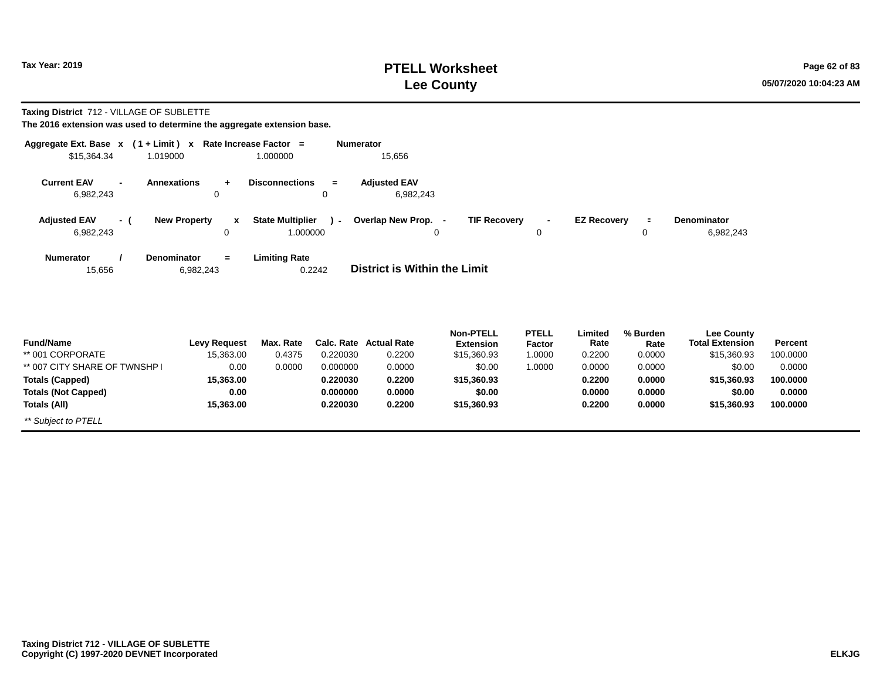# PTELL Worksheet
# Lee County

Tax Year: 2019

**Taxing District** 712 - VILLAGE OF SUBLETTE

**The 2016 extension was used to determine the aggregate extension base.**

| Aggregate Ext. Base | x | ( 1 + Limit ) | x | Rate Increase Factor | = | Numerator |
|---|---|---|---|---|---|---|
| $15,364.34 | | 1.019000 | | 1.000000 | | 15,656 |

| Current EAV | - | Annexations | + | Disconnections | = | Adjusted EAV |
|---|---|---|---|---|---|---|
| 6,982,243 | | 0 | | 0 | | 6,982,243 |

| Adjusted EAV | - ( | New Property | x | State Multiplier | ) - | Overlap New Prop. | - | TIF Recovery | - | EZ Recovery | = | Denominator |
|---|---|---|---|---|---|---|---|---|---|---|---|---|
| 6,982,243 | | 0 | | 1.000000 | | 0 | | 0 | | 0 | | 6,982,243 |

| Numerator | / | Denominator | = | Limiting Rate |
|---|---|---|---|---|
| 15,656 | | 6,982,243 | | 0.2242 |

**District is Within the Limit**

| Fund/Name | Levy Request | Max. Rate | Calc. Rate | Actual Rate | Non-PTELL Extension | PTELL Factor | Limited Rate | % Burden Rate | Lee County Total Extension | Percent |
|---|---|---|---|---|---|---|---|---|---|---|
| ** 001 CORPORATE | 15,363.00 | 0.4375 | 0.220030 | 0.2200 | $15,360.93 | 1.0000 | 0.2200 | 0.0000 | $15,360.93 | 100.0000 |
| ** 007 CITY SHARE OF TWNSHP I | 0.00 | 0.0000 | 0.000000 | 0.0000 | $0.00 | 1.0000 | 0.0000 | 0.0000 | $0.00 | 0.0000 |
| **Totals (Capped)** | **15,363.00** | | **0.220030** | **0.2200** | **$15,360.93** | | **0.2200** | **0.0000** | **$15,360.93** | **100.0000** |
| **Totals (Not Capped)** | **0.00** | | **0.000000** | **0.0000** | **$0.00** | | **0.0000** | **0.0000** | **$0.00** | **0.0000** |
| **Totals (All)** | **15,363.00** | | **0.220030** | **0.2200** | **$15,360.93** | | **0.2200** | **0.0000** | **$15,360.93** | **100.0000** |

*** Subject to PTELL*

**Taxing District 712 - VILLAGE OF SUBLETTE**
**Copyright (C) 1997-2020 DEVNET Incorporated**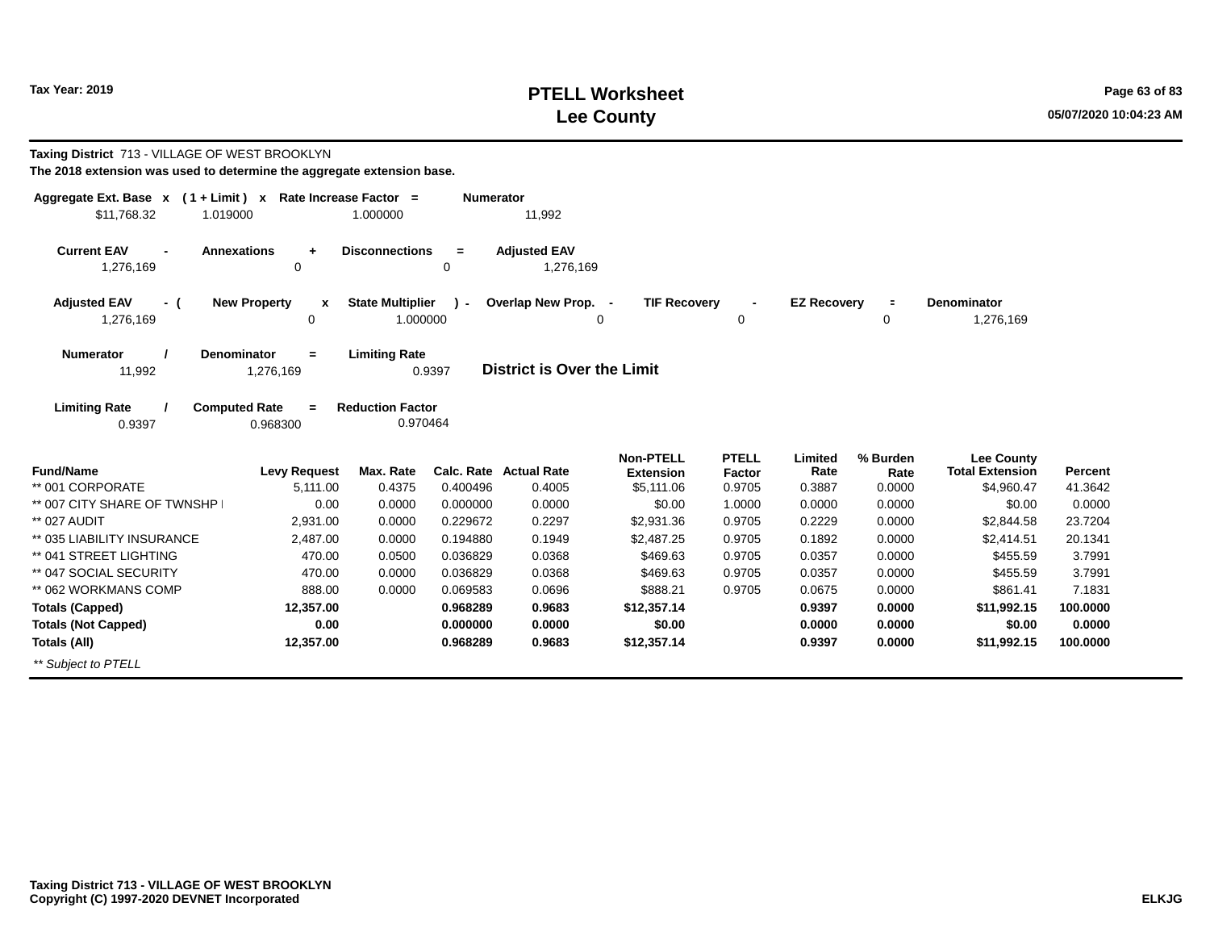# PTELL Worksheet
# Lee County

Tax Year: 2019

**Taxing District** 713 - VILLAGE OF WEST BROOKLYN

**The 2018 extension was used to determine the aggregate extension base.**

| Aggregate Ext. Base | x | ( 1 + Limit ) | x | Rate Increase Factor | = | Numerator |
|---|---|---|---|---|---|---|
| $11,768.32 | | 1.019000 | | 1.000000 | | 11,992 |

| Current EAV | - | Annexations | + | Disconnections | = | Adjusted EAV |
|---|---|---|---|---|---|---|
| 1,276,169 | | 0 | | 0 | | 1,276,169 |

| Adjusted EAV | - ( | New Property | x | State Multiplier | ) - | Overlap New Prop. | - | TIF Recovery | - | EZ Recovery | = | Denominator |
|---|---|---|---|---|---|---|---|---|---|---|---|---|
| 1,276,169 | | 0 | | 1.000000 | | 0 | | 0 | | 0 | | 1,276,169 |

| Numerator | / | Denominator | = | Limiting Rate |
|---|---|---|---|---|
| 11,992 | | 1,276,169 | | 0.9397 |

**District is Over the Limit**

| Limiting Rate | / | Computed Rate | = | Reduction Factor |
|---|---|---|---|---|
| 0.9397 | | 0.968300 | | 0.970464 |

| Fund/Name | Levy Request | Max. Rate | Calc. Rate | Actual Rate | Non-PTELL Extension | PTELL Factor | Limited Rate | % Burden Rate | Lee County Total Extension | Percent |
|---|---|---|---|---|---|---|---|---|---|---|
| ** 001 CORPORATE | 5,111.00 | 0.4375 | 0.400496 | 0.4005 | $5,111.06 | 0.9705 | 0.3887 | 0.0000 | $4,960.47 | 41.3642 |
| ** 007 CITY SHARE OF TWNSHP I | 0.00 | 0.0000 | 0.000000 | 0.0000 | $0.00 | 1.0000 | 0.0000 | 0.0000 | $0.00 | 0.0000 |
| ** 027 AUDIT | 2,931.00 | 0.0000 | 0.229672 | 0.2297 | $2,931.36 | 0.9705 | 0.2229 | 0.0000 | $2,844.58 | 23.7204 |
| ** 035 LIABILITY INSURANCE | 2,487.00 | 0.0000 | 0.194880 | 0.1949 | $2,487.25 | 0.9705 | 0.1892 | 0.0000 | $2,414.51 | 20.1341 |
| ** 041 STREET LIGHTING | 470.00 | 0.0500 | 0.036829 | 0.0368 | $469.63 | 0.9705 | 0.0357 | 0.0000 | $455.59 | 3.7991 |
| ** 047 SOCIAL SECURITY | 470.00 | 0.0000 | 0.036829 | 0.0368 | $469.63 | 0.9705 | 0.0357 | 0.0000 | $455.59 | 3.7991 |
| ** 062 WORKMANS COMP | 888.00 | 0.0000 | 0.069583 | 0.0696 | $888.21 | 0.9705 | 0.0675 | 0.0000 | $861.41 | 7.1831 |
| **Totals (Capped)** | **12,357.00** | | **0.968289** | **0.9683** | **$12,357.14** | | **0.9397** | **0.0000** | **$11,992.15** | **100.0000** |
| **Totals (Not Capped)** | **0.00** | | **0.000000** | **0.0000** | **$0.00** | | **0.0000** | **0.0000** | **$0.00** | **0.0000** |
| **Totals (All)** | **12,357.00** | | **0.968289** | **0.9683** | **$12,357.14** | | **0.9397** | **0.0000** | **$11,992.15** | **100.0000** |

*** Subject to PTELL*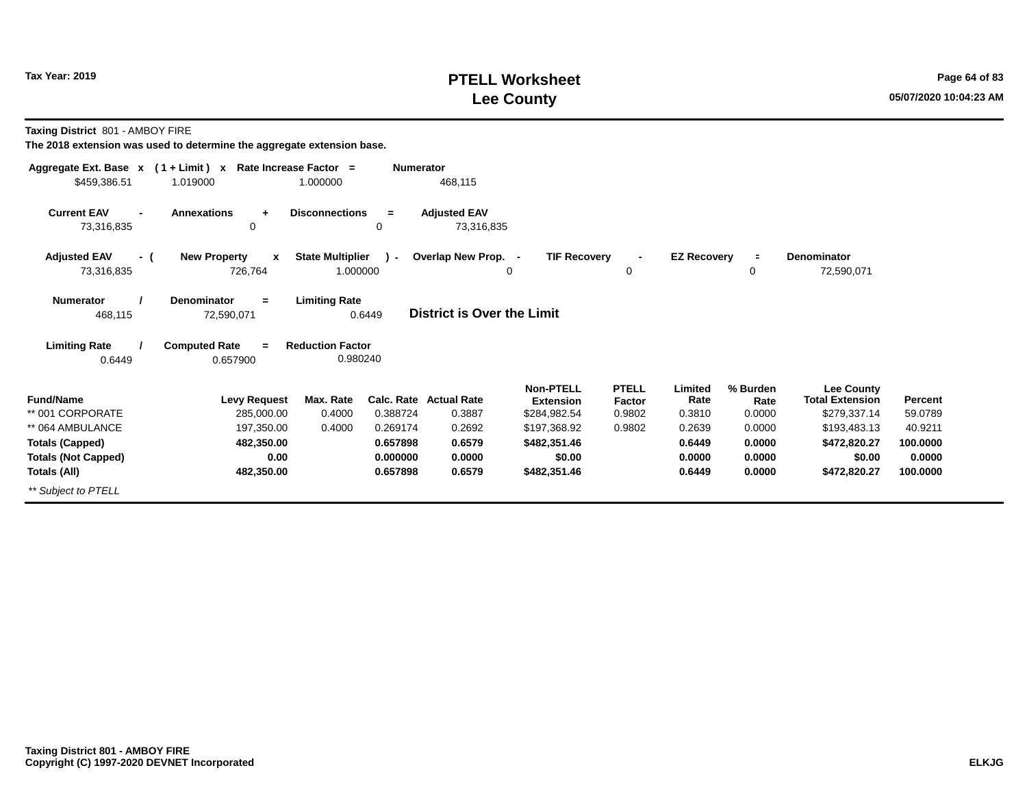# PTELL Worksheet
# Lee County

Tax Year: 2019

**Taxing District** 801 - AMBOY FIRE

**The 2018 extension was used to determine the aggregate extension base.**

| Aggregate Ext. Base | x | ( 1 + Limit ) | x | Rate Increase Factor | = | Numerator |
|---|---|---|---|---|---|---|
| $459,386.51 | | 1.019000 | | 1.000000 | | 468,115 |

| Current EAV | - | Annexations | + | Disconnections | = | Adjusted EAV |
|---|---|---|---|---|---|---|
| 73,316,835 | | 0 | | 0 | | 73,316,835 |

| Adjusted EAV | - ( | New Property | x | State Multiplier | ) - | Overlap New Prop. | - | TIF Recovery | - | EZ Recovery | = | Denominator |
|---|---|---|---|---|---|---|---|---|---|---|---|---|
| 73,316,835 | | 726,764 | | 1.000000 | | 0 | | 0 | | 0 | | 72,590,071 |

| Numerator | / | Denominator | = | Limiting Rate |
|---|---|---|---|---|
| 468,115 | | 72,590,071 | | 0.6449 |

**District is Over the Limit**

| Limiting Rate | / | Computed Rate | = | Reduction Factor |
|---|---|---|---|---|
| 0.6449 | | 0.657900 | | 0.980240 |

| Fund/Name | Levy Request | Max. Rate | Calc. Rate | Actual Rate | Non-PTELL Extension | PTELL Factor | Limited Rate | % Burden Rate | Lee County Total Extension | Percent |
|---|---|---|---|---|---|---|---|---|---|---|
| ** 001 CORPORATE | 285,000.00 | 0.4000 | 0.388724 | 0.3887 | $284,982.54 | 0.9802 | 0.3810 | 0.0000 | $279,337.14 | 59.0789 |
| ** 064 AMBULANCE | 197,350.00 | 0.4000 | 0.269174 | 0.2692 | $197,368.92 | 0.9802 | 0.2639 | 0.0000 | $193,483.13 | 40.9211 |
| **Totals (Capped)** | **482,350.00** | | **0.657898** | **0.6579** | **$482,351.46** | | **0.6449** | **0.0000** | **$472,820.27** | **100.0000** |
| **Totals (Not Capped)** | **0.00** | | **0.000000** | **0.0000** | **$0.00** | | **0.0000** | **0.0000** | **$0.00** | **0.0000** |
| **Totals (All)** | **482,350.00** | | **0.657898** | **0.6579** | **$482,351.46** | | **0.6449** | **0.0000** | **$472,820.27** | **100.0000** |

*** Subject to PTELL*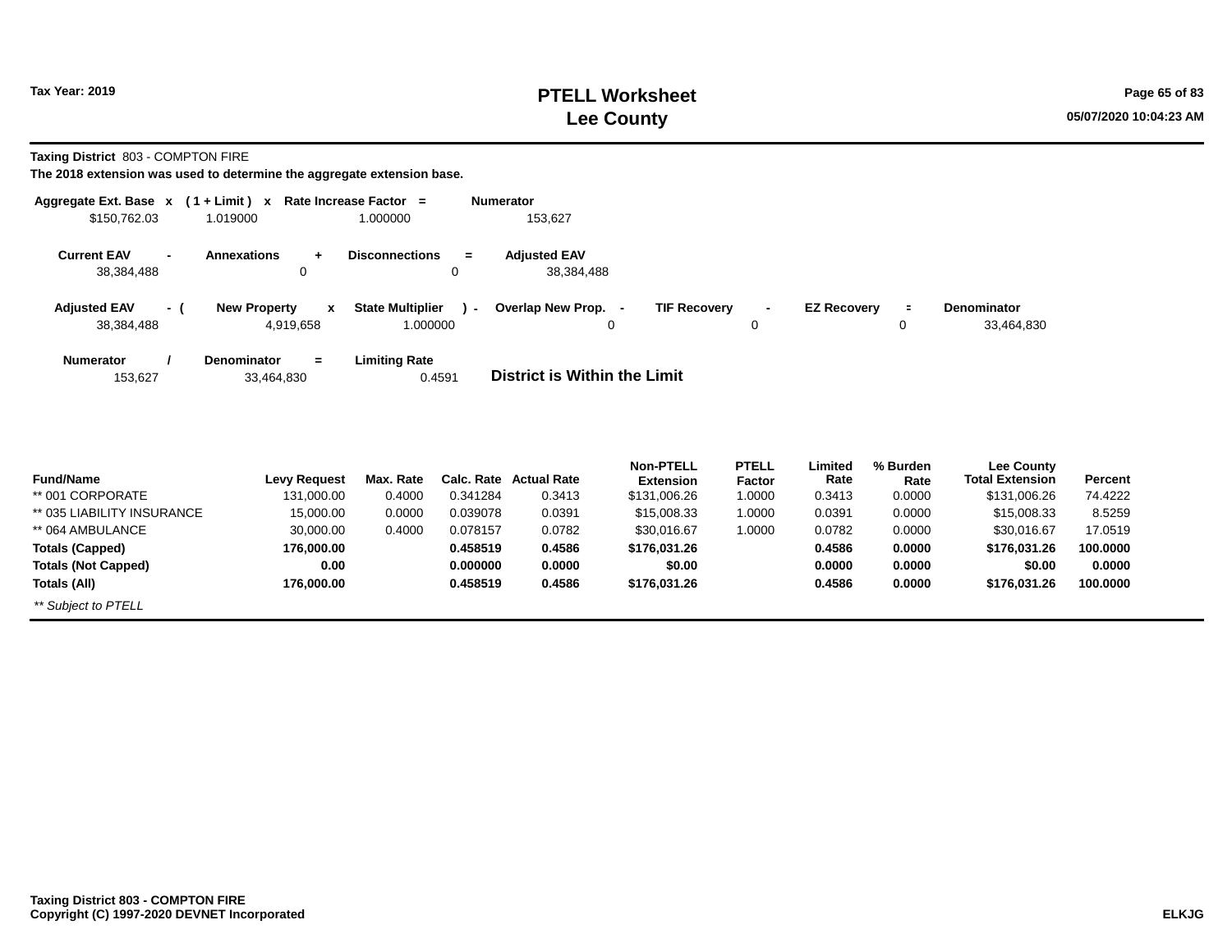# PTELL Worksheet
# Lee County

Tax Year: 2019

**Taxing District** 803 - COMPTON FIRE

**The 2018 extension was used to determine the aggregate extension base.**

| Aggregate Ext. Base | x | ( 1 + Limit ) | x | Rate Increase Factor | = | Numerator |
|---|---|---|---|---|---|---|
| $150,762.03 | | 1.019000 | | 1.000000 | | 153,627 |

| Current EAV | - | Annexations | + | Disconnections | = | Adjusted EAV |
|---|---|---|---|---|---|---|
| 38,384,488 | | 0 | | 0 | | 38,384,488 |

| Adjusted EAV | - ( | New Property | x | State Multiplier | ) - | Overlap New Prop. | - | TIF Recovery | - | EZ Recovery | = | Denominator |
|---|---|---|---|---|---|---|---|---|---|---|---|---|
| 38,384,488 | | 4,919,658 | | 1.000000 | | 0 | | 0 | | 0 | | 33,464,830 |

| Numerator | / | Denominator | = | Limiting Rate |
|---|---|---|---|---|
| 153,627 | | 33,464,830 | | 0.4591 |

**District is Within the Limit**

| Fund/Name | Levy Request | Max. Rate | Calc. Rate | Actual Rate | Non-PTELL Extension | PTELL Factor | Limited Rate | % Burden Rate | Lee County Total Extension | Percent |
|---|---|---|---|---|---|---|---|---|---|---|
| ** 001 CORPORATE | 131,000.00 | 0.4000 | 0.341284 | 0.3413 | $131,006.26 | 1.0000 | 0.3413 | 0.0000 | $131,006.26 | 74.4222 |
| ** 035 LIABILITY INSURANCE | 15,000.00 | 0.0000 | 0.039078 | 0.0391 | $15,008.33 | 1.0000 | 0.0391 | 0.0000 | $15,008.33 | 8.5259 |
| ** 064 AMBULANCE | 30,000.00 | 0.4000 | 0.078157 | 0.0782 | $30,016.67 | 1.0000 | 0.0782 | 0.0000 | $30,016.67 | 17.0519 |
| **Totals (Capped)** | **176,000.00** | | **0.458519** | **0.4586** | **$176,031.26** | | **0.4586** | **0.0000** | **$176,031.26** | **100.0000** |
| **Totals (Not Capped)** | **0.00** | | **0.000000** | **0.0000** | **$0.00** | | **0.0000** | **0.0000** | **$0.00** | **0.0000** |
| **Totals (All)** | **176,000.00** | | **0.458519** | **0.4586** | **$176,031.26** | | **0.4586** | **0.0000** | **$176,031.26** | **100.0000** |

*** Subject to PTELL*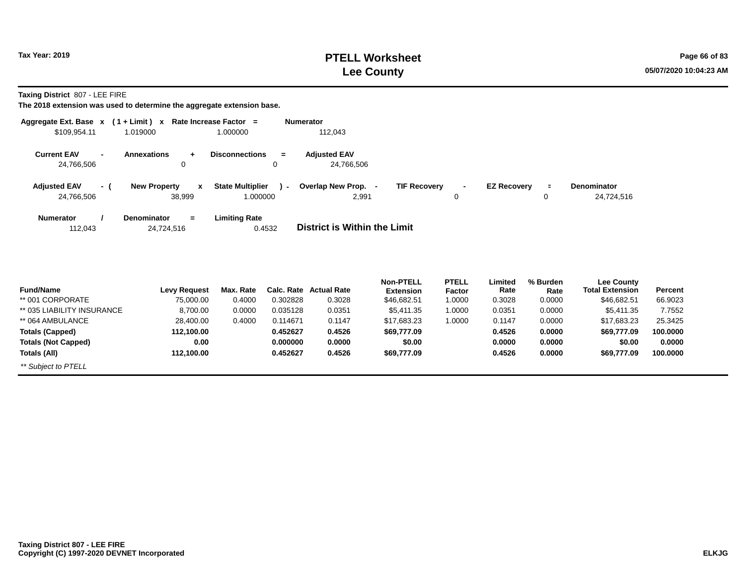# PTELL Worksheet
# Lee County

Tax Year: 2019

05/07/2020 10:04:23 AM

**Taxing District** 807 - LEE FIRE

**The 2018 extension was used to determine the aggregate extension base.**

| Aggregate Ext. Base | x | ( 1 + Limit ) | x | Rate Increase Factor | = | Numerator |
|---|---|---|---|---|---|---|
| $109,954.11 | | 1.019000 | | 1.000000 | | 112,043 |

| Current EAV | - | Annexations | + | Disconnections | = | Adjusted EAV |
|---|---|---|---|---|---|---|
| 24,766,506 | | 0 | | 0 | | 24,766,506 |

| Adjusted EAV | - ( | New Property | x | State Multiplier | ) - | Overlap New Prop. | - | TIF Recovery | - | EZ Recovery | = | Denominator |
|---|---|---|---|---|---|---|---|---|---|---|---|---|
| 24,766,506 | | 38,999 | | 1.000000 | | 2,991 | | 0 | | 0 | | 24,724,516 |

| Numerator | / | Denominator | = | Limiting Rate |
|---|---|---|---|---|
| 112,043 | | 24,724,516 | | 0.4532 |

**District is Within the Limit**

| Fund/Name | Levy Request | Max. Rate | Calc. Rate | Actual Rate | Non-PTELL Extension | PTELL Factor | Limited Rate | % Burden Rate | Lee County Total Extension | Percent |
|---|---|---|---|---|---|---|---|---|---|---|
| ** 001 CORPORATE | 75,000.00 | 0.4000 | 0.302828 | 0.3028 | $46,682.51 | 1.0000 | 0.3028 | 0.0000 | $46,682.51 | 66.9023 |
| ** 035 LIABILITY INSURANCE | 8,700.00 | 0.0000 | 0.035128 | 0.0351 | $5,411.35 | 1.0000 | 0.0351 | 0.0000 | $5,411.35 | 7.7552 |
| ** 064 AMBULANCE | 28,400.00 | 0.4000 | 0.114671 | 0.1147 | $17,683.23 | 1.0000 | 0.1147 | 0.0000 | $17,683.23 | 25.3425 |
| **Totals (Capped)** | **112,100.00** | | **0.452627** | **0.4526** | **$69,777.09** | | **0.4526** | **0.0000** | **$69,777.09** | **100.0000** |
| **Totals (Not Capped)** | **0.00** | | **0.000000** | **0.0000** | **$0.00** | | **0.0000** | **0.0000** | **$0.00** | **0.0000** |
| **Totals (All)** | **112,100.00** | | **0.452627** | **0.4526** | **$69,777.09** | | **0.4526** | **0.0000** | **$69,777.09** | **100.0000** |

*** Subject to PTELL*

**Taxing District 807 - LEE FIRE**
**Copyright (C) 1997-2020 DEVNET Incorporated** **ELKJG**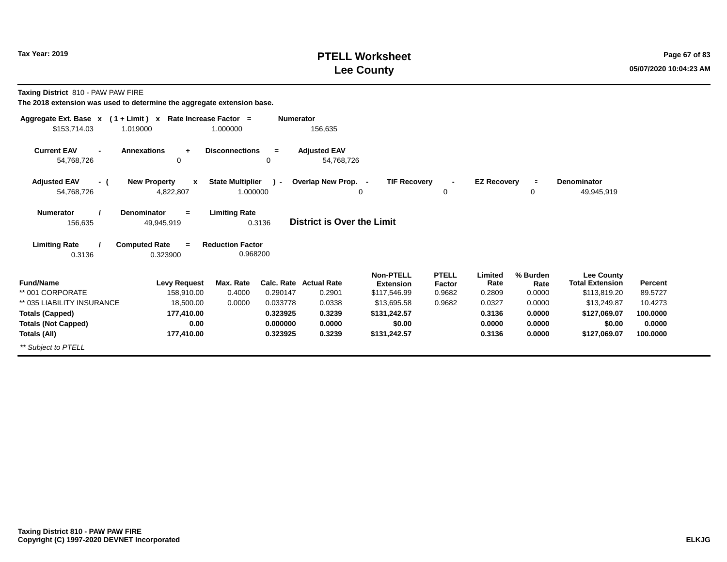**Tax Year: 2019**

# PTELL Worksheet
# Lee County

**Taxing District** 810 - PAW PAW FIRE

**The 2018 extension was used to determine the aggregate extension base.**

| Aggregate Ext. Base | x | ( 1 + Limit ) | x | Rate Increase Factor | = | Numerator |
|---|---|---|---|---|---|---|
| $153,714.03 | | 1.019000 | | 1.000000 | | 156,635 |

| Current EAV | - | Annexations | + | Disconnections | = | Adjusted EAV |
|---|---|---|---|---|---|---|
| 54,768,726 | | 0 | | 0 | | 54,768,726 |

| Adjusted EAV | - ( | New Property | x | State Multiplier | ) - | Overlap New Prop. | - | TIF Recovery | - | EZ Recovery | = | Denominator |
|---|---|---|---|---|---|---|---|---|---|---|---|---|
| 54,768,726 | | 4,822,807 | | 1.000000 | | 0 | | 0 | | 0 | | 49,945,919 |

| Numerator | / | Denominator | = | Limiting Rate |
|---|---|---|---|---|
| 156,635 | | 49,945,919 | | 0.3136 |

**District is Over the Limit**

| Limiting Rate | / | Computed Rate | = | Reduction Factor |
|---|---|---|---|---|
| 0.3136 | | 0.323900 | | 0.968200 |

| Fund/Name | Levy Request | Max. Rate | Calc. Rate | Actual Rate | Non-PTELL Extension | PTELL Factor | Limited Rate | % Burden Rate | Lee County Total Extension | Percent |
|---|---|---|---|---|---|---|---|---|---|---|
| ** 001 CORPORATE | 158,910.00 | 0.4000 | 0.290147 | 0.2901 | $117,546.99 | 0.9682 | 0.2809 | 0.0000 | $113,819.20 | 89.5727 |
| ** 035 LIABILITY INSURANCE | 18,500.00 | 0.0000 | 0.033778 | 0.0338 | $13,695.58 | 0.9682 | 0.0327 | 0.0000 | $13,249.87 | 10.4273 |
| **Totals (Capped)** | **177,410.00** | | **0.323925** | **0.3239** | **$131,242.57** | | **0.3136** | **0.0000** | **$127,069.07** | **100.0000** |
| **Totals (Not Capped)** | **0.00** | | **0.000000** | **0.0000** | **$0.00** | | **0.0000** | **0.0000** | **$0.00** | **0.0000** |
| **Totals (All)** | **177,410.00** | | **0.323925** | **0.3239** | **$131,242.57** | | **0.3136** | **0.0000** | **$127,069.07** | **100.0000** |

*** Subject to PTELL*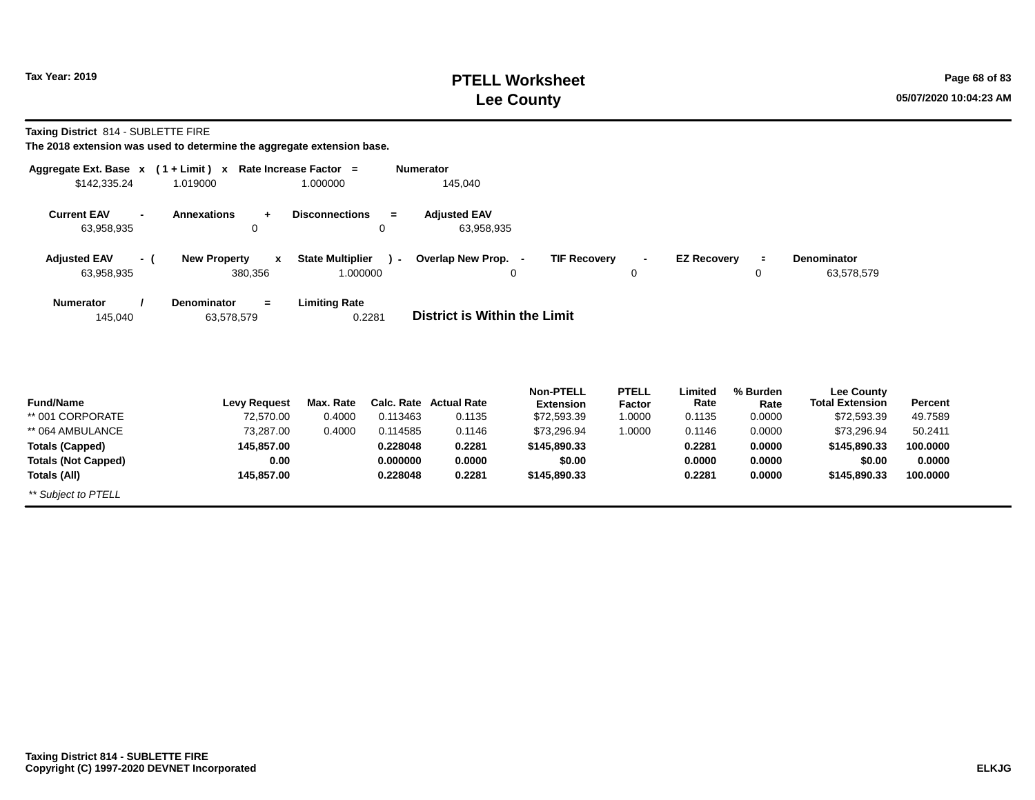# PTELL Worksheet
# Lee County

Tax Year: 2019

**Taxing District** 814 - SUBLETTE FIRE

**The 2018 extension was used to determine the aggregate extension base.**

| Aggregate Ext. Base | x | ( 1 + Limit ) | x | Rate Increase Factor | = | Numerator |
|---|---|---|---|---|---|---|
| $142,335.24 | | 1.019000 | | 1.000000 | | 145,040 |

| Current EAV | - | Annexations | + | Disconnections | = | Adjusted EAV |
|---|---|---|---|---|---|---|
| 63,958,935 | | 0 | | 0 | | 63,958,935 |

| Adjusted EAV | - ( | New Property | x | State Multiplier | ) - | Overlap New Prop. | - | TIF Recovery | - | EZ Recovery | = | Denominator |
|---|---|---|---|---|---|---|---|---|---|---|---|---|
| 63,958,935 | | 380,356 | | 1.000000 | | 0 | | 0 | | 0 | | 63,578,579 |

| Numerator | / | Denominator | = | Limiting Rate |
|---|---|---|---|---|
| 145,040 | | 63,578,579 | | 0.2281 |

**District is Within the Limit**

| Fund/Name | Levy Request | Max. Rate | Calc. Rate | Actual Rate | Non-PTELL Extension | PTELL Factor | Limited Rate | % Burden Rate | Lee County Total Extension | Percent |
|---|---|---|---|---|---|---|---|---|---|---|
| ** 001 CORPORATE | 72,570.00 | 0.4000 | 0.113463 | 0.1135 | $72,593.39 | 1.0000 | 0.1135 | 0.0000 | $72,593.39 | 49.7589 |
| ** 064 AMBULANCE | 73,287.00 | 0.4000 | 0.114585 | 0.1146 | $73,296.94 | 1.0000 | 0.1146 | 0.0000 | $73,296.94 | 50.2411 |
| **Totals (Capped)** | **145,857.00** | | **0.228048** | **0.2281** | **$145,890.33** | | **0.2281** | **0.0000** | **$145,890.33** | **100.0000** |
| **Totals (Not Capped)** | **0.00** | | **0.000000** | **0.0000** | **$0.00** | | **0.0000** | **0.0000** | **$0.00** | **0.0000** |
| **Totals (All)** | **145,857.00** | | **0.228048** | **0.2281** | **$145,890.33** | | **0.2281** | **0.0000** | **$145,890.33** | **100.0000** |

*** Subject to PTELL*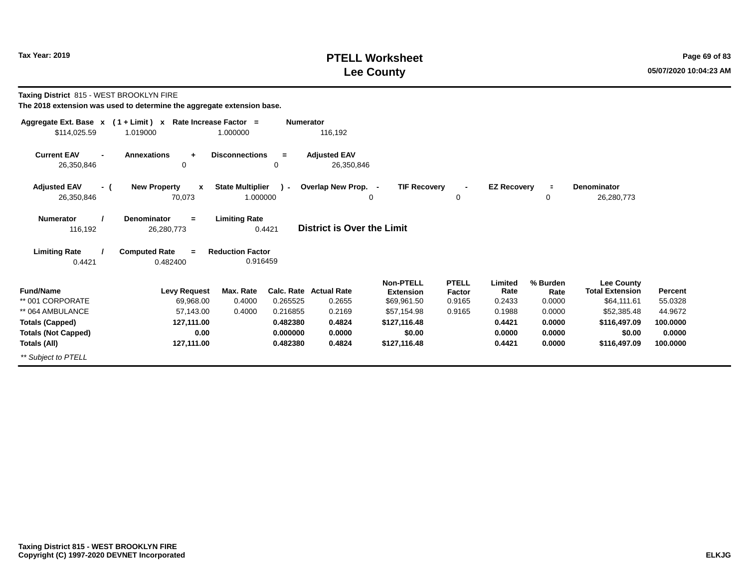# PTELL Worksheet
# Lee County

Tax Year: 2019

**Taxing District** 815 - WEST BROOKLYN FIRE

**The 2018 extension was used to determine the aggregate extension base.**

| Aggregate Ext. Base | x | ( 1 + Limit ) | x | Rate Increase Factor | = | Numerator |
|---|---|---|---|---|---|---|
| $114,025.59 | | 1.019000 | | 1.000000 | | 116,192 |

| Current EAV | - | Annexations | + | Disconnections | = | Adjusted EAV |
|---|---|---|---|---|---|---|
| 26,350,846 | | 0 | | 0 | | 26,350,846 |

| Adjusted EAV | - ( | New Property | x | State Multiplier | ) - | Overlap New Prop. | - | TIF Recovery | - | EZ Recovery | = | Denominator |
|---|---|---|---|---|---|---|---|---|---|---|---|---|
| 26,350,846 | | 70,073 | | 1.000000 | | 0 | | 0 | | 0 | | 26,280,773 |

| Numerator | / | Denominator | = | Limiting Rate |
|---|---|---|---|---|
| 116,192 | | 26,280,773 | | 0.4421 |

**District is Over the Limit**

| Limiting Rate | / | Computed Rate | = | Reduction Factor |
|---|---|---|---|---|
| 0.4421 | | 0.482400 | | 0.916459 |

| Fund/Name | Levy Request | Max. Rate | Calc. Rate | Actual Rate | Non-PTELL Extension | PTELL Factor | Limited Rate | % Burden Rate | Lee County Total Extension | Percent |
|---|---|---|---|---|---|---|---|---|---|---|
| ** 001 CORPORATE | 69,968.00 | 0.4000 | 0.265525 | 0.2655 | $69,961.50 | 0.9165 | 0.2433 | 0.0000 | $64,111.61 | 55.0328 |
| ** 064 AMBULANCE | 57,143.00 | 0.4000 | 0.216855 | 0.2169 | $57,154.98 | 0.9165 | 0.1988 | 0.0000 | $52,385.48 | 44.9672 |
| **Totals (Capped)** | **127,111.00** | | **0.482380** | **0.4824** | **$127,116.48** | | **0.4421** | **0.0000** | **$116,497.09** | **100.0000** |
| **Totals (Not Capped)** | **0.00** | | **0.000000** | **0.0000** | **$0.00** | | **0.0000** | **0.0000** | **$0.00** | **0.0000** |
| **Totals (All)** | **127,111.00** | | **0.482380** | **0.4824** | **$127,116.48** | | **0.4421** | **0.0000** | **$116,497.09** | **100.0000** |

*** Subject to PTELL*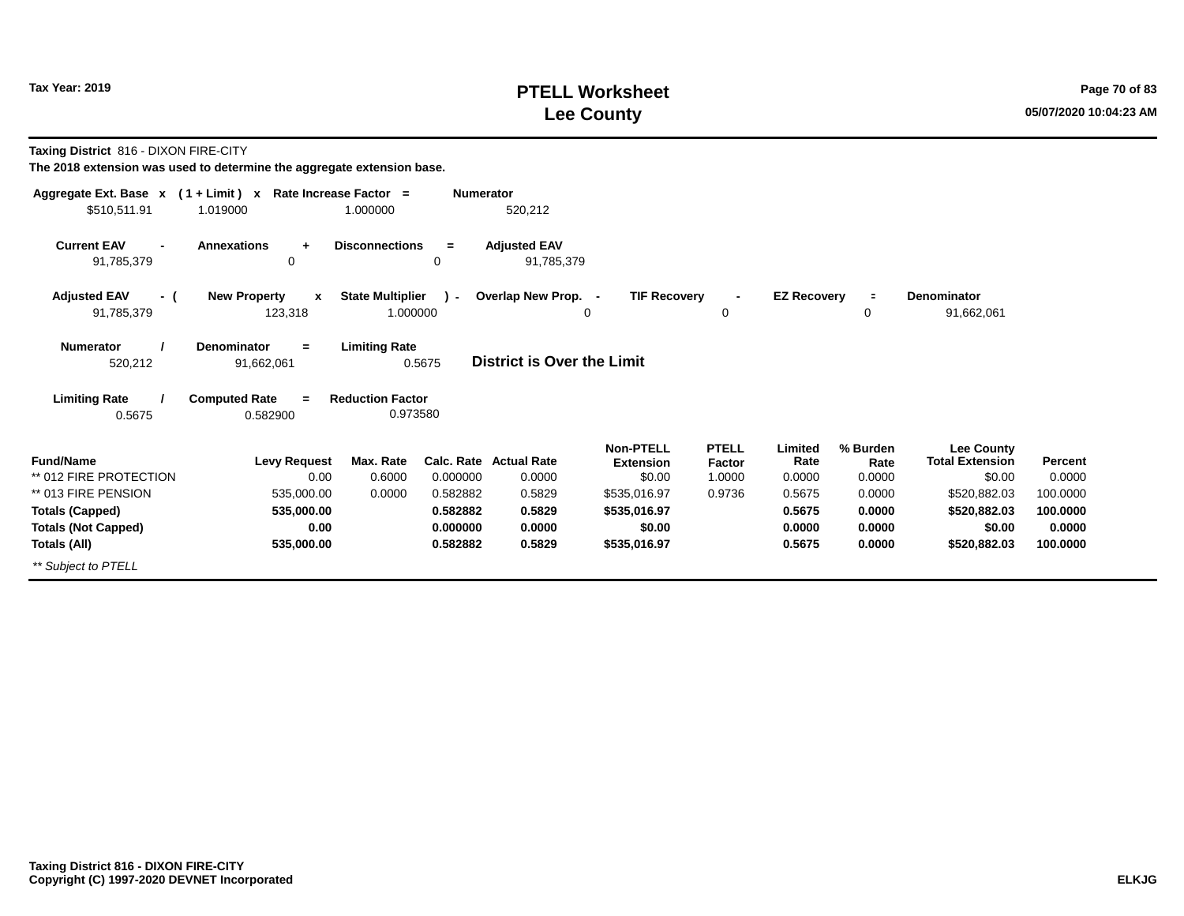# PTELL Worksheet
# Lee County

Tax Year: 2019

**Taxing District** 816 - DIXON FIRE-CITY

**The 2018 extension was used to determine the aggregate extension base.**

| Aggregate Ext. Base x | ( 1 + Limit ) x | Rate Increase Factor = | Numerator |
|---|---|---|---|
| $510,511.91 | 1.019000 | 1.000000 | 520,212 |

| Current EAV - | Annexations + | Disconnections = | Adjusted EAV |
|---|---|---|---|
| 91,785,379 | 0 | 0 | 91,785,379 |

| Adjusted EAV - ( | New Property x | State Multiplier ) - | Overlap New Prop. - | TIF Recovery - | EZ Recovery = | Denominator |
|---|---|---|---|---|---|---|
| 91,785,379 | 123,318 | 1.000000 | 0 | 0 | 0 | 91,662,061 |

| Numerator / | Denominator = | Limiting Rate |
|---|---|---|
| 520,212 | 91,662,061 | 0.5675 |

**District is Over the Limit**

| Limiting Rate / | Computed Rate = | Reduction Factor |
|---|---|---|
| 0.5675 | 0.582900 | 0.973580 |

| Fund/Name | Levy Request | Max. Rate | Calc. Rate | Actual Rate | Non-PTELL Extension | PTELL Factor | Limited Rate | % Burden Rate | Lee County Total Extension | Percent |
|---|---|---|---|---|---|---|---|---|---|---|
| ** 012 FIRE PROTECTION | 0.00 | 0.6000 | 0.000000 | 0.0000 | $0.00 | 1.0000 | 0.0000 | 0.0000 | $0.00 | 0.0000 |
| ** 013 FIRE PENSION | 535,000.00 | 0.0000 | 0.582882 | 0.5829 | $535,016.97 | 0.9736 | 0.5675 | 0.0000 | $520,882.03 | 100.0000 |
| **Totals (Capped)** | **535,000.00** | | **0.582882** | **0.5829** | **$535,016.97** | | **0.5675** | **0.0000** | **$520,882.03** | **100.0000** |
| **Totals (Not Capped)** | **0.00** | | **0.000000** | **0.0000** | **$0.00** | | **0.0000** | **0.0000** | **$0.00** | **0.0000** |
| **Totals (All)** | **535,000.00** | | **0.582882** | **0.5829** | **$535,016.97** | | **0.5675** | **0.0000** | **$520,882.03** | **100.0000** |

*** Subject to PTELL*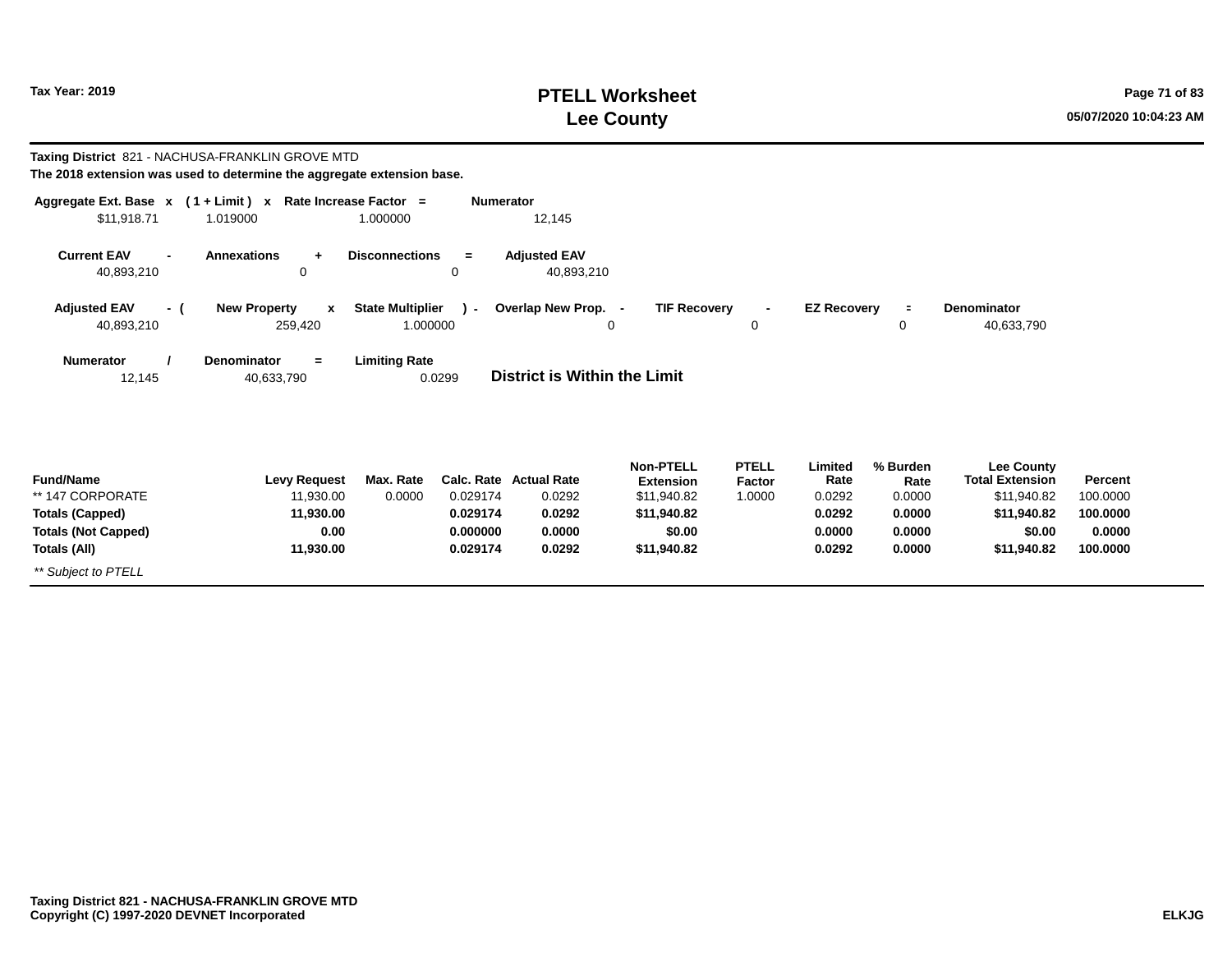# PTELL Worksheet
# Lee County

Tax Year: 2019

**Taxing District** 821 - NACHUSA-FRANKLIN GROVE MTD

**The 2018 extension was used to determine the aggregate extension base.**

| Aggregate Ext. Base | x | ( 1 + Limit ) | x | Rate Increase Factor | = | Numerator |
|---|---|---|---|---|---|---|
| $11,918.71 | | 1.019000 | | 1.000000 | | 12,145 |

| Current EAV | - | Annexations | + | Disconnections | = | Adjusted EAV |
|---|---|---|---|---|---|---|
| 40,893,210 | | 0 | | 0 | | 40,893,210 |

| Adjusted EAV | - ( | New Property | x | State Multiplier | ) - | Overlap New Prop. | - | TIF Recovery | - | EZ Recovery | = | Denominator |
|---|---|---|---|---|---|---|---|---|---|---|---|---|
| 40,893,210 | | 259,420 | | 1.000000 | | 0 | | 0 | | 0 | | 40,633,790 |

| Numerator | / | Denominator | = | Limiting Rate |
|---|---|---|---|---|
| 12,145 | | 40,633,790 | | 0.0299 |

**District is Within the Limit**

| Fund/Name | Levy Request | Max. Rate | Calc. Rate | Actual Rate | Non-PTELL Extension | PTELL Factor | Limited Rate | % Burden Rate | Lee County Total Extension | Percent |
|---|---|---|---|---|---|---|---|---|---|---|
| ** 147 CORPORATE | 11,930.00 | 0.0000 | 0.029174 | 0.0292 | $11,940.82 | 1.0000 | 0.0292 | 0.0000 | $11,940.82 | 100.0000 |
| **Totals (Capped)** | **11,930.00** | | **0.029174** | **0.0292** | **$11,940.82** | | **0.0292** | **0.0000** | **$11,940.82** | **100.0000** |
| **Totals (Not Capped)** | **0.00** | | **0.000000** | **0.0000** | **$0.00** | | **0.0000** | **0.0000** | **$0.00** | **0.0000** |
| **Totals (All)** | **11,930.00** | | **0.029174** | **0.0292** | **$11,940.82** | | **0.0292** | **0.0000** | **$11,940.82** | **100.0000** |

*** Subject to PTELL*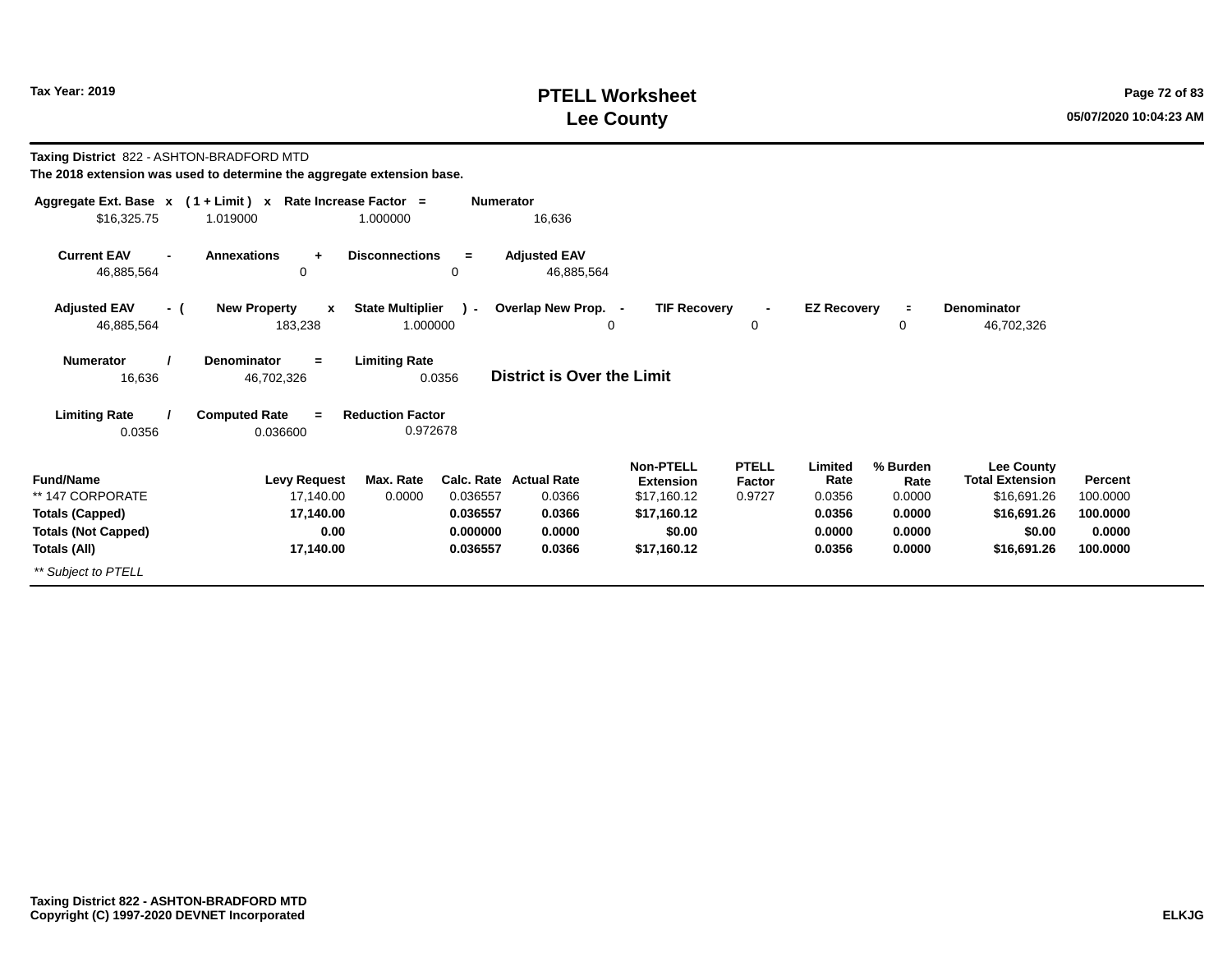# PTELL Worksheet
# Lee County

Tax Year: 2019

05/07/2020 10:04:23 AM

**Taxing District** 822 - ASHTON-BRADFORD MTD

**The 2018 extension was used to determine the aggregate extension base.**

| Aggregate Ext. Base | x | ( 1 + Limit ) | x | Rate Increase Factor | = | Numerator |
|---|---|---|---|---|---|---|
| $16,325.75 | | 1.019000 | | 1.000000 | | 16,636 |

| Current EAV | - | Annexations | + | Disconnections | = | Adjusted EAV |
|---|---|---|---|---|---|---|
| 46,885,564 | | 0 | | 0 | | 46,885,564 |

| Adjusted EAV | - ( | New Property | x | State Multiplier | ) - | Overlap New Prop. | - | TIF Recovery | - | EZ Recovery | = | Denominator |
|---|---|---|---|---|---|---|---|---|---|---|---|---|
| 46,885,564 | | 183,238 | | 1.000000 | | 0 | | 0 | | 0 | | 46,702,326 |

| Numerator | / | Denominator | = | Limiting Rate |
|---|---|---|---|---|
| 16,636 | | 46,702,326 | | 0.0356 |

**District is Over the Limit**

| Limiting Rate | / | Computed Rate | = | Reduction Factor |
|---|---|---|---|---|
| 0.0356 | | 0.036600 | | 0.972678 |

| Fund/Name | Levy Request | Max. Rate | Calc. Rate | Actual Rate | Non-PTELL Extension | PTELL Factor | Limited Rate | % Burden Rate | Lee County Total Extension | Percent |
|---|---|---|---|---|---|---|---|---|---|---|
| ** 147 CORPORATE | 17,140.00 | 0.0000 | 0.036557 | 0.0366 | $17,160.12 | 0.9727 | 0.0356 | 0.0000 | $16,691.26 | 100.0000 |
| **Totals (Capped)** | **17,140.00** | | **0.036557** | **0.0366** | **$17,160.12** | | **0.0356** | **0.0000** | **$16,691.26** | **100.0000** |
| **Totals (Not Capped)** | **0.00** | | **0.000000** | **0.0000** | **$0.00** | | **0.0000** | **0.0000** | **$0.00** | **0.0000** |
| **Totals (All)** | **17,140.00** | | **0.036557** | **0.0366** | **$17,160.12** | | **0.0356** | **0.0000** | **$16,691.26** | **100.0000** |

*** Subject to PTELL*

**Taxing District 822 - ASHTON-BRADFORD MTD**
**Copyright (C) 1997-2020 DEVNET Incorporated**

**ELKJG**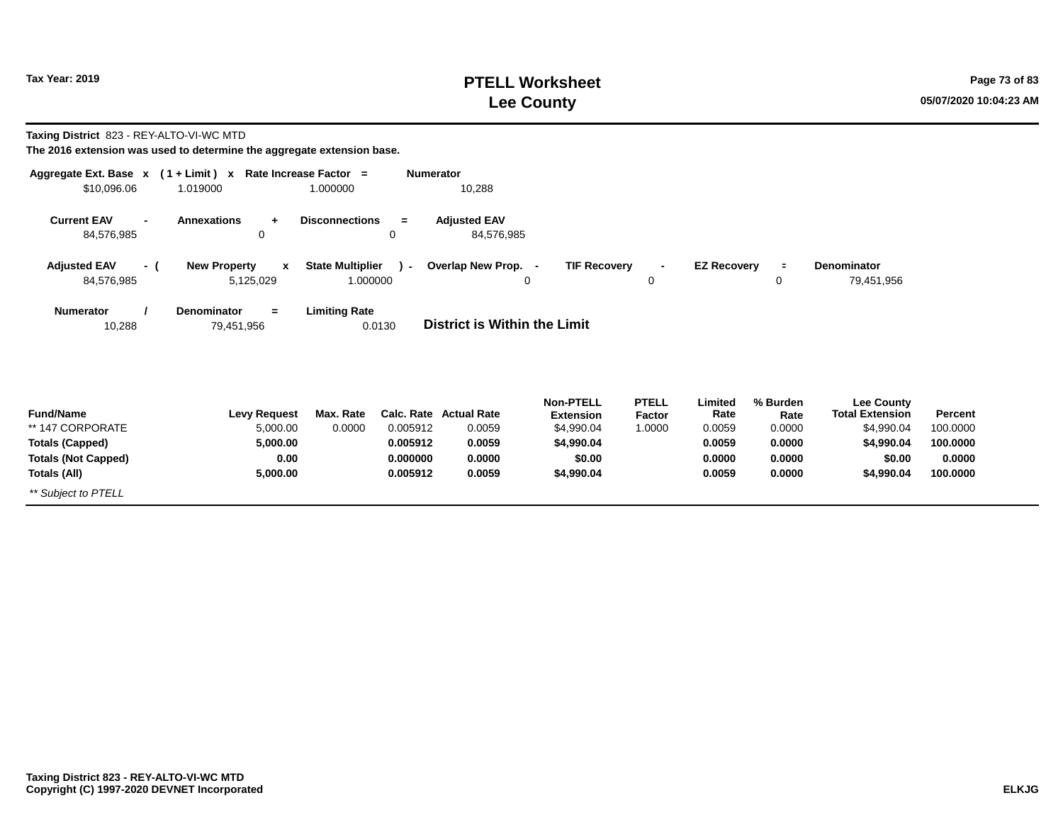# PTELL Worksheet
# Lee County

Tax Year: 2019

05/07/2020 10:04:23 AM

**Taxing District** 823 - REY-ALTO-VI-WC MTD

**The 2016 extension was used to determine the aggregate extension base.**

| Aggregate Ext. Base x | ( 1 + Limit ) x | Rate Increase Factor = | Numerator |
|---|---|---|---|
| $10,096.06 | 1.019000 | 1.000000 | 10,288 |

| Current EAV - | Annexations + | Disconnections = | Adjusted EAV |
|---|---|---|---|
| 84,576,985 | 0 | 0 | 84,576,985 |

| Adjusted EAV - ( | New Property x | State Multiplier ) - | Overlap New Prop. - | TIF Recovery - | EZ Recovery = | Denominator |
|---|---|---|---|---|---|---|
| 84,576,985 | 5,125,029 | 1.000000 | 0 | 0 | 0 | 79,451,956 |

| Numerator / | Denominator = | Limiting Rate |
|---|---|---|
| 10,288 | 79,451,956 | 0.0130 |

**District is Within the Limit**

| Fund/Name | Levy Request | Max. Rate | Calc. Rate | Actual Rate | Non-PTELL Extension | PTELL Factor | Limited Rate | % Burden Rate | Lee County Total Extension | Percent |
|---|---|---|---|---|---|---|---|---|---|---|
| ** 147 CORPORATE | 5,000.00 | 0.0000 | 0.005912 | 0.0059 | $4,990.04 | 1.0000 | 0.0059 | 0.0000 | $4,990.04 | 100.0000 |
| **Totals (Capped)** | **5,000.00** | | **0.005912** | **0.0059** | **$4,990.04** | | **0.0059** | **0.0000** | **$4,990.04** | **100.0000** |
| **Totals (Not Capped)** | **0.00** | | **0.000000** | **0.0000** | **$0.00** | | **0.0000** | **0.0000** | **$0.00** | **0.0000** |
| **Totals (All)** | **5,000.00** | | **0.005912** | **0.0059** | **$4,990.04** | | **0.0059** | **0.0000** | **$4,990.04** | **100.0000** |

*** Subject to PTELL*

**Taxing District 823 - REY-ALTO-VI-WC MTD**
**Copyright (C) 1997-2020 DEVNET Incorporated**

**ELKJG**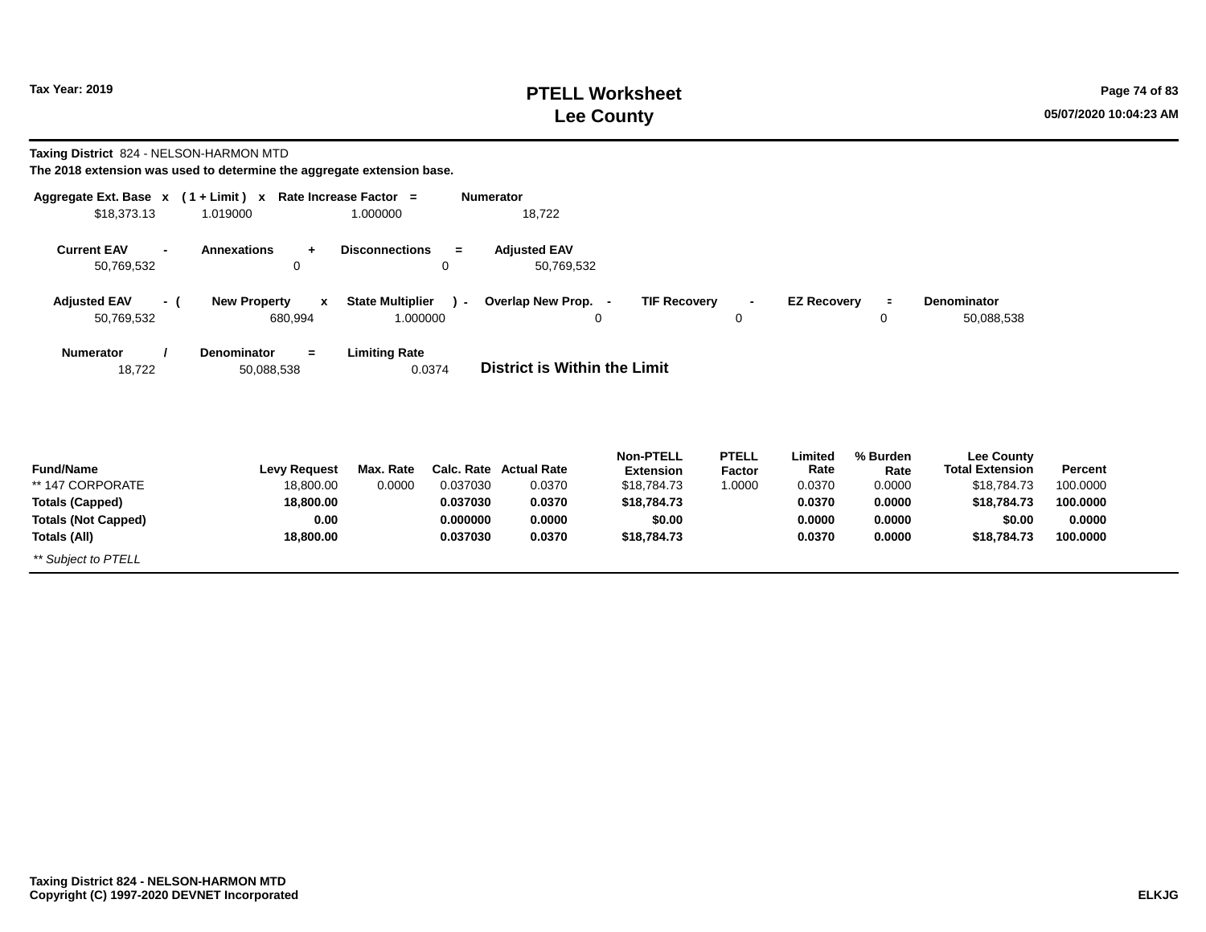**Taxing District** 824 - NELSON-HARMON MTD

**The 2018 extension was used to determine the aggregate extension base.**

| Aggregate Ext. Base | x | ( 1 + Limit ) | x | Rate Increase Factor | = | Numerator |
|---|---|---|---|---|---|---|
| $18,373.13 | | 1.019000 | | 1.000000 | | 18,722 |

| Current EAV | - | Annexations | + | Disconnections | = | Adjusted EAV |
|---|---|---|---|---|---|---|
| 50,769,532 | | 0 | | 0 | | 50,769,532 |

| Adjusted EAV | - ( | New Property | x | State Multiplier | ) - | Overlap New Prop. | - | TIF Recovery | - | EZ Recovery | = | Denominator |
|---|---|---|---|---|---|---|---|---|---|---|---|---|
| 50,769,532 | | 680,994 | | 1.000000 | | 0 | | 0 | | 0 | | 50,088,538 |

| Numerator | / | Denominator | = | Limiting Rate |
|---|---|---|---|---|
| 18,722 | | 50,088,538 | | 0.0374 |

**District is Within the Limit**

| Fund/Name | Levy Request | Max. Rate | Calc. Rate | Actual Rate | Non-PTELL Extension | PTELL Factor | Limited Rate | % Burden Rate | Lee County Total Extension | Percent |
|---|---|---|---|---|---|---|---|---|---|---|
| ** 147 CORPORATE | 18,800.00 | 0.0000 | 0.037030 | 0.0370 | $18,784.73 | 1.0000 | 0.0370 | 0.0000 | $18,784.73 | 100.0000 |
| **Totals (Capped)** | **18,800.00** | | **0.037030** | **0.0370** | **$18,784.73** | | **0.0370** | **0.0000** | **$18,784.73** | **100.0000** |
| **Totals (Not Capped)** | **0.00** | | **0.000000** | **0.0000** | **$0.00** | | **0.0000** | **0.0000** | **$0.00** | **0.0000** |
| **Totals (All)** | **18,800.00** | | **0.037030** | **0.0370** | **$18,784.73** | | **0.0370** | **0.0000** | **$18,784.73** | **100.0000** |

*** Subject to PTELL*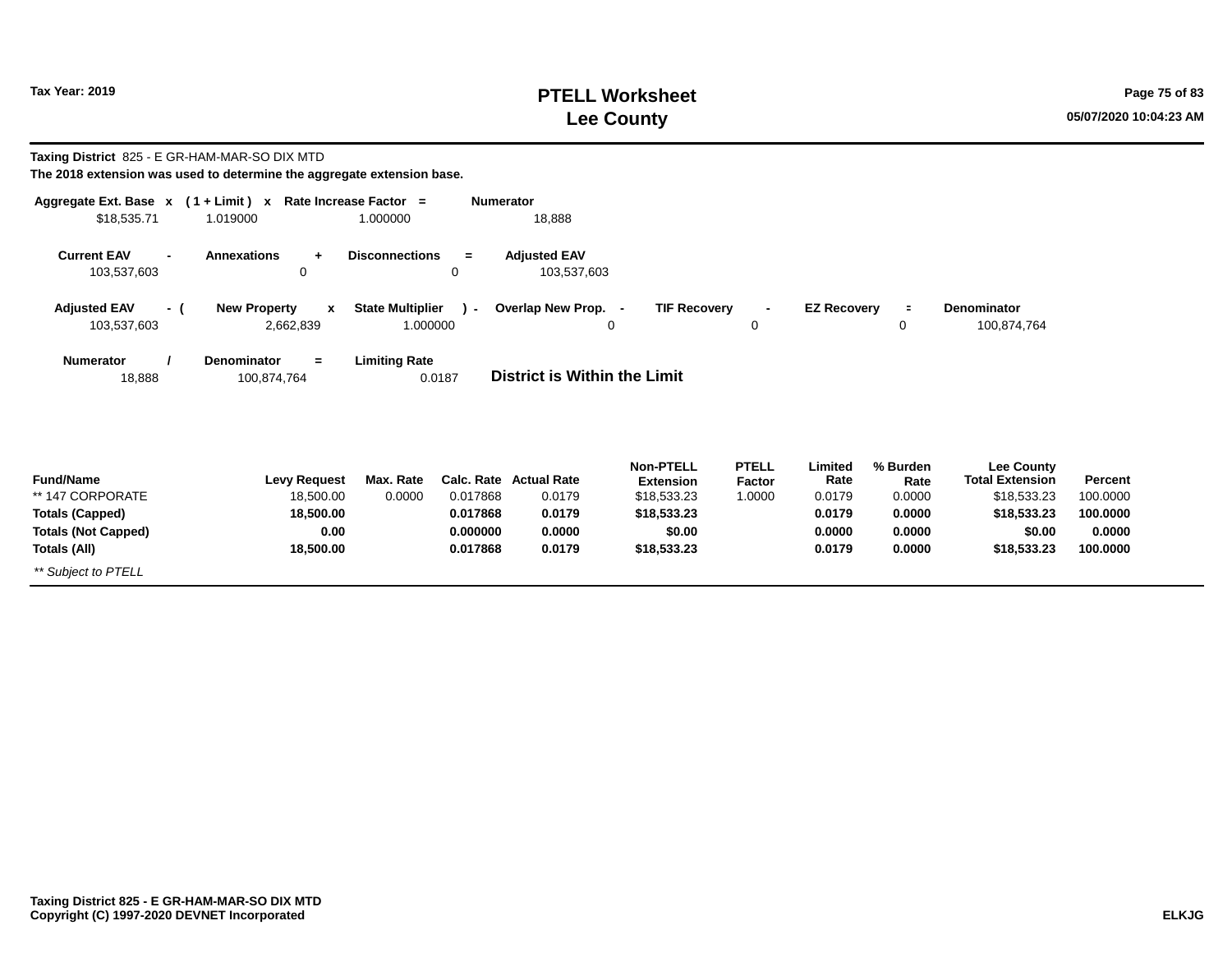**Taxing District** 825 - E GR-HAM-MAR-SO DIX MTD

**The 2018 extension was used to determine the aggregate extension base.**

| Aggregate Ext. Base | x | ( 1 + Limit ) | x | Rate Increase Factor | = | Numerator |
|---|---|---|---|---|---|---|
| $18,535.71 | | 1.019000 | | 1.000000 | | 18,888 |

| Current EAV | - | Annexations | + | Disconnections | = | Adjusted EAV |
|---|---|---|---|---|---|---|
| 103,537,603 | | 0 | | 0 | | 103,537,603 |

| Adjusted EAV | - ( | New Property | x | State Multiplier | ) - | Overlap New Prop. | - | TIF Recovery | - | EZ Recovery | = | Denominator |
|---|---|---|---|---|---|---|---|---|---|---|---|---|
| 103,537,603 | | 2,662,839 | | 1.000000 | | 0 | | 0 | | 0 | | 100,874,764 |

| Numerator | / | Denominator | = | Limiting Rate |
|---|---|---|---|---|
| 18,888 | | 100,874,764 | | 0.0187 |

**District is Within the Limit**

| Fund/Name | Levy Request | Max. Rate | Calc. Rate | Actual Rate | Non-PTELL Extension | PTELL Factor | Limited Rate | % Burden Rate | Lee County Total Extension | Percent |
|---|---|---|---|---|---|---|---|---|---|---|
| ** 147 CORPORATE | 18,500.00 | 0.0000 | 0.017868 | 0.0179 | $18,533.23 | 1.0000 | 0.0179 | 0.0000 | $18,533.23 | 100.0000 |
| **Totals (Capped)** | **18,500.00** | | **0.017868** | **0.0179** | **$18,533.23** | | **0.0179** | **0.0000** | **$18,533.23** | **100.0000** |
| **Totals (Not Capped)** | **0.00** | | **0.000000** | **0.0000** | **$0.00** | | **0.0000** | **0.0000** | **$0.00** | **0.0000** |
| **Totals (All)** | **18,500.00** | | **0.017868** | **0.0179** | **$18,533.23** | | **0.0179** | **0.0000** | **$18,533.23** | **100.0000** |

*** Subject to PTELL*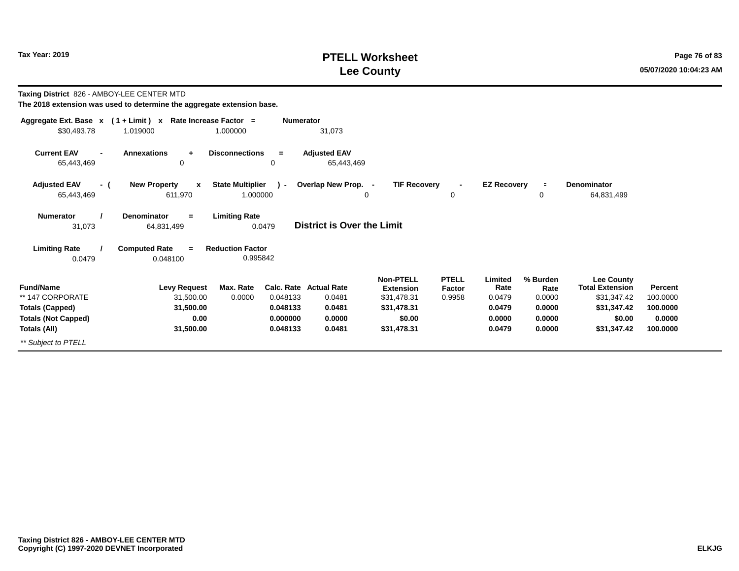**Tax Year: 2019**

# PTELL Worksheet
# Lee County

**Taxing District** 826 - AMBOY-LEE CENTER MTD
**The 2018 extension was used to determine the aggregate extension base.**

| Aggregate Ext. Base | x | ( 1 + Limit ) | x | Rate Increase Factor | = | Numerator |
|---|---|---|---|---|---|---|
| $30,493.78 | | 1.019000 | | 1.000000 | | 31,073 |

| Current EAV | - | Annexations | + | Disconnections | = | Adjusted EAV |
|---|---|---|---|---|---|---|
| 65,443,469 | | 0 | | 0 | | 65,443,469 |

| Adjusted EAV | - ( | New Property | x | State Multiplier | ) - | Overlap New Prop. | - | TIF Recovery | - | EZ Recovery | = | Denominator |
|---|---|---|---|---|---|---|---|---|---|---|---|---|
| 65,443,469 | | 611,970 | | 1.000000 | | 0 | | 0 | | 0 | | 64,831,499 |

| Numerator | / | Denominator | = | Limiting Rate |
|---|---|---|---|---|
| 31,073 | | 64,831,499 | | 0.0479 |

**District is Over the Limit**

| Limiting Rate | / | Computed Rate | = | Reduction Factor |
|---|---|---|---|---|
| 0.0479 | | 0.048100 | | 0.995842 |

| Fund/Name | Levy Request | Max. Rate | Calc. Rate | Actual Rate | Non-PTELL Extension | PTELL Factor | Limited Rate | % Burden Rate | Lee County Total Extension | Percent |
|---|---|---|---|---|---|---|---|---|---|---|
| ** 147 CORPORATE | 31,500.00 | 0.0000 | 0.048133 | 0.0481 | $31,478.31 | 0.9958 | 0.0479 | 0.0000 | $31,347.42 | 100.0000 |
| **Totals (Capped)** | **31,500.00** | | **0.048133** | **0.0481** | **$31,478.31** | | **0.0479** | **0.0000** | **$31,347.42** | **100.0000** |
| **Totals (Not Capped)** | **0.00** | | **0.000000** | **0.0000** | **$0.00** | | **0.0000** | **0.0000** | **$0.00** | **0.0000** |
| **Totals (All)** | **31,500.00** | | **0.048133** | **0.0481** | **$31,478.31** | | **0.0479** | **0.0000** | **$31,347.42** | **100.0000** |

*** Subject to PTELL*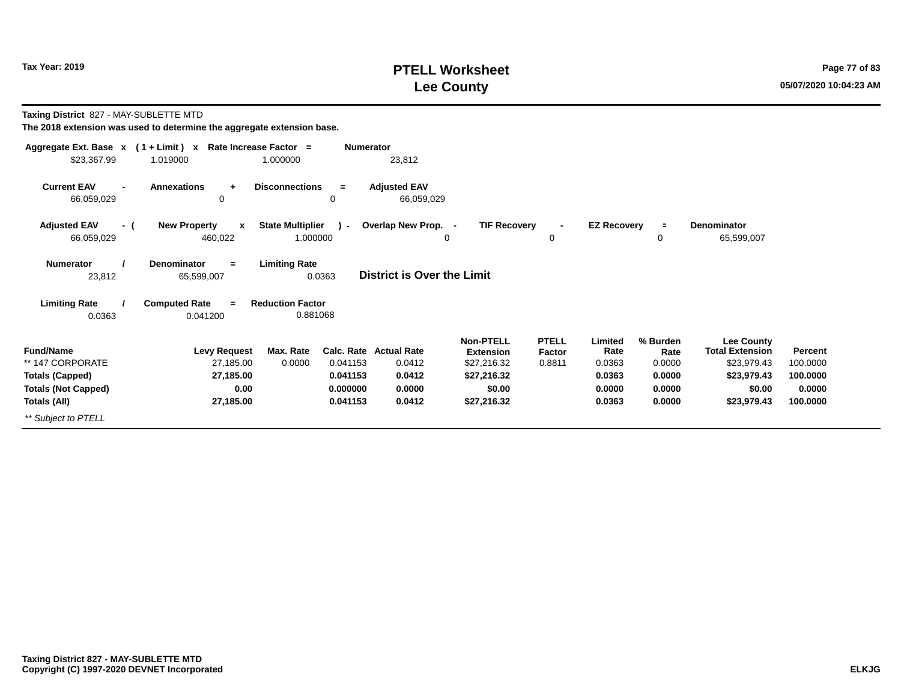# PTELL Worksheet
# Lee County

Tax Year: 2019

**Taxing District** 827 - MAY-SUBLETTE MTD

**The 2018 extension was used to determine the aggregate extension base.**

| Aggregate Ext. Base | x | ( 1 + Limit ) | x | Rate Increase Factor | = | Numerator |
|---|---|---|---|---|---|---|
| $23,367.99 | | 1.019000 | | 1.000000 | | 23,812 |

| Current EAV | - | Annexations | + | Disconnections | = | Adjusted EAV |
|---|---|---|---|---|---|---|
| 66,059,029 | | 0 | | 0 | | 66,059,029 |

| Adjusted EAV | - ( | New Property | x | State Multiplier | ) - | Overlap New Prop. | - | TIF Recovery | - | EZ Recovery | = | Denominator |
|---|---|---|---|---|---|---|---|---|---|---|---|---|
| 66,059,029 | | 460,022 | | 1.000000 | | 0 | | 0 | | 0 | | 65,599,007 |

| Numerator | / | Denominator | = | Limiting Rate |
|---|---|---|---|---|
| 23,812 | | 65,599,007 | | 0.0363 |

**District is Over the Limit**

| Limiting Rate | / | Computed Rate | = | Reduction Factor |
|---|---|---|---|---|
| 0.0363 | | 0.041200 | | 0.881068 |

| Fund/Name | Levy Request | Max. Rate | Calc. Rate | Actual Rate | Non-PTELL Extension | PTELL Factor | Limited Rate | % Burden Rate | Lee County Total Extension | Percent |
|---|---|---|---|---|---|---|---|---|---|---|
| ** 147 CORPORATE | 27,185.00 | 0.0000 | 0.041153 | 0.0412 | $27,216.32 | 0.8811 | 0.0363 | 0.0000 | $23,979.43 | 100.0000 |
| **Totals (Capped)** | **27,185.00** | | **0.041153** | **0.0412** | **$27,216.32** | | **0.0363** | **0.0000** | **$23,979.43** | **100.0000** |
| **Totals (Not Capped)** | **0.00** | | **0.000000** | **0.0000** | **$0.00** | | **0.0000** | **0.0000** | **$0.00** | **0.0000** |
| **Totals (All)** | **27,185.00** | | **0.041153** | **0.0412** | **$27,216.32** | | **0.0363** | **0.0000** | **$23,979.43** | **100.0000** |

*** Subject to PTELL*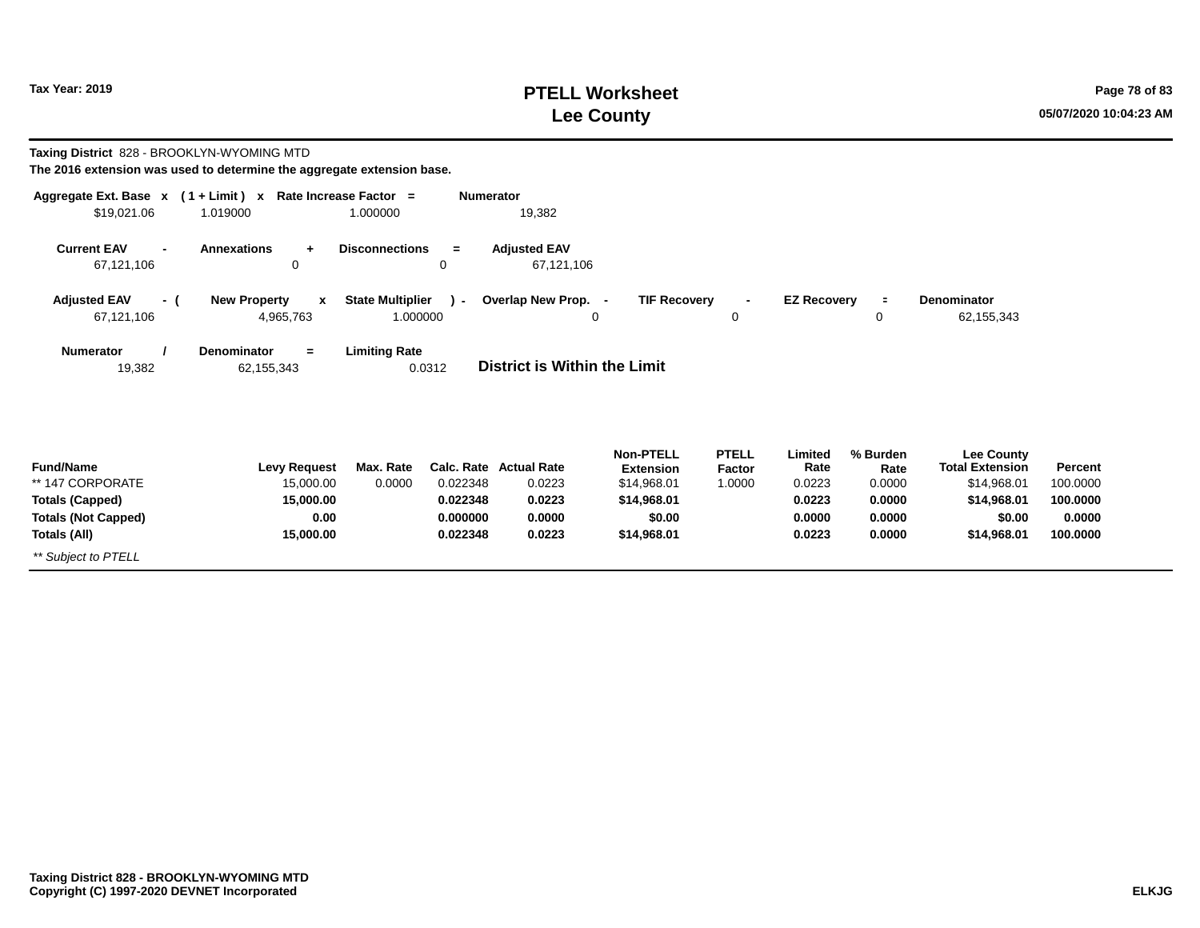**Taxing District** 828 - BROOKLYN-WYOMING MTD

**The 2016 extension was used to determine the aggregate extension base.**

| Aggregate Ext. Base | x | ( 1 + Limit ) | x | Rate Increase Factor | = | Numerator |
|---|---|---|---|---|---|---|
| $19,021.06 | | 1.019000 | | 1.000000 | | 19,382 |

| Current EAV | - | Annexations | + | Disconnections | = | Adjusted EAV |
|---|---|---|---|---|---|---|
| 67,121,106 | | 0 | | 0 | | 67,121,106 |

| Adjusted EAV | - ( | New Property | x | State Multiplier | ) - | Overlap New Prop. | - | TIF Recovery | - | EZ Recovery | = | Denominator |
|---|---|---|---|---|---|---|---|---|---|---|---|---|
| 67,121,106 | | 4,965,763 | | 1.000000 | | 0 | | 0 | | 0 | | 62,155,343 |

| Numerator | / | Denominator | = | Limiting Rate |
|---|---|---|---|---|
| 19,382 | | 62,155,343 | | 0.0312 |

**District is Within the Limit**

| Fund/Name | Levy Request | Max. Rate | Calc. Rate | Actual Rate | Non-PTELL Extension | PTELL Factor | Limited Rate | % Burden Rate | Lee County Total Extension | Percent |
|---|---|---|---|---|---|---|---|---|---|---|
| ** 147 CORPORATE | 15,000.00 | 0.0000 | 0.022348 | 0.0223 | $14,968.01 | 1.0000 | 0.0223 | 0.0000 | $14,968.01 | 100.0000 |
| **Totals (Capped)** | **15,000.00** | | **0.022348** | **0.0223** | **$14,968.01** | | **0.0223** | **0.0000** | **$14,968.01** | **100.0000** |
| **Totals (Not Capped)** | **0.00** | | **0.000000** | **0.0000** | **$0.00** | | **0.0000** | **0.0000** | **$0.00** | **0.0000** |
| **Totals (All)** | **15,000.00** | | **0.022348** | **0.0223** | **$14,968.01** | | **0.0223** | **0.0000** | **$14,968.01** | **100.0000** |

*** Subject to PTELL*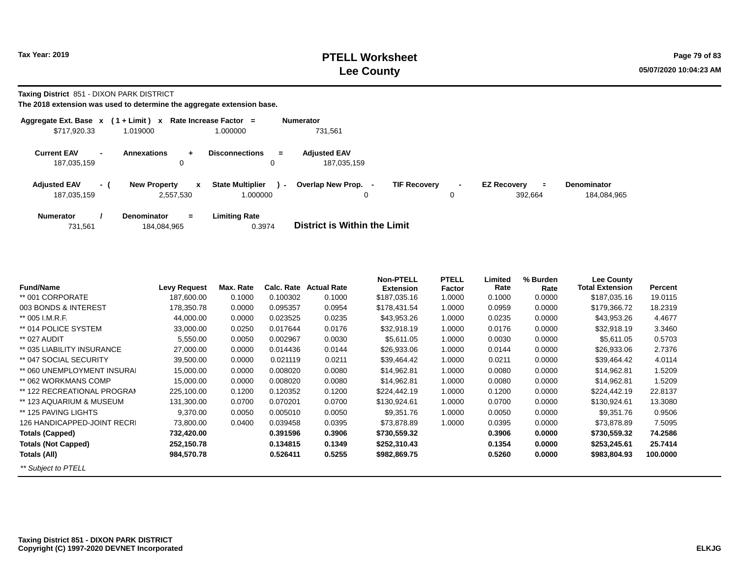# PTELL Worksheet
# Lee County

Tax Year: 2019

**Taxing District** 851 - DIXON PARK DISTRICT

**The 2018 extension was used to determine the aggregate extension base.**

| Aggregate Ext. Base | x | ( 1 + Limit ) | x | Rate Increase Factor | = | Numerator |
|---|---|---|---|---|---|---|
| $717,920.33 | | 1.019000 | | 1.000000 | | 731,561 |

| Current EAV | - | Annexations | + | Disconnections | = | Adjusted EAV |
|---|---|---|---|---|---|---|
| 187,035,159 | | 0 | | 0 | | 187,035,159 |

| Adjusted EAV | - ( | New Property | x | State Multiplier | ) - | Overlap New Prop. | - | TIF Recovery | - | EZ Recovery | = | Denominator |
|---|---|---|---|---|---|---|---|---|---|---|---|---|
| 187,035,159 | | 2,557,530 | | 1.000000 | | 0 | | 0 | | 392,664 | | 184,084,965 |

| Numerator | / | Denominator | = | Limiting Rate |
|---|---|---|---|---|
| 731,561 | | 184,084,965 | | 0.3974 |

**District is Within the Limit**

| Fund/Name | Levy Request | Max. Rate | Calc. Rate | Actual Rate | Non-PTELL Extension | PTELL Factor | Limited Rate | % Burden Rate | Lee County Total Extension | Percent |
|---|---|---|---|---|---|---|---|---|---|---|
| ** 001 CORPORATE | 187,600.00 | 0.1000 | 0.100302 | 0.1000 | $187,035.16 | 1.0000 | 0.1000 | 0.0000 | $187,035.16 | 19.0115 |
| 003 BONDS & INTEREST | 178,350.78 | 0.0000 | 0.095357 | 0.0954 | $178,431.54 | 1.0000 | 0.0959 | 0.0000 | $179,366.72 | 18.2319 |
| ** 005 I.M.R.F. | 44,000.00 | 0.0000 | 0.023525 | 0.0235 | $43,953.26 | 1.0000 | 0.0235 | 0.0000 | $43,953.26 | 4.4677 |
| ** 014 POLICE SYSTEM | 33,000.00 | 0.0250 | 0.017644 | 0.0176 | $32,918.19 | 1.0000 | 0.0176 | 0.0000 | $32,918.19 | 3.3460 |
| ** 027 AUDIT | 5,550.00 | 0.0050 | 0.002967 | 0.0030 | $5,611.05 | 1.0000 | 0.0030 | 0.0000 | $5,611.05 | 0.5703 |
| ** 035 LIABILITY INSURANCE | 27,000.00 | 0.0000 | 0.014436 | 0.0144 | $26,933.06 | 1.0000 | 0.0144 | 0.0000 | $26,933.06 | 2.7376 |
| ** 047 SOCIAL SECURITY | 39,500.00 | 0.0000 | 0.021119 | 0.0211 | $39,464.42 | 1.0000 | 0.0211 | 0.0000 | $39,464.42 | 4.0114 |
| ** 060 UNEMPLOYMENT INSURAI | 15,000.00 | 0.0000 | 0.008020 | 0.0080 | $14,962.81 | 1.0000 | 0.0080 | 0.0000 | $14,962.81 | 1.5209 |
| ** 062 WORKMANS COMP | 15,000.00 | 0.0000 | 0.008020 | 0.0080 | $14,962.81 | 1.0000 | 0.0080 | 0.0000 | $14,962.81 | 1.5209 |
| ** 122 RECREATIONAL PROGRAM | 225,100.00 | 0.1200 | 0.120352 | 0.1200 | $224,442.19 | 1.0000 | 0.1200 | 0.0000 | $224,442.19 | 22.8137 |
| ** 123 AQUARIUM & MUSEUM | 131,300.00 | 0.0700 | 0.070201 | 0.0700 | $130,924.61 | 1.0000 | 0.0700 | 0.0000 | $130,924.61 | 13.3080 |
| ** 125 PAVING LIGHTS | 9,370.00 | 0.0050 | 0.005010 | 0.0050 | $9,351.76 | 1.0000 | 0.0050 | 0.0000 | $9,351.76 | 0.9506 |
| 126 HANDICAPPED-JOINT RECRI | 73,800.00 | 0.0400 | 0.039458 | 0.0395 | $73,878.89 | 1.0000 | 0.0395 | 0.0000 | $73,878.89 | 7.5095 |
| **Totals (Capped)** | **732,420.00** | | **0.391596** | **0.3906** | **$730,559.32** | | **0.3906** | **0.0000** | **$730,559.32** | **74.2586** |
| **Totals (Not Capped)** | **252,150.78** | | **0.134815** | **0.1349** | **$252,310.43** | | **0.1354** | **0.0000** | **$253,245.61** | **25.7414** |
| **Totals (All)** | **984,570.78** | | **0.526411** | **0.5255** | **$982,869.75** | | **0.5260** | **0.0000** | **$983,804.93** | **100.0000** |

*** Subject to PTELL*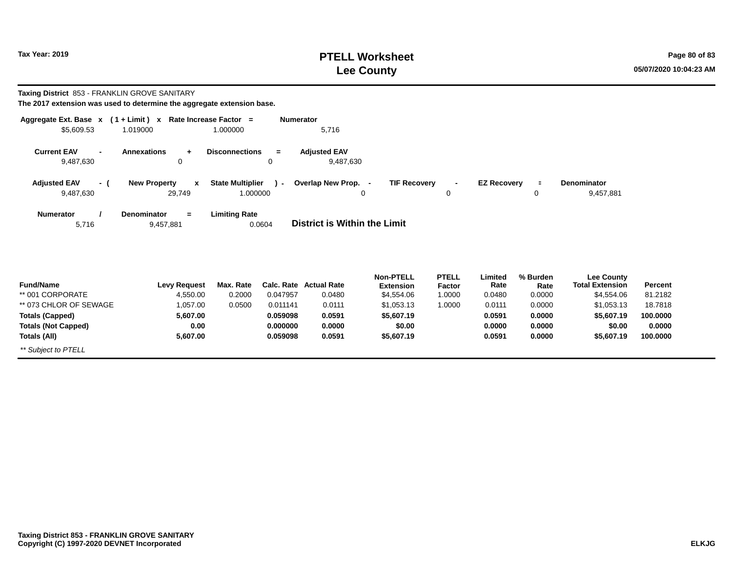**Taxing District** 853 - FRANKLIN GROVE SANITARY

**The 2017 extension was used to determine the aggregate extension base.**

| Aggregate Ext. Base | x | ( 1 + Limit ) | x | Rate Increase Factor | = | Numerator |
|---|---|---|---|---|---|---|
| $5,609.53 | | 1.019000 | | 1.000000 | | 5,716 |

| Current EAV | - | Annexations | + | Disconnections | = | Adjusted EAV |
|---|---|---|---|---|---|---|
| 9,487,630 | | 0 | | 0 | | 9,487,630 |

| Adjusted EAV | - ( | New Property | x | State Multiplier | ) - | Overlap New Prop. | - | TIF Recovery | - | EZ Recovery | = | Denominator |
|---|---|---|---|---|---|---|---|---|---|---|---|---|
| 9,487,630 | | 29,749 | | 1.000000 | | 0 | | 0 | | 0 | | 9,457,881 |

| Numerator | / | Denominator | = | Limiting Rate |
|---|---|---|---|---|
| 5,716 | | 9,457,881 | | 0.0604 |

**District is Within the Limit**

| Fund/Name | Levy Request | Max. Rate | Calc. Rate | Actual Rate | Non-PTELL Extension | PTELL Factor | Limited Rate | % Burden Rate | Lee County Total Extension | Percent |
|---|---|---|---|---|---|---|---|---|---|---|
| ** 001 CORPORATE | 4,550.00 | 0.2000 | 0.047957 | 0.0480 | $4,554.06 | 1.0000 | 0.0480 | 0.0000 | $4,554.06 | 81.2182 |
| ** 073 CHLOR OF SEWAGE | 1,057.00 | 0.0500 | 0.011141 | 0.0111 | $1,053.13 | 1.0000 | 0.0111 | 0.0000 | $1,053.13 | 18.7818 |
| **Totals (Capped)** | **5,607.00** | | **0.059098** | **0.0591** | **$5,607.19** | | **0.0591** | **0.0000** | **$5,607.19** | **100.0000** |
| **Totals (Not Capped)** | **0.00** | | **0.000000** | **0.0000** | **$0.00** | | **0.0000** | **0.0000** | **$0.00** | **0.0000** |
| **Totals (All)** | **5,607.00** | | **0.059098** | **0.0591** | **$5,607.19** | | **0.0591** | **0.0000** | **$5,607.19** | **100.0000** |

*** Subject to PTELL*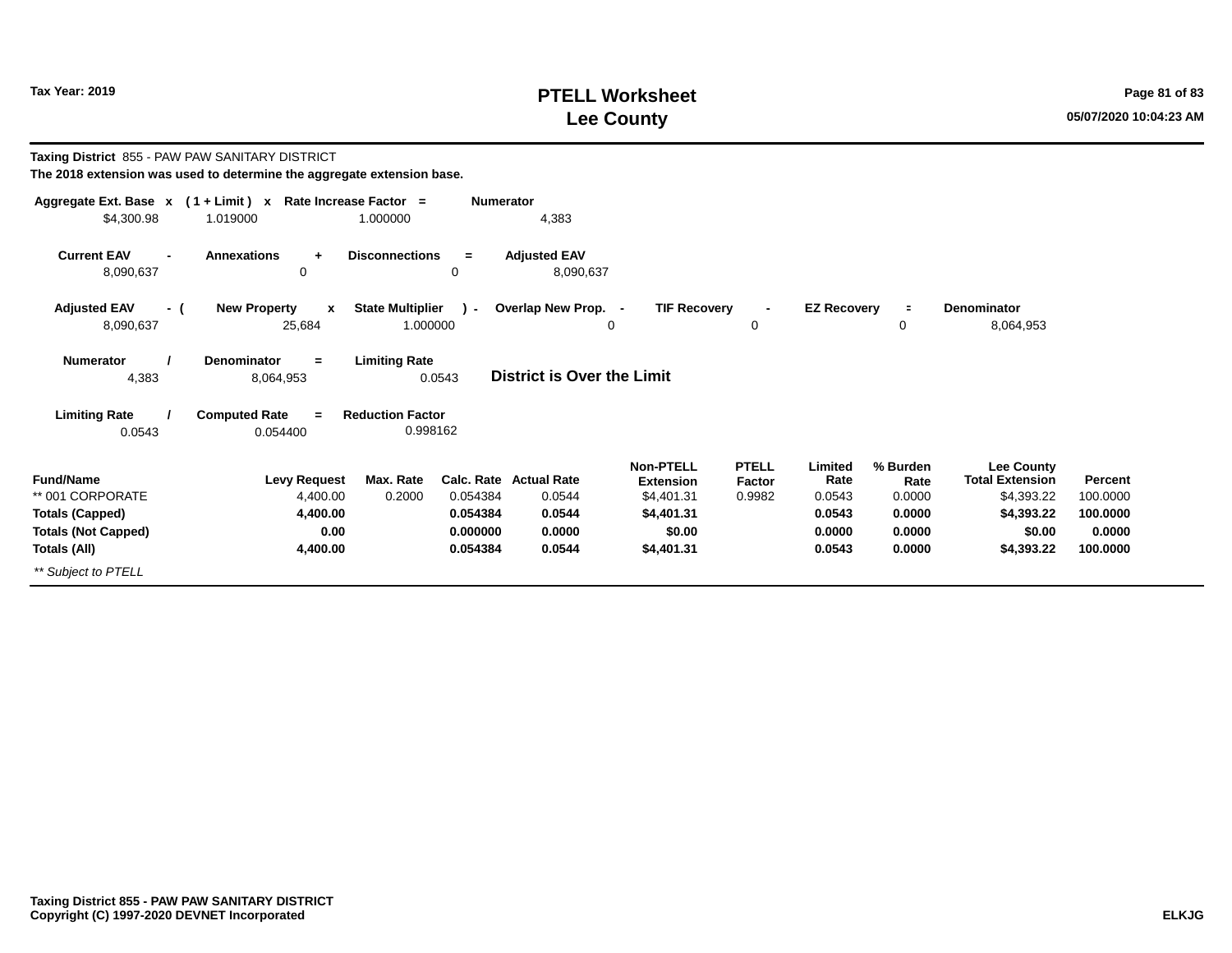**Taxing District** 855 - PAW PAW SANITARY DISTRICT

**The 2018 extension was used to determine the aggregate extension base.**

| Aggregate Ext. Base | x | ( 1 + Limit ) | x | Rate Increase Factor | = | Numerator |
|---|---|---|---|---|---|---|
| $4,300.98 | | 1.019000 | | 1.000000 | | 4,383 |

| Current EAV | - | Annexations | + | Disconnections | = | Adjusted EAV |
|---|---|---|---|---|---|---|
| 8,090,637 | | 0 | | 0 | | 8,090,637 |

| Adjusted EAV | - ( | New Property | x | State Multiplier | ) - | Overlap New Prop. | - | TIF Recovery | - | EZ Recovery | = | Denominator |
|---|---|---|---|---|---|---|---|---|---|---|---|---|
| 8,090,637 | | 25,684 | | 1.000000 | | 0 | | 0 | | 0 | | 8,064,953 |

| Numerator | / | Denominator | = | Limiting Rate |
|---|---|---|---|---|
| 4,383 | | 8,064,953 | | 0.0543 |

**District is Over the Limit**

| Limiting Rate | / | Computed Rate | = | Reduction Factor |
|---|---|---|---|---|
| 0.0543 | | 0.054400 | | 0.998162 |

| Fund/Name | Levy Request | Max. Rate | Calc. Rate | Actual Rate | Non-PTELL Extension | PTELL Factor | Limited Rate | % Burden Rate | Lee County Total Extension | Percent |
|---|---|---|---|---|---|---|---|---|---|---|
| ** 001 CORPORATE | 4,400.00 | 0.2000 | 0.054384 | 0.0544 | $4,401.31 | 0.9982 | 0.0543 | 0.0000 | $4,393.22 | 100.0000 |
| **Totals (Capped)** | **4,400.00** | | **0.054384** | **0.0544** | **$4,401.31** | | **0.0543** | **0.0000** | **$4,393.22** | **100.0000** |
| **Totals (Not Capped)** | **0.00** | | **0.000000** | **0.0000** | **$0.00** | | **0.0000** | **0.0000** | **$0.00** | **0.0000** |
| **Totals (All)** | **4,400.00** | | **0.054384** | **0.0544** | **$4,401.31** | | **0.0543** | **0.0000** | **$4,393.22** | **100.0000** |

*** Subject to PTELL*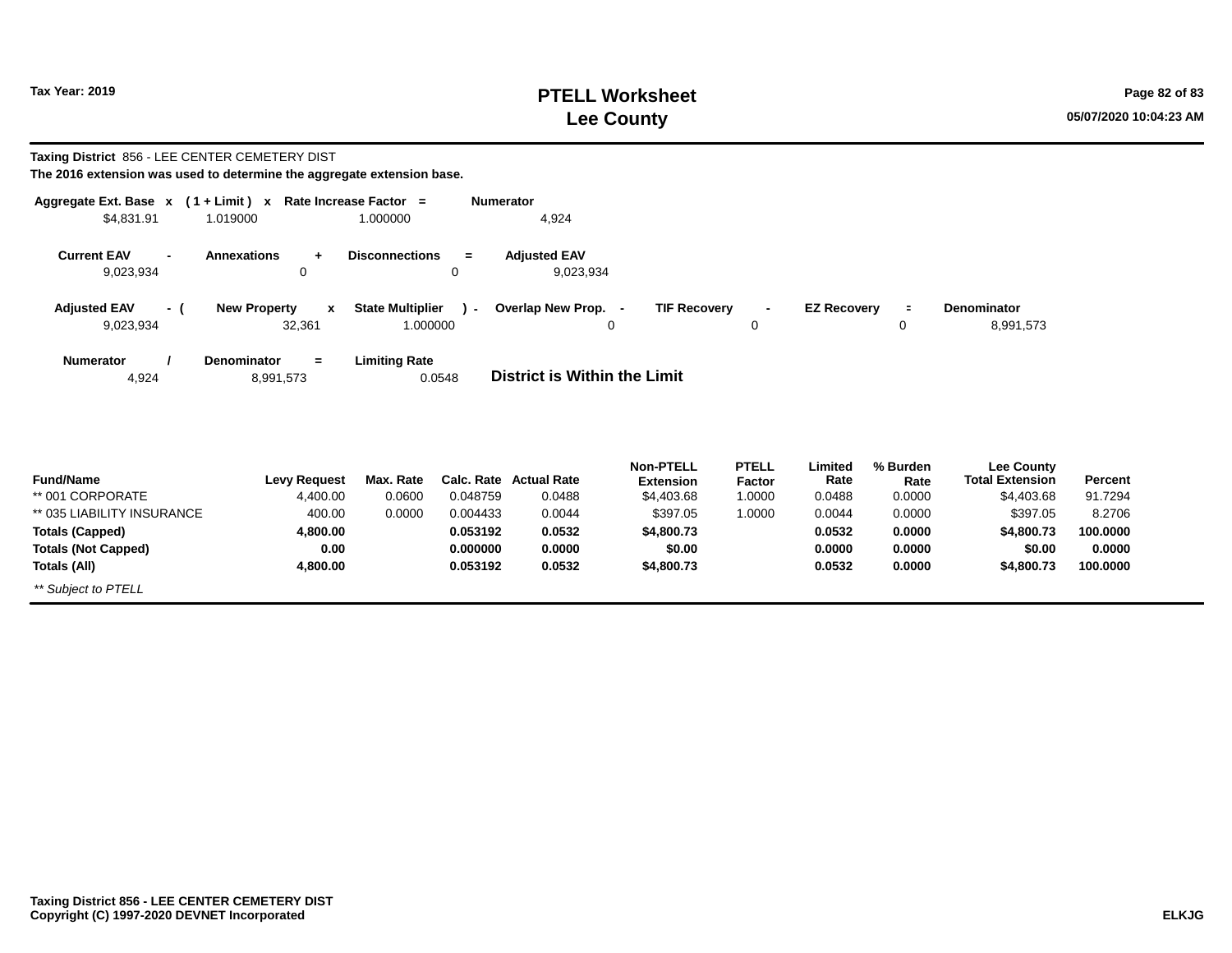**Taxing District** 856 - LEE CENTER CEMETERY DIST

**The 2016 extension was used to determine the aggregate extension base.**

| Aggregate Ext. Base | x | ( 1 + Limit ) | x | Rate Increase Factor | = | Numerator |
|---|---|---|---|---|---|---|
| $4,831.91 | | 1.019000 | | 1.000000 | | 4,924 |

| Current EAV | - | Annexations | + | Disconnections | = | Adjusted EAV |
|---|---|---|---|---|---|---|
| 9,023,934 | | 0 | | 0 | | 9,023,934 |

| Adjusted EAV | - ( | New Property | x | State Multiplier | ) - | Overlap New Prop. | - | TIF Recovery | - | EZ Recovery | = | Denominator |
|---|---|---|---|---|---|---|---|---|---|---|---|---|
| 9,023,934 | | 32,361 | | 1.000000 | | 0 | | 0 | | 0 | | 8,991,573 |

| Numerator | / | Denominator | = | Limiting Rate |
|---|---|---|---|---|
| 4,924 | | 8,991,573 | | 0.0548 |

**District is Within the Limit**

| Fund/Name | Levy Request | Max. Rate | Calc. Rate | Actual Rate | Non-PTELL Extension | PTELL Factor | Limited Rate | % Burden Rate | Lee County Total Extension | Percent |
|---|---|---|---|---|---|---|---|---|---|---|
| ** 001 CORPORATE | 4,400.00 | 0.0600 | 0.048759 | 0.0488 | $4,403.68 | 1.0000 | 0.0488 | 0.0000 | $4,403.68 | 91.7294 |
| ** 035 LIABILITY INSURANCE | 400.00 | 0.0000 | 0.004433 | 0.0044 | $397.05 | 1.0000 | 0.0044 | 0.0000 | $397.05 | 8.2706 |
| **Totals (Capped)** | **4,800.00** | | **0.053192** | **0.0532** | **$4,800.73** | | **0.0532** | **0.0000** | **$4,800.73** | **100.0000** |
| **Totals (Not Capped)** | **0.00** | | **0.000000** | **0.0000** | **$0.00** | | **0.0000** | **0.0000** | **$0.00** | **0.0000** |
| **Totals (All)** | **4,800.00** | | **0.053192** | **0.0532** | **$4,800.73** | | **0.0532** | **0.0000** | **$4,800.73** | **100.0000** |

*** Subject to PTELL*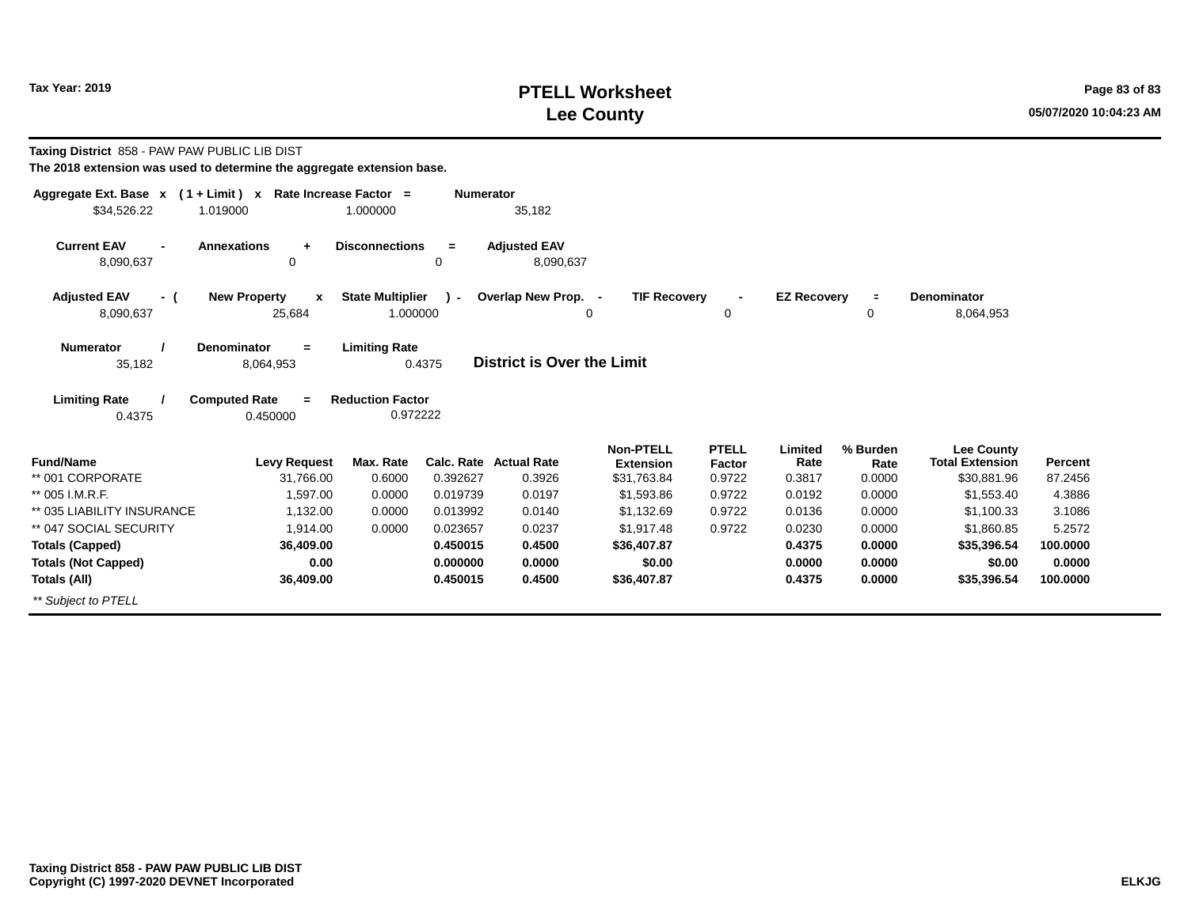**Taxing District** 858 - PAW PAW PUBLIC LIB DIST

**The 2018 extension was used to determine the aggregate extension base.**

| Aggregate Ext. Base | x | ( 1 + Limit ) | x | Rate Increase Factor | = | Numerator |
|---|---|---|---|---|---|---|
| $34,526.22 | | 1.019000 | | 1.000000 | | 35,182 |

| Current EAV | - | Annexations | + | Disconnections | = | Adjusted EAV |
|---|---|---|---|---|---|---|
| 8,090,637 | | 0 | | 0 | | 8,090,637 |

| Adjusted EAV | - ( | New Property | x | State Multiplier | ) - | Overlap New Prop. | - | TIF Recovery | - | EZ Recovery | = | Denominator |
|---|---|---|---|---|---|---|---|---|---|---|---|---|
| 8,090,637 | | 25,684 | | 1.000000 | | 0 | | 0 | | 0 | | 8,064,953 |

| Numerator | / | Denominator | = | Limiting Rate |
|---|---|---|---|---|
| 35,182 | | 8,064,953 | | 0.4375 |

**District is Over the Limit**

| Limiting Rate | / | Computed Rate | = | Reduction Factor |
|---|---|---|---|---|
| 0.4375 | | 0.450000 | | 0.972222 |

| Fund/Name | Levy Request | Max. Rate | Calc. Rate | Actual Rate | Non-PTELL Extension | PTELL Factor | Limited Rate | % Burden Rate | Lee County Total Extension | Percent |
|---|---|---|---|---|---|---|---|---|---|---|
| ** 001 CORPORATE | 31,766.00 | 0.6000 | 0.392627 | 0.3926 | $31,763.84 | 0.9722 | 0.3817 | 0.0000 | $30,881.96 | 87.2456 |
| ** 005 I.M.R.F. | 1,597.00 | 0.0000 | 0.019739 | 0.0197 | $1,593.86 | 0.9722 | 0.0192 | 0.0000 | $1,553.40 | 4.3886 |
| ** 035 LIABILITY INSURANCE | 1,132.00 | 0.0000 | 0.013992 | 0.0140 | $1,132.69 | 0.9722 | 0.0136 | 0.0000 | $1,100.33 | 3.1086 |
| ** 047 SOCIAL SECURITY | 1,914.00 | 0.0000 | 0.023657 | 0.0237 | $1,917.48 | 0.9722 | 0.0230 | 0.0000 | $1,860.85 | 5.2572 |
| **Totals (Capped)** | **36,409.00** | | **0.450015** | **0.4500** | **$36,407.87** | | **0.4375** | **0.0000** | **$35,396.54** | **100.0000** |
| **Totals (Not Capped)** | **0.00** | | **0.000000** | **0.0000** | **$0.00** | | **0.0000** | **0.0000** | **$0.00** | **0.0000** |
| **Totals (All)** | **36,409.00** | | **0.450015** | **0.4500** | **$36,407.87** | | **0.4375** | **0.0000** | **$35,396.54** | **100.0000** |

*** Subject to PTELL*